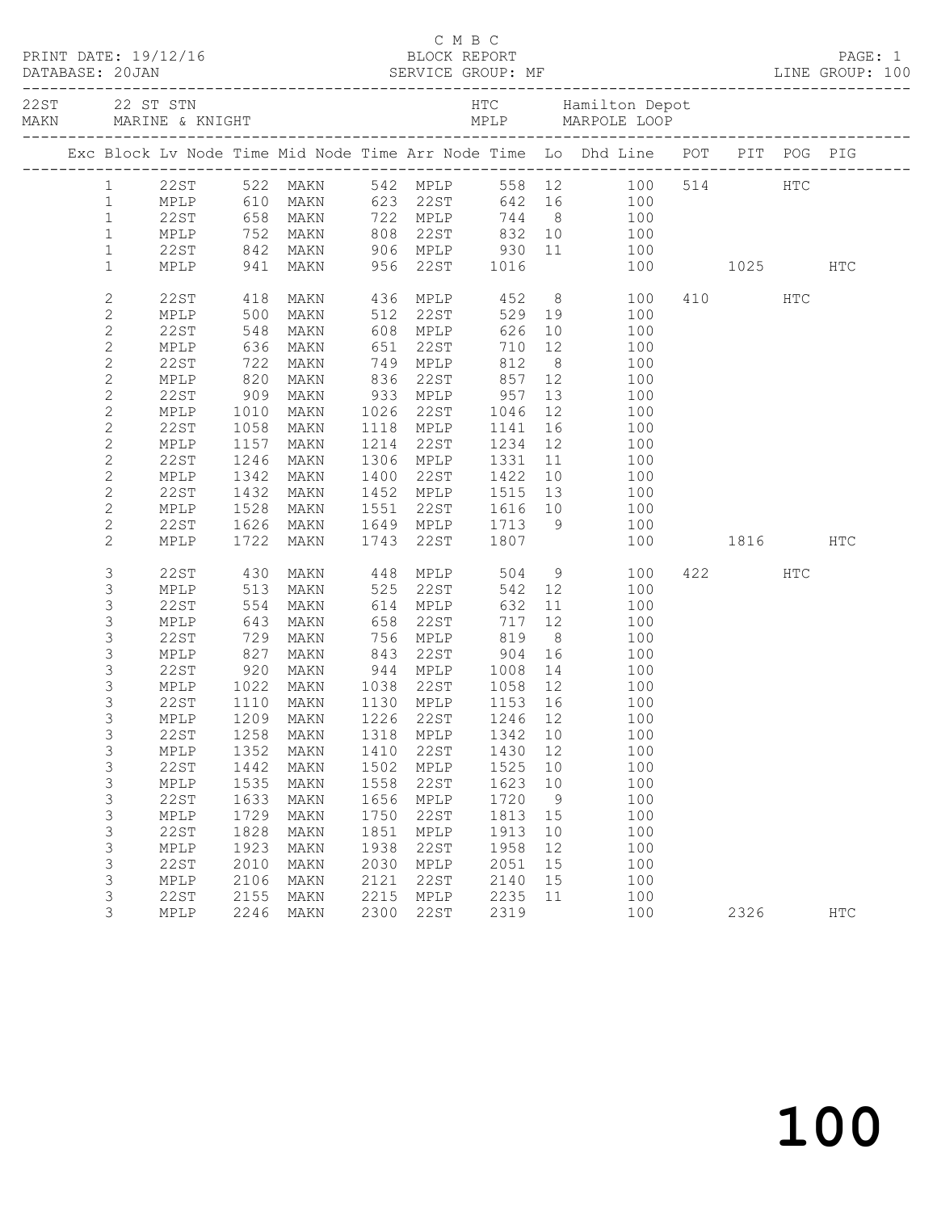C M B C

PRINT DATE: 19/12/16 BLOCK REPORT
DATABASE: 20JAN SERVICE GROUP: MF LINE GROUP: 100

| 22ST | 22 ST STN | HTC | Hamilton Depot |
|---|---|---|---|
| MAKN | MARINE & KNIGHT | MPLP | MARPOLE LOOP |

| Exc | Block | Lv Node | Time | Mid Node | Time | Arr Node | Time | Lo | Dhd Line | POT | PIT | POG | PIG |
|---|---|---|---|---|---|---|---|---|---|---|---|---|---|
| | 1 | 22ST | 522 | MAKN | 542 | MPLP | 558 | 12 | 100 | 514 | | HTC | |
| | 1 | MPLP | 610 | MAKN | 623 | 22ST | 642 | 16 | 100 | | | | |
| | 1 | 22ST | 658 | MAKN | 722 | MPLP | 744 | 8 | 100 | | | | |
| | 1 | MPLP | 752 | MAKN | 808 | 22ST | 832 | 10 | 100 | | | | |
| | 1 | 22ST | 842 | MAKN | 906 | MPLP | 930 | 11 | 100 | | | | |
| | 1 | MPLP | 941 | MAKN | 956 | 22ST | 1016 | | 100 | | 1025 | | HTC |
| | 2 | 22ST | 418 | MAKN | 436 | MPLP | 452 | 8 | 100 | 410 | | HTC | |
| | 2 | MPLP | 500 | MAKN | 512 | 22ST | 529 | 19 | 100 | | | | |
| | 2 | 22ST | 548 | MAKN | 608 | MPLP | 626 | 10 | 100 | | | | |
| | 2 | MPLP | 636 | MAKN | 651 | 22ST | 710 | 12 | 100 | | | | |
| | 2 | 22ST | 722 | MAKN | 749 | MPLP | 812 | 8 | 100 | | | | |
| | 2 | MPLP | 820 | MAKN | 836 | 22ST | 857 | 12 | 100 | | | | |
| | 2 | 22ST | 909 | MAKN | 933 | MPLP | 957 | 13 | 100 | | | | |
| | 2 | MPLP | 1010 | MAKN | 1026 | 22ST | 1046 | 12 | 100 | | | | |
| | 2 | 22ST | 1058 | MAKN | 1118 | MPLP | 1141 | 16 | 100 | | | | |
| | 2 | MPLP | 1157 | MAKN | 1214 | 22ST | 1234 | 12 | 100 | | | | |
| | 2 | 22ST | 1246 | MAKN | 1306 | MPLP | 1331 | 11 | 100 | | | | |
| | 2 | MPLP | 1342 | MAKN | 1400 | 22ST | 1422 | 10 | 100 | | | | |
| | 2 | 22ST | 1432 | MAKN | 1452 | MPLP | 1515 | 13 | 100 | | | | |
| | 2 | MPLP | 1528 | MAKN | 1551 | 22ST | 1616 | 10 | 100 | | | | |
| | 2 | 22ST | 1626 | MAKN | 1649 | MPLP | 1713 | 9 | 100 | | | | |
| | 2 | MPLP | 1722 | MAKN | 1743 | 22ST | 1807 | | 100 | | 1816 | | HTC |
| | 3 | 22ST | 430 | MAKN | 448 | MPLP | 504 | 9 | 100 | 422 | | HTC | |
| | 3 | MPLP | 513 | MAKN | 525 | 22ST | 542 | 12 | 100 | | | | |
| | 3 | 22ST | 554 | MAKN | 614 | MPLP | 632 | 11 | 100 | | | | |
| | 3 | MPLP | 643 | MAKN | 658 | 22ST | 717 | 12 | 100 | | | | |
| | 3 | 22ST | 729 | MAKN | 756 | MPLP | 819 | 8 | 100 | | | | |
| | 3 | MPLP | 827 | MAKN | 843 | 22ST | 904 | 16 | 100 | | | | |
| | 3 | 22ST | 920 | MAKN | 944 | MPLP | 1008 | 14 | 100 | | | | |
| | 3 | MPLP | 1022 | MAKN | 1038 | 22ST | 1058 | 12 | 100 | | | | |
| | 3 | 22ST | 1110 | MAKN | 1130 | MPLP | 1153 | 16 | 100 | | | | |
| | 3 | MPLP | 1209 | MAKN | 1226 | 22ST | 1246 | 12 | 100 | | | | |
| | 3 | 22ST | 1258 | MAKN | 1318 | MPLP | 1342 | 10 | 100 | | | | |
| | 3 | MPLP | 1352 | MAKN | 1410 | 22ST | 1430 | 12 | 100 | | | | |
| | 3 | 22ST | 1442 | MAKN | 1502 | MPLP | 1525 | 10 | 100 | | | | |
| | 3 | MPLP | 1535 | MAKN | 1558 | 22ST | 1623 | 10 | 100 | | | | |
| | 3 | 22ST | 1633 | MAKN | 1656 | MPLP | 1720 | 9 | 100 | | | | |
| | 3 | MPLP | 1729 | MAKN | 1750 | 22ST | 1813 | 15 | 100 | | | | |
| | 3 | 22ST | 1828 | MAKN | 1851 | MPLP | 1913 | 10 | 100 | | | | |
| | 3 | MPLP | 1923 | MAKN | 1938 | 22ST | 1958 | 12 | 100 | | | | |
| | 3 | 22ST | 2010 | MAKN | 2030 | MPLP | 2051 | 15 | 100 | | | | |
| | 3 | MPLP | 2106 | MAKN | 2121 | 22ST | 2140 | 15 | 100 | | | | |
| | 3 | 22ST | 2155 | MAKN | 2215 | MPLP | 2235 | 11 | 100 | | | | |
| | 3 | MPLP | 2246 | MAKN | 2300 | 22ST | 2319 | | 100 | | 2326 | | HTC |

# 100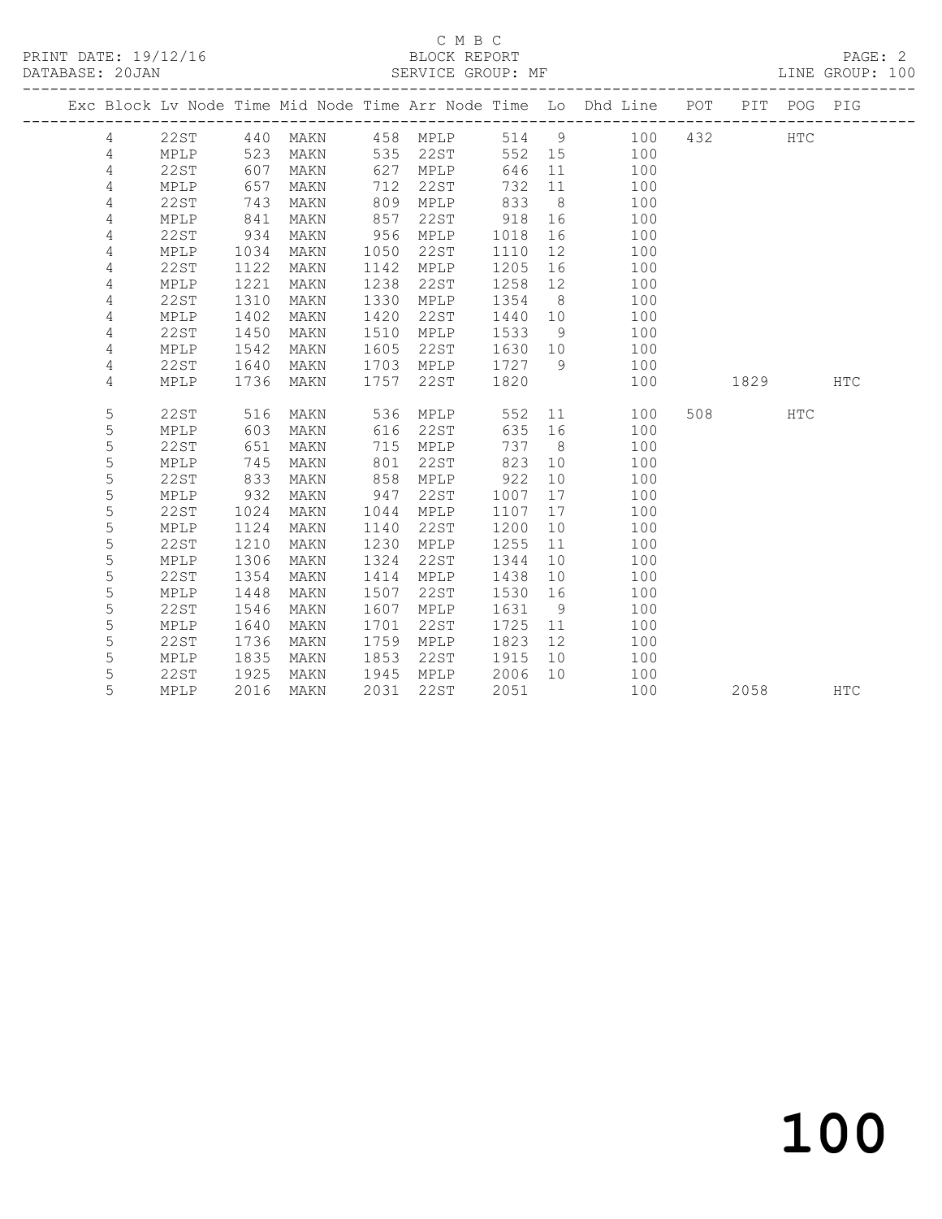C M B C
PRINT DATE: 19/12/16 BLOCK REPORT
DATABASE: 20JAN SERVICE GROUP: MF LINE GROUP: 100

| Exc | Block | Lv | Node | Time | Mid Node | Time | Arr Node | Time | Lo | Dhd Line | POT | PIT | POG | PIG |
|---|---|---|---|---|---|---|---|---|---|---|---|---|---|---|
| | 4 | | 22ST | 440 | MAKN | 458 | MPLP | 514 | 9 | 100 | 432 | | HTC | |
| | 4 | | MPLP | 523 | MAKN | 535 | 22ST | 552 | 15 | 100 | | | | |
| | 4 | | 22ST | 607 | MAKN | 627 | MPLP | 646 | 11 | 100 | | | | |
| | 4 | | MPLP | 657 | MAKN | 712 | 22ST | 732 | 11 | 100 | | | | |
| | 4 | | 22ST | 743 | MAKN | 809 | MPLP | 833 | 8 | 100 | | | | |
| | 4 | | MPLP | 841 | MAKN | 857 | 22ST | 918 | 16 | 100 | | | | |
| | 4 | | 22ST | 934 | MAKN | 956 | MPLP | 1018 | 16 | 100 | | | | |
| | 4 | | MPLP | 1034 | MAKN | 1050 | 22ST | 1110 | 12 | 100 | | | | |
| | 4 | | 22ST | 1122 | MAKN | 1142 | MPLP | 1205 | 16 | 100 | | | | |
| | 4 | | MPLP | 1221 | MAKN | 1238 | 22ST | 1258 | 12 | 100 | | | | |
| | 4 | | 22ST | 1310 | MAKN | 1330 | MPLP | 1354 | 8 | 100 | | | | |
| | 4 | | MPLP | 1402 | MAKN | 1420 | 22ST | 1440 | 10 | 100 | | | | |
| | 4 | | 22ST | 1450 | MAKN | 1510 | MPLP | 1533 | 9 | 100 | | | | |
| | 4 | | MPLP | 1542 | MAKN | 1605 | 22ST | 1630 | 10 | 100 | | | | |
| | 4 | | 22ST | 1640 | MAKN | 1703 | MPLP | 1727 | 9 | 100 | | | | |
| | 4 | | MPLP | 1736 | MAKN | 1757 | 22ST | 1820 | | 100 | | 1829 | | HTC |
| | 5 | | 22ST | 516 | MAKN | 536 | MPLP | 552 | 11 | 100 | 508 | | HTC | |
| | 5 | | MPLP | 603 | MAKN | 616 | 22ST | 635 | 16 | 100 | | | | |
| | 5 | | 22ST | 651 | MAKN | 715 | MPLP | 737 | 8 | 100 | | | | |
| | 5 | | MPLP | 745 | MAKN | 801 | 22ST | 823 | 10 | 100 | | | | |
| | 5 | | 22ST | 833 | MAKN | 858 | MPLP | 922 | 10 | 100 | | | | |
| | 5 | | MPLP | 932 | MAKN | 947 | 22ST | 1007 | 17 | 100 | | | | |
| | 5 | | 22ST | 1024 | MAKN | 1044 | MPLP | 1107 | 17 | 100 | | | | |
| | 5 | | MPLP | 1124 | MAKN | 1140 | 22ST | 1200 | 10 | 100 | | | | |
| | 5 | | 22ST | 1210 | MAKN | 1230 | MPLP | 1255 | 11 | 100 | | | | |
| | 5 | | MPLP | 1306 | MAKN | 1324 | 22ST | 1344 | 10 | 100 | | | | |
| | 5 | | 22ST | 1354 | MAKN | 1414 | MPLP | 1438 | 10 | 100 | | | | |
| | 5 | | MPLP | 1448 | MAKN | 1507 | 22ST | 1530 | 16 | 100 | | | | |
| | 5 | | 22ST | 1546 | MAKN | 1607 | MPLP | 1631 | 9 | 100 | | | | |
| | 5 | | MPLP | 1640 | MAKN | 1701 | 22ST | 1725 | 11 | 100 | | | | |
| | 5 | | 22ST | 1736 | MAKN | 1759 | MPLP | 1823 | 12 | 100 | | | | |
| | 5 | | MPLP | 1835 | MAKN | 1853 | 22ST | 1915 | 10 | 100 | | | | |
| | 5 | | 22ST | 1925 | MAKN | 1945 | MPLP | 2006 | 10 | 100 | | | | |
| | 5 | | MPLP | 2016 | MAKN | 2031 | 22ST | 2051 | | 100 | | 2058 | | HTC |

100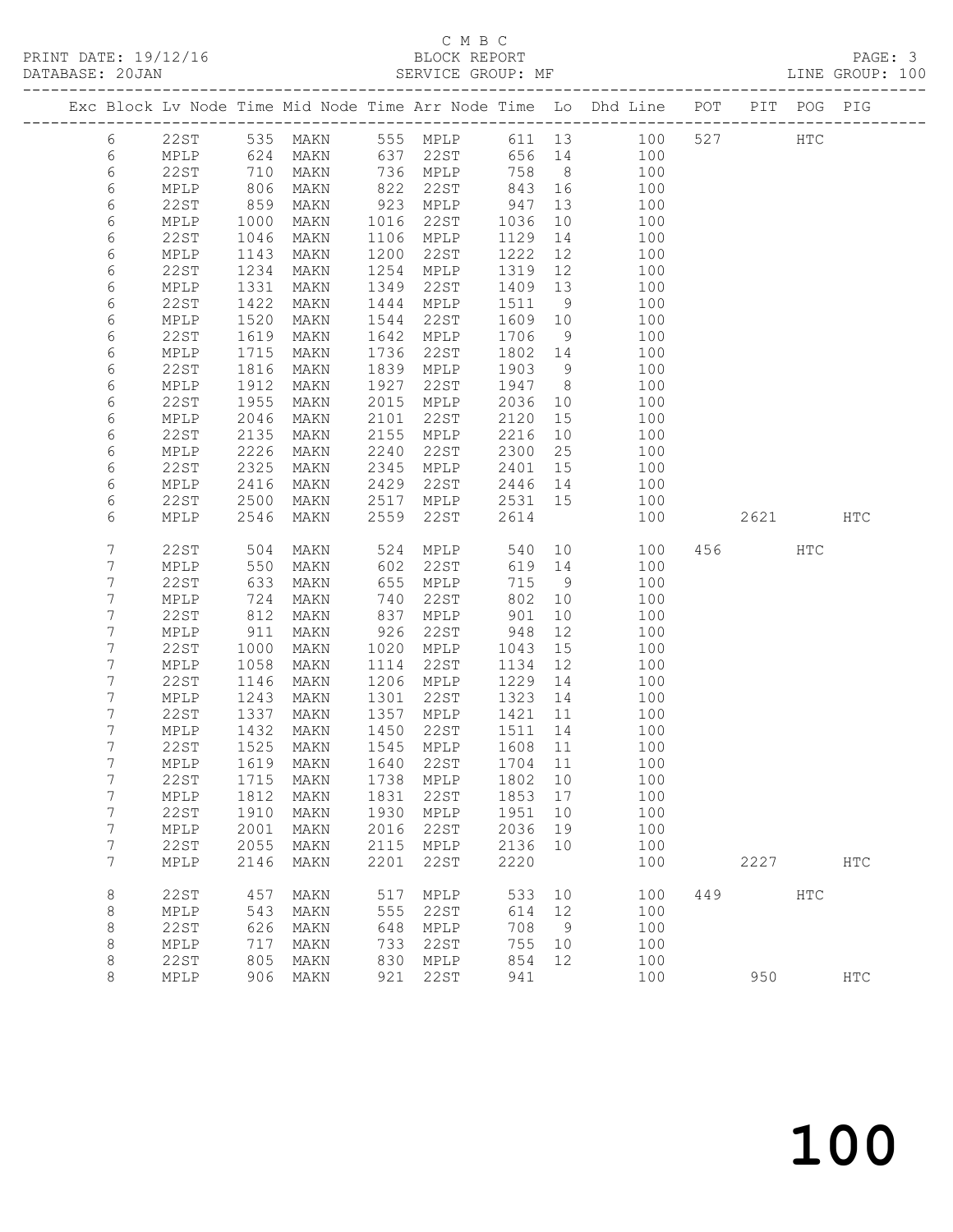C M B C
BLOCK REPORT
SERVICE GROUP: MF

PRINT DATE: 19/12/16
DATABASE: 20JAN
LINE GROUP: 100

| Exc | Block | Lv | Node | Time | Mid Node | Time | Arr Node | Time | Lo | Dhd Line | POT | PIT | POG | PIG |
|---|---|---|---|---|---|---|---|---|---|---|---|---|---|---|
| | 6 | | 22ST | 535 | MAKN | 555 | MPLP | 611 | 13 | 100 | 527 | | HTC | |
| | 6 | | MPLP | 624 | MAKN | 637 | 22ST | 656 | 14 | 100 | | | | |
| | 6 | | 22ST | 710 | MAKN | 736 | MPLP | 758 | 8 | 100 | | | | |
| | 6 | | MPLP | 806 | MAKN | 822 | 22ST | 843 | 16 | 100 | | | | |
| | 6 | | 22ST | 859 | MAKN | 923 | MPLP | 947 | 13 | 100 | | | | |
| | 6 | | MPLP | 1000 | MAKN | 1016 | 22ST | 1036 | 10 | 100 | | | | |
| | 6 | | 22ST | 1046 | MAKN | 1106 | MPLP | 1129 | 14 | 100 | | | | |
| | 6 | | MPLP | 1143 | MAKN | 1200 | 22ST | 1222 | 12 | 100 | | | | |
| | 6 | | 22ST | 1234 | MAKN | 1254 | MPLP | 1319 | 12 | 100 | | | | |
| | 6 | | MPLP | 1331 | MAKN | 1349 | 22ST | 1409 | 13 | 100 | | | | |
| | 6 | | 22ST | 1422 | MAKN | 1444 | MPLP | 1511 | 9 | 100 | | | | |
| | 6 | | MPLP | 1520 | MAKN | 1544 | 22ST | 1609 | 10 | 100 | | | | |
| | 6 | | 22ST | 1619 | MAKN | 1642 | MPLP | 1706 | 9 | 100 | | | | |
| | 6 | | MPLP | 1715 | MAKN | 1736 | 22ST | 1802 | 14 | 100 | | | | |
| | 6 | | 22ST | 1816 | MAKN | 1839 | MPLP | 1903 | 9 | 100 | | | | |
| | 6 | | MPLP | 1912 | MAKN | 1927 | 22ST | 1947 | 8 | 100 | | | | |
| | 6 | | 22ST | 1955 | MAKN | 2015 | MPLP | 2036 | 10 | 100 | | | | |
| | 6 | | MPLP | 2046 | MAKN | 2101 | 22ST | 2120 | 15 | 100 | | | | |
| | 6 | | 22ST | 2135 | MAKN | 2155 | MPLP | 2216 | 10 | 100 | | | | |
| | 6 | | MPLP | 2226 | MAKN | 2240 | 22ST | 2300 | 25 | 100 | | | | |
| | 6 | | 22ST | 2325 | MAKN | 2345 | MPLP | 2401 | 15 | 100 | | | | |
| | 6 | | MPLP | 2416 | MAKN | 2429 | 22ST | 2446 | 14 | 100 | | | | |
| | 6 | | 22ST | 2500 | MAKN | 2517 | MPLP | 2531 | 15 | 100 | | | | |
| | 6 | | MPLP | 2546 | MAKN | 2559 | 22ST | 2614 | | 100 | | 2621 | | HTC |
| | 7 | | 22ST | 504 | MAKN | 524 | MPLP | 540 | 10 | 100 | 456 | | HTC | |
| | 7 | | MPLP | 550 | MAKN | 602 | 22ST | 619 | 14 | 100 | | | | |
| | 7 | | 22ST | 633 | MAKN | 655 | MPLP | 715 | 9 | 100 | | | | |
| | 7 | | MPLP | 724 | MAKN | 740 | 22ST | 802 | 10 | 100 | | | | |
| | 7 | | 22ST | 812 | MAKN | 837 | MPLP | 901 | 10 | 100 | | | | |
| | 7 | | MPLP | 911 | MAKN | 926 | 22ST | 948 | 12 | 100 | | | | |
| | 7 | | 22ST | 1000 | MAKN | 1020 | MPLP | 1043 | 15 | 100 | | | | |
| | 7 | | MPLP | 1058 | MAKN | 1114 | 22ST | 1134 | 12 | 100 | | | | |
| | 7 | | 22ST | 1146 | MAKN | 1206 | MPLP | 1229 | 14 | 100 | | | | |
| | 7 | | MPLP | 1243 | MAKN | 1301 | 22ST | 1323 | 14 | 100 | | | | |
| | 7 | | 22ST | 1337 | MAKN | 1357 | MPLP | 1421 | 11 | 100 | | | | |
| | 7 | | MPLP | 1432 | MAKN | 1450 | 22ST | 1511 | 14 | 100 | | | | |
| | 7 | | 22ST | 1525 | MAKN | 1545 | MPLP | 1608 | 11 | 100 | | | | |
| | 7 | | MPLP | 1619 | MAKN | 1640 | 22ST | 1704 | 11 | 100 | | | | |
| | 7 | | 22ST | 1715 | MAKN | 1738 | MPLP | 1802 | 10 | 100 | | | | |
| | 7 | | MPLP | 1812 | MAKN | 1831 | 22ST | 1853 | 17 | 100 | | | | |
| | 7 | | 22ST | 1910 | MAKN | 1930 | MPLP | 1951 | 10 | 100 | | | | |
| | 7 | | MPLP | 2001 | MAKN | 2016 | 22ST | 2036 | 19 | 100 | | | | |
| | 7 | | 22ST | 2055 | MAKN | 2115 | MPLP | 2136 | 10 | 100 | | | | |
| | 7 | | MPLP | 2146 | MAKN | 2201 | 22ST | 2220 | | 100 | | 2227 | | HTC |
| | 8 | | 22ST | 457 | MAKN | 517 | MPLP | 533 | 10 | 100 | 449 | | HTC | |
| | 8 | | MPLP | 543 | MAKN | 555 | 22ST | 614 | 12 | 100 | | | | |
| | 8 | | 22ST | 626 | MAKN | 648 | MPLP | 708 | 9 | 100 | | | | |
| | 8 | | MPLP | 717 | MAKN | 733 | 22ST | 755 | 10 | 100 | | | | |
| | 8 | | 22ST | 805 | MAKN | 830 | MPLP | 854 | 12 | 100 | | | | |
| | 8 | | MPLP | 906 | MAKN | 921 | 22ST | 941 | | 100 | | 950 | | HTC |

100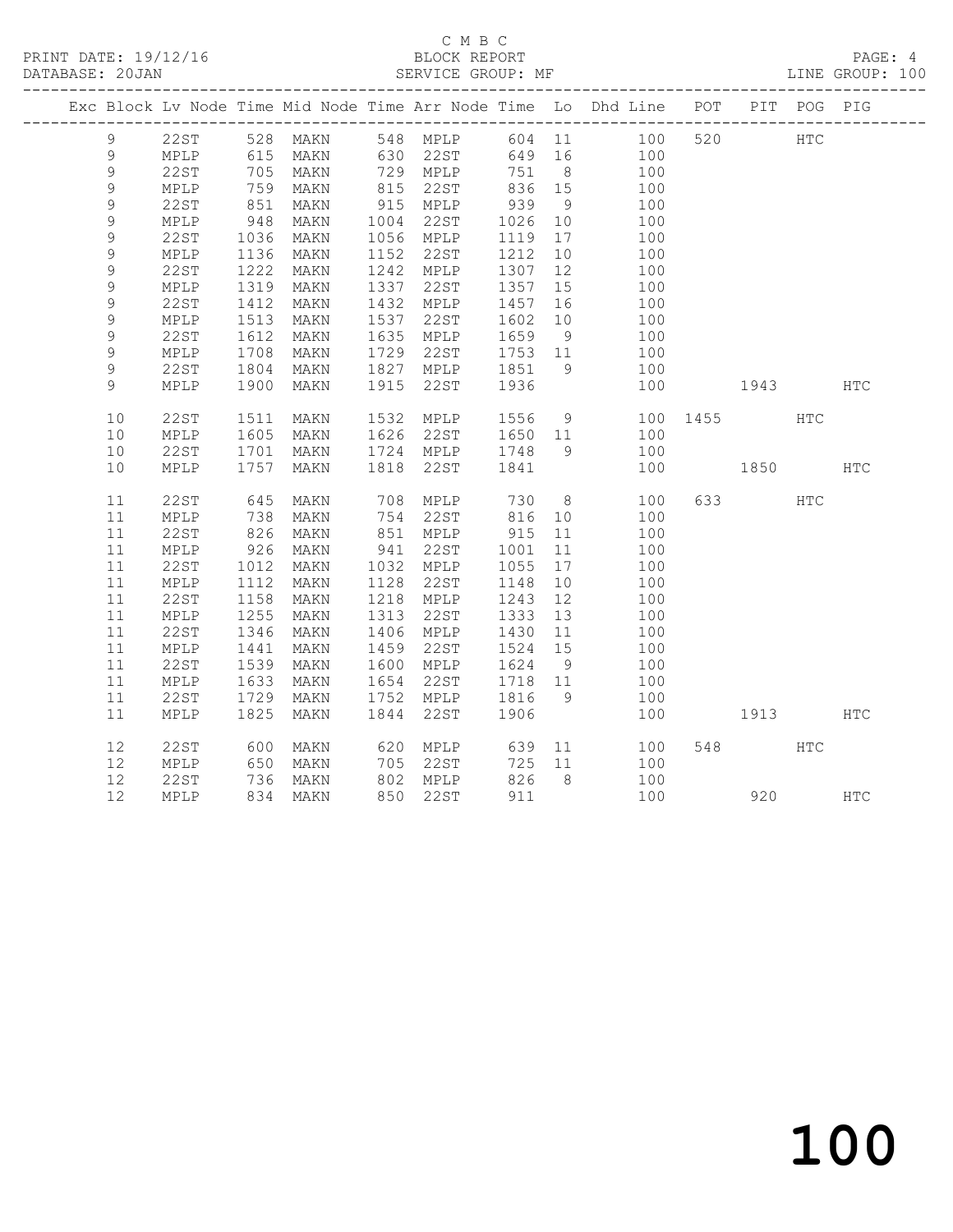C M B C

PRINT DATE: 19/12/16 BLOCK REPORT

DATABASE: 20JAN SERVICE GROUP: MF LINE GROUP: 100

| Exc | Block | Lv | Node | Time | Mid Node | Time | Arr Node | Time | Lo | Dhd Line | POT | PIT | POG | PIG |
|---|---|---|---|---|---|---|---|---|---|---|---|---|---|---|
| | 9 | | 22ST | 528 | MAKN | 548 | MPLP | 604 | 11 | 100 | 520 | | HTC | |
| | 9 | | MPLP | 615 | MAKN | 630 | 22ST | 649 | 16 | 100 | | | | |
| | 9 | | 22ST | 705 | MAKN | 729 | MPLP | 751 | 8 | 100 | | | | |
| | 9 | | MPLP | 759 | MAKN | 815 | 22ST | 836 | 15 | 100 | | | | |
| | 9 | | 22ST | 851 | MAKN | 915 | MPLP | 939 | 9 | 100 | | | | |
| | 9 | | MPLP | 948 | MAKN | 1004 | 22ST | 1026 | 10 | 100 | | | | |
| | 9 | | 22ST | 1036 | MAKN | 1056 | MPLP | 1119 | 17 | 100 | | | | |
| | 9 | | MPLP | 1136 | MAKN | 1152 | 22ST | 1212 | 10 | 100 | | | | |
| | 9 | | 22ST | 1222 | MAKN | 1242 | MPLP | 1307 | 12 | 100 | | | | |
| | 9 | | MPLP | 1319 | MAKN | 1337 | 22ST | 1357 | 15 | 100 | | | | |
| | 9 | | 22ST | 1412 | MAKN | 1432 | MPLP | 1457 | 16 | 100 | | | | |
| | 9 | | MPLP | 1513 | MAKN | 1537 | 22ST | 1602 | 10 | 100 | | | | |
| | 9 | | 22ST | 1612 | MAKN | 1635 | MPLP | 1659 | 9 | 100 | | | | |
| | 9 | | MPLP | 1708 | MAKN | 1729 | 22ST | 1753 | 11 | 100 | | | | |
| | 9 | | 22ST | 1804 | MAKN | 1827 | MPLP | 1851 | 9 | 100 | | | | |
| | 9 | | MPLP | 1900 | MAKN | 1915 | 22ST | 1936 | | 100 | | 1943 | | HTC |
| | 10 | | 22ST | 1511 | MAKN | 1532 | MPLP | 1556 | 9 | 100 | 1455 | | HTC | |
| | 10 | | MPLP | 1605 | MAKN | 1626 | 22ST | 1650 | 11 | 100 | | | | |
| | 10 | | 22ST | 1701 | MAKN | 1724 | MPLP | 1748 | 9 | 100 | | | | |
| | 10 | | MPLP | 1757 | MAKN | 1818 | 22ST | 1841 | | 100 | | 1850 | | HTC |
| | 11 | | 22ST | 645 | MAKN | 708 | MPLP | 730 | 8 | 100 | 633 | | HTC | |
| | 11 | | MPLP | 738 | MAKN | 754 | 22ST | 816 | 10 | 100 | | | | |
| | 11 | | 22ST | 826 | MAKN | 851 | MPLP | 915 | 11 | 100 | | | | |
| | 11 | | MPLP | 926 | MAKN | 941 | 22ST | 1001 | 11 | 100 | | | | |
| | 11 | | 22ST | 1012 | MAKN | 1032 | MPLP | 1055 | 17 | 100 | | | | |
| | 11 | | MPLP | 1112 | MAKN | 1128 | 22ST | 1148 | 10 | 100 | | | | |
| | 11 | | 22ST | 1158 | MAKN | 1218 | MPLP | 1243 | 12 | 100 | | | | |
| | 11 | | MPLP | 1255 | MAKN | 1313 | 22ST | 1333 | 13 | 100 | | | | |
| | 11 | | 22ST | 1346 | MAKN | 1406 | MPLP | 1430 | 11 | 100 | | | | |
| | 11 | | MPLP | 1441 | MAKN | 1459 | 22ST | 1524 | 15 | 100 | | | | |
| | 11 | | 22ST | 1539 | MAKN | 1600 | MPLP | 1624 | 9 | 100 | | | | |
| | 11 | | MPLP | 1633 | MAKN | 1654 | 22ST | 1718 | 11 | 100 | | | | |
| | 11 | | 22ST | 1729 | MAKN | 1752 | MPLP | 1816 | 9 | 100 | | | | |
| | 11 | | MPLP | 1825 | MAKN | 1844 | 22ST | 1906 | | 100 | | 1913 | | HTC |
| | 12 | | 22ST | 600 | MAKN | 620 | MPLP | 639 | 11 | 100 | 548 | | HTC | |
| | 12 | | MPLP | 650 | MAKN | 705 | 22ST | 725 | 11 | 100 | | | | |
| | 12 | | 22ST | 736 | MAKN | 802 | MPLP | 826 | 8 | 100 | | | | |
| | 12 | | MPLP | 834 | MAKN | 850 | 22ST | 911 | | 100 | | 920 | | HTC |

100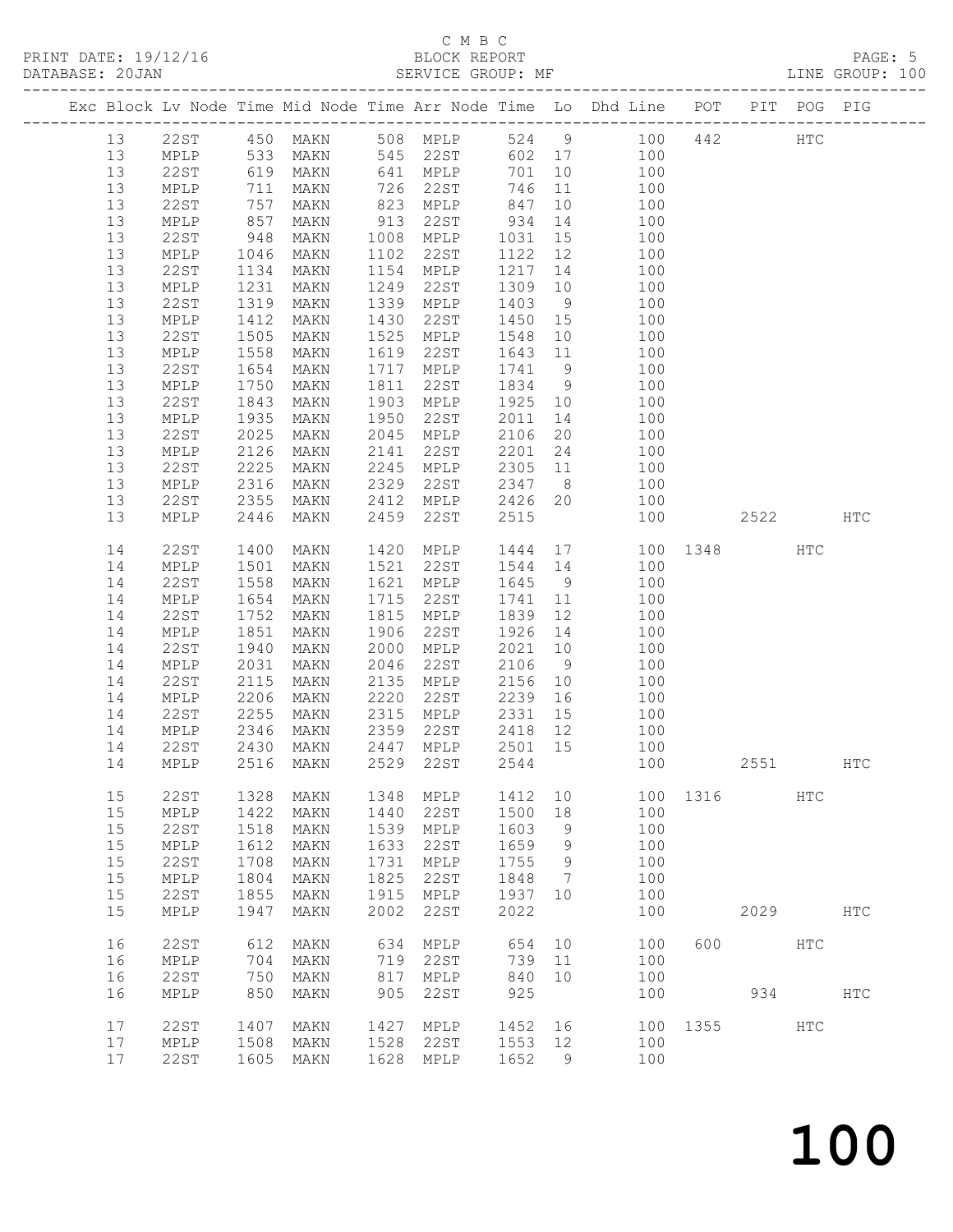C M B C
PRINT DATE: 19/12/16 BLOCK REPORT
DATABASE: 20JAN SERVICE GROUP: MF LINE GROUP: 100

| Exc | Block | Lv | Node | Time | Mid Node | Time | Arr Node | Time | Lo | Dhd Line | POT | PIT | POG | PIG |
|---|---|---|---|---|---|---|---|---|---|---|---|---|---|---|
| | 13 | | 22ST | 450 | MAKN | 508 | MPLP | 524 | 9 | 100 | 442 | | HTC | |
| | 13 | | MPLP | 533 | MAKN | 545 | 22ST | 602 | 17 | 100 | | | | |
| | 13 | | 22ST | 619 | MAKN | 641 | MPLP | 701 | 10 | 100 | | | | |
| | 13 | | MPLP | 711 | MAKN | 726 | 22ST | 746 | 11 | 100 | | | | |
| | 13 | | 22ST | 757 | MAKN | 823 | MPLP | 847 | 10 | 100 | | | | |
| | 13 | | MPLP | 857 | MAKN | 913 | 22ST | 934 | 14 | 100 | | | | |
| | 13 | | 22ST | 948 | MAKN | 1008 | MPLP | 1031 | 15 | 100 | | | | |
| | 13 | | MPLP | 1046 | MAKN | 1102 | 22ST | 1122 | 12 | 100 | | | | |
| | 13 | | 22ST | 1134 | MAKN | 1154 | MPLP | 1217 | 14 | 100 | | | | |
| | 13 | | MPLP | 1231 | MAKN | 1249 | 22ST | 1309 | 10 | 100 | | | | |
| | 13 | | 22ST | 1319 | MAKN | 1339 | MPLP | 1403 | 9 | 100 | | | | |
| | 13 | | MPLP | 1412 | MAKN | 1430 | 22ST | 1450 | 15 | 100 | | | | |
| | 13 | | 22ST | 1505 | MAKN | 1525 | MPLP | 1548 | 10 | 100 | | | | |
| | 13 | | MPLP | 1558 | MAKN | 1619 | 22ST | 1643 | 11 | 100 | | | | |
| | 13 | | 22ST | 1654 | MAKN | 1717 | MPLP | 1741 | 9 | 100 | | | | |
| | 13 | | MPLP | 1750 | MAKN | 1811 | 22ST | 1834 | 9 | 100 | | | | |
| | 13 | | 22ST | 1843 | MAKN | 1903 | MPLP | 1925 | 10 | 100 | | | | |
| | 13 | | MPLP | 1935 | MAKN | 1950 | 22ST | 2011 | 14 | 100 | | | | |
| | 13 | | 22ST | 2025 | MAKN | 2045 | MPLP | 2106 | 20 | 100 | | | | |
| | 13 | | MPLP | 2126 | MAKN | 2141 | 22ST | 2201 | 24 | 100 | | | | |
| | 13 | | 22ST | 2225 | MAKN | 2245 | MPLP | 2305 | 11 | 100 | | | | |
| | 13 | | MPLP | 2316 | MAKN | 2329 | 22ST | 2347 | 8 | 100 | | | | |
| | 13 | | 22ST | 2355 | MAKN | 2412 | MPLP | 2426 | 20 | 100 | | | | |
| | 13 | | MPLP | 2446 | MAKN | 2459 | 22ST | 2515 | | 100 | | 2522 | | HTC |
| | 14 | | 22ST | 1400 | MAKN | 1420 | MPLP | 1444 | 17 | 100 | 1348 | | HTC | |
| | 14 | | MPLP | 1501 | MAKN | 1521 | 22ST | 1544 | 14 | 100 | | | | |
| | 14 | | 22ST | 1558 | MAKN | 1621 | MPLP | 1645 | 9 | 100 | | | | |
| | 14 | | MPLP | 1654 | MAKN | 1715 | 22ST | 1741 | 11 | 100 | | | | |
| | 14 | | 22ST | 1752 | MAKN | 1815 | MPLP | 1839 | 12 | 100 | | | | |
| | 14 | | MPLP | 1851 | MAKN | 1906 | 22ST | 1926 | 14 | 100 | | | | |
| | 14 | | 22ST | 1940 | MAKN | 2000 | MPLP | 2021 | 10 | 100 | | | | |
| | 14 | | MPLP | 2031 | MAKN | 2046 | 22ST | 2106 | 9 | 100 | | | | |
| | 14 | | 22ST | 2115 | MAKN | 2135 | MPLP | 2156 | 10 | 100 | | | | |
| | 14 | | MPLP | 2206 | MAKN | 2220 | 22ST | 2239 | 16 | 100 | | | | |
| | 14 | | 22ST | 2255 | MAKN | 2315 | MPLP | 2331 | 15 | 100 | | | | |
| | 14 | | MPLP | 2346 | MAKN | 2359 | 22ST | 2418 | 12 | 100 | | | | |
| | 14 | | 22ST | 2430 | MAKN | 2447 | MPLP | 2501 | 15 | 100 | | | | |
| | 14 | | MPLP | 2516 | MAKN | 2529 | 22ST | 2544 | | 100 | | 2551 | | HTC |
| | 15 | | 22ST | 1328 | MAKN | 1348 | MPLP | 1412 | 10 | 100 | 1316 | | HTC | |
| | 15 | | MPLP | 1422 | MAKN | 1440 | 22ST | 1500 | 18 | 100 | | | | |
| | 15 | | 22ST | 1518 | MAKN | 1539 | MPLP | 1603 | 9 | 100 | | | | |
| | 15 | | MPLP | 1612 | MAKN | 1633 | 22ST | 1659 | 9 | 100 | | | | |
| | 15 | | 22ST | 1708 | MAKN | 1731 | MPLP | 1755 | 9 | 100 | | | | |
| | 15 | | MPLP | 1804 | MAKN | 1825 | 22ST | 1848 | 7 | 100 | | | | |
| | 15 | | 22ST | 1855 | MAKN | 1915 | MPLP | 1937 | 10 | 100 | | | | |
| | 15 | | MPLP | 1947 | MAKN | 2002 | 22ST | 2022 | | 100 | | 2029 | | HTC |
| | 16 | | 22ST | 612 | MAKN | 634 | MPLP | 654 | 10 | 100 | 600 | | HTC | |
| | 16 | | MPLP | 704 | MAKN | 719 | 22ST | 739 | 11 | 100 | | | | |
| | 16 | | 22ST | 750 | MAKN | 817 | MPLP | 840 | 10 | 100 | | | | |
| | 16 | | MPLP | 850 | MAKN | 905 | 22ST | 925 | | 100 | | 934 | | HTC |
| | 17 | | 22ST | 1407 | MAKN | 1427 | MPLP | 1452 | 16 | 100 | 1355 | | HTC | |
| | 17 | | MPLP | 1508 | MAKN | 1528 | 22ST | 1553 | 12 | 100 | | | | |
| | 17 | | 22ST | 1605 | MAKN | 1628 | MPLP | 1652 | 9 | 100 | | | | |

100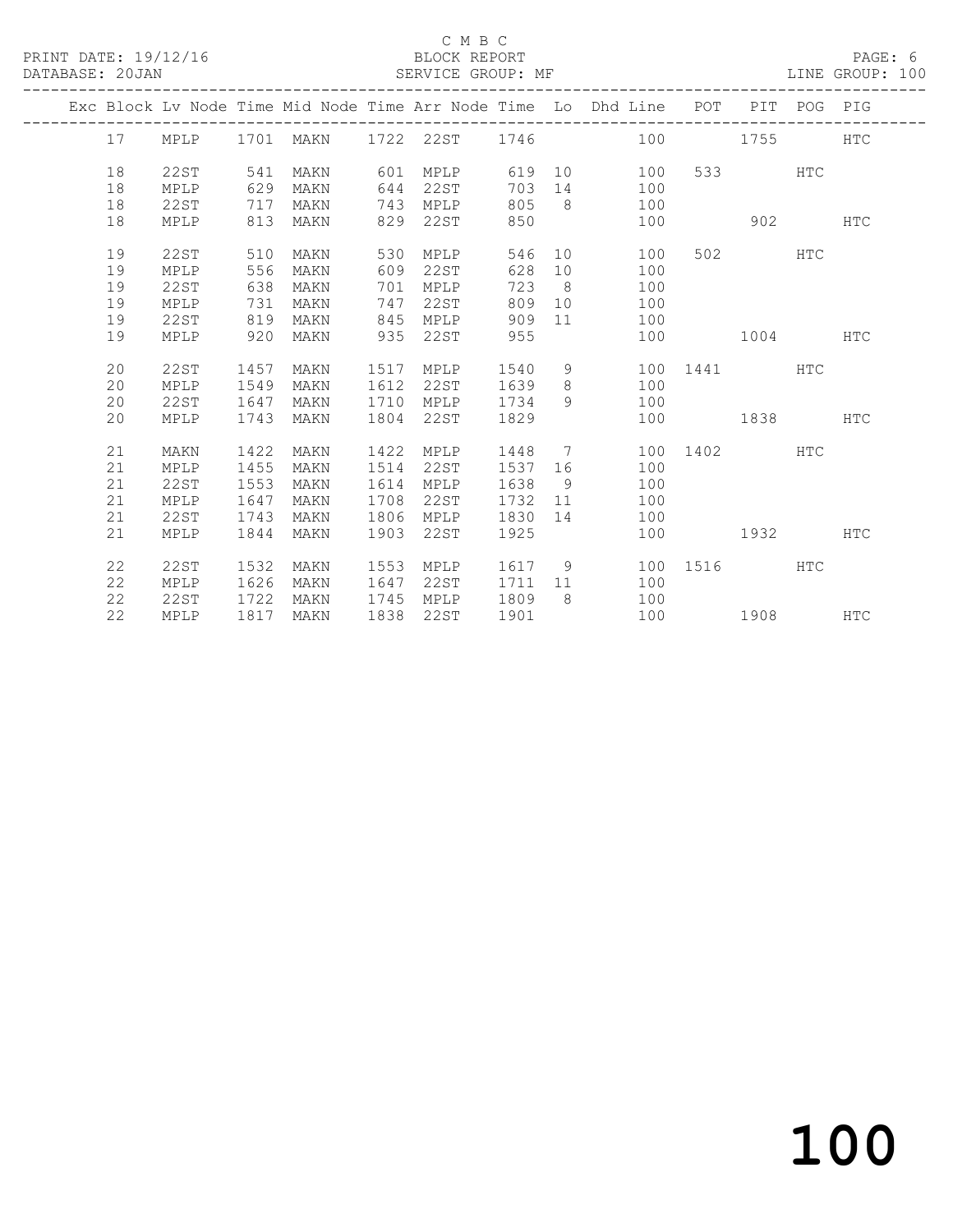C M B C

BLOCK REPORT

SERVICE GROUP: MF

PRINT DATE: 19/12/16

DATABASE: 20JAN

LINE GROUP: 100

| Exc | Block | Lv | Node | Time | Mid Node | Time | Arr Node | Time | Lo | Dhd Line | POT | PIT | POG | PIG |
|---|---|---|---|---|---|---|---|---|---|---|---|---|---|---|
| | 17 | | MPLP | 1701 | MAKN | 1722 | 22ST | 1746 | | 100 | | 1755 | | HTC |
| | 18 | | 22ST | 541 | MAKN | 601 | MPLP | 619 | 10 | 100 | 533 | | HTC | |
| | 18 | | MPLP | 629 | MAKN | 644 | 22ST | 703 | 14 | 100 | | | | |
| | 18 | | 22ST | 717 | MAKN | 743 | MPLP | 805 | 8 | 100 | | | | |
| | 18 | | MPLP | 813 | MAKN | 829 | 22ST | 850 | | 100 | | 902 | | HTC |
| | 19 | | 22ST | 510 | MAKN | 530 | MPLP | 546 | 10 | 100 | 502 | | HTC | |
| | 19 | | MPLP | 556 | MAKN | 609 | 22ST | 628 | 10 | 100 | | | | |
| | 19 | | 22ST | 638 | MAKN | 701 | MPLP | 723 | 8 | 100 | | | | |
| | 19 | | MPLP | 731 | MAKN | 747 | 22ST | 809 | 10 | 100 | | | | |
| | 19 | | 22ST | 819 | MAKN | 845 | MPLP | 909 | 11 | 100 | | | | |
| | 19 | | MPLP | 920 | MAKN | 935 | 22ST | 955 | | 100 | | 1004 | | HTC |
| | 20 | | 22ST | 1457 | MAKN | 1517 | MPLP | 1540 | 9 | 100 | 1441 | | HTC | |
| | 20 | | MPLP | 1549 | MAKN | 1612 | 22ST | 1639 | 8 | 100 | | | | |
| | 20 | | 22ST | 1647 | MAKN | 1710 | MPLP | 1734 | 9 | 100 | | | | |
| | 20 | | MPLP | 1743 | MAKN | 1804 | 22ST | 1829 | | 100 | | 1838 | | HTC |
| | 21 | | MAKN | 1422 | MAKN | 1422 | MPLP | 1448 | 7 | 100 | 1402 | | HTC | |
| | 21 | | MPLP | 1455 | MAKN | 1514 | 22ST | 1537 | 16 | 100 | | | | |
| | 21 | | 22ST | 1553 | MAKN | 1614 | MPLP | 1638 | 9 | 100 | | | | |
| | 21 | | MPLP | 1647 | MAKN | 1708 | 22ST | 1732 | 11 | 100 | | | | |
| | 21 | | 22ST | 1743 | MAKN | 1806 | MPLP | 1830 | 14 | 100 | | | | |
| | 21 | | MPLP | 1844 | MAKN | 1903 | 22ST | 1925 | | 100 | | 1932 | | HTC |
| | 22 | | 22ST | 1532 | MAKN | 1553 | MPLP | 1617 | 9 | 100 | 1516 | | HTC | |
| | 22 | | MPLP | 1626 | MAKN | 1647 | 22ST | 1711 | 11 | 100 | | | | |
| | 22 | | 22ST | 1722 | MAKN | 1745 | MPLP | 1809 | 8 | 100 | | | | |
| | 22 | | MPLP | 1817 | MAKN | 1838 | 22ST | 1901 | | 100 | | 1908 | | HTC |

100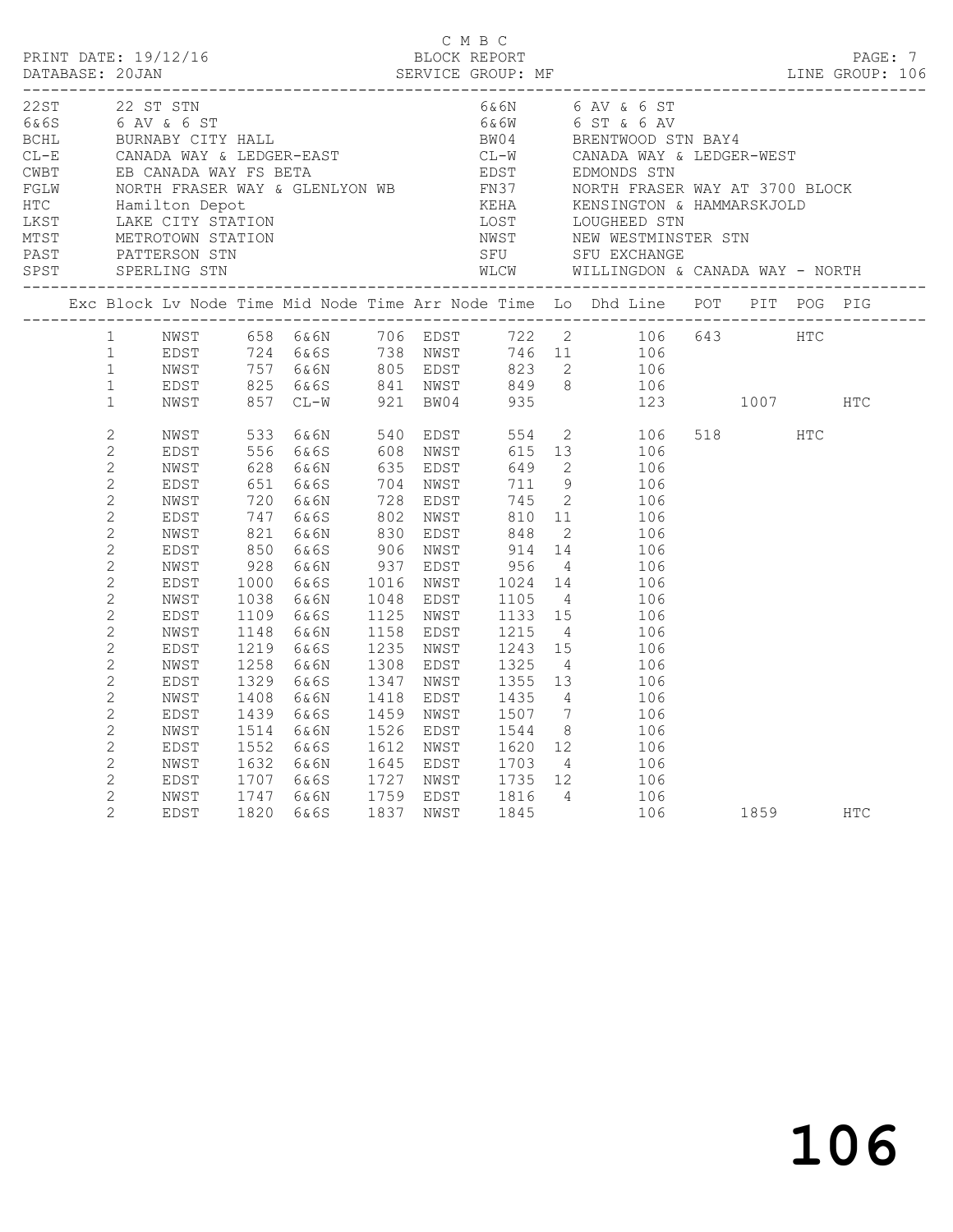C M B C
PRINT DATE: 19/12/16 BLOCK REPORT
DATABASE: 20JAN SERVICE GROUP: MF LINE GROUP: 106

| Code | Description | Code | Description |
|---|---|---|---|
| 22ST | 22 ST STN | 6&6N | 6 AV & 6 ST |
| 6&6S | 6 AV & 6 ST | 6&6W | 6 ST & 6 AV |
| BCHL | BURNABY CITY HALL | BW04 | BRENTWOOD STN BAY4 |
| CL-E | CANADA WAY & LEDGER-EAST | CL-W | CANADA WAY & LEDGER-WEST |
| CWBT | EB CANADA WAY FS BETA | EDST | EDMONDS STN |
| FGLW | NORTH FRASER WAY & GLENLYON WB | FN37 | NORTH FRASER WAY AT 3700 BLOCK |
| HTC | Hamilton Depot | KEHA | KENSINGTON & HAMMARSKJOLD |
| LKST | LAKE CITY STATION | LOST | LOUGHEED STN |
| MTST | METROTOWN STATION | NWST | NEW WESTMINSTER STN |
| PAST | PATTERSON STN | SFU | SFU EXCHANGE |
| SPST | SPERLING STN | WLCW | WILLINGDON & CANADA WAY - NORTH |

| Exc | Block | Lv Node | Time | Mid Node | Time | Arr Node | Time | Lo | Dhd Line | POT | PIT | POG | PIG |
|---|---|---|---|---|---|---|---|---|---|---|---|---|---|
| | 1 | NWST | 658 | 6&6N | 706 | EDST | 722 | 2 | 106 | 643 | | HTC | |
| | 1 | EDST | 724 | 6&6S | 738 | NWST | 746 | 11 | 106 | | | | |
| | 1 | NWST | 757 | 6&6N | 805 | EDST | 823 | 2 | 106 | | | | |
| | 1 | EDST | 825 | 6&6S | 841 | NWST | 849 | 8 | 106 | | | | |
| | 1 | NWST | 857 | CL-W | 921 | BW04 | 935 | | 123 | | 1007 | | HTC |
| | 2 | NWST | 533 | 6&6N | 540 | EDST | 554 | 2 | 106 | 518 | | HTC | |
| | 2 | EDST | 556 | 6&6S | 608 | NWST | 615 | 13 | 106 | | | | |
| | 2 | NWST | 628 | 6&6N | 635 | EDST | 649 | 2 | 106 | | | | |
| | 2 | EDST | 651 | 6&6S | 704 | NWST | 711 | 9 | 106 | | | | |
| | 2 | NWST | 720 | 6&6N | 728 | EDST | 745 | 2 | 106 | | | | |
| | 2 | EDST | 747 | 6&6S | 802 | NWST | 810 | 11 | 106 | | | | |
| | 2 | NWST | 821 | 6&6N | 830 | EDST | 848 | 2 | 106 | | | | |
| | 2 | EDST | 850 | 6&6S | 906 | NWST | 914 | 14 | 106 | | | | |
| | 2 | NWST | 928 | 6&6N | 937 | EDST | 956 | 4 | 106 | | | | |
| | 2 | EDST | 1000 | 6&6S | 1016 | NWST | 1024 | 14 | 106 | | | | |
| | 2 | NWST | 1038 | 6&6N | 1048 | EDST | 1105 | 4 | 106 | | | | |
| | 2 | EDST | 1109 | 6&6S | 1125 | NWST | 1133 | 15 | 106 | | | | |
| | 2 | NWST | 1148 | 6&6N | 1158 | EDST | 1215 | 4 | 106 | | | | |
| | 2 | EDST | 1219 | 6&6S | 1235 | NWST | 1243 | 15 | 106 | | | | |
| | 2 | NWST | 1258 | 6&6N | 1308 | EDST | 1325 | 4 | 106 | | | | |
| | 2 | EDST | 1329 | 6&6S | 1347 | NWST | 1355 | 13 | 106 | | | | |
| | 2 | NWST | 1408 | 6&6N | 1418 | EDST | 1435 | 4 | 106 | | | | |
| | 2 | EDST | 1439 | 6&6S | 1459 | NWST | 1507 | 7 | 106 | | | | |
| | 2 | NWST | 1514 | 6&6N | 1526 | EDST | 1544 | 8 | 106 | | | | |
| | 2 | EDST | 1552 | 6&6S | 1612 | NWST | 1620 | 12 | 106 | | | | |
| | 2 | NWST | 1632 | 6&6N | 1645 | EDST | 1703 | 4 | 106 | | | | |
| | 2 | EDST | 1707 | 6&6S | 1727 | NWST | 1735 | 12 | 106 | | | | |
| | 2 | NWST | 1747 | 6&6N | 1759 | EDST | 1816 | 4 | 106 | | | | |
| | 2 | EDST | 1820 | 6&6S | 1837 | NWST | 1845 | | 106 | | 1859 | | HTC |

# 106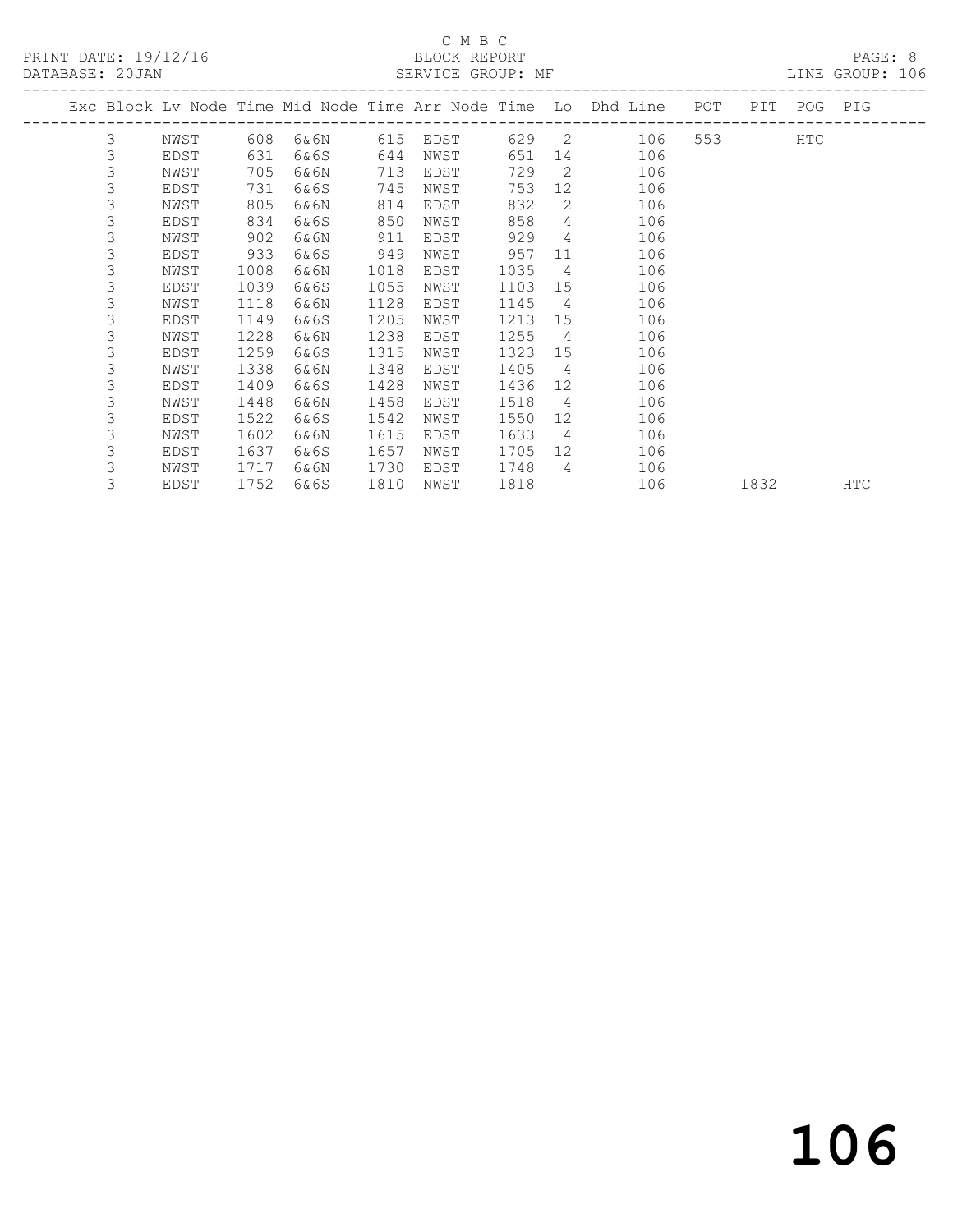C M B C

PRINT DATE: 19/12/16 BLOCK REPORT

DATABASE: 20JAN SERVICE GROUP: MF LINE GROUP: 106

| Exc | Block | Lv | Node | Time | Mid Node | Time | Arr Node | Time | Lo | Dhd Line | POT | PIT | POG | PIG |
|---|---|---|---|---|---|---|---|---|---|---|---|---|---|---|
| | 3 | | NWST | 608 | 6&6N | 615 | EDST | 629 | 2 | 106 | 553 | | HTC | |
| | 3 | | EDST | 631 | 6&6S | 644 | NWST | 651 | 14 | 106 | | | | |
| | 3 | | NWST | 705 | 6&6N | 713 | EDST | 729 | 2 | 106 | | | | |
| | 3 | | EDST | 731 | 6&6S | 745 | NWST | 753 | 12 | 106 | | | | |
| | 3 | | NWST | 805 | 6&6N | 814 | EDST | 832 | 2 | 106 | | | | |
| | 3 | | EDST | 834 | 6&6S | 850 | NWST | 858 | 4 | 106 | | | | |
| | 3 | | NWST | 902 | 6&6N | 911 | EDST | 929 | 4 | 106 | | | | |
| | 3 | | EDST | 933 | 6&6S | 949 | NWST | 957 | 11 | 106 | | | | |
| | 3 | | NWST | 1008 | 6&6N | 1018 | EDST | 1035 | 4 | 106 | | | | |
| | 3 | | EDST | 1039 | 6&6S | 1055 | NWST | 1103 | 15 | 106 | | | | |
| | 3 | | NWST | 1118 | 6&6N | 1128 | EDST | 1145 | 4 | 106 | | | | |
| | 3 | | EDST | 1149 | 6&6S | 1205 | NWST | 1213 | 15 | 106 | | | | |
| | 3 | | NWST | 1228 | 6&6N | 1238 | EDST | 1255 | 4 | 106 | | | | |
| | 3 | | EDST | 1259 | 6&6S | 1315 | NWST | 1323 | 15 | 106 | | | | |
| | 3 | | NWST | 1338 | 6&6N | 1348 | EDST | 1405 | 4 | 106 | | | | |
| | 3 | | EDST | 1409 | 6&6S | 1428 | NWST | 1436 | 12 | 106 | | | | |
| | 3 | | NWST | 1448 | 6&6N | 1458 | EDST | 1518 | 4 | 106 | | | | |
| | 3 | | EDST | 1522 | 6&6S | 1542 | NWST | 1550 | 12 | 106 | | | | |
| | 3 | | NWST | 1602 | 6&6N | 1615 | EDST | 1633 | 4 | 106 | | | | |
| | 3 | | EDST | 1637 | 6&6S | 1657 | NWST | 1705 | 12 | 106 | | | | |
| | 3 | | NWST | 1717 | 6&6N | 1730 | EDST | 1748 | 4 | 106 | | | | |
| | 3 | | EDST | 1752 | 6&6S | 1810 | NWST | 1818 | | 106 | | 1832 | | HTC |

106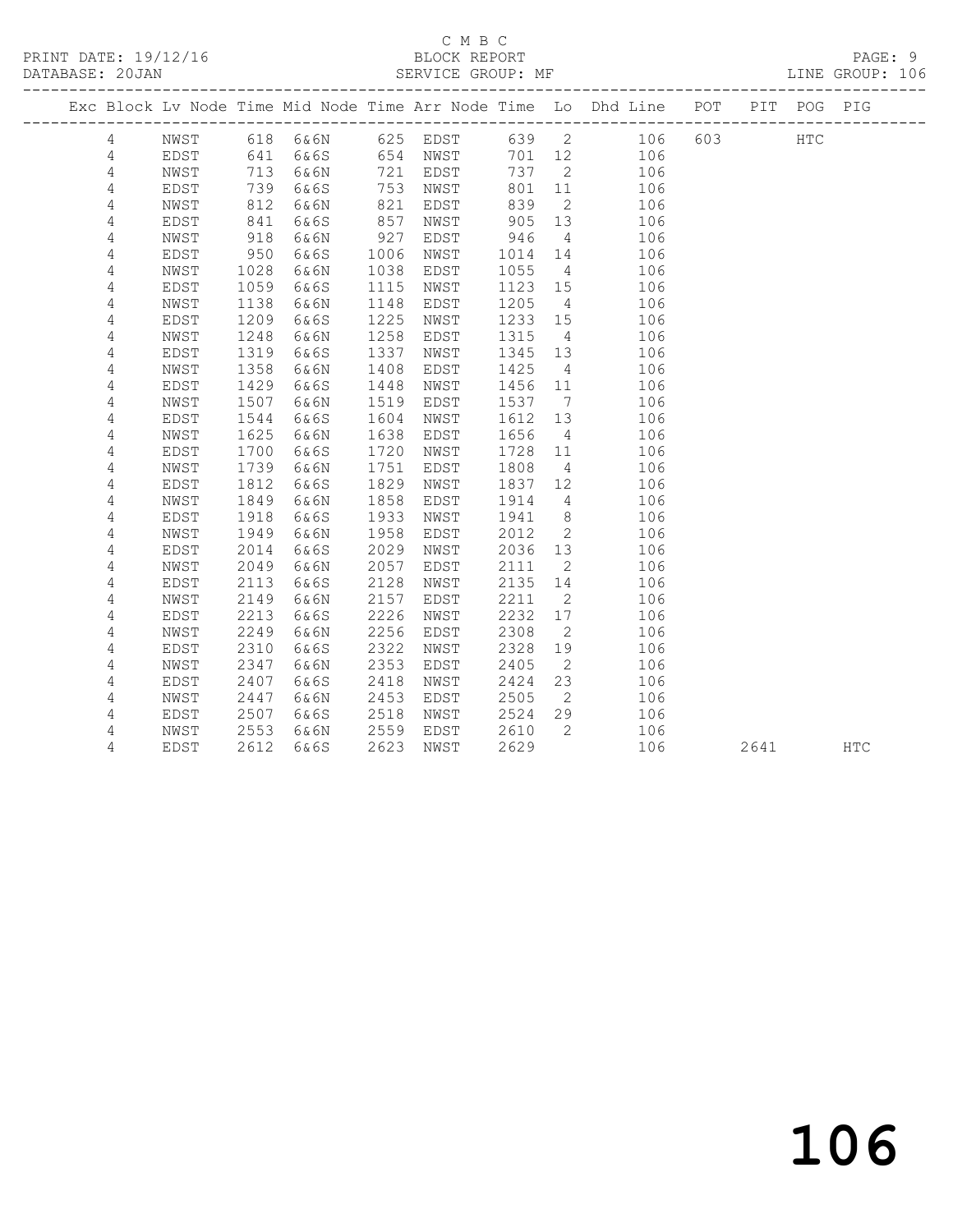C M B C

BLOCK REPORT

SERVICE GROUP: MF

PRINT DATE: 19/12/16

DATABASE: 20JAN

LINE GROUP: 106

| Exc | Block | Lv | Node | Time | Mid Node | Time | Arr Node | Time | Lo | Dhd Line | POT | PIT | POG | PIG |
|---|---|---|---|---|---|---|---|---|---|---|---|---|---|---|
| | 4 | | NWST | 618 | 6&6N | 625 | EDST | 639 | 2 | 106 | 603 | | HTC | |
| | 4 | | EDST | 641 | 6&6S | 654 | NWST | 701 | 12 | 106 | | | | |
| | 4 | | NWST | 713 | 6&6N | 721 | EDST | 737 | 2 | 106 | | | | |
| | 4 | | EDST | 739 | 6&6S | 753 | NWST | 801 | 11 | 106 | | | | |
| | 4 | | NWST | 812 | 6&6N | 821 | EDST | 839 | 2 | 106 | | | | |
| | 4 | | EDST | 841 | 6&6S | 857 | NWST | 905 | 13 | 106 | | | | |
| | 4 | | NWST | 918 | 6&6N | 927 | EDST | 946 | 4 | 106 | | | | |
| | 4 | | EDST | 950 | 6&6S | 1006 | NWST | 1014 | 14 | 106 | | | | |
| | 4 | | NWST | 1028 | 6&6N | 1038 | EDST | 1055 | 4 | 106 | | | | |
| | 4 | | EDST | 1059 | 6&6S | 1115 | NWST | 1123 | 15 | 106 | | | | |
| | 4 | | NWST | 1138 | 6&6N | 1148 | EDST | 1205 | 4 | 106 | | | | |
| | 4 | | EDST | 1209 | 6&6S | 1225 | NWST | 1233 | 15 | 106 | | | | |
| | 4 | | NWST | 1248 | 6&6N | 1258 | EDST | 1315 | 4 | 106 | | | | |
| | 4 | | EDST | 1319 | 6&6S | 1337 | NWST | 1345 | 13 | 106 | | | | |
| | 4 | | NWST | 1358 | 6&6N | 1408 | EDST | 1425 | 4 | 106 | | | | |
| | 4 | | EDST | 1429 | 6&6S | 1448 | NWST | 1456 | 11 | 106 | | | | |
| | 4 | | NWST | 1507 | 6&6N | 1519 | EDST | 1537 | 7 | 106 | | | | |
| | 4 | | EDST | 1544 | 6&6S | 1604 | NWST | 1612 | 13 | 106 | | | | |
| | 4 | | NWST | 1625 | 6&6N | 1638 | EDST | 1656 | 4 | 106 | | | | |
| | 4 | | EDST | 1700 | 6&6S | 1720 | NWST | 1728 | 11 | 106 | | | | |
| | 4 | | NWST | 1739 | 6&6N | 1751 | EDST | 1808 | 4 | 106 | | | | |
| | 4 | | EDST | 1812 | 6&6S | 1829 | NWST | 1837 | 12 | 106 | | | | |
| | 4 | | NWST | 1849 | 6&6N | 1858 | EDST | 1914 | 4 | 106 | | | | |
| | 4 | | EDST | 1918 | 6&6S | 1933 | NWST | 1941 | 8 | 106 | | | | |
| | 4 | | NWST | 1949 | 6&6N | 1958 | EDST | 2012 | 2 | 106 | | | | |
| | 4 | | EDST | 2014 | 6&6S | 2029 | NWST | 2036 | 13 | 106 | | | | |
| | 4 | | NWST | 2049 | 6&6N | 2057 | EDST | 2111 | 2 | 106 | | | | |
| | 4 | | EDST | 2113 | 6&6S | 2128 | NWST | 2135 | 14 | 106 | | | | |
| | 4 | | NWST | 2149 | 6&6N | 2157 | EDST | 2211 | 2 | 106 | | | | |
| | 4 | | EDST | 2213 | 6&6S | 2226 | NWST | 2232 | 17 | 106 | | | | |
| | 4 | | NWST | 2249 | 6&6N | 2256 | EDST | 2308 | 2 | 106 | | | | |
| | 4 | | EDST | 2310 | 6&6S | 2322 | NWST | 2328 | 19 | 106 | | | | |
| | 4 | | NWST | 2347 | 6&6N | 2353 | EDST | 2405 | 2 | 106 | | | | |
| | 4 | | EDST | 2407 | 6&6S | 2418 | NWST | 2424 | 23 | 106 | | | | |
| | 4 | | NWST | 2447 | 6&6N | 2453 | EDST | 2505 | 2 | 106 | | | | |
| | 4 | | EDST | 2507 | 6&6S | 2518 | NWST | 2524 | 29 | 106 | | | | |
| | 4 | | NWST | 2553 | 6&6N | 2559 | EDST | 2610 | 2 | 106 | | | | |
| | 4 | | EDST | 2612 | 6&6S | 2623 | NWST | 2629 | | 106 | | 2641 | | HTC |

# 106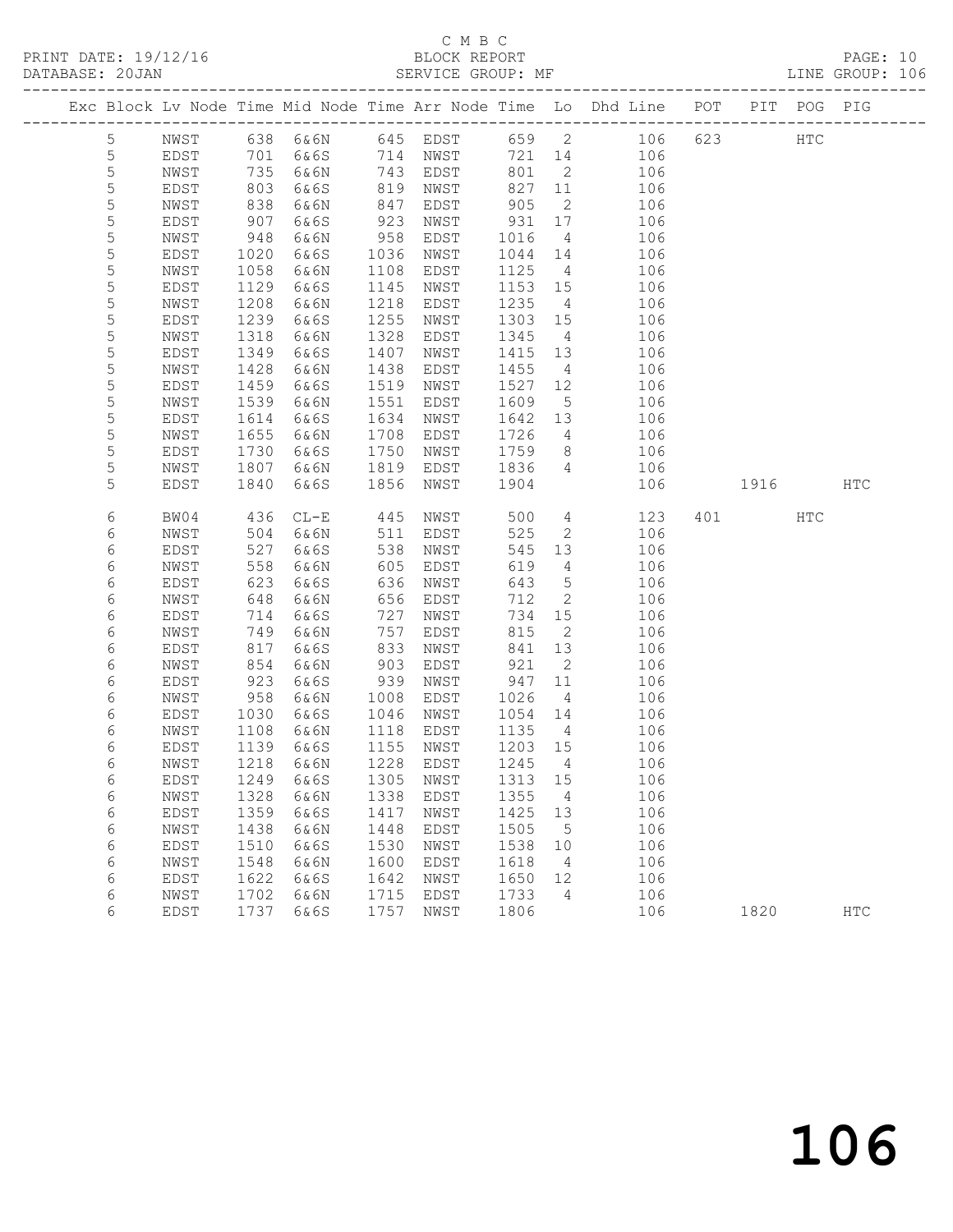C M B C

PRINT DATE: 19/12/16 BLOCK REPORT
DATABASE: 20JAN SERVICE GROUP: MF LINE GROUP: 106

| Exc | Block | Lv | Node | Time | Mid Node | Time | Arr Node | Time | Lo | Dhd Line | POT | PIT | POG | PIG |
|---|---|---|---|---|---|---|---|---|---|---|---|---|---|---|
| | 5 | | NWST | 638 | 6&6N | 645 | EDST | 659 | 2 | 106 | 623 | | HTC | |
| | 5 | | EDST | 701 | 6&6S | 714 | NWST | 721 | 14 | 106 | | | | |
| | 5 | | NWST | 735 | 6&6N | 743 | EDST | 801 | 2 | 106 | | | | |
| | 5 | | EDST | 803 | 6&6S | 819 | NWST | 827 | 11 | 106 | | | | |
| | 5 | | NWST | 838 | 6&6N | 847 | EDST | 905 | 2 | 106 | | | | |
| | 5 | | EDST | 907 | 6&6S | 923 | NWST | 931 | 17 | 106 | | | | |
| | 5 | | NWST | 948 | 6&6N | 958 | EDST | 1016 | 4 | 106 | | | | |
| | 5 | | EDST | 1020 | 6&6S | 1036 | NWST | 1044 | 14 | 106 | | | | |
| | 5 | | NWST | 1058 | 6&6N | 1108 | EDST | 1125 | 4 | 106 | | | | |
| | 5 | | EDST | 1129 | 6&6S | 1145 | NWST | 1153 | 15 | 106 | | | | |
| | 5 | | NWST | 1208 | 6&6N | 1218 | EDST | 1235 | 4 | 106 | | | | |
| | 5 | | EDST | 1239 | 6&6S | 1255 | NWST | 1303 | 15 | 106 | | | | |
| | 5 | | NWST | 1318 | 6&6N | 1328 | EDST | 1345 | 4 | 106 | | | | |
| | 5 | | EDST | 1349 | 6&6S | 1407 | NWST | 1415 | 13 | 106 | | | | |
| | 5 | | NWST | 1428 | 6&6N | 1438 | EDST | 1455 | 4 | 106 | | | | |
| | 5 | | EDST | 1459 | 6&6S | 1519 | NWST | 1527 | 12 | 106 | | | | |
| | 5 | | NWST | 1539 | 6&6N | 1551 | EDST | 1609 | 5 | 106 | | | | |
| | 5 | | EDST | 1614 | 6&6S | 1634 | NWST | 1642 | 13 | 106 | | | | |
| | 5 | | NWST | 1655 | 6&6N | 1708 | EDST | 1726 | 4 | 106 | | | | |
| | 5 | | EDST | 1730 | 6&6S | 1750 | NWST | 1759 | 8 | 106 | | | | |
| | 5 | | NWST | 1807 | 6&6N | 1819 | EDST | 1836 | 4 | 106 | | | | |
| | 5 | | EDST | 1840 | 6&6S | 1856 | NWST | 1904 | | 106 | | 1916 | | HTC |
| | 6 | | BW04 | 436 | CL-E | 445 | NWST | 500 | 4 | 123 | 401 | | HTC | |
| | 6 | | NWST | 504 | 6&6N | 511 | EDST | 525 | 2 | 106 | | | | |
| | 6 | | EDST | 527 | 6&6S | 538 | NWST | 545 | 13 | 106 | | | | |
| | 6 | | NWST | 558 | 6&6N | 605 | EDST | 619 | 4 | 106 | | | | |
| | 6 | | EDST | 623 | 6&6S | 636 | NWST | 643 | 5 | 106 | | | | |
| | 6 | | NWST | 648 | 6&6N | 656 | EDST | 712 | 2 | 106 | | | | |
| | 6 | | EDST | 714 | 6&6S | 727 | NWST | 734 | 15 | 106 | | | | |
| | 6 | | NWST | 749 | 6&6N | 757 | EDST | 815 | 2 | 106 | | | | |
| | 6 | | EDST | 817 | 6&6S | 833 | NWST | 841 | 13 | 106 | | | | |
| | 6 | | NWST | 854 | 6&6N | 903 | EDST | 921 | 2 | 106 | | | | |
| | 6 | | EDST | 923 | 6&6S | 939 | NWST | 947 | 11 | 106 | | | | |
| | 6 | | NWST | 958 | 6&6N | 1008 | EDST | 1026 | 4 | 106 | | | | |
| | 6 | | EDST | 1030 | 6&6S | 1046 | NWST | 1054 | 14 | 106 | | | | |
| | 6 | | NWST | 1108 | 6&6N | 1118 | EDST | 1135 | 4 | 106 | | | | |
| | 6 | | EDST | 1139 | 6&6S | 1155 | NWST | 1203 | 15 | 106 | | | | |
| | 6 | | NWST | 1218 | 6&6N | 1228 | EDST | 1245 | 4 | 106 | | | | |
| | 6 | | EDST | 1249 | 6&6S | 1305 | NWST | 1313 | 15 | 106 | | | | |
| | 6 | | NWST | 1328 | 6&6N | 1338 | EDST | 1355 | 4 | 106 | | | | |
| | 6 | | EDST | 1359 | 6&6S | 1417 | NWST | 1425 | 13 | 106 | | | | |
| | 6 | | NWST | 1438 | 6&6N | 1448 | EDST | 1505 | 5 | 106 | | | | |
| | 6 | | EDST | 1510 | 6&6S | 1530 | NWST | 1538 | 10 | 106 | | | | |
| | 6 | | NWST | 1548 | 6&6N | 1600 | EDST | 1618 | 4 | 106 | | | | |
| | 6 | | EDST | 1622 | 6&6S | 1642 | NWST | 1650 | 12 | 106 | | | | |
| | 6 | | NWST | 1702 | 6&6N | 1715 | EDST | 1733 | 4 | 106 | | | | |
| | 6 | | EDST | 1737 | 6&6S | 1757 | NWST | 1806 | | 106 | | 1820 | | HTC |

106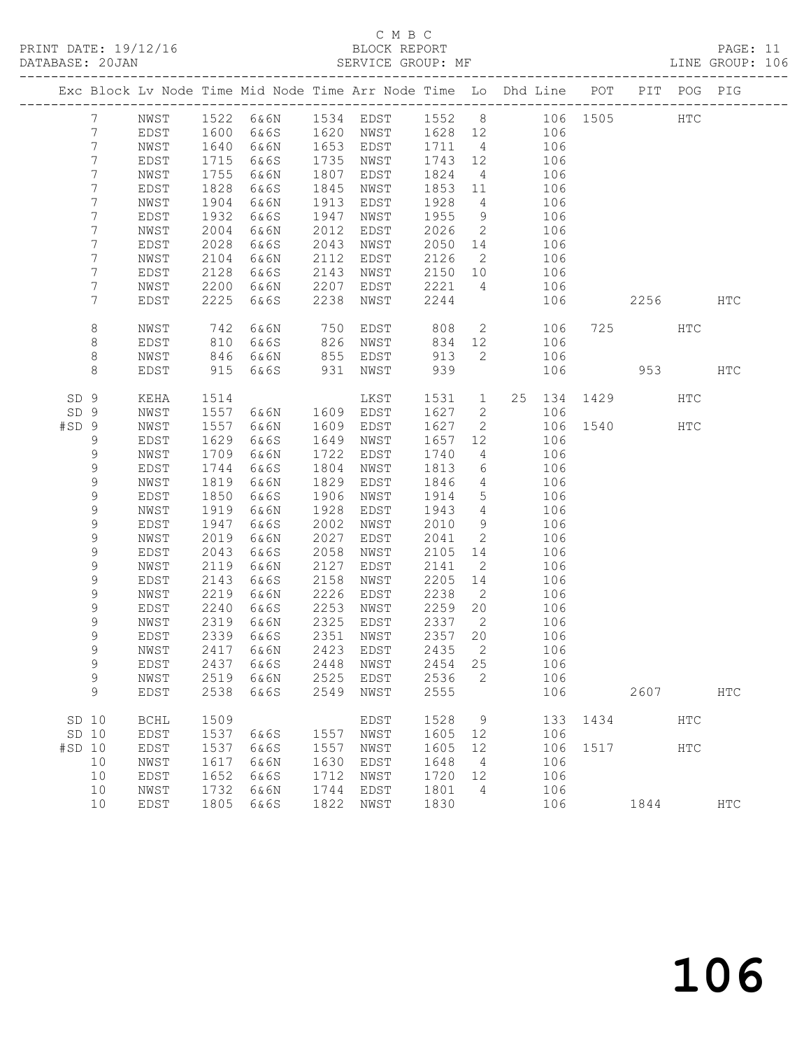C M B C
PRINT DATE: 19/12/16 BLOCK REPORT
DATABASE: 20JAN SERVICE GROUP: MF LINE GROUP: 106

| Exc | Block | Lv | Node | Time | Mid Node | Time | Arr Node | Time | Lo | Dhd | Line | POT | PIT | POG | PIG |
|---|---|---|---|---|---|---|---|---|---|---|---|---|---|---|---|
| | 7 | | NWST | 1522 | 6&6N | 1534 | EDST | 1552 | 8 | | 106 | 1505 | | HTC | |
| | 7 | | EDST | 1600 | 6&6S | 1620 | NWST | 1628 | 12 | | 106 | | | | |
| | 7 | | NWST | 1640 | 6&6N | 1653 | EDST | 1711 | 4 | | 106 | | | | |
| | 7 | | EDST | 1715 | 6&6S | 1735 | NWST | 1743 | 12 | | 106 | | | | |
| | 7 | | NWST | 1755 | 6&6N | 1807 | EDST | 1824 | 4 | | 106 | | | | |
| | 7 | | EDST | 1828 | 6&6S | 1845 | NWST | 1853 | 11 | | 106 | | | | |
| | 7 | | NWST | 1904 | 6&6N | 1913 | EDST | 1928 | 4 | | 106 | | | | |
| | 7 | | EDST | 1932 | 6&6S | 1947 | NWST | 1955 | 9 | | 106 | | | | |
| | 7 | | NWST | 2004 | 6&6N | 2012 | EDST | 2026 | 2 | | 106 | | | | |
| | 7 | | EDST | 2028 | 6&6S | 2043 | NWST | 2050 | 14 | | 106 | | | | |
| | 7 | | NWST | 2104 | 6&6N | 2112 | EDST | 2126 | 2 | | 106 | | | | |
| | 7 | | EDST | 2128 | 6&6S | 2143 | NWST | 2150 | 10 | | 106 | | | | |
| | 7 | | NWST | 2200 | 6&6N | 2207 | EDST | 2221 | 4 | | 106 | | | | |
| | 7 | | EDST | 2225 | 6&6S | 2238 | NWST | 2244 | | | 106 | | 2256 | | HTC |
| | 8 | | NWST | 742 | 6&6N | 750 | EDST | 808 | 2 | | 106 | 725 | | HTC | |
| | 8 | | EDST | 810 | 6&6S | 826 | NWST | 834 | 12 | | 106 | | | | |
| | 8 | | NWST | 846 | 6&6N | 855 | EDST | 913 | 2 | | 106 | | | | |
| | 8 | | EDST | 915 | 6&6S | 931 | NWST | 939 | | | 106 | | 953 | | HTC |
| SD | 9 | | KEHA | 1514 | | | LKST | 1531 | 1 | 25 | 134 | 1429 | | HTC | |
| SD | 9 | | NWST | 1557 | 6&6N | 1609 | EDST | 1627 | 2 | | 106 | | | | |
| #SD | 9 | | NWST | 1557 | 6&6N | 1609 | EDST | 1627 | 2 | | 106 | 1540 | | HTC | |
| | 9 | | EDST | 1629 | 6&6S | 1649 | NWST | 1657 | 12 | | 106 | | | | |
| | 9 | | NWST | 1709 | 6&6N | 1722 | EDST | 1740 | 4 | | 106 | | | | |
| | 9 | | EDST | 1744 | 6&6S | 1804 | NWST | 1813 | 6 | | 106 | | | | |
| | 9 | | NWST | 1819 | 6&6N | 1829 | EDST | 1846 | 4 | | 106 | | | | |
| | 9 | | EDST | 1850 | 6&6S | 1906 | NWST | 1914 | 5 | | 106 | | | | |
| | 9 | | NWST | 1919 | 6&6N | 1928 | EDST | 1943 | 4 | | 106 | | | | |
| | 9 | | EDST | 1947 | 6&6S | 2002 | NWST | 2010 | 9 | | 106 | | | | |
| | 9 | | NWST | 2019 | 6&6N | 2027 | EDST | 2041 | 2 | | 106 | | | | |
| | 9 | | EDST | 2043 | 6&6S | 2058 | NWST | 2105 | 14 | | 106 | | | | |
| | 9 | | NWST | 2119 | 6&6N | 2127 | EDST | 2141 | 2 | | 106 | | | | |
| | 9 | | EDST | 2143 | 6&6S | 2158 | NWST | 2205 | 14 | | 106 | | | | |
| | 9 | | NWST | 2219 | 6&6N | 2226 | EDST | 2238 | 2 | | 106 | | | | |
| | 9 | | EDST | 2240 | 6&6S | 2253 | NWST | 2259 | 20 | | 106 | | | | |
| | 9 | | NWST | 2319 | 6&6N | 2325 | EDST | 2337 | 2 | | 106 | | | | |
| | 9 | | EDST | 2339 | 6&6S | 2351 | NWST | 2357 | 20 | | 106 | | | | |
| | 9 | | NWST | 2417 | 6&6N | 2423 | EDST | 2435 | 2 | | 106 | | | | |
| | 9 | | EDST | 2437 | 6&6S | 2448 | NWST | 2454 | 25 | | 106 | | | | |
| | 9 | | NWST | 2519 | 6&6N | 2525 | EDST | 2536 | 2 | | 106 | | | | |
| | 9 | | EDST | 2538 | 6&6S | 2549 | NWST | 2555 | | | 106 | | 2607 | | HTC |
| SD | 10 | | BCHL | 1509 | | | EDST | 1528 | 9 | | 133 | 1434 | | HTC | |
| SD | 10 | | EDST | 1537 | 6&6S | 1557 | NWST | 1605 | 12 | | 106 | | | | |
| #SD | 10 | | EDST | 1537 | 6&6S | 1557 | NWST | 1605 | 12 | | 106 | 1517 | | HTC | |
| | 10 | | NWST | 1617 | 6&6N | 1630 | EDST | 1648 | 4 | | 106 | | | | |
| | 10 | | EDST | 1652 | 6&6S | 1712 | NWST | 1720 | 12 | | 106 | | | | |
| | 10 | | NWST | 1732 | 6&6N | 1744 | EDST | 1801 | 4 | | 106 | | | | |
| | 10 | | EDST | 1805 | 6&6S | 1822 | NWST | 1830 | | | 106 | | 1844 | | HTC |

106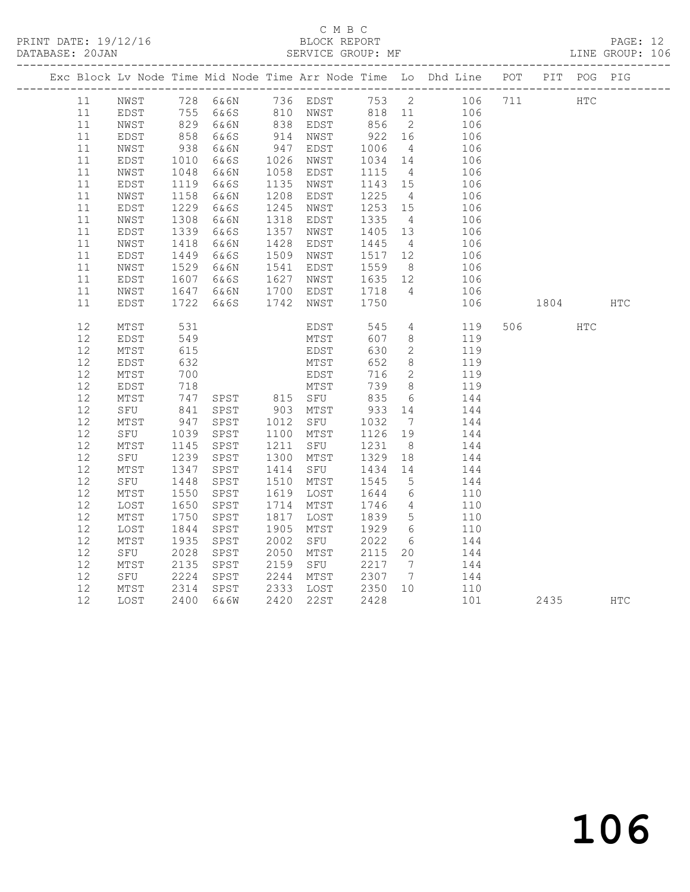C M B C

BLOCK REPORT

SERVICE GROUP: MF

PRINT DATE: 19/12/16

DATABASE: 20JAN

LINE GROUP: 106

| Exc | Block | Lv | Node | Time | Mid Node | Time | Arr Node | Time | Lo | Dhd Line | POT | PIT | POG | PIG |
|---|---|---|---|---|---|---|---|---|---|---|---|---|---|---|
| | 11 | | NWST | 728 | 6&6N | 736 | EDST | 753 | 2 | 106 | 711 | | HTC | |
| | 11 | | EDST | 755 | 6&6S | 810 | NWST | 818 | 11 | 106 | | | | |
| | 11 | | NWST | 829 | 6&6N | 838 | EDST | 856 | 2 | 106 | | | | |
| | 11 | | EDST | 858 | 6&6S | 914 | NWST | 922 | 16 | 106 | | | | |
| | 11 | | NWST | 938 | 6&6N | 947 | EDST | 1006 | 4 | 106 | | | | |
| | 11 | | EDST | 1010 | 6&6S | 1026 | NWST | 1034 | 14 | 106 | | | | |
| | 11 | | NWST | 1048 | 6&6N | 1058 | EDST | 1115 | 4 | 106 | | | | |
| | 11 | | EDST | 1119 | 6&6S | 1135 | NWST | 1143 | 15 | 106 | | | | |
| | 11 | | NWST | 1158 | 6&6N | 1208 | EDST | 1225 | 4 | 106 | | | | |
| | 11 | | EDST | 1229 | 6&6S | 1245 | NWST | 1253 | 15 | 106 | | | | |
| | 11 | | NWST | 1308 | 6&6N | 1318 | EDST | 1335 | 4 | 106 | | | | |
| | 11 | | EDST | 1339 | 6&6S | 1357 | NWST | 1405 | 13 | 106 | | | | |
| | 11 | | NWST | 1418 | 6&6N | 1428 | EDST | 1445 | 4 | 106 | | | | |
| | 11 | | EDST | 1449 | 6&6S | 1509 | NWST | 1517 | 12 | 106 | | | | |
| | 11 | | NWST | 1529 | 6&6N | 1541 | EDST | 1559 | 8 | 106 | | | | |
| | 11 | | EDST | 1607 | 6&6S | 1627 | NWST | 1635 | 12 | 106 | | | | |
| | 11 | | NWST | 1647 | 6&6N | 1700 | EDST | 1718 | 4 | 106 | | | | |
| | 11 | | EDST | 1722 | 6&6S | 1742 | NWST | 1750 | | 106 | | 1804 | | HTC |
| | 12 | | MTST | 531 | | | EDST | 545 | 4 | 119 | 506 | | HTC | |
| | 12 | | EDST | 549 | | | MTST | 607 | 8 | 119 | | | | |
| | 12 | | MTST | 615 | | | EDST | 630 | 2 | 119 | | | | |
| | 12 | | EDST | 632 | | | MTST | 652 | 8 | 119 | | | | |
| | 12 | | MTST | 700 | | | EDST | 716 | 2 | 119 | | | | |
| | 12 | | EDST | 718 | | | MTST | 739 | 8 | 119 | | | | |
| | 12 | | MTST | 747 | SPST | 815 | SFU | 835 | 6 | 144 | | | | |
| | 12 | | SFU | 841 | SPST | 903 | MTST | 933 | 14 | 144 | | | | |
| | 12 | | MTST | 947 | SPST | 1012 | SFU | 1032 | 7 | 144 | | | | |
| | 12 | | SFU | 1039 | SPST | 1100 | MTST | 1126 | 19 | 144 | | | | |
| | 12 | | MTST | 1145 | SPST | 1211 | SFU | 1231 | 8 | 144 | | | | |
| | 12 | | SFU | 1239 | SPST | 1300 | MTST | 1329 | 18 | 144 | | | | |
| | 12 | | MTST | 1347 | SPST | 1414 | SFU | 1434 | 14 | 144 | | | | |
| | 12 | | SFU | 1448 | SPST | 1510 | MTST | 1545 | 5 | 144 | | | | |
| | 12 | | MTST | 1550 | SPST | 1619 | LOST | 1644 | 6 | 110 | | | | |
| | 12 | | LOST | 1650 | SPST | 1714 | MTST | 1746 | 4 | 110 | | | | |
| | 12 | | MTST | 1750 | SPST | 1817 | LOST | 1839 | 5 | 110 | | | | |
| | 12 | | LOST | 1844 | SPST | 1905 | MTST | 1929 | 6 | 110 | | | | |
| | 12 | | MTST | 1935 | SPST | 2002 | SFU | 2022 | 6 | 144 | | | | |
| | 12 | | SFU | 2028 | SPST | 2050 | MTST | 2115 | 20 | 144 | | | | |
| | 12 | | MTST | 2135 | SPST | 2159 | SFU | 2217 | 7 | 144 | | | | |
| | 12 | | SFU | 2224 | SPST | 2244 | MTST | 2307 | 7 | 144 | | | | |
| | 12 | | MTST | 2314 | SPST | 2333 | LOST | 2350 | 10 | 110 | | | | |
| | 12 | | LOST | 2400 | 6&6W | 2420 | 22ST | 2428 | | 101 | | 2435 | | HTC |

106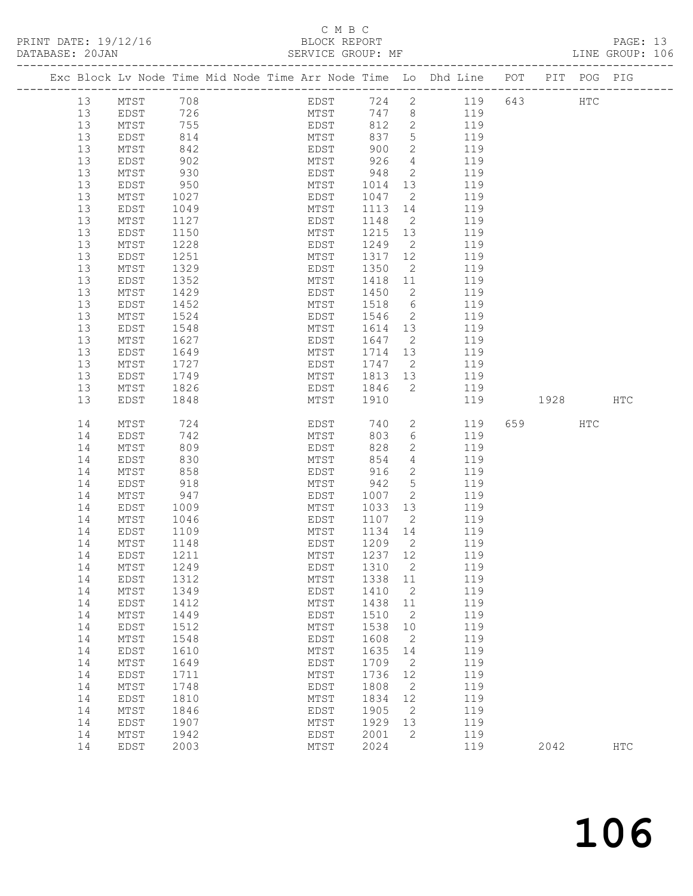C M B C

PRINT DATE: 19/12/16 BLOCK REPORT

DATABASE: 20JAN SERVICE GROUP: MF LINE GROUP: 106

| Exc | Block | Lv | Node | Time | Mid | Node | Time | Arr | Node | Time | Lo | Dhd | Line | POT | PIT | POG | PIG |
|---|---|---|---|---|---|---|---|---|---|---|---|---|---|---|---|---|---|
| | 13 | | MTST | 708 | | | | | EDST | 724 | 2 | | 119 | 643 | | HTC | |
| | 13 | | EDST | 726 | | | | | MTST | 747 | 8 | | 119 | | | | |
| | 13 | | MTST | 755 | | | | | EDST | 812 | 2 | | 119 | | | | |
| | 13 | | EDST | 814 | | | | | MTST | 837 | 5 | | 119 | | | | |
| | 13 | | MTST | 842 | | | | | EDST | 900 | 2 | | 119 | | | | |
| | 13 | | EDST | 902 | | | | | MTST | 926 | 4 | | 119 | | | | |
| | 13 | | MTST | 930 | | | | | EDST | 948 | 2 | | 119 | | | | |
| | 13 | | EDST | 950 | | | | | MTST | 1014 | 13 | | 119 | | | | |
| | 13 | | MTST | 1027 | | | | | EDST | 1047 | 2 | | 119 | | | | |
| | 13 | | EDST | 1049 | | | | | MTST | 1113 | 14 | | 119 | | | | |
| | 13 | | MTST | 1127 | | | | | EDST | 1148 | 2 | | 119 | | | | |
| | 13 | | EDST | 1150 | | | | | MTST | 1215 | 13 | | 119 | | | | |
| | 13 | | MTST | 1228 | | | | | EDST | 1249 | 2 | | 119 | | | | |
| | 13 | | EDST | 1251 | | | | | MTST | 1317 | 12 | | 119 | | | | |
| | 13 | | MTST | 1329 | | | | | EDST | 1350 | 2 | | 119 | | | | |
| | 13 | | EDST | 1352 | | | | | MTST | 1418 | 11 | | 119 | | | | |
| | 13 | | MTST | 1429 | | | | | EDST | 1450 | 2 | | 119 | | | | |
| | 13 | | EDST | 1452 | | | | | MTST | 1518 | 6 | | 119 | | | | |
| | 13 | | MTST | 1524 | | | | | EDST | 1546 | 2 | | 119 | | | | |
| | 13 | | EDST | 1548 | | | | | MTST | 1614 | 13 | | 119 | | | | |
| | 13 | | MTST | 1627 | | | | | EDST | 1647 | 2 | | 119 | | | | |
| | 13 | | EDST | 1649 | | | | | MTST | 1714 | 13 | | 119 | | | | |
| | 13 | | MTST | 1727 | | | | | EDST | 1747 | 2 | | 119 | | | | |
| | 13 | | EDST | 1749 | | | | | MTST | 1813 | 13 | | 119 | | | | |
| | 13 | | MTST | 1826 | | | | | EDST | 1846 | 2 | | 119 | | | | |
| | 13 | | EDST | 1848 | | | | | MTST | 1910 | | | 119 | | 1928 | | HTC |
| | 14 | | MTST | 724 | | | | | EDST | 740 | 2 | | 119 | 659 | | HTC | |
| | 14 | | EDST | 742 | | | | | MTST | 803 | 6 | | 119 | | | | |
| | 14 | | MTST | 809 | | | | | EDST | 828 | 2 | | 119 | | | | |
| | 14 | | EDST | 830 | | | | | MTST | 854 | 4 | | 119 | | | | |
| | 14 | | MTST | 858 | | | | | EDST | 916 | 2 | | 119 | | | | |
| | 14 | | EDST | 918 | | | | | MTST | 942 | 5 | | 119 | | | | |
| | 14 | | MTST | 947 | | | | | EDST | 1007 | 2 | | 119 | | | | |
| | 14 | | EDST | 1009 | | | | | MTST | 1033 | 13 | | 119 | | | | |
| | 14 | | MTST | 1046 | | | | | EDST | 1107 | 2 | | 119 | | | | |
| | 14 | | EDST | 1109 | | | | | MTST | 1134 | 14 | | 119 | | | | |
| | 14 | | MTST | 1148 | | | | | EDST | 1209 | 2 | | 119 | | | | |
| | 14 | | EDST | 1211 | | | | | MTST | 1237 | 12 | | 119 | | | | |
| | 14 | | MTST | 1249 | | | | | EDST | 1310 | 2 | | 119 | | | | |
| | 14 | | EDST | 1312 | | | | | MTST | 1338 | 11 | | 119 | | | | |
| | 14 | | MTST | 1349 | | | | | EDST | 1410 | 2 | | 119 | | | | |
| | 14 | | EDST | 1412 | | | | | MTST | 1438 | 11 | | 119 | | | | |
| | 14 | | MTST | 1449 | | | | | EDST | 1510 | 2 | | 119 | | | | |
| | 14 | | EDST | 1512 | | | | | MTST | 1538 | 10 | | 119 | | | | |
| | 14 | | MTST | 1548 | | | | | EDST | 1608 | 2 | | 119 | | | | |
| | 14 | | EDST | 1610 | | | | | MTST | 1635 | 14 | | 119 | | | | |
| | 14 | | MTST | 1649 | | | | | EDST | 1709 | 2 | | 119 | | | | |
| | 14 | | EDST | 1711 | | | | | MTST | 1736 | 12 | | 119 | | | | |
| | 14 | | MTST | 1748 | | | | | EDST | 1808 | 2 | | 119 | | | | |
| | 14 | | EDST | 1810 | | | | | MTST | 1834 | 12 | | 119 | | | | |
| | 14 | | MTST | 1846 | | | | | EDST | 1905 | 2 | | 119 | | | | |
| | 14 | | EDST | 1907 | | | | | MTST | 1929 | 13 | | 119 | | | | |
| | 14 | | MTST | 1942 | | | | | EDST | 2001 | 2 | | 119 | | | | |
| | 14 | | EDST | 2003 | | | | | MTST | 2024 | | | 119 | | 2042 | | HTC |

# 106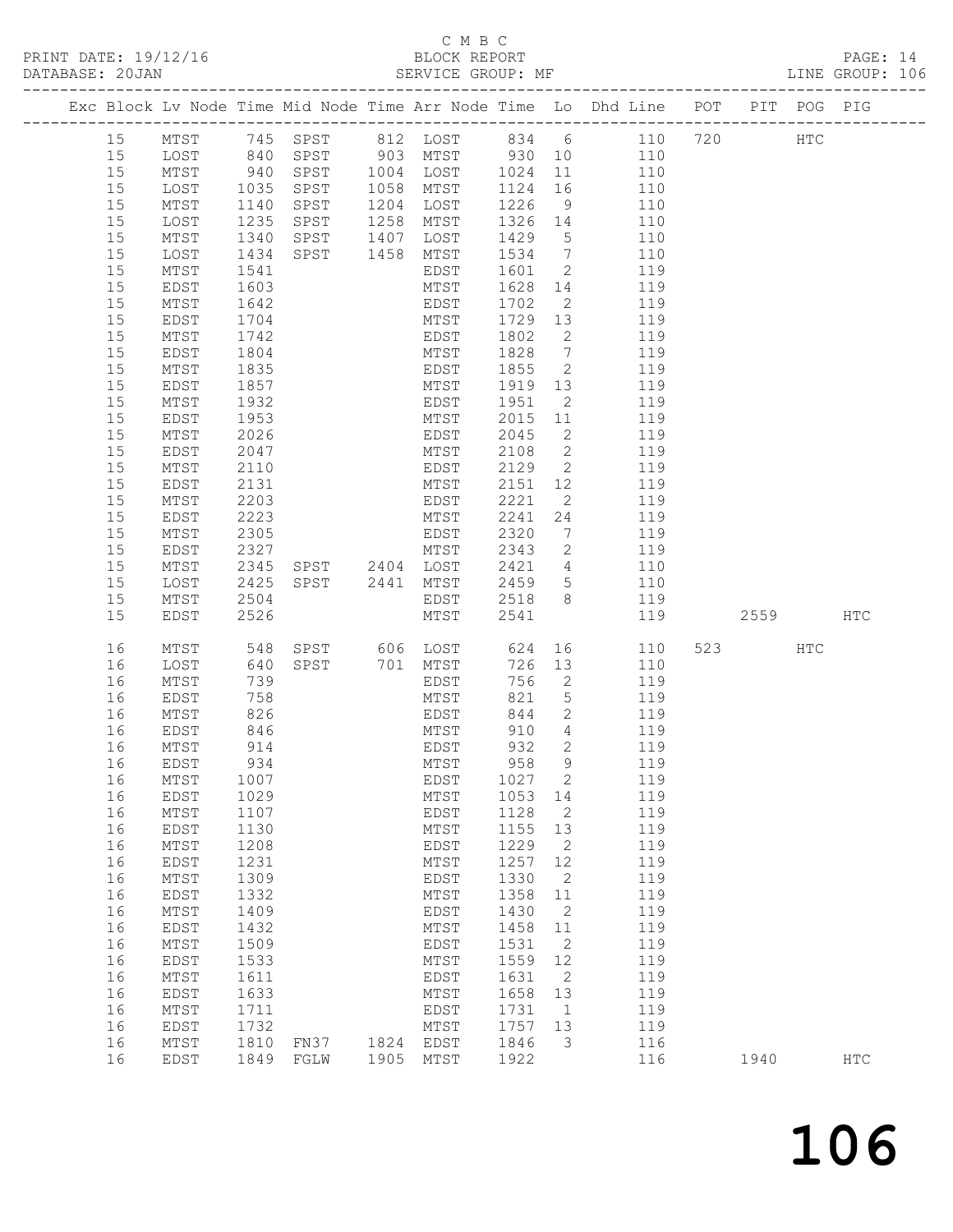C M B C

BLOCK REPORT

SERVICE GROUP: MF

PRINT DATE: 19/12/16
DATABASE: 20JAN

LINE GROUP: 106

| Exc | Block | Lv Node | Time | Mid Node | Time | Arr Node | Time | Lo | Dhd Line | POT | PIT | POG | PIG |
|---|---|---|---|---|---|---|---|---|---|---|---|---|---|
| | 15 | MTST | 745 | SPST | 812 | LOST | 834 | 6 | 110 | 720 | | HTC | |
| | 15 | LOST | 840 | SPST | 903 | MTST | 930 | 10 | 110 | | | | |
| | 15 | MTST | 940 | SPST | 1004 | LOST | 1024 | 11 | 110 | | | | |
| | 15 | LOST | 1035 | SPST | 1058 | MTST | 1124 | 16 | 110 | | | | |
| | 15 | MTST | 1140 | SPST | 1204 | LOST | 1226 | 9 | 110 | | | | |
| | 15 | LOST | 1235 | SPST | 1258 | MTST | 1326 | 14 | 110 | | | | |
| | 15 | MTST | 1340 | SPST | 1407 | LOST | 1429 | 5 | 110 | | | | |
| | 15 | LOST | 1434 | SPST | 1458 | MTST | 1534 | 7 | 110 | | | | |
| | 15 | MTST | 1541 | | | EDST | 1601 | 2 | 119 | | | | |
| | 15 | EDST | 1603 | | | MTST | 1628 | 14 | 119 | | | | |
| | 15 | MTST | 1642 | | | EDST | 1702 | 2 | 119 | | | | |
| | 15 | EDST | 1704 | | | MTST | 1729 | 13 | 119 | | | | |
| | 15 | MTST | 1742 | | | EDST | 1802 | 2 | 119 | | | | |
| | 15 | EDST | 1804 | | | MTST | 1828 | 7 | 119 | | | | |
| | 15 | MTST | 1835 | | | EDST | 1855 | 2 | 119 | | | | |
| | 15 | EDST | 1857 | | | MTST | 1919 | 13 | 119 | | | | |
| | 15 | MTST | 1932 | | | EDST | 1951 | 2 | 119 | | | | |
| | 15 | EDST | 1953 | | | MTST | 2015 | 11 | 119 | | | | |
| | 15 | MTST | 2026 | | | EDST | 2045 | 2 | 119 | | | | |
| | 15 | EDST | 2047 | | | MTST | 2108 | 2 | 119 | | | | |
| | 15 | MTST | 2110 | | | EDST | 2129 | 2 | 119 | | | | |
| | 15 | EDST | 2131 | | | MTST | 2151 | 12 | 119 | | | | |
| | 15 | MTST | 2203 | | | EDST | 2221 | 2 | 119 | | | | |
| | 15 | EDST | 2223 | | | MTST | 2241 | 24 | 119 | | | | |
| | 15 | MTST | 2305 | | | EDST | 2320 | 7 | 119 | | | | |
| | 15 | EDST | 2327 | | | MTST | 2343 | 2 | 119 | | | | |
| | 15 | MTST | 2345 | SPST | 2404 | LOST | 2421 | 4 | 110 | | | | |
| | 15 | LOST | 2425 | SPST | 2441 | MTST | 2459 | 5 | 110 | | | | |
| | 15 | MTST | 2504 | | | EDST | 2518 | 8 | 119 | | | | |
| | 15 | EDST | 2526 | | | MTST | 2541 | | 119 | | 2559 | | HTC |
| | 16 | MTST | 548 | SPST | 606 | LOST | 624 | 16 | 110 | 523 | | HTC | |
| | 16 | LOST | 640 | SPST | 701 | MTST | 726 | 13 | 110 | | | | |
| | 16 | MTST | 739 | | | EDST | 756 | 2 | 119 | | | | |
| | 16 | EDST | 758 | | | MTST | 821 | 5 | 119 | | | | |
| | 16 | MTST | 826 | | | EDST | 844 | 2 | 119 | | | | |
| | 16 | EDST | 846 | | | MTST | 910 | 4 | 119 | | | | |
| | 16 | MTST | 914 | | | EDST | 932 | 2 | 119 | | | | |
| | 16 | EDST | 934 | | | MTST | 958 | 9 | 119 | | | | |
| | 16 | MTST | 1007 | | | EDST | 1027 | 2 | 119 | | | | |
| | 16 | EDST | 1029 | | | MTST | 1053 | 14 | 119 | | | | |
| | 16 | MTST | 1107 | | | EDST | 1128 | 2 | 119 | | | | |
| | 16 | EDST | 1130 | | | MTST | 1155 | 13 | 119 | | | | |
| | 16 | MTST | 1208 | | | EDST | 1229 | 2 | 119 | | | | |
| | 16 | EDST | 1231 | | | MTST | 1257 | 12 | 119 | | | | |
| | 16 | MTST | 1309 | | | EDST | 1330 | 2 | 119 | | | | |
| | 16 | EDST | 1332 | | | MTST | 1358 | 11 | 119 | | | | |
| | 16 | MTST | 1409 | | | EDST | 1430 | 2 | 119 | | | | |
| | 16 | EDST | 1432 | | | MTST | 1458 | 11 | 119 | | | | |
| | 16 | MTST | 1509 | | | EDST | 1531 | 2 | 119 | | | | |
| | 16 | EDST | 1533 | | | MTST | 1559 | 12 | 119 | | | | |
| | 16 | MTST | 1611 | | | EDST | 1631 | 2 | 119 | | | | |
| | 16 | EDST | 1633 | | | MTST | 1658 | 13 | 119 | | | | |
| | 16 | MTST | 1711 | | | EDST | 1731 | 1 | 119 | | | | |
| | 16 | EDST | 1732 | | | MTST | 1757 | 13 | 119 | | | | |
| | 16 | MTST | 1810 | FN37 | 1824 | EDST | 1846 | 3 | 116 | | | | |
| | 16 | EDST | 1849 | FGLW | 1905 | MTST | 1922 | | 116 | | 1940 | | HTC |

# 106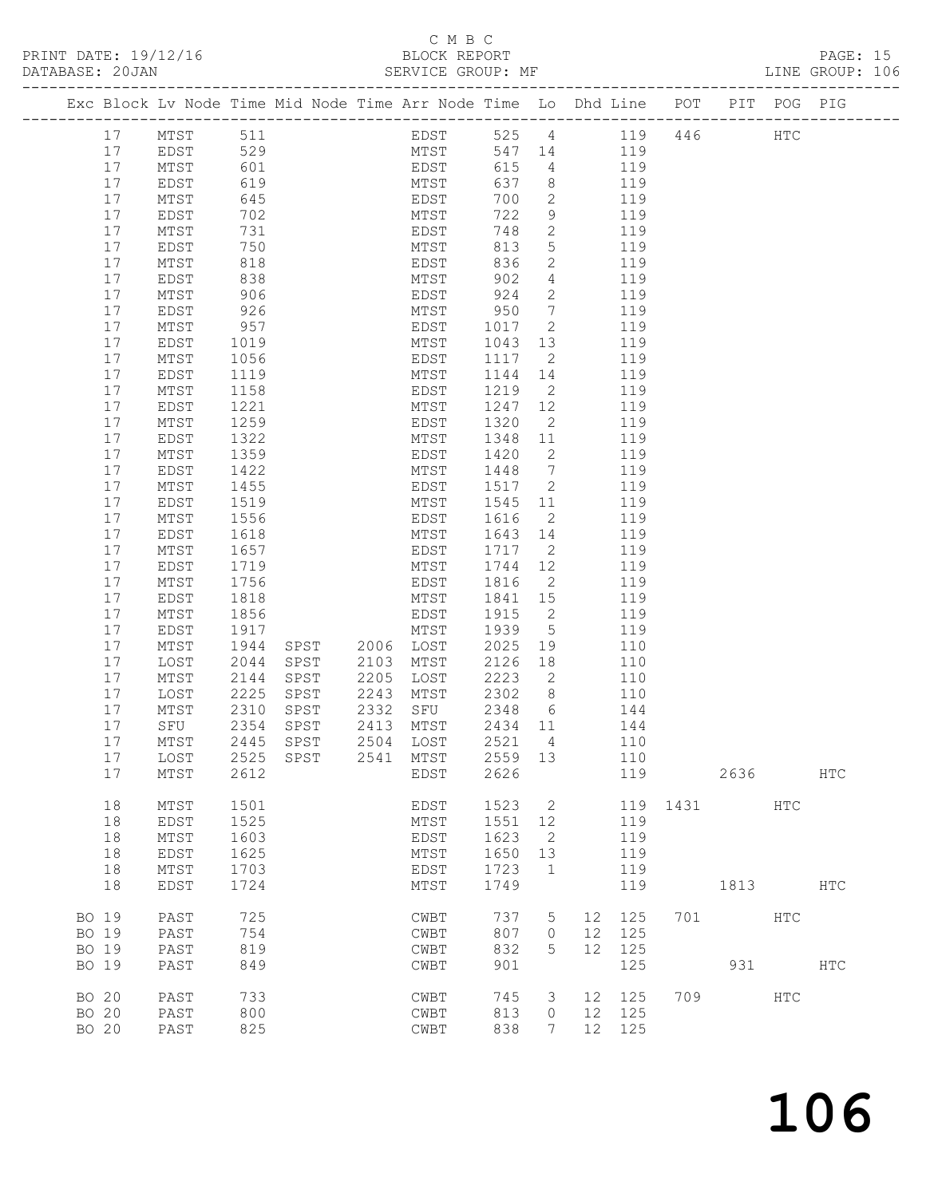C M B C
PRINT DATE: 19/12/16 BLOCK REPORT PAGE: 15
DATABASE: 20JAN SERVICE GROUP: MF LINE GROUP: 106

| Exc | Block | Lv | Node | Time | Mid Node | Time | Arr Node | Time | Lo | Dhd | Line | POT | PIT | POG | PIG |
|---|---|---|---|---|---|---|---|---|---|---|---|---|---|---|---|
| | 17 | | MTST | 511 | | | EDST | 525 | 4 | | 119 | 446 | | HTC | |
| | 17 | | EDST | 529 | | | MTST | 547 | 14 | | 119 | | | | |
| | 17 | | MTST | 601 | | | EDST | 615 | 4 | | 119 | | | | |
| | 17 | | EDST | 619 | | | MTST | 637 | 8 | | 119 | | | | |
| | 17 | | MTST | 645 | | | EDST | 700 | 2 | | 119 | | | | |
| | 17 | | EDST | 702 | | | MTST | 722 | 9 | | 119 | | | | |
| | 17 | | MTST | 731 | | | EDST | 748 | 2 | | 119 | | | | |
| | 17 | | EDST | 750 | | | MTST | 813 | 5 | | 119 | | | | |
| | 17 | | MTST | 818 | | | EDST | 836 | 2 | | 119 | | | | |
| | 17 | | EDST | 838 | | | MTST | 902 | 4 | | 119 | | | | |
| | 17 | | MTST | 906 | | | EDST | 924 | 2 | | 119 | | | | |
| | 17 | | EDST | 926 | | | MTST | 950 | 7 | | 119 | | | | |
| | 17 | | MTST | 957 | | | EDST | 1017 | 2 | | 119 | | | | |
| | 17 | | EDST | 1019 | | | MTST | 1043 | 13 | | 119 | | | | |
| | 17 | | MTST | 1056 | | | EDST | 1117 | 2 | | 119 | | | | |
| | 17 | | EDST | 1119 | | | MTST | 1144 | 14 | | 119 | | | | |
| | 17 | | MTST | 1158 | | | EDST | 1219 | 2 | | 119 | | | | |
| | 17 | | EDST | 1221 | | | MTST | 1247 | 12 | | 119 | | | | |
| | 17 | | MTST | 1259 | | | EDST | 1320 | 2 | | 119 | | | | |
| | 17 | | EDST | 1322 | | | MTST | 1348 | 11 | | 119 | | | | |
| | 17 | | MTST | 1359 | | | EDST | 1420 | 2 | | 119 | | | | |
| | 17 | | EDST | 1422 | | | MTST | 1448 | 7 | | 119 | | | | |
| | 17 | | MTST | 1455 | | | EDST | 1517 | 2 | | 119 | | | | |
| | 17 | | EDST | 1519 | | | MTST | 1545 | 11 | | 119 | | | | |
| | 17 | | MTST | 1556 | | | EDST | 1616 | 2 | | 119 | | | | |
| | 17 | | EDST | 1618 | | | MTST | 1643 | 14 | | 119 | | | | |
| | 17 | | MTST | 1657 | | | EDST | 1717 | 2 | | 119 | | | | |
| | 17 | | EDST | 1719 | | | MTST | 1744 | 12 | | 119 | | | | |
| | 17 | | MTST | 1756 | | | EDST | 1816 | 2 | | 119 | | | | |
| | 17 | | EDST | 1818 | | | MTST | 1841 | 15 | | 119 | | | | |
| | 17 | | MTST | 1856 | | | EDST | 1915 | 2 | | 119 | | | | |
| | 17 | | EDST | 1917 | | | MTST | 1939 | 5 | | 119 | | | | |
| | 17 | | MTST | 1944 | SPST | 2006 | LOST | 2025 | 19 | | 110 | | | | |
| | 17 | | LOST | 2044 | SPST | 2103 | MTST | 2126 | 18 | | 110 | | | | |
| | 17 | | MTST | 2144 | SPST | 2205 | LOST | 2223 | 2 | | 110 | | | | |
| | 17 | | LOST | 2225 | SPST | 2243 | MTST | 2302 | 8 | | 110 | | | | |
| | 17 | | MTST | 2310 | SPST | 2332 | SFU | 2348 | 6 | | 144 | | | | |
| | 17 | | SFU | 2354 | SPST | 2413 | MTST | 2434 | 11 | | 144 | | | | |
| | 17 | | MTST | 2445 | SPST | 2504 | LOST | 2521 | 4 | | 110 | | | | |
| | 17 | | LOST | 2525 | SPST | 2541 | MTST | 2559 | 13 | | 110 | | | | |
| | 17 | | MTST | 2612 | | | EDST | 2626 | | | 119 | | 2636 | | HTC |
| | 18 | | MTST | 1501 | | | EDST | 1523 | 2 | | 119 | 1431 | | HTC | |
| | 18 | | EDST | 1525 | | | MTST | 1551 | 12 | | 119 | | | | |
| | 18 | | MTST | 1603 | | | EDST | 1623 | 2 | | 119 | | | | |
| | 18 | | EDST | 1625 | | | MTST | 1650 | 13 | | 119 | | | | |
| | 18 | | MTST | 1703 | | | EDST | 1723 | 1 | | 119 | | | | |
| | 18 | | EDST | 1724 | | | MTST | 1749 | | | 119 | | 1813 | | HTC |
| BO | 19 | | PAST | 725 | | | CWBT | 737 | 5 | 12 | 125 | 701 | | HTC | |
| BO | 19 | | PAST | 754 | | | CWBT | 807 | 0 | 12 | 125 | | | | |
| BO | 19 | | PAST | 819 | | | CWBT | 832 | 5 | 12 | 125 | | | | |
| BO | 19 | | PAST | 849 | | | CWBT | 901 | | | 125 | | 931 | | HTC |
| BO | 20 | | PAST | 733 | | | CWBT | 745 | 3 | 12 | 125 | 709 | | HTC | |
| BO | 20 | | PAST | 800 | | | CWBT | 813 | 0 | 12 | 125 | | | | |
| BO | 20 | | PAST | 825 | | | CWBT | 838 | 7 | 12 | 125 | | | | |

106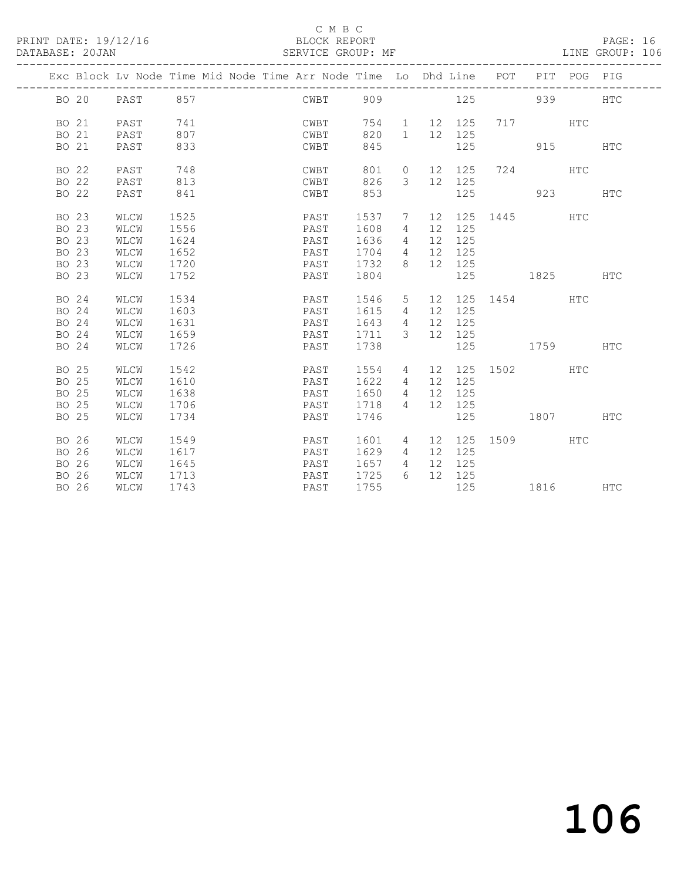C M B C

PRINT DATE: 19/12/16 BLOCK REPORT
DATABASE: 20JAN SERVICE GROUP: MF LINE GROUP: 106

| Exc | Block | Lv | Node | Time | Mid Node | Time | Arr Node | Time | Lo | Dhd | Line | POT | PIT | POG | PIG |
|---|---|---|---|---|---|---|---|---|---|---|---|---|---|---|---|
| | BO 20 | | PAST | 857 | | | CWBT | 909 | | | 125 | | 939 | | HTC |
| | BO 21 | | PAST | 741 | | | CWBT | 754 | 1 | 12 | 125 | 717 | | HTC | |
| | BO 21 | | PAST | 807 | | | CWBT | 820 | 1 | 12 | 125 | | | | |
| | BO 21 | | PAST | 833 | | | CWBT | 845 | | | 125 | | 915 | | HTC |
| | BO 22 | | PAST | 748 | | | CWBT | 801 | 0 | 12 | 125 | 724 | | HTC | |
| | BO 22 | | PAST | 813 | | | CWBT | 826 | 3 | 12 | 125 | | | | |
| | BO 22 | | PAST | 841 | | | CWBT | 853 | | | 125 | | 923 | | HTC |
| | BO 23 | | WLCW | 1525 | | | PAST | 1537 | 7 | 12 | 125 | 1445 | | HTC | |
| | BO 23 | | WLCW | 1556 | | | PAST | 1608 | 4 | 12 | 125 | | | | |
| | BO 23 | | WLCW | 1624 | | | PAST | 1636 | 4 | 12 | 125 | | | | |
| | BO 23 | | WLCW | 1652 | | | PAST | 1704 | 4 | 12 | 125 | | | | |
| | BO 23 | | WLCW | 1720 | | | PAST | 1732 | 8 | 12 | 125 | | | | |
| | BO 23 | | WLCW | 1752 | | | PAST | 1804 | | | 125 | | 1825 | | HTC |
| | BO 24 | | WLCW | 1534 | | | PAST | 1546 | 5 | 12 | 125 | 1454 | | HTC | |
| | BO 24 | | WLCW | 1603 | | | PAST | 1615 | 4 | 12 | 125 | | | | |
| | BO 24 | | WLCW | 1631 | | | PAST | 1643 | 4 | 12 | 125 | | | | |
| | BO 24 | | WLCW | 1659 | | | PAST | 1711 | 3 | 12 | 125 | | | | |
| | BO 24 | | WLCW | 1726 | | | PAST | 1738 | | | 125 | | 1759 | | HTC |
| | BO 25 | | WLCW | 1542 | | | PAST | 1554 | 4 | 12 | 125 | 1502 | | HTC | |
| | BO 25 | | WLCW | 1610 | | | PAST | 1622 | 4 | 12 | 125 | | | | |
| | BO 25 | | WLCW | 1638 | | | PAST | 1650 | 4 | 12 | 125 | | | | |
| | BO 25 | | WLCW | 1706 | | | PAST | 1718 | 4 | 12 | 125 | | | | |
| | BO 25 | | WLCW | 1734 | | | PAST | 1746 | | | 125 | | 1807 | | HTC |
| | BO 26 | | WLCW | 1549 | | | PAST | 1601 | 4 | 12 | 125 | 1509 | | HTC | |
| | BO 26 | | WLCW | 1617 | | | PAST | 1629 | 4 | 12 | 125 | | | | |
| | BO 26 | | WLCW | 1645 | | | PAST | 1657 | 4 | 12 | 125 | | | | |
| | BO 26 | | WLCW | 1713 | | | PAST | 1725 | 6 | 12 | 125 | | | | |
| | BO 26 | | WLCW | 1743 | | | PAST | 1755 | | | 125 | | 1816 | | HTC |

106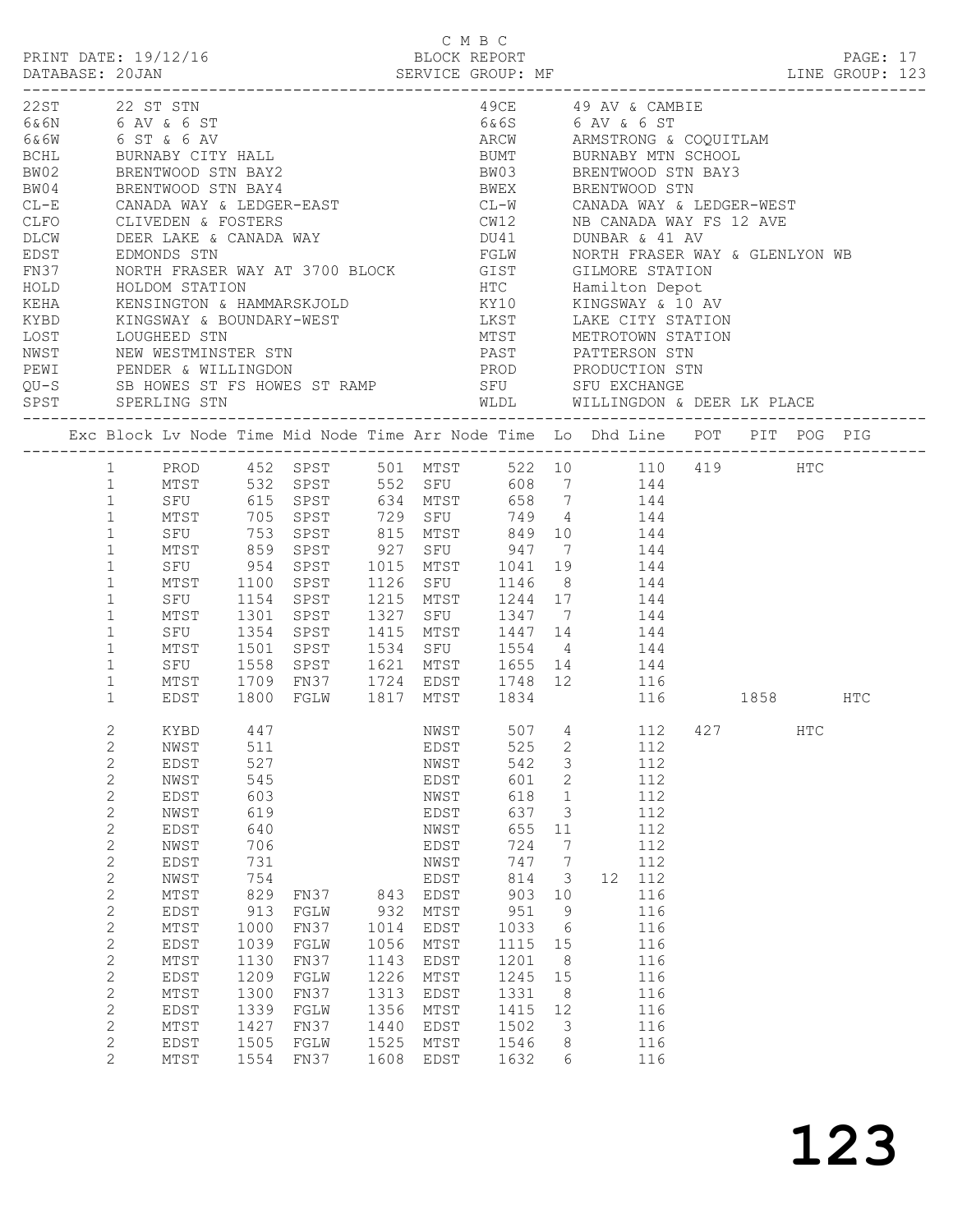C M B C
BLOCK REPORT
SERVICE GROUP: MF

PRINT DATE: 19/12/16
DATABASE: 20JAN
LINE GROUP: 123

| Code | Name | Code | Name |
|---|---|---|---|
| 22ST | 22 ST STN | 49CE | 49 AV & CAMBIE |
| 6&6N | 6 AV & 6 ST | 6&6S | 6 AV & 6 ST |
| 6&6W | 6 ST & 6 AV | ARCW | ARMSTRONG & COQUITLAM |
| BCHL | BURNABY CITY HALL | BUMT | BURNABY MTN SCHOOL |
| BW02 | BRENTWOOD STN BAY2 | BW03 | BRENTWOOD STN BAY3 |
| BW04 | BRENTWOOD STN BAY4 | BWEX | BRENTWOOD STN |
| CL-E | CANADA WAY & LEDGER-EAST | CL-W | CANADA WAY & LEDGER-WEST |
| CLFO | CLIVEDEN & FOSTERS | CW12 | NB CANADA WAY FS 12 AVE |
| DLCW | DEER LAKE & CANADA WAY | DU41 | DUNBAR & 41 AV |
| EDST | EDMONDS STN | FGLW | NORTH FRASER WAY & GLENLYON WB |
| FN37 | NORTH FRASER WAY AT 3700 BLOCK | GIST | GILMORE STATION |
| HOLD | HOLDOM STATION | HTC | Hamilton Depot |
| KEHA | KENSINGTON & HAMMARSKJOLD | KY10 | KINGSWAY & 10 AV |
| KYBD | KINGSWAY & BOUNDARY-WEST | LKST | LAKE CITY STATION |
| LOST | LOUGHEED STN | MTST | METROTOWN STATION |
| NWST | NEW WESTMINSTER STN | PAST | PATTERSON STN |
| PEWI | PENDER & WILLINGDON | PROD | PRODUCTION STN |
| QU-S | SB HOWES ST FS HOWES ST RAMP | SFU | SFU EXCHANGE |
| SPST | SPERLING STN | WLDL | WILLINGDON & DEER LK PLACE |

| Exc | Block | Lv Node | Time | Mid Node | Time | Arr Node | Time | Lo | Dhd | Line | POT | PIT | POG | PIG |
|---|---|---|---|---|---|---|---|---|---|---|---|---|---|---|
| | 1 | PROD | 452 | SPST | 501 | MTST | 522 | 10 | | 110 | 419 | | HTC | |
| | 1 | MTST | 532 | SPST | 552 | SFU | 608 | 7 | | 144 | | | | |
| | 1 | SFU | 615 | SPST | 634 | MTST | 658 | 7 | | 144 | | | | |
| | 1 | MTST | 705 | SPST | 729 | SFU | 749 | 4 | | 144 | | | | |
| | 1 | SFU | 753 | SPST | 815 | MTST | 849 | 10 | | 144 | | | | |
| | 1 | MTST | 859 | SPST | 927 | SFU | 947 | 7 | | 144 | | | | |
| | 1 | SFU | 954 | SPST | 1015 | MTST | 1041 | 19 | | 144 | | | | |
| | 1 | MTST | 1100 | SPST | 1126 | SFU | 1146 | 8 | | 144 | | | | |
| | 1 | SFU | 1154 | SPST | 1215 | MTST | 1244 | 17 | | 144 | | | | |
| | 1 | MTST | 1301 | SPST | 1327 | SFU | 1347 | 7 | | 144 | | | | |
| | 1 | SFU | 1354 | SPST | 1415 | MTST | 1447 | 14 | | 144 | | | | |
| | 1 | MTST | 1501 | SPST | 1534 | SFU | 1554 | 4 | | 144 | | | | |
| | 1 | SFU | 1558 | SPST | 1621 | MTST | 1655 | 14 | | 144 | | | | |
| | 1 | MTST | 1709 | FN37 | 1724 | EDST | 1748 | 12 | | 116 | | | | |
| | 1 | EDST | 1800 | FGLW | 1817 | MTST | 1834 | | | 116 | | 1858 | | HTC |
| | 2 | KYBD | 447 | | | NWST | 507 | 4 | | 112 | 427 | | HTC | |
| | 2 | NWST | 511 | | | EDST | 525 | 2 | | 112 | | | | |
| | 2 | EDST | 527 | | | NWST | 542 | 3 | | 112 | | | | |
| | 2 | NWST | 545 | | | EDST | 601 | 2 | | 112 | | | | |
| | 2 | EDST | 603 | | | NWST | 618 | 1 | | 112 | | | | |
| | 2 | NWST | 619 | | | EDST | 637 | 3 | | 112 | | | | |
| | 2 | EDST | 640 | | | NWST | 655 | 11 | | 112 | | | | |
| | 2 | NWST | 706 | | | EDST | 724 | 7 | | 112 | | | | |
| | 2 | EDST | 731 | | | NWST | 747 | 7 | | 112 | | | | |
| | 2 | NWST | 754 | | | EDST | 814 | 3 | 12 | 112 | | | | |
| | 2 | MTST | 829 | FN37 | 843 | EDST | 903 | 10 | | 116 | | | | |
| | 2 | EDST | 913 | FGLW | 932 | MTST | 951 | 9 | | 116 | | | | |
| | 2 | MTST | 1000 | FN37 | 1014 | EDST | 1033 | 6 | | 116 | | | | |
| | 2 | EDST | 1039 | FGLW | 1056 | MTST | 1115 | 15 | | 116 | | | | |
| | 2 | MTST | 1130 | FN37 | 1143 | EDST | 1201 | 8 | | 116 | | | | |
| | 2 | EDST | 1209 | FGLW | 1226 | MTST | 1245 | 15 | | 116 | | | | |
| | 2 | MTST | 1300 | FN37 | 1313 | EDST | 1331 | 8 | | 116 | | | | |
| | 2 | EDST | 1339 | FGLW | 1356 | MTST | 1415 | 12 | | 116 | | | | |
| | 2 | MTST | 1427 | FN37 | 1440 | EDST | 1502 | 3 | | 116 | | | | |
| | 2 | EDST | 1505 | FGLW | 1525 | MTST | 1546 | 8 | | 116 | | | | |
| | 2 | MTST | 1554 | FN37 | 1608 | EDST | 1632 | 6 | | 116 | | | | |

# 123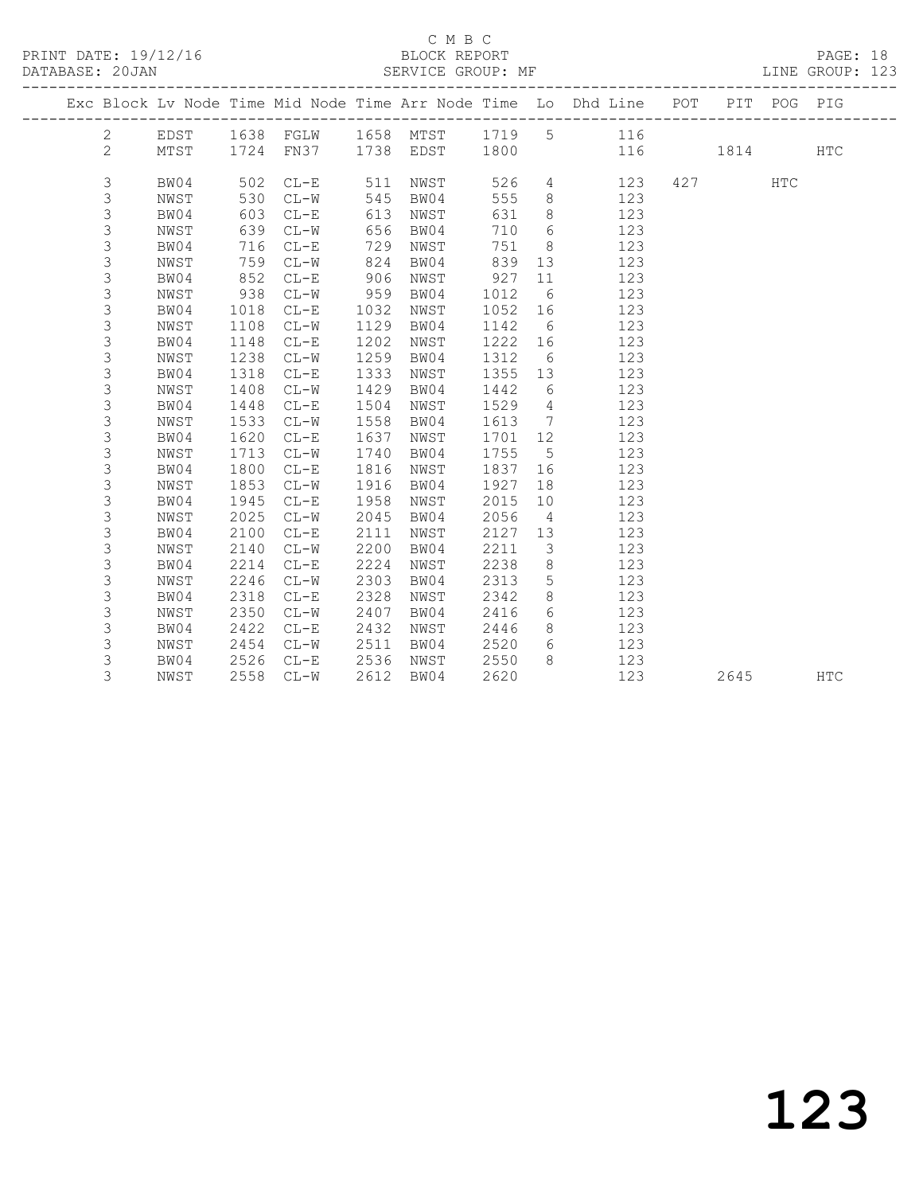C M B C

PRINT DATE: 19/12/16 BLOCK REPORT

DATABASE: 20JAN SERVICE GROUP: MF LINE GROUP: 123

| Exc | Block | Lv | Node | Time | Mid Node | Time | Arr Node | Time | Lo | Dhd Line | POT | PIT | POG | PIG |
|---|---|---|---|---|---|---|---|---|---|---|---|---|---|---|
| | 2 | | EDST | 1638 | FGLW | 1658 | MTST | 1719 | 5 | 116 | | | | |
| | 2 | | MTST | 1724 | FN37 | 1738 | EDST | 1800 | | 116 | | 1814 | | HTC |
| | 3 | | BW04 | 502 | CL-E | 511 | NWST | 526 | 4 | 123 | 427 | | HTC | |
| | 3 | | NWST | 530 | CL-W | 545 | BW04 | 555 | 8 | 123 | | | | |
| | 3 | | BW04 | 603 | CL-E | 613 | NWST | 631 | 8 | 123 | | | | |
| | 3 | | NWST | 639 | CL-W | 656 | BW04 | 710 | 6 | 123 | | | | |
| | 3 | | BW04 | 716 | CL-E | 729 | NWST | 751 | 8 | 123 | | | | |
| | 3 | | NWST | 759 | CL-W | 824 | BW04 | 839 | 13 | 123 | | | | |
| | 3 | | BW04 | 852 | CL-E | 906 | NWST | 927 | 11 | 123 | | | | |
| | 3 | | NWST | 938 | CL-W | 959 | BW04 | 1012 | 6 | 123 | | | | |
| | 3 | | BW04 | 1018 | CL-E | 1032 | NWST | 1052 | 16 | 123 | | | | |
| | 3 | | NWST | 1108 | CL-W | 1129 | BW04 | 1142 | 6 | 123 | | | | |
| | 3 | | BW04 | 1148 | CL-E | 1202 | NWST | 1222 | 16 | 123 | | | | |
| | 3 | | NWST | 1238 | CL-W | 1259 | BW04 | 1312 | 6 | 123 | | | | |
| | 3 | | BW04 | 1318 | CL-E | 1333 | NWST | 1355 | 13 | 123 | | | | |
| | 3 | | NWST | 1408 | CL-W | 1429 | BW04 | 1442 | 6 | 123 | | | | |
| | 3 | | BW04 | 1448 | CL-E | 1504 | NWST | 1529 | 4 | 123 | | | | |
| | 3 | | NWST | 1533 | CL-W | 1558 | BW04 | 1613 | 7 | 123 | | | | |
| | 3 | | BW04 | 1620 | CL-E | 1637 | NWST | 1701 | 12 | 123 | | | | |
| | 3 | | NWST | 1713 | CL-W | 1740 | BW04 | 1755 | 5 | 123 | | | | |
| | 3 | | BW04 | 1800 | CL-E | 1816 | NWST | 1837 | 16 | 123 | | | | |
| | 3 | | NWST | 1853 | CL-W | 1916 | BW04 | 1927 | 18 | 123 | | | | |
| | 3 | | BW04 | 1945 | CL-E | 1958 | NWST | 2015 | 10 | 123 | | | | |
| | 3 | | NWST | 2025 | CL-W | 2045 | BW04 | 2056 | 4 | 123 | | | | |
| | 3 | | BW04 | 2100 | CL-E | 2111 | NWST | 2127 | 13 | 123 | | | | |
| | 3 | | NWST | 2140 | CL-W | 2200 | BW04 | 2211 | 3 | 123 | | | | |
| | 3 | | BW04 | 2214 | CL-E | 2224 | NWST | 2238 | 8 | 123 | | | | |
| | 3 | | NWST | 2246 | CL-W | 2303 | BW04 | 2313 | 5 | 123 | | | | |
| | 3 | | BW04 | 2318 | CL-E | 2328 | NWST | 2342 | 8 | 123 | | | | |
| | 3 | | NWST | 2350 | CL-W | 2407 | BW04 | 2416 | 6 | 123 | | | | |
| | 3 | | BW04 | 2422 | CL-E | 2432 | NWST | 2446 | 8 | 123 | | | | |
| | 3 | | NWST | 2454 | CL-W | 2511 | BW04 | 2520 | 6 | 123 | | | | |
| | 3 | | BW04 | 2526 | CL-E | 2536 | NWST | 2550 | 8 | 123 | | | | |
| | 3 | | NWST | 2558 | CL-W | 2612 | BW04 | 2620 | | 123 | | 2645 | | HTC |

# 123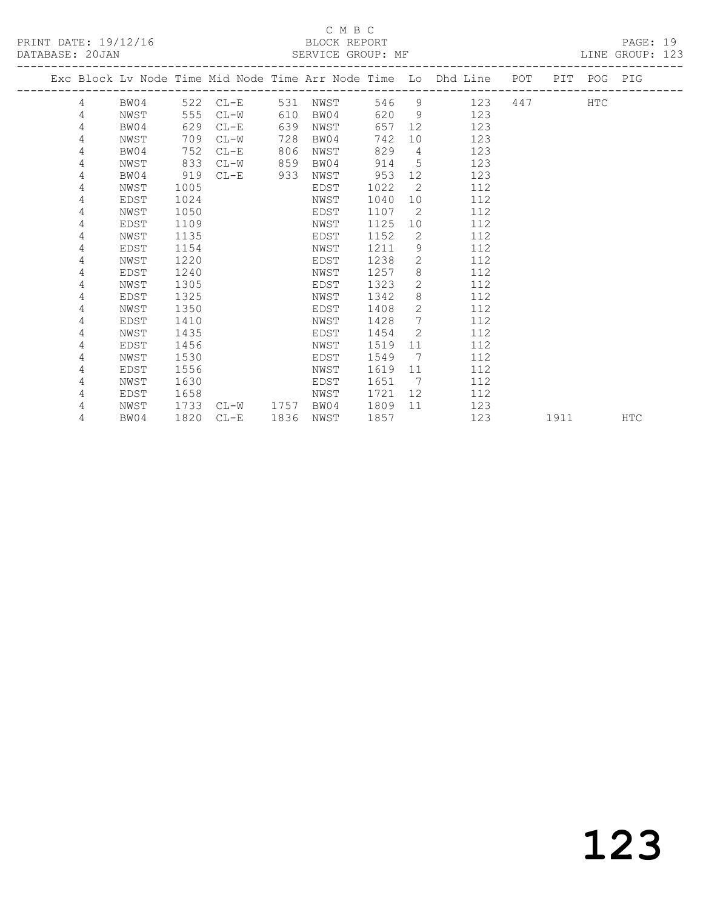C M B C
BLOCK REPORT
SERVICE GROUP: MF

PRINT DATE: 19/12/16
DATABASE: 20JAN

LINE GROUP: 123

| Exc | Block | Lv | Node | Time | Mid Node | Time | Arr Node | Time | Lo | Dhd Line | POT | PIT | POG | PIG |
|---|---|---|---|---|---|---|---|---|---|---|---|---|---|---|
| | 4 | | BW04 | 522 | CL-E | 531 | NWST | 546 | 9 | 123 | 447 | | HTC | |
| | 4 | | NWST | 555 | CL-W | 610 | BW04 | 620 | 9 | 123 | | | | |
| | 4 | | BW04 | 629 | CL-E | 639 | NWST | 657 | 12 | 123 | | | | |
| | 4 | | NWST | 709 | CL-W | 728 | BW04 | 742 | 10 | 123 | | | | |
| | 4 | | BW04 | 752 | CL-E | 806 | NWST | 829 | 4 | 123 | | | | |
| | 4 | | NWST | 833 | CL-W | 859 | BW04 | 914 | 5 | 123 | | | | |
| | 4 | | BW04 | 919 | CL-E | 933 | NWST | 953 | 12 | 123 | | | | |
| | 4 | | NWST | 1005 | | | EDST | 1022 | 2 | 112 | | | | |
| | 4 | | EDST | 1024 | | | NWST | 1040 | 10 | 112 | | | | |
| | 4 | | NWST | 1050 | | | EDST | 1107 | 2 | 112 | | | | |
| | 4 | | EDST | 1109 | | | NWST | 1125 | 10 | 112 | | | | |
| | 4 | | NWST | 1135 | | | EDST | 1152 | 2 | 112 | | | | |
| | 4 | | EDST | 1154 | | | NWST | 1211 | 9 | 112 | | | | |
| | 4 | | NWST | 1220 | | | EDST | 1238 | 2 | 112 | | | | |
| | 4 | | EDST | 1240 | | | NWST | 1257 | 8 | 112 | | | | |
| | 4 | | NWST | 1305 | | | EDST | 1323 | 2 | 112 | | | | |
| | 4 | | EDST | 1325 | | | NWST | 1342 | 8 | 112 | | | | |
| | 4 | | NWST | 1350 | | | EDST | 1408 | 2 | 112 | | | | |
| | 4 | | EDST | 1410 | | | NWST | 1428 | 7 | 112 | | | | |
| | 4 | | NWST | 1435 | | | EDST | 1454 | 2 | 112 | | | | |
| | 4 | | EDST | 1456 | | | NWST | 1519 | 11 | 112 | | | | |
| | 4 | | NWST | 1530 | | | EDST | 1549 | 7 | 112 | | | | |
| | 4 | | EDST | 1556 | | | NWST | 1619 | 11 | 112 | | | | |
| | 4 | | NWST | 1630 | | | EDST | 1651 | 7 | 112 | | | | |
| | 4 | | EDST | 1658 | | | NWST | 1721 | 12 | 112 | | | | |
| | 4 | | NWST | 1733 | CL-W | 1757 | BW04 | 1809 | 11 | 123 | | | | |
| | 4 | | BW04 | 1820 | CL-E | 1836 | NWST | 1857 | | 123 | | 1911 | | HTC |

123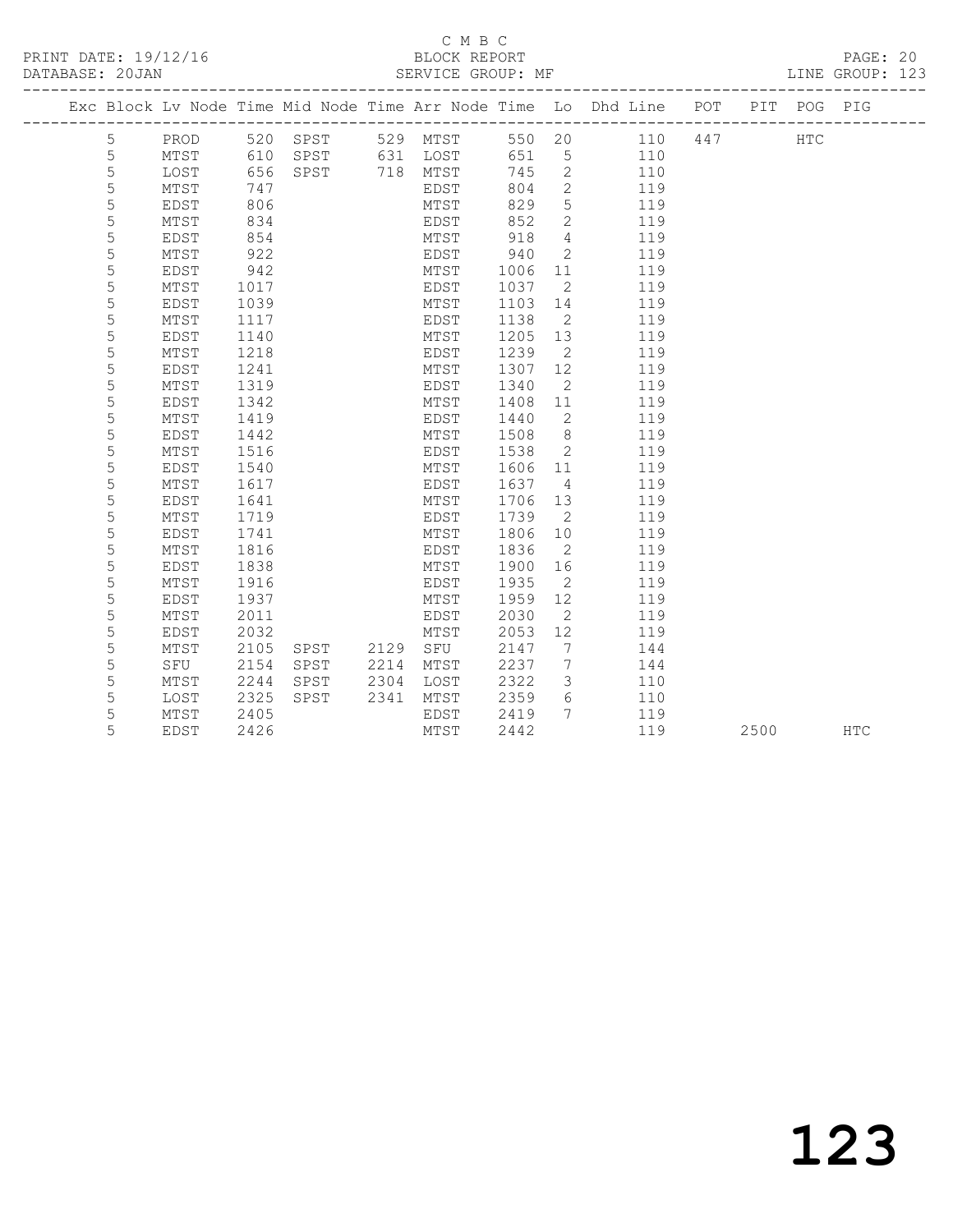C M B C

PRINT DATE: 19/12/16 BLOCK REPORT

DATABASE: 20JAN SERVICE GROUP: MF LINE GROUP: 123

| Exc | Block | Lv Node | Time | Mid Node | Time | Arr Node | Time | Lo | Dhd Line | POT | PIT | POG | PIG |
|---|---|---|---|---|---|---|---|---|---|---|---|---|---|
| | 5 | PROD | 520 | SPST | 529 | MTST | 550 | 20 | 110 | 447 | | HTC | |
| | 5 | MTST | 610 | SPST | 631 | LOST | 651 | 5 | 110 | | | | |
| | 5 | LOST | 656 | SPST | 718 | MTST | 745 | 2 | 110 | | | | |
| | 5 | MTST | 747 | | | EDST | 804 | 2 | 119 | | | | |
| | 5 | EDST | 806 | | | MTST | 829 | 5 | 119 | | | | |
| | 5 | MTST | 834 | | | EDST | 852 | 2 | 119 | | | | |
| | 5 | EDST | 854 | | | MTST | 918 | 4 | 119 | | | | |
| | 5 | MTST | 922 | | | EDST | 940 | 2 | 119 | | | | |
| | 5 | EDST | 942 | | | MTST | 1006 | 11 | 119 | | | | |
| | 5 | MTST | 1017 | | | EDST | 1037 | 2 | 119 | | | | |
| | 5 | EDST | 1039 | | | MTST | 1103 | 14 | 119 | | | | |
| | 5 | MTST | 1117 | | | EDST | 1138 | 2 | 119 | | | | |
| | 5 | EDST | 1140 | | | MTST | 1205 | 13 | 119 | | | | |
| | 5 | MTST | 1218 | | | EDST | 1239 | 2 | 119 | | | | |
| | 5 | EDST | 1241 | | | MTST | 1307 | 12 | 119 | | | | |
| | 5 | MTST | 1319 | | | EDST | 1340 | 2 | 119 | | | | |
| | 5 | EDST | 1342 | | | MTST | 1408 | 11 | 119 | | | | |
| | 5 | MTST | 1419 | | | EDST | 1440 | 2 | 119 | | | | |
| | 5 | EDST | 1442 | | | MTST | 1508 | 8 | 119 | | | | |
| | 5 | MTST | 1516 | | | EDST | 1538 | 2 | 119 | | | | |
| | 5 | EDST | 1540 | | | MTST | 1606 | 11 | 119 | | | | |
| | 5 | MTST | 1617 | | | EDST | 1637 | 4 | 119 | | | | |
| | 5 | EDST | 1641 | | | MTST | 1706 | 13 | 119 | | | | |
| | 5 | MTST | 1719 | | | EDST | 1739 | 2 | 119 | | | | |
| | 5 | EDST | 1741 | | | MTST | 1806 | 10 | 119 | | | | |
| | 5 | MTST | 1816 | | | EDST | 1836 | 2 | 119 | | | | |
| | 5 | EDST | 1838 | | | MTST | 1900 | 16 | 119 | | | | |
| | 5 | MTST | 1916 | | | EDST | 1935 | 2 | 119 | | | | |
| | 5 | EDST | 1937 | | | MTST | 1959 | 12 | 119 | | | | |
| | 5 | MTST | 2011 | | | EDST | 2030 | 2 | 119 | | | | |
| | 5 | EDST | 2032 | | | MTST | 2053 | 12 | 119 | | | | |
| | 5 | MTST | 2105 | SPST | 2129 | SFU | 2147 | 7 | 144 | | | | |
| | 5 | SFU | 2154 | SPST | 2214 | MTST | 2237 | 7 | 144 | | | | |
| | 5 | MTST | 2244 | SPST | 2304 | LOST | 2322 | 3 | 110 | | | | |
| | 5 | LOST | 2325 | SPST | 2341 | MTST | 2359 | 6 | 110 | | | | |
| | 5 | MTST | 2405 | | | EDST | 2419 | 7 | 119 | | | | |
| | 5 | EDST | 2426 | | | MTST | 2442 | | 119 | | 2500 | | HTC |

123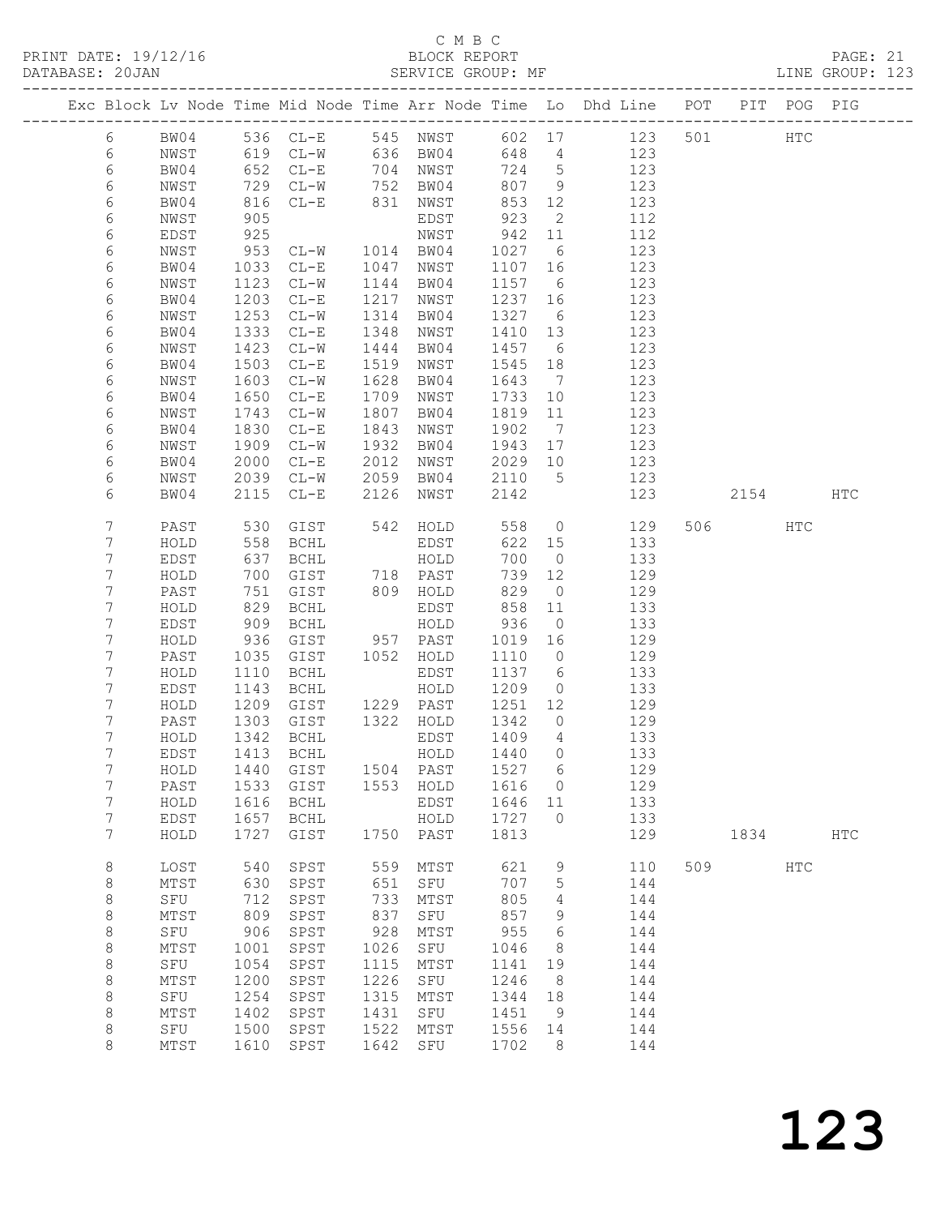C M B C

PRINT DATE: 19/12/16 BLOCK REPORT

DATABASE: 20JAN SERVICE GROUP: MF LINE GROUP: 123

| Exc | Block | Lv | Node | Time | Mid Node | Time | Arr Node | Time | Lo | Dhd Line | POT | PIT | POG | PIG |
|---|---|---|---|---|---|---|---|---|---|---|---|---|---|---|
| | 6 | | BW04 | 536 | CL-E | 545 | NWST | 602 | 17 | 123 | 501 | | HTC | |
| | 6 | | NWST | 619 | CL-W | 636 | BW04 | 648 | 4 | 123 | | | | |
| | 6 | | BW04 | 652 | CL-E | 704 | NWST | 724 | 5 | 123 | | | | |
| | 6 | | NWST | 729 | CL-W | 752 | BW04 | 807 | 9 | 123 | | | | |
| | 6 | | BW04 | 816 | CL-E | 831 | NWST | 853 | 12 | 123 | | | | |
| | 6 | | NWST | 905 | | | EDST | 923 | 2 | 112 | | | | |
| | 6 | | EDST | 925 | | | NWST | 942 | 11 | 112 | | | | |
| | 6 | | NWST | 953 | CL-W | 1014 | BW04 | 1027 | 6 | 123 | | | | |
| | 6 | | BW04 | 1033 | CL-E | 1047 | NWST | 1107 | 16 | 123 | | | | |
| | 6 | | NWST | 1123 | CL-W | 1144 | BW04 | 1157 | 6 | 123 | | | | |
| | 6 | | BW04 | 1203 | CL-E | 1217 | NWST | 1237 | 16 | 123 | | | | |
| | 6 | | NWST | 1253 | CL-W | 1314 | BW04 | 1327 | 6 | 123 | | | | |
| | 6 | | BW04 | 1333 | CL-E | 1348 | NWST | 1410 | 13 | 123 | | | | |
| | 6 | | NWST | 1423 | CL-W | 1444 | BW04 | 1457 | 6 | 123 | | | | |
| | 6 | | BW04 | 1503 | CL-E | 1519 | NWST | 1545 | 18 | 123 | | | | |
| | 6 | | NWST | 1603 | CL-W | 1628 | BW04 | 1643 | 7 | 123 | | | | |
| | 6 | | BW04 | 1650 | CL-E | 1709 | NWST | 1733 | 10 | 123 | | | | |
| | 6 | | NWST | 1743 | CL-W | 1807 | BW04 | 1819 | 11 | 123 | | | | |
| | 6 | | BW04 | 1830 | CL-E | 1843 | NWST | 1902 | 7 | 123 | | | | |
| | 6 | | NWST | 1909 | CL-W | 1932 | BW04 | 1943 | 17 | 123 | | | | |
| | 6 | | BW04 | 2000 | CL-E | 2012 | NWST | 2029 | 10 | 123 | | | | |
| | 6 | | NWST | 2039 | CL-W | 2059 | BW04 | 2110 | 5 | 123 | | | | |
| | 6 | | BW04 | 2115 | CL-E | 2126 | NWST | 2142 | | 123 | | 2154 | | HTC |
| | 7 | | PAST | 530 | GIST | 542 | HOLD | 558 | 0 | 129 | 506 | | HTC | |
| | 7 | | HOLD | 558 | BCHL | | EDST | 622 | 15 | 133 | | | | |
| | 7 | | EDST | 637 | BCHL | | HOLD | 700 | 0 | 133 | | | | |
| | 7 | | HOLD | 700 | GIST | 718 | PAST | 739 | 12 | 129 | | | | |
| | 7 | | PAST | 751 | GIST | 809 | HOLD | 829 | 0 | 129 | | | | |
| | 7 | | HOLD | 829 | BCHL | | EDST | 858 | 11 | 133 | | | | |
| | 7 | | EDST | 909 | BCHL | | HOLD | 936 | 0 | 133 | | | | |
| | 7 | | HOLD | 936 | GIST | 957 | PAST | 1019 | 16 | 129 | | | | |
| | 7 | | PAST | 1035 | GIST | 1052 | HOLD | 1110 | 0 | 129 | | | | |
| | 7 | | HOLD | 1110 | BCHL | | EDST | 1137 | 6 | 133 | | | | |
| | 7 | | EDST | 1143 | BCHL | | HOLD | 1209 | 0 | 133 | | | | |
| | 7 | | HOLD | 1209 | GIST | 1229 | PAST | 1251 | 12 | 129 | | | | |
| | 7 | | PAST | 1303 | GIST | 1322 | HOLD | 1342 | 0 | 129 | | | | |
| | 7 | | HOLD | 1342 | BCHL | | EDST | 1409 | 4 | 133 | | | | |
| | 7 | | EDST | 1413 | BCHL | | HOLD | 1440 | 0 | 133 | | | | |
| | 7 | | HOLD | 1440 | GIST | 1504 | PAST | 1527 | 6 | 129 | | | | |
| | 7 | | PAST | 1533 | GIST | 1553 | HOLD | 1616 | 0 | 129 | | | | |
| | 7 | | HOLD | 1616 | BCHL | | EDST | 1646 | 11 | 133 | | | | |
| | 7 | | EDST | 1657 | BCHL | | HOLD | 1727 | 0 | 133 | | | | |
| | 7 | | HOLD | 1727 | GIST | 1750 | PAST | 1813 | | 129 | | 1834 | | HTC |
| | 8 | | LOST | 540 | SPST | 559 | MTST | 621 | 9 | 110 | 509 | | HTC | |
| | 8 | | MTST | 630 | SPST | 651 | SFU | 707 | 5 | 144 | | | | |
| | 8 | | SFU | 712 | SPST | 733 | MTST | 805 | 4 | 144 | | | | |
| | 8 | | MTST | 809 | SPST | 837 | SFU | 857 | 9 | 144 | | | | |
| | 8 | | SFU | 906 | SPST | 928 | MTST | 955 | 6 | 144 | | | | |
| | 8 | | MTST | 1001 | SPST | 1026 | SFU | 1046 | 8 | 144 | | | | |
| | 8 | | SFU | 1054 | SPST | 1115 | MTST | 1141 | 19 | 144 | | | | |
| | 8 | | MTST | 1200 | SPST | 1226 | SFU | 1246 | 8 | 144 | | | | |
| | 8 | | SFU | 1254 | SPST | 1315 | MTST | 1344 | 18 | 144 | | | | |
| | 8 | | MTST | 1402 | SPST | 1431 | SFU | 1451 | 9 | 144 | | | | |
| | 8 | | SFU | 1500 | SPST | 1522 | MTST | 1556 | 14 | 144 | | | | |
| | 8 | | MTST | 1610 | SPST | 1642 | SFU | 1702 | 8 | 144 | | | | |

# 123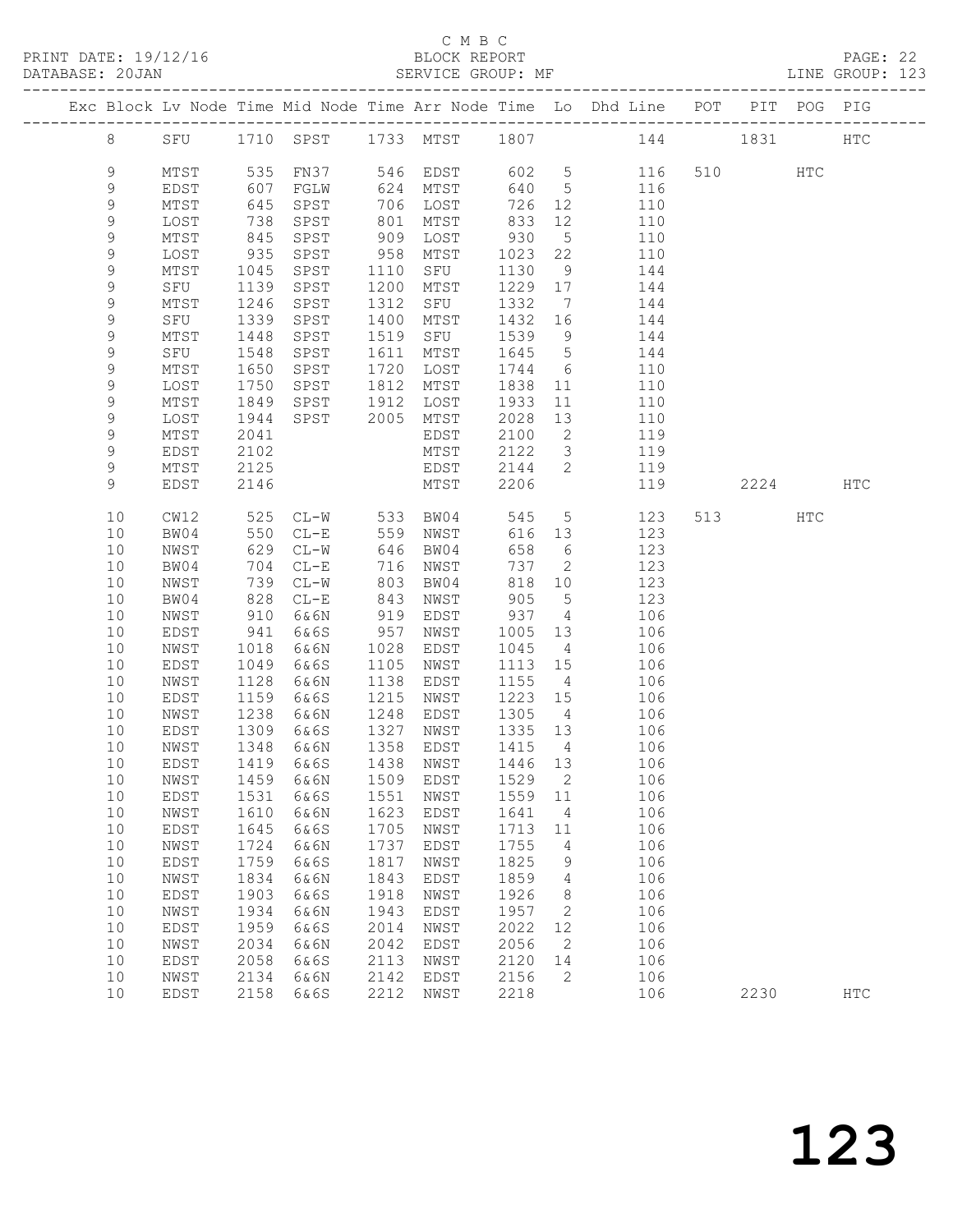C M B C

PRINT DATE: 19/12/16 BLOCK REPORT
DATABASE: 20JAN SERVICE GROUP: MF LINE GROUP: 123

| Exc | Block | Lv | Node | Time | Mid Node | Time | Arr Node | Time | Lo | Dhd Line | POT | PIT | POG | PIG |
|---|---|---|---|---|---|---|---|---|---|---|---|---|---|---|
| | 8 | | SFU | 1710 | SPST | 1733 | MTST | 1807 | | 144 | | 1831 | | HTC |
| | 9 | | MTST | 535 | FN37 | 546 | EDST | 602 | 5 | 116 | 510 | | HTC | |
| | 9 | | EDST | 607 | FGLW | 624 | MTST | 640 | 5 | 116 | | | | |
| | 9 | | MTST | 645 | SPST | 706 | LOST | 726 | 12 | 110 | | | | |
| | 9 | | LOST | 738 | SPST | 801 | MTST | 833 | 12 | 110 | | | | |
| | 9 | | MTST | 845 | SPST | 909 | LOST | 930 | 5 | 110 | | | | |
| | 9 | | LOST | 935 | SPST | 958 | MTST | 1023 | 22 | 110 | | | | |
| | 9 | | MTST | 1045 | SPST | 1110 | SFU | 1130 | 9 | 144 | | | | |
| | 9 | | SFU | 1139 | SPST | 1200 | MTST | 1229 | 17 | 144 | | | | |
| | 9 | | MTST | 1246 | SPST | 1312 | SFU | 1332 | 7 | 144 | | | | |
| | 9 | | SFU | 1339 | SPST | 1400 | MTST | 1432 | 16 | 144 | | | | |
| | 9 | | MTST | 1448 | SPST | 1519 | SFU | 1539 | 9 | 144 | | | | |
| | 9 | | SFU | 1548 | SPST | 1611 | MTST | 1645 | 5 | 144 | | | | |
| | 9 | | MTST | 1650 | SPST | 1720 | LOST | 1744 | 6 | 110 | | | | |
| | 9 | | LOST | 1750 | SPST | 1812 | MTST | 1838 | 11 | 110 | | | | |
| | 9 | | MTST | 1849 | SPST | 1912 | LOST | 1933 | 11 | 110 | | | | |
| | 9 | | LOST | 1944 | SPST | 2005 | MTST | 2028 | 13 | 110 | | | | |
| | 9 | | MTST | 2041 | | | EDST | 2100 | 2 | 119 | | | | |
| | 9 | | EDST | 2102 | | | MTST | 2122 | 3 | 119 | | | | |
| | 9 | | MTST | 2125 | | | EDST | 2144 | 2 | 119 | | | | |
| | 9 | | EDST | 2146 | | | MTST | 2206 | | 119 | | 2224 | | HTC |
| | 10 | | CW12 | 525 | CL-W | 533 | BW04 | 545 | 5 | 123 | 513 | | HTC | |
| | 10 | | BW04 | 550 | CL-E | 559 | NWST | 616 | 13 | 123 | | | | |
| | 10 | | NWST | 629 | CL-W | 646 | BW04 | 658 | 6 | 123 | | | | |
| | 10 | | BW04 | 704 | CL-E | 716 | NWST | 737 | 2 | 123 | | | | |
| | 10 | | NWST | 739 | CL-W | 803 | BW04 | 818 | 10 | 123 | | | | |
| | 10 | | BW04 | 828 | CL-E | 843 | NWST | 905 | 5 | 123 | | | | |
| | 10 | | NWST | 910 | 6&6N | 919 | EDST | 937 | 4 | 106 | | | | |
| | 10 | | EDST | 941 | 6&6S | 957 | NWST | 1005 | 13 | 106 | | | | |
| | 10 | | NWST | 1018 | 6&6N | 1028 | EDST | 1045 | 4 | 106 | | | | |
| | 10 | | EDST | 1049 | 6&6S | 1105 | NWST | 1113 | 15 | 106 | | | | |
| | 10 | | NWST | 1128 | 6&6N | 1138 | EDST | 1155 | 4 | 106 | | | | |
| | 10 | | EDST | 1159 | 6&6S | 1215 | NWST | 1223 | 15 | 106 | | | | |
| | 10 | | NWST | 1238 | 6&6N | 1248 | EDST | 1305 | 4 | 106 | | | | |
| | 10 | | EDST | 1309 | 6&6S | 1327 | NWST | 1335 | 13 | 106 | | | | |
| | 10 | | NWST | 1348 | 6&6N | 1358 | EDST | 1415 | 4 | 106 | | | | |
| | 10 | | EDST | 1419 | 6&6S | 1438 | NWST | 1446 | 13 | 106 | | | | |
| | 10 | | NWST | 1459 | 6&6N | 1509 | EDST | 1529 | 2 | 106 | | | | |
| | 10 | | EDST | 1531 | 6&6S | 1551 | NWST | 1559 | 11 | 106 | | | | |
| | 10 | | NWST | 1610 | 6&6N | 1623 | EDST | 1641 | 4 | 106 | | | | |
| | 10 | | EDST | 1645 | 6&6S | 1705 | NWST | 1713 | 11 | 106 | | | | |
| | 10 | | NWST | 1724 | 6&6N | 1737 | EDST | 1755 | 4 | 106 | | | | |
| | 10 | | EDST | 1759 | 6&6S | 1817 | NWST | 1825 | 9 | 106 | | | | |
| | 10 | | NWST | 1834 | 6&6N | 1843 | EDST | 1859 | 4 | 106 | | | | |
| | 10 | | EDST | 1903 | 6&6S | 1918 | NWST | 1926 | 8 | 106 | | | | |
| | 10 | | NWST | 1934 | 6&6N | 1943 | EDST | 1957 | 2 | 106 | | | | |
| | 10 | | EDST | 1959 | 6&6S | 2014 | NWST | 2022 | 12 | 106 | | | | |
| | 10 | | NWST | 2034 | 6&6N | 2042 | EDST | 2056 | 2 | 106 | | | | |
| | 10 | | EDST | 2058 | 6&6S | 2113 | NWST | 2120 | 14 | 106 | | | | |
| | 10 | | NWST | 2134 | 6&6N | 2142 | EDST | 2156 | 2 | 106 | | | | |
| | 10 | | EDST | 2158 | 6&6S | 2212 | NWST | 2218 | | 106 | | 2230 | | HTC |

# 123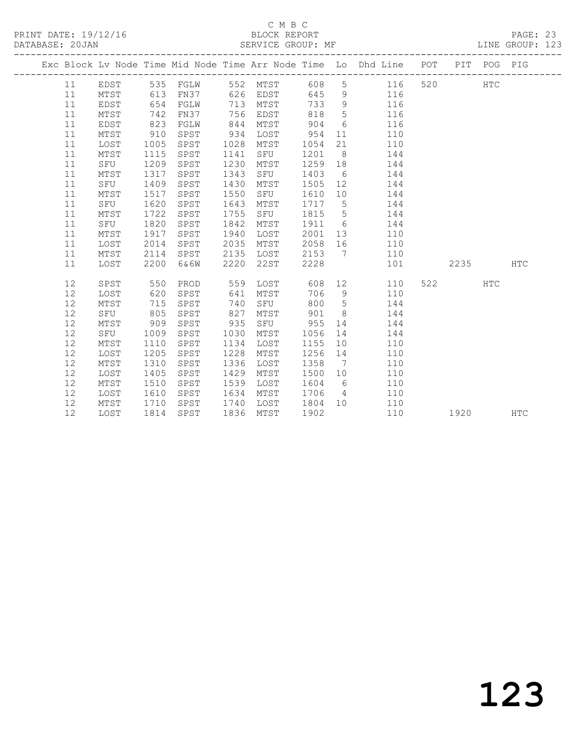C M B C

PRINT DATE: 19/12/16 BLOCK REPORT PAGE: 23
DATABASE: 20JAN SERVICE GROUP: MF LINE GROUP: 123

| Exc | Block | Lv Node | Time | Mid Node | Time | Arr Node | Time | Lo | Dhd Line | POT | PIT | POG | PIG |
|---|---|---|---|---|---|---|---|---|---|---|---|---|---|
| | 11 | EDST | 535 | FGLW | 552 | MTST | 608 | 5 | 116 | 520 | | HTC | |
| | 11 | MTST | 613 | FN37 | 626 | EDST | 645 | 9 | 116 | | | | |
| | 11 | EDST | 654 | FGLW | 713 | MTST | 733 | 9 | 116 | | | | |
| | 11 | MTST | 742 | FN37 | 756 | EDST | 818 | 5 | 116 | | | | |
| | 11 | EDST | 823 | FGLW | 844 | MTST | 904 | 6 | 116 | | | | |
| | 11 | MTST | 910 | SPST | 934 | LOST | 954 | 11 | 110 | | | | |
| | 11 | LOST | 1005 | SPST | 1028 | MTST | 1054 | 21 | 110 | | | | |
| | 11 | MTST | 1115 | SPST | 1141 | SFU | 1201 | 8 | 144 | | | | |
| | 11 | SFU | 1209 | SPST | 1230 | MTST | 1259 | 18 | 144 | | | | |
| | 11 | MTST | 1317 | SPST | 1343 | SFU | 1403 | 6 | 144 | | | | |
| | 11 | SFU | 1409 | SPST | 1430 | MTST | 1505 | 12 | 144 | | | | |
| | 11 | MTST | 1517 | SPST | 1550 | SFU | 1610 | 10 | 144 | | | | |
| | 11 | SFU | 1620 | SPST | 1643 | MTST | 1717 | 5 | 144 | | | | |
| | 11 | MTST | 1722 | SPST | 1755 | SFU | 1815 | 5 | 144 | | | | |
| | 11 | SFU | 1820 | SPST | 1842 | MTST | 1911 | 6 | 144 | | | | |
| | 11 | MTST | 1917 | SPST | 1940 | LOST | 2001 | 13 | 110 | | | | |
| | 11 | LOST | 2014 | SPST | 2035 | MTST | 2058 | 16 | 110 | | | | |
| | 11 | MTST | 2114 | SPST | 2135 | LOST | 2153 | 7 | 110 | | | | |
| | 11 | LOST | 2200 | 6&6W | 2220 | 22ST | 2228 | | 101 | | 2235 | | HTC |
| | 12 | SPST | 550 | PROD | 559 | LOST | 608 | 12 | 110 | 522 | | HTC | |
| | 12 | LOST | 620 | SPST | 641 | MTST | 706 | 9 | 110 | | | | |
| | 12 | MTST | 715 | SPST | 740 | SFU | 800 | 5 | 144 | | | | |
| | 12 | SFU | 805 | SPST | 827 | MTST | 901 | 8 | 144 | | | | |
| | 12 | MTST | 909 | SPST | 935 | SFU | 955 | 14 | 144 | | | | |
| | 12 | SFU | 1009 | SPST | 1030 | MTST | 1056 | 14 | 144 | | | | |
| | 12 | MTST | 1110 | SPST | 1134 | LOST | 1155 | 10 | 110 | | | | |
| | 12 | LOST | 1205 | SPST | 1228 | MTST | 1256 | 14 | 110 | | | | |
| | 12 | MTST | 1310 | SPST | 1336 | LOST | 1358 | 7 | 110 | | | | |
| | 12 | LOST | 1405 | SPST | 1429 | MTST | 1500 | 10 | 110 | | | | |
| | 12 | MTST | 1510 | SPST | 1539 | LOST | 1604 | 6 | 110 | | | | |
| | 12 | LOST | 1610 | SPST | 1634 | MTST | 1706 | 4 | 110 | | | | |
| | 12 | MTST | 1710 | SPST | 1740 | LOST | 1804 | 10 | 110 | | | | |
| | 12 | LOST | 1814 | SPST | 1836 | MTST | 1902 | | 110 | | 1920 | | HTC |

123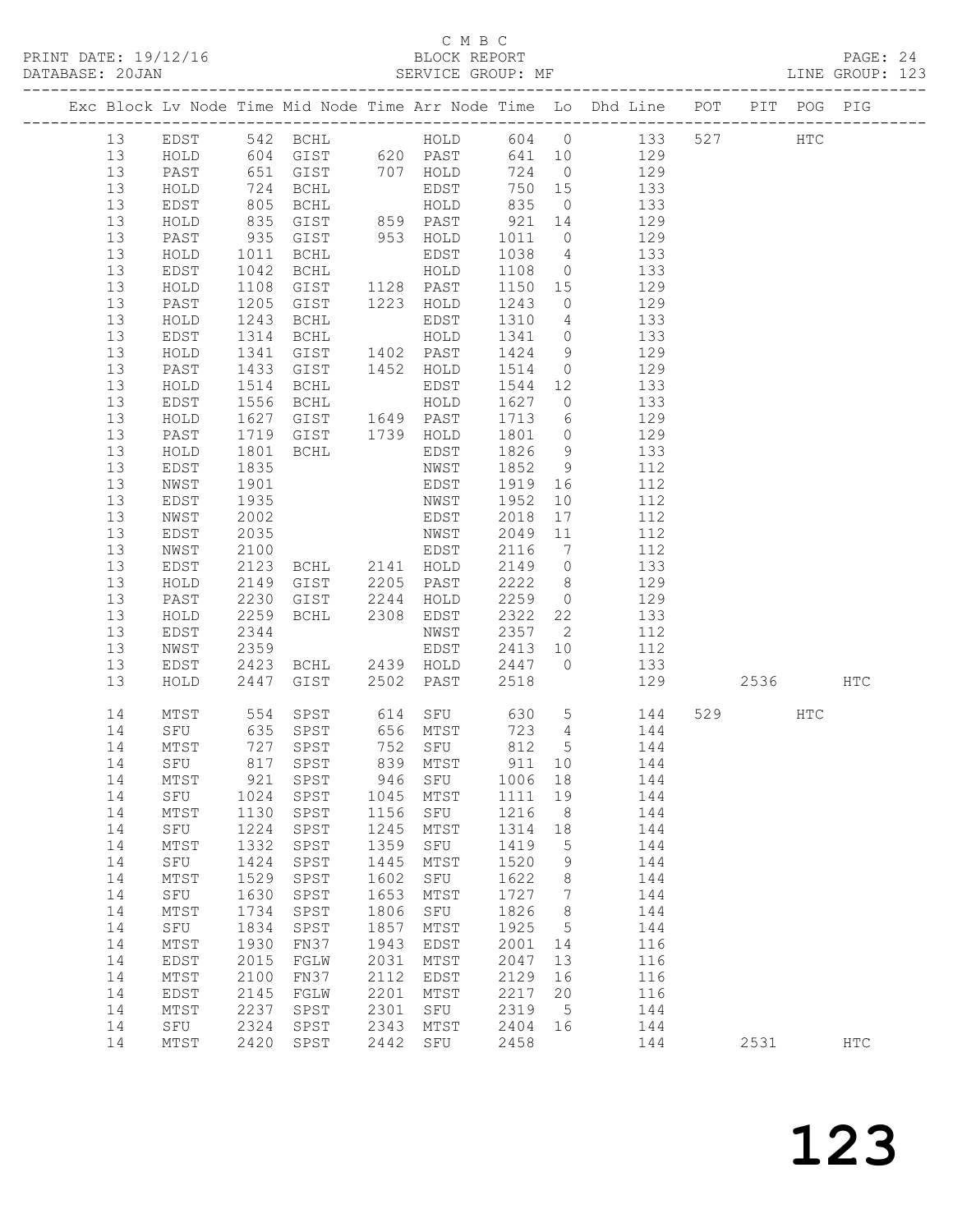C M B C

PRINT DATE: 19/12/16 BLOCK REPORT
DATABASE: 20JAN SERVICE GROUP: MF LINE GROUP: 123

| Exc | Block | Lv | Node | Time | Mid Node | Time | Arr Node | Time | Lo | Dhd Line | POT | PIT | POG | PIG |
|---|---|---|---|---|---|---|---|---|---|---|---|---|---|---|
| | 13 | | EDST | 542 | BCHL | | HOLD | 604 | 0 | 133 | 527 | | HTC | |
| | 13 | | HOLD | 604 | GIST | 620 | PAST | 641 | 10 | 129 | | | | |
| | 13 | | PAST | 651 | GIST | 707 | HOLD | 724 | 0 | 129 | | | | |
| | 13 | | HOLD | 724 | BCHL | | EDST | 750 | 15 | 133 | | | | |
| | 13 | | EDST | 805 | BCHL | | HOLD | 835 | 0 | 133 | | | | |
| | 13 | | HOLD | 835 | GIST | 859 | PAST | 921 | 14 | 129 | | | | |
| | 13 | | PAST | 935 | GIST | 953 | HOLD | 1011 | 0 | 129 | | | | |
| | 13 | | HOLD | 1011 | BCHL | | EDST | 1038 | 4 | 133 | | | | |
| | 13 | | EDST | 1042 | BCHL | | HOLD | 1108 | 0 | 133 | | | | |
| | 13 | | HOLD | 1108 | GIST | 1128 | PAST | 1150 | 15 | 129 | | | | |
| | 13 | | PAST | 1205 | GIST | 1223 | HOLD | 1243 | 0 | 129 | | | | |
| | 13 | | HOLD | 1243 | BCHL | | EDST | 1310 | 4 | 133 | | | | |
| | 13 | | EDST | 1314 | BCHL | | HOLD | 1341 | 0 | 133 | | | | |
| | 13 | | HOLD | 1341 | GIST | 1402 | PAST | 1424 | 9 | 129 | | | | |
| | 13 | | PAST | 1433 | GIST | 1452 | HOLD | 1514 | 0 | 129 | | | | |
| | 13 | | HOLD | 1514 | BCHL | | EDST | 1544 | 12 | 133 | | | | |
| | 13 | | EDST | 1556 | BCHL | | HOLD | 1627 | 0 | 133 | | | | |
| | 13 | | HOLD | 1627 | GIST | 1649 | PAST | 1713 | 6 | 129 | | | | |
| | 13 | | PAST | 1719 | GIST | 1739 | HOLD | 1801 | 0 | 129 | | | | |
| | 13 | | HOLD | 1801 | BCHL | | EDST | 1826 | 9 | 133 | | | | |
| | 13 | | EDST | 1835 | | | NWST | 1852 | 9 | 112 | | | | |
| | 13 | | NWST | 1901 | | | EDST | 1919 | 16 | 112 | | | | |
| | 13 | | EDST | 1935 | | | NWST | 1952 | 10 | 112 | | | | |
| | 13 | | NWST | 2002 | | | EDST | 2018 | 17 | 112 | | | | |
| | 13 | | EDST | 2035 | | | NWST | 2049 | 11 | 112 | | | | |
| | 13 | | NWST | 2100 | | | EDST | 2116 | 7 | 112 | | | | |
| | 13 | | EDST | 2123 | BCHL | 2141 | HOLD | 2149 | 0 | 133 | | | | |
| | 13 | | HOLD | 2149 | GIST | 2205 | PAST | 2222 | 8 | 129 | | | | |
| | 13 | | PAST | 2230 | GIST | 2244 | HOLD | 2259 | 0 | 129 | | | | |
| | 13 | | HOLD | 2259 | BCHL | 2308 | EDST | 2322 | 22 | 133 | | | | |
| | 13 | | EDST | 2344 | | | NWST | 2357 | 2 | 112 | | | | |
| | 13 | | NWST | 2359 | | | EDST | 2413 | 10 | 112 | | | | |
| | 13 | | EDST | 2423 | BCHL | 2439 | HOLD | 2447 | 0 | 133 | | | | |
| | 13 | | HOLD | 2447 | GIST | 2502 | PAST | 2518 | | 129 | | 2536 | | HTC |
| | 14 | | MTST | 554 | SPST | 614 | SFU | 630 | 5 | 144 | 529 | | HTC | |
| | 14 | | SFU | 635 | SPST | 656 | MTST | 723 | 4 | 144 | | | | |
| | 14 | | MTST | 727 | SPST | 752 | SFU | 812 | 5 | 144 | | | | |
| | 14 | | SFU | 817 | SPST | 839 | MTST | 911 | 10 | 144 | | | | |
| | 14 | | MTST | 921 | SPST | 946 | SFU | 1006 | 18 | 144 | | | | |
| | 14 | | SFU | 1024 | SPST | 1045 | MTST | 1111 | 19 | 144 | | | | |
| | 14 | | MTST | 1130 | SPST | 1156 | SFU | 1216 | 8 | 144 | | | | |
| | 14 | | SFU | 1224 | SPST | 1245 | MTST | 1314 | 18 | 144 | | | | |
| | 14 | | MTST | 1332 | SPST | 1359 | SFU | 1419 | 5 | 144 | | | | |
| | 14 | | SFU | 1424 | SPST | 1445 | MTST | 1520 | 9 | 144 | | | | |
| | 14 | | MTST | 1529 | SPST | 1602 | SFU | 1622 | 8 | 144 | | | | |
| | 14 | | SFU | 1630 | SPST | 1653 | MTST | 1727 | 7 | 144 | | | | |
| | 14 | | MTST | 1734 | SPST | 1806 | SFU | 1826 | 8 | 144 | | | | |
| | 14 | | SFU | 1834 | SPST | 1857 | MTST | 1925 | 5 | 144 | | | | |
| | 14 | | MTST | 1930 | FN37 | 1943 | EDST | 2001 | 14 | 116 | | | | |
| | 14 | | EDST | 2015 | FGLW | 2031 | MTST | 2047 | 13 | 116 | | | | |
| | 14 | | MTST | 2100 | FN37 | 2112 | EDST | 2129 | 16 | 116 | | | | |
| | 14 | | EDST | 2145 | FGLW | 2201 | MTST | 2217 | 20 | 116 | | | | |
| | 14 | | MTST | 2237 | SPST | 2301 | SFU | 2319 | 5 | 144 | | | | |
| | 14 | | SFU | 2324 | SPST | 2343 | MTST | 2404 | 16 | 144 | | | | |
| | 14 | | MTST | 2420 | SPST | 2442 | SFU | 2458 | | 144 | | 2531 | | HTC |

# 123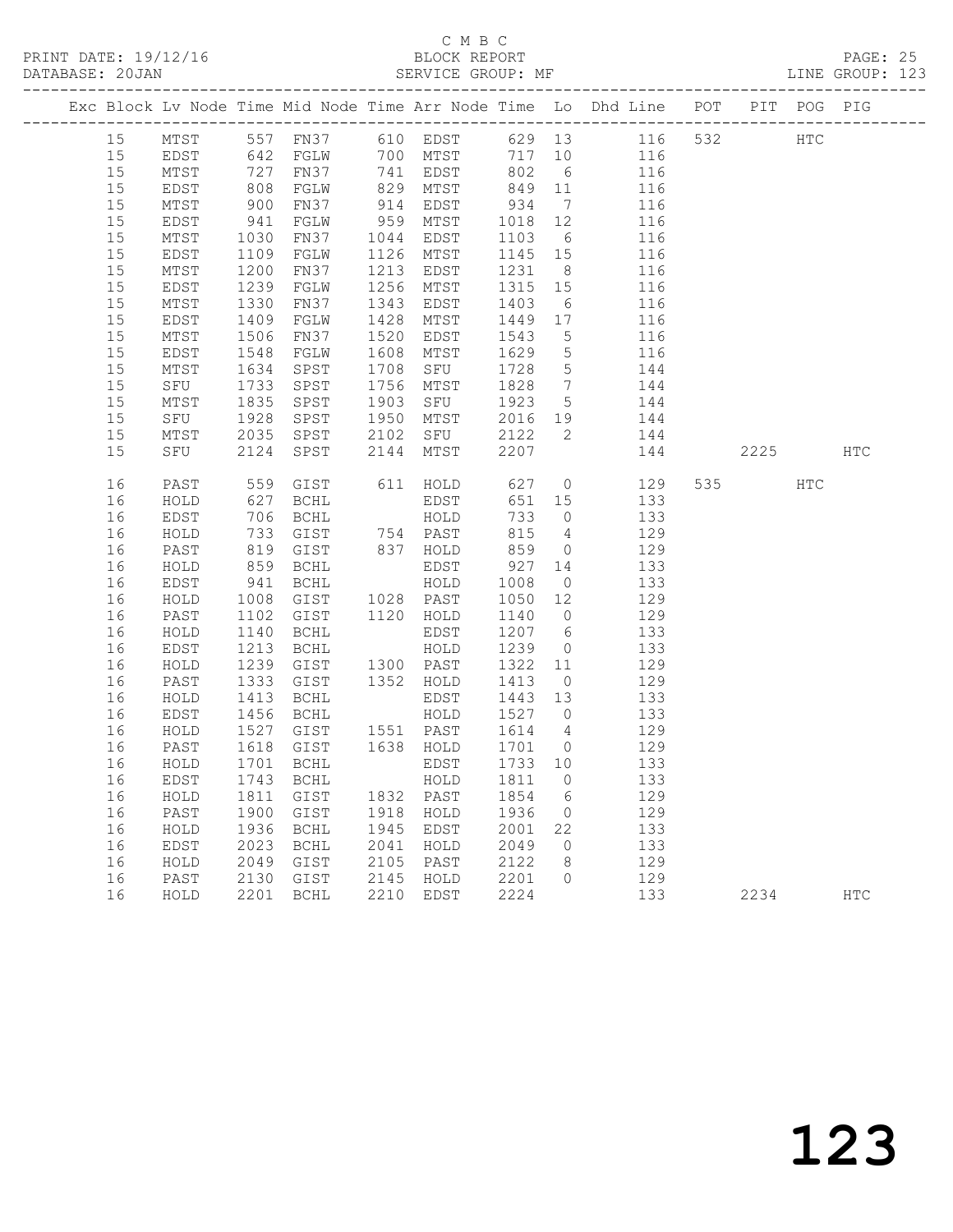C M B C
PRINT DATE: 19/12/16 BLOCK REPORT
DATABASE: 20JAN SERVICE GROUP: MF LINE GROUP: 123

| Exc | Block | Lv | Node | Time | Mid Node | Time | Arr Node | Time | Lo | Dhd Line | POT | PIT | POG | PIG |
|---|---|---|---|---|---|---|---|---|---|---|---|---|---|---|
| | 15 | | MTST | 557 | FN37 | 610 | EDST | 629 | 13 | 116 | 532 | | HTC | |
| | 15 | | EDST | 642 | FGLW | 700 | MTST | 717 | 10 | 116 | | | | |
| | 15 | | MTST | 727 | FN37 | 741 | EDST | 802 | 6 | 116 | | | | |
| | 15 | | EDST | 808 | FGLW | 829 | MTST | 849 | 11 | 116 | | | | |
| | 15 | | MTST | 900 | FN37 | 914 | EDST | 934 | 7 | 116 | | | | |
| | 15 | | EDST | 941 | FGLW | 959 | MTST | 1018 | 12 | 116 | | | | |
| | 15 | | MTST | 1030 | FN37 | 1044 | EDST | 1103 | 6 | 116 | | | | |
| | 15 | | EDST | 1109 | FGLW | 1126 | MTST | 1145 | 15 | 116 | | | | |
| | 15 | | MTST | 1200 | FN37 | 1213 | EDST | 1231 | 8 | 116 | | | | |
| | 15 | | EDST | 1239 | FGLW | 1256 | MTST | 1315 | 15 | 116 | | | | |
| | 15 | | MTST | 1330 | FN37 | 1343 | EDST | 1403 | 6 | 116 | | | | |
| | 15 | | EDST | 1409 | FGLW | 1428 | MTST | 1449 | 17 | 116 | | | | |
| | 15 | | MTST | 1506 | FN37 | 1520 | EDST | 1543 | 5 | 116 | | | | |
| | 15 | | EDST | 1548 | FGLW | 1608 | MTST | 1629 | 5 | 116 | | | | |
| | 15 | | MTST | 1634 | SPST | 1708 | SFU | 1728 | 5 | 144 | | | | |
| | 15 | | SFU | 1733 | SPST | 1756 | MTST | 1828 | 7 | 144 | | | | |
| | 15 | | MTST | 1835 | SPST | 1903 | SFU | 1923 | 5 | 144 | | | | |
| | 15 | | SFU | 1928 | SPST | 1950 | MTST | 2016 | 19 | 144 | | | | |
| | 15 | | MTST | 2035 | SPST | 2102 | SFU | 2122 | 2 | 144 | | | | |
| | 15 | | SFU | 2124 | SPST | 2144 | MTST | 2207 | | 144 | | 2225 | | HTC |
| | 16 | | PAST | 559 | GIST | 611 | HOLD | 627 | 0 | 129 | 535 | | HTC | |
| | 16 | | HOLD | 627 | BCHL | | EDST | 651 | 15 | 133 | | | | |
| | 16 | | EDST | 706 | BCHL | | HOLD | 733 | 0 | 133 | | | | |
| | 16 | | HOLD | 733 | GIST | 754 | PAST | 815 | 4 | 129 | | | | |
| | 16 | | PAST | 819 | GIST | 837 | HOLD | 859 | 0 | 129 | | | | |
| | 16 | | HOLD | 859 | BCHL | | EDST | 927 | 14 | 133 | | | | |
| | 16 | | EDST | 941 | BCHL | | HOLD | 1008 | 0 | 133 | | | | |
| | 16 | | HOLD | 1008 | GIST | 1028 | PAST | 1050 | 12 | 129 | | | | |
| | 16 | | PAST | 1102 | GIST | 1120 | HOLD | 1140 | 0 | 129 | | | | |
| | 16 | | HOLD | 1140 | BCHL | | EDST | 1207 | 6 | 133 | | | | |
| | 16 | | EDST | 1213 | BCHL | | HOLD | 1239 | 0 | 133 | | | | |
| | 16 | | HOLD | 1239 | GIST | 1300 | PAST | 1322 | 11 | 129 | | | | |
| | 16 | | PAST | 1333 | GIST | 1352 | HOLD | 1413 | 0 | 129 | | | | |
| | 16 | | HOLD | 1413 | BCHL | | EDST | 1443 | 13 | 133 | | | | |
| | 16 | | EDST | 1456 | BCHL | | HOLD | 1527 | 0 | 133 | | | | |
| | 16 | | HOLD | 1527 | GIST | 1551 | PAST | 1614 | 4 | 129 | | | | |
| | 16 | | PAST | 1618 | GIST | 1638 | HOLD | 1701 | 0 | 129 | | | | |
| | 16 | | HOLD | 1701 | BCHL | | EDST | 1733 | 10 | 133 | | | | |
| | 16 | | EDST | 1743 | BCHL | | HOLD | 1811 | 0 | 133 | | | | |
| | 16 | | HOLD | 1811 | GIST | 1832 | PAST | 1854 | 6 | 129 | | | | |
| | 16 | | PAST | 1900 | GIST | 1918 | HOLD | 1936 | 0 | 129 | | | | |
| | 16 | | HOLD | 1936 | BCHL | 1945 | EDST | 2001 | 22 | 133 | | | | |
| | 16 | | EDST | 2023 | BCHL | 2041 | HOLD | 2049 | 0 | 133 | | | | |
| | 16 | | HOLD | 2049 | GIST | 2105 | PAST | 2122 | 8 | 129 | | | | |
| | 16 | | PAST | 2130 | GIST | 2145 | HOLD | 2201 | 0 | 129 | | | | |
| | 16 | | HOLD | 2201 | BCHL | 2210 | EDST | 2224 | | 133 | | 2234 | | HTC |

123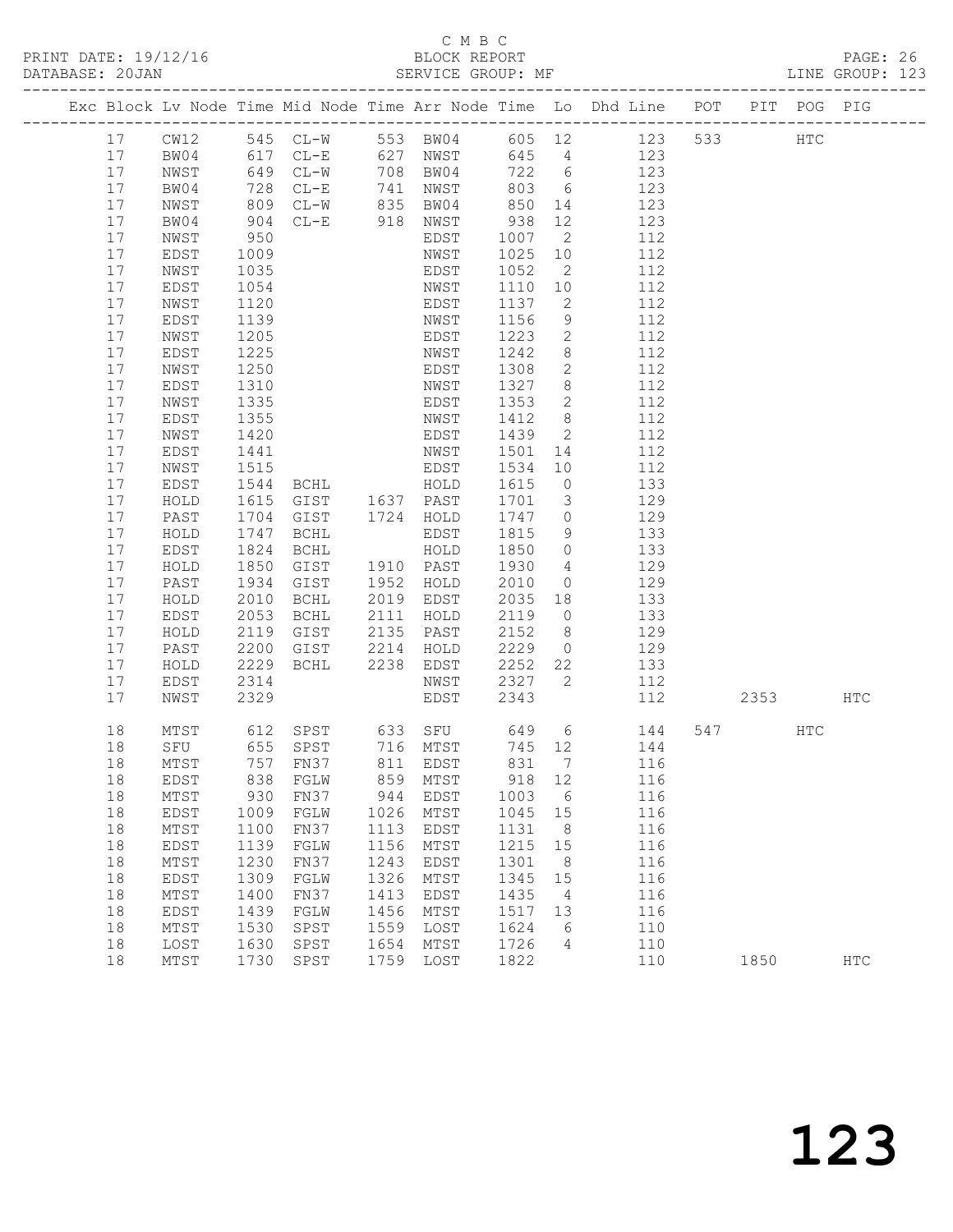C M B C

PRINT DATE: 19/12/16 BLOCK REPORT
DATABASE: 20JAN SERVICE GROUP: MF LINE GROUP: 123

| Exc | Block | Lv Node | Time | Mid Node | Time | Arr Node | Time | Lo | Dhd Line | POT | PIT | POG | PIG |
|---|---|---|---|---|---|---|---|---|---|---|---|---|---|
| | 17 | CW12 | 545 | CL-W | 553 | BW04 | 605 | 12 | 123 | 533 | | HTC | |
| | 17 | BW04 | 617 | CL-E | 627 | NWST | 645 | 4 | 123 | | | | |
| | 17 | NWST | 649 | CL-W | 708 | BW04 | 722 | 6 | 123 | | | | |
| | 17 | BW04 | 728 | CL-E | 741 | NWST | 803 | 6 | 123 | | | | |
| | 17 | NWST | 809 | CL-W | 835 | BW04 | 850 | 14 | 123 | | | | |
| | 17 | BW04 | 904 | CL-E | 918 | NWST | 938 | 12 | 123 | | | | |
| | 17 | NWST | 950 | | | EDST | 1007 | 2 | 112 | | | | |
| | 17 | EDST | 1009 | | | NWST | 1025 | 10 | 112 | | | | |
| | 17 | NWST | 1035 | | | EDST | 1052 | 2 | 112 | | | | |
| | 17 | EDST | 1054 | | | NWST | 1110 | 10 | 112 | | | | |
| | 17 | NWST | 1120 | | | EDST | 1137 | 2 | 112 | | | | |
| | 17 | EDST | 1139 | | | NWST | 1156 | 9 | 112 | | | | |
| | 17 | NWST | 1205 | | | EDST | 1223 | 2 | 112 | | | | |
| | 17 | EDST | 1225 | | | NWST | 1242 | 8 | 112 | | | | |
| | 17 | NWST | 1250 | | | EDST | 1308 | 2 | 112 | | | | |
| | 17 | EDST | 1310 | | | NWST | 1327 | 8 | 112 | | | | |
| | 17 | NWST | 1335 | | | EDST | 1353 | 2 | 112 | | | | |
| | 17 | EDST | 1355 | | | NWST | 1412 | 8 | 112 | | | | |
| | 17 | NWST | 1420 | | | EDST | 1439 | 2 | 112 | | | | |
| | 17 | EDST | 1441 | | | NWST | 1501 | 14 | 112 | | | | |
| | 17 | NWST | 1515 | | | EDST | 1534 | 10 | 112 | | | | |
| | 17 | EDST | 1544 | BCHL | | HOLD | 1615 | 0 | 133 | | | | |
| | 17 | HOLD | 1615 | GIST | 1637 | PAST | 1701 | 3 | 129 | | | | |
| | 17 | PAST | 1704 | GIST | 1724 | HOLD | 1747 | 0 | 129 | | | | |
| | 17 | HOLD | 1747 | BCHL | | EDST | 1815 | 9 | 133 | | | | |
| | 17 | EDST | 1824 | BCHL | | HOLD | 1850 | 0 | 133 | | | | |
| | 17 | HOLD | 1850 | GIST | 1910 | PAST | 1930 | 4 | 129 | | | | |
| | 17 | PAST | 1934 | GIST | 1952 | HOLD | 2010 | 0 | 129 | | | | |
| | 17 | HOLD | 2010 | BCHL | 2019 | EDST | 2035 | 18 | 133 | | | | |
| | 17 | EDST | 2053 | BCHL | 2111 | HOLD | 2119 | 0 | 133 | | | | |
| | 17 | HOLD | 2119 | GIST | 2135 | PAST | 2152 | 8 | 129 | | | | |
| | 17 | PAST | 2200 | GIST | 2214 | HOLD | 2229 | 0 | 129 | | | | |
| | 17 | HOLD | 2229 | BCHL | 2238 | EDST | 2252 | 22 | 133 | | | | |
| | 17 | EDST | 2314 | | | NWST | 2327 | 2 | 112 | | | | |
| | 17 | NWST | 2329 | | | EDST | 2343 | | 112 | | 2353 | | HTC |
| | 18 | MTST | 612 | SPST | 633 | SFU | 649 | 6 | 144 | 547 | | HTC | |
| | 18 | SFU | 655 | SPST | 716 | MTST | 745 | 12 | 144 | | | | |
| | 18 | MTST | 757 | FN37 | 811 | EDST | 831 | 7 | 116 | | | | |
| | 18 | EDST | 838 | FGLW | 859 | MTST | 918 | 12 | 116 | | | | |
| | 18 | MTST | 930 | FN37 | 944 | EDST | 1003 | 6 | 116 | | | | |
| | 18 | EDST | 1009 | FGLW | 1026 | MTST | 1045 | 15 | 116 | | | | |
| | 18 | MTST | 1100 | FN37 | 1113 | EDST | 1131 | 8 | 116 | | | | |
| | 18 | EDST | 1139 | FGLW | 1156 | MTST | 1215 | 15 | 116 | | | | |
| | 18 | MTST | 1230 | FN37 | 1243 | EDST | 1301 | 8 | 116 | | | | |
| | 18 | EDST | 1309 | FGLW | 1326 | MTST | 1345 | 15 | 116 | | | | |
| | 18 | MTST | 1400 | FN37 | 1413 | EDST | 1435 | 4 | 116 | | | | |
| | 18 | EDST | 1439 | FGLW | 1456 | MTST | 1517 | 13 | 116 | | | | |
| | 18 | MTST | 1530 | SPST | 1559 | LOST | 1624 | 6 | 110 | | | | |
| | 18 | LOST | 1630 | SPST | 1654 | MTST | 1726 | 4 | 110 | | | | |
| | 18 | MTST | 1730 | SPST | 1759 | LOST | 1822 | | 110 | | 1850 | | HTC |

123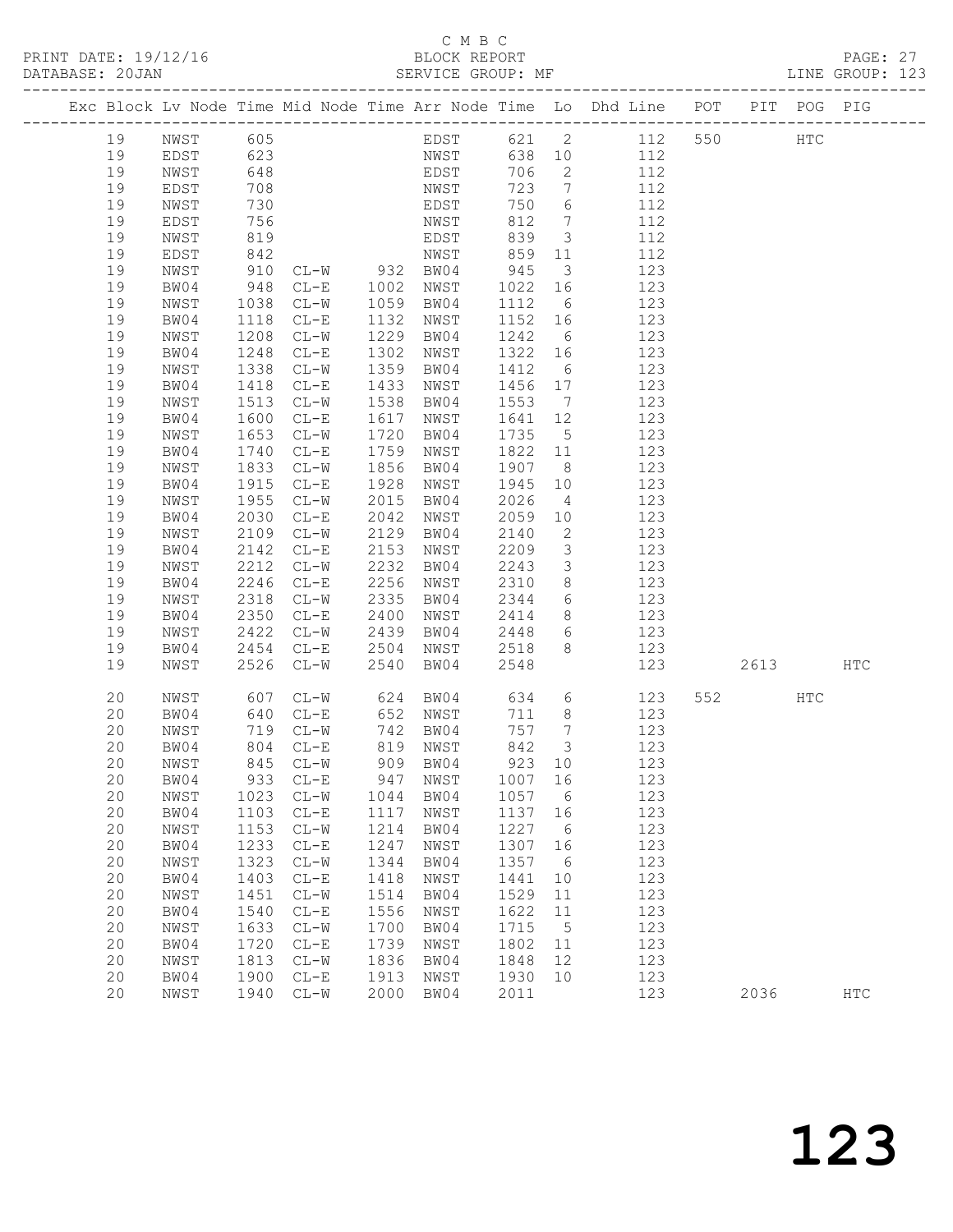C M B C

PRINT DATE: 19/12/16 BLOCK REPORT

DATABASE: 20JAN SERVICE GROUP: MF LINE GROUP: 123

| Exc | Block | Lv | Node | Time | Mid Node | Time | Arr Node | Time | Lo | Dhd Line | POT | PIT | POG | PIG |
|---|---|---|---|---|---|---|---|---|---|---|---|---|---|---|
| | 19 | | NWST | 605 | | | EDST | 621 | 2 | 112 | 550 | | HTC | |
| | 19 | | EDST | 623 | | | NWST | 638 | 10 | 112 | | | | |
| | 19 | | NWST | 648 | | | EDST | 706 | 2 | 112 | | | | |
| | 19 | | EDST | 708 | | | NWST | 723 | 7 | 112 | | | | |
| | 19 | | NWST | 730 | | | EDST | 750 | 6 | 112 | | | | |
| | 19 | | EDST | 756 | | | NWST | 812 | 7 | 112 | | | | |
| | 19 | | NWST | 819 | | | EDST | 839 | 3 | 112 | | | | |
| | 19 | | EDST | 842 | | | NWST | 859 | 11 | 112 | | | | |
| | 19 | | NWST | 910 | CL-W | 932 | BW04 | 945 | 3 | 123 | | | | |
| | 19 | | BW04 | 948 | CL-E | 1002 | NWST | 1022 | 16 | 123 | | | | |
| | 19 | | NWST | 1038 | CL-W | 1059 | BW04 | 1112 | 6 | 123 | | | | |
| | 19 | | BW04 | 1118 | CL-E | 1132 | NWST | 1152 | 16 | 123 | | | | |
| | 19 | | NWST | 1208 | CL-W | 1229 | BW04 | 1242 | 6 | 123 | | | | |
| | 19 | | BW04 | 1248 | CL-E | 1302 | NWST | 1322 | 16 | 123 | | | | |
| | 19 | | NWST | 1338 | CL-W | 1359 | BW04 | 1412 | 6 | 123 | | | | |
| | 19 | | BW04 | 1418 | CL-E | 1433 | NWST | 1456 | 17 | 123 | | | | |
| | 19 | | NWST | 1513 | CL-W | 1538 | BW04 | 1553 | 7 | 123 | | | | |
| | 19 | | BW04 | 1600 | CL-E | 1617 | NWST | 1641 | 12 | 123 | | | | |
| | 19 | | NWST | 1653 | CL-W | 1720 | BW04 | 1735 | 5 | 123 | | | | |
| | 19 | | BW04 | 1740 | CL-E | 1759 | NWST | 1822 | 11 | 123 | | | | |
| | 19 | | NWST | 1833 | CL-W | 1856 | BW04 | 1907 | 8 | 123 | | | | |
| | 19 | | BW04 | 1915 | CL-E | 1928 | NWST | 1945 | 10 | 123 | | | | |
| | 19 | | NWST | 1955 | CL-W | 2015 | BW04 | 2026 | 4 | 123 | | | | |
| | 19 | | BW04 | 2030 | CL-E | 2042 | NWST | 2059 | 10 | 123 | | | | |
| | 19 | | NWST | 2109 | CL-W | 2129 | BW04 | 2140 | 2 | 123 | | | | |
| | 19 | | BW04 | 2142 | CL-E | 2153 | NWST | 2209 | 3 | 123 | | | | |
| | 19 | | NWST | 2212 | CL-W | 2232 | BW04 | 2243 | 3 | 123 | | | | |
| | 19 | | BW04 | 2246 | CL-E | 2256 | NWST | 2310 | 8 | 123 | | | | |
| | 19 | | NWST | 2318 | CL-W | 2335 | BW04 | 2344 | 6 | 123 | | | | |
| | 19 | | BW04 | 2350 | CL-E | 2400 | NWST | 2414 | 8 | 123 | | | | |
| | 19 | | NWST | 2422 | CL-W | 2439 | BW04 | 2448 | 6 | 123 | | | | |
| | 19 | | BW04 | 2454 | CL-E | 2504 | NWST | 2518 | 8 | 123 | | | | |
| | 19 | | NWST | 2526 | CL-W | 2540 | BW04 | 2548 | | 123 | | 2613 | | HTC |
| | 20 | | NWST | 607 | CL-W | 624 | BW04 | 634 | 6 | 123 | 552 | | HTC | |
| | 20 | | BW04 | 640 | CL-E | 652 | NWST | 711 | 8 | 123 | | | | |
| | 20 | | NWST | 719 | CL-W | 742 | BW04 | 757 | 7 | 123 | | | | |
| | 20 | | BW04 | 804 | CL-E | 819 | NWST | 842 | 3 | 123 | | | | |
| | 20 | | NWST | 845 | CL-W | 909 | BW04 | 923 | 10 | 123 | | | | |
| | 20 | | BW04 | 933 | CL-E | 947 | NWST | 1007 | 16 | 123 | | | | |
| | 20 | | NWST | 1023 | CL-W | 1044 | BW04 | 1057 | 6 | 123 | | | | |
| | 20 | | BW04 | 1103 | CL-E | 1117 | NWST | 1137 | 16 | 123 | | | | |
| | 20 | | NWST | 1153 | CL-W | 1214 | BW04 | 1227 | 6 | 123 | | | | |
| | 20 | | BW04 | 1233 | CL-E | 1247 | NWST | 1307 | 16 | 123 | | | | |
| | 20 | | NWST | 1323 | CL-W | 1344 | BW04 | 1357 | 6 | 123 | | | | |
| | 20 | | BW04 | 1403 | CL-E | 1418 | NWST | 1441 | 10 | 123 | | | | |
| | 20 | | NWST | 1451 | CL-W | 1514 | BW04 | 1529 | 11 | 123 | | | | |
| | 20 | | BW04 | 1540 | CL-E | 1556 | NWST | 1622 | 11 | 123 | | | | |
| | 20 | | NWST | 1633 | CL-W | 1700 | BW04 | 1715 | 5 | 123 | | | | |
| | 20 | | BW04 | 1720 | CL-E | 1739 | NWST | 1802 | 11 | 123 | | | | |
| | 20 | | NWST | 1813 | CL-W | 1836 | BW04 | 1848 | 12 | 123 | | | | |
| | 20 | | BW04 | 1900 | CL-E | 1913 | NWST | 1930 | 10 | 123 | | | | |
| | 20 | | NWST | 1940 | CL-W | 2000 | BW04 | 2011 | | 123 | | 2036 | | HTC |

123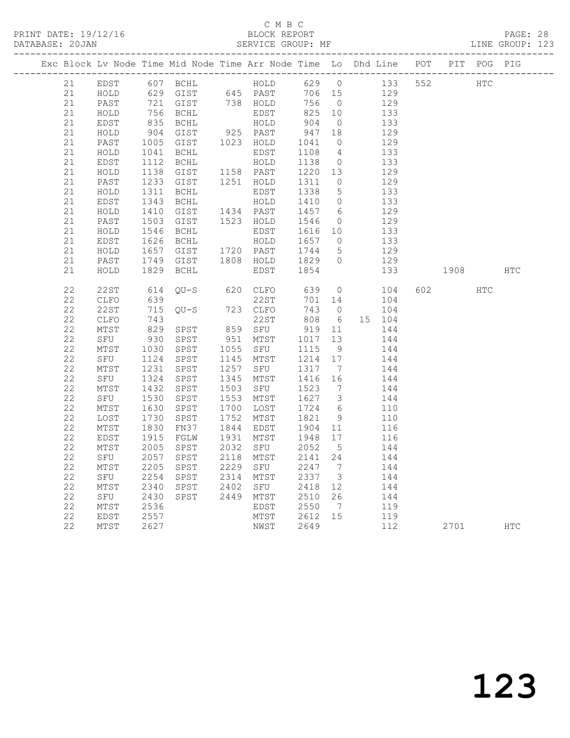C M B C

PRINT DATE: 19/12/16 BLOCK REPORT

DATABASE: 20JAN SERVICE GROUP: MF LINE GROUP: 123

| Exc | Block | Lv | Node | Time | Mid Node | Time | Arr Node | Time | Lo | Dhd | Line | POT | PIT | POG | PIG |
|---|---|---|---|---|---|---|---|---|---|---|---|---|---|---|---|
| | 21 | | EDST | 607 | BCHL | | HOLD | 629 | 0 | | 133 | 552 | | HTC | |
| | 21 | | HOLD | 629 | GIST | 645 | PAST | 706 | 15 | | 129 | | | | |
| | 21 | | PAST | 721 | GIST | 738 | HOLD | 756 | 0 | | 129 | | | | |
| | 21 | | HOLD | 756 | BCHL | | EDST | 825 | 10 | | 133 | | | | |
| | 21 | | EDST | 835 | BCHL | | HOLD | 904 | 0 | | 133 | | | | |
| | 21 | | HOLD | 904 | GIST | 925 | PAST | 947 | 18 | | 129 | | | | |
| | 21 | | PAST | 1005 | GIST | 1023 | HOLD | 1041 | 0 | | 129 | | | | |
| | 21 | | HOLD | 1041 | BCHL | | EDST | 1108 | 4 | | 133 | | | | |
| | 21 | | EDST | 1112 | BCHL | | HOLD | 1138 | 0 | | 133 | | | | |
| | 21 | | HOLD | 1138 | GIST | 1158 | PAST | 1220 | 13 | | 129 | | | | |
| | 21 | | PAST | 1233 | GIST | 1251 | HOLD | 1311 | 0 | | 129 | | | | |
| | 21 | | HOLD | 1311 | BCHL | | EDST | 1338 | 5 | | 133 | | | | |
| | 21 | | EDST | 1343 | BCHL | | HOLD | 1410 | 0 | | 133 | | | | |
| | 21 | | HOLD | 1410 | GIST | 1434 | PAST | 1457 | 6 | | 129 | | | | |
| | 21 | | PAST | 1503 | GIST | 1523 | HOLD | 1546 | 0 | | 129 | | | | |
| | 21 | | HOLD | 1546 | BCHL | | EDST | 1616 | 10 | | 133 | | | | |
| | 21 | | EDST | 1626 | BCHL | | HOLD | 1657 | 0 | | 133 | | | | |
| | 21 | | HOLD | 1657 | GIST | 1720 | PAST | 1744 | 5 | | 129 | | | | |
| | 21 | | PAST | 1749 | GIST | 1808 | HOLD | 1829 | 0 | | 129 | | | | |
| | 21 | | HOLD | 1829 | BCHL | | EDST | 1854 | | | 133 | | 1908 | | HTC |
| | 22 | | 22ST | 614 | QU-S | 620 | CLFO | 639 | 0 | | 104 | 602 | | HTC | |
| | 22 | | CLFO | 639 | | | 22ST | 701 | 14 | | 104 | | | | |
| | 22 | | 22ST | 715 | QU-S | 723 | CLFO | 743 | 0 | | 104 | | | | |
| | 22 | | CLFO | 743 | | | 22ST | 808 | 6 | 15 | 104 | | | | |
| | 22 | | MTST | 829 | SPST | 859 | SFU | 919 | 11 | | 144 | | | | |
| | 22 | | SFU | 930 | SPST | 951 | MTST | 1017 | 13 | | 144 | | | | |
| | 22 | | MTST | 1030 | SPST | 1055 | SFU | 1115 | 9 | | 144 | | | | |
| | 22 | | SFU | 1124 | SPST | 1145 | MTST | 1214 | 17 | | 144 | | | | |
| | 22 | | MTST | 1231 | SPST | 1257 | SFU | 1317 | 7 | | 144 | | | | |
| | 22 | | SFU | 1324 | SPST | 1345 | MTST | 1416 | 16 | | 144 | | | | |
| | 22 | | MTST | 1432 | SPST | 1503 | SFU | 1523 | 7 | | 144 | | | | |
| | 22 | | SFU | 1530 | SPST | 1553 | MTST | 1627 | 3 | | 144 | | | | |
| | 22 | | MTST | 1630 | SPST | 1700 | LOST | 1724 | 6 | | 110 | | | | |
| | 22 | | LOST | 1730 | SPST | 1752 | MTST | 1821 | 9 | | 110 | | | | |
| | 22 | | MTST | 1830 | FN37 | 1844 | EDST | 1904 | 11 | | 116 | | | | |
| | 22 | | EDST | 1915 | FGLW | 1931 | MTST | 1948 | 17 | | 116 | | | | |
| | 22 | | MTST | 2005 | SPST | 2032 | SFU | 2052 | 5 | | 144 | | | | |
| | 22 | | SFU | 2057 | SPST | 2118 | MTST | 2141 | 24 | | 144 | | | | |
| | 22 | | MTST | 2205 | SPST | 2229 | SFU | 2247 | 7 | | 144 | | | | |
| | 22 | | SFU | 2254 | SPST | 2314 | MTST | 2337 | 3 | | 144 | | | | |
| | 22 | | MTST | 2340 | SPST | 2402 | SFU | 2418 | 12 | | 144 | | | | |
| | 22 | | SFU | 2430 | SPST | 2449 | MTST | 2510 | 26 | | 144 | | | | |
| | 22 | | MTST | 2536 | | | EDST | 2550 | 7 | | 119 | | | | |
| | 22 | | EDST | 2557 | | | MTST | 2612 | 15 | | 119 | | | | |
| | 22 | | MTST | 2627 | | | NWST | 2649 | | | 112 | | 2701 | | HTC |

123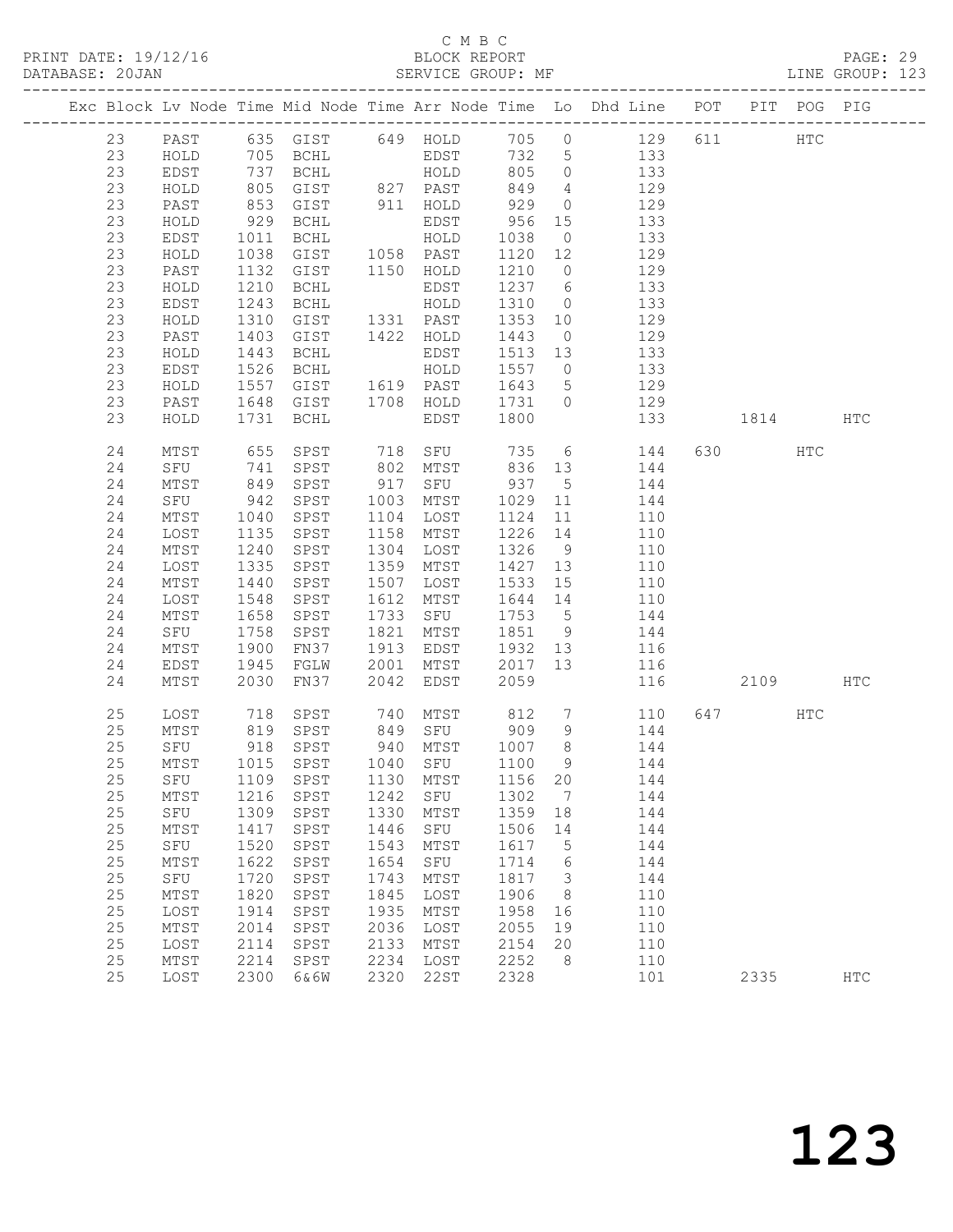C M B C

PRINT DATE: 19/12/16 BLOCK REPORT

DATABASE: 20JAN SERVICE GROUP: MF LINE GROUP: 123

| Exc | Block | Lv | Node | Time | Mid Node | Time | Arr Node | Time | Lo | Dhd Line | POT | PIT | POG | PIG |
|---|---|---|---|---|---|---|---|---|---|---|---|---|---|---|
| | 23 | | PAST | 635 | GIST | 649 | HOLD | 705 | 0 | 129 | 611 | | HTC | |
| | 23 | | HOLD | 705 | BCHL | | EDST | 732 | 5 | 133 | | | | |
| | 23 | | EDST | 737 | BCHL | | HOLD | 805 | 0 | 133 | | | | |
| | 23 | | HOLD | 805 | GIST | 827 | PAST | 849 | 4 | 129 | | | | |
| | 23 | | PAST | 853 | GIST | 911 | HOLD | 929 | 0 | 129 | | | | |
| | 23 | | HOLD | 929 | BCHL | | EDST | 956 | 15 | 133 | | | | |
| | 23 | | EDST | 1011 | BCHL | | HOLD | 1038 | 0 | 133 | | | | |
| | 23 | | HOLD | 1038 | GIST | 1058 | PAST | 1120 | 12 | 129 | | | | |
| | 23 | | PAST | 1132 | GIST | 1150 | HOLD | 1210 | 0 | 129 | | | | |
| | 23 | | HOLD | 1210 | BCHL | | EDST | 1237 | 6 | 133 | | | | |
| | 23 | | EDST | 1243 | BCHL | | HOLD | 1310 | 0 | 133 | | | | |
| | 23 | | HOLD | 1310 | GIST | 1331 | PAST | 1353 | 10 | 129 | | | | |
| | 23 | | PAST | 1403 | GIST | 1422 | HOLD | 1443 | 0 | 129 | | | | |
| | 23 | | HOLD | 1443 | BCHL | | EDST | 1513 | 13 | 133 | | | | |
| | 23 | | EDST | 1526 | BCHL | | HOLD | 1557 | 0 | 133 | | | | |
| | 23 | | HOLD | 1557 | GIST | 1619 | PAST | 1643 | 5 | 129 | | | | |
| | 23 | | PAST | 1648 | GIST | 1708 | HOLD | 1731 | 0 | 129 | | | | |
| | 23 | | HOLD | 1731 | BCHL | | EDST | 1800 | | 133 | | 1814 | | HTC |
| | 24 | | MTST | 655 | SPST | 718 | SFU | 735 | 6 | 144 | 630 | | HTC | |
| | 24 | | SFU | 741 | SPST | 802 | MTST | 836 | 13 | 144 | | | | |
| | 24 | | MTST | 849 | SPST | 917 | SFU | 937 | 5 | 144 | | | | |
| | 24 | | SFU | 942 | SPST | 1003 | MTST | 1029 | 11 | 144 | | | | |
| | 24 | | MTST | 1040 | SPST | 1104 | LOST | 1124 | 11 | 110 | | | | |
| | 24 | | LOST | 1135 | SPST | 1158 | MTST | 1226 | 14 | 110 | | | | |
| | 24 | | MTST | 1240 | SPST | 1304 | LOST | 1326 | 9 | 110 | | | | |
| | 24 | | LOST | 1335 | SPST | 1359 | MTST | 1427 | 13 | 110 | | | | |
| | 24 | | MTST | 1440 | SPST | 1507 | LOST | 1533 | 15 | 110 | | | | |
| | 24 | | LOST | 1548 | SPST | 1612 | MTST | 1644 | 14 | 110 | | | | |
| | 24 | | MTST | 1658 | SPST | 1733 | SFU | 1753 | 5 | 144 | | | | |
| | 24 | | SFU | 1758 | SPST | 1821 | MTST | 1851 | 9 | 144 | | | | |
| | 24 | | MTST | 1900 | FN37 | 1913 | EDST | 1932 | 13 | 116 | | | | |
| | 24 | | EDST | 1945 | FGLW | 2001 | MTST | 2017 | 13 | 116 | | | | |
| | 24 | | MTST | 2030 | FN37 | 2042 | EDST | 2059 | | 116 | | 2109 | | HTC |
| | 25 | | LOST | 718 | SPST | 740 | MTST | 812 | 7 | 110 | 647 | | HTC | |
| | 25 | | MTST | 819 | SPST | 849 | SFU | 909 | 9 | 144 | | | | |
| | 25 | | SFU | 918 | SPST | 940 | MTST | 1007 | 8 | 144 | | | | |
| | 25 | | MTST | 1015 | SPST | 1040 | SFU | 1100 | 9 | 144 | | | | |
| | 25 | | SFU | 1109 | SPST | 1130 | MTST | 1156 | 20 | 144 | | | | |
| | 25 | | MTST | 1216 | SPST | 1242 | SFU | 1302 | 7 | 144 | | | | |
| | 25 | | SFU | 1309 | SPST | 1330 | MTST | 1359 | 18 | 144 | | | | |
| | 25 | | MTST | 1417 | SPST | 1446 | SFU | 1506 | 14 | 144 | | | | |
| | 25 | | SFU | 1520 | SPST | 1543 | MTST | 1617 | 5 | 144 | | | | |
| | 25 | | MTST | 1622 | SPST | 1654 | SFU | 1714 | 6 | 144 | | | | |
| | 25 | | SFU | 1720 | SPST | 1743 | MTST | 1817 | 3 | 144 | | | | |
| | 25 | | MTST | 1820 | SPST | 1845 | LOST | 1906 | 8 | 110 | | | | |
| | 25 | | LOST | 1914 | SPST | 1935 | MTST | 1958 | 16 | 110 | | | | |
| | 25 | | MTST | 2014 | SPST | 2036 | LOST | 2055 | 19 | 110 | | | | |
| | 25 | | LOST | 2114 | SPST | 2133 | MTST | 2154 | 20 | 110 | | | | |
| | 25 | | MTST | 2214 | SPST | 2234 | LOST | 2252 | 8 | 110 | | | | |
| | 25 | | LOST | 2300 | 6&6W | 2320 | 22ST | 2328 | | 101 | | 2335 | | HTC |

123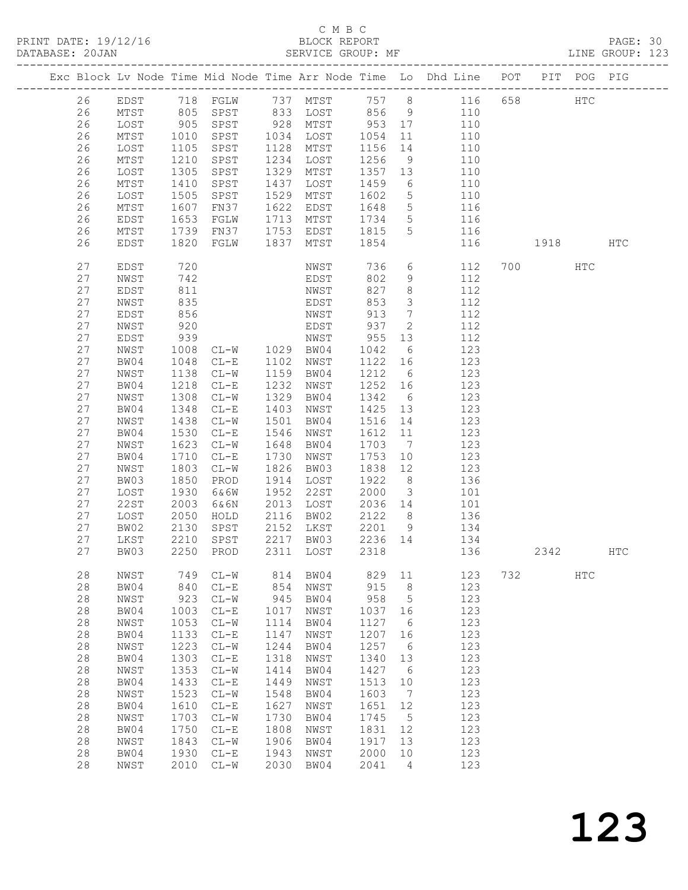C M B C
BLOCK REPORT
SERVICE GROUP: MF

PRINT DATE: 19/12/16
DATABASE: 20JAN

LINE GROUP: 123

| Exc | Block | Lv | Node | Time | Mid Node | Time | Arr Node | Time | Lo | Dhd Line | POT | PIT | POG | PIG |
|---|---|---|---|---|---|---|---|---|---|---|---|---|---|---|
| | 26 | | EDST | 718 | FGLW | 737 | MTST | 757 | 8 | 116 | 658 | | HTC | |
| | 26 | | MTST | 805 | SPST | 833 | LOST | 856 | 9 | 110 | | | | |
| | 26 | | LOST | 905 | SPST | 928 | MTST | 953 | 17 | 110 | | | | |
| | 26 | | MTST | 1010 | SPST | 1034 | LOST | 1054 | 11 | 110 | | | | |
| | 26 | | LOST | 1105 | SPST | 1128 | MTST | 1156 | 14 | 110 | | | | |
| | 26 | | MTST | 1210 | SPST | 1234 | LOST | 1256 | 9 | 110 | | | | |
| | 26 | | LOST | 1305 | SPST | 1329 | MTST | 1357 | 13 | 110 | | | | |
| | 26 | | MTST | 1410 | SPST | 1437 | LOST | 1459 | 6 | 110 | | | | |
| | 26 | | LOST | 1505 | SPST | 1529 | MTST | 1602 | 5 | 110 | | | | |
| | 26 | | MTST | 1607 | FN37 | 1622 | EDST | 1648 | 5 | 116 | | | | |
| | 26 | | EDST | 1653 | FGLW | 1713 | MTST | 1734 | 5 | 116 | | | | |
| | 26 | | MTST | 1739 | FN37 | 1753 | EDST | 1815 | 5 | 116 | | | | |
| | 26 | | EDST | 1820 | FGLW | 1837 | MTST | 1854 | | 116 | | 1918 | | HTC |
| | 27 | | EDST | 720 | | | NWST | 736 | 6 | 112 | 700 | | HTC | |
| | 27 | | NWST | 742 | | | EDST | 802 | 9 | 112 | | | | |
| | 27 | | EDST | 811 | | | NWST | 827 | 8 | 112 | | | | |
| | 27 | | NWST | 835 | | | EDST | 853 | 3 | 112 | | | | |
| | 27 | | EDST | 856 | | | NWST | 913 | 7 | 112 | | | | |
| | 27 | | NWST | 920 | | | EDST | 937 | 2 | 112 | | | | |
| | 27 | | EDST | 939 | | | NWST | 955 | 13 | 112 | | | | |
| | 27 | | NWST | 1008 | CL-W | 1029 | BW04 | 1042 | 6 | 123 | | | | |
| | 27 | | BW04 | 1048 | CL-E | 1102 | NWST | 1122 | 16 | 123 | | | | |
| | 27 | | NWST | 1138 | CL-W | 1159 | BW04 | 1212 | 6 | 123 | | | | |
| | 27 | | BW04 | 1218 | CL-E | 1232 | NWST | 1252 | 16 | 123 | | | | |
| | 27 | | NWST | 1308 | CL-W | 1329 | BW04 | 1342 | 6 | 123 | | | | |
| | 27 | | BW04 | 1348 | CL-E | 1403 | NWST | 1425 | 13 | 123 | | | | |
| | 27 | | NWST | 1438 | CL-W | 1501 | BW04 | 1516 | 14 | 123 | | | | |
| | 27 | | BW04 | 1530 | CL-E | 1546 | NWST | 1612 | 11 | 123 | | | | |
| | 27 | | NWST | 1623 | CL-W | 1648 | BW04 | 1703 | 7 | 123 | | | | |
| | 27 | | BW04 | 1710 | CL-E | 1730 | NWST | 1753 | 10 | 123 | | | | |
| | 27 | | NWST | 1803 | CL-W | 1826 | BW03 | 1838 | 12 | 123 | | | | |
| | 27 | | BW03 | 1850 | PROD | 1914 | LOST | 1922 | 8 | 136 | | | | |
| | 27 | | LOST | 1930 | 6&6W | 1952 | 22ST | 2000 | 3 | 101 | | | | |
| | 27 | | 22ST | 2003 | 6&6N | 2013 | LOST | 2036 | 14 | 101 | | | | |
| | 27 | | LOST | 2050 | HOLD | 2116 | BW02 | 2122 | 8 | 136 | | | | |
| | 27 | | BW02 | 2130 | SPST | 2152 | LKST | 2201 | 9 | 134 | | | | |
| | 27 | | LKST | 2210 | SPST | 2217 | BW03 | 2236 | 14 | 134 | | | | |
| | 27 | | BW03 | 2250 | PROD | 2311 | LOST | 2318 | | 136 | | 2342 | | HTC |
| | 28 | | NWST | 749 | CL-W | 814 | BW04 | 829 | 11 | 123 | 732 | | HTC | |
| | 28 | | BW04 | 840 | CL-E | 854 | NWST | 915 | 8 | 123 | | | | |
| | 28 | | NWST | 923 | CL-W | 945 | BW04 | 958 | 5 | 123 | | | | |
| | 28 | | BW04 | 1003 | CL-E | 1017 | NWST | 1037 | 16 | 123 | | | | |
| | 28 | | NWST | 1053 | CL-W | 1114 | BW04 | 1127 | 6 | 123 | | | | |
| | 28 | | BW04 | 1133 | CL-E | 1147 | NWST | 1207 | 16 | 123 | | | | |
| | 28 | | NWST | 1223 | CL-W | 1244 | BW04 | 1257 | 6 | 123 | | | | |
| | 28 | | BW04 | 1303 | CL-E | 1318 | NWST | 1340 | 13 | 123 | | | | |
| | 28 | | NWST | 1353 | CL-W | 1414 | BW04 | 1427 | 6 | 123 | | | | |
| | 28 | | BW04 | 1433 | CL-E | 1449 | NWST | 1513 | 10 | 123 | | | | |
| | 28 | | NWST | 1523 | CL-W | 1548 | BW04 | 1603 | 7 | 123 | | | | |
| | 28 | | BW04 | 1610 | CL-E | 1627 | NWST | 1651 | 12 | 123 | | | | |
| | 28 | | NWST | 1703 | CL-W | 1730 | BW04 | 1745 | 5 | 123 | | | | |
| | 28 | | BW04 | 1750 | CL-E | 1808 | NWST | 1831 | 12 | 123 | | | | |
| | 28 | | NWST | 1843 | CL-W | 1906 | BW04 | 1917 | 13 | 123 | | | | |
| | 28 | | BW04 | 1930 | CL-E | 1943 | NWST | 2000 | 10 | 123 | | | | |
| | 28 | | NWST | 2010 | CL-W | 2030 | BW04 | 2041 | 4 | 123 | | | | |

123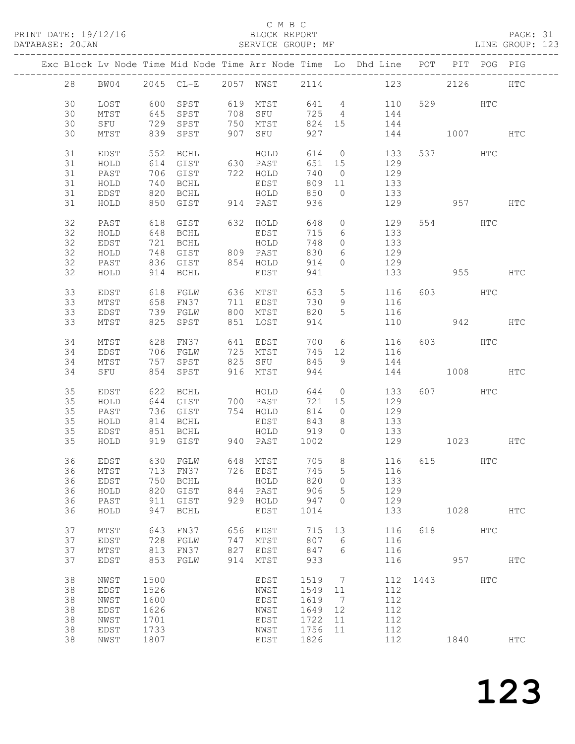C M B C

PRINT DATE: 19/12/16 BLOCK REPORT
DATABASE: 20JAN SERVICE GROUP: MF LINE GROUP: 123

| Exc | Block | Lv Node | Time | Mid Node | Time | Arr Node | Time | Lo | Dhd Line | POT | PIT | POG | PIG |
|---|---|---|---|---|---|---|---|---|---|---|---|---|---|
| | 28 | BW04 | 2045 | CL-E | 2057 | NWST | 2114 | | 123 | | 2126 | | HTC |
| | 30 | LOST | 600 | SPST | 619 | MTST | 641 | 4 | 110 | 529 | | HTC | |
| | 30 | MTST | 645 | SPST | 708 | SFU | 725 | 4 | 144 | | | | |
| | 30 | SFU | 729 | SPST | 750 | MTST | 824 | 15 | 144 | | | | |
| | 30 | MTST | 839 | SPST | 907 | SFU | 927 | | 144 | | 1007 | | HTC |
| | 31 | EDST | 552 | BCHL | | HOLD | 614 | 0 | 133 | 537 | | HTC | |
| | 31 | HOLD | 614 | GIST | 630 | PAST | 651 | 15 | 129 | | | | |
| | 31 | PAST | 706 | GIST | 722 | HOLD | 740 | 0 | 129 | | | | |
| | 31 | HOLD | 740 | BCHL | | EDST | 809 | 11 | 133 | | | | |
| | 31 | EDST | 820 | BCHL | | HOLD | 850 | 0 | 133 | | | | |
| | 31 | HOLD | 850 | GIST | 914 | PAST | 936 | | 129 | | 957 | | HTC |
| | 32 | PAST | 618 | GIST | 632 | HOLD | 648 | 0 | 129 | 554 | | HTC | |
| | 32 | HOLD | 648 | BCHL | | EDST | 715 | 6 | 133 | | | | |
| | 32 | EDST | 721 | BCHL | | HOLD | 748 | 0 | 133 | | | | |
| | 32 | HOLD | 748 | GIST | 809 | PAST | 830 | 6 | 129 | | | | |
| | 32 | PAST | 836 | GIST | 854 | HOLD | 914 | 0 | 129 | | | | |
| | 32 | HOLD | 914 | BCHL | | EDST | 941 | | 133 | | 955 | | HTC |
| | 33 | EDST | 618 | FGLW | 636 | MTST | 653 | 5 | 116 | 603 | | HTC | |
| | 33 | MTST | 658 | FN37 | 711 | EDST | 730 | 9 | 116 | | | | |
| | 33 | EDST | 739 | FGLW | 800 | MTST | 820 | 5 | 116 | | | | |
| | 33 | MTST | 825 | SPST | 851 | LOST | 914 | | 110 | | 942 | | HTC |
| | 34 | MTST | 628 | FN37 | 641 | EDST | 700 | 6 | 116 | 603 | | HTC | |
| | 34 | EDST | 706 | FGLW | 725 | MTST | 745 | 12 | 116 | | | | |
| | 34 | MTST | 757 | SPST | 825 | SFU | 845 | 9 | 144 | | | | |
| | 34 | SFU | 854 | SPST | 916 | MTST | 944 | | 144 | | 1008 | | HTC |
| | 35 | EDST | 622 | BCHL | | HOLD | 644 | 0 | 133 | 607 | | HTC | |
| | 35 | HOLD | 644 | GIST | 700 | PAST | 721 | 15 | 129 | | | | |
| | 35 | PAST | 736 | GIST | 754 | HOLD | 814 | 0 | 129 | | | | |
| | 35 | HOLD | 814 | BCHL | | EDST | 843 | 8 | 133 | | | | |
| | 35 | EDST | 851 | BCHL | | HOLD | 919 | 0 | 133 | | | | |
| | 35 | HOLD | 919 | GIST | 940 | PAST | 1002 | | 129 | | 1023 | | HTC |
| | 36 | EDST | 630 | FGLW | 648 | MTST | 705 | 8 | 116 | 615 | | HTC | |
| | 36 | MTST | 713 | FN37 | 726 | EDST | 745 | 5 | 116 | | | | |
| | 36 | EDST | 750 | BCHL | | HOLD | 820 | 0 | 133 | | | | |
| | 36 | HOLD | 820 | GIST | 844 | PAST | 906 | 5 | 129 | | | | |
| | 36 | PAST | 911 | GIST | 929 | HOLD | 947 | 0 | 129 | | | | |
| | 36 | HOLD | 947 | BCHL | | EDST | 1014 | | 133 | | 1028 | | HTC |
| | 37 | MTST | 643 | FN37 | 656 | EDST | 715 | 13 | 116 | 618 | | HTC | |
| | 37 | EDST | 728 | FGLW | 747 | MTST | 807 | 6 | 116 | | | | |
| | 37 | MTST | 813 | FN37 | 827 | EDST | 847 | 6 | 116 | | | | |
| | 37 | EDST | 853 | FGLW | 914 | MTST | 933 | | 116 | | 957 | | HTC |
| | 38 | NWST | 1500 | | | EDST | 1519 | 7 | 112 | 1443 | | HTC | |
| | 38 | EDST | 1526 | | | NWST | 1549 | 11 | 112 | | | | |
| | 38 | NWST | 1600 | | | EDST | 1619 | 7 | 112 | | | | |
| | 38 | EDST | 1626 | | | NWST | 1649 | 12 | 112 | | | | |
| | 38 | NWST | 1701 | | | EDST | 1722 | 11 | 112 | | | | |
| | 38 | EDST | 1733 | | | NWST | 1756 | 11 | 112 | | | | |
| | 38 | NWST | 1807 | | | EDST | 1826 | | 112 | | 1840 | | HTC |

123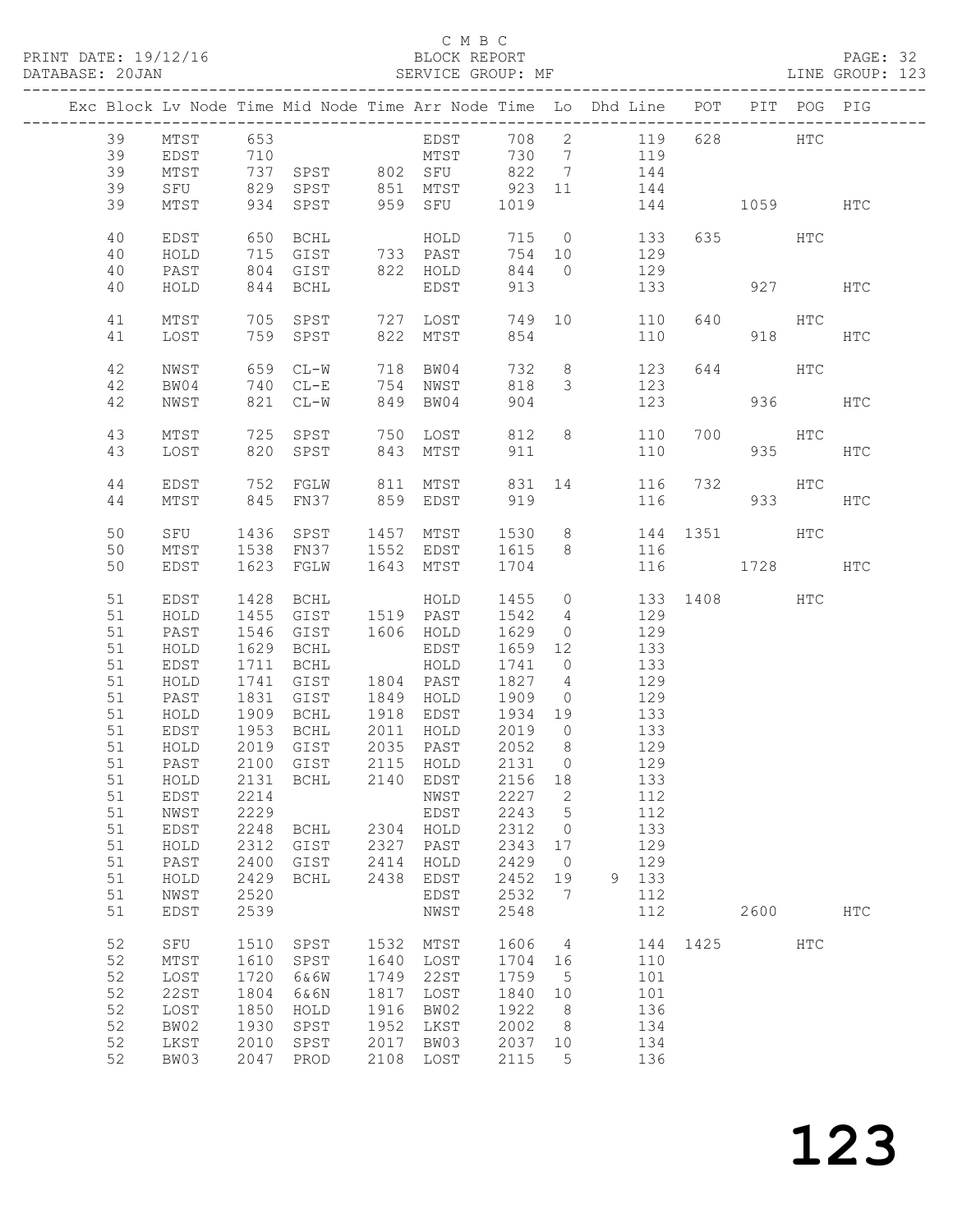C M B C
PRINT DATE: 19/12/16 BLOCK REPORT
DATABASE: 20JAN SERVICE GROUP: MF LINE GROUP: 123

| Exc | Block | Lv | Node | Time | Mid Node | Time | Arr Node | Time | Lo | Dhd Line | POT | PIT | POG | PIG |
|---|---|---|---|---|---|---|---|---|---|---|---|---|---|---|
| | 39 | | MTST | 653 | | | EDST | 708 | 2 | 119 | 628 | | HTC | |
| | 39 | | EDST | 710 | | | MTST | 730 | 7 | 119 | | | | |
| | 39 | | MTST | 737 | SPST | 802 | SFU | 822 | 7 | 144 | | | | |
| | 39 | | SFU | 829 | SPST | 851 | MTST | 923 | 11 | 144 | | | | |
| | 39 | | MTST | 934 | SPST | 959 | SFU | 1019 | | 144 | | 1059 | | HTC |
| | 40 | | EDST | 650 | BCHL | | HOLD | 715 | 0 | 133 | 635 | | HTC | |
| | 40 | | HOLD | 715 | GIST | 733 | PAST | 754 | 10 | 129 | | | | |
| | 40 | | PAST | 804 | GIST | 822 | HOLD | 844 | 0 | 129 | | | | |
| | 40 | | HOLD | 844 | BCHL | | EDST | 913 | | 133 | | 927 | | HTC |
| | 41 | | MTST | 705 | SPST | 727 | LOST | 749 | 10 | 110 | 640 | | HTC | |
| | 41 | | LOST | 759 | SPST | 822 | MTST | 854 | | 110 | | 918 | | HTC |
| | 42 | | NWST | 659 | CL-W | 718 | BW04 | 732 | 8 | 123 | 644 | | HTC | |
| | 42 | | BW04 | 740 | CL-E | 754 | NWST | 818 | 3 | 123 | | | | |
| | 42 | | NWST | 821 | CL-W | 849 | BW04 | 904 | | 123 | | 936 | | HTC |
| | 43 | | MTST | 725 | SPST | 750 | LOST | 812 | 8 | 110 | 700 | | HTC | |
| | 43 | | LOST | 820 | SPST | 843 | MTST | 911 | | 110 | | 935 | | HTC |
| | 44 | | EDST | 752 | FGLW | 811 | MTST | 831 | 14 | 116 | 732 | | HTC | |
| | 44 | | MTST | 845 | FN37 | 859 | EDST | 919 | | 116 | | 933 | | HTC |
| | 50 | | SFU | 1436 | SPST | 1457 | MTST | 1530 | 8 | 144 | 1351 | | HTC | |
| | 50 | | MTST | 1538 | FN37 | 1552 | EDST | 1615 | 8 | 116 | | | | |
| | 50 | | EDST | 1623 | FGLW | 1643 | MTST | 1704 | | 116 | | 1728 | | HTC |
| | 51 | | EDST | 1428 | BCHL | | HOLD | 1455 | 0 | 133 | 1408 | | HTC | |
| | 51 | | HOLD | 1455 | GIST | 1519 | PAST | 1542 | 4 | 129 | | | | |
| | 51 | | PAST | 1546 | GIST | 1606 | HOLD | 1629 | 0 | 129 | | | | |
| | 51 | | HOLD | 1629 | BCHL | | EDST | 1659 | 12 | 133 | | | | |
| | 51 | | EDST | 1711 | BCHL | | HOLD | 1741 | 0 | 133 | | | | |
| | 51 | | HOLD | 1741 | GIST | 1804 | PAST | 1827 | 4 | 129 | | | | |
| | 51 | | PAST | 1831 | GIST | 1849 | HOLD | 1909 | 0 | 129 | | | | |
| | 51 | | HOLD | 1909 | BCHL | 1918 | EDST | 1934 | 19 | 133 | | | | |
| | 51 | | EDST | 1953 | BCHL | 2011 | HOLD | 2019 | 0 | 133 | | | | |
| | 51 | | HOLD | 2019 | GIST | 2035 | PAST | 2052 | 8 | 129 | | | | |
| | 51 | | PAST | 2100 | GIST | 2115 | HOLD | 2131 | 0 | 129 | | | | |
| | 51 | | HOLD | 2131 | BCHL | 2140 | EDST | 2156 | 18 | 133 | | | | |
| | 51 | | EDST | 2214 | | | NWST | 2227 | 2 | 112 | | | | |
| | 51 | | NWST | 2229 | | | EDST | 2243 | 5 | 112 | | | | |
| | 51 | | EDST | 2248 | BCHL | 2304 | HOLD | 2312 | 0 | 133 | | | | |
| | 51 | | HOLD | 2312 | GIST | 2327 | PAST | 2343 | 17 | 129 | | | | |
| | 51 | | PAST | 2400 | GIST | 2414 | HOLD | 2429 | 0 | 129 | | | | |
| | 51 | | HOLD | 2429 | BCHL | 2438 | EDST | 2452 | 19 | 9 133 | | | | |
| | 51 | | NWST | 2520 | | | EDST | 2532 | 7 | 112 | | | | |
| | 51 | | EDST | 2539 | | | NWST | 2548 | | 112 | | 2600 | | HTC |
| | 52 | | SFU | 1510 | SPST | 1532 | MTST | 1606 | 4 | 144 | 1425 | | HTC | |
| | 52 | | MTST | 1610 | SPST | 1640 | LOST | 1704 | 16 | 110 | | | | |
| | 52 | | LOST | 1720 | 6&6W | 1749 | 22ST | 1759 | 5 | 101 | | | | |
| | 52 | | 22ST | 1804 | 6&6N | 1817 | LOST | 1840 | 10 | 101 | | | | |
| | 52 | | LOST | 1850 | HOLD | 1916 | BW02 | 1922 | 8 | 136 | | | | |
| | 52 | | BW02 | 1930 | SPST | 1952 | LKST | 2002 | 8 | 134 | | | | |
| | 52 | | LKST | 2010 | SPST | 2017 | BW03 | 2037 | 10 | 134 | | | | |
| | 52 | | BW03 | 2047 | PROD | 2108 | LOST | 2115 | 5 | 136 | | | | |

# 123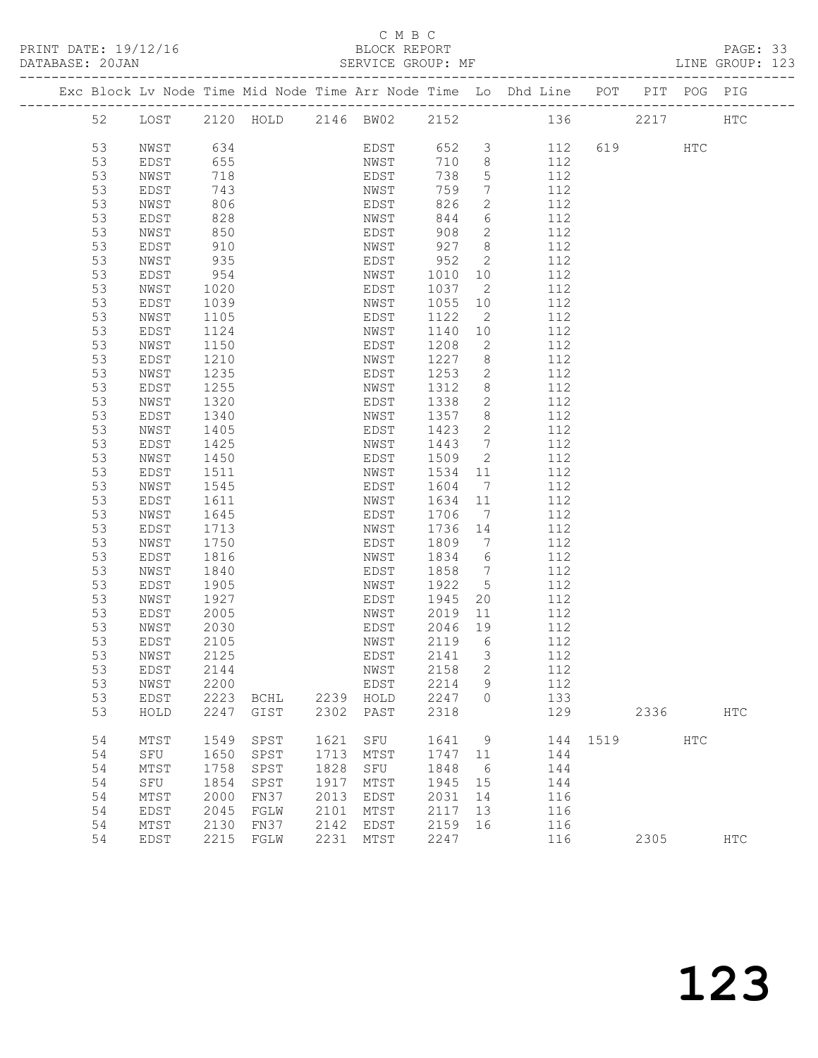C M B C
PRINT DATE: 19/12/16 BLOCK REPORT
DATABASE: 20JAN SERVICE GROUP: MF LINE GROUP: 123

| Exc | Block | Lv | Node | Time | Mid Node | Time | Arr Node | Time | Lo | Dhd Line | POT | PIT | POG | PIG |
|---|---|---|---|---|---|---|---|---|---|---|---|---|---|---|
| | 52 | | LOST | 2120 | HOLD | 2146 | BW02 | 2152 | | 136 | | 2217 | | HTC |
| | 53 | | NWST | 634 | | | EDST | 652 | 3 | 112 | 619 | | HTC | |
| | 53 | | EDST | 655 | | | NWST | 710 | 8 | 112 | | | | |
| | 53 | | NWST | 718 | | | EDST | 738 | 5 | 112 | | | | |
| | 53 | | EDST | 743 | | | NWST | 759 | 7 | 112 | | | | |
| | 53 | | NWST | 806 | | | EDST | 826 | 2 | 112 | | | | |
| | 53 | | EDST | 828 | | | NWST | 844 | 6 | 112 | | | | |
| | 53 | | NWST | 850 | | | EDST | 908 | 2 | 112 | | | | |
| | 53 | | EDST | 910 | | | NWST | 927 | 8 | 112 | | | | |
| | 53 | | NWST | 935 | | | EDST | 952 | 2 | 112 | | | | |
| | 53 | | EDST | 954 | | | NWST | 1010 | 10 | 112 | | | | |
| | 53 | | NWST | 1020 | | | EDST | 1037 | 2 | 112 | | | | |
| | 53 | | EDST | 1039 | | | NWST | 1055 | 10 | 112 | | | | |
| | 53 | | NWST | 1105 | | | EDST | 1122 | 2 | 112 | | | | |
| | 53 | | EDST | 1124 | | | NWST | 1140 | 10 | 112 | | | | |
| | 53 | | NWST | 1150 | | | EDST | 1208 | 2 | 112 | | | | |
| | 53 | | EDST | 1210 | | | NWST | 1227 | 8 | 112 | | | | |
| | 53 | | NWST | 1235 | | | EDST | 1253 | 2 | 112 | | | | |
| | 53 | | EDST | 1255 | | | NWST | 1312 | 8 | 112 | | | | |
| | 53 | | NWST | 1320 | | | EDST | 1338 | 2 | 112 | | | | |
| | 53 | | EDST | 1340 | | | NWST | 1357 | 8 | 112 | | | | |
| | 53 | | NWST | 1405 | | | EDST | 1423 | 2 | 112 | | | | |
| | 53 | | EDST | 1425 | | | NWST | 1443 | 7 | 112 | | | | |
| | 53 | | NWST | 1450 | | | EDST | 1509 | 2 | 112 | | | | |
| | 53 | | EDST | 1511 | | | NWST | 1534 | 11 | 112 | | | | |
| | 53 | | NWST | 1545 | | | EDST | 1604 | 7 | 112 | | | | |
| | 53 | | EDST | 1611 | | | NWST | 1634 | 11 | 112 | | | | |
| | 53 | | NWST | 1645 | | | EDST | 1706 | 7 | 112 | | | | |
| | 53 | | EDST | 1713 | | | NWST | 1736 | 14 | 112 | | | | |
| | 53 | | NWST | 1750 | | | EDST | 1809 | 7 | 112 | | | | |
| | 53 | | EDST | 1816 | | | NWST | 1834 | 6 | 112 | | | | |
| | 53 | | NWST | 1840 | | | EDST | 1858 | 7 | 112 | | | | |
| | 53 | | EDST | 1905 | | | NWST | 1922 | 5 | 112 | | | | |
| | 53 | | NWST | 1927 | | | EDST | 1945 | 20 | 112 | | | | |
| | 53 | | EDST | 2005 | | | NWST | 2019 | 11 | 112 | | | | |
| | 53 | | NWST | 2030 | | | EDST | 2046 | 19 | 112 | | | | |
| | 53 | | EDST | 2105 | | | NWST | 2119 | 6 | 112 | | | | |
| | 53 | | NWST | 2125 | | | EDST | 2141 | 3 | 112 | | | | |
| | 53 | | EDST | 2144 | | | NWST | 2158 | 2 | 112 | | | | |
| | 53 | | NWST | 2200 | | | EDST | 2214 | 9 | 112 | | | | |
| | 53 | | EDST | 2223 | BCHL | 2239 | HOLD | 2247 | 0 | 133 | | | | |
| | 53 | | HOLD | 2247 | GIST | 2302 | PAST | 2318 | | 129 | | 2336 | | HTC |
| | 54 | | MTST | 1549 | SPST | 1621 | SFU | 1641 | 9 | 144 | 1519 | | HTC | |
| | 54 | | SFU | 1650 | SPST | 1713 | MTST | 1747 | 11 | 144 | | | | |
| | 54 | | MTST | 1758 | SPST | 1828 | SFU | 1848 | 6 | 144 | | | | |
| | 54 | | SFU | 1854 | SPST | 1917 | MTST | 1945 | 15 | 144 | | | | |
| | 54 | | MTST | 2000 | FN37 | 2013 | EDST | 2031 | 14 | 116 | | | | |
| | 54 | | EDST | 2045 | FGLW | 2101 | MTST | 2117 | 13 | 116 | | | | |
| | 54 | | MTST | 2130 | FN37 | 2142 | EDST | 2159 | 16 | 116 | | | | |
| | 54 | | EDST | 2215 | FGLW | 2231 | MTST | 2247 | | 116 | | 2305 | | HTC |

123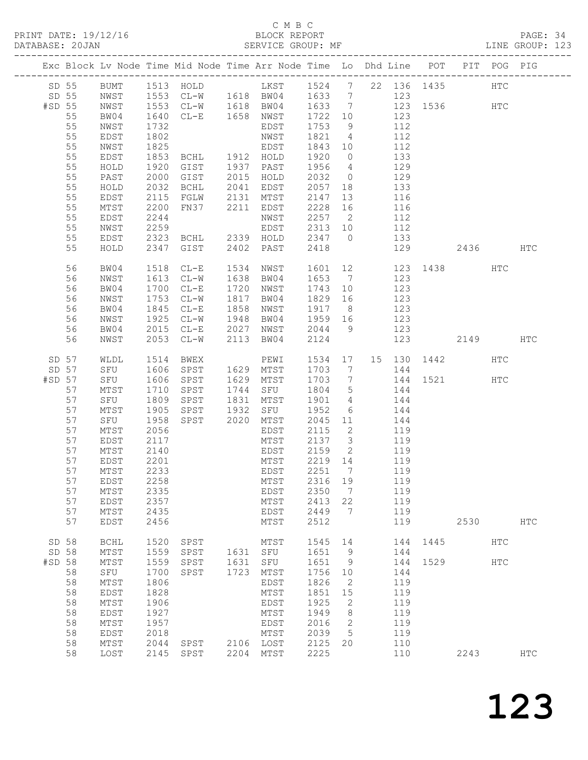C M B C

PRINT DATE: 19/12/16 BLOCK REPORT
DATABASE: 20JAN SERVICE GROUP: MF LINE GROUP: 123

| Exc | Block | Lv | Node | Time | Mid Node | Time | Arr Node | Time | Lo | Dhd | Line | POT | PIT | POG | PIG |
|---|---|---|---|---|---|---|---|---|---|---|---|---|---|---|---|
| SD | 55 | | BUMT | 1513 | HOLD | | LKST | 1524 | 7 | 22 | 136 | 1435 | | HTC | |
| SD | 55 | | NWST | 1553 | CL-W | 1618 | BW04 | 1633 | 7 | | 123 | | | | |
| #SD | 55 | | NWST | 1553 | CL-W | 1618 | BW04 | 1633 | 7 | | 123 | 1536 | | HTC | |
| | 55 | | BW04 | 1640 | CL-E | 1658 | NWST | 1722 | 10 | | 123 | | | | |
| | 55 | | NWST | 1732 | | | EDST | 1753 | 9 | | 112 | | | | |
| | 55 | | EDST | 1802 | | | NWST | 1821 | 4 | | 112 | | | | |
| | 55 | | NWST | 1825 | | | EDST | 1843 | 10 | | 112 | | | | |
| | 55 | | EDST | 1853 | BCHL | 1912 | HOLD | 1920 | 0 | | 133 | | | | |
| | 55 | | HOLD | 1920 | GIST | 1937 | PAST | 1956 | 4 | | 129 | | | | |
| | 55 | | PAST | 2000 | GIST | 2015 | HOLD | 2032 | 0 | | 129 | | | | |
| | 55 | | HOLD | 2032 | BCHL | 2041 | EDST | 2057 | 18 | | 133 | | | | |
| | 55 | | EDST | 2115 | FGLW | 2131 | MTST | 2147 | 13 | | 116 | | | | |
| | 55 | | MTST | 2200 | FN37 | 2211 | EDST | 2228 | 16 | | 116 | | | | |
| | 55 | | EDST | 2244 | | | NWST | 2257 | 2 | | 112 | | | | |
| | 55 | | NWST | 2259 | | | EDST | 2313 | 10 | | 112 | | | | |
| | 55 | | EDST | 2323 | BCHL | 2339 | HOLD | 2347 | 0 | | 133 | | | | |
| | 55 | | HOLD | 2347 | GIST | 2402 | PAST | 2418 | | | 129 | | 2436 | | HTC |
| | 56 | | BW04 | 1518 | CL-E | 1534 | NWST | 1601 | 12 | | 123 | 1438 | | HTC | |
| | 56 | | NWST | 1613 | CL-W | 1638 | BW04 | 1653 | 7 | | 123 | | | | |
| | 56 | | BW04 | 1700 | CL-E | 1720 | NWST | 1743 | 10 | | 123 | | | | |
| | 56 | | NWST | 1753 | CL-W | 1817 | BW04 | 1829 | 16 | | 123 | | | | |
| | 56 | | BW04 | 1845 | CL-E | 1858 | NWST | 1917 | 8 | | 123 | | | | |
| | 56 | | NWST | 1925 | CL-W | 1948 | BW04 | 1959 | 16 | | 123 | | | | |
| | 56 | | BW04 | 2015 | CL-E | 2027 | NWST | 2044 | 9 | | 123 | | | | |
| | 56 | | NWST | 2053 | CL-W | 2113 | BW04 | 2124 | | | 123 | | 2149 | | HTC |
| SD | 57 | | WLDL | 1514 | BWEX | | PEWI | 1534 | 17 | 15 | 130 | 1442 | | HTC | |
| SD | 57 | | SFU | 1606 | SPST | 1629 | MTST | 1703 | 7 | | 144 | | | | |
| #SD | 57 | | SFU | 1606 | SPST | 1629 | MTST | 1703 | 7 | | 144 | 1521 | | HTC | |
| | 57 | | MTST | 1710 | SPST | 1744 | SFU | 1804 | 5 | | 144 | | | | |
| | 57 | | SFU | 1809 | SPST | 1831 | MTST | 1901 | 4 | | 144 | | | | |
| | 57 | | MTST | 1905 | SPST | 1932 | SFU | 1952 | 6 | | 144 | | | | |
| | 57 | | SFU | 1958 | SPST | 2020 | MTST | 2045 | 11 | | 144 | | | | |
| | 57 | | MTST | 2056 | | | EDST | 2115 | 2 | | 119 | | | | |
| | 57 | | EDST | 2117 | | | MTST | 2137 | 3 | | 119 | | | | |
| | 57 | | MTST | 2140 | | | EDST | 2159 | 2 | | 119 | | | | |
| | 57 | | EDST | 2201 | | | MTST | 2219 | 14 | | 119 | | | | |
| | 57 | | MTST | 2233 | | | EDST | 2251 | 7 | | 119 | | | | |
| | 57 | | EDST | 2258 | | | MTST | 2316 | 19 | | 119 | | | | |
| | 57 | | MTST | 2335 | | | EDST | 2350 | 7 | | 119 | | | | |
| | 57 | | EDST | 2357 | | | MTST | 2413 | 22 | | 119 | | | | |
| | 57 | | MTST | 2435 | | | EDST | 2449 | 7 | | 119 | | | | |
| | 57 | | EDST | 2456 | | | MTST | 2512 | | | 119 | | 2530 | | HTC |
| SD | 58 | | BCHL | 1520 | SPST | | MTST | 1545 | 14 | | 144 | 1445 | | HTC | |
| SD | 58 | | MTST | 1559 | SPST | 1631 | SFU | 1651 | 9 | | 144 | | | | |
| #SD | 58 | | MTST | 1559 | SPST | 1631 | SFU | 1651 | 9 | | 144 | 1529 | | HTC | |
| | 58 | | SFU | 1700 | SPST | 1723 | MTST | 1756 | 10 | | 144 | | | | |
| | 58 | | MTST | 1806 | | | EDST | 1826 | 2 | | 119 | | | | |
| | 58 | | EDST | 1828 | | | MTST | 1851 | 15 | | 119 | | | | |
| | 58 | | MTST | 1906 | | | EDST | 1925 | 2 | | 119 | | | | |
| | 58 | | EDST | 1927 | | | MTST | 1949 | 8 | | 119 | | | | |
| | 58 | | MTST | 1957 | | | EDST | 2016 | 2 | | 119 | | | | |
| | 58 | | EDST | 2018 | | | MTST | 2039 | 5 | | 119 | | | | |
| | 58 | | MTST | 2044 | SPST | 2106 | LOST | 2125 | 20 | | 110 | | | | |
| | 58 | | LOST | 2145 | SPST | 2204 | MTST | 2225 | | | 110 | | 2243 | | HTC |

123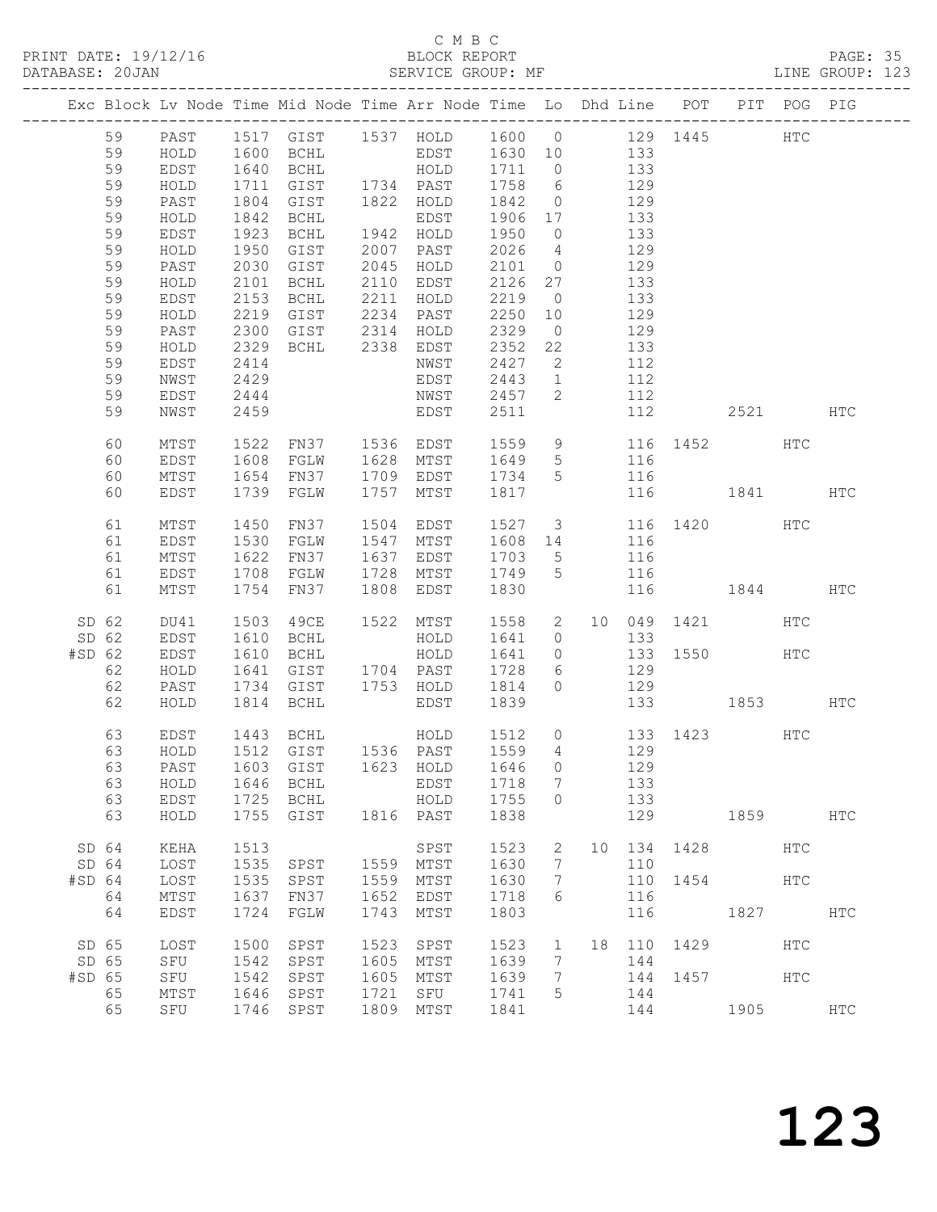C M B C

PRINT DATE: 19/12/16 BLOCK REPORT

DATABASE: 20JAN SERVICE GROUP: MF LINE GROUP: 123

| Exc | Block | Lv | Node | Time | Mid Node | Time | Arr Node | Time | Lo | Dhd | Line | POT | PIT | POG | PIG |
|---|---|---|---|---|---|---|---|---|---|---|---|---|---|---|---|
| | 59 | | PAST | 1517 | GIST | 1537 | HOLD | 1600 | 0 | | 129 | 1445 | | HTC | |
| | 59 | | HOLD | 1600 | BCHL | | EDST | 1630 | 10 | | 133 | | | | |
| | 59 | | EDST | 1640 | BCHL | | HOLD | 1711 | 0 | | 133 | | | | |
| | 59 | | HOLD | 1711 | GIST | 1734 | PAST | 1758 | 6 | | 129 | | | | |
| | 59 | | PAST | 1804 | GIST | 1822 | HOLD | 1842 | 0 | | 129 | | | | |
| | 59 | | HOLD | 1842 | BCHL | | EDST | 1906 | 17 | | 133 | | | | |
| | 59 | | EDST | 1923 | BCHL | 1942 | HOLD | 1950 | 0 | | 133 | | | | |
| | 59 | | HOLD | 1950 | GIST | 2007 | PAST | 2026 | 4 | | 129 | | | | |
| | 59 | | PAST | 2030 | GIST | 2045 | HOLD | 2101 | 0 | | 129 | | | | |
| | 59 | | HOLD | 2101 | BCHL | 2110 | EDST | 2126 | 27 | | 133 | | | | |
| | 59 | | EDST | 2153 | BCHL | 2211 | HOLD | 2219 | 0 | | 133 | | | | |
| | 59 | | HOLD | 2219 | GIST | 2234 | PAST | 2250 | 10 | | 129 | | | | |
| | 59 | | PAST | 2300 | GIST | 2314 | HOLD | 2329 | 0 | | 129 | | | | |
| | 59 | | HOLD | 2329 | BCHL | 2338 | EDST | 2352 | 22 | | 133 | | | | |
| | 59 | | EDST | 2414 | | | NWST | 2427 | 2 | | 112 | | | | |
| | 59 | | NWST | 2429 | | | EDST | 2443 | 1 | | 112 | | | | |
| | 59 | | EDST | 2444 | | | NWST | 2457 | 2 | | 112 | | | | |
| | 59 | | NWST | 2459 | | | EDST | 2511 | | | 112 | | 2521 | | HTC |
| | 60 | | MTST | 1522 | FN37 | 1536 | EDST | 1559 | 9 | | 116 | 1452 | | HTC | |
| | 60 | | EDST | 1608 | FGLW | 1628 | MTST | 1649 | 5 | | 116 | | | | |
| | 60 | | MTST | 1654 | FN37 | 1709 | EDST | 1734 | 5 | | 116 | | | | |
| | 60 | | EDST | 1739 | FGLW | 1757 | MTST | 1817 | | | 116 | | 1841 | | HTC |
| | 61 | | MTST | 1450 | FN37 | 1504 | EDST | 1527 | 3 | | 116 | 1420 | | HTC | |
| | 61 | | EDST | 1530 | FGLW | 1547 | MTST | 1608 | 14 | | 116 | | | | |
| | 61 | | MTST | 1622 | FN37 | 1637 | EDST | 1703 | 5 | | 116 | | | | |
| | 61 | | EDST | 1708 | FGLW | 1728 | MTST | 1749 | 5 | | 116 | | | | |
| | 61 | | MTST | 1754 | FN37 | 1808 | EDST | 1830 | | | 116 | | 1844 | | HTC |
| SD | 62 | | DU41 | 1503 | 49CE | 1522 | MTST | 1558 | 2 | 10 | 049 | 1421 | | HTC | |
| SD | 62 | | EDST | 1610 | BCHL | | HOLD | 1641 | 0 | | 133 | | | | |
| #SD | 62 | | EDST | 1610 | BCHL | | HOLD | 1641 | 0 | | 133 | 1550 | | HTC | |
| | 62 | | HOLD | 1641 | GIST | 1704 | PAST | 1728 | 6 | | 129 | | | | |
| | 62 | | PAST | 1734 | GIST | 1753 | HOLD | 1814 | 0 | | 129 | | | | |
| | 62 | | HOLD | 1814 | BCHL | | EDST | 1839 | | | 133 | | 1853 | | HTC |
| | 63 | | EDST | 1443 | BCHL | | HOLD | 1512 | 0 | | 133 | 1423 | | HTC | |
| | 63 | | HOLD | 1512 | GIST | 1536 | PAST | 1559 | 4 | | 129 | | | | |
| | 63 | | PAST | 1603 | GIST | 1623 | HOLD | 1646 | 0 | | 129 | | | | |
| | 63 | | HOLD | 1646 | BCHL | | EDST | 1718 | 7 | | 133 | | | | |
| | 63 | | EDST | 1725 | BCHL | | HOLD | 1755 | 0 | | 133 | | | | |
| | 63 | | HOLD | 1755 | GIST | 1816 | PAST | 1838 | | | 129 | | 1859 | | HTC |
| SD | 64 | | KEHA | 1513 | | | SPST | 1523 | 2 | 10 | 134 | 1428 | | HTC | |
| SD | 64 | | LOST | 1535 | SPST | 1559 | MTST | 1630 | 7 | | 110 | | | | |
| #SD | 64 | | LOST | 1535 | SPST | 1559 | MTST | 1630 | 7 | | 110 | 1454 | | HTC | |
| | 64 | | MTST | 1637 | FN37 | 1652 | EDST | 1718 | 6 | | 116 | | | | |
| | 64 | | EDST | 1724 | FGLW | 1743 | MTST | 1803 | | | 116 | | 1827 | | HTC |
| SD | 65 | | LOST | 1500 | SPST | 1523 | SPST | 1523 | 1 | 18 | 110 | 1429 | | HTC | |
| SD | 65 | | SFU | 1542 | SPST | 1605 | MTST | 1639 | 7 | | 144 | | | | |
| #SD | 65 | | SFU | 1542 | SPST | 1605 | MTST | 1639 | 7 | | 144 | 1457 | | HTC | |
| | 65 | | MTST | 1646 | SPST | 1721 | SFU | 1741 | 5 | | 144 | | | | |
| | 65 | | SFU | 1746 | SPST | 1809 | MTST | 1841 | | | 144 | | 1905 | | HTC |

123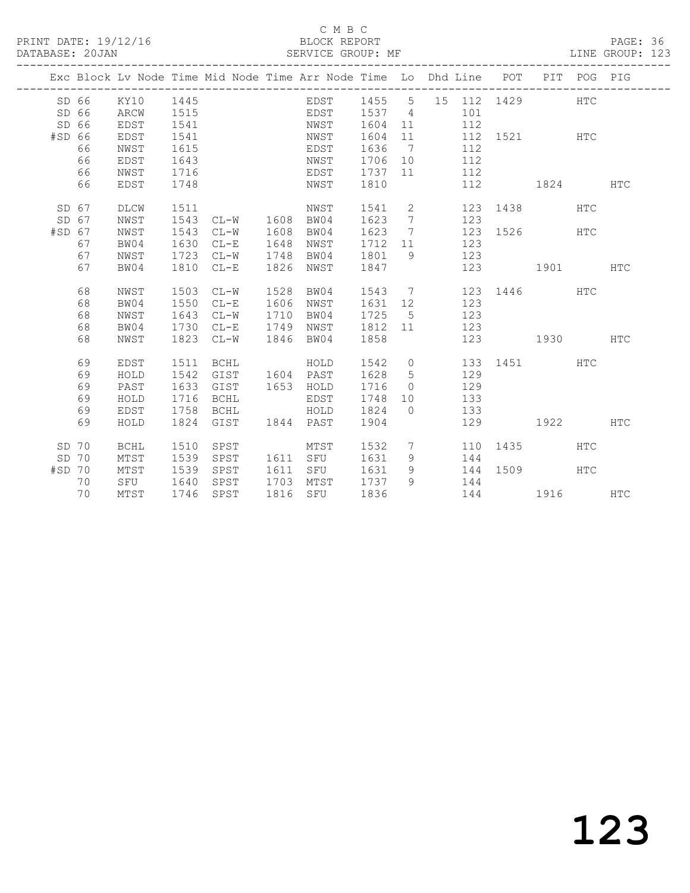C M B C
PRINT DATE: 19/12/16 BLOCK REPORT
DATABASE: 20JAN SERVICE GROUP: MF LINE GROUP: 123

| Exc | Block | Lv | Node | Time | Mid Node | Time | Arr Node | Time | Lo | Dhd | Line | POT | PIT | POG | PIG |
|---|---|---|---|---|---|---|---|---|---|---|---|---|---|---|---|
| SD | 66 | | KY10 | 1445 | | | EDST | 1455 | 5 | 15 | 112 | 1429 | | HTC | |
| SD | 66 | | ARCW | 1515 | | | EDST | 1537 | 4 | | 101 | | | | |
| SD | 66 | | EDST | 1541 | | | NWST | 1604 | 11 | | 112 | | | | |
| #SD | 66 | | EDST | 1541 | | | NWST | 1604 | 11 | | 112 | 1521 | | HTC | |
| | 66 | | NWST | 1615 | | | EDST | 1636 | 7 | | 112 | | | | |
| | 66 | | EDST | 1643 | | | NWST | 1706 | 10 | | 112 | | | | |
| | 66 | | NWST | 1716 | | | EDST | 1737 | 11 | | 112 | | | | |
| | 66 | | EDST | 1748 | | | NWST | 1810 | | | 112 | | 1824 | | HTC |
| SD | 67 | | DLCW | 1511 | | | NWST | 1541 | 2 | | 123 | 1438 | | HTC | |
| SD | 67 | | NWST | 1543 | CL-W | 1608 | BW04 | 1623 | 7 | | 123 | | | | |
| #SD | 67 | | NWST | 1543 | CL-W | 1608 | BW04 | 1623 | 7 | | 123 | 1526 | | HTC | |
| | 67 | | BW04 | 1630 | CL-E | 1648 | NWST | 1712 | 11 | | 123 | | | | |
| | 67 | | NWST | 1723 | CL-W | 1748 | BW04 | 1801 | 9 | | 123 | | | | |
| | 67 | | BW04 | 1810 | CL-E | 1826 | NWST | 1847 | | | 123 | | 1901 | | HTC |
| | 68 | | NWST | 1503 | CL-W | 1528 | BW04 | 1543 | 7 | | 123 | 1446 | | HTC | |
| | 68 | | BW04 | 1550 | CL-E | 1606 | NWST | 1631 | 12 | | 123 | | | | |
| | 68 | | NWST | 1643 | CL-W | 1710 | BW04 | 1725 | 5 | | 123 | | | | |
| | 68 | | BW04 | 1730 | CL-E | 1749 | NWST | 1812 | 11 | | 123 | | | | |
| | 68 | | NWST | 1823 | CL-W | 1846 | BW04 | 1858 | | | 123 | | 1930 | | HTC |
| | 69 | | EDST | 1511 | BCHL | | HOLD | 1542 | 0 | | 133 | 1451 | | HTC | |
| | 69 | | HOLD | 1542 | GIST | 1604 | PAST | 1628 | 5 | | 129 | | | | |
| | 69 | | PAST | 1633 | GIST | 1653 | HOLD | 1716 | 0 | | 129 | | | | |
| | 69 | | HOLD | 1716 | BCHL | | EDST | 1748 | 10 | | 133 | | | | |
| | 69 | | EDST | 1758 | BCHL | | HOLD | 1824 | 0 | | 133 | | | | |
| | 69 | | HOLD | 1824 | GIST | 1844 | PAST | 1904 | | | 129 | | 1922 | | HTC |
| SD | 70 | | BCHL | 1510 | SPST | | MTST | 1532 | 7 | | 110 | 1435 | | HTC | |
| SD | 70 | | MTST | 1539 | SPST | 1611 | SFU | 1631 | 9 | | 144 | | | | |
| #SD | 70 | | MTST | 1539 | SPST | 1611 | SFU | 1631 | 9 | | 144 | 1509 | | HTC | |
| | 70 | | SFU | 1640 | SPST | 1703 | MTST | 1737 | 9 | | 144 | | | | |
| | 70 | | MTST | 1746 | SPST | 1816 | SFU | 1836 | | | 144 | | 1916 | | HTC |

123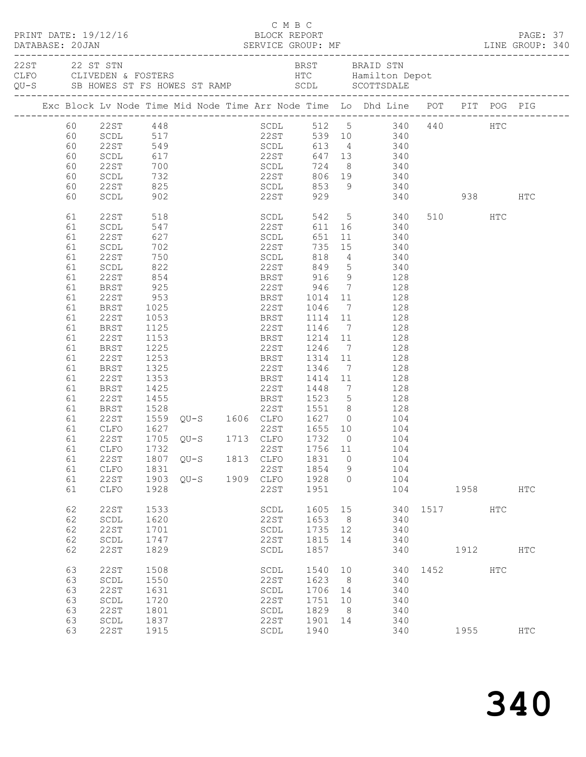C M B C

PRINT DATE: 19/12/16 BLOCK REPORT

DATABASE: 20JAN SERVICE GROUP: MF LINE GROUP: 340

| | | | |
|---|---|---|---|
| 22ST | 22 ST STN | BRST | BRAID STN |
| CLFO | CLIVEDEN & FOSTERS | HTC | Hamilton Depot |
| QU-S | SB HOWES ST FS HOWES ST RAMP | SCDL | SCOTTSDALE |

| Exc | Block | Lv Node | Time | Mid Node | Time | Arr Node | Time | Lo | Dhd Line | POT | PIT | POG | PIG |
|---|---|---|---|---|---|---|---|---|---|---|---|---|---|
| | 60 | 22ST | 448 | | | SCDL | 512 | 5 | 340 | 440 | | HTC | |
| | 60 | SCDL | 517 | | | 22ST | 539 | 10 | 340 | | | | |
| | 60 | 22ST | 549 | | | SCDL | 613 | 4 | 340 | | | | |
| | 60 | SCDL | 617 | | | 22ST | 647 | 13 | 340 | | | | |
| | 60 | 22ST | 700 | | | SCDL | 724 | 8 | 340 | | | | |
| | 60 | SCDL | 732 | | | 22ST | 806 | 19 | 340 | | | | |
| | 60 | 22ST | 825 | | | SCDL | 853 | 9 | 340 | | | | |
| | 60 | SCDL | 902 | | | 22ST | 929 | | 340 | | 938 | | HTC |
| | 61 | 22ST | 518 | | | SCDL | 542 | 5 | 340 | 510 | | HTC | |
| | 61 | SCDL | 547 | | | 22ST | 611 | 16 | 340 | | | | |
| | 61 | 22ST | 627 | | | SCDL | 651 | 11 | 340 | | | | |
| | 61 | SCDL | 702 | | | 22ST | 735 | 15 | 340 | | | | |
| | 61 | 22ST | 750 | | | SCDL | 818 | 4 | 340 | | | | |
| | 61 | SCDL | 822 | | | 22ST | 849 | 5 | 340 | | | | |
| | 61 | 22ST | 854 | | | BRST | 916 | 9 | 128 | | | | |
| | 61 | BRST | 925 | | | 22ST | 946 | 7 | 128 | | | | |
| | 61 | 22ST | 953 | | | BRST | 1014 | 11 | 128 | | | | |
| | 61 | BRST | 1025 | | | 22ST | 1046 | 7 | 128 | | | | |
| | 61 | 22ST | 1053 | | | BRST | 1114 | 11 | 128 | | | | |
| | 61 | BRST | 1125 | | | 22ST | 1146 | 7 | 128 | | | | |
| | 61 | 22ST | 1153 | | | BRST | 1214 | 11 | 128 | | | | |
| | 61 | BRST | 1225 | | | 22ST | 1246 | 7 | 128 | | | | |
| | 61 | 22ST | 1253 | | | BRST | 1314 | 11 | 128 | | | | |
| | 61 | BRST | 1325 | | | 22ST | 1346 | 7 | 128 | | | | |
| | 61 | 22ST | 1353 | | | BRST | 1414 | 11 | 128 | | | | |
| | 61 | BRST | 1425 | | | 22ST | 1448 | 7 | 128 | | | | |
| | 61 | 22ST | 1455 | | | BRST | 1523 | 5 | 128 | | | | |
| | 61 | BRST | 1528 | | | 22ST | 1551 | 8 | 128 | | | | |
| | 61 | 22ST | 1559 | QU-S | 1606 | CLFO | 1627 | 0 | 104 | | | | |
| | 61 | CLFO | 1627 | | | 22ST | 1655 | 10 | 104 | | | | |
| | 61 | 22ST | 1705 | QU-S | 1713 | CLFO | 1732 | 0 | 104 | | | | |
| | 61 | CLFO | 1732 | | | 22ST | 1756 | 11 | 104 | | | | |
| | 61 | 22ST | 1807 | QU-S | 1813 | CLFO | 1831 | 0 | 104 | | | | |
| | 61 | CLFO | 1831 | | | 22ST | 1854 | 9 | 104 | | | | |
| | 61 | 22ST | 1903 | QU-S | 1909 | CLFO | 1928 | 0 | 104 | | | | |
| | 61 | CLFO | 1928 | | | 22ST | 1951 | | 104 | | 1958 | | HTC |
| | 62 | 22ST | 1533 | | | SCDL | 1605 | 15 | 340 | 1517 | | HTC | |
| | 62 | SCDL | 1620 | | | 22ST | 1653 | 8 | 340 | | | | |
| | 62 | 22ST | 1701 | | | SCDL | 1735 | 12 | 340 | | | | |
| | 62 | SCDL | 1747 | | | 22ST | 1815 | 14 | 340 | | | | |
| | 62 | 22ST | 1829 | | | SCDL | 1857 | | 340 | | 1912 | | HTC |
| | 63 | 22ST | 1508 | | | SCDL | 1540 | 10 | 340 | 1452 | | HTC | |
| | 63 | SCDL | 1550 | | | 22ST | 1623 | 8 | 340 | | | | |
| | 63 | 22ST | 1631 | | | SCDL | 1706 | 14 | 340 | | | | |
| | 63 | SCDL | 1720 | | | 22ST | 1751 | 10 | 340 | | | | |
| | 63 | 22ST | 1801 | | | SCDL | 1829 | 8 | 340 | | | | |
| | 63 | SCDL | 1837 | | | 22ST | 1901 | 14 | 340 | | | | |
| | 63 | 22ST | 1915 | | | SCDL | 1940 | | 340 | | 1955 | | HTC |

# 340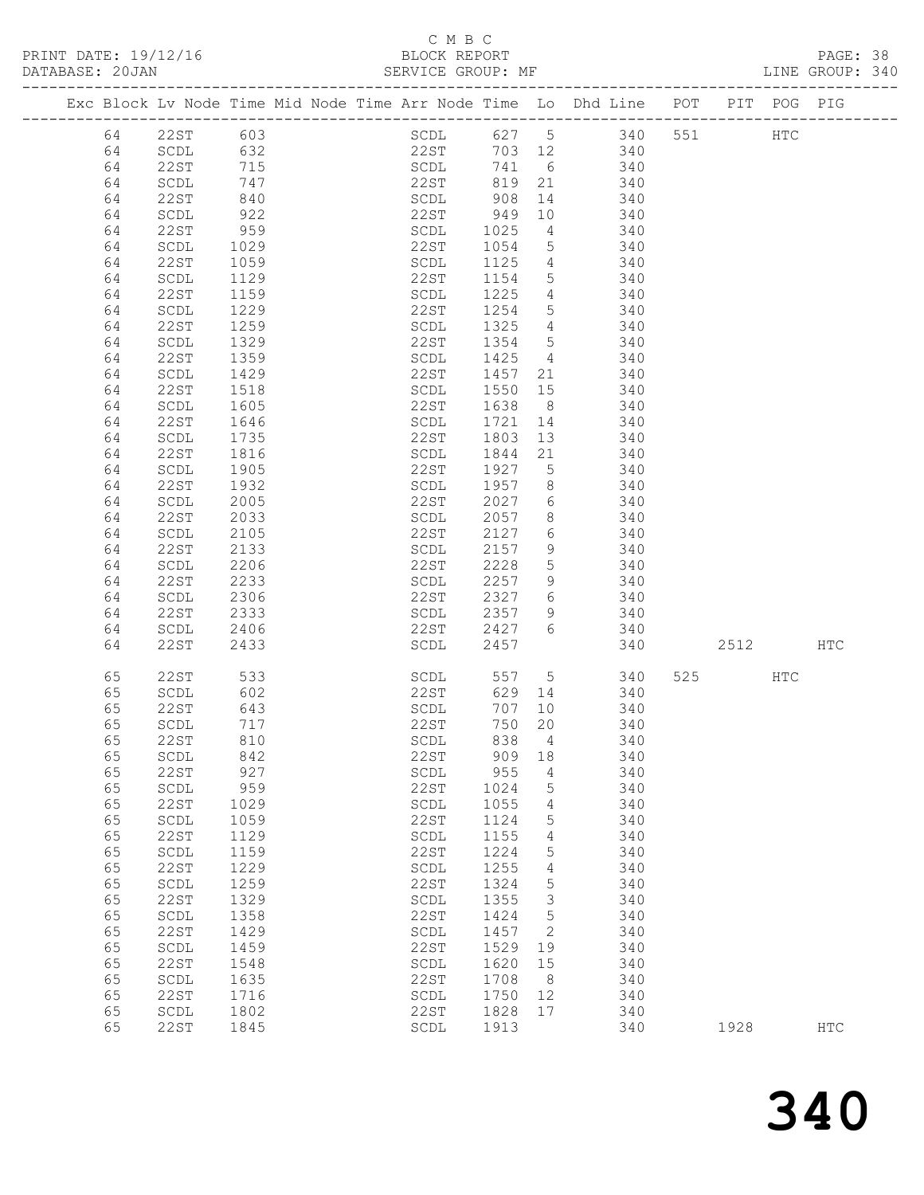C M B C

PRINT DATE: 19/12/16 BLOCK REPORT

DATABASE: 20JAN SERVICE GROUP: MF LINE GROUP: 340

| Exc | Block | Lv | Node | Time | Mid Node | Time | Arr Node | Time | Lo | Dhd Line | POT | PIT | POG | PIG |
|---|---|---|---|---|---|---|---|---|---|---|---|---|---|---|
| | 64 | | 22ST | 603 | | | SCDL | 627 | 5 | 340 | 551 | | HTC | |
| | 64 | | SCDL | 632 | | | 22ST | 703 | 12 | 340 | | | | |
| | 64 | | 22ST | 715 | | | SCDL | 741 | 6 | 340 | | | | |
| | 64 | | SCDL | 747 | | | 22ST | 819 | 21 | 340 | | | | |
| | 64 | | 22ST | 840 | | | SCDL | 908 | 14 | 340 | | | | |
| | 64 | | SCDL | 922 | | | 22ST | 949 | 10 | 340 | | | | |
| | 64 | | 22ST | 959 | | | SCDL | 1025 | 4 | 340 | | | | |
| | 64 | | SCDL | 1029 | | | 22ST | 1054 | 5 | 340 | | | | |
| | 64 | | 22ST | 1059 | | | SCDL | 1125 | 4 | 340 | | | | |
| | 64 | | SCDL | 1129 | | | 22ST | 1154 | 5 | 340 | | | | |
| | 64 | | 22ST | 1159 | | | SCDL | 1225 | 4 | 340 | | | | |
| | 64 | | SCDL | 1229 | | | 22ST | 1254 | 5 | 340 | | | | |
| | 64 | | 22ST | 1259 | | | SCDL | 1325 | 4 | 340 | | | | |
| | 64 | | SCDL | 1329 | | | 22ST | 1354 | 5 | 340 | | | | |
| | 64 | | 22ST | 1359 | | | SCDL | 1425 | 4 | 340 | | | | |
| | 64 | | SCDL | 1429 | | | 22ST | 1457 | 21 | 340 | | | | |
| | 64 | | 22ST | 1518 | | | SCDL | 1550 | 15 | 340 | | | | |
| | 64 | | SCDL | 1605 | | | 22ST | 1638 | 8 | 340 | | | | |
| | 64 | | 22ST | 1646 | | | SCDL | 1721 | 14 | 340 | | | | |
| | 64 | | SCDL | 1735 | | | 22ST | 1803 | 13 | 340 | | | | |
| | 64 | | 22ST | 1816 | | | SCDL | 1844 | 21 | 340 | | | | |
| | 64 | | SCDL | 1905 | | | 22ST | 1927 | 5 | 340 | | | | |
| | 64 | | 22ST | 1932 | | | SCDL | 1957 | 8 | 340 | | | | |
| | 64 | | SCDL | 2005 | | | 22ST | 2027 | 6 | 340 | | | | |
| | 64 | | 22ST | 2033 | | | SCDL | 2057 | 8 | 340 | | | | |
| | 64 | | SCDL | 2105 | | | 22ST | 2127 | 6 | 340 | | | | |
| | 64 | | 22ST | 2133 | | | SCDL | 2157 | 9 | 340 | | | | |
| | 64 | | SCDL | 2206 | | | 22ST | 2228 | 5 | 340 | | | | |
| | 64 | | 22ST | 2233 | | | SCDL | 2257 | 9 | 340 | | | | |
| | 64 | | SCDL | 2306 | | | 22ST | 2327 | 6 | 340 | | | | |
| | 64 | | 22ST | 2333 | | | SCDL | 2357 | 9 | 340 | | | | |
| | 64 | | SCDL | 2406 | | | 22ST | 2427 | 6 | 340 | | | | |
| | 64 | | 22ST | 2433 | | | SCDL | 2457 | | 340 | | 2512 | | HTC |
| | 65 | | 22ST | 533 | | | SCDL | 557 | 5 | 340 | 525 | | HTC | |
| | 65 | | SCDL | 602 | | | 22ST | 629 | 14 | 340 | | | | |
| | 65 | | 22ST | 643 | | | SCDL | 707 | 10 | 340 | | | | |
| | 65 | | SCDL | 717 | | | 22ST | 750 | 20 | 340 | | | | |
| | 65 | | 22ST | 810 | | | SCDL | 838 | 4 | 340 | | | | |
| | 65 | | SCDL | 842 | | | 22ST | 909 | 18 | 340 | | | | |
| | 65 | | 22ST | 927 | | | SCDL | 955 | 4 | 340 | | | | |
| | 65 | | SCDL | 959 | | | 22ST | 1024 | 5 | 340 | | | | |
| | 65 | | 22ST | 1029 | | | SCDL | 1055 | 4 | 340 | | | | |
| | 65 | | SCDL | 1059 | | | 22ST | 1124 | 5 | 340 | | | | |
| | 65 | | 22ST | 1129 | | | SCDL | 1155 | 4 | 340 | | | | |
| | 65 | | SCDL | 1159 | | | 22ST | 1224 | 5 | 340 | | | | |
| | 65 | | 22ST | 1229 | | | SCDL | 1255 | 4 | 340 | | | | |
| | 65 | | SCDL | 1259 | | | 22ST | 1324 | 5 | 340 | | | | |
| | 65 | | 22ST | 1329 | | | SCDL | 1355 | 3 | 340 | | | | |
| | 65 | | SCDL | 1358 | | | 22ST | 1424 | 5 | 340 | | | | |
| | 65 | | 22ST | 1429 | | | SCDL | 1457 | 2 | 340 | | | | |
| | 65 | | SCDL | 1459 | | | 22ST | 1529 | 19 | 340 | | | | |
| | 65 | | 22ST | 1548 | | | SCDL | 1620 | 15 | 340 | | | | |
| | 65 | | SCDL | 1635 | | | 22ST | 1708 | 8 | 340 | | | | |
| | 65 | | 22ST | 1716 | | | SCDL | 1750 | 12 | 340 | | | | |
| | 65 | | SCDL | 1802 | | | 22ST | 1828 | 17 | 340 | | | | |
| | 65 | | 22ST | 1845 | | | SCDL | 1913 | | 340 | | 1928 | | HTC |

340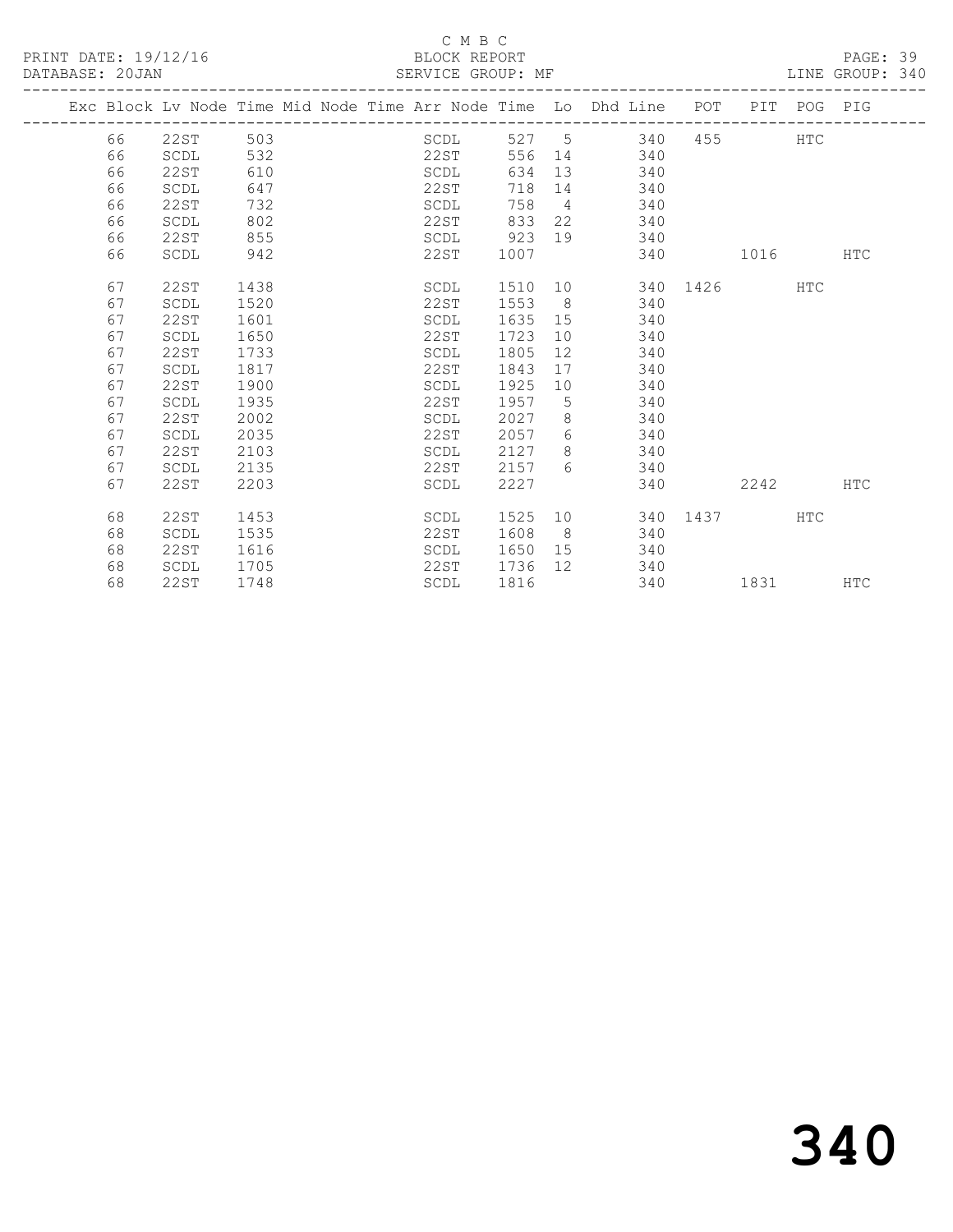C M B C

BLOCK REPORT

SERVICE GROUP: MF

PRINT DATE: 19/12/16

DATABASE: 20JAN

LINE GROUP: 340

| Exc | Block | Lv Node | Time | Mid Node | Time | Arr Node | Time | Lo | Dhd Line | POT | PIT | POG | PIG |
|---|---|---|---|---|---|---|---|---|---|---|---|---|---|
| | 66 | 22ST | 503 | | | SCDL | 527 | 5 | 340 | 455 | | HTC | |
| | 66 | SCDL | 532 | | | 22ST | 556 | 14 | 340 | | | | |
| | 66 | 22ST | 610 | | | SCDL | 634 | 13 | 340 | | | | |
| | 66 | SCDL | 647 | | | 22ST | 718 | 14 | 340 | | | | |
| | 66 | 22ST | 732 | | | SCDL | 758 | 4 | 340 | | | | |
| | 66 | SCDL | 802 | | | 22ST | 833 | 22 | 340 | | | | |
| | 66 | 22ST | 855 | | | SCDL | 923 | 19 | 340 | | | | |
| | 66 | SCDL | 942 | | | 22ST | 1007 | | 340 | | 1016 | | HTC |
| | 67 | 22ST | 1438 | | | SCDL | 1510 | 10 | 340 | 1426 | | HTC | |
| | 67 | SCDL | 1520 | | | 22ST | 1553 | 8 | 340 | | | | |
| | 67 | 22ST | 1601 | | | SCDL | 1635 | 15 | 340 | | | | |
| | 67 | SCDL | 1650 | | | 22ST | 1723 | 10 | 340 | | | | |
| | 67 | 22ST | 1733 | | | SCDL | 1805 | 12 | 340 | | | | |
| | 67 | SCDL | 1817 | | | 22ST | 1843 | 17 | 340 | | | | |
| | 67 | 22ST | 1900 | | | SCDL | 1925 | 10 | 340 | | | | |
| | 67 | SCDL | 1935 | | | 22ST | 1957 | 5 | 340 | | | | |
| | 67 | 22ST | 2002 | | | SCDL | 2027 | 8 | 340 | | | | |
| | 67 | SCDL | 2035 | | | 22ST | 2057 | 6 | 340 | | | | |
| | 67 | 22ST | 2103 | | | SCDL | 2127 | 8 | 340 | | | | |
| | 67 | SCDL | 2135 | | | 22ST | 2157 | 6 | 340 | | | | |
| | 67 | 22ST | 2203 | | | SCDL | 2227 | | 340 | | 2242 | | HTC |
| | 68 | 22ST | 1453 | | | SCDL | 1525 | 10 | 340 | 1437 | | HTC | |
| | 68 | SCDL | 1535 | | | 22ST | 1608 | 8 | 340 | | | | |
| | 68 | 22ST | 1616 | | | SCDL | 1650 | 15 | 340 | | | | |
| | 68 | SCDL | 1705 | | | 22ST | 1736 | 12 | 340 | | | | |
| | 68 | 22ST | 1748 | | | SCDL | 1816 | | 340 | | 1831 | | HTC |

# 340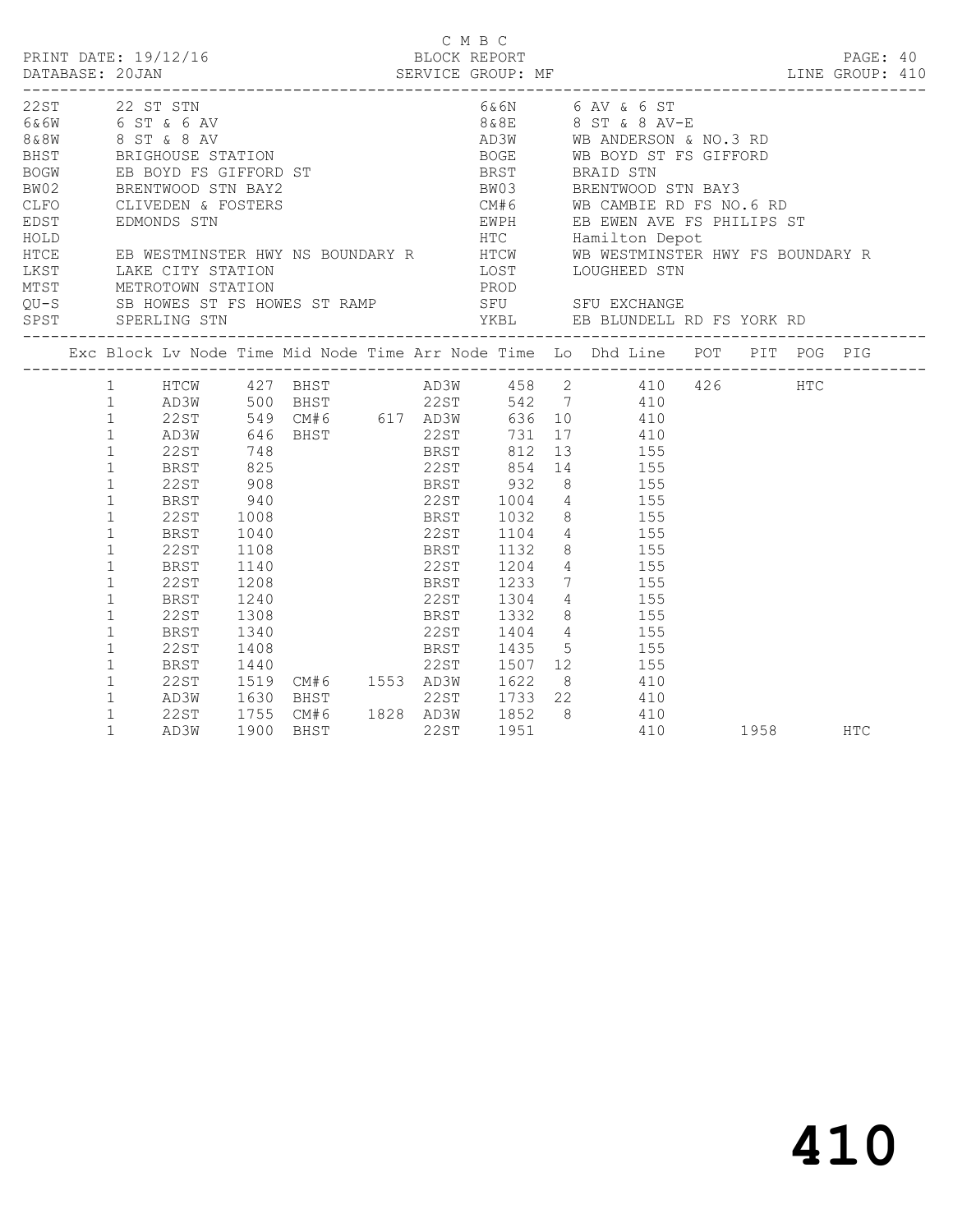C M B C

PRINT DATE: 19/12/16 BLOCK REPORT

DATABASE: 20JAN SERVICE GROUP: MF LINE GROUP: 410

| Code | Description | Code | Description |
|---|---|---|---|
| 22ST | 22 ST STN | 6&6N | 6 AV & 6 ST |
| 6&6W | 6 ST & 6 AV | 8&8E | 8 ST & 8 AV-E |
| 8&8W | 8 ST & 8 AV | AD3W | WB ANDERSON & NO.3 RD |
| BHST | BRIGHOUSE STATION | BOGE | WB BOYD ST FS GIFFORD |
| BOGW | EB BOYD FS GIFFORD ST | BRST | BRAID STN |
| BW02 | BRENTWOOD STN BAY2 | BW03 | BRENTWOOD STN BAY3 |
| CLFO | CLIVEDEN & FOSTERS | CM#6 | WB CAMBIE RD FS NO.6 RD |
| EDST | EDMONDS STN | EWPH | EB EWEN AVE FS PHILIPS ST |
| HOLD | | HTC | Hamilton Depot |
| HTCE | EB WESTMINSTER HWY NS BOUNDARY R | HTCW | WB WESTMINSTER HWY FS BOUNDARY R |
| LKST | LAKE CITY STATION | LOST | LOUGHEED STN |
| MTST | METROTOWN STATION | PROD | |
| QU-S | SB HOWES ST FS HOWES ST RAMP | SFU | SFU EXCHANGE |
| SPST | SPERLING STN | YKBL | EB BLUNDELL RD FS YORK RD |

| Exc | Block | Lv Node | Time | Mid Node | Time | Arr Node | Time | Lo | Dhd Line | POT | PIT | POG | PIG |
|---|---|---|---|---|---|---|---|---|---|---|---|---|---|
| | 1 | HTCW | 427 | BHST | | AD3W | 458 | 2 | 410 | 426 | | HTC | |
| | 1 | AD3W | 500 | BHST | | 22ST | 542 | 7 | 410 | | | | |
| | 1 | 22ST | 549 | CM#6 | 617 | AD3W | 636 | 10 | 410 | | | | |
| | 1 | AD3W | 646 | BHST | | 22ST | 731 | 17 | 410 | | | | |
| | 1 | 22ST | 748 | | | BRST | 812 | 13 | 155 | | | | |
| | 1 | BRST | 825 | | | 22ST | 854 | 14 | 155 | | | | |
| | 1 | 22ST | 908 | | | BRST | 932 | 8 | 155 | | | | |
| | 1 | BRST | 940 | | | 22ST | 1004 | 4 | 155 | | | | |
| | 1 | 22ST | 1008 | | | BRST | 1032 | 8 | 155 | | | | |
| | 1 | BRST | 1040 | | | 22ST | 1104 | 4 | 155 | | | | |
| | 1 | 22ST | 1108 | | | BRST | 1132 | 8 | 155 | | | | |
| | 1 | BRST | 1140 | | | 22ST | 1204 | 4 | 155 | | | | |
| | 1 | 22ST | 1208 | | | BRST | 1233 | 7 | 155 | | | | |
| | 1 | BRST | 1240 | | | 22ST | 1304 | 4 | 155 | | | | |
| | 1 | 22ST | 1308 | | | BRST | 1332 | 8 | 155 | | | | |
| | 1 | BRST | 1340 | | | 22ST | 1404 | 4 | 155 | | | | |
| | 1 | 22ST | 1408 | | | BRST | 1435 | 5 | 155 | | | | |
| | 1 | BRST | 1440 | | | 22ST | 1507 | 12 | 155 | | | | |
| | 1 | 22ST | 1519 | CM#6 | 1553 | AD3W | 1622 | 8 | 410 | | | | |
| | 1 | AD3W | 1630 | BHST | | 22ST | 1733 | 22 | 410 | | | | |
| | 1 | 22ST | 1755 | CM#6 | 1828 | AD3W | 1852 | 8 | 410 | | | | |
| | 1 | AD3W | 1900 | BHST | | 22ST | 1951 | | 410 | | 1958 | | HTC |

# 410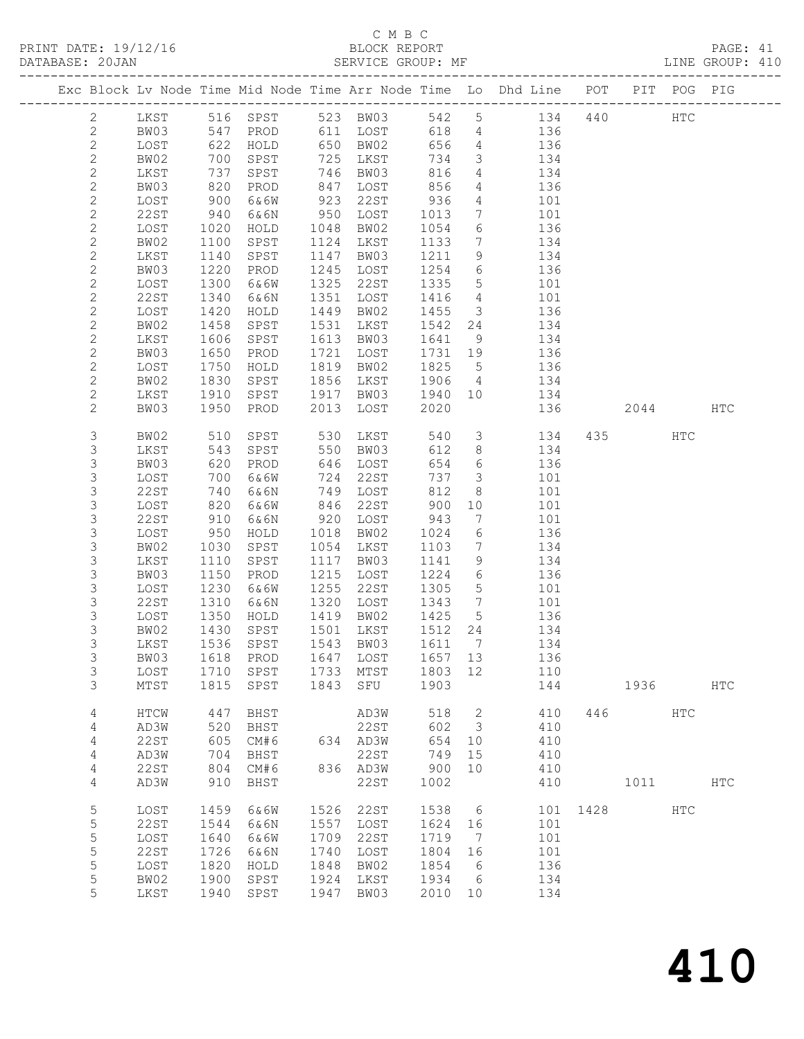C M B C

PRINT DATE: 19/12/16 BLOCK REPORT

DATABASE: 20JAN SERVICE GROUP: MF LINE GROUP: 410

| Exc | Block | Lv | Node | Time | Mid Node | Time | Arr Node | Time | Lo | Dhd Line | POT | PIT | POG | PIG |
|---|---|---|---|---|---|---|---|---|---|---|---|---|---|---|
| | 2 | | LKST | 516 | SPST | 523 | BW03 | 542 | 5 | 134 | 440 | | HTC | |
| | 2 | | BW03 | 547 | PROD | 611 | LOST | 618 | 4 | 136 | | | | |
| | 2 | | LOST | 622 | HOLD | 650 | BW02 | 656 | 4 | 136 | | | | |
| | 2 | | BW02 | 700 | SPST | 725 | LKST | 734 | 3 | 134 | | | | |
| | 2 | | LKST | 737 | SPST | 746 | BW03 | 816 | 4 | 134 | | | | |
| | 2 | | BW03 | 820 | PROD | 847 | LOST | 856 | 4 | 136 | | | | |
| | 2 | | LOST | 900 | 6&6W | 923 | 22ST | 936 | 4 | 101 | | | | |
| | 2 | | 22ST | 940 | 6&6N | 950 | LOST | 1013 | 7 | 101 | | | | |
| | 2 | | LOST | 1020 | HOLD | 1048 | BW02 | 1054 | 6 | 136 | | | | |
| | 2 | | BW02 | 1100 | SPST | 1124 | LKST | 1133 | 7 | 134 | | | | |
| | 2 | | LKST | 1140 | SPST | 1147 | BW03 | 1211 | 9 | 134 | | | | |
| | 2 | | BW03 | 1220 | PROD | 1245 | LOST | 1254 | 6 | 136 | | | | |
| | 2 | | LOST | 1300 | 6&6W | 1325 | 22ST | 1335 | 5 | 101 | | | | |
| | 2 | | 22ST | 1340 | 6&6N | 1351 | LOST | 1416 | 4 | 101 | | | | |
| | 2 | | LOST | 1420 | HOLD | 1449 | BW02 | 1455 | 3 | 136 | | | | |
| | 2 | | BW02 | 1458 | SPST | 1531 | LKST | 1542 | 24 | 134 | | | | |
| | 2 | | LKST | 1606 | SPST | 1613 | BW03 | 1641 | 9 | 134 | | | | |
| | 2 | | BW03 | 1650 | PROD | 1721 | LOST | 1731 | 19 | 136 | | | | |
| | 2 | | LOST | 1750 | HOLD | 1819 | BW02 | 1825 | 5 | 136 | | | | |
| | 2 | | BW02 | 1830 | SPST | 1856 | LKST | 1906 | 4 | 134 | | | | |
| | 2 | | LKST | 1910 | SPST | 1917 | BW03 | 1940 | 10 | 134 | | | | |
| | 2 | | BW03 | 1950 | PROD | 2013 | LOST | 2020 | | 136 | | 2044 | | HTC |
| | 3 | | BW02 | 510 | SPST | 530 | LKST | 540 | 3 | 134 | 435 | | HTC | |
| | 3 | | LKST | 543 | SPST | 550 | BW03 | 612 | 8 | 134 | | | | |
| | 3 | | BW03 | 620 | PROD | 646 | LOST | 654 | 6 | 136 | | | | |
| | 3 | | LOST | 700 | 6&6W | 724 | 22ST | 737 | 3 | 101 | | | | |
| | 3 | | 22ST | 740 | 6&6N | 749 | LOST | 812 | 8 | 101 | | | | |
| | 3 | | LOST | 820 | 6&6W | 846 | 22ST | 900 | 10 | 101 | | | | |
| | 3 | | 22ST | 910 | 6&6N | 920 | LOST | 943 | 7 | 101 | | | | |
| | 3 | | LOST | 950 | HOLD | 1018 | BW02 | 1024 | 6 | 136 | | | | |
| | 3 | | BW02 | 1030 | SPST | 1054 | LKST | 1103 | 7 | 134 | | | | |
| | 3 | | LKST | 1110 | SPST | 1117 | BW03 | 1141 | 9 | 134 | | | | |
| | 3 | | BW03 | 1150 | PROD | 1215 | LOST | 1224 | 6 | 136 | | | | |
| | 3 | | LOST | 1230 | 6&6W | 1255 | 22ST | 1305 | 5 | 101 | | | | |
| | 3 | | 22ST | 1310 | 6&6N | 1320 | LOST | 1343 | 7 | 101 | | | | |
| | 3 | | LOST | 1350 | HOLD | 1419 | BW02 | 1425 | 5 | 136 | | | | |
| | 3 | | BW02 | 1430 | SPST | 1501 | LKST | 1512 | 24 | 134 | | | | |
| | 3 | | LKST | 1536 | SPST | 1543 | BW03 | 1611 | 7 | 134 | | | | |
| | 3 | | BW03 | 1618 | PROD | 1647 | LOST | 1657 | 13 | 136 | | | | |
| | 3 | | LOST | 1710 | SPST | 1733 | MTST | 1803 | 12 | 110 | | | | |
| | 3 | | MTST | 1815 | SPST | 1843 | SFU | 1903 | | 144 | | 1936 | | HTC |
| | 4 | | HTCW | 447 | BHST | | AD3W | 518 | 2 | 410 | 446 | | HTC | |
| | 4 | | AD3W | 520 | BHST | | 22ST | 602 | 3 | 410 | | | | |
| | 4 | | 22ST | 605 | CM#6 | 634 | AD3W | 654 | 10 | 410 | | | | |
| | 4 | | AD3W | 704 | BHST | | 22ST | 749 | 15 | 410 | | | | |
| | 4 | | 22ST | 804 | CM#6 | 836 | AD3W | 900 | 10 | 410 | | | | |
| | 4 | | AD3W | 910 | BHST | | 22ST | 1002 | | 410 | | 1011 | | HTC |
| | 5 | | LOST | 1459 | 6&6W | 1526 | 22ST | 1538 | 6 | 101 | 1428 | | HTC | |
| | 5 | | 22ST | 1544 | 6&6N | 1557 | LOST | 1624 | 16 | 101 | | | | |
| | 5 | | LOST | 1640 | 6&6W | 1709 | 22ST | 1719 | 7 | 101 | | | | |
| | 5 | | 22ST | 1726 | 6&6N | 1740 | LOST | 1804 | 16 | 101 | | | | |
| | 5 | | LOST | 1820 | HOLD | 1848 | BW02 | 1854 | 6 | 136 | | | | |
| | 5 | | BW02 | 1900 | SPST | 1924 | LKST | 1934 | 6 | 134 | | | | |
| | 5 | | LKST | 1940 | SPST | 1947 | BW03 | 2010 | 10 | 134 | | | | |

# 410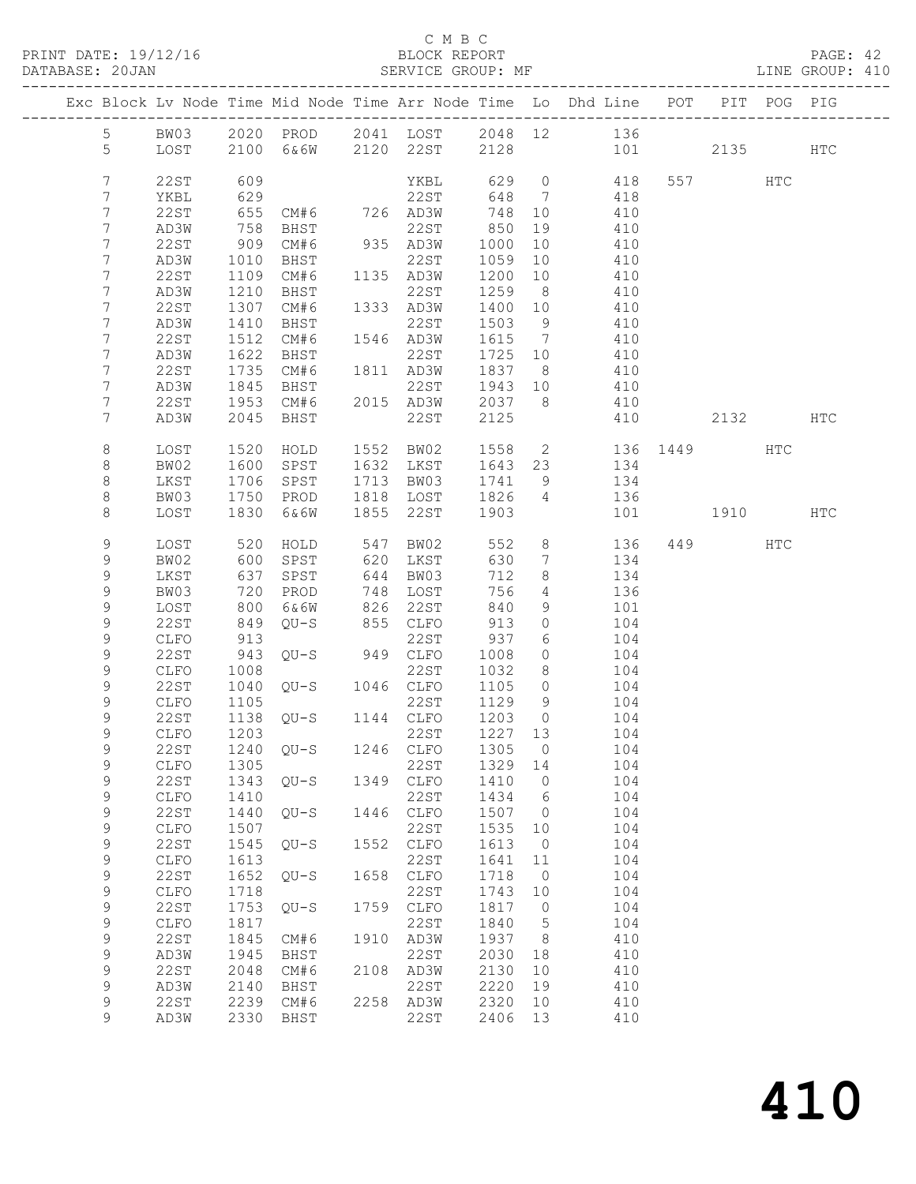C M B C

BLOCK REPORT

SERVICE GROUP: MF

PRINT DATE: 19/12/16 | DATABASE: 20JAN | PAGE: 42 | LINE GROUP: 410

| Exc | Block | Lv Node | Time | Mid Node | Time | Arr Node | Time | Lo | Dhd Line | POT | PIT | POG | PIG |
|---|---|---|---|---|---|---|---|---|---|---|---|---|---|
| | 5 | BW03 | 2020 | PROD | 2041 | LOST | 2048 | 12 | 136 | | | | |
| | 5 | LOST | 2100 | 6&6W | 2120 | 22ST | 2128 | | 101 | | 2135 | | HTC |
| | 7 | 22ST | 609 | | | YKBL | 629 | 0 | 418 | 557 | | HTC | |
| | 7 | YKBL | 629 | | | 22ST | 648 | 7 | 418 | | | | |
| | 7 | 22ST | 655 | CM#6 | 726 | AD3W | 748 | 10 | 410 | | | | |
| | 7 | AD3W | 758 | BHST | | 22ST | 850 | 19 | 410 | | | | |
| | 7 | 22ST | 909 | CM#6 | 935 | AD3W | 1000 | 10 | 410 | | | | |
| | 7 | AD3W | 1010 | BHST | | 22ST | 1059 | 10 | 410 | | | | |
| | 7 | 22ST | 1109 | CM#6 | 1135 | AD3W | 1200 | 10 | 410 | | | | |
| | 7 | AD3W | 1210 | BHST | | 22ST | 1259 | 8 | 410 | | | | |
| | 7 | 22ST | 1307 | CM#6 | 1333 | AD3W | 1400 | 10 | 410 | | | | |
| | 7 | AD3W | 1410 | BHST | | 22ST | 1503 | 9 | 410 | | | | |
| | 7 | 22ST | 1512 | CM#6 | 1546 | AD3W | 1615 | 7 | 410 | | | | |
| | 7 | AD3W | 1622 | BHST | | 22ST | 1725 | 10 | 410 | | | | |
| | 7 | 22ST | 1735 | CM#6 | 1811 | AD3W | 1837 | 8 | 410 | | | | |
| | 7 | AD3W | 1845 | BHST | | 22ST | 1943 | 10 | 410 | | | | |
| | 7 | 22ST | 1953 | CM#6 | 2015 | AD3W | 2037 | 8 | 410 | | | | |
| | 7 | AD3W | 2045 | BHST | | 22ST | 2125 | | 410 | | 2132 | | HTC |
| | 8 | LOST | 1520 | HOLD | 1552 | BW02 | 1558 | 2 | 136 | 1449 | | HTC | |
| | 8 | BW02 | 1600 | SPST | 1632 | LKST | 1643 | 23 | 134 | | | | |
| | 8 | LKST | 1706 | SPST | 1713 | BW03 | 1741 | 9 | 134 | | | | |
| | 8 | BW03 | 1750 | PROD | 1818 | LOST | 1826 | 4 | 136 | | | | |
| | 8 | LOST | 1830 | 6&6W | 1855 | 22ST | 1903 | | 101 | | 1910 | | HTC |
| | 9 | LOST | 520 | HOLD | 547 | BW02 | 552 | 8 | 136 | 449 | | HTC | |
| | 9 | BW02 | 600 | SPST | 620 | LKST | 630 | 7 | 134 | | | | |
| | 9 | LKST | 637 | SPST | 644 | BW03 | 712 | 8 | 134 | | | | |
| | 9 | BW03 | 720 | PROD | 748 | LOST | 756 | 4 | 136 | | | | |
| | 9 | LOST | 800 | 6&6W | 826 | 22ST | 840 | 9 | 101 | | | | |
| | 9 | 22ST | 849 | QU-S | 855 | CLFO | 913 | 0 | 104 | | | | |
| | 9 | CLFO | 913 | | | 22ST | 937 | 6 | 104 | | | | |
| | 9 | 22ST | 943 | QU-S | 949 | CLFO | 1008 | 0 | 104 | | | | |
| | 9 | CLFO | 1008 | | | 22ST | 1032 | 8 | 104 | | | | |
| | 9 | 22ST | 1040 | QU-S | 1046 | CLFO | 1105 | 0 | 104 | | | | |
| | 9 | CLFO | 1105 | | | 22ST | 1129 | 9 | 104 | | | | |
| | 9 | 22ST | 1138 | QU-S | 1144 | CLFO | 1203 | 0 | 104 | | | | |
| | 9 | CLFO | 1203 | | | 22ST | 1227 | 13 | 104 | | | | |
| | 9 | 22ST | 1240 | QU-S | 1246 | CLFO | 1305 | 0 | 104 | | | | |
| | 9 | CLFO | 1305 | | | 22ST | 1329 | 14 | 104 | | | | |
| | 9 | 22ST | 1343 | QU-S | 1349 | CLFO | 1410 | 0 | 104 | | | | |
| | 9 | CLFO | 1410 | | | 22ST | 1434 | 6 | 104 | | | | |
| | 9 | 22ST | 1440 | QU-S | 1446 | CLFO | 1507 | 0 | 104 | | | | |
| | 9 | CLFO | 1507 | | | 22ST | 1535 | 10 | 104 | | | | |
| | 9 | 22ST | 1545 | QU-S | 1552 | CLFO | 1613 | 0 | 104 | | | | |
| | 9 | CLFO | 1613 | | | 22ST | 1641 | 11 | 104 | | | | |
| | 9 | 22ST | 1652 | QU-S | 1658 | CLFO | 1718 | 0 | 104 | | | | |
| | 9 | CLFO | 1718 | | | 22ST | 1743 | 10 | 104 | | | | |
| | 9 | 22ST | 1753 | QU-S | 1759 | CLFO | 1817 | 0 | 104 | | | | |
| | 9 | CLFO | 1817 | | | 22ST | 1840 | 5 | 104 | | | | |
| | 9 | 22ST | 1845 | CM#6 | 1910 | AD3W | 1937 | 8 | 410 | | | | |
| | 9 | AD3W | 1945 | BHST | | 22ST | 2030 | 18 | 410 | | | | |
| | 9 | 22ST | 2048 | CM#6 | 2108 | AD3W | 2130 | 10 | 410 | | | | |
| | 9 | AD3W | 2140 | BHST | | 22ST | 2220 | 19 | 410 | | | | |
| | 9 | 22ST | 2239 | CM#6 | 2258 | AD3W | 2320 | 10 | 410 | | | | |
| | 9 | AD3W | 2330 | BHST | | 22ST | 2406 | 13 | 410 | | | | |

410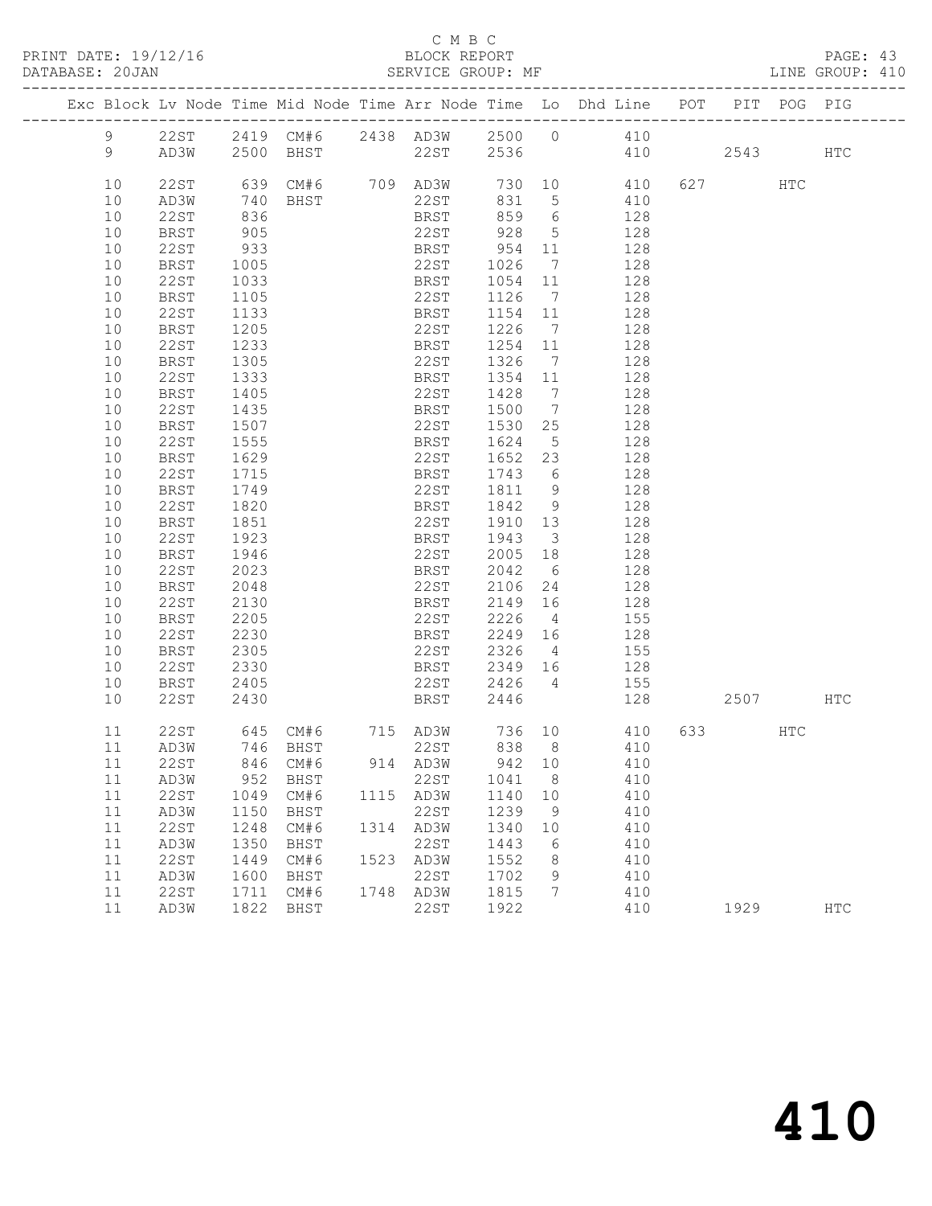C M B C
BLOCK REPORT
SERVICE GROUP: MF

PRINT DATE: 19/12/16
DATABASE: 20JAN
PAGE: 43
LINE GROUP: 410

| Exc | Block | Lv Node | Time | Mid Node | Time | Arr Node | Time | Lo | Dhd Line | POT | PIT | POG | PIG |
|---|---|---|---|---|---|---|---|---|---|---|---|---|---|
| | 9 | 22ST | 2419 | CM#6 | 2438 | AD3W | 2500 | 0 | 410 | | | | |
| | 9 | AD3W | 2500 | BHST | | 22ST | 2536 | | 410 | | 2543 | | HTC |
| | 10 | 22ST | 639 | CM#6 | 709 | AD3W | 730 | 10 | 410 | 627 | | HTC | |
| | 10 | AD3W | 740 | BHST | | 22ST | 831 | 5 | 410 | | | | |
| | 10 | 22ST | 836 | | | BRST | 859 | 6 | 128 | | | | |
| | 10 | BRST | 905 | | | 22ST | 928 | 5 | 128 | | | | |
| | 10 | 22ST | 933 | | | BRST | 954 | 11 | 128 | | | | |
| | 10 | BRST | 1005 | | | 22ST | 1026 | 7 | 128 | | | | |
| | 10 | 22ST | 1033 | | | BRST | 1054 | 11 | 128 | | | | |
| | 10 | BRST | 1105 | | | 22ST | 1126 | 7 | 128 | | | | |
| | 10 | 22ST | 1133 | | | BRST | 1154 | 11 | 128 | | | | |
| | 10 | BRST | 1205 | | | 22ST | 1226 | 7 | 128 | | | | |
| | 10 | 22ST | 1233 | | | BRST | 1254 | 11 | 128 | | | | |
| | 10 | BRST | 1305 | | | 22ST | 1326 | 7 | 128 | | | | |
| | 10 | 22ST | 1333 | | | BRST | 1354 | 11 | 128 | | | | |
| | 10 | BRST | 1405 | | | 22ST | 1428 | 7 | 128 | | | | |
| | 10 | 22ST | 1435 | | | BRST | 1500 | 7 | 128 | | | | |
| | 10 | BRST | 1507 | | | 22ST | 1530 | 25 | 128 | | | | |
| | 10 | 22ST | 1555 | | | BRST | 1624 | 5 | 128 | | | | |
| | 10 | BRST | 1629 | | | 22ST | 1652 | 23 | 128 | | | | |
| | 10 | 22ST | 1715 | | | BRST | 1743 | 6 | 128 | | | | |
| | 10 | BRST | 1749 | | | 22ST | 1811 | 9 | 128 | | | | |
| | 10 | 22ST | 1820 | | | BRST | 1842 | 9 | 128 | | | | |
| | 10 | BRST | 1851 | | | 22ST | 1910 | 13 | 128 | | | | |
| | 10 | 22ST | 1923 | | | BRST | 1943 | 3 | 128 | | | | |
| | 10 | BRST | 1946 | | | 22ST | 2005 | 18 | 128 | | | | |
| | 10 | 22ST | 2023 | | | BRST | 2042 | 6 | 128 | | | | |
| | 10 | BRST | 2048 | | | 22ST | 2106 | 24 | 128 | | | | |
| | 10 | 22ST | 2130 | | | BRST | 2149 | 16 | 128 | | | | |
| | 10 | BRST | 2205 | | | 22ST | 2226 | 4 | 155 | | | | |
| | 10 | 22ST | 2230 | | | BRST | 2249 | 16 | 128 | | | | |
| | 10 | BRST | 2305 | | | 22ST | 2326 | 4 | 155 | | | | |
| | 10 | 22ST | 2330 | | | BRST | 2349 | 16 | 128 | | | | |
| | 10 | BRST | 2405 | | | 22ST | 2426 | 4 | 155 | | | | |
| | 10 | 22ST | 2430 | | | BRST | 2446 | | 128 | | 2507 | | HTC |
| | 11 | 22ST | 645 | CM#6 | 715 | AD3W | 736 | 10 | 410 | 633 | | HTC | |
| | 11 | AD3W | 746 | BHST | | 22ST | 838 | 8 | 410 | | | | |
| | 11 | 22ST | 846 | CM#6 | 914 | AD3W | 942 | 10 | 410 | | | | |
| | 11 | AD3W | 952 | BHST | | 22ST | 1041 | 8 | 410 | | | | |
| | 11 | 22ST | 1049 | CM#6 | 1115 | AD3W | 1140 | 10 | 410 | | | | |
| | 11 | AD3W | 1150 | BHST | | 22ST | 1239 | 9 | 410 | | | | |
| | 11 | 22ST | 1248 | CM#6 | 1314 | AD3W | 1340 | 10 | 410 | | | | |
| | 11 | AD3W | 1350 | BHST | | 22ST | 1443 | 6 | 410 | | | | |
| | 11 | 22ST | 1449 | CM#6 | 1523 | AD3W | 1552 | 8 | 410 | | | | |
| | 11 | AD3W | 1600 | BHST | | 22ST | 1702 | 9 | 410 | | | | |
| | 11 | 22ST | 1711 | CM#6 | 1748 | AD3W | 1815 | 7 | 410 | | | | |
| | 11 | AD3W | 1822 | BHST | | 22ST | 1922 | | 410 | | 1929 | | HTC |

410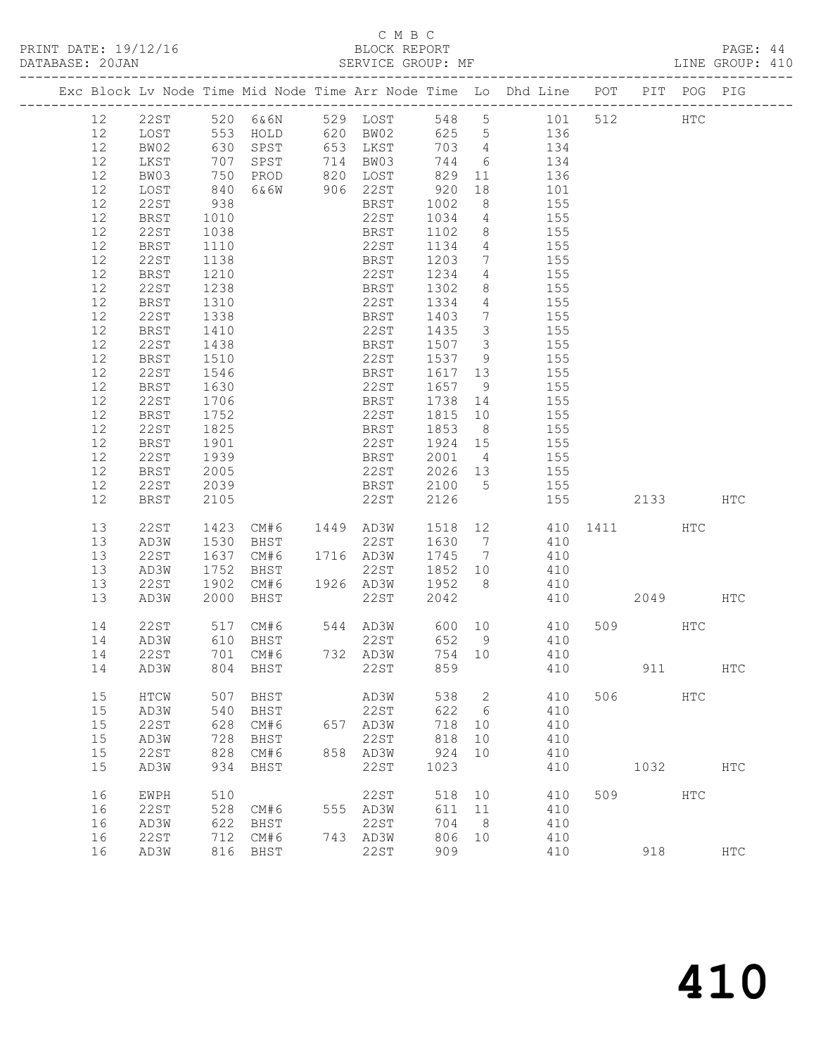C M B C

PRINT DATE: 19/12/16 BLOCK REPORT PAGE: 44
DATABASE: 20JAN SERVICE GROUP: MF LINE GROUP: 410

| Exc | Block | Lv Node | Time | Mid Node | Time | Arr Node | Time | Lo | Dhd Line | POT | PIT | POG | PIG |
|---|---|---|---|---|---|---|---|---|---|---|---|---|---|
| | 12 | 22ST | 520 | 6&6N | 529 | LOST | 548 | 5 | 101 | 512 | | HTC | |
| | 12 | LOST | 553 | HOLD | 620 | BW02 | 625 | 5 | 136 | | | | |
| | 12 | BW02 | 630 | SPST | 653 | LKST | 703 | 4 | 134 | | | | |
| | 12 | LKST | 707 | SPST | 714 | BW03 | 744 | 6 | 134 | | | | |
| | 12 | BW03 | 750 | PROD | 820 | LOST | 829 | 11 | 136 | | | | |
| | 12 | LOST | 840 | 6&6W | 906 | 22ST | 920 | 18 | 101 | | | | |
| | 12 | 22ST | 938 | | | BRST | 1002 | 8 | 155 | | | | |
| | 12 | BRST | 1010 | | | 22ST | 1034 | 4 | 155 | | | | |
| | 12 | 22ST | 1038 | | | BRST | 1102 | 8 | 155 | | | | |
| | 12 | BRST | 1110 | | | 22ST | 1134 | 4 | 155 | | | | |
| | 12 | 22ST | 1138 | | | BRST | 1203 | 7 | 155 | | | | |
| | 12 | BRST | 1210 | | | 22ST | 1234 | 4 | 155 | | | | |
| | 12 | 22ST | 1238 | | | BRST | 1302 | 8 | 155 | | | | |
| | 12 | BRST | 1310 | | | 22ST | 1334 | 4 | 155 | | | | |
| | 12 | 22ST | 1338 | | | BRST | 1403 | 7 | 155 | | | | |
| | 12 | BRST | 1410 | | | 22ST | 1435 | 3 | 155 | | | | |
| | 12 | 22ST | 1438 | | | BRST | 1507 | 3 | 155 | | | | |
| | 12 | BRST | 1510 | | | 22ST | 1537 | 9 | 155 | | | | |
| | 12 | 22ST | 1546 | | | BRST | 1617 | 13 | 155 | | | | |
| | 12 | BRST | 1630 | | | 22ST | 1657 | 9 | 155 | | | | |
| | 12 | 22ST | 1706 | | | BRST | 1738 | 14 | 155 | | | | |
| | 12 | BRST | 1752 | | | 22ST | 1815 | 10 | 155 | | | | |
| | 12 | 22ST | 1825 | | | BRST | 1853 | 8 | 155 | | | | |
| | 12 | BRST | 1901 | | | 22ST | 1924 | 15 | 155 | | | | |
| | 12 | 22ST | 1939 | | | BRST | 2001 | 4 | 155 | | | | |
| | 12 | BRST | 2005 | | | 22ST | 2026 | 13 | 155 | | | | |
| | 12 | 22ST | 2039 | | | BRST | 2100 | 5 | 155 | | | | |
| | 12 | BRST | 2105 | | | 22ST | 2126 | | 155 | | 2133 | | HTC |
| | 13 | 22ST | 1423 | CM#6 | 1449 | AD3W | 1518 | 12 | 410 | 1411 | | HTC | |
| | 13 | AD3W | 1530 | BHST | | 22ST | 1630 | 7 | 410 | | | | |
| | 13 | 22ST | 1637 | CM#6 | 1716 | AD3W | 1745 | 7 | 410 | | | | |
| | 13 | AD3W | 1752 | BHST | | 22ST | 1852 | 10 | 410 | | | | |
| | 13 | 22ST | 1902 | CM#6 | 1926 | AD3W | 1952 | 8 | 410 | | | | |
| | 13 | AD3W | 2000 | BHST | | 22ST | 2042 | | 410 | | 2049 | | HTC |
| | 14 | 22ST | 517 | CM#6 | 544 | AD3W | 600 | 10 | 410 | 509 | | HTC | |
| | 14 | AD3W | 610 | BHST | | 22ST | 652 | 9 | 410 | | | | |
| | 14 | 22ST | 701 | CM#6 | 732 | AD3W | 754 | 10 | 410 | | | | |
| | 14 | AD3W | 804 | BHST | | 22ST | 859 | | 410 | | 911 | | HTC |
| | 15 | HTCW | 507 | BHST | | AD3W | 538 | 2 | 410 | 506 | | HTC | |
| | 15 | AD3W | 540 | BHST | | 22ST | 622 | 6 | 410 | | | | |
| | 15 | 22ST | 628 | CM#6 | 657 | AD3W | 718 | 10 | 410 | | | | |
| | 15 | AD3W | 728 | BHST | | 22ST | 818 | 10 | 410 | | | | |
| | 15 | 22ST | 828 | CM#6 | 858 | AD3W | 924 | 10 | 410 | | | | |
| | 15 | AD3W | 934 | BHST | | 22ST | 1023 | | 410 | | 1032 | | HTC |
| | 16 | EWPH | 510 | | | 22ST | 518 | 10 | 410 | 509 | | HTC | |
| | 16 | 22ST | 528 | CM#6 | 555 | AD3W | 611 | 11 | 410 | | | | |
| | 16 | AD3W | 622 | BHST | | 22ST | 704 | 8 | 410 | | | | |
| | 16 | 22ST | 712 | CM#6 | 743 | AD3W | 806 | 10 | 410 | | | | |
| | 16 | AD3W | 816 | BHST | | 22ST | 909 | | 410 | | 918 | | HTC |

# 410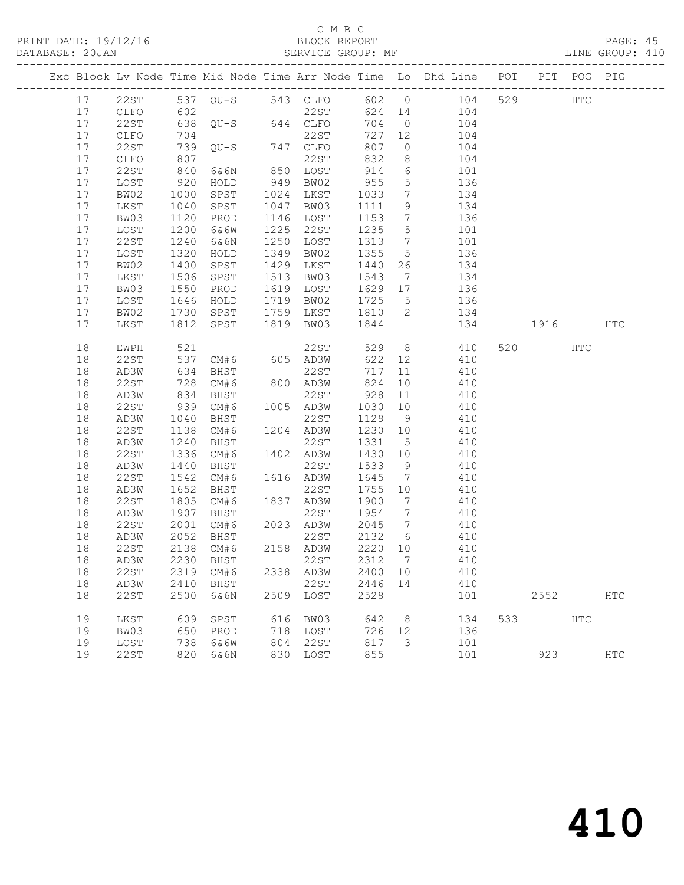C M B C

BLOCK REPORT

SERVICE GROUP: MF

PRINT DATE: 19/12/16
DATABASE: 20JAN
LINE GROUP: 410

| Exc | Block | Lv | Node | Time | Mid Node | Time | Arr Node | Time | Lo | Dhd Line | POT | PIT | POG | PIG |
|---|---|---|---|---|---|---|---|---|---|---|---|---|---|---|
| | 17 | | 22ST | 537 | QU-S | 543 | CLFO | 602 | 0 | 104 | 529 | | HTC | |
| | 17 | | CLFO | 602 | | | 22ST | 624 | 14 | 104 | | | | |
| | 17 | | 22ST | 638 | QU-S | 644 | CLFO | 704 | 0 | 104 | | | | |
| | 17 | | CLFO | 704 | | | 22ST | 727 | 12 | 104 | | | | |
| | 17 | | 22ST | 739 | QU-S | 747 | CLFO | 807 | 0 | 104 | | | | |
| | 17 | | CLFO | 807 | | | 22ST | 832 | 8 | 104 | | | | |
| | 17 | | 22ST | 840 | 6&6N | 850 | LOST | 914 | 6 | 101 | | | | |
| | 17 | | LOST | 920 | HOLD | 949 | BW02 | 955 | 5 | 136 | | | | |
| | 17 | | BW02 | 1000 | SPST | 1024 | LKST | 1033 | 7 | 134 | | | | |
| | 17 | | LKST | 1040 | SPST | 1047 | BW03 | 1111 | 9 | 134 | | | | |
| | 17 | | BW03 | 1120 | PROD | 1146 | LOST | 1153 | 7 | 136 | | | | |
| | 17 | | LOST | 1200 | 6&6W | 1225 | 22ST | 1235 | 5 | 101 | | | | |
| | 17 | | 22ST | 1240 | 6&6N | 1250 | LOST | 1313 | 7 | 101 | | | | |
| | 17 | | LOST | 1320 | HOLD | 1349 | BW02 | 1355 | 5 | 136 | | | | |
| | 17 | | BW02 | 1400 | SPST | 1429 | LKST | 1440 | 26 | 134 | | | | |
| | 17 | | LKST | 1506 | SPST | 1513 | BW03 | 1543 | 7 | 134 | | | | |
| | 17 | | BW03 | 1550 | PROD | 1619 | LOST | 1629 | 17 | 136 | | | | |
| | 17 | | LOST | 1646 | HOLD | 1719 | BW02 | 1725 | 5 | 136 | | | | |
| | 17 | | BW02 | 1730 | SPST | 1759 | LKST | 1810 | 2 | 134 | | | | |
| | 17 | | LKST | 1812 | SPST | 1819 | BW03 | 1844 | | 134 | | 1916 | | HTC |
| | 18 | | EWPH | 521 | | | 22ST | 529 | 8 | 410 | 520 | | HTC | |
| | 18 | | 22ST | 537 | CM#6 | 605 | AD3W | 622 | 12 | 410 | | | | |
| | 18 | | AD3W | 634 | BHST | | 22ST | 717 | 11 | 410 | | | | |
| | 18 | | 22ST | 728 | CM#6 | 800 | AD3W | 824 | 10 | 410 | | | | |
| | 18 | | AD3W | 834 | BHST | | 22ST | 928 | 11 | 410 | | | | |
| | 18 | | 22ST | 939 | CM#6 | 1005 | AD3W | 1030 | 10 | 410 | | | | |
| | 18 | | AD3W | 1040 | BHST | | 22ST | 1129 | 9 | 410 | | | | |
| | 18 | | 22ST | 1138 | CM#6 | 1204 | AD3W | 1230 | 10 | 410 | | | | |
| | 18 | | AD3W | 1240 | BHST | | 22ST | 1331 | 5 | 410 | | | | |
| | 18 | | 22ST | 1336 | CM#6 | 1402 | AD3W | 1430 | 10 | 410 | | | | |
| | 18 | | AD3W | 1440 | BHST | | 22ST | 1533 | 9 | 410 | | | | |
| | 18 | | 22ST | 1542 | CM#6 | 1616 | AD3W | 1645 | 7 | 410 | | | | |
| | 18 | | AD3W | 1652 | BHST | | 22ST | 1755 | 10 | 410 | | | | |
| | 18 | | 22ST | 1805 | CM#6 | 1837 | AD3W | 1900 | 7 | 410 | | | | |
| | 18 | | AD3W | 1907 | BHST | | 22ST | 1954 | 7 | 410 | | | | |
| | 18 | | 22ST | 2001 | CM#6 | 2023 | AD3W | 2045 | 7 | 410 | | | | |
| | 18 | | AD3W | 2052 | BHST | | 22ST | 2132 | 6 | 410 | | | | |
| | 18 | | 22ST | 2138 | CM#6 | 2158 | AD3W | 2220 | 10 | 410 | | | | |
| | 18 | | AD3W | 2230 | BHST | | 22ST | 2312 | 7 | 410 | | | | |
| | 18 | | 22ST | 2319 | CM#6 | 2338 | AD3W | 2400 | 10 | 410 | | | | |
| | 18 | | AD3W | 2410 | BHST | | 22ST | 2446 | 14 | 410 | | | | |
| | 18 | | 22ST | 2500 | 6&6N | 2509 | LOST | 2528 | | 101 | | 2552 | | HTC |
| | 19 | | LKST | 609 | SPST | 616 | BW03 | 642 | 8 | 134 | 533 | | HTC | |
| | 19 | | BW03 | 650 | PROD | 718 | LOST | 726 | 12 | 136 | | | | |
| | 19 | | LOST | 738 | 6&6W | 804 | 22ST | 817 | 3 | 101 | | | | |
| | 19 | | 22ST | 820 | 6&6N | 830 | LOST | 855 | | 101 | | 923 | | HTC |

# 410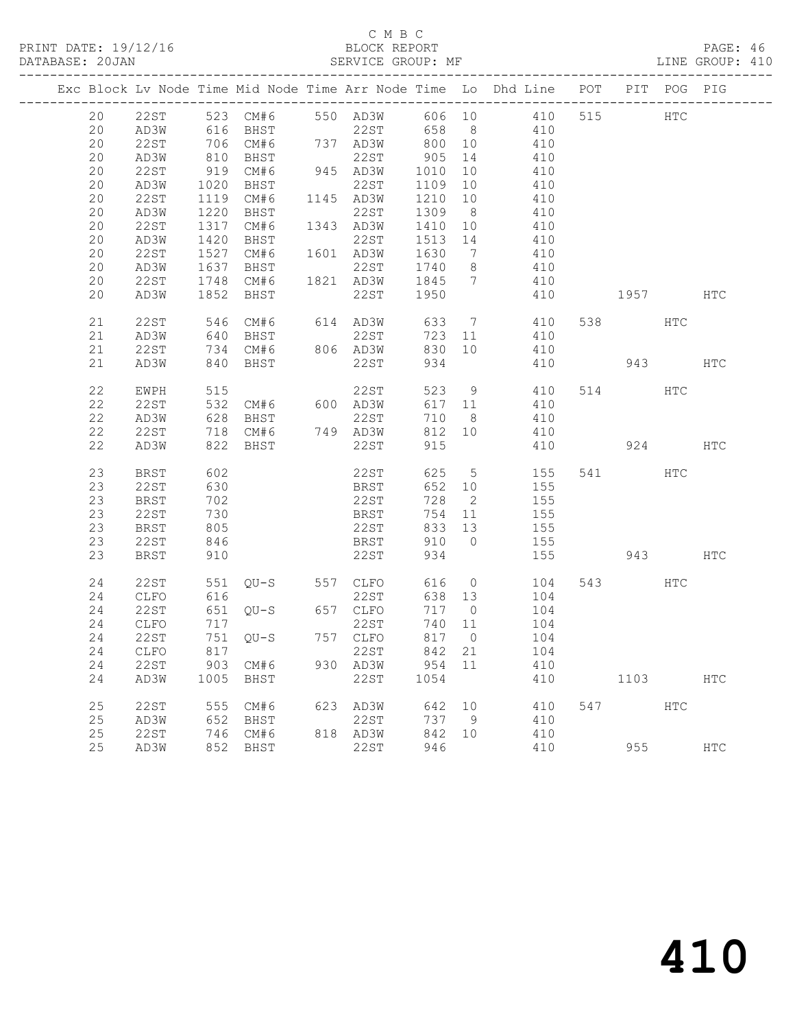C M B C

PRINT DATE: 19/12/16 BLOCK REPORT

DATABASE: 20JAN SERVICE GROUP: MF LINE GROUP: 410

| Exc | Block | Lv Node | Time | Mid Node | Time | Arr Node | Time | Lo | Dhd Line | POT | PIT | POG | PIG |
|---|---|---|---|---|---|---|---|---|---|---|---|---|---|
| | 20 | 22ST | 523 | CM#6 | 550 | AD3W | 606 | 10 | 410 | 515 | | HTC | |
| | 20 | AD3W | 616 | BHST | | 22ST | 658 | 8 | 410 | | | | |
| | 20 | 22ST | 706 | CM#6 | 737 | AD3W | 800 | 10 | 410 | | | | |
| | 20 | AD3W | 810 | BHST | | 22ST | 905 | 14 | 410 | | | | |
| | 20 | 22ST | 919 | CM#6 | 945 | AD3W | 1010 | 10 | 410 | | | | |
| | 20 | AD3W | 1020 | BHST | | 22ST | 1109 | 10 | 410 | | | | |
| | 20 | 22ST | 1119 | CM#6 | 1145 | AD3W | 1210 | 10 | 410 | | | | |
| | 20 | AD3W | 1220 | BHST | | 22ST | 1309 | 8 | 410 | | | | |
| | 20 | 22ST | 1317 | CM#6 | 1343 | AD3W | 1410 | 10 | 410 | | | | |
| | 20 | AD3W | 1420 | BHST | | 22ST | 1513 | 14 | 410 | | | | |
| | 20 | 22ST | 1527 | CM#6 | 1601 | AD3W | 1630 | 7 | 410 | | | | |
| | 20 | AD3W | 1637 | BHST | | 22ST | 1740 | 8 | 410 | | | | |
| | 20 | 22ST | 1748 | CM#6 | 1821 | AD3W | 1845 | 7 | 410 | | | | |
| | 20 | AD3W | 1852 | BHST | | 22ST | 1950 | | 410 | | 1957 | | HTC |
| | 21 | 22ST | 546 | CM#6 | 614 | AD3W | 633 | 7 | 410 | 538 | | HTC | |
| | 21 | AD3W | 640 | BHST | | 22ST | 723 | 11 | 410 | | | | |
| | 21 | 22ST | 734 | CM#6 | 806 | AD3W | 830 | 10 | 410 | | | | |
| | 21 | AD3W | 840 | BHST | | 22ST | 934 | | 410 | | 943 | | HTC |
| | 22 | EWPH | 515 | | | 22ST | 523 | 9 | 410 | 514 | | HTC | |
| | 22 | 22ST | 532 | CM#6 | 600 | AD3W | 617 | 11 | 410 | | | | |
| | 22 | AD3W | 628 | BHST | | 22ST | 710 | 8 | 410 | | | | |
| | 22 | 22ST | 718 | CM#6 | 749 | AD3W | 812 | 10 | 410 | | | | |
| | 22 | AD3W | 822 | BHST | | 22ST | 915 | | 410 | | 924 | | HTC |
| | 23 | BRST | 602 | | | 22ST | 625 | 5 | 155 | 541 | | HTC | |
| | 23 | 22ST | 630 | | | BRST | 652 | 10 | 155 | | | | |
| | 23 | BRST | 702 | | | 22ST | 728 | 2 | 155 | | | | |
| | 23 | 22ST | 730 | | | BRST | 754 | 11 | 155 | | | | |
| | 23 | BRST | 805 | | | 22ST | 833 | 13 | 155 | | | | |
| | 23 | 22ST | 846 | | | BRST | 910 | 0 | 155 | | | | |
| | 23 | BRST | 910 | | | 22ST | 934 | | 155 | | 943 | | HTC |
| | 24 | 22ST | 551 | QU-S | 557 | CLFO | 616 | 0 | 104 | 543 | | HTC | |
| | 24 | CLFO | 616 | | | 22ST | 638 | 13 | 104 | | | | |
| | 24 | 22ST | 651 | QU-S | 657 | CLFO | 717 | 0 | 104 | | | | |
| | 24 | CLFO | 717 | | | 22ST | 740 | 11 | 104 | | | | |
| | 24 | 22ST | 751 | QU-S | 757 | CLFO | 817 | 0 | 104 | | | | |
| | 24 | CLFO | 817 | | | 22ST | 842 | 21 | 104 | | | | |
| | 24 | 22ST | 903 | CM#6 | 930 | AD3W | 954 | 11 | 410 | | | | |
| | 24 | AD3W | 1005 | BHST | | 22ST | 1054 | | 410 | | 1103 | | HTC |
| | 25 | 22ST | 555 | CM#6 | 623 | AD3W | 642 | 10 | 410 | 547 | | HTC | |
| | 25 | AD3W | 652 | BHST | | 22ST | 737 | 9 | 410 | | | | |
| | 25 | 22ST | 746 | CM#6 | 818 | AD3W | 842 | 10 | 410 | | | | |
| | 25 | AD3W | 852 | BHST | | 22ST | 946 | | 410 | | 955 | | HTC |

410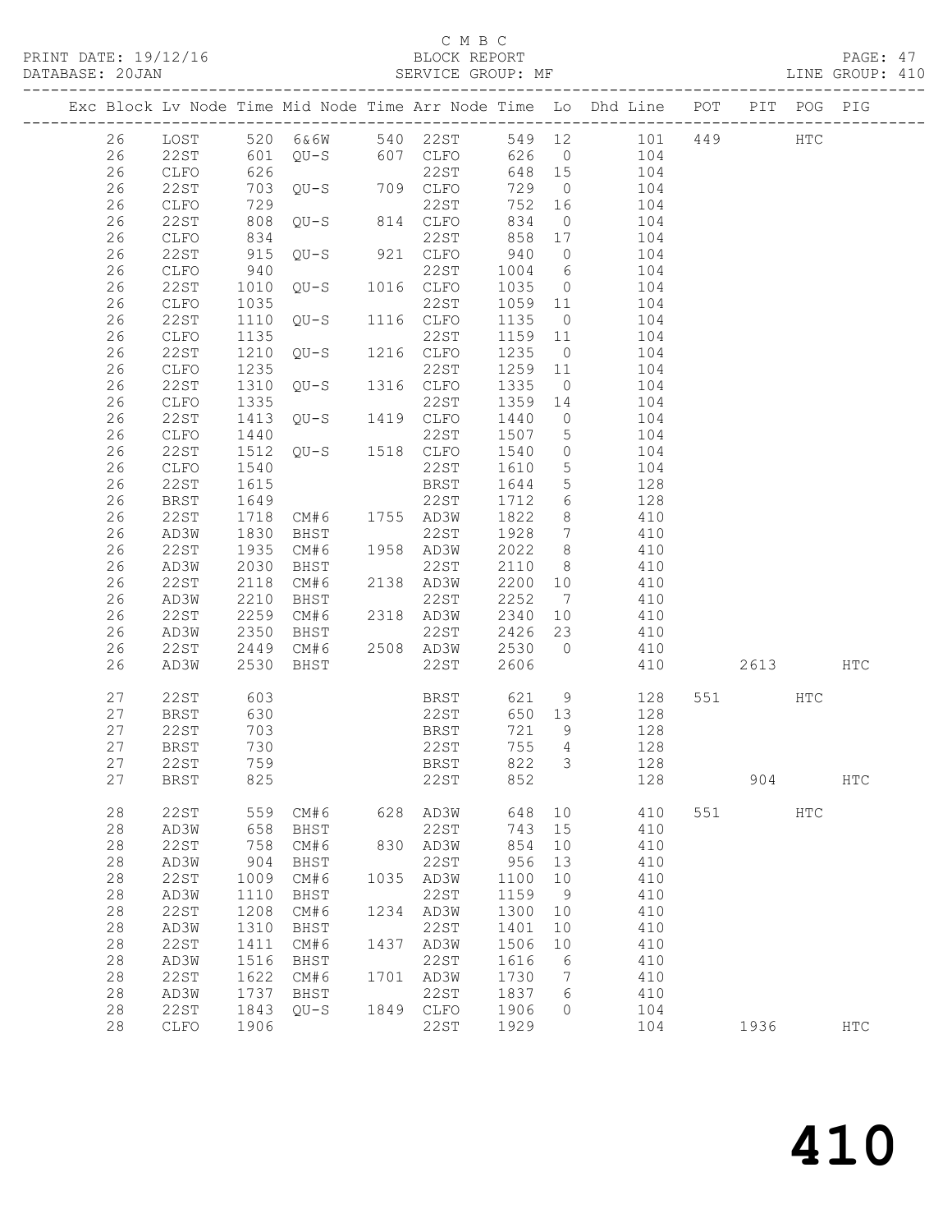C M B C
PRINT DATE: 19/12/16 BLOCK REPORT PAGE: 47
DATABASE: 20JAN SERVICE GROUP: MF LINE GROUP: 410

| Exc | Block | Lv | Node | Time | Mid Node | Time | Arr Node | Time | Lo | Dhd Line | POT | PIT | POG | PIG |
|---|---|---|---|---|---|---|---|---|---|---|---|---|---|---|
| | 26 | | LOST | 520 | 6&6W | 540 | 22ST | 549 | 12 | 101 | 449 | | HTC | |
| | 26 | | 22ST | 601 | QU-S | 607 | CLFO | 626 | 0 | 104 | | | | |
| | 26 | | CLFO | 626 | | | 22ST | 648 | 15 | 104 | | | | |
| | 26 | | 22ST | 703 | QU-S | 709 | CLFO | 729 | 0 | 104 | | | | |
| | 26 | | CLFO | 729 | | | 22ST | 752 | 16 | 104 | | | | |
| | 26 | | 22ST | 808 | QU-S | 814 | CLFO | 834 | 0 | 104 | | | | |
| | 26 | | CLFO | 834 | | | 22ST | 858 | 17 | 104 | | | | |
| | 26 | | 22ST | 915 | QU-S | 921 | CLFO | 940 | 0 | 104 | | | | |
| | 26 | | CLFO | 940 | | | 22ST | 1004 | 6 | 104 | | | | |
| | 26 | | 22ST | 1010 | QU-S | 1016 | CLFO | 1035 | 0 | 104 | | | | |
| | 26 | | CLFO | 1035 | | | 22ST | 1059 | 11 | 104 | | | | |
| | 26 | | 22ST | 1110 | QU-S | 1116 | CLFO | 1135 | 0 | 104 | | | | |
| | 26 | | CLFO | 1135 | | | 22ST | 1159 | 11 | 104 | | | | |
| | 26 | | 22ST | 1210 | QU-S | 1216 | CLFO | 1235 | 0 | 104 | | | | |
| | 26 | | CLFO | 1235 | | | 22ST | 1259 | 11 | 104 | | | | |
| | 26 | | 22ST | 1310 | QU-S | 1316 | CLFO | 1335 | 0 | 104 | | | | |
| | 26 | | CLFO | 1335 | | | 22ST | 1359 | 14 | 104 | | | | |
| | 26 | | 22ST | 1413 | QU-S | 1419 | CLFO | 1440 | 0 | 104 | | | | |
| | 26 | | CLFO | 1440 | | | 22ST | 1507 | 5 | 104 | | | | |
| | 26 | | 22ST | 1512 | QU-S | 1518 | CLFO | 1540 | 0 | 104 | | | | |
| | 26 | | CLFO | 1540 | | | 22ST | 1610 | 5 | 104 | | | | |
| | 26 | | 22ST | 1615 | | | BRST | 1644 | 5 | 128 | | | | |
| | 26 | | BRST | 1649 | | | 22ST | 1712 | 6 | 128 | | | | |
| | 26 | | 22ST | 1718 | CM#6 | 1755 | AD3W | 1822 | 8 | 410 | | | | |
| | 26 | | AD3W | 1830 | BHST | | 22ST | 1928 | 7 | 410 | | | | |
| | 26 | | 22ST | 1935 | CM#6 | 1958 | AD3W | 2022 | 8 | 410 | | | | |
| | 26 | | AD3W | 2030 | BHST | | 22ST | 2110 | 8 | 410 | | | | |
| | 26 | | 22ST | 2118 | CM#6 | 2138 | AD3W | 2200 | 10 | 410 | | | | |
| | 26 | | AD3W | 2210 | BHST | | 22ST | 2252 | 7 | 410 | | | | |
| | 26 | | 22ST | 2259 | CM#6 | 2318 | AD3W | 2340 | 10 | 410 | | | | |
| | 26 | | AD3W | 2350 | BHST | | 22ST | 2426 | 23 | 410 | | | | |
| | 26 | | 22ST | 2449 | CM#6 | 2508 | AD3W | 2530 | 0 | 410 | | | | |
| | 26 | | AD3W | 2530 | BHST | | 22ST | 2606 | | 410 | | 2613 | | HTC |
| | 27 | | 22ST | 603 | | | BRST | 621 | 9 | 128 | 551 | | HTC | |
| | 27 | | BRST | 630 | | | 22ST | 650 | 13 | 128 | | | | |
| | 27 | | 22ST | 703 | | | BRST | 721 | 9 | 128 | | | | |
| | 27 | | BRST | 730 | | | 22ST | 755 | 4 | 128 | | | | |
| | 27 | | 22ST | 759 | | | BRST | 822 | 3 | 128 | | | | |
| | 27 | | BRST | 825 | | | 22ST | 852 | | 128 | | 904 | | HTC |
| | 28 | | 22ST | 559 | CM#6 | 628 | AD3W | 648 | 10 | 410 | 551 | | HTC | |
| | 28 | | AD3W | 658 | BHST | | 22ST | 743 | 15 | 410 | | | | |
| | 28 | | 22ST | 758 | CM#6 | 830 | AD3W | 854 | 10 | 410 | | | | |
| | 28 | | AD3W | 904 | BHST | | 22ST | 956 | 13 | 410 | | | | |
| | 28 | | 22ST | 1009 | CM#6 | 1035 | AD3W | 1100 | 10 | 410 | | | | |
| | 28 | | AD3W | 1110 | BHST | | 22ST | 1159 | 9 | 410 | | | | |
| | 28 | | 22ST | 1208 | CM#6 | 1234 | AD3W | 1300 | 10 | 410 | | | | |
| | 28 | | AD3W | 1310 | BHST | | 22ST | 1401 | 10 | 410 | | | | |
| | 28 | | 22ST | 1411 | CM#6 | 1437 | AD3W | 1506 | 10 | 410 | | | | |
| | 28 | | AD3W | 1516 | BHST | | 22ST | 1616 | 6 | 410 | | | | |
| | 28 | | 22ST | 1622 | CM#6 | 1701 | AD3W | 1730 | 7 | 410 | | | | |
| | 28 | | AD3W | 1737 | BHST | | 22ST | 1837 | 6 | 410 | | | | |
| | 28 | | 22ST | 1843 | QU-S | 1849 | CLFO | 1906 | 0 | 104 | | | | |
| | 28 | | CLFO | 1906 | | | 22ST | 1929 | | 104 | | 1936 | | HTC |

# 410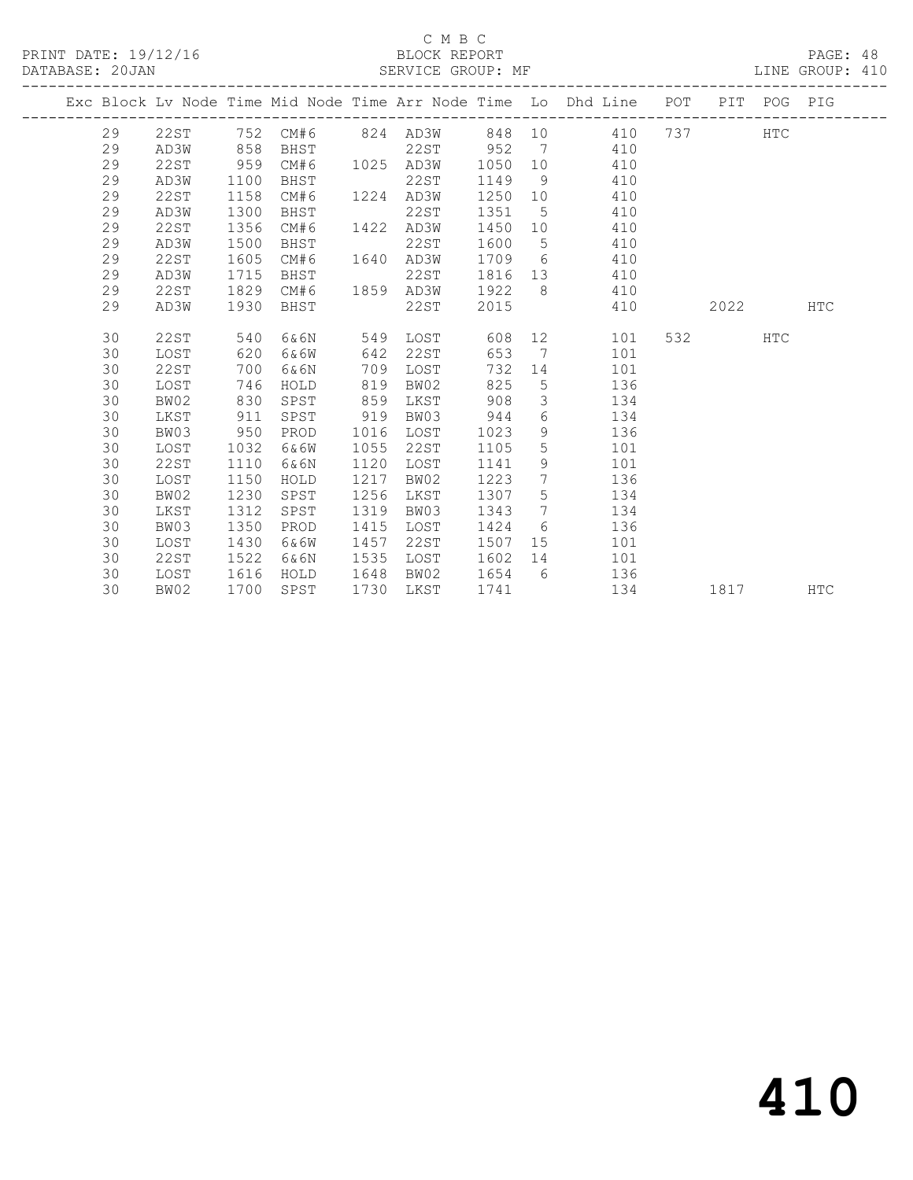C M B C
BLOCK REPORT
SERVICE GROUP: MF

PRINT DATE: 19/12/16
DATABASE: 20JAN
LINE GROUP: 410

| Exc | Block | Lv | Node | Time | Mid Node | Time | Arr Node | Time | Lo | Dhd Line | POT | PIT | POG | PIG |
|---|---|---|---|---|---|---|---|---|---|---|---|---|---|---|
| | 29 | | 22ST | 752 | CM#6 | 824 | AD3W | 848 | 10 | 410 | 737 | | HTC | |
| | 29 | | AD3W | 858 | BHST | | 22ST | 952 | 7 | 410 | | | | |
| | 29 | | 22ST | 959 | CM#6 | 1025 | AD3W | 1050 | 10 | 410 | | | | |
| | 29 | | AD3W | 1100 | BHST | | 22ST | 1149 | 9 | 410 | | | | |
| | 29 | | 22ST | 1158 | CM#6 | 1224 | AD3W | 1250 | 10 | 410 | | | | |
| | 29 | | AD3W | 1300 | BHST | | 22ST | 1351 | 5 | 410 | | | | |
| | 29 | | 22ST | 1356 | CM#6 | 1422 | AD3W | 1450 | 10 | 410 | | | | |
| | 29 | | AD3W | 1500 | BHST | | 22ST | 1600 | 5 | 410 | | | | |
| | 29 | | 22ST | 1605 | CM#6 | 1640 | AD3W | 1709 | 6 | 410 | | | | |
| | 29 | | AD3W | 1715 | BHST | | 22ST | 1816 | 13 | 410 | | | | |
| | 29 | | 22ST | 1829 | CM#6 | 1859 | AD3W | 1922 | 8 | 410 | | | | |
| | 29 | | AD3W | 1930 | BHST | | 22ST | 2015 | | 410 | | 2022 | | HTC |
| | 30 | | 22ST | 540 | 6&6N | 549 | LOST | 608 | 12 | 101 | 532 | | HTC | |
| | 30 | | LOST | 620 | 6&6W | 642 | 22ST | 653 | 7 | 101 | | | | |
| | 30 | | 22ST | 700 | 6&6N | 709 | LOST | 732 | 14 | 101 | | | | |
| | 30 | | LOST | 746 | HOLD | 819 | BW02 | 825 | 5 | 136 | | | | |
| | 30 | | BW02 | 830 | SPST | 859 | LKST | 908 | 3 | 134 | | | | |
| | 30 | | LKST | 911 | SPST | 919 | BW03 | 944 | 6 | 134 | | | | |
| | 30 | | BW03 | 950 | PROD | 1016 | LOST | 1023 | 9 | 136 | | | | |
| | 30 | | LOST | 1032 | 6&6W | 1055 | 22ST | 1105 | 5 | 101 | | | | |
| | 30 | | 22ST | 1110 | 6&6N | 1120 | LOST | 1141 | 9 | 101 | | | | |
| | 30 | | LOST | 1150 | HOLD | 1217 | BW02 | 1223 | 7 | 136 | | | | |
| | 30 | | BW02 | 1230 | SPST | 1256 | LKST | 1307 | 5 | 134 | | | | |
| | 30 | | LKST | 1312 | SPST | 1319 | BW03 | 1343 | 7 | 134 | | | | |
| | 30 | | BW03 | 1350 | PROD | 1415 | LOST | 1424 | 6 | 136 | | | | |
| | 30 | | LOST | 1430 | 6&6W | 1457 | 22ST | 1507 | 15 | 101 | | | | |
| | 30 | | 22ST | 1522 | 6&6N | 1535 | LOST | 1602 | 14 | 101 | | | | |
| | 30 | | LOST | 1616 | HOLD | 1648 | BW02 | 1654 | 6 | 136 | | | | |
| | 30 | | BW02 | 1700 | SPST | 1730 | LKST | 1741 | | 134 | | 1817 | | HTC |

# 410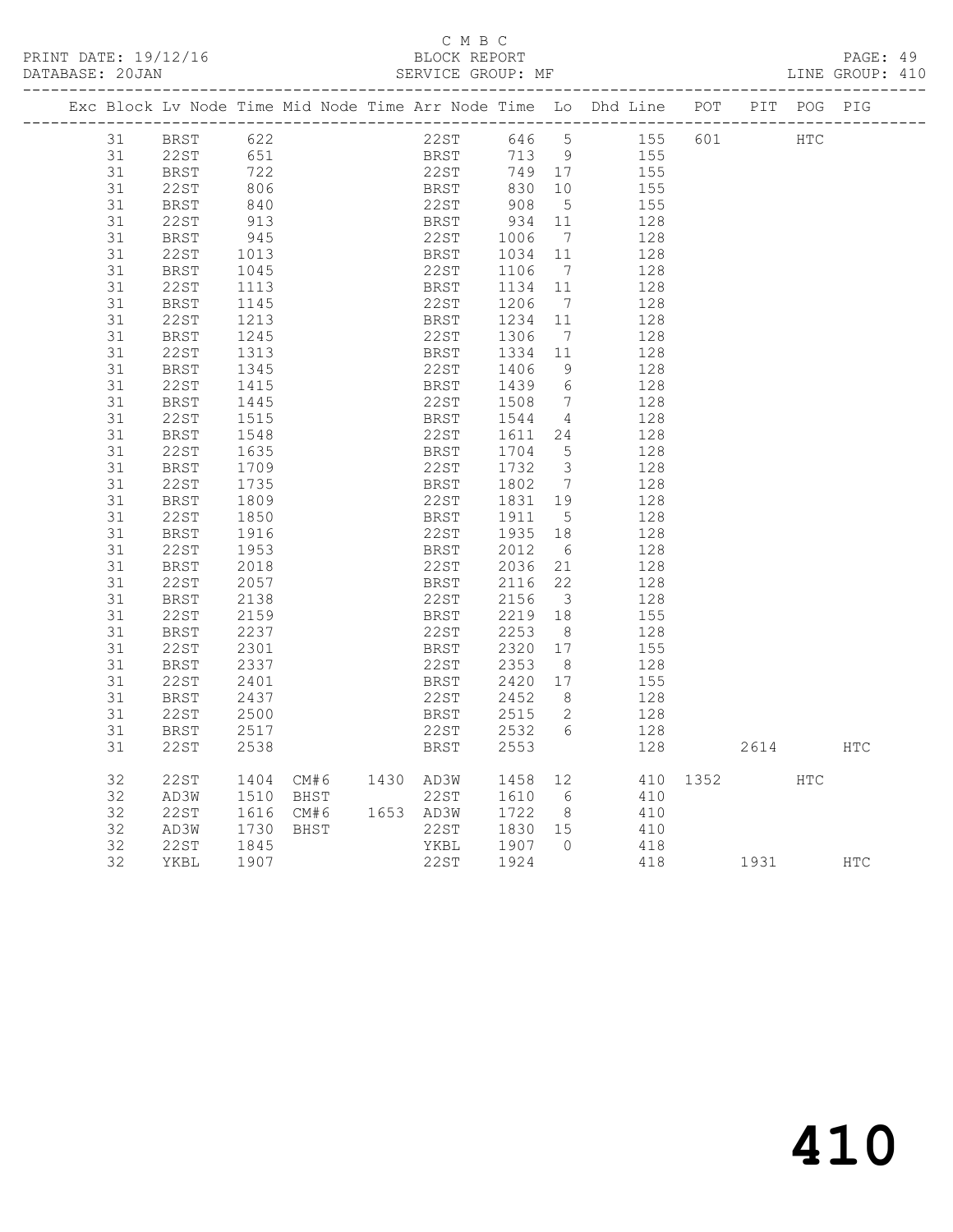C M B C

PRINT DATE: 19/12/16 BLOCK REPORT
DATABASE: 20JAN SERVICE GROUP: MF LINE GROUP: 410

| Exc | Block | Lv Node | Time | Mid Node | Time | Arr Node | Time | Lo | Dhd Line | POT | PIT | POG | PIG |
|---|---|---|---|---|---|---|---|---|---|---|---|---|---|
| | 31 | BRST | 622 | | | 22ST | 646 | 5 | 155 | 601 | | HTC | |
| | 31 | 22ST | 651 | | | BRST | 713 | 9 | 155 | | | | |
| | 31 | BRST | 722 | | | 22ST | 749 | 17 | 155 | | | | |
| | 31 | 22ST | 806 | | | BRST | 830 | 10 | 155 | | | | |
| | 31 | BRST | 840 | | | 22ST | 908 | 5 | 155 | | | | |
| | 31 | 22ST | 913 | | | BRST | 934 | 11 | 128 | | | | |
| | 31 | BRST | 945 | | | 22ST | 1006 | 7 | 128 | | | | |
| | 31 | 22ST | 1013 | | | BRST | 1034 | 11 | 128 | | | | |
| | 31 | BRST | 1045 | | | 22ST | 1106 | 7 | 128 | | | | |
| | 31 | 22ST | 1113 | | | BRST | 1134 | 11 | 128 | | | | |
| | 31 | BRST | 1145 | | | 22ST | 1206 | 7 | 128 | | | | |
| | 31 | 22ST | 1213 | | | BRST | 1234 | 11 | 128 | | | | |
| | 31 | BRST | 1245 | | | 22ST | 1306 | 7 | 128 | | | | |
| | 31 | 22ST | 1313 | | | BRST | 1334 | 11 | 128 | | | | |
| | 31 | BRST | 1345 | | | 22ST | 1406 | 9 | 128 | | | | |
| | 31 | 22ST | 1415 | | | BRST | 1439 | 6 | 128 | | | | |
| | 31 | BRST | 1445 | | | 22ST | 1508 | 7 | 128 | | | | |
| | 31 | 22ST | 1515 | | | BRST | 1544 | 4 | 128 | | | | |
| | 31 | BRST | 1548 | | | 22ST | 1611 | 24 | 128 | | | | |
| | 31 | 22ST | 1635 | | | BRST | 1704 | 5 | 128 | | | | |
| | 31 | BRST | 1709 | | | 22ST | 1732 | 3 | 128 | | | | |
| | 31 | 22ST | 1735 | | | BRST | 1802 | 7 | 128 | | | | |
| | 31 | BRST | 1809 | | | 22ST | 1831 | 19 | 128 | | | | |
| | 31 | 22ST | 1850 | | | BRST | 1911 | 5 | 128 | | | | |
| | 31 | BRST | 1916 | | | 22ST | 1935 | 18 | 128 | | | | |
| | 31 | 22ST | 1953 | | | BRST | 2012 | 6 | 128 | | | | |
| | 31 | BRST | 2018 | | | 22ST | 2036 | 21 | 128 | | | | |
| | 31 | 22ST | 2057 | | | BRST | 2116 | 22 | 128 | | | | |
| | 31 | BRST | 2138 | | | 22ST | 2156 | 3 | 128 | | | | |
| | 31 | 22ST | 2159 | | | BRST | 2219 | 18 | 155 | | | | |
| | 31 | BRST | 2237 | | | 22ST | 2253 | 8 | 128 | | | | |
| | 31 | 22ST | 2301 | | | BRST | 2320 | 17 | 155 | | | | |
| | 31 | BRST | 2337 | | | 22ST | 2353 | 8 | 128 | | | | |
| | 31 | 22ST | 2401 | | | BRST | 2420 | 17 | 155 | | | | |
| | 31 | BRST | 2437 | | | 22ST | 2452 | 8 | 128 | | | | |
| | 31 | 22ST | 2500 | | | BRST | 2515 | 2 | 128 | | | | |
| | 31 | BRST | 2517 | | | 22ST | 2532 | 6 | 128 | | | | |
| | 31 | 22ST | 2538 | | | BRST | 2553 | | 128 | | 2614 | | HTC |
| | 32 | 22ST | 1404 | CM#6 | 1430 | AD3W | 1458 | 12 | 410 | 1352 | | HTC | |
| | 32 | AD3W | 1510 | BHST | | 22ST | 1610 | 6 | 410 | | | | |
| | 32 | 22ST | 1616 | CM#6 | 1653 | AD3W | 1722 | 8 | 410 | | | | |
| | 32 | AD3W | 1730 | BHST | | 22ST | 1830 | 15 | 410 | | | | |
| | 32 | 22ST | 1845 | | | YKBL | 1907 | 0 | 418 | | | | |
| | 32 | YKBL | 1907 | | | 22ST | 1924 | | 418 | | 1931 | | HTC |

# 410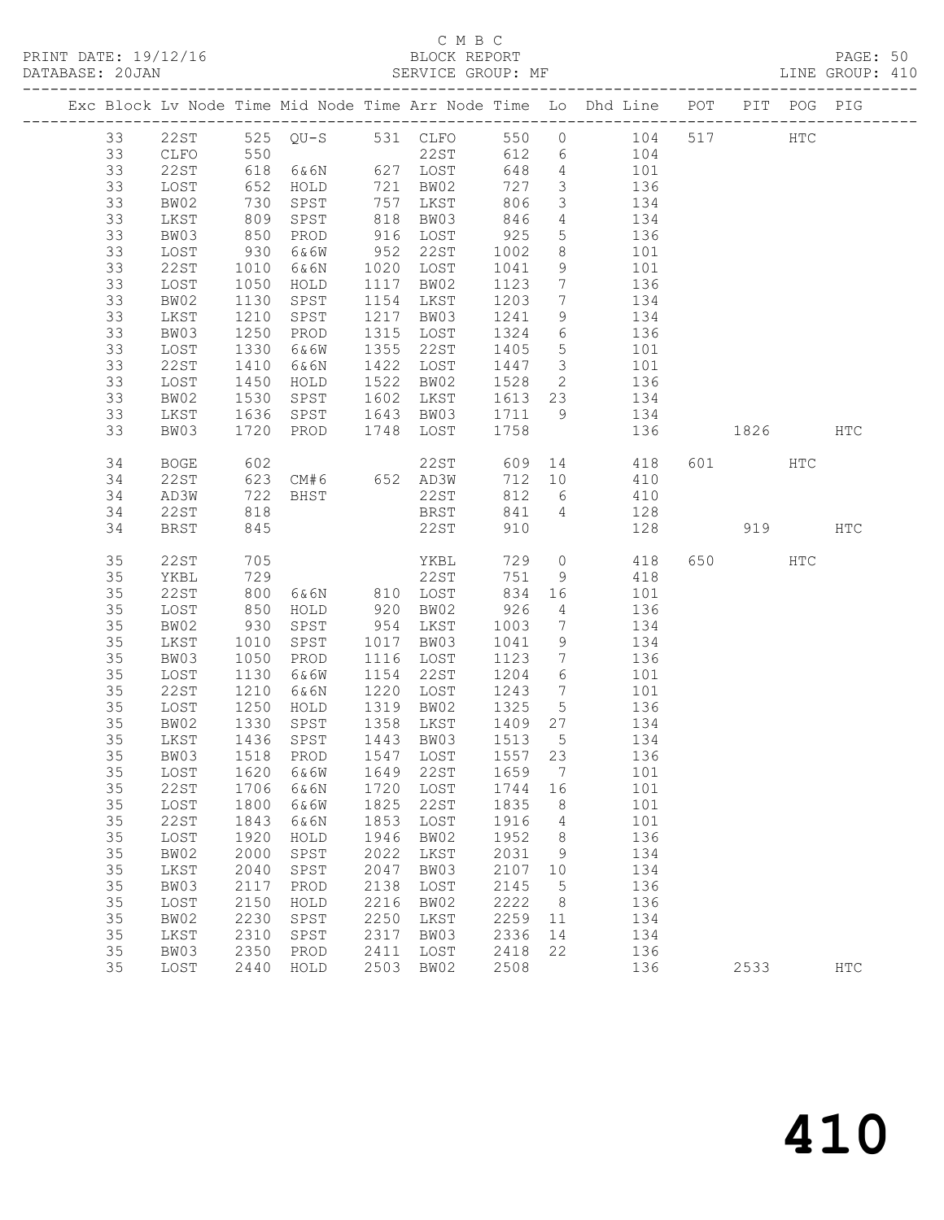C M B C

BLOCK REPORT

SERVICE GROUP: MF

PRINT DATE: 19/12/16

DATABASE: 20JAN

LINE GROUP: 410

| Exc | Block | Lv | Node | Time | Mid Node | Time | Arr Node | Time | Lo | Dhd Line | POT | PIT | POG | PIG |
|---|---|---|---|---|---|---|---|---|---|---|---|---|---|---|
| | 33 | | 22ST | 525 | QU-S | 531 | CLFO | 550 | 0 | 104 | 517 | | HTC | |
| | 33 | | CLFO | 550 | | | 22ST | 612 | 6 | 104 | | | | |
| | 33 | | 22ST | 618 | 6&6N | 627 | LOST | 648 | 4 | 101 | | | | |
| | 33 | | LOST | 652 | HOLD | 721 | BW02 | 727 | 3 | 136 | | | | |
| | 33 | | BW02 | 730 | SPST | 757 | LKST | 806 | 3 | 134 | | | | |
| | 33 | | LKST | 809 | SPST | 818 | BW03 | 846 | 4 | 134 | | | | |
| | 33 | | BW03 | 850 | PROD | 916 | LOST | 925 | 5 | 136 | | | | |
| | 33 | | LOST | 930 | 6&6W | 952 | 22ST | 1002 | 8 | 101 | | | | |
| | 33 | | 22ST | 1010 | 6&6N | 1020 | LOST | 1041 | 9 | 101 | | | | |
| | 33 | | LOST | 1050 | HOLD | 1117 | BW02 | 1123 | 7 | 136 | | | | |
| | 33 | | BW02 | 1130 | SPST | 1154 | LKST | 1203 | 7 | 134 | | | | |
| | 33 | | LKST | 1210 | SPST | 1217 | BW03 | 1241 | 9 | 134 | | | | |
| | 33 | | BW03 | 1250 | PROD | 1315 | LOST | 1324 | 6 | 136 | | | | |
| | 33 | | LOST | 1330 | 6&6W | 1355 | 22ST | 1405 | 5 | 101 | | | | |
| | 33 | | 22ST | 1410 | 6&6N | 1422 | LOST | 1447 | 3 | 101 | | | | |
| | 33 | | LOST | 1450 | HOLD | 1522 | BW02 | 1528 | 2 | 136 | | | | |
| | 33 | | BW02 | 1530 | SPST | 1602 | LKST | 1613 | 23 | 134 | | | | |
| | 33 | | LKST | 1636 | SPST | 1643 | BW03 | 1711 | 9 | 134 | | | | |
| | 33 | | BW03 | 1720 | PROD | 1748 | LOST | 1758 | | 136 | | 1826 | | HTC |
| | 34 | | BOGE | 602 | | | 22ST | 609 | 14 | 418 | 601 | | HTC | |
| | 34 | | 22ST | 623 | CM#6 | 652 | AD3W | 712 | 10 | 410 | | | | |
| | 34 | | AD3W | 722 | BHST | | 22ST | 812 | 6 | 410 | | | | |
| | 34 | | 22ST | 818 | | | BRST | 841 | 4 | 128 | | | | |
| | 34 | | BRST | 845 | | | 22ST | 910 | | 128 | | 919 | | HTC |
| | 35 | | 22ST | 705 | | | YKBL | 729 | 0 | 418 | 650 | | HTC | |
| | 35 | | YKBL | 729 | | | 22ST | 751 | 9 | 418 | | | | |
| | 35 | | 22ST | 800 | 6&6N | 810 | LOST | 834 | 16 | 101 | | | | |
| | 35 | | LOST | 850 | HOLD | 920 | BW02 | 926 | 4 | 136 | | | | |
| | 35 | | BW02 | 930 | SPST | 954 | LKST | 1003 | 7 | 134 | | | | |
| | 35 | | LKST | 1010 | SPST | 1017 | BW03 | 1041 | 9 | 134 | | | | |
| | 35 | | BW03 | 1050 | PROD | 1116 | LOST | 1123 | 7 | 136 | | | | |
| | 35 | | LOST | 1130 | 6&6W | 1154 | 22ST | 1204 | 6 | 101 | | | | |
| | 35 | | 22ST | 1210 | 6&6N | 1220 | LOST | 1243 | 7 | 101 | | | | |
| | 35 | | LOST | 1250 | HOLD | 1319 | BW02 | 1325 | 5 | 136 | | | | |
| | 35 | | BW02 | 1330 | SPST | 1358 | LKST | 1409 | 27 | 134 | | | | |
| | 35 | | LKST | 1436 | SPST | 1443 | BW03 | 1513 | 5 | 134 | | | | |
| | 35 | | BW03 | 1518 | PROD | 1547 | LOST | 1557 | 23 | 136 | | | | |
| | 35 | | LOST | 1620 | 6&6W | 1649 | 22ST | 1659 | 7 | 101 | | | | |
| | 35 | | 22ST | 1706 | 6&6N | 1720 | LOST | 1744 | 16 | 101 | | | | |
| | 35 | | LOST | 1800 | 6&6W | 1825 | 22ST | 1835 | 8 | 101 | | | | |
| | 35 | | 22ST | 1843 | 6&6N | 1853 | LOST | 1916 | 4 | 101 | | | | |
| | 35 | | LOST | 1920 | HOLD | 1946 | BW02 | 1952 | 8 | 136 | | | | |
| | 35 | | BW02 | 2000 | SPST | 2022 | LKST | 2031 | 9 | 134 | | | | |
| | 35 | | LKST | 2040 | SPST | 2047 | BW03 | 2107 | 10 | 134 | | | | |
| | 35 | | BW03 | 2117 | PROD | 2138 | LOST | 2145 | 5 | 136 | | | | |
| | 35 | | LOST | 2150 | HOLD | 2216 | BW02 | 2222 | 8 | 136 | | | | |
| | 35 | | BW02 | 2230 | SPST | 2250 | LKST | 2259 | 11 | 134 | | | | |
| | 35 | | LKST | 2310 | SPST | 2317 | BW03 | 2336 | 14 | 134 | | | | |
| | 35 | | BW03 | 2350 | PROD | 2411 | LOST | 2418 | 22 | 136 | | | | |
| | 35 | | LOST | 2440 | HOLD | 2503 | BW02 | 2508 | | 136 | | 2533 | | HTC |

410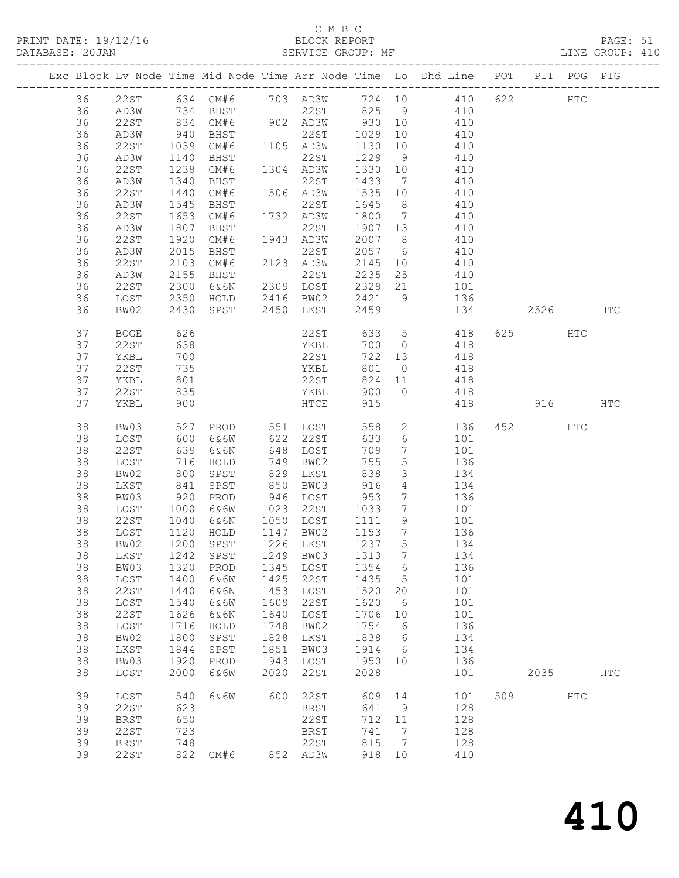C M B C

PRINT DATE: 19/12/16 BLOCK REPORT

DATABASE: 20JAN SERVICE GROUP: MF LINE GROUP: 410

| Exc | Block | Lv | Node | Time | Mid Node | Time | Arr Node | Time | Lo | Dhd Line | POT | PIT | POG | PIG |
|---|---|---|---|---|---|---|---|---|---|---|---|---|---|---|
| | 36 | | 22ST | 634 | CM#6 | 703 | AD3W | 724 | 10 | 410 | 622 | | HTC | |
| | 36 | | AD3W | 734 | BHST | | 22ST | 825 | 9 | 410 | | | | |
| | 36 | | 22ST | 834 | CM#6 | 902 | AD3W | 930 | 10 | 410 | | | | |
| | 36 | | AD3W | 940 | BHST | | 22ST | 1029 | 10 | 410 | | | | |
| | 36 | | 22ST | 1039 | CM#6 | 1105 | AD3W | 1130 | 10 | 410 | | | | |
| | 36 | | AD3W | 1140 | BHST | | 22ST | 1229 | 9 | 410 | | | | |
| | 36 | | 22ST | 1238 | CM#6 | 1304 | AD3W | 1330 | 10 | 410 | | | | |
| | 36 | | AD3W | 1340 | BHST | | 22ST | 1433 | 7 | 410 | | | | |
| | 36 | | 22ST | 1440 | CM#6 | 1506 | AD3W | 1535 | 10 | 410 | | | | |
| | 36 | | AD3W | 1545 | BHST | | 22ST | 1645 | 8 | 410 | | | | |
| | 36 | | 22ST | 1653 | CM#6 | 1732 | AD3W | 1800 | 7 | 410 | | | | |
| | 36 | | AD3W | 1807 | BHST | | 22ST | 1907 | 13 | 410 | | | | |
| | 36 | | 22ST | 1920 | CM#6 | 1943 | AD3W | 2007 | 8 | 410 | | | | |
| | 36 | | AD3W | 2015 | BHST | | 22ST | 2057 | 6 | 410 | | | | |
| | 36 | | 22ST | 2103 | CM#6 | 2123 | AD3W | 2145 | 10 | 410 | | | | |
| | 36 | | AD3W | 2155 | BHST | | 22ST | 2235 | 25 | 410 | | | | |
| | 36 | | 22ST | 2300 | 6&6N | 2309 | LOST | 2329 | 21 | 101 | | | | |
| | 36 | | LOST | 2350 | HOLD | 2416 | BW02 | 2421 | 9 | 136 | | | | |
| | 36 | | BW02 | 2430 | SPST | 2450 | LKST | 2459 | | 134 | | 2526 | | HTC |
| | 37 | | BOGE | 626 | | | 22ST | 633 | 5 | 418 | 625 | | HTC | |
| | 37 | | 22ST | 638 | | | YKBL | 700 | 0 | 418 | | | | |
| | 37 | | YKBL | 700 | | | 22ST | 722 | 13 | 418 | | | | |
| | 37 | | 22ST | 735 | | | YKBL | 801 | 0 | 418 | | | | |
| | 37 | | YKBL | 801 | | | 22ST | 824 | 11 | 418 | | | | |
| | 37 | | 22ST | 835 | | | YKBL | 900 | 0 | 418 | | | | |
| | 37 | | YKBL | 900 | | | HTCE | 915 | | 418 | | 916 | | HTC |
| | 38 | | BW03 | 527 | PROD | 551 | LOST | 558 | 2 | 136 | 452 | | HTC | |
| | 38 | | LOST | 600 | 6&6W | 622 | 22ST | 633 | 6 | 101 | | | | |
| | 38 | | 22ST | 639 | 6&6N | 648 | LOST | 709 | 7 | 101 | | | | |
| | 38 | | LOST | 716 | HOLD | 749 | BW02 | 755 | 5 | 136 | | | | |
| | 38 | | BW02 | 800 | SPST | 829 | LKST | 838 | 3 | 134 | | | | |
| | 38 | | LKST | 841 | SPST | 850 | BW03 | 916 | 4 | 134 | | | | |
| | 38 | | BW03 | 920 | PROD | 946 | LOST | 953 | 7 | 136 | | | | |
| | 38 | | LOST | 1000 | 6&6W | 1023 | 22ST | 1033 | 7 | 101 | | | | |
| | 38 | | 22ST | 1040 | 6&6N | 1050 | LOST | 1111 | 9 | 101 | | | | |
| | 38 | | LOST | 1120 | HOLD | 1147 | BW02 | 1153 | 7 | 136 | | | | |
| | 38 | | BW02 | 1200 | SPST | 1226 | LKST | 1237 | 5 | 134 | | | | |
| | 38 | | LKST | 1242 | SPST | 1249 | BW03 | 1313 | 7 | 134 | | | | |
| | 38 | | BW03 | 1320 | PROD | 1345 | LOST | 1354 | 6 | 136 | | | | |
| | 38 | | LOST | 1400 | 6&6W | 1425 | 22ST | 1435 | 5 | 101 | | | | |
| | 38 | | 22ST | 1440 | 6&6N | 1453 | LOST | 1520 | 20 | 101 | | | | |
| | 38 | | LOST | 1540 | 6&6W | 1609 | 22ST | 1620 | 6 | 101 | | | | |
| | 38 | | 22ST | 1626 | 6&6N | 1640 | LOST | 1706 | 10 | 101 | | | | |
| | 38 | | LOST | 1716 | HOLD | 1748 | BW02 | 1754 | 6 | 136 | | | | |
| | 38 | | BW02 | 1800 | SPST | 1828 | LKST | 1838 | 6 | 134 | | | | |
| | 38 | | LKST | 1844 | SPST | 1851 | BW03 | 1914 | 6 | 134 | | | | |
| | 38 | | BW03 | 1920 | PROD | 1943 | LOST | 1950 | 10 | 136 | | | | |
| | 38 | | LOST | 2000 | 6&6W | 2020 | 22ST | 2028 | | 101 | | 2035 | | HTC |
| | 39 | | LOST | 540 | 6&6W | 600 | 22ST | 609 | 14 | 101 | 509 | | HTC | |
| | 39 | | 22ST | 623 | | | BRST | 641 | 9 | 128 | | | | |
| | 39 | | BRST | 650 | | | 22ST | 712 | 11 | 128 | | | | |
| | 39 | | 22ST | 723 | | | BRST | 741 | 7 | 128 | | | | |
| | 39 | | BRST | 748 | | | 22ST | 815 | 7 | 128 | | | | |
| | 39 | | 22ST | 822 | CM#6 | 852 | AD3W | 918 | 10 | 410 | | | | |

# 410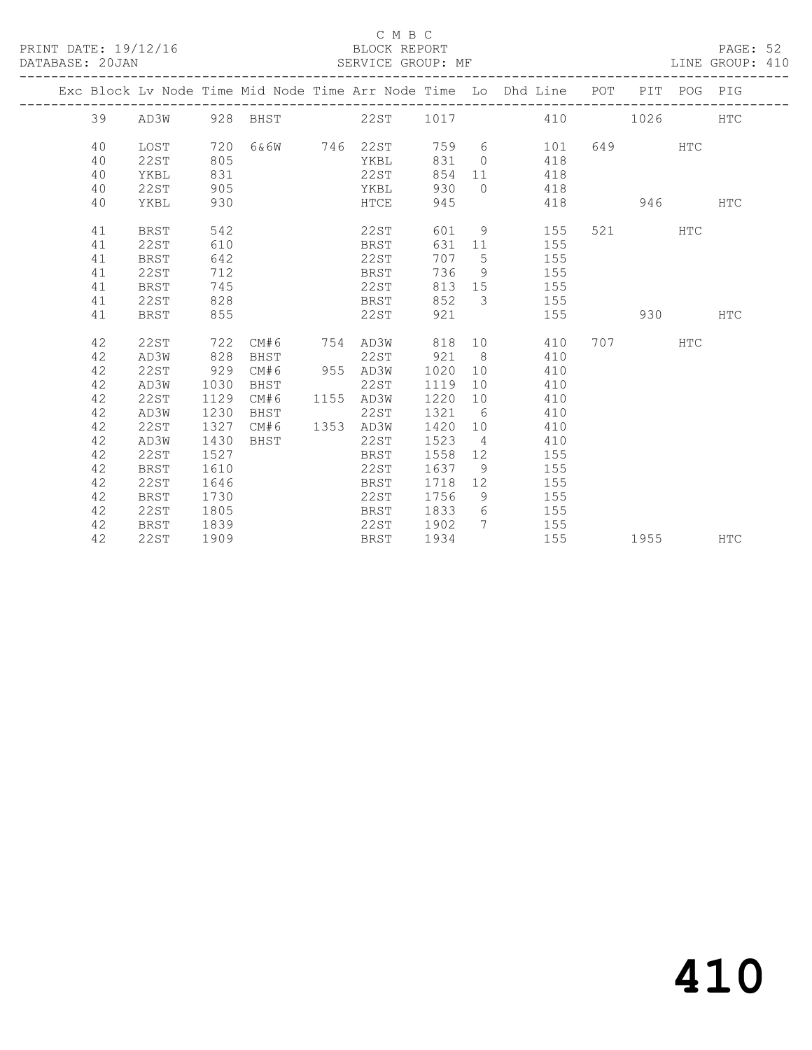C M B C

BLOCK REPORT

SERVICE GROUP: MF

PRINT DATE: 19/12/16
DATABASE: 20JAN

LINE GROUP: 410

| Exc | Block | Lv Node | Time | Mid Node | Time | Arr Node | Time | Lo | Dhd Line | POT | PIT | POG | PIG |
|---|---|---|---|---|---|---|---|---|---|---|---|---|---|
| | 39 | AD3W | 928 | BHST | | 22ST | 1017 | | 410 | | 1026 | | HTC |
| | 40 | LOST | 720 | 6&6W | 746 | 22ST | 759 | 6 | 101 | 649 | | HTC | |
| | 40 | 22ST | 805 | | | YKBL | 831 | 0 | 418 | | | | |
| | 40 | YKBL | 831 | | | 22ST | 854 | 11 | 418 | | | | |
| | 40 | 22ST | 905 | | | YKBL | 930 | 0 | 418 | | | | |
| | 40 | YKBL | 930 | | | HTCE | 945 | | 418 | | 946 | | HTC |
| | 41 | BRST | 542 | | | 22ST | 601 | 9 | 155 | 521 | | HTC | |
| | 41 | 22ST | 610 | | | BRST | 631 | 11 | 155 | | | | |
| | 41 | BRST | 642 | | | 22ST | 707 | 5 | 155 | | | | |
| | 41 | 22ST | 712 | | | BRST | 736 | 9 | 155 | | | | |
| | 41 | BRST | 745 | | | 22ST | 813 | 15 | 155 | | | | |
| | 41 | 22ST | 828 | | | BRST | 852 | 3 | 155 | | | | |
| | 41 | BRST | 855 | | | 22ST | 921 | | 155 | | 930 | | HTC |
| | 42 | 22ST | 722 | CM#6 | 754 | AD3W | 818 | 10 | 410 | 707 | | HTC | |
| | 42 | AD3W | 828 | BHST | | 22ST | 921 | 8 | 410 | | | | |
| | 42 | 22ST | 929 | CM#6 | 955 | AD3W | 1020 | 10 | 410 | | | | |
| | 42 | AD3W | 1030 | BHST | | 22ST | 1119 | 10 | 410 | | | | |
| | 42 | 22ST | 1129 | CM#6 | 1155 | AD3W | 1220 | 10 | 410 | | | | |
| | 42 | AD3W | 1230 | BHST | | 22ST | 1321 | 6 | 410 | | | | |
| | 42 | 22ST | 1327 | CM#6 | 1353 | AD3W | 1420 | 10 | 410 | | | | |
| | 42 | AD3W | 1430 | BHST | | 22ST | 1523 | 4 | 410 | | | | |
| | 42 | 22ST | 1527 | | | BRST | 1558 | 12 | 155 | | | | |
| | 42 | BRST | 1610 | | | 22ST | 1637 | 9 | 155 | | | | |
| | 42 | 22ST | 1646 | | | BRST | 1718 | 12 | 155 | | | | |
| | 42 | BRST | 1730 | | | 22ST | 1756 | 9 | 155 | | | | |
| | 42 | 22ST | 1805 | | | BRST | 1833 | 6 | 155 | | | | |
| | 42 | BRST | 1839 | | | 22ST | 1902 | 7 | 155 | | | | |
| | 42 | 22ST | 1909 | | | BRST | 1934 | | 155 | | 1955 | | HTC |

# 410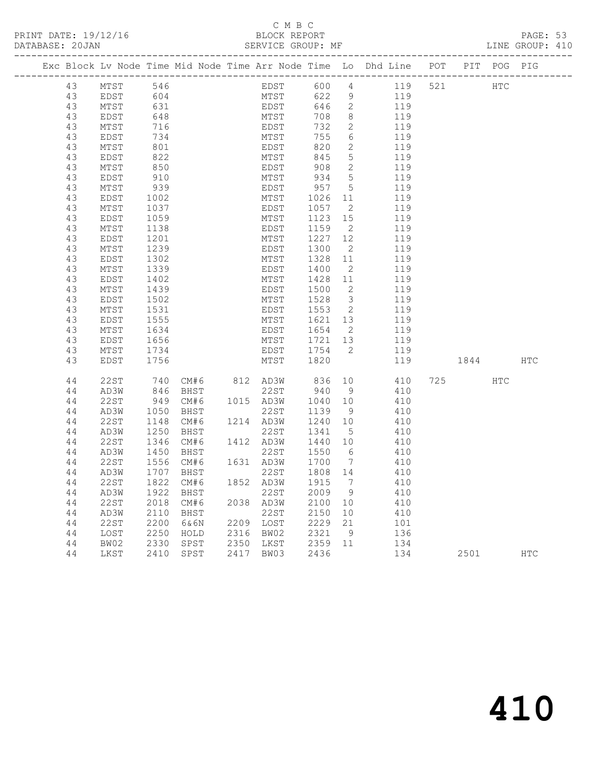C M B C
PRINT DATE: 19/12/16 BLOCK REPORT
DATABASE: 20JAN SERVICE GROUP: MF LINE GROUP: 410

| Exc | Block | Lv | Node | Time | Mid Node | Time | Arr Node | Time | Lo | Dhd Line | POT | PIT | POG | PIG |
|---|---|---|---|---|---|---|---|---|---|---|---|---|---|---|
| | 43 | | MTST | 546 | | | EDST | 600 | 4 | 119 | 521 | | HTC | |
| | 43 | | EDST | 604 | | | MTST | 622 | 9 | 119 | | | | |
| | 43 | | MTST | 631 | | | EDST | 646 | 2 | 119 | | | | |
| | 43 | | EDST | 648 | | | MTST | 708 | 8 | 119 | | | | |
| | 43 | | MTST | 716 | | | EDST | 732 | 2 | 119 | | | | |
| | 43 | | EDST | 734 | | | MTST | 755 | 6 | 119 | | | | |
| | 43 | | MTST | 801 | | | EDST | 820 | 2 | 119 | | | | |
| | 43 | | EDST | 822 | | | MTST | 845 | 5 | 119 | | | | |
| | 43 | | MTST | 850 | | | EDST | 908 | 2 | 119 | | | | |
| | 43 | | EDST | 910 | | | MTST | 934 | 5 | 119 | | | | |
| | 43 | | MTST | 939 | | | EDST | 957 | 5 | 119 | | | | |
| | 43 | | EDST | 1002 | | | MTST | 1026 | 11 | 119 | | | | |
| | 43 | | MTST | 1037 | | | EDST | 1057 | 2 | 119 | | | | |
| | 43 | | EDST | 1059 | | | MTST | 1123 | 15 | 119 | | | | |
| | 43 | | MTST | 1138 | | | EDST | 1159 | 2 | 119 | | | | |
| | 43 | | EDST | 1201 | | | MTST | 1227 | 12 | 119 | | | | |
| | 43 | | MTST | 1239 | | | EDST | 1300 | 2 | 119 | | | | |
| | 43 | | EDST | 1302 | | | MTST | 1328 | 11 | 119 | | | | |
| | 43 | | MTST | 1339 | | | EDST | 1400 | 2 | 119 | | | | |
| | 43 | | EDST | 1402 | | | MTST | 1428 | 11 | 119 | | | | |
| | 43 | | MTST | 1439 | | | EDST | 1500 | 2 | 119 | | | | |
| | 43 | | EDST | 1502 | | | MTST | 1528 | 3 | 119 | | | | |
| | 43 | | MTST | 1531 | | | EDST | 1553 | 2 | 119 | | | | |
| | 43 | | EDST | 1555 | | | MTST | 1621 | 13 | 119 | | | | |
| | 43 | | MTST | 1634 | | | EDST | 1654 | 2 | 119 | | | | |
| | 43 | | EDST | 1656 | | | MTST | 1721 | 13 | 119 | | | | |
| | 43 | | MTST | 1734 | | | EDST | 1754 | 2 | 119 | | | | |
| | 43 | | EDST | 1756 | | | MTST | 1820 | | 119 | | 1844 | | HTC |
| | 44 | | 22ST | 740 | CM#6 | 812 | AD3W | 836 | 10 | 410 | 725 | | HTC | |
| | 44 | | AD3W | 846 | BHST | | 22ST | 940 | 9 | 410 | | | | |
| | 44 | | 22ST | 949 | CM#6 | 1015 | AD3W | 1040 | 10 | 410 | | | | |
| | 44 | | AD3W | 1050 | BHST | | 22ST | 1139 | 9 | 410 | | | | |
| | 44 | | 22ST | 1148 | CM#6 | 1214 | AD3W | 1240 | 10 | 410 | | | | |
| | 44 | | AD3W | 1250 | BHST | | 22ST | 1341 | 5 | 410 | | | | |
| | 44 | | 22ST | 1346 | CM#6 | 1412 | AD3W | 1440 | 10 | 410 | | | | |
| | 44 | | AD3W | 1450 | BHST | | 22ST | 1550 | 6 | 410 | | | | |
| | 44 | | 22ST | 1556 | CM#6 | 1631 | AD3W | 1700 | 7 | 410 | | | | |
| | 44 | | AD3W | 1707 | BHST | | 22ST | 1808 | 14 | 410 | | | | |
| | 44 | | 22ST | 1822 | CM#6 | 1852 | AD3W | 1915 | 7 | 410 | | | | |
| | 44 | | AD3W | 1922 | BHST | | 22ST | 2009 | 9 | 410 | | | | |
| | 44 | | 22ST | 2018 | CM#6 | 2038 | AD3W | 2100 | 10 | 410 | | | | |
| | 44 | | AD3W | 2110 | BHST | | 22ST | 2150 | 10 | 410 | | | | |
| | 44 | | 22ST | 2200 | 6&6N | 2209 | LOST | 2229 | 21 | 101 | | | | |
| | 44 | | LOST | 2250 | HOLD | 2316 | BW02 | 2321 | 9 | 136 | | | | |
| | 44 | | BW02 | 2330 | SPST | 2350 | LKST | 2359 | 11 | 134 | | | | |
| | 44 | | LKST | 2410 | SPST | 2417 | BW03 | 2436 | | 134 | | 2501 | | HTC |

# 410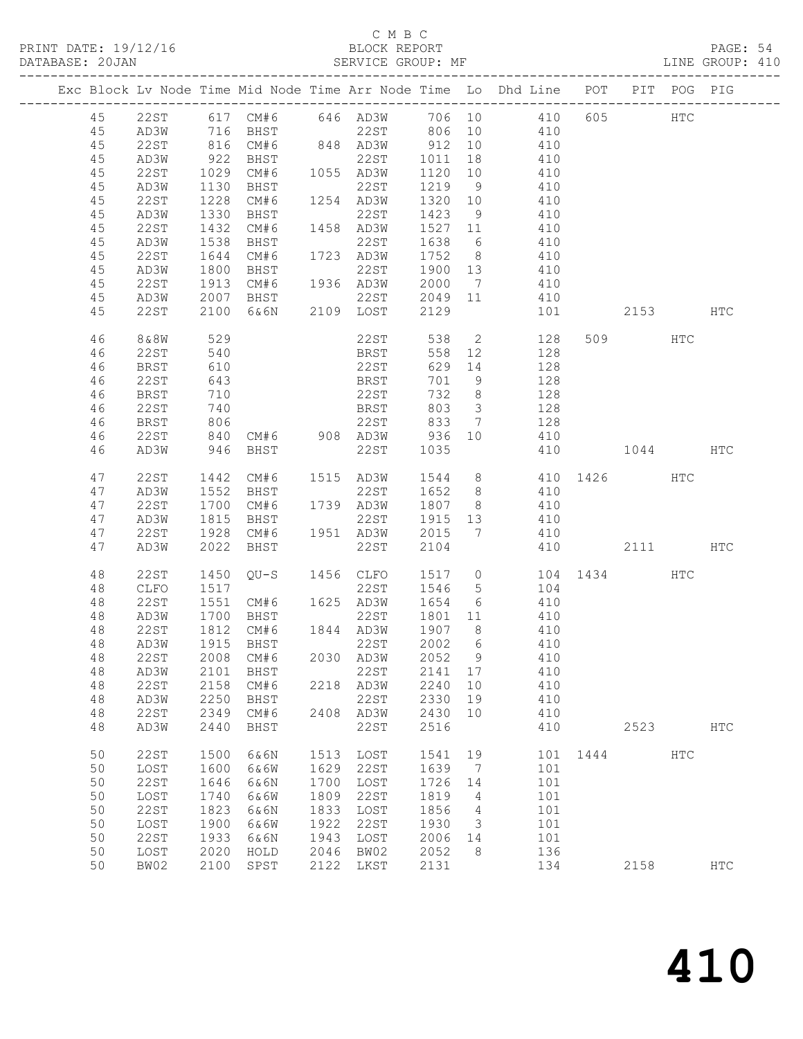C M B C
PRINT DATE: 19/12/16 BLOCK REPORT
DATABASE: 20JAN SERVICE GROUP: MF LINE GROUP: 410

| Exc | Block | Lv | Node | Time | Mid Node | Time | Arr Node | Time | Lo | Dhd Line | POT | PIT | POG | PIG |
|---|---|---|---|---|---|---|---|---|---|---|---|---|---|---|
| | 45 | | 22ST | 617 | CM#6 | 646 | AD3W | 706 | 10 | 410 | 605 | | HTC | |
| | 45 | | AD3W | 716 | BHST | | 22ST | 806 | 10 | 410 | | | | |
| | 45 | | 22ST | 816 | CM#6 | 848 | AD3W | 912 | 10 | 410 | | | | |
| | 45 | | AD3W | 922 | BHST | | 22ST | 1011 | 18 | 410 | | | | |
| | 45 | | 22ST | 1029 | CM#6 | 1055 | AD3W | 1120 | 10 | 410 | | | | |
| | 45 | | AD3W | 1130 | BHST | | 22ST | 1219 | 9 | 410 | | | | |
| | 45 | | 22ST | 1228 | CM#6 | 1254 | AD3W | 1320 | 10 | 410 | | | | |
| | 45 | | AD3W | 1330 | BHST | | 22ST | 1423 | 9 | 410 | | | | |
| | 45 | | 22ST | 1432 | CM#6 | 1458 | AD3W | 1527 | 11 | 410 | | | | |
| | 45 | | AD3W | 1538 | BHST | | 22ST | 1638 | 6 | 410 | | | | |
| | 45 | | 22ST | 1644 | CM#6 | 1723 | AD3W | 1752 | 8 | 410 | | | | |
| | 45 | | AD3W | 1800 | BHST | | 22ST | 1900 | 13 | 410 | | | | |
| | 45 | | 22ST | 1913 | CM#6 | 1936 | AD3W | 2000 | 7 | 410 | | | | |
| | 45 | | AD3W | 2007 | BHST | | 22ST | 2049 | 11 | 410 | | | | |
| | 45 | | 22ST | 2100 | 6&6N | 2109 | LOST | 2129 | | 101 | | 2153 | | HTC |
| | 46 | | 8&8W | 529 | | | 22ST | 538 | 2 | 128 | 509 | | HTC | |
| | 46 | | 22ST | 540 | | | BRST | 558 | 12 | 128 | | | | |
| | 46 | | BRST | 610 | | | 22ST | 629 | 14 | 128 | | | | |
| | 46 | | 22ST | 643 | | | BRST | 701 | 9 | 128 | | | | |
| | 46 | | BRST | 710 | | | 22ST | 732 | 8 | 128 | | | | |
| | 46 | | 22ST | 740 | | | BRST | 803 | 3 | 128 | | | | |
| | 46 | | BRST | 806 | | | 22ST | 833 | 7 | 128 | | | | |
| | 46 | | 22ST | 840 | CM#6 | 908 | AD3W | 936 | 10 | 410 | | | | |
| | 46 | | AD3W | 946 | BHST | | 22ST | 1035 | | 410 | | 1044 | | HTC |
| | 47 | | 22ST | 1442 | CM#6 | 1515 | AD3W | 1544 | 8 | 410 | 1426 | | HTC | |
| | 47 | | AD3W | 1552 | BHST | | 22ST | 1652 | 8 | 410 | | | | |
| | 47 | | 22ST | 1700 | CM#6 | 1739 | AD3W | 1807 | 8 | 410 | | | | |
| | 47 | | AD3W | 1815 | BHST | | 22ST | 1915 | 13 | 410 | | | | |
| | 47 | | 22ST | 1928 | CM#6 | 1951 | AD3W | 2015 | 7 | 410 | | | | |
| | 47 | | AD3W | 2022 | BHST | | 22ST | 2104 | | 410 | | 2111 | | HTC |
| | 48 | | 22ST | 1450 | QU-S | 1456 | CLFO | 1517 | 0 | 104 | 1434 | | HTC | |
| | 48 | | CLFO | 1517 | | | 22ST | 1546 | 5 | 104 | | | | |
| | 48 | | 22ST | 1551 | CM#6 | 1625 | AD3W | 1654 | 6 | 410 | | | | |
| | 48 | | AD3W | 1700 | BHST | | 22ST | 1801 | 11 | 410 | | | | |
| | 48 | | 22ST | 1812 | CM#6 | 1844 | AD3W | 1907 | 8 | 410 | | | | |
| | 48 | | AD3W | 1915 | BHST | | 22ST | 2002 | 6 | 410 | | | | |
| | 48 | | 22ST | 2008 | CM#6 | 2030 | AD3W | 2052 | 9 | 410 | | | | |
| | 48 | | AD3W | 2101 | BHST | | 22ST | 2141 | 17 | 410 | | | | |
| | 48 | | 22ST | 2158 | CM#6 | 2218 | AD3W | 2240 | 10 | 410 | | | | |
| | 48 | | AD3W | 2250 | BHST | | 22ST | 2330 | 19 | 410 | | | | |
| | 48 | | 22ST | 2349 | CM#6 | 2408 | AD3W | 2430 | 10 | 410 | | | | |
| | 48 | | AD3W | 2440 | BHST | | 22ST | 2516 | | 410 | | 2523 | | HTC |
| | 50 | | 22ST | 1500 | 6&6N | 1513 | LOST | 1541 | 19 | 101 | 1444 | | HTC | |
| | 50 | | LOST | 1600 | 6&6W | 1629 | 22ST | 1639 | 7 | 101 | | | | |
| | 50 | | 22ST | 1646 | 6&6N | 1700 | LOST | 1726 | 14 | 101 | | | | |
| | 50 | | LOST | 1740 | 6&6W | 1809 | 22ST | 1819 | 4 | 101 | | | | |
| | 50 | | 22ST | 1823 | 6&6N | 1833 | LOST | 1856 | 4 | 101 | | | | |
| | 50 | | LOST | 1900 | 6&6W | 1922 | 22ST | 1930 | 3 | 101 | | | | |
| | 50 | | 22ST | 1933 | 6&6N | 1943 | LOST | 2006 | 14 | 101 | | | | |
| | 50 | | LOST | 2020 | HOLD | 2046 | BW02 | 2052 | 8 | 136 | | | | |
| | 50 | | BW02 | 2100 | SPST | 2122 | LKST | 2131 | | 134 | | 2158 | | HTC |

410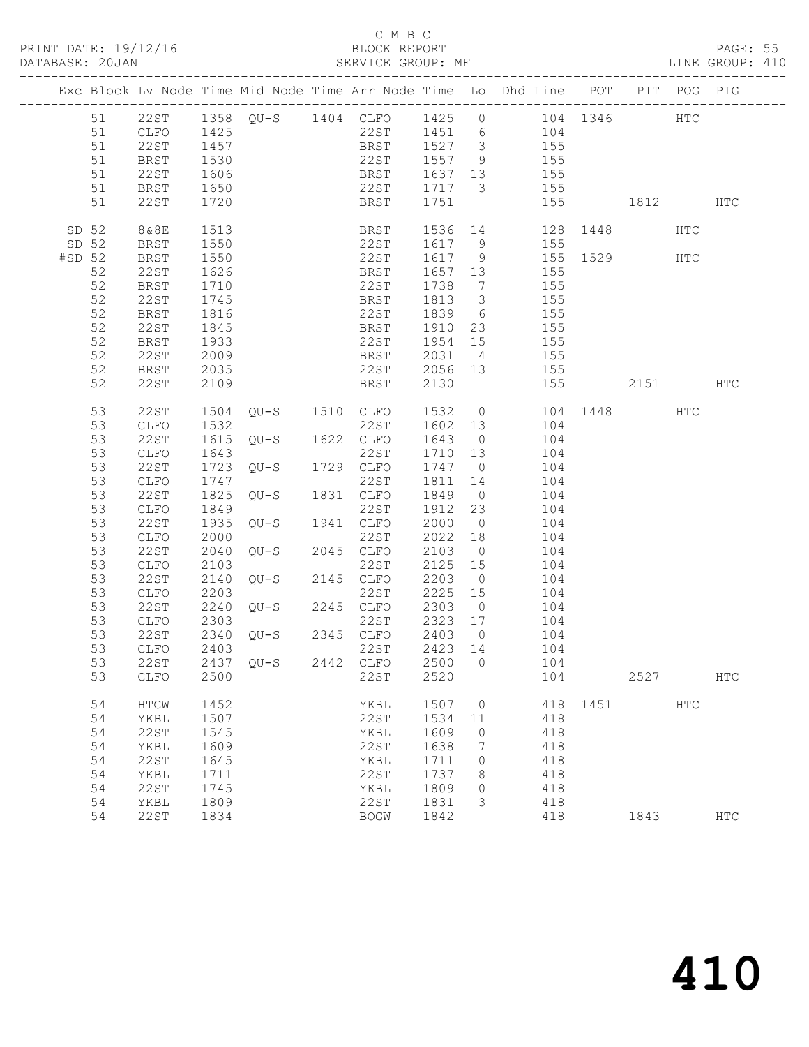C M B C

BLOCK REPORT

SERVICE GROUP: MF

PRINT DATE: 19/12/16
DATABASE: 20JAN

LINE GROUP: 410

| Exc | Block | Lv | Node | Time | Mid Node | Time | Arr Node | Time | Lo | Dhd Line | POT | PIT | POG | PIG |
|---|---|---|---|---|---|---|---|---|---|---|---|---|---|---|
| | 51 | | 22ST | 1358 | QU-S | 1404 | CLFO | 1425 | 0 | 104 | 1346 | | HTC | |
| | 51 | | CLFO | 1425 | | | 22ST | 1451 | 6 | 104 | | | | |
| | 51 | | 22ST | 1457 | | | BRST | 1527 | 3 | 155 | | | | |
| | 51 | | BRST | 1530 | | | 22ST | 1557 | 9 | 155 | | | | |
| | 51 | | 22ST | 1606 | | | BRST | 1637 | 13 | 155 | | | | |
| | 51 | | BRST | 1650 | | | 22ST | 1717 | 3 | 155 | | | | |
| | 51 | | 22ST | 1720 | | | BRST | 1751 | | 155 | | 1812 | | HTC |
| SD | 52 | | 8&8E | 1513 | | | BRST | 1536 | 14 | 128 | 1448 | | HTC | |
| SD | 52 | | BRST | 1550 | | | 22ST | 1617 | 9 | 155 | | | | |
| #SD | 52 | | BRST | 1550 | | | 22ST | 1617 | 9 | 155 | 1529 | | HTC | |
| | 52 | | 22ST | 1626 | | | BRST | 1657 | 13 | 155 | | | | |
| | 52 | | BRST | 1710 | | | 22ST | 1738 | 7 | 155 | | | | |
| | 52 | | 22ST | 1745 | | | BRST | 1813 | 3 | 155 | | | | |
| | 52 | | BRST | 1816 | | | 22ST | 1839 | 6 | 155 | | | | |
| | 52 | | 22ST | 1845 | | | BRST | 1910 | 23 | 155 | | | | |
| | 52 | | BRST | 1933 | | | 22ST | 1954 | 15 | 155 | | | | |
| | 52 | | 22ST | 2009 | | | BRST | 2031 | 4 | 155 | | | | |
| | 52 | | BRST | 2035 | | | 22ST | 2056 | 13 | 155 | | | | |
| | 52 | | 22ST | 2109 | | | BRST | 2130 | | 155 | | 2151 | | HTC |
| | 53 | | 22ST | 1504 | QU-S | 1510 | CLFO | 1532 | 0 | 104 | 1448 | | HTC | |
| | 53 | | CLFO | 1532 | | | 22ST | 1602 | 13 | 104 | | | | |
| | 53 | | 22ST | 1615 | QU-S | 1622 | CLFO | 1643 | 0 | 104 | | | | |
| | 53 | | CLFO | 1643 | | | 22ST | 1710 | 13 | 104 | | | | |
| | 53 | | 22ST | 1723 | QU-S | 1729 | CLFO | 1747 | 0 | 104 | | | | |
| | 53 | | CLFO | 1747 | | | 22ST | 1811 | 14 | 104 | | | | |
| | 53 | | 22ST | 1825 | QU-S | 1831 | CLFO | 1849 | 0 | 104 | | | | |
| | 53 | | CLFO | 1849 | | | 22ST | 1912 | 23 | 104 | | | | |
| | 53 | | 22ST | 1935 | QU-S | 1941 | CLFO | 2000 | 0 | 104 | | | | |
| | 53 | | CLFO | 2000 | | | 22ST | 2022 | 18 | 104 | | | | |
| | 53 | | 22ST | 2040 | QU-S | 2045 | CLFO | 2103 | 0 | 104 | | | | |
| | 53 | | CLFO | 2103 | | | 22ST | 2125 | 15 | 104 | | | | |
| | 53 | | 22ST | 2140 | QU-S | 2145 | CLFO | 2203 | 0 | 104 | | | | |
| | 53 | | CLFO | 2203 | | | 22ST | 2225 | 15 | 104 | | | | |
| | 53 | | 22ST | 2240 | QU-S | 2245 | CLFO | 2303 | 0 | 104 | | | | |
| | 53 | | CLFO | 2303 | | | 22ST | 2323 | 17 | 104 | | | | |
| | 53 | | 22ST | 2340 | QU-S | 2345 | CLFO | 2403 | 0 | 104 | | | | |
| | 53 | | CLFO | 2403 | | | 22ST | 2423 | 14 | 104 | | | | |
| | 53 | | 22ST | 2437 | QU-S | 2442 | CLFO | 2500 | 0 | 104 | | | | |
| | 53 | | CLFO | 2500 | | | 22ST | 2520 | | 104 | | 2527 | | HTC |
| | 54 | | HTCW | 1452 | | | YKBL | 1507 | 0 | 418 | 1451 | | HTC | |
| | 54 | | YKBL | 1507 | | | 22ST | 1534 | 11 | 418 | | | | |
| | 54 | | 22ST | 1545 | | | YKBL | 1609 | 0 | 418 | | | | |
| | 54 | | YKBL | 1609 | | | 22ST | 1638 | 7 | 418 | | | | |
| | 54 | | 22ST | 1645 | | | YKBL | 1711 | 0 | 418 | | | | |
| | 54 | | YKBL | 1711 | | | 22ST | 1737 | 8 | 418 | | | | |
| | 54 | | 22ST | 1745 | | | YKBL | 1809 | 0 | 418 | | | | |
| | 54 | | YKBL | 1809 | | | 22ST | 1831 | 3 | 418 | | | | |
| | 54 | | 22ST | 1834 | | | BOGW | 1842 | | 418 | | 1843 | | HTC |

# 410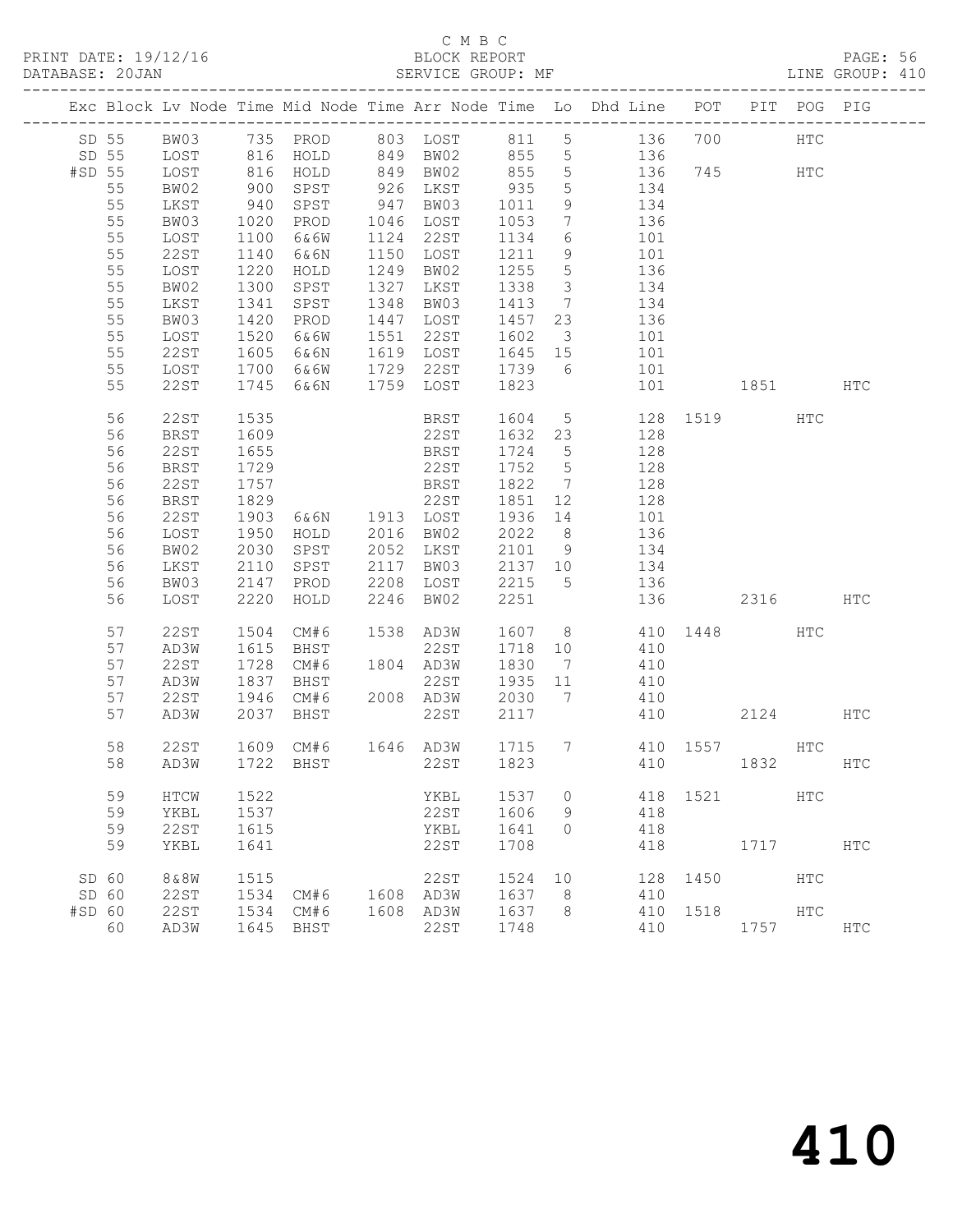C M B C
BLOCK REPORT
SERVICE GROUP: MF

PRINT DATE: 19/12/16
DATABASE: 20JAN
LINE GROUP: 410

| Exc | Block | Lv | Node | Time | Mid Node | Time | Arr Node | Time | Lo | Dhd Line | POT | PIT | POG | PIG |
|---|---|---|---|---|---|---|---|---|---|---|---|---|---|---|
| SD | 55 | | BW03 | 735 | PROD | 803 | LOST | 811 | 5 | 136 | 700 | | HTC | |
| SD | 55 | | LOST | 816 | HOLD | 849 | BW02 | 855 | 5 | 136 | | | | |
| #SD | 55 | | LOST | 816 | HOLD | 849 | BW02 | 855 | 5 | 136 | 745 | | HTC | |
| | 55 | | BW02 | 900 | SPST | 926 | LKST | 935 | 5 | 134 | | | | |
| | 55 | | LKST | 940 | SPST | 947 | BW03 | 1011 | 9 | 134 | | | | |
| | 55 | | BW03 | 1020 | PROD | 1046 | LOST | 1053 | 7 | 136 | | | | |
| | 55 | | LOST | 1100 | 6&6W | 1124 | 22ST | 1134 | 6 | 101 | | | | |
| | 55 | | 22ST | 1140 | 6&6N | 1150 | LOST | 1211 | 9 | 101 | | | | |
| | 55 | | LOST | 1220 | HOLD | 1249 | BW02 | 1255 | 5 | 136 | | | | |
| | 55 | | BW02 | 1300 | SPST | 1327 | LKST | 1338 | 3 | 134 | | | | |
| | 55 | | LKST | 1341 | SPST | 1348 | BW03 | 1413 | 7 | 134 | | | | |
| | 55 | | BW03 | 1420 | PROD | 1447 | LOST | 1457 | 23 | 136 | | | | |
| | 55 | | LOST | 1520 | 6&6W | 1551 | 22ST | 1602 | 3 | 101 | | | | |
| | 55 | | 22ST | 1605 | 6&6N | 1619 | LOST | 1645 | 15 | 101 | | | | |
| | 55 | | LOST | 1700 | 6&6W | 1729 | 22ST | 1739 | 6 | 101 | | | | |
| | 55 | | 22ST | 1745 | 6&6N | 1759 | LOST | 1823 | | 101 | | 1851 | | HTC |
| | 56 | | 22ST | 1535 | | | BRST | 1604 | 5 | 128 | 1519 | | HTC | |
| | 56 | | BRST | 1609 | | | 22ST | 1632 | 23 | 128 | | | | |
| | 56 | | 22ST | 1655 | | | BRST | 1724 | 5 | 128 | | | | |
| | 56 | | BRST | 1729 | | | 22ST | 1752 | 5 | 128 | | | | |
| | 56 | | 22ST | 1757 | | | BRST | 1822 | 7 | 128 | | | | |
| | 56 | | BRST | 1829 | | | 22ST | 1851 | 12 | 128 | | | | |
| | 56 | | 22ST | 1903 | 6&6N | 1913 | LOST | 1936 | 14 | 101 | | | | |
| | 56 | | LOST | 1950 | HOLD | 2016 | BW02 | 2022 | 8 | 136 | | | | |
| | 56 | | BW02 | 2030 | SPST | 2052 | LKST | 2101 | 9 | 134 | | | | |
| | 56 | | LKST | 2110 | SPST | 2117 | BW03 | 2137 | 10 | 134 | | | | |
| | 56 | | BW03 | 2147 | PROD | 2208 | LOST | 2215 | 5 | 136 | | | | |
| | 56 | | LOST | 2220 | HOLD | 2246 | BW02 | 2251 | | 136 | | 2316 | | HTC |
| | 57 | | 22ST | 1504 | CM#6 | 1538 | AD3W | 1607 | 8 | 410 | 1448 | | HTC | |
| | 57 | | AD3W | 1615 | BHST | | 22ST | 1718 | 10 | 410 | | | | |
| | 57 | | 22ST | 1728 | CM#6 | 1804 | AD3W | 1830 | 7 | 410 | | | | |
| | 57 | | AD3W | 1837 | BHST | | 22ST | 1935 | 11 | 410 | | | | |
| | 57 | | 22ST | 1946 | CM#6 | 2008 | AD3W | 2030 | 7 | 410 | | | | |
| | 57 | | AD3W | 2037 | BHST | | 22ST | 2117 | | 410 | | 2124 | | HTC |
| | 58 | | 22ST | 1609 | CM#6 | 1646 | AD3W | 1715 | 7 | 410 | 1557 | | HTC | |
| | 58 | | AD3W | 1722 | BHST | | 22ST | 1823 | | 410 | | 1832 | | HTC |
| | 59 | | HTCW | 1522 | | | YKBL | 1537 | 0 | 418 | 1521 | | HTC | |
| | 59 | | YKBL | 1537 | | | 22ST | 1606 | 9 | 418 | | | | |
| | 59 | | 22ST | 1615 | | | YKBL | 1641 | 0 | 418 | | | | |
| | 59 | | YKBL | 1641 | | | 22ST | 1708 | | 418 | | 1717 | | HTC |
| SD | 60 | | 8&8W | 1515 | | | 22ST | 1524 | 10 | 128 | 1450 | | HTC | |
| SD | 60 | | 22ST | 1534 | CM#6 | 1608 | AD3W | 1637 | 8 | 410 | | | | |
| #SD | 60 | | 22ST | 1534 | CM#6 | 1608 | AD3W | 1637 | 8 | 410 | 1518 | | HTC | |
| | 60 | | AD3W | 1645 | BHST | | 22ST | 1748 | | 410 | | 1757 | | HTC |

# 410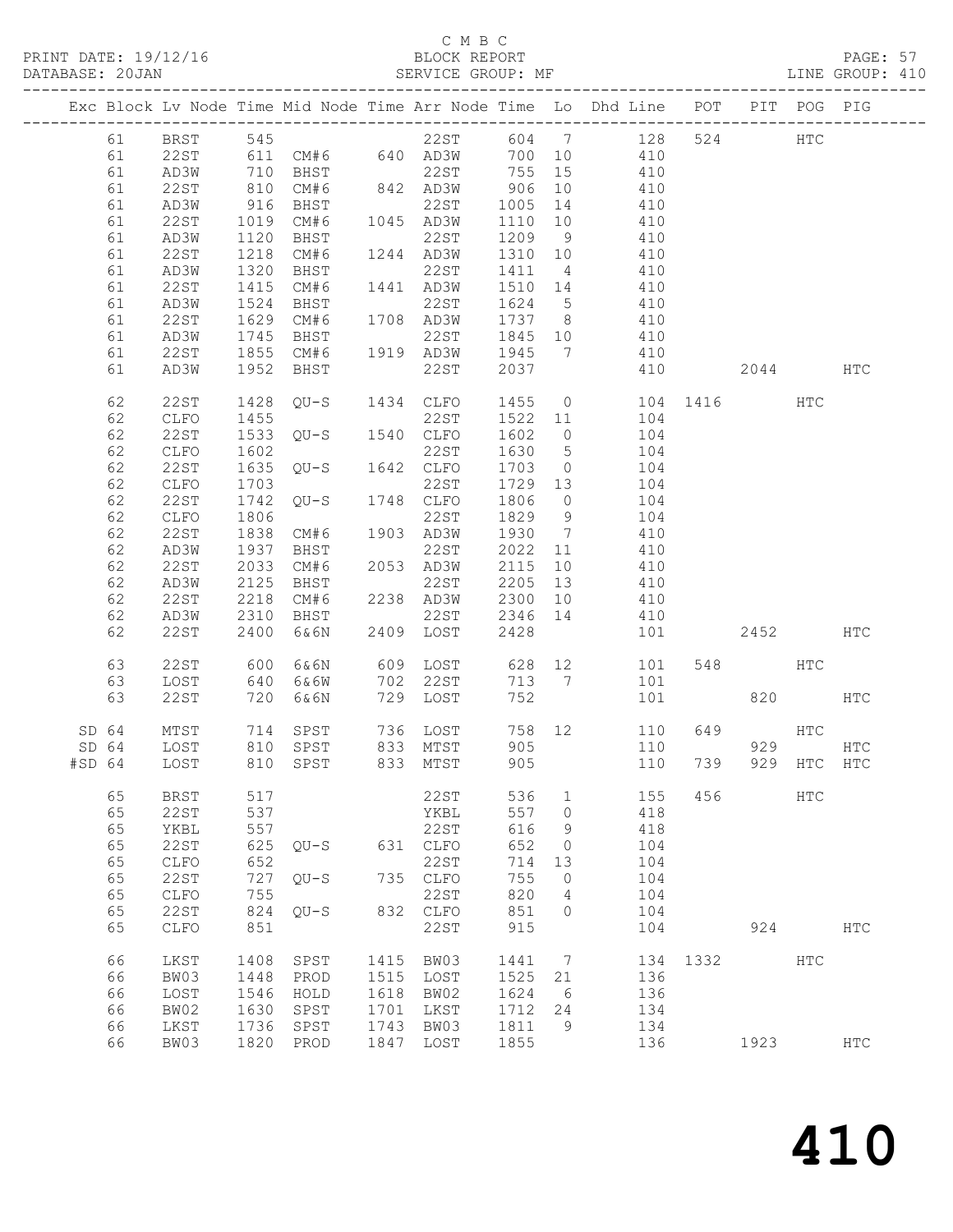C M B C
BLOCK REPORT
SERVICE GROUP: MF

PRINT DATE: 19/12/16
DATABASE: 20JAN
LINE GROUP: 410

| Exc | Block | Lv | Node | Time | Mid Node | Time | Arr Node | Time | Lo | Dhd Line | POT | PIT | POG | PIG |
|---|---|---|---|---|---|---|---|---|---|---|---|---|---|---|
| | 61 | | BRST | 545 | | | 22ST | 604 | 7 | 128 | 524 | | HTC | |
| | 61 | | 22ST | 611 | CM#6 | 640 | AD3W | 700 | 10 | 410 | | | | |
| | 61 | | AD3W | 710 | BHST | | 22ST | 755 | 15 | 410 | | | | |
| | 61 | | 22ST | 810 | CM#6 | 842 | AD3W | 906 | 10 | 410 | | | | |
| | 61 | | AD3W | 916 | BHST | | 22ST | 1005 | 14 | 410 | | | | |
| | 61 | | 22ST | 1019 | CM#6 | 1045 | AD3W | 1110 | 10 | 410 | | | | |
| | 61 | | AD3W | 1120 | BHST | | 22ST | 1209 | 9 | 410 | | | | |
| | 61 | | 22ST | 1218 | CM#6 | 1244 | AD3W | 1310 | 10 | 410 | | | | |
| | 61 | | AD3W | 1320 | BHST | | 22ST | 1411 | 4 | 410 | | | | |
| | 61 | | 22ST | 1415 | CM#6 | 1441 | AD3W | 1510 | 14 | 410 | | | | |
| | 61 | | AD3W | 1524 | BHST | | 22ST | 1624 | 5 | 410 | | | | |
| | 61 | | 22ST | 1629 | CM#6 | 1708 | AD3W | 1737 | 8 | 410 | | | | |
| | 61 | | AD3W | 1745 | BHST | | 22ST | 1845 | 10 | 410 | | | | |
| | 61 | | 22ST | 1855 | CM#6 | 1919 | AD3W | 1945 | 7 | 410 | | | | |
| | 61 | | AD3W | 1952 | BHST | | 22ST | 2037 | | 410 | | 2044 | | HTC |
| | 62 | | 22ST | 1428 | QU-S | 1434 | CLFO | 1455 | 0 | 104 | 1416 | | HTC | |
| | 62 | | CLFO | 1455 | | | 22ST | 1522 | 11 | 104 | | | | |
| | 62 | | 22ST | 1533 | QU-S | 1540 | CLFO | 1602 | 0 | 104 | | | | |
| | 62 | | CLFO | 1602 | | | 22ST | 1630 | 5 | 104 | | | | |
| | 62 | | 22ST | 1635 | QU-S | 1642 | CLFO | 1703 | 0 | 104 | | | | |
| | 62 | | CLFO | 1703 | | | 22ST | 1729 | 13 | 104 | | | | |
| | 62 | | 22ST | 1742 | QU-S | 1748 | CLFO | 1806 | 0 | 104 | | | | |
| | 62 | | CLFO | 1806 | | | 22ST | 1829 | 9 | 104 | | | | |
| | 62 | | 22ST | 1838 | CM#6 | 1903 | AD3W | 1930 | 7 | 410 | | | | |
| | 62 | | AD3W | 1937 | BHST | | 22ST | 2022 | 11 | 410 | | | | |
| | 62 | | 22ST | 2033 | CM#6 | 2053 | AD3W | 2115 | 10 | 410 | | | | |
| | 62 | | AD3W | 2125 | BHST | | 22ST | 2205 | 13 | 410 | | | | |
| | 62 | | 22ST | 2218 | CM#6 | 2238 | AD3W | 2300 | 10 | 410 | | | | |
| | 62 | | AD3W | 2310 | BHST | | 22ST | 2346 | 14 | 410 | | | | |
| | 62 | | 22ST | 2400 | 6&6N | 2409 | LOST | 2428 | | 101 | | 2452 | | HTC |
| | 63 | | 22ST | 600 | 6&6N | 609 | LOST | 628 | 12 | 101 | 548 | | HTC | |
| | 63 | | LOST | 640 | 6&6W | 702 | 22ST | 713 | 7 | 101 | | | | |
| | 63 | | 22ST | 720 | 6&6N | 729 | LOST | 752 | | 101 | | 820 | | HTC |
| SD | 64 | | MTST | 714 | SPST | 736 | LOST | 758 | 12 | 110 | 649 | | HTC | |
| SD | 64 | | LOST | 810 | SPST | 833 | MTST | 905 | | 110 | | 929 | | HTC |
| #SD | 64 | | LOST | 810 | SPST | 833 | MTST | 905 | | 110 | 739 | 929 | HTC | HTC |
| | 65 | | BRST | 517 | | | 22ST | 536 | 1 | 155 | 456 | | HTC | |
| | 65 | | 22ST | 537 | | | YKBL | 557 | 0 | 418 | | | | |
| | 65 | | YKBL | 557 | | | 22ST | 616 | 9 | 418 | | | | |
| | 65 | | 22ST | 625 | QU-S | 631 | CLFO | 652 | 0 | 104 | | | | |
| | 65 | | CLFO | 652 | | | 22ST | 714 | 13 | 104 | | | | |
| | 65 | | 22ST | 727 | QU-S | 735 | CLFO | 755 | 0 | 104 | | | | |
| | 65 | | CLFO | 755 | | | 22ST | 820 | 4 | 104 | | | | |
| | 65 | | 22ST | 824 | QU-S | 832 | CLFO | 851 | 0 | 104 | | | | |
| | 65 | | CLFO | 851 | | | 22ST | 915 | | 104 | | 924 | | HTC |
| | 66 | | LKST | 1408 | SPST | 1415 | BW03 | 1441 | 7 | 134 | 1332 | | HTC | |
| | 66 | | BW03 | 1448 | PROD | 1515 | LOST | 1525 | 21 | 136 | | | | |
| | 66 | | LOST | 1546 | HOLD | 1618 | BW02 | 1624 | 6 | 136 | | | | |
| | 66 | | BW02 | 1630 | SPST | 1701 | LKST | 1712 | 24 | 134 | | | | |
| | 66 | | LKST | 1736 | SPST | 1743 | BW03 | 1811 | 9 | 134 | | | | |
| | 66 | | BW03 | 1820 | PROD | 1847 | LOST | 1855 | | 136 | | 1923 | | HTC |

# 410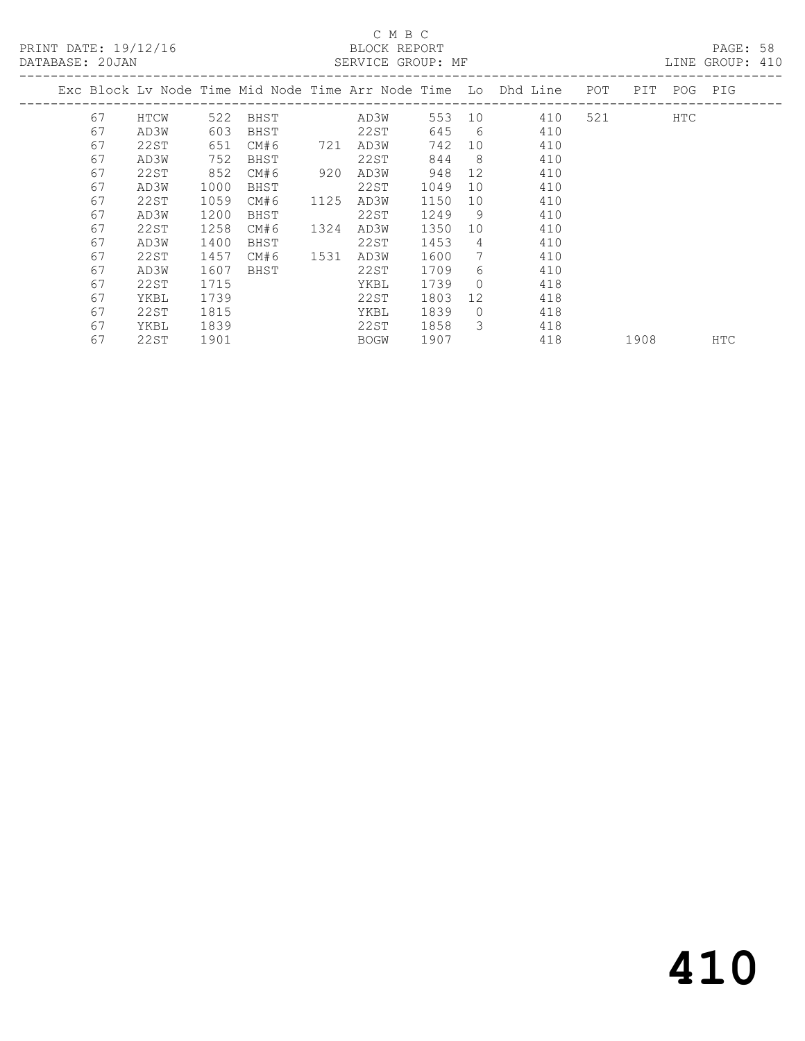C M B C

PRINT DATE: 19/12/16 BLOCK REPORT

DATABASE: 20JAN SERVICE GROUP: MF LINE GROUP: 410

| Exc | Block | Lv Node | Time | Mid Node | Time | Arr Node | Time | Lo | Dhd Line | POT | PIT | POG | PIG |
|---|---|---|---|---|---|---|---|---|---|---|---|---|---|
| | 67 | HTCW | 522 | BHST | | AD3W | 553 | 10 | 410 | 521 | | HTC | |
| | 67 | AD3W | 603 | BHST | | 22ST | 645 | 6 | 410 | | | | |
| | 67 | 22ST | 651 | CM#6 | 721 | AD3W | 742 | 10 | 410 | | | | |
| | 67 | AD3W | 752 | BHST | | 22ST | 844 | 8 | 410 | | | | |
| | 67 | 22ST | 852 | CM#6 | 920 | AD3W | 948 | 12 | 410 | | | | |
| | 67 | AD3W | 1000 | BHST | | 22ST | 1049 | 10 | 410 | | | | |
| | 67 | 22ST | 1059 | CM#6 | 1125 | AD3W | 1150 | 10 | 410 | | | | |
| | 67 | AD3W | 1200 | BHST | | 22ST | 1249 | 9 | 410 | | | | |
| | 67 | 22ST | 1258 | CM#6 | 1324 | AD3W | 1350 | 10 | 410 | | | | |
| | 67 | AD3W | 1400 | BHST | | 22ST | 1453 | 4 | 410 | | | | |
| | 67 | 22ST | 1457 | CM#6 | 1531 | AD3W | 1600 | 7 | 410 | | | | |
| | 67 | AD3W | 1607 | BHST | | 22ST | 1709 | 6 | 410 | | | | |
| | 67 | 22ST | 1715 | | | YKBL | 1739 | 0 | 418 | | | | |
| | 67 | YKBL | 1739 | | | 22ST | 1803 | 12 | 418 | | | | |
| | 67 | 22ST | 1815 | | | YKBL | 1839 | 0 | 418 | | | | |
| | 67 | YKBL | 1839 | | | 22ST | 1858 | 3 | 418 | | | | |
| | 67 | 22ST | 1901 | | | BOGW | 1907 | | 418 | | 1908 | | HTC |

# 410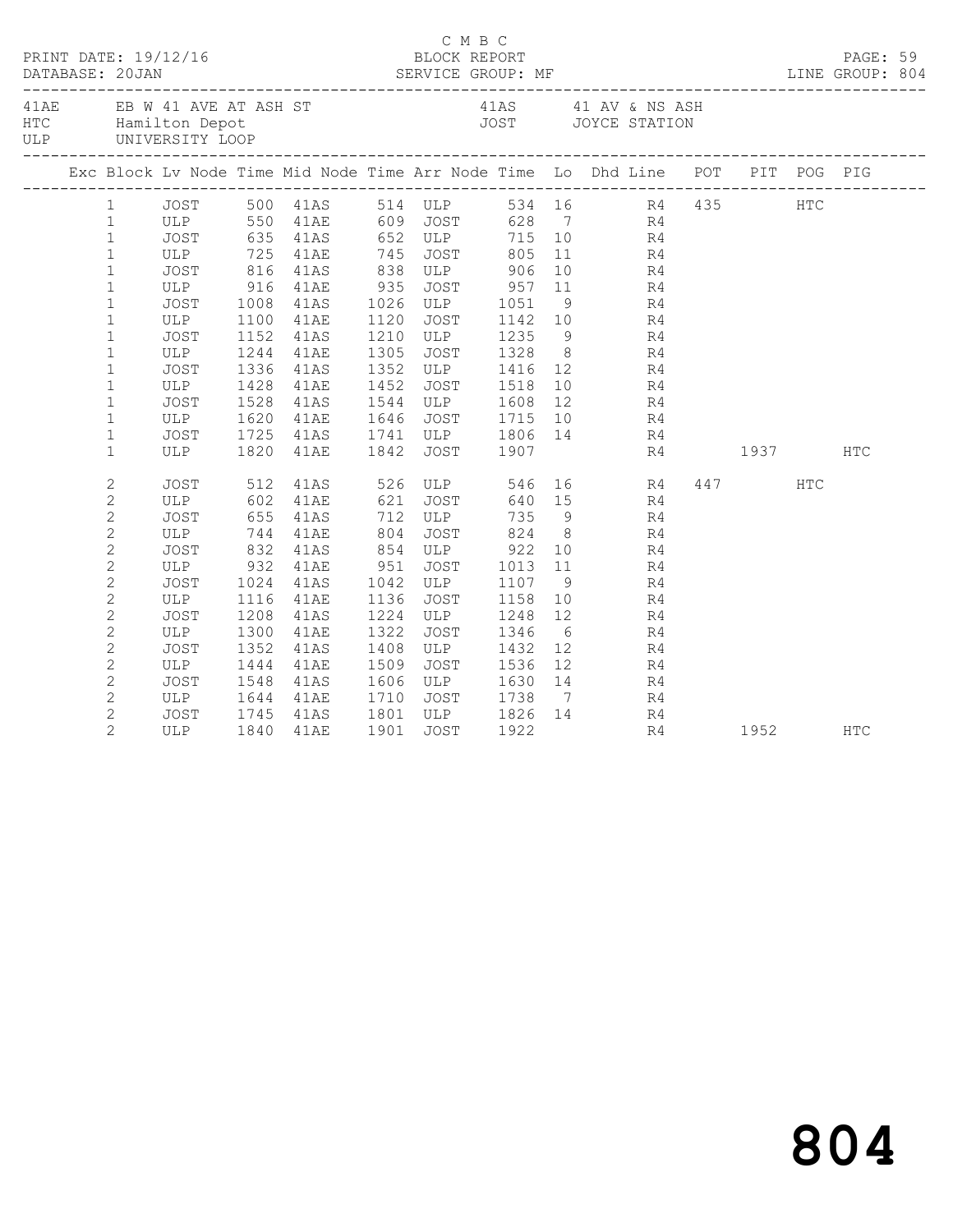C M B C
PRINT DATE: 19/12/16 BLOCK REPORT
DATABASE: 20JAN SERVICE GROUP: MF LINE GROUP: 804

41AE EB W 41 AVE AT ASH ST
HTC Hamilton Depot
ULP UNIVERSITY LOOP

41AS 41 AV & NS ASH
JOST JOYCE STATION

| Exc | Block | Lv Node | Time | Mid Node | Time | Arr Node | Time | Lo | Dhd Line | POT | PIT | POG | PIG |
|---|---|---|---|---|---|---|---|---|---|---|---|---|---|
| | 1 | JOST | 500 | 41AS | 514 | ULP | 534 | 16 | R4 | 435 | | HTC | |
| | 1 | ULP | 550 | 41AE | 609 | JOST | 628 | 7 | R4 | | | | |
| | 1 | JOST | 635 | 41AS | 652 | ULP | 715 | 10 | R4 | | | | |
| | 1 | ULP | 725 | 41AE | 745 | JOST | 805 | 11 | R4 | | | | |
| | 1 | JOST | 816 | 41AS | 838 | ULP | 906 | 10 | R4 | | | | |
| | 1 | ULP | 916 | 41AE | 935 | JOST | 957 | 11 | R4 | | | | |
| | 1 | JOST | 1008 | 41AS | 1026 | ULP | 1051 | 9 | R4 | | | | |
| | 1 | ULP | 1100 | 41AE | 1120 | JOST | 1142 | 10 | R4 | | | | |
| | 1 | JOST | 1152 | 41AS | 1210 | ULP | 1235 | 9 | R4 | | | | |
| | 1 | ULP | 1244 | 41AE | 1305 | JOST | 1328 | 8 | R4 | | | | |
| | 1 | JOST | 1336 | 41AS | 1352 | ULP | 1416 | 12 | R4 | | | | |
| | 1 | ULP | 1428 | 41AE | 1452 | JOST | 1518 | 10 | R4 | | | | |
| | 1 | JOST | 1528 | 41AS | 1544 | ULP | 1608 | 12 | R4 | | | | |
| | 1 | ULP | 1620 | 41AE | 1646 | JOST | 1715 | 10 | R4 | | | | |
| | 1 | JOST | 1725 | 41AS | 1741 | ULP | 1806 | 14 | R4 | | | | |
| | 1 | ULP | 1820 | 41AE | 1842 | JOST | 1907 | | R4 | | 1937 | | HTC |
| | 2 | JOST | 512 | 41AS | 526 | ULP | 546 | 16 | R4 | 447 | | HTC | |
| | 2 | ULP | 602 | 41AE | 621 | JOST | 640 | 15 | R4 | | | | |
| | 2 | JOST | 655 | 41AS | 712 | ULP | 735 | 9 | R4 | | | | |
| | 2 | ULP | 744 | 41AE | 804 | JOST | 824 | 8 | R4 | | | | |
| | 2 | JOST | 832 | 41AS | 854 | ULP | 922 | 10 | R4 | | | | |
| | 2 | ULP | 932 | 41AE | 951 | JOST | 1013 | 11 | R4 | | | | |
| | 2 | JOST | 1024 | 41AS | 1042 | ULP | 1107 | 9 | R4 | | | | |
| | 2 | ULP | 1116 | 41AE | 1136 | JOST | 1158 | 10 | R4 | | | | |
| | 2 | JOST | 1208 | 41AS | 1224 | ULP | 1248 | 12 | R4 | | | | |
| | 2 | ULP | 1300 | 41AE | 1322 | JOST | 1346 | 6 | R4 | | | | |
| | 2 | JOST | 1352 | 41AS | 1408 | ULP | 1432 | 12 | R4 | | | | |
| | 2 | ULP | 1444 | 41AE | 1509 | JOST | 1536 | 12 | R4 | | | | |
| | 2 | JOST | 1548 | 41AS | 1606 | ULP | 1630 | 14 | R4 | | | | |
| | 2 | ULP | 1644 | 41AE | 1710 | JOST | 1738 | 7 | R4 | | | | |
| | 2 | JOST | 1745 | 41AS | 1801 | ULP | 1826 | 14 | R4 | | | | |
| | 2 | ULP | 1840 | 41AE | 1901 | JOST | 1922 | | R4 | | 1952 | | HTC |

804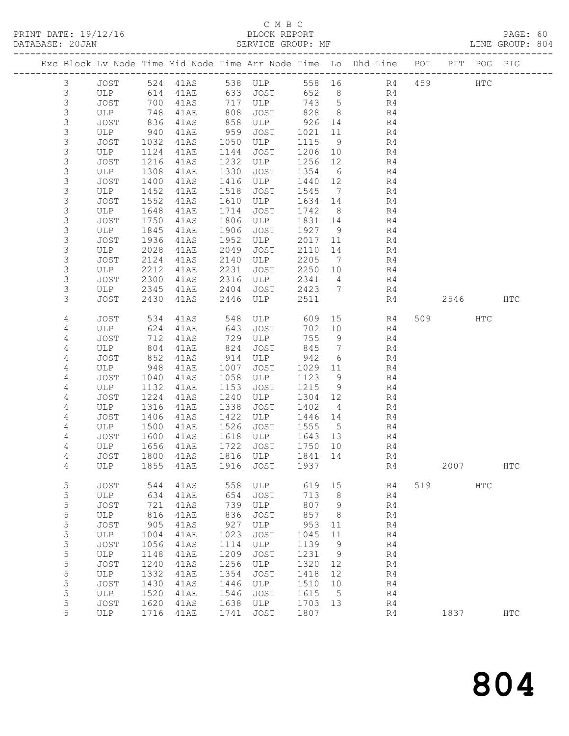C M B C

BLOCK REPORT

SERVICE GROUP: MF

PRINT DATE: 19/12/16
DATABASE: 20JAN

LINE GROUP: 804

| Exc | Block | Lv | Node | Time | Mid Node | Time | Arr Node | Time | Lo | Dhd Line | POT | PIT | POG | PIG |
|---|---|---|---|---|---|---|---|---|---|---|---|---|---|---|
| | 3 | | JOST | 524 | 41AS | 538 | ULP | 558 | 16 | R4 | 459 | | HTC | |
| | 3 | | ULP | 614 | 41AE | 633 | JOST | 652 | 8 | R4 | | | | |
| | 3 | | JOST | 700 | 41AS | 717 | ULP | 743 | 5 | R4 | | | | |
| | 3 | | ULP | 748 | 41AE | 808 | JOST | 828 | 8 | R4 | | | | |
| | 3 | | JOST | 836 | 41AS | 858 | ULP | 926 | 14 | R4 | | | | |
| | 3 | | ULP | 940 | 41AE | 959 | JOST | 1021 | 11 | R4 | | | | |
| | 3 | | JOST | 1032 | 41AS | 1050 | ULP | 1115 | 9 | R4 | | | | |
| | 3 | | ULP | 1124 | 41AE | 1144 | JOST | 1206 | 10 | R4 | | | | |
| | 3 | | JOST | 1216 | 41AS | 1232 | ULP | 1256 | 12 | R4 | | | | |
| | 3 | | ULP | 1308 | 41AE | 1330 | JOST | 1354 | 6 | R4 | | | | |
| | 3 | | JOST | 1400 | 41AS | 1416 | ULP | 1440 | 12 | R4 | | | | |
| | 3 | | ULP | 1452 | 41AE | 1518 | JOST | 1545 | 7 | R4 | | | | |
| | 3 | | JOST | 1552 | 41AS | 1610 | ULP | 1634 | 14 | R4 | | | | |
| | 3 | | ULP | 1648 | 41AE | 1714 | JOST | 1742 | 8 | R4 | | | | |
| | 3 | | JOST | 1750 | 41AS | 1806 | ULP | 1831 | 14 | R4 | | | | |
| | 3 | | ULP | 1845 | 41AE | 1906 | JOST | 1927 | 9 | R4 | | | | |
| | 3 | | JOST | 1936 | 41AS | 1952 | ULP | 2017 | 11 | R4 | | | | |
| | 3 | | ULP | 2028 | 41AE | 2049 | JOST | 2110 | 14 | R4 | | | | |
| | 3 | | JOST | 2124 | 41AS | 2140 | ULP | 2205 | 7 | R4 | | | | |
| | 3 | | ULP | 2212 | 41AE | 2231 | JOST | 2250 | 10 | R4 | | | | |
| | 3 | | JOST | 2300 | 41AS | 2316 | ULP | 2341 | 4 | R4 | | | | |
| | 3 | | ULP | 2345 | 41AE | 2404 | JOST | 2423 | 7 | R4 | | | | |
| | 3 | | JOST | 2430 | 41AS | 2446 | ULP | 2511 | | R4 | | 2546 | | HTC |
| | 4 | | JOST | 534 | 41AS | 548 | ULP | 609 | 15 | R4 | 509 | | HTC | |
| | 4 | | ULP | 624 | 41AE | 643 | JOST | 702 | 10 | R4 | | | | |
| | 4 | | JOST | 712 | 41AS | 729 | ULP | 755 | 9 | R4 | | | | |
| | 4 | | ULP | 804 | 41AE | 824 | JOST | 845 | 7 | R4 | | | | |
| | 4 | | JOST | 852 | 41AS | 914 | ULP | 942 | 6 | R4 | | | | |
| | 4 | | ULP | 948 | 41AE | 1007 | JOST | 1029 | 11 | R4 | | | | |
| | 4 | | JOST | 1040 | 41AS | 1058 | ULP | 1123 | 9 | R4 | | | | |
| | 4 | | ULP | 1132 | 41AE | 1153 | JOST | 1215 | 9 | R4 | | | | |
| | 4 | | JOST | 1224 | 41AS | 1240 | ULP | 1304 | 12 | R4 | | | | |
| | 4 | | ULP | 1316 | 41AE | 1338 | JOST | 1402 | 4 | R4 | | | | |
| | 4 | | JOST | 1406 | 41AS | 1422 | ULP | 1446 | 14 | R4 | | | | |
| | 4 | | ULP | 1500 | 41AE | 1526 | JOST | 1555 | 5 | R4 | | | | |
| | 4 | | JOST | 1600 | 41AS | 1618 | ULP | 1643 | 13 | R4 | | | | |
| | 4 | | ULP | 1656 | 41AE | 1722 | JOST | 1750 | 10 | R4 | | | | |
| | 4 | | JOST | 1800 | 41AS | 1816 | ULP | 1841 | 14 | R4 | | | | |
| | 4 | | ULP | 1855 | 41AE | 1916 | JOST | 1937 | | R4 | | 2007 | | HTC |
| | 5 | | JOST | 544 | 41AS | 558 | ULP | 619 | 15 | R4 | 519 | | HTC | |
| | 5 | | ULP | 634 | 41AE | 654 | JOST | 713 | 8 | R4 | | | | |
| | 5 | | JOST | 721 | 41AS | 739 | ULP | 807 | 9 | R4 | | | | |
| | 5 | | ULP | 816 | 41AE | 836 | JOST | 857 | 8 | R4 | | | | |
| | 5 | | JOST | 905 | 41AS | 927 | ULP | 953 | 11 | R4 | | | | |
| | 5 | | ULP | 1004 | 41AE | 1023 | JOST | 1045 | 11 | R4 | | | | |
| | 5 | | JOST | 1056 | 41AS | 1114 | ULP | 1139 | 9 | R4 | | | | |
| | 5 | | ULP | 1148 | 41AE | 1209 | JOST | 1231 | 9 | R4 | | | | |
| | 5 | | JOST | 1240 | 41AS | 1256 | ULP | 1320 | 12 | R4 | | | | |
| | 5 | | ULP | 1332 | 41AE | 1354 | JOST | 1418 | 12 | R4 | | | | |
| | 5 | | JOST | 1430 | 41AS | 1446 | ULP | 1510 | 10 | R4 | | | | |
| | 5 | | ULP | 1520 | 41AE | 1546 | JOST | 1615 | 5 | R4 | | | | |
| | 5 | | JOST | 1620 | 41AS | 1638 | ULP | 1703 | 13 | R4 | | | | |
| | 5 | | ULP | 1716 | 41AE | 1741 | JOST | 1807 | | R4 | | 1837 | | HTC |

# 804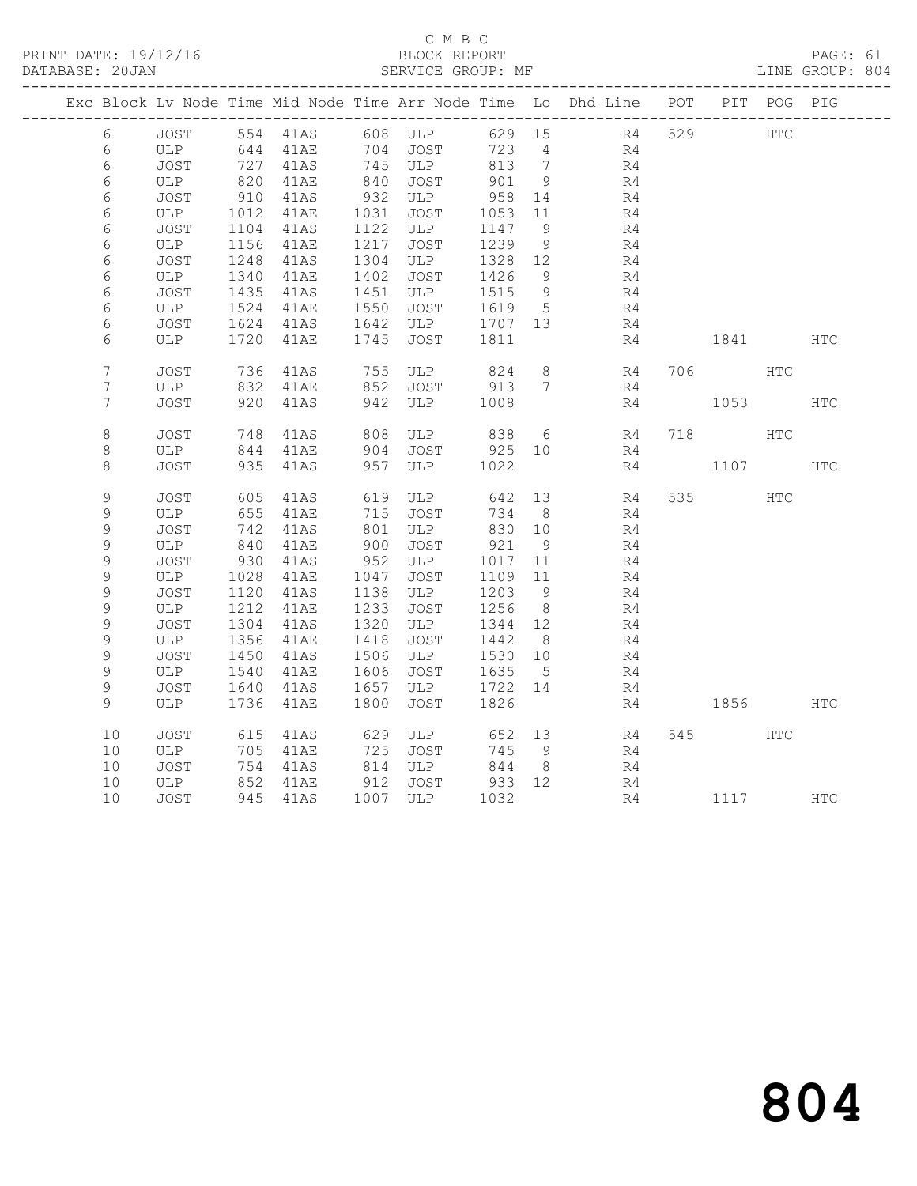C M B C
PRINT DATE: 19/12/16 BLOCK REPORT
DATABASE: 20JAN SERVICE GROUP: MF LINE GROUP: 804

| Exc | Block | Lv | Node | Time | Mid Node | Time | Arr Node | Time | Lo | Dhd Line | POT | PIT | POG | PIG |
|---|---|---|---|---|---|---|---|---|---|---|---|---|---|---|
| | 6 | | JOST | 554 | 41AS | 608 | ULP | 629 | 15 | R4 | 529 | | HTC | |
| | 6 | | ULP | 644 | 41AE | 704 | JOST | 723 | 4 | R4 | | | | |
| | 6 | | JOST | 727 | 41AS | 745 | ULP | 813 | 7 | R4 | | | | |
| | 6 | | ULP | 820 | 41AE | 840 | JOST | 901 | 9 | R4 | | | | |
| | 6 | | JOST | 910 | 41AS | 932 | ULP | 958 | 14 | R4 | | | | |
| | 6 | | ULP | 1012 | 41AE | 1031 | JOST | 1053 | 11 | R4 | | | | |
| | 6 | | JOST | 1104 | 41AS | 1122 | ULP | 1147 | 9 | R4 | | | | |
| | 6 | | ULP | 1156 | 41AE | 1217 | JOST | 1239 | 9 | R4 | | | | |
| | 6 | | JOST | 1248 | 41AS | 1304 | ULP | 1328 | 12 | R4 | | | | |
| | 6 | | ULP | 1340 | 41AE | 1402 | JOST | 1426 | 9 | R4 | | | | |
| | 6 | | JOST | 1435 | 41AS | 1451 | ULP | 1515 | 9 | R4 | | | | |
| | 6 | | ULP | 1524 | 41AE | 1550 | JOST | 1619 | 5 | R4 | | | | |
| | 6 | | JOST | 1624 | 41AS | 1642 | ULP | 1707 | 13 | R4 | | | | |
| | 6 | | ULP | 1720 | 41AE | 1745 | JOST | 1811 | | R4 | | 1841 | | HTC |
| | 7 | | JOST | 736 | 41AS | 755 | ULP | 824 | 8 | R4 | 706 | | HTC | |
| | 7 | | ULP | 832 | 41AE | 852 | JOST | 913 | 7 | R4 | | | | |
| | 7 | | JOST | 920 | 41AS | 942 | ULP | 1008 | | R4 | | 1053 | | HTC |
| | 8 | | JOST | 748 | 41AS | 808 | ULP | 838 | 6 | R4 | 718 | | HTC | |
| | 8 | | ULP | 844 | 41AE | 904 | JOST | 925 | 10 | R4 | | | | |
| | 8 | | JOST | 935 | 41AS | 957 | ULP | 1022 | | R4 | | 1107 | | HTC |
| | 9 | | JOST | 605 | 41AS | 619 | ULP | 642 | 13 | R4 | 535 | | HTC | |
| | 9 | | ULP | 655 | 41AE | 715 | JOST | 734 | 8 | R4 | | | | |
| | 9 | | JOST | 742 | 41AS | 801 | ULP | 830 | 10 | R4 | | | | |
| | 9 | | ULP | 840 | 41AE | 900 | JOST | 921 | 9 | R4 | | | | |
| | 9 | | JOST | 930 | 41AS | 952 | ULP | 1017 | 11 | R4 | | | | |
| | 9 | | ULP | 1028 | 41AE | 1047 | JOST | 1109 | 11 | R4 | | | | |
| | 9 | | JOST | 1120 | 41AS | 1138 | ULP | 1203 | 9 | R4 | | | | |
| | 9 | | ULP | 1212 | 41AE | 1233 | JOST | 1256 | 8 | R4 | | | | |
| | 9 | | JOST | 1304 | 41AS | 1320 | ULP | 1344 | 12 | R4 | | | | |
| | 9 | | ULP | 1356 | 41AE | 1418 | JOST | 1442 | 8 | R4 | | | | |
| | 9 | | JOST | 1450 | 41AS | 1506 | ULP | 1530 | 10 | R4 | | | | |
| | 9 | | ULP | 1540 | 41AE | 1606 | JOST | 1635 | 5 | R4 | | | | |
| | 9 | | JOST | 1640 | 41AS | 1657 | ULP | 1722 | 14 | R4 | | | | |
| | 9 | | ULP | 1736 | 41AE | 1800 | JOST | 1826 | | R4 | | 1856 | | HTC |
| | 10 | | JOST | 615 | 41AS | 629 | ULP | 652 | 13 | R4 | 545 | | HTC | |
| | 10 | | ULP | 705 | 41AE | 725 | JOST | 745 | 9 | R4 | | | | |
| | 10 | | JOST | 754 | 41AS | 814 | ULP | 844 | 8 | R4 | | | | |
| | 10 | | ULP | 852 | 41AE | 912 | JOST | 933 | 12 | R4 | | | | |
| | 10 | | JOST | 945 | 41AS | 1007 | ULP | 1032 | | R4 | | 1117 | | HTC |

804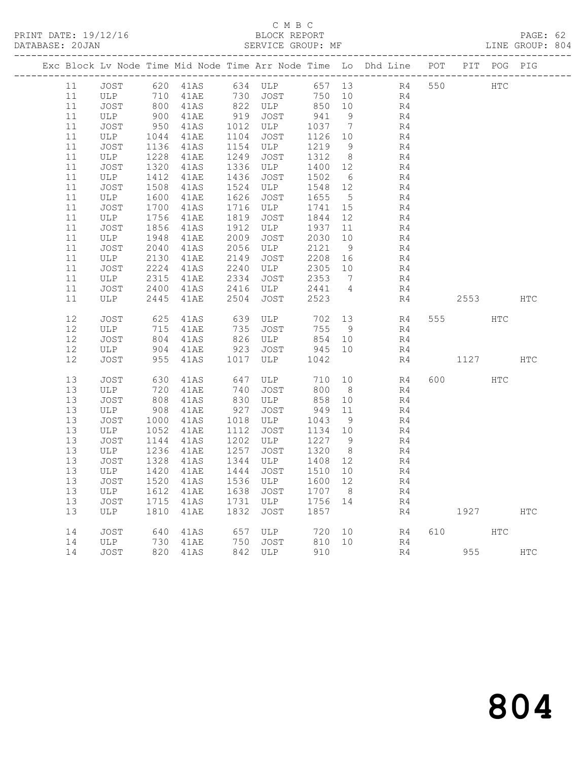C M B C

PRINT DATE: 19/12/16 BLOCK REPORT PAGE: 62
DATABASE: 20JAN SERVICE GROUP: MF LINE GROUP: 804

| Exc | Block | Lv | Node | Time | Mid Node | Time | Arr Node | Time | Lo | Dhd Line | POT | PIT | POG | PIG |
|---|---|---|---|---|---|---|---|---|---|---|---|---|---|---|
| | 11 | | JOST | 620 | 41AS | 634 | ULP | 657 | 13 | R4 | 550 | | HTC | |
| | 11 | | ULP | 710 | 41AE | 730 | JOST | 750 | 10 | R4 | | | | |
| | 11 | | JOST | 800 | 41AS | 822 | ULP | 850 | 10 | R4 | | | | |
| | 11 | | ULP | 900 | 41AE | 919 | JOST | 941 | 9 | R4 | | | | |
| | 11 | | JOST | 950 | 41AS | 1012 | ULP | 1037 | 7 | R4 | | | | |
| | 11 | | ULP | 1044 | 41AE | 1104 | JOST | 1126 | 10 | R4 | | | | |
| | 11 | | JOST | 1136 | 41AS | 1154 | ULP | 1219 | 9 | R4 | | | | |
| | 11 | | ULP | 1228 | 41AE | 1249 | JOST | 1312 | 8 | R4 | | | | |
| | 11 | | JOST | 1320 | 41AS | 1336 | ULP | 1400 | 12 | R4 | | | | |
| | 11 | | ULP | 1412 | 41AE | 1436 | JOST | 1502 | 6 | R4 | | | | |
| | 11 | | JOST | 1508 | 41AS | 1524 | ULP | 1548 | 12 | R4 | | | | |
| | 11 | | ULP | 1600 | 41AE | 1626 | JOST | 1655 | 5 | R4 | | | | |
| | 11 | | JOST | 1700 | 41AS | 1716 | ULP | 1741 | 15 | R4 | | | | |
| | 11 | | ULP | 1756 | 41AE | 1819 | JOST | 1844 | 12 | R4 | | | | |
| | 11 | | JOST | 1856 | 41AS | 1912 | ULP | 1937 | 11 | R4 | | | | |
| | 11 | | ULP | 1948 | 41AE | 2009 | JOST | 2030 | 10 | R4 | | | | |
| | 11 | | JOST | 2040 | 41AS | 2056 | ULP | 2121 | 9 | R4 | | | | |
| | 11 | | ULP | 2130 | 41AE | 2149 | JOST | 2208 | 16 | R4 | | | | |
| | 11 | | JOST | 2224 | 41AS | 2240 | ULP | 2305 | 10 | R4 | | | | |
| | 11 | | ULP | 2315 | 41AE | 2334 | JOST | 2353 | 7 | R4 | | | | |
| | 11 | | JOST | 2400 | 41AS | 2416 | ULP | 2441 | 4 | R4 | | | | |
| | 11 | | ULP | 2445 | 41AE | 2504 | JOST | 2523 | | R4 | | 2553 | | HTC |
| | 12 | | JOST | 625 | 41AS | 639 | ULP | 702 | 13 | R4 | 555 | | HTC | |
| | 12 | | ULP | 715 | 41AE | 735 | JOST | 755 | 9 | R4 | | | | |
| | 12 | | JOST | 804 | 41AS | 826 | ULP | 854 | 10 | R4 | | | | |
| | 12 | | ULP | 904 | 41AE | 923 | JOST | 945 | 10 | R4 | | | | |
| | 12 | | JOST | 955 | 41AS | 1017 | ULP | 1042 | | R4 | | 1127 | | HTC |
| | 13 | | JOST | 630 | 41AS | 647 | ULP | 710 | 10 | R4 | 600 | | HTC | |
| | 13 | | ULP | 720 | 41AE | 740 | JOST | 800 | 8 | R4 | | | | |
| | 13 | | JOST | 808 | 41AS | 830 | ULP | 858 | 10 | R4 | | | | |
| | 13 | | ULP | 908 | 41AE | 927 | JOST | 949 | 11 | R4 | | | | |
| | 13 | | JOST | 1000 | 41AS | 1018 | ULP | 1043 | 9 | R4 | | | | |
| | 13 | | ULP | 1052 | 41AE | 1112 | JOST | 1134 | 10 | R4 | | | | |
| | 13 | | JOST | 1144 | 41AS | 1202 | ULP | 1227 | 9 | R4 | | | | |
| | 13 | | ULP | 1236 | 41AE | 1257 | JOST | 1320 | 8 | R4 | | | | |
| | 13 | | JOST | 1328 | 41AS | 1344 | ULP | 1408 | 12 | R4 | | | | |
| | 13 | | ULP | 1420 | 41AE | 1444 | JOST | 1510 | 10 | R4 | | | | |
| | 13 | | JOST | 1520 | 41AS | 1536 | ULP | 1600 | 12 | R4 | | | | |
| | 13 | | ULP | 1612 | 41AE | 1638 | JOST | 1707 | 8 | R4 | | | | |
| | 13 | | JOST | 1715 | 41AS | 1731 | ULP | 1756 | 14 | R4 | | | | |
| | 13 | | ULP | 1810 | 41AE | 1832 | JOST | 1857 | | R4 | | 1927 | | HTC |
| | 14 | | JOST | 640 | 41AS | 657 | ULP | 720 | 10 | R4 | 610 | | HTC | |
| | 14 | | ULP | 730 | 41AE | 750 | JOST | 810 | 10 | R4 | | | | |
| | 14 | | JOST | 820 | 41AS | 842 | ULP | 910 | | R4 | | 955 | | HTC |

804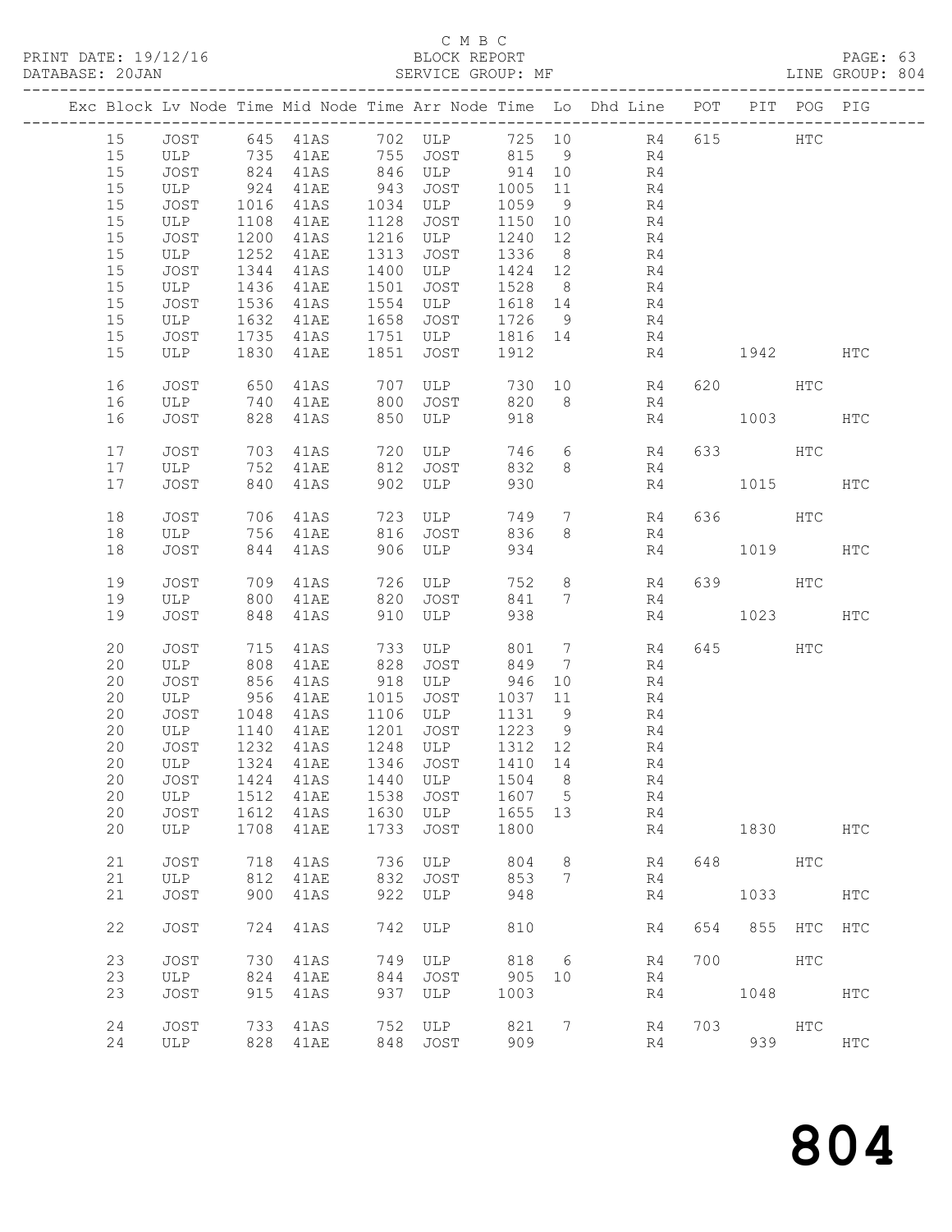C M B C
PRINT DATE: 19/12/16 BLOCK REPORT
DATABASE: 20JAN SERVICE GROUP: MF LINE GROUP: 804

| Exc | Block | Lv | Node | Time | Mid Node | Time | Arr Node | Time | Lo | Dhd Line | POT | PIT | POG | PIG |
|---|---|---|---|---|---|---|---|---|---|---|---|---|---|---|
| | 15 | | JOST | 645 | 41AS | 702 | ULP | 725 | 10 | R4 | 615 | | HTC | |
| | 15 | | ULP | 735 | 41AE | 755 | JOST | 815 | 9 | R4 | | | | |
| | 15 | | JOST | 824 | 41AS | 846 | ULP | 914 | 10 | R4 | | | | |
| | 15 | | ULP | 924 | 41AE | 943 | JOST | 1005 | 11 | R4 | | | | |
| | 15 | | JOST | 1016 | 41AS | 1034 | ULP | 1059 | 9 | R4 | | | | |
| | 15 | | ULP | 1108 | 41AE | 1128 | JOST | 1150 | 10 | R4 | | | | |
| | 15 | | JOST | 1200 | 41AS | 1216 | ULP | 1240 | 12 | R4 | | | | |
| | 15 | | ULP | 1252 | 41AE | 1313 | JOST | 1336 | 8 | R4 | | | | |
| | 15 | | JOST | 1344 | 41AS | 1400 | ULP | 1424 | 12 | R4 | | | | |
| | 15 | | ULP | 1436 | 41AE | 1501 | JOST | 1528 | 8 | R4 | | | | |
| | 15 | | JOST | 1536 | 41AS | 1554 | ULP | 1618 | 14 | R4 | | | | |
| | 15 | | ULP | 1632 | 41AE | 1658 | JOST | 1726 | 9 | R4 | | | | |
| | 15 | | JOST | 1735 | 41AS | 1751 | ULP | 1816 | 14 | R4 | | | | |
| | 15 | | ULP | 1830 | 41AE | 1851 | JOST | 1912 | | R4 | | 1942 | | HTC |
| | 16 | | JOST | 650 | 41AS | 707 | ULP | 730 | 10 | R4 | 620 | | HTC | |
| | 16 | | ULP | 740 | 41AE | 800 | JOST | 820 | 8 | R4 | | | | |
| | 16 | | JOST | 828 | 41AS | 850 | ULP | 918 | | R4 | | 1003 | | HTC |
| | 17 | | JOST | 703 | 41AS | 720 | ULP | 746 | 6 | R4 | 633 | | HTC | |
| | 17 | | ULP | 752 | 41AE | 812 | JOST | 832 | 8 | R4 | | | | |
| | 17 | | JOST | 840 | 41AS | 902 | ULP | 930 | | R4 | | 1015 | | HTC |
| | 18 | | JOST | 706 | 41AS | 723 | ULP | 749 | 7 | R4 | 636 | | HTC | |
| | 18 | | ULP | 756 | 41AE | 816 | JOST | 836 | 8 | R4 | | | | |
| | 18 | | JOST | 844 | 41AS | 906 | ULP | 934 | | R4 | | 1019 | | HTC |
| | 19 | | JOST | 709 | 41AS | 726 | ULP | 752 | 8 | R4 | 639 | | HTC | |
| | 19 | | ULP | 800 | 41AE | 820 | JOST | 841 | 7 | R4 | | | | |
| | 19 | | JOST | 848 | 41AS | 910 | ULP | 938 | | R4 | | 1023 | | HTC |
| | 20 | | JOST | 715 | 41AS | 733 | ULP | 801 | 7 | R4 | 645 | | HTC | |
| | 20 | | ULP | 808 | 41AE | 828 | JOST | 849 | 7 | R4 | | | | |
| | 20 | | JOST | 856 | 41AS | 918 | ULP | 946 | 10 | R4 | | | | |
| | 20 | | ULP | 956 | 41AE | 1015 | JOST | 1037 | 11 | R4 | | | | |
| | 20 | | JOST | 1048 | 41AS | 1106 | ULP | 1131 | 9 | R4 | | | | |
| | 20 | | ULP | 1140 | 41AE | 1201 | JOST | 1223 | 9 | R4 | | | | |
| | 20 | | JOST | 1232 | 41AS | 1248 | ULP | 1312 | 12 | R4 | | | | |
| | 20 | | ULP | 1324 | 41AE | 1346 | JOST | 1410 | 14 | R4 | | | | |
| | 20 | | JOST | 1424 | 41AS | 1440 | ULP | 1504 | 8 | R4 | | | | |
| | 20 | | ULP | 1512 | 41AE | 1538 | JOST | 1607 | 5 | R4 | | | | |
| | 20 | | JOST | 1612 | 41AS | 1630 | ULP | 1655 | 13 | R4 | | | | |
| | 20 | | ULP | 1708 | 41AE | 1733 | JOST | 1800 | | R4 | | 1830 | | HTC |
| | 21 | | JOST | 718 | 41AS | 736 | ULP | 804 | 8 | R4 | 648 | | HTC | |
| | 21 | | ULP | 812 | 41AE | 832 | JOST | 853 | 7 | R4 | | | | |
| | 21 | | JOST | 900 | 41AS | 922 | ULP | 948 | | R4 | | 1033 | | HTC |
| | 22 | | JOST | 724 | 41AS | 742 | ULP | 810 | | R4 | 654 | 855 | HTC | HTC |
| | 23 | | JOST | 730 | 41AS | 749 | ULP | 818 | 6 | R4 | 700 | | HTC | |
| | 23 | | ULP | 824 | 41AE | 844 | JOST | 905 | 10 | R4 | | | | |
| | 23 | | JOST | 915 | 41AS | 937 | ULP | 1003 | | R4 | | 1048 | | HTC |
| | 24 | | JOST | 733 | 41AS | 752 | ULP | 821 | 7 | R4 | 703 | | HTC | |
| | 24 | | ULP | 828 | 41AE | 848 | JOST | 909 | | R4 | | 939 | | HTC |

# 804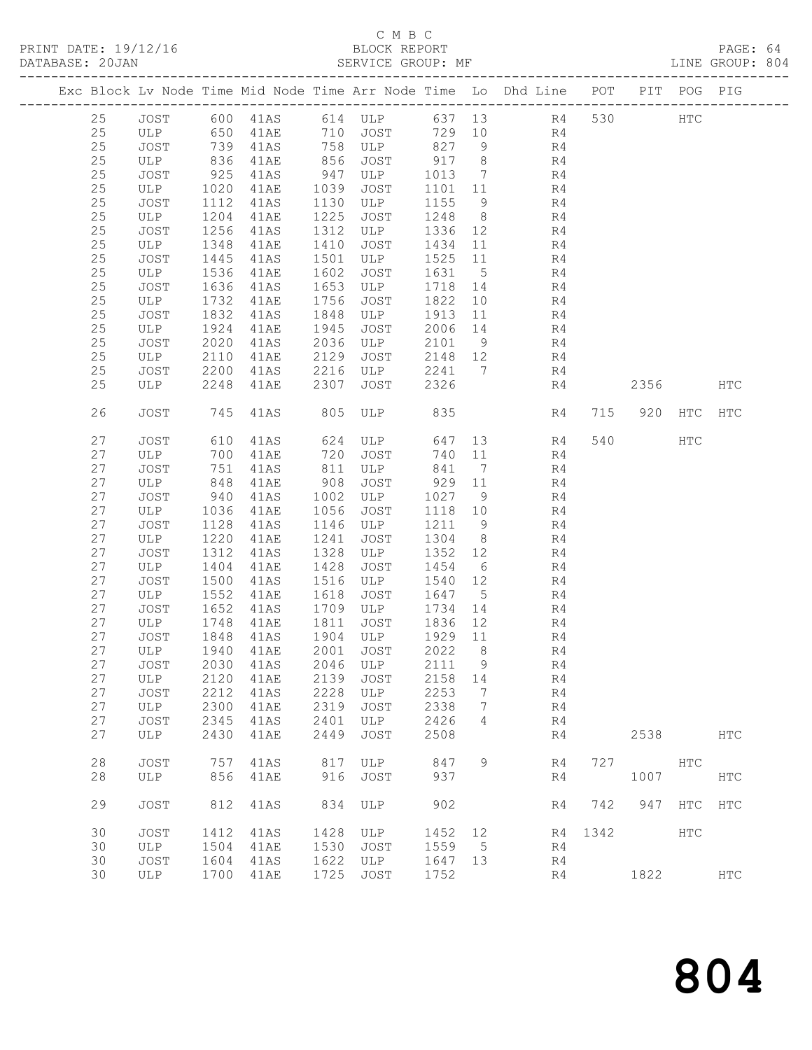C M B C

PRINT DATE: 19/12/16 BLOCK REPORT

DATABASE: 20JAN SERVICE GROUP: MF LINE GROUP: 804

| Exc | Block | Lv | Node | Time | Mid Node | Time | Arr Node | Time | Lo | Dhd Line | POT | PIT | POG | PIG |
|---|---|---|---|---|---|---|---|---|---|---|---|---|---|---|
| | 25 | | JOST | 600 | 41AS | 614 | ULP | 637 | 13 | R4 | 530 | | HTC | |
| | 25 | | ULP | 650 | 41AE | 710 | JOST | 729 | 10 | R4 | | | | |
| | 25 | | JOST | 739 | 41AS | 758 | ULP | 827 | 9 | R4 | | | | |
| | 25 | | ULP | 836 | 41AE | 856 | JOST | 917 | 8 | R4 | | | | |
| | 25 | | JOST | 925 | 41AS | 947 | ULP | 1013 | 7 | R4 | | | | |
| | 25 | | ULP | 1020 | 41AE | 1039 | JOST | 1101 | 11 | R4 | | | | |
| | 25 | | JOST | 1112 | 41AS | 1130 | ULP | 1155 | 9 | R4 | | | | |
| | 25 | | ULP | 1204 | 41AE | 1225 | JOST | 1248 | 8 | R4 | | | | |
| | 25 | | JOST | 1256 | 41AS | 1312 | ULP | 1336 | 12 | R4 | | | | |
| | 25 | | ULP | 1348 | 41AE | 1410 | JOST | 1434 | 11 | R4 | | | | |
| | 25 | | JOST | 1445 | 41AS | 1501 | ULP | 1525 | 11 | R4 | | | | |
| | 25 | | ULP | 1536 | 41AE | 1602 | JOST | 1631 | 5 | R4 | | | | |
| | 25 | | JOST | 1636 | 41AS | 1653 | ULP | 1718 | 14 | R4 | | | | |
| | 25 | | ULP | 1732 | 41AE | 1756 | JOST | 1822 | 10 | R4 | | | | |
| | 25 | | JOST | 1832 | 41AS | 1848 | ULP | 1913 | 11 | R4 | | | | |
| | 25 | | ULP | 1924 | 41AE | 1945 | JOST | 2006 | 14 | R4 | | | | |
| | 25 | | JOST | 2020 | 41AS | 2036 | ULP | 2101 | 9 | R4 | | | | |
| | 25 | | ULP | 2110 | 41AE | 2129 | JOST | 2148 | 12 | R4 | | | | |
| | 25 | | JOST | 2200 | 41AS | 2216 | ULP | 2241 | 7 | R4 | | | | |
| | 25 | | ULP | 2248 | 41AE | 2307 | JOST | 2326 | | R4 | | 2356 | | HTC |
| | 26 | | JOST | 745 | 41AS | 805 | ULP | 835 | | R4 | 715 | 920 | HTC | HTC |
| | 27 | | JOST | 610 | 41AS | 624 | ULP | 647 | 13 | R4 | 540 | | HTC | |
| | 27 | | ULP | 700 | 41AE | 720 | JOST | 740 | 11 | R4 | | | | |
| | 27 | | JOST | 751 | 41AS | 811 | ULP | 841 | 7 | R4 | | | | |
| | 27 | | ULP | 848 | 41AE | 908 | JOST | 929 | 11 | R4 | | | | |
| | 27 | | JOST | 940 | 41AS | 1002 | ULP | 1027 | 9 | R4 | | | | |
| | 27 | | ULP | 1036 | 41AE | 1056 | JOST | 1118 | 10 | R4 | | | | |
| | 27 | | JOST | 1128 | 41AS | 1146 | ULP | 1211 | 9 | R4 | | | | |
| | 27 | | ULP | 1220 | 41AE | 1241 | JOST | 1304 | 8 | R4 | | | | |
| | 27 | | JOST | 1312 | 41AS | 1328 | ULP | 1352 | 12 | R4 | | | | |
| | 27 | | ULP | 1404 | 41AE | 1428 | JOST | 1454 | 6 | R4 | | | | |
| | 27 | | JOST | 1500 | 41AS | 1516 | ULP | 1540 | 12 | R4 | | | | |
| | 27 | | ULP | 1552 | 41AE | 1618 | JOST | 1647 | 5 | R4 | | | | |
| | 27 | | JOST | 1652 | 41AS | 1709 | ULP | 1734 | 14 | R4 | | | | |
| | 27 | | ULP | 1748 | 41AE | 1811 | JOST | 1836 | 12 | R4 | | | | |
| | 27 | | JOST | 1848 | 41AS | 1904 | ULP | 1929 | 11 | R4 | | | | |
| | 27 | | ULP | 1940 | 41AE | 2001 | JOST | 2022 | 8 | R4 | | | | |
| | 27 | | JOST | 2030 | 41AS | 2046 | ULP | 2111 | 9 | R4 | | | | |
| | 27 | | ULP | 2120 | 41AE | 2139 | JOST | 2158 | 14 | R4 | | | | |
| | 27 | | JOST | 2212 | 41AS | 2228 | ULP | 2253 | 7 | R4 | | | | |
| | 27 | | ULP | 2300 | 41AE | 2319 | JOST | 2338 | 7 | R4 | | | | |
| | 27 | | JOST | 2345 | 41AS | 2401 | ULP | 2426 | 4 | R4 | | | | |
| | 27 | | ULP | 2430 | 41AE | 2449 | JOST | 2508 | | R4 | | 2538 | | HTC |
| | 28 | | JOST | 757 | 41AS | 817 | ULP | 847 | 9 | R4 | 727 | | HTC | |
| | 28 | | ULP | 856 | 41AE | 916 | JOST | 937 | | R4 | | 1007 | | HTC |
| | 29 | | JOST | 812 | 41AS | 834 | ULP | 902 | | R4 | 742 | 947 | HTC | HTC |
| | 30 | | JOST | 1412 | 41AS | 1428 | ULP | 1452 | 12 | R4 | 1342 | | HTC | |
| | 30 | | ULP | 1504 | 41AE | 1530 | JOST | 1559 | 5 | R4 | | | | |
| | 30 | | JOST | 1604 | 41AS | 1622 | ULP | 1647 | 13 | R4 | | | | |
| | 30 | | ULP | 1700 | 41AE | 1725 | JOST | 1752 | | R4 | | 1822 | | HTC |

804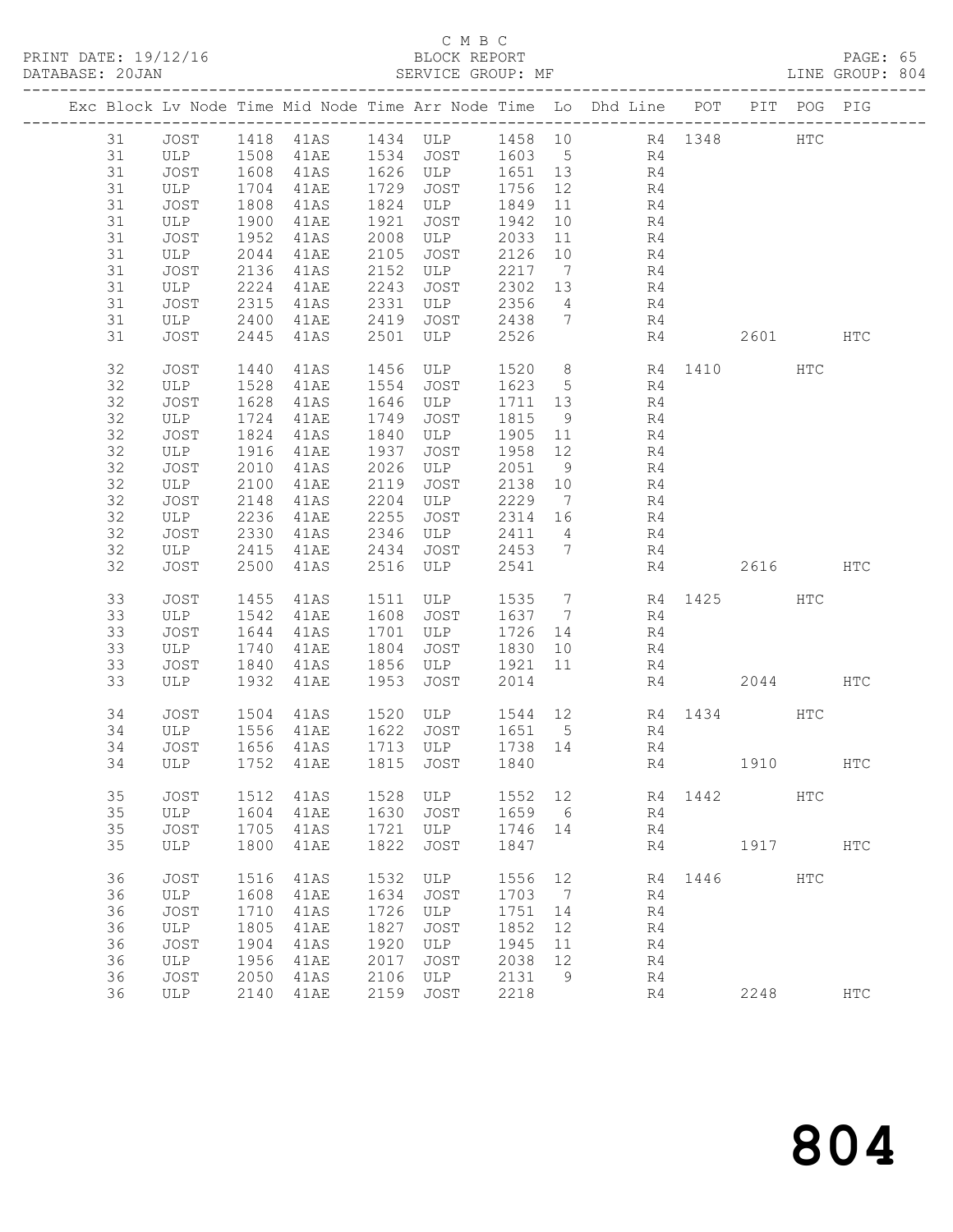C M B C
PRINT DATE: 19/12/16 BLOCK REPORT
DATABASE: 20JAN SERVICE GROUP: MF LINE GROUP: 804

| Exc | Block | Lv | Node | Time | Mid Node | Time | Arr Node | Time | Lo | Dhd Line | POT | PIT | POG | PIG |
|---|---|---|---|---|---|---|---|---|---|---|---|---|---|---|
| | 31 | | JOST | 1418 | 41AS | 1434 | ULP | 1458 | 10 | R4 | 1348 | | HTC | |
| | 31 | | ULP | 1508 | 41AE | 1534 | JOST | 1603 | 5 | R4 | | | | |
| | 31 | | JOST | 1608 | 41AS | 1626 | ULP | 1651 | 13 | R4 | | | | |
| | 31 | | ULP | 1704 | 41AE | 1729 | JOST | 1756 | 12 | R4 | | | | |
| | 31 | | JOST | 1808 | 41AS | 1824 | ULP | 1849 | 11 | R4 | | | | |
| | 31 | | ULP | 1900 | 41AE | 1921 | JOST | 1942 | 10 | R4 | | | | |
| | 31 | | JOST | 1952 | 41AS | 2008 | ULP | 2033 | 11 | R4 | | | | |
| | 31 | | ULP | 2044 | 41AE | 2105 | JOST | 2126 | 10 | R4 | | | | |
| | 31 | | JOST | 2136 | 41AS | 2152 | ULP | 2217 | 7 | R4 | | | | |
| | 31 | | ULP | 2224 | 41AE | 2243 | JOST | 2302 | 13 | R4 | | | | |
| | 31 | | JOST | 2315 | 41AS | 2331 | ULP | 2356 | 4 | R4 | | | | |
| | 31 | | ULP | 2400 | 41AE | 2419 | JOST | 2438 | 7 | R4 | | | | |
| | 31 | | JOST | 2445 | 41AS | 2501 | ULP | 2526 | | R4 | | 2601 | | HTC |
| | 32 | | JOST | 1440 | 41AS | 1456 | ULP | 1520 | 8 | R4 | 1410 | | HTC | |
| | 32 | | ULP | 1528 | 41AE | 1554 | JOST | 1623 | 5 | R4 | | | | |
| | 32 | | JOST | 1628 | 41AS | 1646 | ULP | 1711 | 13 | R4 | | | | |
| | 32 | | ULP | 1724 | 41AE | 1749 | JOST | 1815 | 9 | R4 | | | | |
| | 32 | | JOST | 1824 | 41AS | 1840 | ULP | 1905 | 11 | R4 | | | | |
| | 32 | | ULP | 1916 | 41AE | 1937 | JOST | 1958 | 12 | R4 | | | | |
| | 32 | | JOST | 2010 | 41AS | 2026 | ULP | 2051 | 9 | R4 | | | | |
| | 32 | | ULP | 2100 | 41AE | 2119 | JOST | 2138 | 10 | R4 | | | | |
| | 32 | | JOST | 2148 | 41AS | 2204 | ULP | 2229 | 7 | R4 | | | | |
| | 32 | | ULP | 2236 | 41AE | 2255 | JOST | 2314 | 16 | R4 | | | | |
| | 32 | | JOST | 2330 | 41AS | 2346 | ULP | 2411 | 4 | R4 | | | | |
| | 32 | | ULP | 2415 | 41AE | 2434 | JOST | 2453 | 7 | R4 | | | | |
| | 32 | | JOST | 2500 | 41AS | 2516 | ULP | 2541 | | R4 | | 2616 | | HTC |
| | 33 | | JOST | 1455 | 41AS | 1511 | ULP | 1535 | 7 | R4 | 1425 | | HTC | |
| | 33 | | ULP | 1542 | 41AE | 1608 | JOST | 1637 | 7 | R4 | | | | |
| | 33 | | JOST | 1644 | 41AS | 1701 | ULP | 1726 | 14 | R4 | | | | |
| | 33 | | ULP | 1740 | 41AE | 1804 | JOST | 1830 | 10 | R4 | | | | |
| | 33 | | JOST | 1840 | 41AS | 1856 | ULP | 1921 | 11 | R4 | | | | |
| | 33 | | ULP | 1932 | 41AE | 1953 | JOST | 2014 | | R4 | | 2044 | | HTC |
| | 34 | | JOST | 1504 | 41AS | 1520 | ULP | 1544 | 12 | R4 | 1434 | | HTC | |
| | 34 | | ULP | 1556 | 41AE | 1622 | JOST | 1651 | 5 | R4 | | | | |
| | 34 | | JOST | 1656 | 41AS | 1713 | ULP | 1738 | 14 | R4 | | | | |
| | 34 | | ULP | 1752 | 41AE | 1815 | JOST | 1840 | | R4 | | 1910 | | HTC |
| | 35 | | JOST | 1512 | 41AS | 1528 | ULP | 1552 | 12 | R4 | 1442 | | HTC | |
| | 35 | | ULP | 1604 | 41AE | 1630 | JOST | 1659 | 6 | R4 | | | | |
| | 35 | | JOST | 1705 | 41AS | 1721 | ULP | 1746 | 14 | R4 | | | | |
| | 35 | | ULP | 1800 | 41AE | 1822 | JOST | 1847 | | R4 | | 1917 | | HTC |
| | 36 | | JOST | 1516 | 41AS | 1532 | ULP | 1556 | 12 | R4 | 1446 | | HTC | |
| | 36 | | ULP | 1608 | 41AE | 1634 | JOST | 1703 | 7 | R4 | | | | |
| | 36 | | JOST | 1710 | 41AS | 1726 | ULP | 1751 | 14 | R4 | | | | |
| | 36 | | ULP | 1805 | 41AE | 1827 | JOST | 1852 | 12 | R4 | | | | |
| | 36 | | JOST | 1904 | 41AS | 1920 | ULP | 1945 | 11 | R4 | | | | |
| | 36 | | ULP | 1956 | 41AE | 2017 | JOST | 2038 | 12 | R4 | | | | |
| | 36 | | JOST | 2050 | 41AS | 2106 | ULP | 2131 | 9 | R4 | | | | |
| | 36 | | ULP | 2140 | 41AE | 2159 | JOST | 2218 | | R4 | | 2248 | | HTC |

804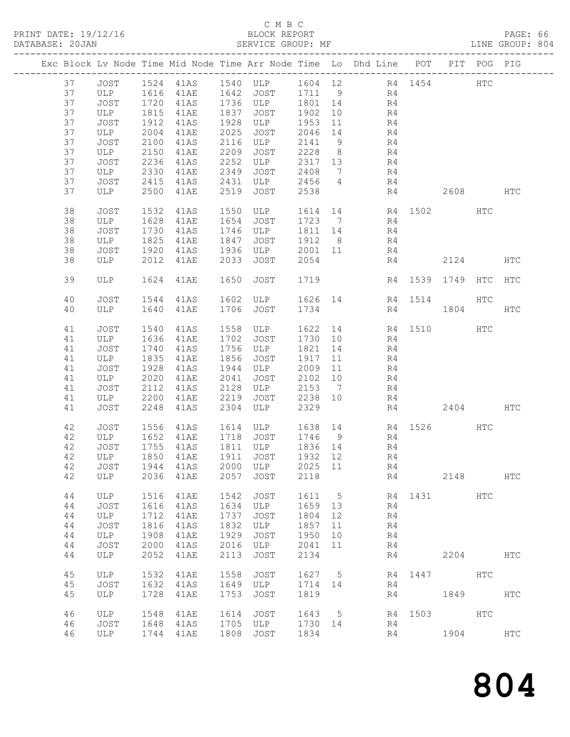C M B C

BLOCK REPORT

SERVICE GROUP: MF

LINE GROUP: 804

| Exc | Block | Lv | Node | Time | Mid Node | Time | Arr Node | Time | Lo | Dhd Line | POT | PIT | POG | PIG |
|---|---|---|---|---|---|---|---|---|---|---|---|---|---|---|
| | 37 | | JOST | 1524 | 41AS | 1540 | ULP | 1604 | 12 | R4 | 1454 | | HTC | |
| | 37 | | ULP | 1616 | 41AE | 1642 | JOST | 1711 | 9 | R4 | | | | |
| | 37 | | JOST | 1720 | 41AS | 1736 | ULP | 1801 | 14 | R4 | | | | |
| | 37 | | ULP | 1815 | 41AE | 1837 | JOST | 1902 | 10 | R4 | | | | |
| | 37 | | JOST | 1912 | 41AS | 1928 | ULP | 1953 | 11 | R4 | | | | |
| | 37 | | ULP | 2004 | 41AE | 2025 | JOST | 2046 | 14 | R4 | | | | |
| | 37 | | JOST | 2100 | 41AS | 2116 | ULP | 2141 | 9 | R4 | | | | |
| | 37 | | ULP | 2150 | 41AE | 2209 | JOST | 2228 | 8 | R4 | | | | |
| | 37 | | JOST | 2236 | 41AS | 2252 | ULP | 2317 | 13 | R4 | | | | |
| | 37 | | ULP | 2330 | 41AE | 2349 | JOST | 2408 | 7 | R4 | | | | |
| | 37 | | JOST | 2415 | 41AS | 2431 | ULP | 2456 | 4 | R4 | | | | |
| | 37 | | ULP | 2500 | 41AE | 2519 | JOST | 2538 | | R4 | | 2608 | | HTC |
| | 38 | | JOST | 1532 | 41AS | 1550 | ULP | 1614 | 14 | R4 | 1502 | | HTC | |
| | 38 | | ULP | 1628 | 41AE | 1654 | JOST | 1723 | 7 | R4 | | | | |
| | 38 | | JOST | 1730 | 41AS | 1746 | ULP | 1811 | 14 | R4 | | | | |
| | 38 | | ULP | 1825 | 41AE | 1847 | JOST | 1912 | 8 | R4 | | | | |
| | 38 | | JOST | 1920 | 41AS | 1936 | ULP | 2001 | 11 | R4 | | | | |
| | 38 | | ULP | 2012 | 41AE | 2033 | JOST | 2054 | | R4 | | 2124 | | HTC |
| | 39 | | ULP | 1624 | 41AE | 1650 | JOST | 1719 | | R4 | 1539 | 1749 | HTC | HTC |
| | 40 | | JOST | 1544 | 41AS | 1602 | ULP | 1626 | 14 | R4 | 1514 | | HTC | |
| | 40 | | ULP | 1640 | 41AE | 1706 | JOST | 1734 | | R4 | | 1804 | | HTC |
| | 41 | | JOST | 1540 | 41AS | 1558 | ULP | 1622 | 14 | R4 | 1510 | | HTC | |
| | 41 | | ULP | 1636 | 41AE | 1702 | JOST | 1730 | 10 | R4 | | | | |
| | 41 | | JOST | 1740 | 41AS | 1756 | ULP | 1821 | 14 | R4 | | | | |
| | 41 | | ULP | 1835 | 41AE | 1856 | JOST | 1917 | 11 | R4 | | | | |
| | 41 | | JOST | 1928 | 41AS | 1944 | ULP | 2009 | 11 | R4 | | | | |
| | 41 | | ULP | 2020 | 41AE | 2041 | JOST | 2102 | 10 | R4 | | | | |
| | 41 | | JOST | 2112 | 41AS | 2128 | ULP | 2153 | 7 | R4 | | | | |
| | 41 | | ULP | 2200 | 41AE | 2219 | JOST | 2238 | 10 | R4 | | | | |
| | 41 | | JOST | 2248 | 41AS | 2304 | ULP | 2329 | | R4 | | 2404 | | HTC |
| | 42 | | JOST | 1556 | 41AS | 1614 | ULP | 1638 | 14 | R4 | 1526 | | HTC | |
| | 42 | | ULP | 1652 | 41AE | 1718 | JOST | 1746 | 9 | R4 | | | | |
| | 42 | | JOST | 1755 | 41AS | 1811 | ULP | 1836 | 14 | R4 | | | | |
| | 42 | | ULP | 1850 | 41AE | 1911 | JOST | 1932 | 12 | R4 | | | | |
| | 42 | | JOST | 1944 | 41AS | 2000 | ULP | 2025 | 11 | R4 | | | | |
| | 42 | | ULP | 2036 | 41AE | 2057 | JOST | 2118 | | R4 | | 2148 | | HTC |
| | 44 | | ULP | 1516 | 41AE | 1542 | JOST | 1611 | 5 | R4 | 1431 | | HTC | |
| | 44 | | JOST | 1616 | 41AS | 1634 | ULP | 1659 | 13 | R4 | | | | |
| | 44 | | ULP | 1712 | 41AE | 1737 | JOST | 1804 | 12 | R4 | | | | |
| | 44 | | JOST | 1816 | 41AS | 1832 | ULP | 1857 | 11 | R4 | | | | |
| | 44 | | ULP | 1908 | 41AE | 1929 | JOST | 1950 | 10 | R4 | | | | |
| | 44 | | JOST | 2000 | 41AS | 2016 | ULP | 2041 | 11 | R4 | | | | |
| | 44 | | ULP | 2052 | 41AE | 2113 | JOST | 2134 | | R4 | | 2204 | | HTC |
| | 45 | | ULP | 1532 | 41AE | 1558 | JOST | 1627 | 5 | R4 | 1447 | | HTC | |
| | 45 | | JOST | 1632 | 41AS | 1649 | ULP | 1714 | 14 | R4 | | | | |
| | 45 | | ULP | 1728 | 41AE | 1753 | JOST | 1819 | | R4 | | 1849 | | HTC |
| | 46 | | ULP | 1548 | 41AE | 1614 | JOST | 1643 | 5 | R4 | 1503 | | HTC | |
| | 46 | | JOST | 1648 | 41AS | 1705 | ULP | 1730 | 14 | R4 | | | | |
| | 46 | | ULP | 1744 | 41AE | 1808 | JOST | 1834 | | R4 | | 1904 | | HTC |

804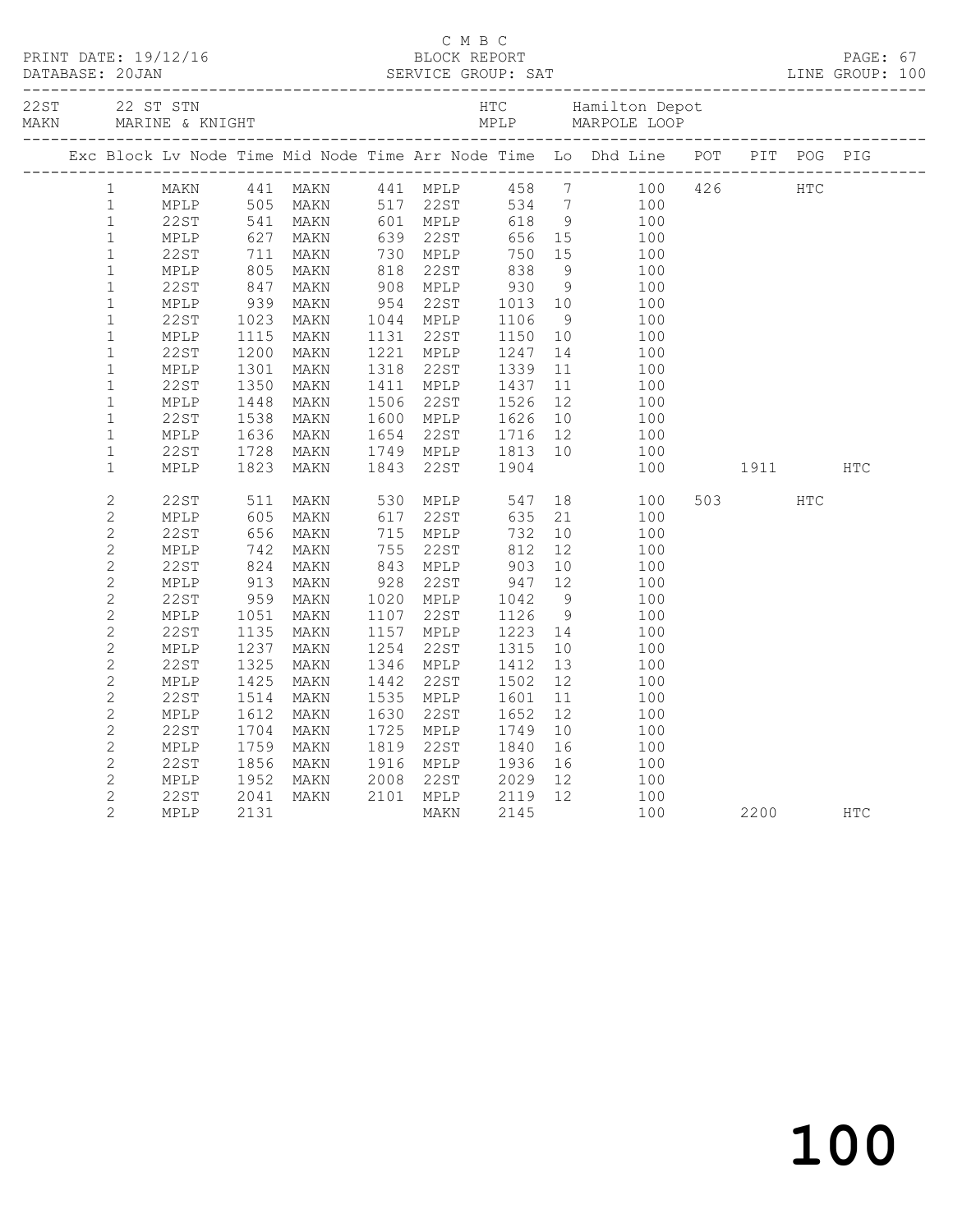C M B C

BLOCK REPORT

SERVICE GROUP: SAT

PRINT DATE: 19/12/16
DATABASE: 20JAN

LINE GROUP: 100

| 22ST | 22 ST STN | HTC | Hamilton Depot |
|---|---|---|---|
| MAKN | MARINE & KNIGHT | MPLP | MARPOLE LOOP |

| Exc | Block | Lv Node | Time | Mid Node | Time | Arr Node | Time | Lo | Dhd Line | POT | PIT | POG | PIG |
|---|---|---|---|---|---|---|---|---|---|---|---|---|---|
| | 1 | MAKN | 441 | MAKN | 441 | MPLP | 458 | 7 | 100 | 426 | | HTC | |
| | 1 | MPLP | 505 | MAKN | 517 | 22ST | 534 | 7 | 100 | | | | |
| | 1 | 22ST | 541 | MAKN | 601 | MPLP | 618 | 9 | 100 | | | | |
| | 1 | MPLP | 627 | MAKN | 639 | 22ST | 656 | 15 | 100 | | | | |
| | 1 | 22ST | 711 | MAKN | 730 | MPLP | 750 | 15 | 100 | | | | |
| | 1 | MPLP | 805 | MAKN | 818 | 22ST | 838 | 9 | 100 | | | | |
| | 1 | 22ST | 847 | MAKN | 908 | MPLP | 930 | 9 | 100 | | | | |
| | 1 | MPLP | 939 | MAKN | 954 | 22ST | 1013 | 10 | 100 | | | | |
| | 1 | 22ST | 1023 | MAKN | 1044 | MPLP | 1106 | 9 | 100 | | | | |
| | 1 | MPLP | 1115 | MAKN | 1131 | 22ST | 1150 | 10 | 100 | | | | |
| | 1 | 22ST | 1200 | MAKN | 1221 | MPLP | 1247 | 14 | 100 | | | | |
| | 1 | MPLP | 1301 | MAKN | 1318 | 22ST | 1339 | 11 | 100 | | | | |
| | 1 | 22ST | 1350 | MAKN | 1411 | MPLP | 1437 | 11 | 100 | | | | |
| | 1 | MPLP | 1448 | MAKN | 1506 | 22ST | 1526 | 12 | 100 | | | | |
| | 1 | 22ST | 1538 | MAKN | 1600 | MPLP | 1626 | 10 | 100 | | | | |
| | 1 | MPLP | 1636 | MAKN | 1654 | 22ST | 1716 | 12 | 100 | | | | |
| | 1 | 22ST | 1728 | MAKN | 1749 | MPLP | 1813 | 10 | 100 | | | | |
| | 1 | MPLP | 1823 | MAKN | 1843 | 22ST | 1904 | | 100 | | 1911 | | HTC |
| | 2 | 22ST | 511 | MAKN | 530 | MPLP | 547 | 18 | 100 | 503 | | HTC | |
| | 2 | MPLP | 605 | MAKN | 617 | 22ST | 635 | 21 | 100 | | | | |
| | 2 | 22ST | 656 | MAKN | 715 | MPLP | 732 | 10 | 100 | | | | |
| | 2 | MPLP | 742 | MAKN | 755 | 22ST | 812 | 12 | 100 | | | | |
| | 2 | 22ST | 824 | MAKN | 843 | MPLP | 903 | 10 | 100 | | | | |
| | 2 | MPLP | 913 | MAKN | 928 | 22ST | 947 | 12 | 100 | | | | |
| | 2 | 22ST | 959 | MAKN | 1020 | MPLP | 1042 | 9 | 100 | | | | |
| | 2 | MPLP | 1051 | MAKN | 1107 | 22ST | 1126 | 9 | 100 | | | | |
| | 2 | 22ST | 1135 | MAKN | 1157 | MPLP | 1223 | 14 | 100 | | | | |
| | 2 | MPLP | 1237 | MAKN | 1254 | 22ST | 1315 | 10 | 100 | | | | |
| | 2 | 22ST | 1325 | MAKN | 1346 | MPLP | 1412 | 13 | 100 | | | | |
| | 2 | MPLP | 1425 | MAKN | 1442 | 22ST | 1502 | 12 | 100 | | | | |
| | 2 | 22ST | 1514 | MAKN | 1535 | MPLP | 1601 | 11 | 100 | | | | |
| | 2 | MPLP | 1612 | MAKN | 1630 | 22ST | 1652 | 12 | 100 | | | | |
| | 2 | 22ST | 1704 | MAKN | 1725 | MPLP | 1749 | 10 | 100 | | | | |
| | 2 | MPLP | 1759 | MAKN | 1819 | 22ST | 1840 | 16 | 100 | | | | |
| | 2 | 22ST | 1856 | MAKN | 1916 | MPLP | 1936 | 16 | 100 | | | | |
| | 2 | MPLP | 1952 | MAKN | 2008 | 22ST | 2029 | 12 | 100 | | | | |
| | 2 | 22ST | 2041 | MAKN | 2101 | MPLP | 2119 | 12 | 100 | | | | |
| | 2 | MPLP | 2131 | | | MAKN | 2145 | | 100 | | 2200 | | HTC |

100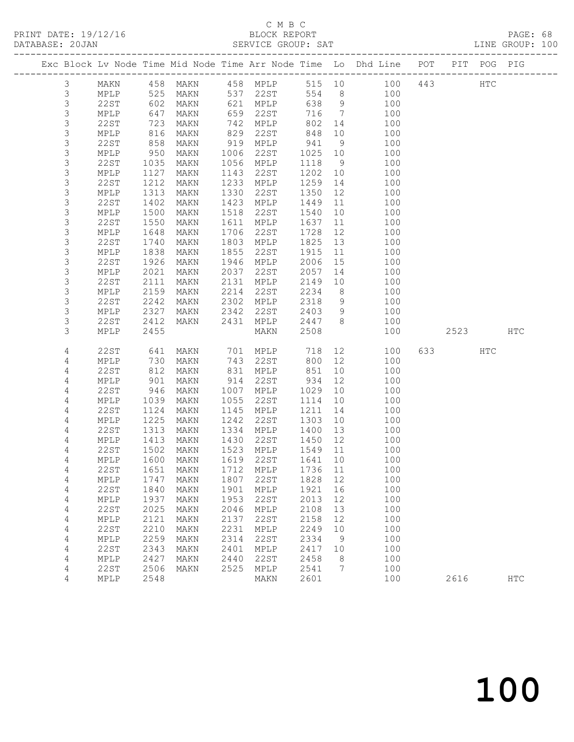C M B C
BLOCK REPORT
SERVICE GROUP: SAT

PRINT DATE: 19/12/16
DATABASE: 20JAN
PAGE: 68
LINE GROUP: 100

| Exc | Block | Lv | Node | Time | Mid Node | Time | Arr Node | Time | Lo | Dhd Line | POT | PIT | POG | PIG |
|---|---|---|---|---|---|---|---|---|---|---|---|---|---|---|
| | 3 | | MAKN | 458 | MAKN | 458 | MPLP | 515 | 10 | 100 | 443 | | HTC | |
| | 3 | | MPLP | 525 | MAKN | 537 | 22ST | 554 | 8 | 100 | | | | |
| | 3 | | 22ST | 602 | MAKN | 621 | MPLP | 638 | 9 | 100 | | | | |
| | 3 | | MPLP | 647 | MAKN | 659 | 22ST | 716 | 7 | 100 | | | | |
| | 3 | | 22ST | 723 | MAKN | 742 | MPLP | 802 | 14 | 100 | | | | |
| | 3 | | MPLP | 816 | MAKN | 829 | 22ST | 848 | 10 | 100 | | | | |
| | 3 | | 22ST | 858 | MAKN | 919 | MPLP | 941 | 9 | 100 | | | | |
| | 3 | | MPLP | 950 | MAKN | 1006 | 22ST | 1025 | 10 | 100 | | | | |
| | 3 | | 22ST | 1035 | MAKN | 1056 | MPLP | 1118 | 9 | 100 | | | | |
| | 3 | | MPLP | 1127 | MAKN | 1143 | 22ST | 1202 | 10 | 100 | | | | |
| | 3 | | 22ST | 1212 | MAKN | 1233 | MPLP | 1259 | 14 | 100 | | | | |
| | 3 | | MPLP | 1313 | MAKN | 1330 | 22ST | 1350 | 12 | 100 | | | | |
| | 3 | | 22ST | 1402 | MAKN | 1423 | MPLP | 1449 | 11 | 100 | | | | |
| | 3 | | MPLP | 1500 | MAKN | 1518 | 22ST | 1540 | 10 | 100 | | | | |
| | 3 | | 22ST | 1550 | MAKN | 1611 | MPLP | 1637 | 11 | 100 | | | | |
| | 3 | | MPLP | 1648 | MAKN | 1706 | 22ST | 1728 | 12 | 100 | | | | |
| | 3 | | 22ST | 1740 | MAKN | 1803 | MPLP | 1825 | 13 | 100 | | | | |
| | 3 | | MPLP | 1838 | MAKN | 1855 | 22ST | 1915 | 11 | 100 | | | | |
| | 3 | | 22ST | 1926 | MAKN | 1946 | MPLP | 2006 | 15 | 100 | | | | |
| | 3 | | MPLP | 2021 | MAKN | 2037 | 22ST | 2057 | 14 | 100 | | | | |
| | 3 | | 22ST | 2111 | MAKN | 2131 | MPLP | 2149 | 10 | 100 | | | | |
| | 3 | | MPLP | 2159 | MAKN | 2214 | 22ST | 2234 | 8 | 100 | | | | |
| | 3 | | 22ST | 2242 | MAKN | 2302 | MPLP | 2318 | 9 | 100 | | | | |
| | 3 | | MPLP | 2327 | MAKN | 2342 | 22ST | 2403 | 9 | 100 | | | | |
| | 3 | | 22ST | 2412 | MAKN | 2431 | MPLP | 2447 | 8 | 100 | | | | |
| | 3 | | MPLP | 2455 | | | MAKN | 2508 | | 100 | | 2523 | | HTC |
| | 4 | | 22ST | 641 | MAKN | 701 | MPLP | 718 | 12 | 100 | 633 | | HTC | |
| | 4 | | MPLP | 730 | MAKN | 743 | 22ST | 800 | 12 | 100 | | | | |
| | 4 | | 22ST | 812 | MAKN | 831 | MPLP | 851 | 10 | 100 | | | | |
| | 4 | | MPLP | 901 | MAKN | 914 | 22ST | 934 | 12 | 100 | | | | |
| | 4 | | 22ST | 946 | MAKN | 1007 | MPLP | 1029 | 10 | 100 | | | | |
| | 4 | | MPLP | 1039 | MAKN | 1055 | 22ST | 1114 | 10 | 100 | | | | |
| | 4 | | 22ST | 1124 | MAKN | 1145 | MPLP | 1211 | 14 | 100 | | | | |
| | 4 | | MPLP | 1225 | MAKN | 1242 | 22ST | 1303 | 10 | 100 | | | | |
| | 4 | | 22ST | 1313 | MAKN | 1334 | MPLP | 1400 | 13 | 100 | | | | |
| | 4 | | MPLP | 1413 | MAKN | 1430 | 22ST | 1450 | 12 | 100 | | | | |
| | 4 | | 22ST | 1502 | MAKN | 1523 | MPLP | 1549 | 11 | 100 | | | | |
| | 4 | | MPLP | 1600 | MAKN | 1619 | 22ST | 1641 | 10 | 100 | | | | |
| | 4 | | 22ST | 1651 | MAKN | 1712 | MPLP | 1736 | 11 | 100 | | | | |
| | 4 | | MPLP | 1747 | MAKN | 1807 | 22ST | 1828 | 12 | 100 | | | | |
| | 4 | | 22ST | 1840 | MAKN | 1901 | MPLP | 1921 | 16 | 100 | | | | |
| | 4 | | MPLP | 1937 | MAKN | 1953 | 22ST | 2013 | 12 | 100 | | | | |
| | 4 | | 22ST | 2025 | MAKN | 2046 | MPLP | 2108 | 13 | 100 | | | | |
| | 4 | | MPLP | 2121 | MAKN | 2137 | 22ST | 2158 | 12 | 100 | | | | |
| | 4 | | 22ST | 2210 | MAKN | 2231 | MPLP | 2249 | 10 | 100 | | | | |
| | 4 | | MPLP | 2259 | MAKN | 2314 | 22ST | 2334 | 9 | 100 | | | | |
| | 4 | | 22ST | 2343 | MAKN | 2401 | MPLP | 2417 | 10 | 100 | | | | |
| | 4 | | MPLP | 2427 | MAKN | 2440 | 22ST | 2458 | 8 | 100 | | | | |
| | 4 | | 22ST | 2506 | MAKN | 2525 | MPLP | 2541 | 7 | 100 | | | | |
| | 4 | | MPLP | 2548 | | | MAKN | 2601 | | 100 | | 2616 | | HTC |

100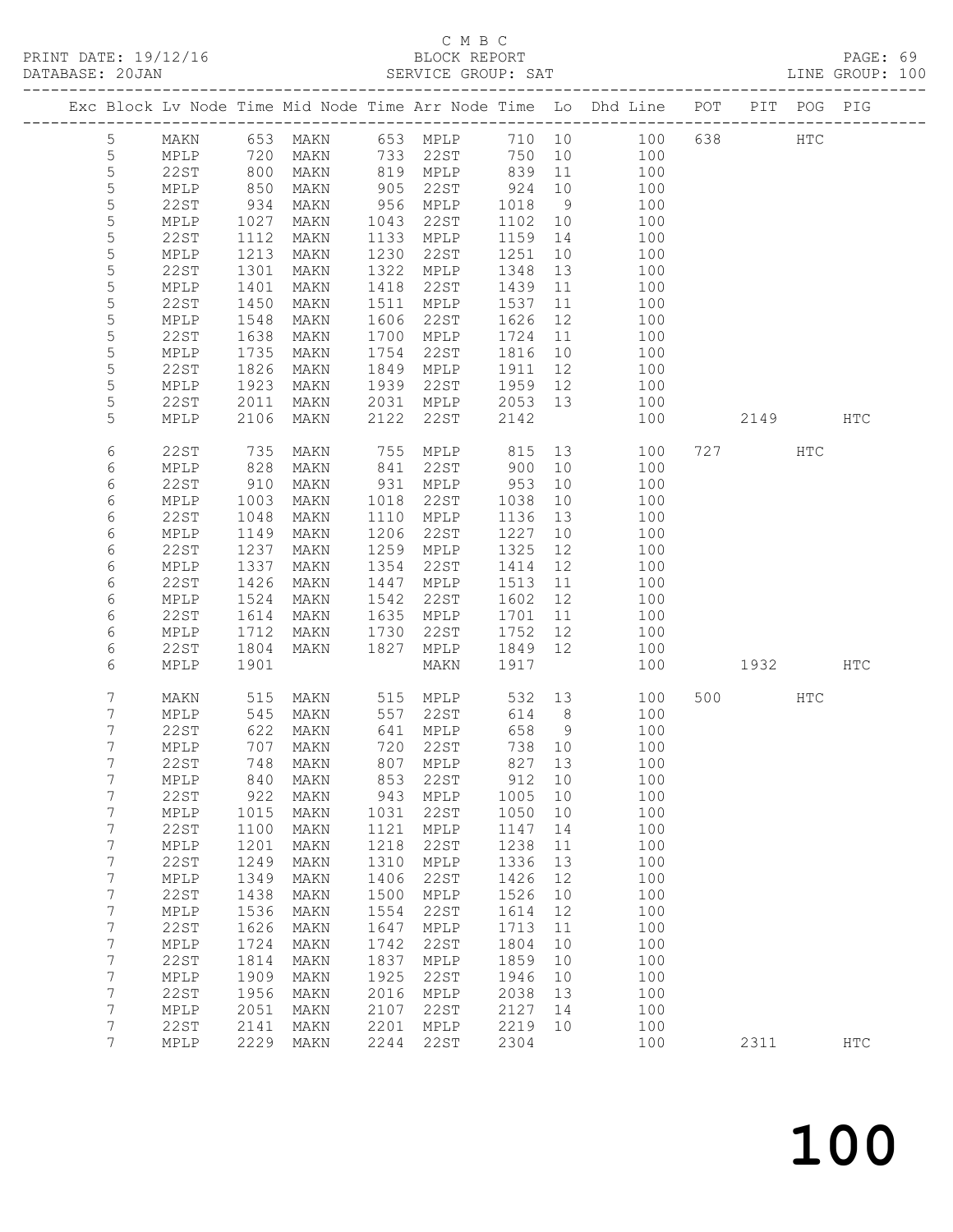C M B C
BLOCK REPORT
SERVICE GROUP: SAT

PRINT DATE: 19/12/16
DATABASE: 20JAN
LINE GROUP: 100

| Exc | Block | Lv | Node | Time | Mid Node | Time | Arr Node | Time | Lo | Dhd Line | POT | PIT | POG | PIG |
|---|---|---|---|---|---|---|---|---|---|---|---|---|---|---|
| | 5 | | MAKN | 653 | MAKN | 653 | MPLP | 710 | 10 | 100 | 638 | | HTC | |
| | 5 | | MPLP | 720 | MAKN | 733 | 22ST | 750 | 10 | 100 | | | | |
| | 5 | | 22ST | 800 | MAKN | 819 | MPLP | 839 | 11 | 100 | | | | |
| | 5 | | MPLP | 850 | MAKN | 905 | 22ST | 924 | 10 | 100 | | | | |
| | 5 | | 22ST | 934 | MAKN | 956 | MPLP | 1018 | 9 | 100 | | | | |
| | 5 | | MPLP | 1027 | MAKN | 1043 | 22ST | 1102 | 10 | 100 | | | | |
| | 5 | | 22ST | 1112 | MAKN | 1133 | MPLP | 1159 | 14 | 100 | | | | |
| | 5 | | MPLP | 1213 | MAKN | 1230 | 22ST | 1251 | 10 | 100 | | | | |
| | 5 | | 22ST | 1301 | MAKN | 1322 | MPLP | 1348 | 13 | 100 | | | | |
| | 5 | | MPLP | 1401 | MAKN | 1418 | 22ST | 1439 | 11 | 100 | | | | |
| | 5 | | 22ST | 1450 | MAKN | 1511 | MPLP | 1537 | 11 | 100 | | | | |
| | 5 | | MPLP | 1548 | MAKN | 1606 | 22ST | 1626 | 12 | 100 | | | | |
| | 5 | | 22ST | 1638 | MAKN | 1700 | MPLP | 1724 | 11 | 100 | | | | |
| | 5 | | MPLP | 1735 | MAKN | 1754 | 22ST | 1816 | 10 | 100 | | | | |
| | 5 | | 22ST | 1826 | MAKN | 1849 | MPLP | 1911 | 12 | 100 | | | | |
| | 5 | | MPLP | 1923 | MAKN | 1939 | 22ST | 1959 | 12 | 100 | | | | |
| | 5 | | 22ST | 2011 | MAKN | 2031 | MPLP | 2053 | 13 | 100 | | | | |
| | 5 | | MPLP | 2106 | MAKN | 2122 | 22ST | 2142 | | 100 | | 2149 | | HTC |
| | 6 | | 22ST | 735 | MAKN | 755 | MPLP | 815 | 13 | 100 | 727 | | HTC | |
| | 6 | | MPLP | 828 | MAKN | 841 | 22ST | 900 | 10 | 100 | | | | |
| | 6 | | 22ST | 910 | MAKN | 931 | MPLP | 953 | 10 | 100 | | | | |
| | 6 | | MPLP | 1003 | MAKN | 1018 | 22ST | 1038 | 10 | 100 | | | | |
| | 6 | | 22ST | 1048 | MAKN | 1110 | MPLP | 1136 | 13 | 100 | | | | |
| | 6 | | MPLP | 1149 | MAKN | 1206 | 22ST | 1227 | 10 | 100 | | | | |
| | 6 | | 22ST | 1237 | MAKN | 1259 | MPLP | 1325 | 12 | 100 | | | | |
| | 6 | | MPLP | 1337 | MAKN | 1354 | 22ST | 1414 | 12 | 100 | | | | |
| | 6 | | 22ST | 1426 | MAKN | 1447 | MPLP | 1513 | 11 | 100 | | | | |
| | 6 | | MPLP | 1524 | MAKN | 1542 | 22ST | 1602 | 12 | 100 | | | | |
| | 6 | | 22ST | 1614 | MAKN | 1635 | MPLP | 1701 | 11 | 100 | | | | |
| | 6 | | MPLP | 1712 | MAKN | 1730 | 22ST | 1752 | 12 | 100 | | | | |
| | 6 | | 22ST | 1804 | MAKN | 1827 | MPLP | 1849 | 12 | 100 | | | | |
| | 6 | | MPLP | 1901 | | | MAKN | 1917 | | 100 | | 1932 | | HTC |
| | 7 | | MAKN | 515 | MAKN | 515 | MPLP | 532 | 13 | 100 | 500 | | HTC | |
| | 7 | | MPLP | 545 | MAKN | 557 | 22ST | 614 | 8 | 100 | | | | |
| | 7 | | 22ST | 622 | MAKN | 641 | MPLP | 658 | 9 | 100 | | | | |
| | 7 | | MPLP | 707 | MAKN | 720 | 22ST | 738 | 10 | 100 | | | | |
| | 7 | | 22ST | 748 | MAKN | 807 | MPLP | 827 | 13 | 100 | | | | |
| | 7 | | MPLP | 840 | MAKN | 853 | 22ST | 912 | 10 | 100 | | | | |
| | 7 | | 22ST | 922 | MAKN | 943 | MPLP | 1005 | 10 | 100 | | | | |
| | 7 | | MPLP | 1015 | MAKN | 1031 | 22ST | 1050 | 10 | 100 | | | | |
| | 7 | | 22ST | 1100 | MAKN | 1121 | MPLP | 1147 | 14 | 100 | | | | |
| | 7 | | MPLP | 1201 | MAKN | 1218 | 22ST | 1238 | 11 | 100 | | | | |
| | 7 | | 22ST | 1249 | MAKN | 1310 | MPLP | 1336 | 13 | 100 | | | | |
| | 7 | | MPLP | 1349 | MAKN | 1406 | 22ST | 1426 | 12 | 100 | | | | |
| | 7 | | 22ST | 1438 | MAKN | 1500 | MPLP | 1526 | 10 | 100 | | | | |
| | 7 | | MPLP | 1536 | MAKN | 1554 | 22ST | 1614 | 12 | 100 | | | | |
| | 7 | | 22ST | 1626 | MAKN | 1647 | MPLP | 1713 | 11 | 100 | | | | |
| | 7 | | MPLP | 1724 | MAKN | 1742 | 22ST | 1804 | 10 | 100 | | | | |
| | 7 | | 22ST | 1814 | MAKN | 1837 | MPLP | 1859 | 10 | 100 | | | | |
| | 7 | | MPLP | 1909 | MAKN | 1925 | 22ST | 1946 | 10 | 100 | | | | |
| | 7 | | 22ST | 1956 | MAKN | 2016 | MPLP | 2038 | 13 | 100 | | | | |
| | 7 | | MPLP | 2051 | MAKN | 2107 | 22ST | 2127 | 14 | 100 | | | | |
| | 7 | | 22ST | 2141 | MAKN | 2201 | MPLP | 2219 | 10 | 100 | | | | |
| | 7 | | MPLP | 2229 | MAKN | 2244 | 22ST | 2304 | | 100 | | 2311 | | HTC |

# 100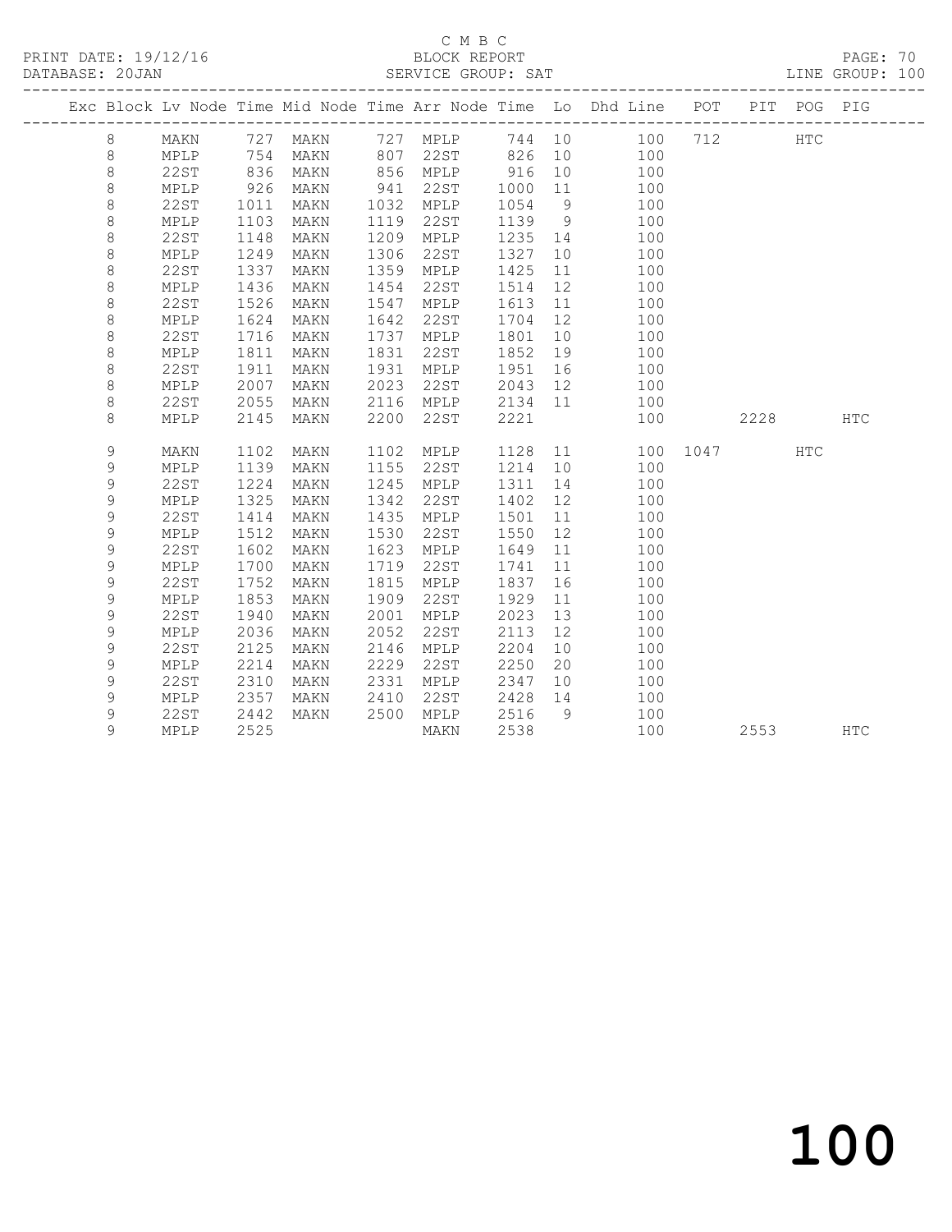C M B C

PRINT DATE: 19/12/16 BLOCK REPORT

DATABASE: 20JAN SERVICE GROUP: SAT LINE GROUP: 100

| Exc | Block | Lv | Node | Time | Mid Node | Time | Arr Node | Time | Lo | Dhd Line | POT | PIT | POG | PIG |
|---|---|---|---|---|---|---|---|---|---|---|---|---|---|---|
| | 8 | | MAKN | 727 | MAKN | 727 | MPLP | 744 | 10 | 100 | 712 | | HTC | |
| | 8 | | MPLP | 754 | MAKN | 807 | 22ST | 826 | 10 | 100 | | | | |
| | 8 | | 22ST | 836 | MAKN | 856 | MPLP | 916 | 10 | 100 | | | | |
| | 8 | | MPLP | 926 | MAKN | 941 | 22ST | 1000 | 11 | 100 | | | | |
| | 8 | | 22ST | 1011 | MAKN | 1032 | MPLP | 1054 | 9 | 100 | | | | |
| | 8 | | MPLP | 1103 | MAKN | 1119 | 22ST | 1139 | 9 | 100 | | | | |
| | 8 | | 22ST | 1148 | MAKN | 1209 | MPLP | 1235 | 14 | 100 | | | | |
| | 8 | | MPLP | 1249 | MAKN | 1306 | 22ST | 1327 | 10 | 100 | | | | |
| | 8 | | 22ST | 1337 | MAKN | 1359 | MPLP | 1425 | 11 | 100 | | | | |
| | 8 | | MPLP | 1436 | MAKN | 1454 | 22ST | 1514 | 12 | 100 | | | | |
| | 8 | | 22ST | 1526 | MAKN | 1547 | MPLP | 1613 | 11 | 100 | | | | |
| | 8 | | MPLP | 1624 | MAKN | 1642 | 22ST | 1704 | 12 | 100 | | | | |
| | 8 | | 22ST | 1716 | MAKN | 1737 | MPLP | 1801 | 10 | 100 | | | | |
| | 8 | | MPLP | 1811 | MAKN | 1831 | 22ST | 1852 | 19 | 100 | | | | |
| | 8 | | 22ST | 1911 | MAKN | 1931 | MPLP | 1951 | 16 | 100 | | | | |
| | 8 | | MPLP | 2007 | MAKN | 2023 | 22ST | 2043 | 12 | 100 | | | | |
| | 8 | | 22ST | 2055 | MAKN | 2116 | MPLP | 2134 | 11 | 100 | | | | |
| | 8 | | MPLP | 2145 | MAKN | 2200 | 22ST | 2221 | | 100 | | 2228 | | HTC |
| | 9 | | MAKN | 1102 | MAKN | 1102 | MPLP | 1128 | 11 | 100 | 1047 | | HTC | |
| | 9 | | MPLP | 1139 | MAKN | 1155 | 22ST | 1214 | 10 | 100 | | | | |
| | 9 | | 22ST | 1224 | MAKN | 1245 | MPLP | 1311 | 14 | 100 | | | | |
| | 9 | | MPLP | 1325 | MAKN | 1342 | 22ST | 1402 | 12 | 100 | | | | |
| | 9 | | 22ST | 1414 | MAKN | 1435 | MPLP | 1501 | 11 | 100 | | | | |
| | 9 | | MPLP | 1512 | MAKN | 1530 | 22ST | 1550 | 12 | 100 | | | | |
| | 9 | | 22ST | 1602 | MAKN | 1623 | MPLP | 1649 | 11 | 100 | | | | |
| | 9 | | MPLP | 1700 | MAKN | 1719 | 22ST | 1741 | 11 | 100 | | | | |
| | 9 | | 22ST | 1752 | MAKN | 1815 | MPLP | 1837 | 16 | 100 | | | | |
| | 9 | | MPLP | 1853 | MAKN | 1909 | 22ST | 1929 | 11 | 100 | | | | |
| | 9 | | 22ST | 1940 | MAKN | 2001 | MPLP | 2023 | 13 | 100 | | | | |
| | 9 | | MPLP | 2036 | MAKN | 2052 | 22ST | 2113 | 12 | 100 | | | | |
| | 9 | | 22ST | 2125 | MAKN | 2146 | MPLP | 2204 | 10 | 100 | | | | |
| | 9 | | MPLP | 2214 | MAKN | 2229 | 22ST | 2250 | 20 | 100 | | | | |
| | 9 | | 22ST | 2310 | MAKN | 2331 | MPLP | 2347 | 10 | 100 | | | | |
| | 9 | | MPLP | 2357 | MAKN | 2410 | 22ST | 2428 | 14 | 100 | | | | |
| | 9 | | 22ST | 2442 | MAKN | 2500 | MPLP | 2516 | 9 | 100 | | | | |
| | 9 | | MPLP | 2525 | | | MAKN | 2538 | | 100 | | 2553 | | HTC |

100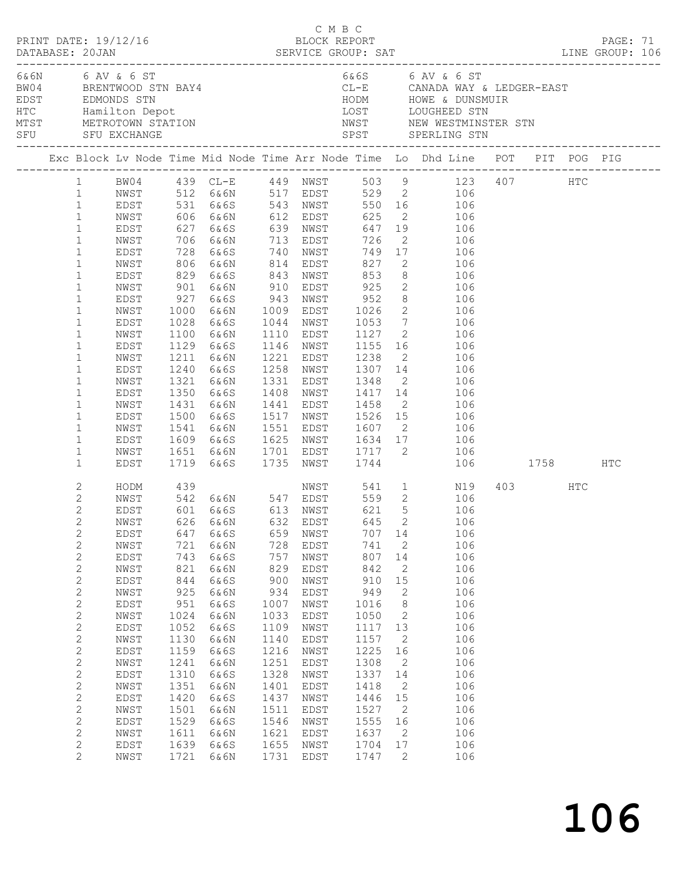C M B C
PRINT DATE: 19/12/16 BLOCK REPORT
DATABASE: 20JAN SERVICE GROUP: SAT LINE GROUP: 106

| Code | Name | Code | Name |
|---|---|---|---|
| 6&6N | 6 AV & 6 ST | 6&6S | 6 AV & 6 ST |
| BW04 | BRENTWOOD STN BAY4 | CL-E | CANADA WAY & LEDGER-EAST |
| EDST | EDMONDS STN | HODM | HOWE & DUNSMUIR |
| HTC | Hamilton Depot | LOST | LOUGHEED STN |
| MTST | METROTOWN STATION | NWST | NEW WESTMINSTER STN |
| SFU | SFU EXCHANGE | SPST | SPERLING STN |

| Exc | Block | Lv Node | Time | Mid Node | Time | Arr Node | Time | Lo | Dhd Line | POT | PIT | POG | PIG |
|---|---|---|---|---|---|---|---|---|---|---|---|---|---|
| | 1 | BW04 | 439 | CL-E | 449 | NWST | 503 | 9 | 123 | 407 | | HTC | |
| | 1 | NWST | 512 | 6&6N | 517 | EDST | 529 | 2 | 106 | | | | |
| | 1 | EDST | 531 | 6&6S | 543 | NWST | 550 | 16 | 106 | | | | |
| | 1 | NWST | 606 | 6&6N | 612 | EDST | 625 | 2 | 106 | | | | |
| | 1 | EDST | 627 | 6&6S | 639 | NWST | 647 | 19 | 106 | | | | |
| | 1 | NWST | 706 | 6&6N | 713 | EDST | 726 | 2 | 106 | | | | |
| | 1 | EDST | 728 | 6&6S | 740 | NWST | 749 | 17 | 106 | | | | |
| | 1 | NWST | 806 | 6&6N | 814 | EDST | 827 | 2 | 106 | | | | |
| | 1 | EDST | 829 | 6&6S | 843 | NWST | 853 | 8 | 106 | | | | |
| | 1 | NWST | 901 | 6&6N | 910 | EDST | 925 | 2 | 106 | | | | |
| | 1 | EDST | 927 | 6&6S | 943 | NWST | 952 | 8 | 106 | | | | |
| | 1 | NWST | 1000 | 6&6N | 1009 | EDST | 1026 | 2 | 106 | | | | |
| | 1 | EDST | 1028 | 6&6S | 1044 | NWST | 1053 | 7 | 106 | | | | |
| | 1 | NWST | 1100 | 6&6N | 1110 | EDST | 1127 | 2 | 106 | | | | |
| | 1 | EDST | 1129 | 6&6S | 1146 | NWST | 1155 | 16 | 106 | | | | |
| | 1 | NWST | 1211 | 6&6N | 1221 | EDST | 1238 | 2 | 106 | | | | |
| | 1 | EDST | 1240 | 6&6S | 1258 | NWST | 1307 | 14 | 106 | | | | |
| | 1 | NWST | 1321 | 6&6N | 1331 | EDST | 1348 | 2 | 106 | | | | |
| | 1 | EDST | 1350 | 6&6S | 1408 | NWST | 1417 | 14 | 106 | | | | |
| | 1 | NWST | 1431 | 6&6N | 1441 | EDST | 1458 | 2 | 106 | | | | |
| | 1 | EDST | 1500 | 6&6S | 1517 | NWST | 1526 | 15 | 106 | | | | |
| | 1 | NWST | 1541 | 6&6N | 1551 | EDST | 1607 | 2 | 106 | | | | |
| | 1 | EDST | 1609 | 6&6S | 1625 | NWST | 1634 | 17 | 106 | | | | |
| | 1 | NWST | 1651 | 6&6N | 1701 | EDST | 1717 | 2 | 106 | | | | |
| | 1 | EDST | 1719 | 6&6S | 1735 | NWST | 1744 | | 106 | | 1758 | | HTC |
| | 2 | HODM | 439 | | | NWST | 541 | 1 | N19 | 403 | | HTC | |
| | 2 | NWST | 542 | 6&6N | 547 | EDST | 559 | 2 | 106 | | | | |
| | 2 | EDST | 601 | 6&6S | 613 | NWST | 621 | 5 | 106 | | | | |
| | 2 | NWST | 626 | 6&6N | 632 | EDST | 645 | 2 | 106 | | | | |
| | 2 | EDST | 647 | 6&6S | 659 | NWST | 707 | 14 | 106 | | | | |
| | 2 | NWST | 721 | 6&6N | 728 | EDST | 741 | 2 | 106 | | | | |
| | 2 | EDST | 743 | 6&6S | 757 | NWST | 807 | 14 | 106 | | | | |
| | 2 | NWST | 821 | 6&6N | 829 | EDST | 842 | 2 | 106 | | | | |
| | 2 | EDST | 844 | 6&6S | 900 | NWST | 910 | 15 | 106 | | | | |
| | 2 | NWST | 925 | 6&6N | 934 | EDST | 949 | 2 | 106 | | | | |
| | 2 | EDST | 951 | 6&6S | 1007 | NWST | 1016 | 8 | 106 | | | | |
| | 2 | NWST | 1024 | 6&6N | 1033 | EDST | 1050 | 2 | 106 | | | | |
| | 2 | EDST | 1052 | 6&6S | 1109 | NWST | 1117 | 13 | 106 | | | | |
| | 2 | NWST | 1130 | 6&6N | 1140 | EDST | 1157 | 2 | 106 | | | | |
| | 2 | EDST | 1159 | 6&6S | 1216 | NWST | 1225 | 16 | 106 | | | | |
| | 2 | NWST | 1241 | 6&6N | 1251 | EDST | 1308 | 2 | 106 | | | | |
| | 2 | EDST | 1310 | 6&6S | 1328 | NWST | 1337 | 14 | 106 | | | | |
| | 2 | NWST | 1351 | 6&6N | 1401 | EDST | 1418 | 2 | 106 | | | | |
| | 2 | EDST | 1420 | 6&6S | 1437 | NWST | 1446 | 15 | 106 | | | | |
| | 2 | NWST | 1501 | 6&6N | 1511 | EDST | 1527 | 2 | 106 | | | | |
| | 2 | EDST | 1529 | 6&6S | 1546 | NWST | 1555 | 16 | 106 | | | | |
| | 2 | NWST | 1611 | 6&6N | 1621 | EDST | 1637 | 2 | 106 | | | | |
| | 2 | EDST | 1639 | 6&6S | 1655 | NWST | 1704 | 17 | 106 | | | | |
| | 2 | NWST | 1721 | 6&6N | 1731 | EDST | 1747 | 2 | 106 | | | | |

# 106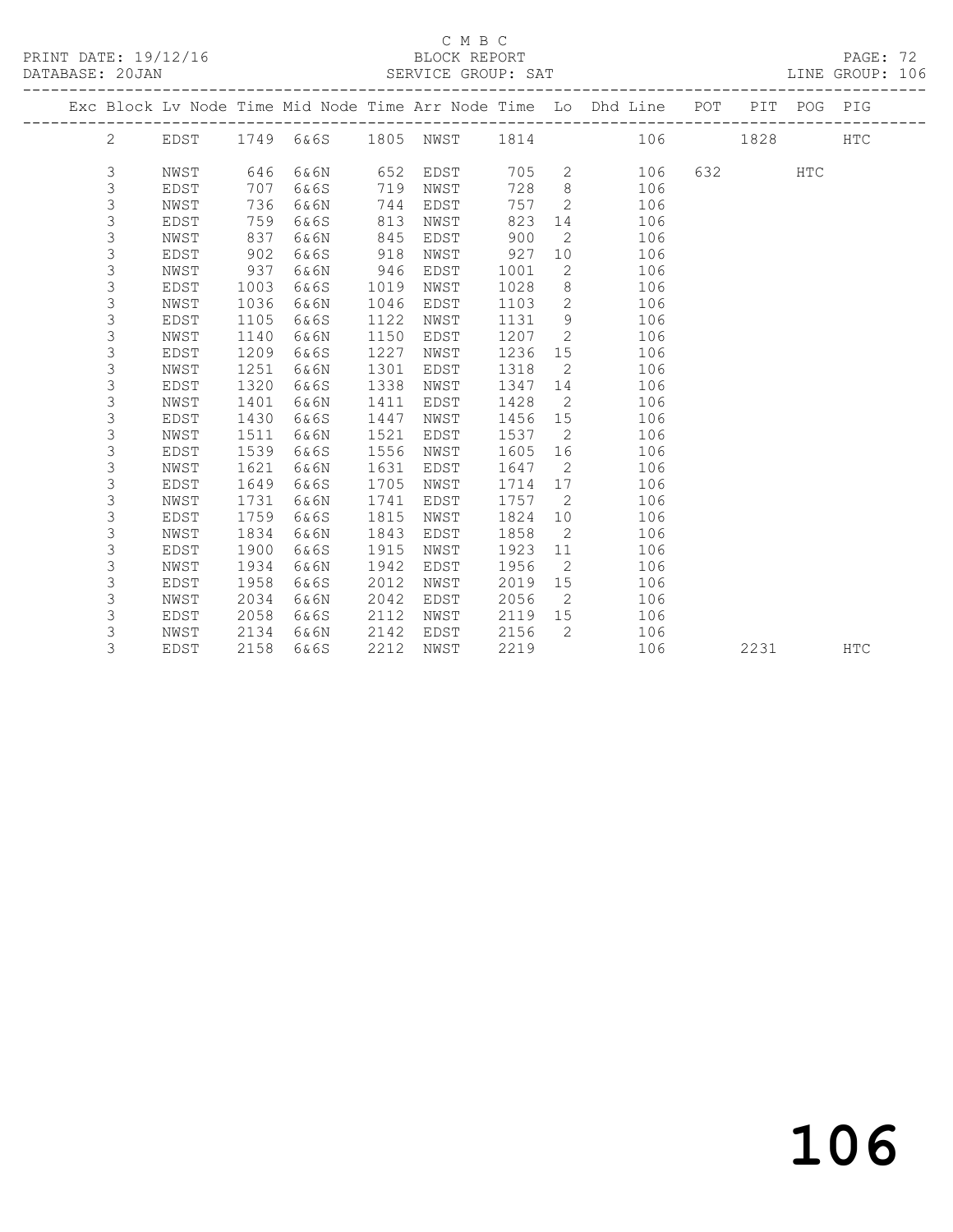C M B C

PRINT DATE: 19/12/16 BLOCK REPORT

DATABASE: 20JAN SERVICE GROUP: SAT LINE GROUP: 106

| Exc | Block | Lv Node | Time | Mid Node | Time | Arr Node | Time | Lo | Dhd Line | POT | PIT | POG | PIG |
|---|---|---|---|---|---|---|---|---|---|---|---|---|---|
| | 2 | EDST | 1749 | 6&6S | 1805 | NWST | 1814 | | 106 | | 1828 | | HTC |
| | 3 | NWST | 646 | 6&6N | 652 | EDST | 705 | 2 | 106 | 632 | | HTC | |
| | 3 | EDST | 707 | 6&6S | 719 | NWST | 728 | 8 | 106 | | | | |
| | 3 | NWST | 736 | 6&6N | 744 | EDST | 757 | 2 | 106 | | | | |
| | 3 | EDST | 759 | 6&6S | 813 | NWST | 823 | 14 | 106 | | | | |
| | 3 | NWST | 837 | 6&6N | 845 | EDST | 900 | 2 | 106 | | | | |
| | 3 | EDST | 902 | 6&6S | 918 | NWST | 927 | 10 | 106 | | | | |
| | 3 | NWST | 937 | 6&6N | 946 | EDST | 1001 | 2 | 106 | | | | |
| | 3 | EDST | 1003 | 6&6S | 1019 | NWST | 1028 | 8 | 106 | | | | |
| | 3 | NWST | 1036 | 6&6N | 1046 | EDST | 1103 | 2 | 106 | | | | |
| | 3 | EDST | 1105 | 6&6S | 1122 | NWST | 1131 | 9 | 106 | | | | |
| | 3 | NWST | 1140 | 6&6N | 1150 | EDST | 1207 | 2 | 106 | | | | |
| | 3 | EDST | 1209 | 6&6S | 1227 | NWST | 1236 | 15 | 106 | | | | |
| | 3 | NWST | 1251 | 6&6N | 1301 | EDST | 1318 | 2 | 106 | | | | |
| | 3 | EDST | 1320 | 6&6S | 1338 | NWST | 1347 | 14 | 106 | | | | |
| | 3 | NWST | 1401 | 6&6N | 1411 | EDST | 1428 | 2 | 106 | | | | |
| | 3 | EDST | 1430 | 6&6S | 1447 | NWST | 1456 | 15 | 106 | | | | |
| | 3 | NWST | 1511 | 6&6N | 1521 | EDST | 1537 | 2 | 106 | | | | |
| | 3 | EDST | 1539 | 6&6S | 1556 | NWST | 1605 | 16 | 106 | | | | |
| | 3 | NWST | 1621 | 6&6N | 1631 | EDST | 1647 | 2 | 106 | | | | |
| | 3 | EDST | 1649 | 6&6S | 1705 | NWST | 1714 | 17 | 106 | | | | |
| | 3 | NWST | 1731 | 6&6N | 1741 | EDST | 1757 | 2 | 106 | | | | |
| | 3 | EDST | 1759 | 6&6S | 1815 | NWST | 1824 | 10 | 106 | | | | |
| | 3 | NWST | 1834 | 6&6N | 1843 | EDST | 1858 | 2 | 106 | | | | |
| | 3 | EDST | 1900 | 6&6S | 1915 | NWST | 1923 | 11 | 106 | | | | |
| | 3 | NWST | 1934 | 6&6N | 1942 | EDST | 1956 | 2 | 106 | | | | |
| | 3 | EDST | 1958 | 6&6S | 2012 | NWST | 2019 | 15 | 106 | | | | |
| | 3 | NWST | 2034 | 6&6N | 2042 | EDST | 2056 | 2 | 106 | | | | |
| | 3 | EDST | 2058 | 6&6S | 2112 | NWST | 2119 | 15 | 106 | | | | |
| | 3 | NWST | 2134 | 6&6N | 2142 | EDST | 2156 | 2 | 106 | | | | |
| | 3 | EDST | 2158 | 6&6S | 2212 | NWST | 2219 | | 106 | | 2231 | | HTC |

106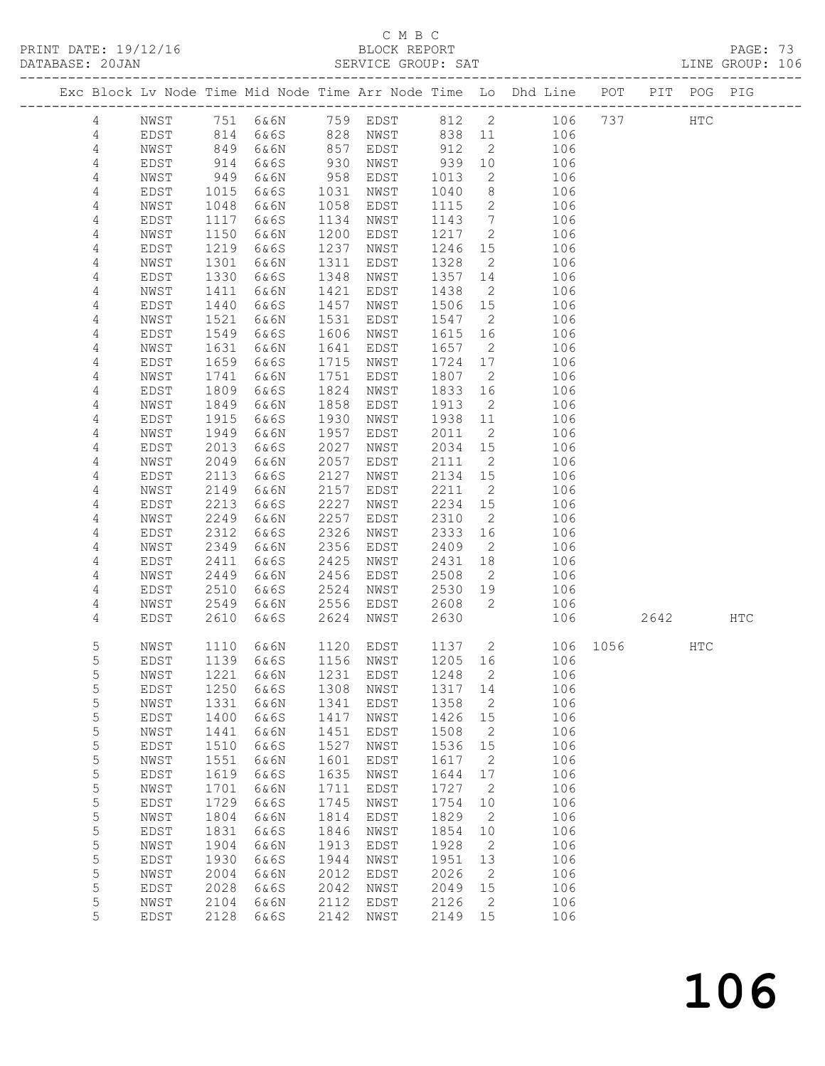C M B C

BLOCK REPORT

SERVICE GROUP: SAT

PRINT DATE: 19/12/16
DATABASE: 20JAN
LINE GROUP: 106

| Exc | Block | Lv | Node | Time | Mid Node | Time | Arr Node | Time | Lo | Dhd Line | POT | PIT | POG | PIG |
|---|---|---|---|---|---|---|---|---|---|---|---|---|---|---|
| | 4 | | NWST | 751 | 6&6N | 759 | EDST | 812 | 2 | 106 | 737 | | HTC | |
| | 4 | | EDST | 814 | 6&6S | 828 | NWST | 838 | 11 | 106 | | | | |
| | 4 | | NWST | 849 | 6&6N | 857 | EDST | 912 | 2 | 106 | | | | |
| | 4 | | EDST | 914 | 6&6S | 930 | NWST | 939 | 10 | 106 | | | | |
| | 4 | | NWST | 949 | 6&6N | 958 | EDST | 1013 | 2 | 106 | | | | |
| | 4 | | EDST | 1015 | 6&6S | 1031 | NWST | 1040 | 8 | 106 | | | | |
| | 4 | | NWST | 1048 | 6&6N | 1058 | EDST | 1115 | 2 | 106 | | | | |
| | 4 | | EDST | 1117 | 6&6S | 1134 | NWST | 1143 | 7 | 106 | | | | |
| | 4 | | NWST | 1150 | 6&6N | 1200 | EDST | 1217 | 2 | 106 | | | | |
| | 4 | | EDST | 1219 | 6&6S | 1237 | NWST | 1246 | 15 | 106 | | | | |
| | 4 | | NWST | 1301 | 6&6N | 1311 | EDST | 1328 | 2 | 106 | | | | |
| | 4 | | EDST | 1330 | 6&6S | 1348 | NWST | 1357 | 14 | 106 | | | | |
| | 4 | | NWST | 1411 | 6&6N | 1421 | EDST | 1438 | 2 | 106 | | | | |
| | 4 | | EDST | 1440 | 6&6S | 1457 | NWST | 1506 | 15 | 106 | | | | |
| | 4 | | NWST | 1521 | 6&6N | 1531 | EDST | 1547 | 2 | 106 | | | | |
| | 4 | | EDST | 1549 | 6&6S | 1606 | NWST | 1615 | 16 | 106 | | | | |
| | 4 | | NWST | 1631 | 6&6N | 1641 | EDST | 1657 | 2 | 106 | | | | |
| | 4 | | EDST | 1659 | 6&6S | 1715 | NWST | 1724 | 17 | 106 | | | | |
| | 4 | | NWST | 1741 | 6&6N | 1751 | EDST | 1807 | 2 | 106 | | | | |
| | 4 | | EDST | 1809 | 6&6S | 1824 | NWST | 1833 | 16 | 106 | | | | |
| | 4 | | NWST | 1849 | 6&6N | 1858 | EDST | 1913 | 2 | 106 | | | | |
| | 4 | | EDST | 1915 | 6&6S | 1930 | NWST | 1938 | 11 | 106 | | | | |
| | 4 | | NWST | 1949 | 6&6N | 1957 | EDST | 2011 | 2 | 106 | | | | |
| | 4 | | EDST | 2013 | 6&6S | 2027 | NWST | 2034 | 15 | 106 | | | | |
| | 4 | | NWST | 2049 | 6&6N | 2057 | EDST | 2111 | 2 | 106 | | | | |
| | 4 | | EDST | 2113 | 6&6S | 2127 | NWST | 2134 | 15 | 106 | | | | |
| | 4 | | NWST | 2149 | 6&6N | 2157 | EDST | 2211 | 2 | 106 | | | | |
| | 4 | | EDST | 2213 | 6&6S | 2227 | NWST | 2234 | 15 | 106 | | | | |
| | 4 | | NWST | 2249 | 6&6N | 2257 | EDST | 2310 | 2 | 106 | | | | |
| | 4 | | EDST | 2312 | 6&6S | 2326 | NWST | 2333 | 16 | 106 | | | | |
| | 4 | | NWST | 2349 | 6&6N | 2356 | EDST | 2409 | 2 | 106 | | | | |
| | 4 | | EDST | 2411 | 6&6S | 2425 | NWST | 2431 | 18 | 106 | | | | |
| | 4 | | NWST | 2449 | 6&6N | 2456 | EDST | 2508 | 2 | 106 | | | | |
| | 4 | | EDST | 2510 | 6&6S | 2524 | NWST | 2530 | 19 | 106 | | | | |
| | 4 | | NWST | 2549 | 6&6N | 2556 | EDST | 2608 | 2 | 106 | | | | |
| | 4 | | EDST | 2610 | 6&6S | 2624 | NWST | 2630 | | 106 | | 2642 | | HTC |
| | 5 | | NWST | 1110 | 6&6N | 1120 | EDST | 1137 | 2 | 106 | 1056 | | HTC | |
| | 5 | | EDST | 1139 | 6&6S | 1156 | NWST | 1205 | 16 | 106 | | | | |
| | 5 | | NWST | 1221 | 6&6N | 1231 | EDST | 1248 | 2 | 106 | | | | |
| | 5 | | EDST | 1250 | 6&6S | 1308 | NWST | 1317 | 14 | 106 | | | | |
| | 5 | | NWST | 1331 | 6&6N | 1341 | EDST | 1358 | 2 | 106 | | | | |
| | 5 | | EDST | 1400 | 6&6S | 1417 | NWST | 1426 | 15 | 106 | | | | |
| | 5 | | NWST | 1441 | 6&6N | 1451 | EDST | 1508 | 2 | 106 | | | | |
| | 5 | | EDST | 1510 | 6&6S | 1527 | NWST | 1536 | 15 | 106 | | | | |
| | 5 | | NWST | 1551 | 6&6N | 1601 | EDST | 1617 | 2 | 106 | | | | |
| | 5 | | EDST | 1619 | 6&6S | 1635 | NWST | 1644 | 17 | 106 | | | | |
| | 5 | | NWST | 1701 | 6&6N | 1711 | EDST | 1727 | 2 | 106 | | | | |
| | 5 | | EDST | 1729 | 6&6S | 1745 | NWST | 1754 | 10 | 106 | | | | |
| | 5 | | NWST | 1804 | 6&6N | 1814 | EDST | 1829 | 2 | 106 | | | | |
| | 5 | | EDST | 1831 | 6&6S | 1846 | NWST | 1854 | 10 | 106 | | | | |
| | 5 | | NWST | 1904 | 6&6N | 1913 | EDST | 1928 | 2 | 106 | | | | |
| | 5 | | EDST | 1930 | 6&6S | 1944 | NWST | 1951 | 13 | 106 | | | | |
| | 5 | | NWST | 2004 | 6&6N | 2012 | EDST | 2026 | 2 | 106 | | | | |
| | 5 | | EDST | 2028 | 6&6S | 2042 | NWST | 2049 | 15 | 106 | | | | |
| | 5 | | NWST | 2104 | 6&6N | 2112 | EDST | 2126 | 2 | 106 | | | | |
| | 5 | | EDST | 2128 | 6&6S | 2142 | NWST | 2149 | 15 | 106 | | | | |

# 106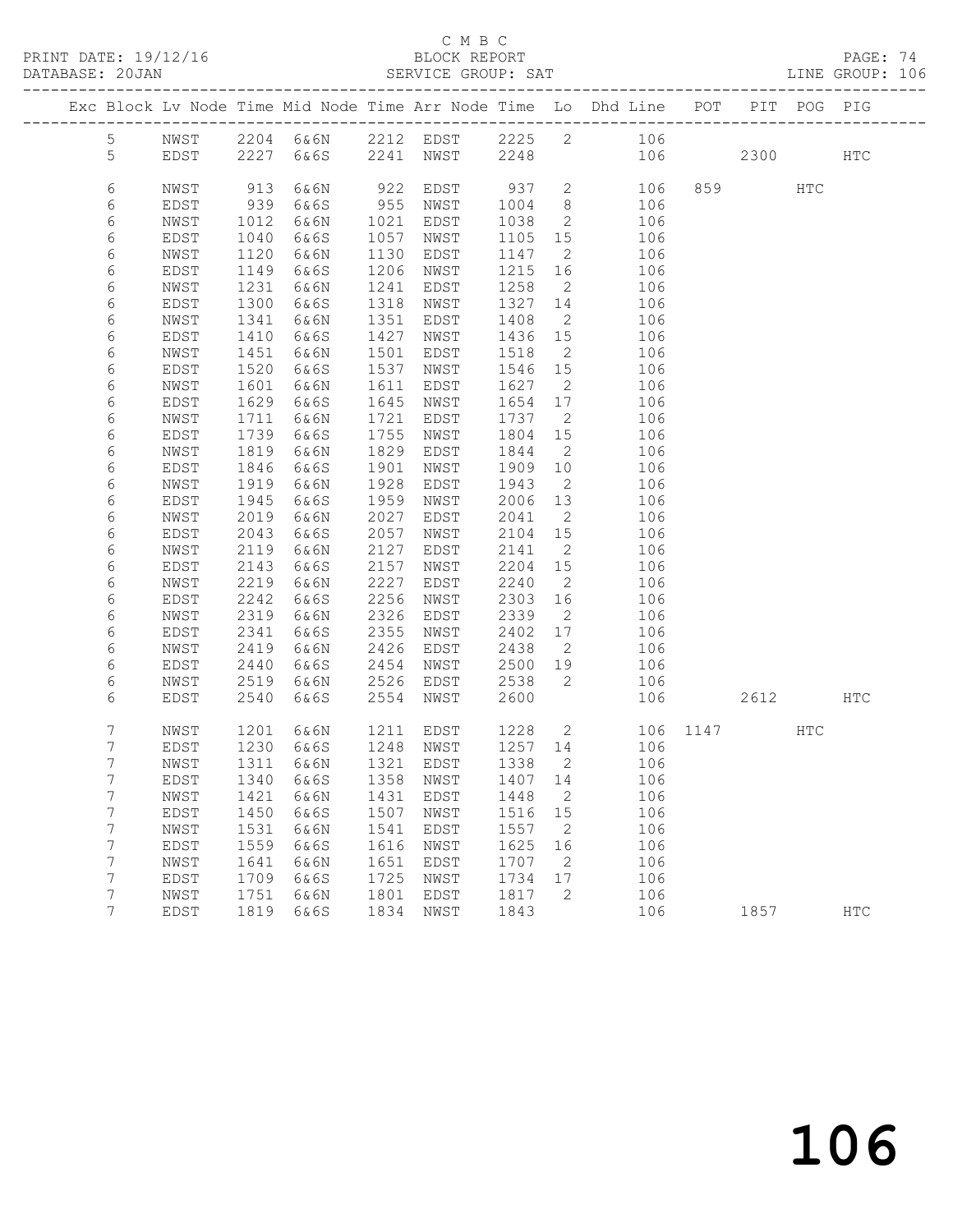C M B C
PRINT DATE: 19/12/16 BLOCK REPORT
DATABASE: 20JAN SERVICE GROUP: SAT LINE GROUP: 106

| Exc | Block | Lv Node | Time | Mid Node | Time | Arr Node | Time | Lo | Dhd Line | POT | PIT | POG | PIG |
|---|---|---|---|---|---|---|---|---|---|---|---|---|---|
| | 5 | NWST | 2204 | 6&6N | 2212 | EDST | 2225 | 2 | 106 | | | | |
| | 5 | EDST | 2227 | 6&6S | 2241 | NWST | 2248 | | 106 | | 2300 | | HTC |
| | 6 | NWST | 913 | 6&6N | 922 | EDST | 937 | 2 | 106 | 859 | | HTC | |
| | 6 | EDST | 939 | 6&6S | 955 | NWST | 1004 | 8 | 106 | | | | |
| | 6 | NWST | 1012 | 6&6N | 1021 | EDST | 1038 | 2 | 106 | | | | |
| | 6 | EDST | 1040 | 6&6S | 1057 | NWST | 1105 | 15 | 106 | | | | |
| | 6 | NWST | 1120 | 6&6N | 1130 | EDST | 1147 | 2 | 106 | | | | |
| | 6 | EDST | 1149 | 6&6S | 1206 | NWST | 1215 | 16 | 106 | | | | |
| | 6 | NWST | 1231 | 6&6N | 1241 | EDST | 1258 | 2 | 106 | | | | |
| | 6 | EDST | 1300 | 6&6S | 1318 | NWST | 1327 | 14 | 106 | | | | |
| | 6 | NWST | 1341 | 6&6N | 1351 | EDST | 1408 | 2 | 106 | | | | |
| | 6 | EDST | 1410 | 6&6S | 1427 | NWST | 1436 | 15 | 106 | | | | |
| | 6 | NWST | 1451 | 6&6N | 1501 | EDST | 1518 | 2 | 106 | | | | |
| | 6 | EDST | 1520 | 6&6S | 1537 | NWST | 1546 | 15 | 106 | | | | |
| | 6 | NWST | 1601 | 6&6N | 1611 | EDST | 1627 | 2 | 106 | | | | |
| | 6 | EDST | 1629 | 6&6S | 1645 | NWST | 1654 | 17 | 106 | | | | |
| | 6 | NWST | 1711 | 6&6N | 1721 | EDST | 1737 | 2 | 106 | | | | |
| | 6 | EDST | 1739 | 6&6S | 1755 | NWST | 1804 | 15 | 106 | | | | |
| | 6 | NWST | 1819 | 6&6N | 1829 | EDST | 1844 | 2 | 106 | | | | |
| | 6 | EDST | 1846 | 6&6S | 1901 | NWST | 1909 | 10 | 106 | | | | |
| | 6 | NWST | 1919 | 6&6N | 1928 | EDST | 1943 | 2 | 106 | | | | |
| | 6 | EDST | 1945 | 6&6S | 1959 | NWST | 2006 | 13 | 106 | | | | |
| | 6 | NWST | 2019 | 6&6N | 2027 | EDST | 2041 | 2 | 106 | | | | |
| | 6 | EDST | 2043 | 6&6S | 2057 | NWST | 2104 | 15 | 106 | | | | |
| | 6 | NWST | 2119 | 6&6N | 2127 | EDST | 2141 | 2 | 106 | | | | |
| | 6 | EDST | 2143 | 6&6S | 2157 | NWST | 2204 | 15 | 106 | | | | |
| | 6 | NWST | 2219 | 6&6N | 2227 | EDST | 2240 | 2 | 106 | | | | |
| | 6 | EDST | 2242 | 6&6S | 2256 | NWST | 2303 | 16 | 106 | | | | |
| | 6 | NWST | 2319 | 6&6N | 2326 | EDST | 2339 | 2 | 106 | | | | |
| | 6 | EDST | 2341 | 6&6S | 2355 | NWST | 2402 | 17 | 106 | | | | |
| | 6 | NWST | 2419 | 6&6N | 2426 | EDST | 2438 | 2 | 106 | | | | |
| | 6 | EDST | 2440 | 6&6S | 2454 | NWST | 2500 | 19 | 106 | | | | |
| | 6 | NWST | 2519 | 6&6N | 2526 | EDST | 2538 | 2 | 106 | | | | |
| | 6 | EDST | 2540 | 6&6S | 2554 | NWST | 2600 | | 106 | | 2612 | | HTC |
| | 7 | NWST | 1201 | 6&6N | 1211 | EDST | 1228 | 2 | 106 | 1147 | | HTC | |
| | 7 | EDST | 1230 | 6&6S | 1248 | NWST | 1257 | 14 | 106 | | | | |
| | 7 | NWST | 1311 | 6&6N | 1321 | EDST | 1338 | 2 | 106 | | | | |
| | 7 | EDST | 1340 | 6&6S | 1358 | NWST | 1407 | 14 | 106 | | | | |
| | 7 | NWST | 1421 | 6&6N | 1431 | EDST | 1448 | 2 | 106 | | | | |
| | 7 | EDST | 1450 | 6&6S | 1507 | NWST | 1516 | 15 | 106 | | | | |
| | 7 | NWST | 1531 | 6&6N | 1541 | EDST | 1557 | 2 | 106 | | | | |
| | 7 | EDST | 1559 | 6&6S | 1616 | NWST | 1625 | 16 | 106 | | | | |
| | 7 | NWST | 1641 | 6&6N | 1651 | EDST | 1707 | 2 | 106 | | | | |
| | 7 | EDST | 1709 | 6&6S | 1725 | NWST | 1734 | 17 | 106 | | | | |
| | 7 | NWST | 1751 | 6&6N | 1801 | EDST | 1817 | 2 | 106 | | | | |
| | 7 | EDST | 1819 | 6&6S | 1834 | NWST | 1843 | | 106 | | 1857 | | HTC |

106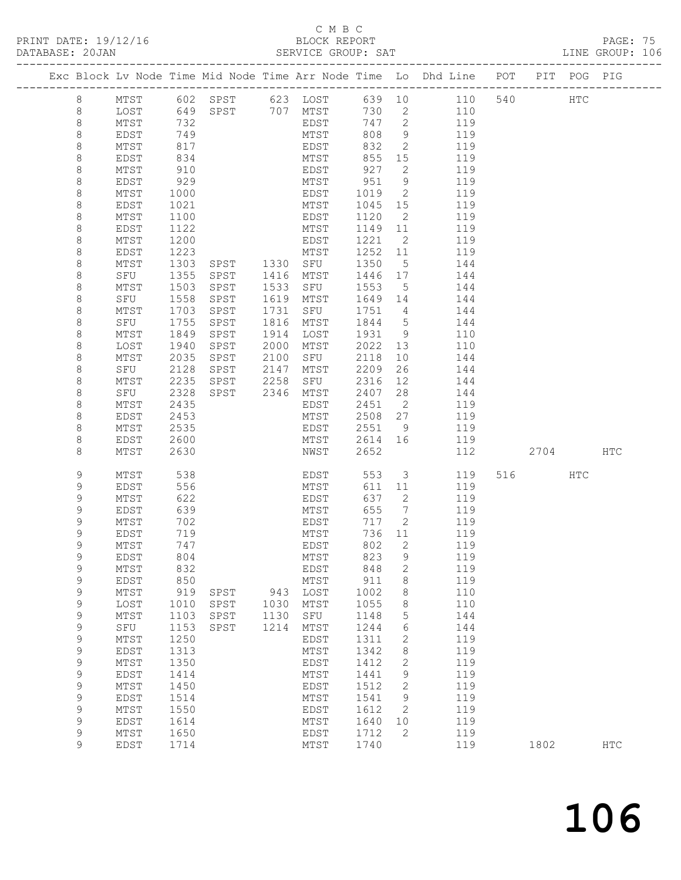C M B C

PRINT DATE: 19/12/16 BLOCK REPORT PAGE: 75
DATABASE: 20JAN SERVICE GROUP: SAT LINE GROUP: 106

| Exc | Block | Lv | Node | Time | Mid Node | Time | Arr Node | Time | Lo | Dhd Line | POT | PIT | POG | PIG |
|---|---|---|---|---|---|---|---|---|---|---|---|---|---|---|
| | 8 | | MTST | 602 | SPST | 623 | LOST | 639 | 10 | 110 | 540 | | HTC | |
| | 8 | | LOST | 649 | SPST | 707 | MTST | 730 | 2 | 110 | | | | |
| | 8 | | MTST | 732 | | | EDST | 747 | 2 | 119 | | | | |
| | 8 | | EDST | 749 | | | MTST | 808 | 9 | 119 | | | | |
| | 8 | | MTST | 817 | | | EDST | 832 | 2 | 119 | | | | |
| | 8 | | EDST | 834 | | | MTST | 855 | 15 | 119 | | | | |
| | 8 | | MTST | 910 | | | EDST | 927 | 2 | 119 | | | | |
| | 8 | | EDST | 929 | | | MTST | 951 | 9 | 119 | | | | |
| | 8 | | MTST | 1000 | | | EDST | 1019 | 2 | 119 | | | | |
| | 8 | | EDST | 1021 | | | MTST | 1045 | 15 | 119 | | | | |
| | 8 | | MTST | 1100 | | | EDST | 1120 | 2 | 119 | | | | |
| | 8 | | EDST | 1122 | | | MTST | 1149 | 11 | 119 | | | | |
| | 8 | | MTST | 1200 | | | EDST | 1221 | 2 | 119 | | | | |
| | 8 | | EDST | 1223 | | | MTST | 1252 | 11 | 119 | | | | |
| | 8 | | MTST | 1303 | SPST | 1330 | SFU | 1350 | 5 | 144 | | | | |
| | 8 | | SFU | 1355 | SPST | 1416 | MTST | 1446 | 17 | 144 | | | | |
| | 8 | | MTST | 1503 | SPST | 1533 | SFU | 1553 | 5 | 144 | | | | |
| | 8 | | SFU | 1558 | SPST | 1619 | MTST | 1649 | 14 | 144 | | | | |
| | 8 | | MTST | 1703 | SPST | 1731 | SFU | 1751 | 4 | 144 | | | | |
| | 8 | | SFU | 1755 | SPST | 1816 | MTST | 1844 | 5 | 144 | | | | |
| | 8 | | MTST | 1849 | SPST | 1914 | LOST | 1931 | 9 | 110 | | | | |
| | 8 | | LOST | 1940 | SPST | 2000 | MTST | 2022 | 13 | 110 | | | | |
| | 8 | | MTST | 2035 | SPST | 2100 | SFU | 2118 | 10 | 144 | | | | |
| | 8 | | SFU | 2128 | SPST | 2147 | MTST | 2209 | 26 | 144 | | | | |
| | 8 | | MTST | 2235 | SPST | 2258 | SFU | 2316 | 12 | 144 | | | | |
| | 8 | | SFU | 2328 | SPST | 2346 | MTST | 2407 | 28 | 144 | | | | |
| | 8 | | MTST | 2435 | | | EDST | 2451 | 2 | 119 | | | | |
| | 8 | | EDST | 2453 | | | MTST | 2508 | 27 | 119 | | | | |
| | 8 | | MTST | 2535 | | | EDST | 2551 | 9 | 119 | | | | |
| | 8 | | EDST | 2600 | | | MTST | 2614 | 16 | 119 | | | | |
| | 8 | | MTST | 2630 | | | NWST | 2652 | | 112 | | 2704 | | HTC |
| | 9 | | MTST | 538 | | | EDST | 553 | 3 | 119 | 516 | | HTC | |
| | 9 | | EDST | 556 | | | MTST | 611 | 11 | 119 | | | | |
| | 9 | | MTST | 622 | | | EDST | 637 | 2 | 119 | | | | |
| | 9 | | EDST | 639 | | | MTST | 655 | 7 | 119 | | | | |
| | 9 | | MTST | 702 | | | EDST | 717 | 2 | 119 | | | | |
| | 9 | | EDST | 719 | | | MTST | 736 | 11 | 119 | | | | |
| | 9 | | MTST | 747 | | | EDST | 802 | 2 | 119 | | | | |
| | 9 | | EDST | 804 | | | MTST | 823 | 9 | 119 | | | | |
| | 9 | | MTST | 832 | | | EDST | 848 | 2 | 119 | | | | |
| | 9 | | EDST | 850 | | | MTST | 911 | 8 | 119 | | | | |
| | 9 | | MTST | 919 | SPST | 943 | LOST | 1002 | 8 | 110 | | | | |
| | 9 | | LOST | 1010 | SPST | 1030 | MTST | 1055 | 8 | 110 | | | | |
| | 9 | | MTST | 1103 | SPST | 1130 | SFU | 1148 | 5 | 144 | | | | |
| | 9 | | SFU | 1153 | SPST | 1214 | MTST | 1244 | 6 | 144 | | | | |
| | 9 | | MTST | 1250 | | | EDST | 1311 | 2 | 119 | | | | |
| | 9 | | EDST | 1313 | | | MTST | 1342 | 8 | 119 | | | | |
| | 9 | | MTST | 1350 | | | EDST | 1412 | 2 | 119 | | | | |
| | 9 | | EDST | 1414 | | | MTST | 1441 | 9 | 119 | | | | |
| | 9 | | MTST | 1450 | | | EDST | 1512 | 2 | 119 | | | | |
| | 9 | | EDST | 1514 | | | MTST | 1541 | 9 | 119 | | | | |
| | 9 | | MTST | 1550 | | | EDST | 1612 | 2 | 119 | | | | |
| | 9 | | EDST | 1614 | | | MTST | 1640 | 10 | 119 | | | | |
| | 9 | | MTST | 1650 | | | EDST | 1712 | 2 | 119 | | | | |
| | 9 | | EDST | 1714 | | | MTST | 1740 | | 119 | | 1802 | | HTC |

106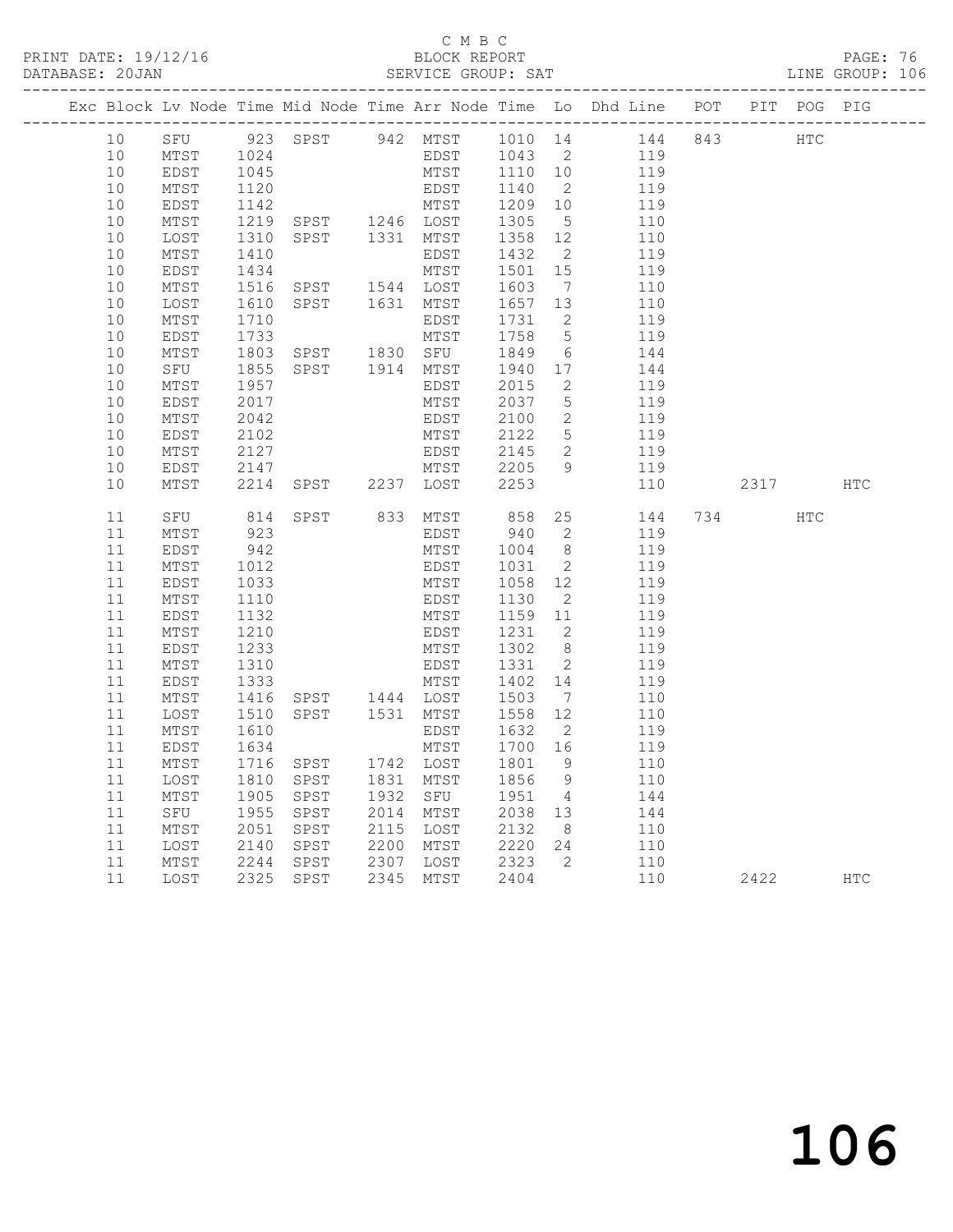C M B C

PRINT DATE: 19/12/16 BLOCK REPORT

DATABASE: 20JAN SERVICE GROUP: SAT LINE GROUP: 106

| Exc | Block | Lv | Node | Time | Mid Node | Time | Arr Node | Time | Lo | Dhd Line | POT | PIT | POG | PIG |
|---|---|---|---|---|---|---|---|---|---|---|---|---|---|---|
| | 10 | | SFU | 923 | SPST | 942 | MTST | 1010 | 14 | 144 | 843 | | HTC | |
| | 10 | | MTST | 1024 | | | EDST | 1043 | 2 | 119 | | | | |
| | 10 | | EDST | 1045 | | | MTST | 1110 | 10 | 119 | | | | |
| | 10 | | MTST | 1120 | | | EDST | 1140 | 2 | 119 | | | | |
| | 10 | | EDST | 1142 | | | MTST | 1209 | 10 | 119 | | | | |
| | 10 | | MTST | 1219 | SPST | 1246 | LOST | 1305 | 5 | 110 | | | | |
| | 10 | | LOST | 1310 | SPST | 1331 | MTST | 1358 | 12 | 110 | | | | |
| | 10 | | MTST | 1410 | | | EDST | 1432 | 2 | 119 | | | | |
| | 10 | | EDST | 1434 | | | MTST | 1501 | 15 | 119 | | | | |
| | 10 | | MTST | 1516 | SPST | 1544 | LOST | 1603 | 7 | 110 | | | | |
| | 10 | | LOST | 1610 | SPST | 1631 | MTST | 1657 | 13 | 110 | | | | |
| | 10 | | MTST | 1710 | | | EDST | 1731 | 2 | 119 | | | | |
| | 10 | | EDST | 1733 | | | MTST | 1758 | 5 | 119 | | | | |
| | 10 | | MTST | 1803 | SPST | 1830 | SFU | 1849 | 6 | 144 | | | | |
| | 10 | | SFU | 1855 | SPST | 1914 | MTST | 1940 | 17 | 144 | | | | |
| | 10 | | MTST | 1957 | | | EDST | 2015 | 2 | 119 | | | | |
| | 10 | | EDST | 2017 | | | MTST | 2037 | 5 | 119 | | | | |
| | 10 | | MTST | 2042 | | | EDST | 2100 | 2 | 119 | | | | |
| | 10 | | EDST | 2102 | | | MTST | 2122 | 5 | 119 | | | | |
| | 10 | | MTST | 2127 | | | EDST | 2145 | 2 | 119 | | | | |
| | 10 | | EDST | 2147 | | | MTST | 2205 | 9 | 119 | | | | |
| | 10 | | MTST | 2214 | SPST | 2237 | LOST | 2253 | | 110 | | 2317 | | HTC |
| | 11 | | SFU | 814 | SPST | 833 | MTST | 858 | 25 | 144 | 734 | | HTC | |
| | 11 | | MTST | 923 | | | EDST | 940 | 2 | 119 | | | | |
| | 11 | | EDST | 942 | | | MTST | 1004 | 8 | 119 | | | | |
| | 11 | | MTST | 1012 | | | EDST | 1031 | 2 | 119 | | | | |
| | 11 | | EDST | 1033 | | | MTST | 1058 | 12 | 119 | | | | |
| | 11 | | MTST | 1110 | | | EDST | 1130 | 2 | 119 | | | | |
| | 11 | | EDST | 1132 | | | MTST | 1159 | 11 | 119 | | | | |
| | 11 | | MTST | 1210 | | | EDST | 1231 | 2 | 119 | | | | |
| | 11 | | EDST | 1233 | | | MTST | 1302 | 8 | 119 | | | | |
| | 11 | | MTST | 1310 | | | EDST | 1331 | 2 | 119 | | | | |
| | 11 | | EDST | 1333 | | | MTST | 1402 | 14 | 119 | | | | |
| | 11 | | MTST | 1416 | SPST | 1444 | LOST | 1503 | 7 | 110 | | | | |
| | 11 | | LOST | 1510 | SPST | 1531 | MTST | 1558 | 12 | 110 | | | | |
| | 11 | | MTST | 1610 | | | EDST | 1632 | 2 | 119 | | | | |
| | 11 | | EDST | 1634 | | | MTST | 1700 | 16 | 119 | | | | |
| | 11 | | MTST | 1716 | SPST | 1742 | LOST | 1801 | 9 | 110 | | | | |
| | 11 | | LOST | 1810 | SPST | 1831 | MTST | 1856 | 9 | 110 | | | | |
| | 11 | | MTST | 1905 | SPST | 1932 | SFU | 1951 | 4 | 144 | | | | |
| | 11 | | SFU | 1955 | SPST | 2014 | MTST | 2038 | 13 | 144 | | | | |
| | 11 | | MTST | 2051 | SPST | 2115 | LOST | 2132 | 8 | 110 | | | | |
| | 11 | | LOST | 2140 | SPST | 2200 | MTST | 2220 | 24 | 110 | | | | |
| | 11 | | MTST | 2244 | SPST | 2307 | LOST | 2323 | 2 | 110 | | | | |
| | 11 | | LOST | 2325 | SPST | 2345 | MTST | 2404 | | 110 | | 2422 | | HTC |

106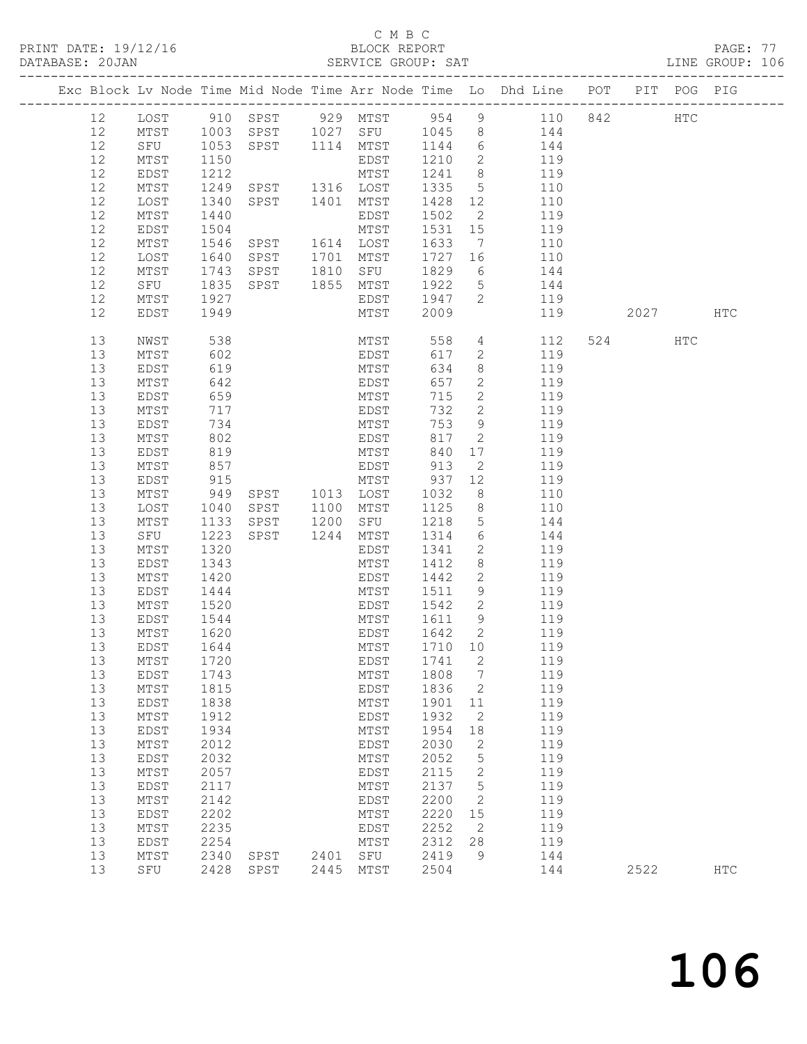C M B C
PRINT DATE: 19/12/16 BLOCK REPORT
DATABASE: 20JAN SERVICE GROUP: SAT LINE GROUP: 106

| Exc | Block | Lv | Node | Time | Mid | Node | Time | Arr | Node | Time | Lo | Dhd | Line | POT | PIT | POG | PIG |
|---|---|---|---|---|---|---|---|---|---|---|---|---|---|---|---|---|---|
| | 12 | | LOST | 910 | SPST | | 929 | MTST | | 954 | 9 | | 110 | 842 | | HTC | |
| | 12 | | MTST | 1003 | SPST | | 1027 | SFU | | 1045 | 8 | | 144 | | | | |
| | 12 | | SFU | 1053 | SPST | | 1114 | MTST | | 1144 | 6 | | 144 | | | | |
| | 12 | | MTST | 1150 | | | | EDST | | 1210 | 2 | | 119 | | | | |
| | 12 | | EDST | 1212 | | | | MTST | | 1241 | 8 | | 119 | | | | |
| | 12 | | MTST | 1249 | SPST | | 1316 | LOST | | 1335 | 5 | | 110 | | | | |
| | 12 | | LOST | 1340 | SPST | | 1401 | MTST | | 1428 | 12 | | 110 | | | | |
| | 12 | | MTST | 1440 | | | | EDST | | 1502 | 2 | | 119 | | | | |
| | 12 | | EDST | 1504 | | | | MTST | | 1531 | 15 | | 119 | | | | |
| | 12 | | MTST | 1546 | SPST | | 1614 | LOST | | 1633 | 7 | | 110 | | | | |
| | 12 | | LOST | 1640 | SPST | | 1701 | MTST | | 1727 | 16 | | 110 | | | | |
| | 12 | | MTST | 1743 | SPST | | 1810 | SFU | | 1829 | 6 | | 144 | | | | |
| | 12 | | SFU | 1835 | SPST | | 1855 | MTST | | 1922 | 5 | | 144 | | | | |
| | 12 | | MTST | 1927 | | | | EDST | | 1947 | 2 | | 119 | | | | |
| | 12 | | EDST | 1949 | | | | MTST | | 2009 | | | 119 | | 2027 | | HTC |
| | 13 | | NWST | 538 | | | | MTST | | 558 | 4 | | 112 | 524 | | HTC | |
| | 13 | | MTST | 602 | | | | EDST | | 617 | 2 | | 119 | | | | |
| | 13 | | EDST | 619 | | | | MTST | | 634 | 8 | | 119 | | | | |
| | 13 | | MTST | 642 | | | | EDST | | 657 | 2 | | 119 | | | | |
| | 13 | | EDST | 659 | | | | MTST | | 715 | 2 | | 119 | | | | |
| | 13 | | MTST | 717 | | | | EDST | | 732 | 2 | | 119 | | | | |
| | 13 | | EDST | 734 | | | | MTST | | 753 | 9 | | 119 | | | | |
| | 13 | | MTST | 802 | | | | EDST | | 817 | 2 | | 119 | | | | |
| | 13 | | EDST | 819 | | | | MTST | | 840 | 17 | | 119 | | | | |
| | 13 | | MTST | 857 | | | | EDST | | 913 | 2 | | 119 | | | | |
| | 13 | | EDST | 915 | | | | MTST | | 937 | 12 | | 119 | | | | |
| | 13 | | MTST | 949 | SPST | | 1013 | LOST | | 1032 | 8 | | 110 | | | | |
| | 13 | | LOST | 1040 | SPST | | 1100 | MTST | | 1125 | 8 | | 110 | | | | |
| | 13 | | MTST | 1133 | SPST | | 1200 | SFU | | 1218 | 5 | | 144 | | | | |
| | 13 | | SFU | 1223 | SPST | | 1244 | MTST | | 1314 | 6 | | 144 | | | | |
| | 13 | | MTST | 1320 | | | | EDST | | 1341 | 2 | | 119 | | | | |
| | 13 | | EDST | 1343 | | | | MTST | | 1412 | 8 | | 119 | | | | |
| | 13 | | MTST | 1420 | | | | EDST | | 1442 | 2 | | 119 | | | | |
| | 13 | | EDST | 1444 | | | | MTST | | 1511 | 9 | | 119 | | | | |
| | 13 | | MTST | 1520 | | | | EDST | | 1542 | 2 | | 119 | | | | |
| | 13 | | EDST | 1544 | | | | MTST | | 1611 | 9 | | 119 | | | | |
| | 13 | | MTST | 1620 | | | | EDST | | 1642 | 2 | | 119 | | | | |
| | 13 | | EDST | 1644 | | | | MTST | | 1710 | 10 | | 119 | | | | |
| | 13 | | MTST | 1720 | | | | EDST | | 1741 | 2 | | 119 | | | | |
| | 13 | | EDST | 1743 | | | | MTST | | 1808 | 7 | | 119 | | | | |
| | 13 | | MTST | 1815 | | | | EDST | | 1836 | 2 | | 119 | | | | |
| | 13 | | EDST | 1838 | | | | MTST | | 1901 | 11 | | 119 | | | | |
| | 13 | | MTST | 1912 | | | | EDST | | 1932 | 2 | | 119 | | | | |
| | 13 | | EDST | 1934 | | | | MTST | | 1954 | 18 | | 119 | | | | |
| | 13 | | MTST | 2012 | | | | EDST | | 2030 | 2 | | 119 | | | | |
| | 13 | | EDST | 2032 | | | | MTST | | 2052 | 5 | | 119 | | | | |
| | 13 | | MTST | 2057 | | | | EDST | | 2115 | 2 | | 119 | | | | |
| | 13 | | EDST | 2117 | | | | MTST | | 2137 | 5 | | 119 | | | | |
| | 13 | | MTST | 2142 | | | | EDST | | 2200 | 2 | | 119 | | | | |
| | 13 | | EDST | 2202 | | | | MTST | | 2220 | 15 | | 119 | | | | |
| | 13 | | MTST | 2235 | | | | EDST | | 2252 | 2 | | 119 | | | | |
| | 13 | | EDST | 2254 | | | | MTST | | 2312 | 28 | | 119 | | | | |
| | 13 | | MTST | 2340 | SPST | | 2401 | SFU | | 2419 | 9 | | 144 | | | | |
| | 13 | | SFU | 2428 | SPST | | 2445 | MTST | | 2504 | | | 144 | | 2522 | | HTC |

106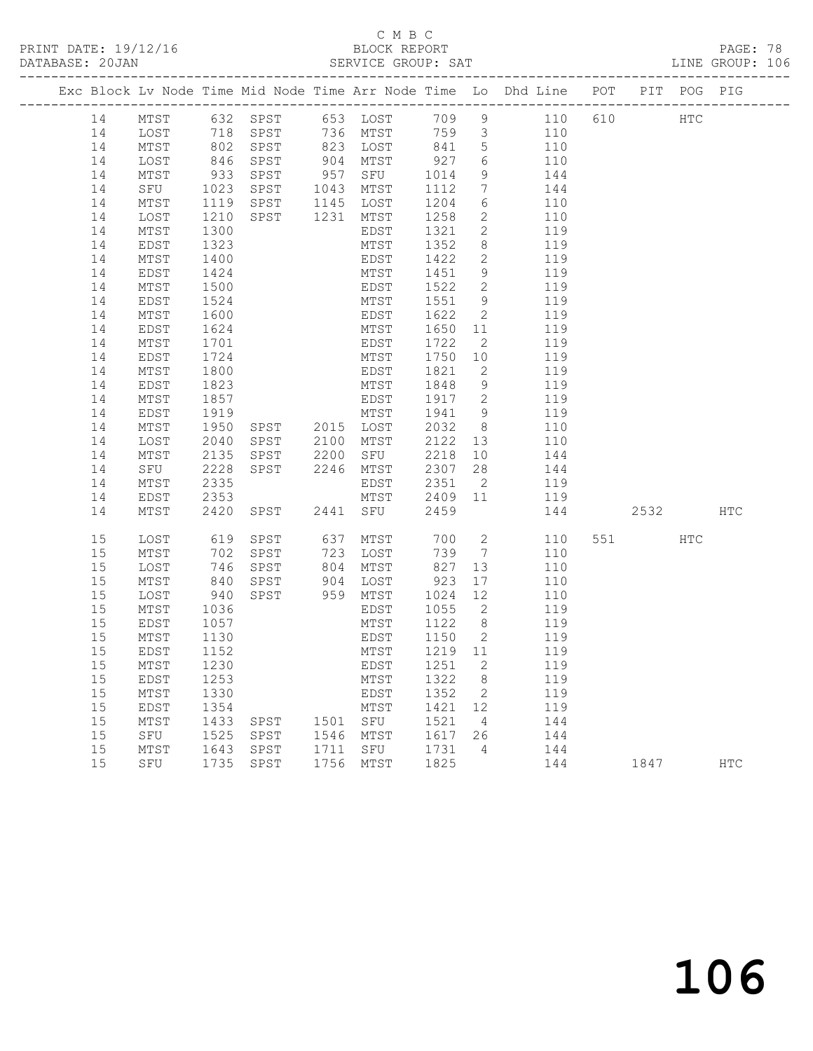C M B C

BLOCK REPORT

SERVICE GROUP: SAT

PRINT DATE: 19/12/16

DATABASE: 20JAN

LINE GROUP: 106

| Exc | Block | Lv | Node | Time | Mid Node | Time | Arr Node | Time | Lo | Dhd Line | POT | PIT | POG | PIG |
|---|---|---|---|---|---|---|---|---|---|---|---|---|---|---|
| | 14 | | MTST | 632 | SPST | 653 | LOST | 709 | 9 | 110 | 610 | | HTC | |
| | 14 | | LOST | 718 | SPST | 736 | MTST | 759 | 3 | 110 | | | | |
| | 14 | | MTST | 802 | SPST | 823 | LOST | 841 | 5 | 110 | | | | |
| | 14 | | LOST | 846 | SPST | 904 | MTST | 927 | 6 | 110 | | | | |
| | 14 | | MTST | 933 | SPST | 957 | SFU | 1014 | 9 | 144 | | | | |
| | 14 | | SFU | 1023 | SPST | 1043 | MTST | 1112 | 7 | 144 | | | | |
| | 14 | | MTST | 1119 | SPST | 1145 | LOST | 1204 | 6 | 110 | | | | |
| | 14 | | LOST | 1210 | SPST | 1231 | MTST | 1258 | 2 | 110 | | | | |
| | 14 | | MTST | 1300 | | | EDST | 1321 | 2 | 119 | | | | |
| | 14 | | EDST | 1323 | | | MTST | 1352 | 8 | 119 | | | | |
| | 14 | | MTST | 1400 | | | EDST | 1422 | 2 | 119 | | | | |
| | 14 | | EDST | 1424 | | | MTST | 1451 | 9 | 119 | | | | |
| | 14 | | MTST | 1500 | | | EDST | 1522 | 2 | 119 | | | | |
| | 14 | | EDST | 1524 | | | MTST | 1551 | 9 | 119 | | | | |
| | 14 | | MTST | 1600 | | | EDST | 1622 | 2 | 119 | | | | |
| | 14 | | EDST | 1624 | | | MTST | 1650 | 11 | 119 | | | | |
| | 14 | | MTST | 1701 | | | EDST | 1722 | 2 | 119 | | | | |
| | 14 | | EDST | 1724 | | | MTST | 1750 | 10 | 119 | | | | |
| | 14 | | MTST | 1800 | | | EDST | 1821 | 2 | 119 | | | | |
| | 14 | | EDST | 1823 | | | MTST | 1848 | 9 | 119 | | | | |
| | 14 | | MTST | 1857 | | | EDST | 1917 | 2 | 119 | | | | |
| | 14 | | EDST | 1919 | | | MTST | 1941 | 9 | 119 | | | | |
| | 14 | | MTST | 1950 | SPST | 2015 | LOST | 2032 | 8 | 110 | | | | |
| | 14 | | LOST | 2040 | SPST | 2100 | MTST | 2122 | 13 | 110 | | | | |
| | 14 | | MTST | 2135 | SPST | 2200 | SFU | 2218 | 10 | 144 | | | | |
| | 14 | | SFU | 2228 | SPST | 2246 | MTST | 2307 | 28 | 144 | | | | |
| | 14 | | MTST | 2335 | | | EDST | 2351 | 2 | 119 | | | | |
| | 14 | | EDST | 2353 | | | MTST | 2409 | 11 | 119 | | | | |
| | 14 | | MTST | 2420 | SPST | 2441 | SFU | 2459 | | 144 | | 2532 | | HTC |
| | 15 | | LOST | 619 | SPST | 637 | MTST | 700 | 2 | 110 | 551 | | HTC | |
| | 15 | | MTST | 702 | SPST | 723 | LOST | 739 | 7 | 110 | | | | |
| | 15 | | LOST | 746 | SPST | 804 | MTST | 827 | 13 | 110 | | | | |
| | 15 | | MTST | 840 | SPST | 904 | LOST | 923 | 17 | 110 | | | | |
| | 15 | | LOST | 940 | SPST | 959 | MTST | 1024 | 12 | 110 | | | | |
| | 15 | | MTST | 1036 | | | EDST | 1055 | 2 | 119 | | | | |
| | 15 | | EDST | 1057 | | | MTST | 1122 | 8 | 119 | | | | |
| | 15 | | MTST | 1130 | | | EDST | 1150 | 2 | 119 | | | | |
| | 15 | | EDST | 1152 | | | MTST | 1219 | 11 | 119 | | | | |
| | 15 | | MTST | 1230 | | | EDST | 1251 | 2 | 119 | | | | |
| | 15 | | EDST | 1253 | | | MTST | 1322 | 8 | 119 | | | | |
| | 15 | | MTST | 1330 | | | EDST | 1352 | 2 | 119 | | | | |
| | 15 | | EDST | 1354 | | | MTST | 1421 | 12 | 119 | | | | |
| | 15 | | MTST | 1433 | SPST | 1501 | SFU | 1521 | 4 | 144 | | | | |
| | 15 | | SFU | 1525 | SPST | 1546 | MTST | 1617 | 26 | 144 | | | | |
| | 15 | | MTST | 1643 | SPST | 1711 | SFU | 1731 | 4 | 144 | | | | |
| | 15 | | SFU | 1735 | SPST | 1756 | MTST | 1825 | | 144 | | 1847 | | HTC |

106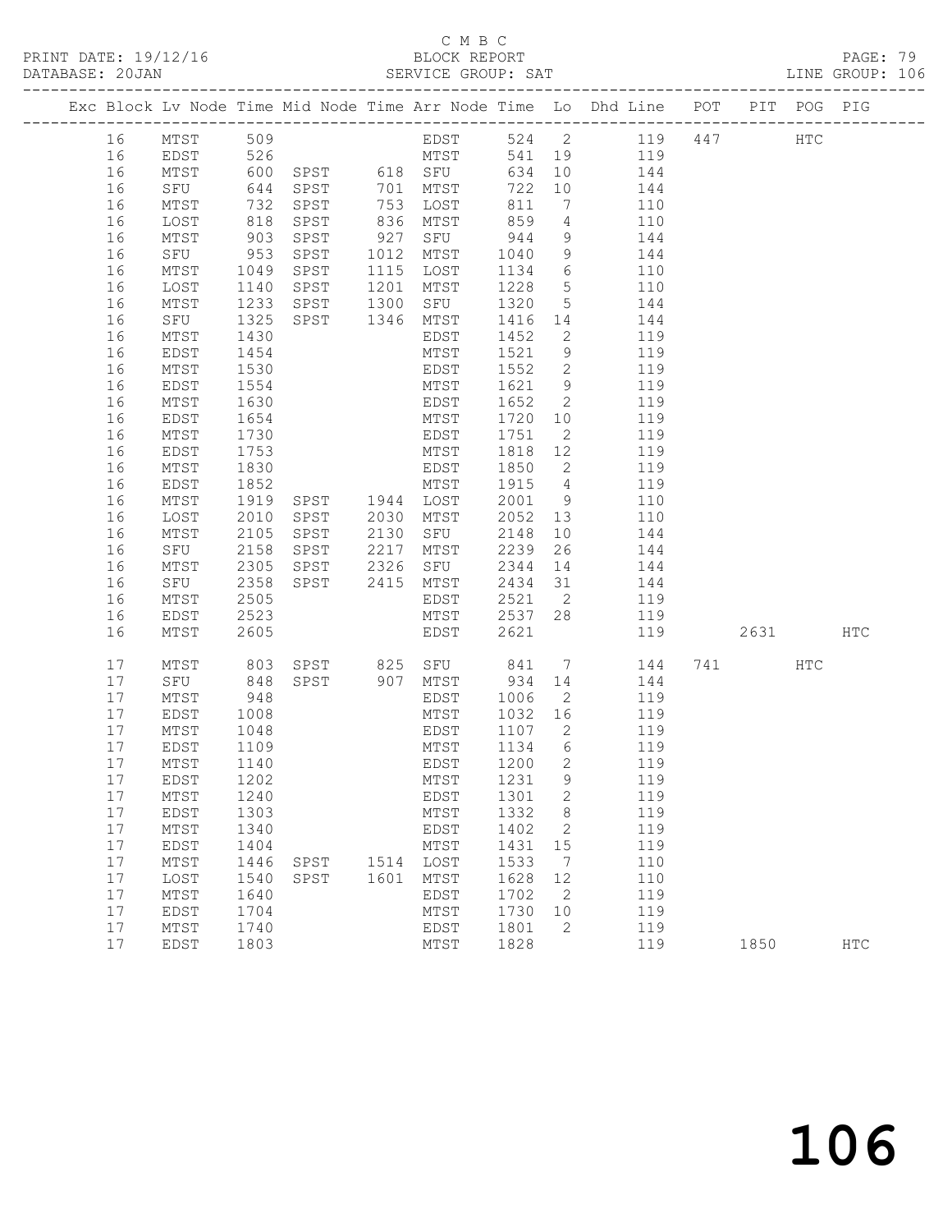C M B C

PRINT DATE: 19/12/16 BLOCK REPORT PAGE: 79
DATABASE: 20JAN SERVICE GROUP: SAT LINE GROUP: 106

| Exc | Block | Lv | Node | Time | Mid Node | Time | Arr Node | Time | Lo | Dhd Line | POT | PIT | POG | PIG |
|---|---|---|---|---|---|---|---|---|---|---|---|---|---|---|
| | 16 | | MTST | 509 | | | EDST | 524 | 2 | 119 | 447 | | HTC | |
| | 16 | | EDST | 526 | | | MTST | 541 | 19 | 119 | | | | |
| | 16 | | MTST | 600 | SPST | 618 | SFU | 634 | 10 | 144 | | | | |
| | 16 | | SFU | 644 | SPST | 701 | MTST | 722 | 10 | 144 | | | | |
| | 16 | | MTST | 732 | SPST | 753 | LOST | 811 | 7 | 110 | | | | |
| | 16 | | LOST | 818 | SPST | 836 | MTST | 859 | 4 | 110 | | | | |
| | 16 | | MTST | 903 | SPST | 927 | SFU | 944 | 9 | 144 | | | | |
| | 16 | | SFU | 953 | SPST | 1012 | MTST | 1040 | 9 | 144 | | | | |
| | 16 | | MTST | 1049 | SPST | 1115 | LOST | 1134 | 6 | 110 | | | | |
| | 16 | | LOST | 1140 | SPST | 1201 | MTST | 1228 | 5 | 110 | | | | |
| | 16 | | MTST | 1233 | SPST | 1300 | SFU | 1320 | 5 | 144 | | | | |
| | 16 | | SFU | 1325 | SPST | 1346 | MTST | 1416 | 14 | 144 | | | | |
| | 16 | | MTST | 1430 | | | EDST | 1452 | 2 | 119 | | | | |
| | 16 | | EDST | 1454 | | | MTST | 1521 | 9 | 119 | | | | |
| | 16 | | MTST | 1530 | | | EDST | 1552 | 2 | 119 | | | | |
| | 16 | | EDST | 1554 | | | MTST | 1621 | 9 | 119 | | | | |
| | 16 | | MTST | 1630 | | | EDST | 1652 | 2 | 119 | | | | |
| | 16 | | EDST | 1654 | | | MTST | 1720 | 10 | 119 | | | | |
| | 16 | | MTST | 1730 | | | EDST | 1751 | 2 | 119 | | | | |
| | 16 | | EDST | 1753 | | | MTST | 1818 | 12 | 119 | | | | |
| | 16 | | MTST | 1830 | | | EDST | 1850 | 2 | 119 | | | | |
| | 16 | | EDST | 1852 | | | MTST | 1915 | 4 | 119 | | | | |
| | 16 | | MTST | 1919 | SPST | 1944 | LOST | 2001 | 9 | 110 | | | | |
| | 16 | | LOST | 2010 | SPST | 2030 | MTST | 2052 | 13 | 110 | | | | |
| | 16 | | MTST | 2105 | SPST | 2130 | SFU | 2148 | 10 | 144 | | | | |
| | 16 | | SFU | 2158 | SPST | 2217 | MTST | 2239 | 26 | 144 | | | | |
| | 16 | | MTST | 2305 | SPST | 2326 | SFU | 2344 | 14 | 144 | | | | |
| | 16 | | SFU | 2358 | SPST | 2415 | MTST | 2434 | 31 | 144 | | | | |
| | 16 | | MTST | 2505 | | | EDST | 2521 | 2 | 119 | | | | |
| | 16 | | EDST | 2523 | | | MTST | 2537 | 28 | 119 | | | | |
| | 16 | | MTST | 2605 | | | EDST | 2621 | | 119 | | 2631 | | HTC |
| | 17 | | MTST | 803 | SPST | 825 | SFU | 841 | 7 | 144 | 741 | | HTC | |
| | 17 | | SFU | 848 | SPST | 907 | MTST | 934 | 14 | 144 | | | | |
| | 17 | | MTST | 948 | | | EDST | 1006 | 2 | 119 | | | | |
| | 17 | | EDST | 1008 | | | MTST | 1032 | 16 | 119 | | | | |
| | 17 | | MTST | 1048 | | | EDST | 1107 | 2 | 119 | | | | |
| | 17 | | EDST | 1109 | | | MTST | 1134 | 6 | 119 | | | | |
| | 17 | | MTST | 1140 | | | EDST | 1200 | 2 | 119 | | | | |
| | 17 | | EDST | 1202 | | | MTST | 1231 | 9 | 119 | | | | |
| | 17 | | MTST | 1240 | | | EDST | 1301 | 2 | 119 | | | | |
| | 17 | | EDST | 1303 | | | MTST | 1332 | 8 | 119 | | | | |
| | 17 | | MTST | 1340 | | | EDST | 1402 | 2 | 119 | | | | |
| | 17 | | EDST | 1404 | | | MTST | 1431 | 15 | 119 | | | | |
| | 17 | | MTST | 1446 | SPST | 1514 | LOST | 1533 | 7 | 110 | | | | |
| | 17 | | LOST | 1540 | SPST | 1601 | MTST | 1628 | 12 | 110 | | | | |
| | 17 | | MTST | 1640 | | | EDST | 1702 | 2 | 119 | | | | |
| | 17 | | EDST | 1704 | | | MTST | 1730 | 10 | 119 | | | | |
| | 17 | | MTST | 1740 | | | EDST | 1801 | 2 | 119 | | | | |
| | 17 | | EDST | 1803 | | | MTST | 1828 | | 119 | | 1850 | | HTC |

# 106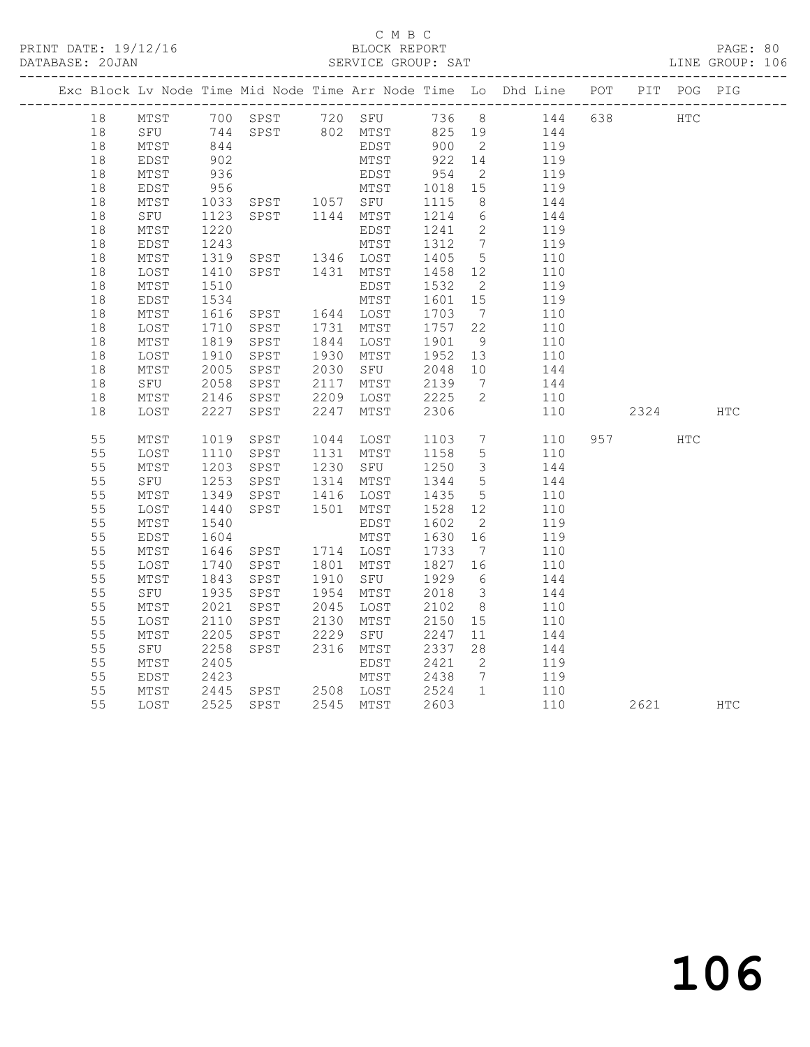C M B C
BLOCK REPORT
SERVICE GROUP: SAT

PRINT DATE: 19/12/16
DATABASE: 20JAN
LINE GROUP: 106

| Exc | Block | Lv | Node | Time | Mid Node | Time | Arr Node | Time | Lo | Dhd Line | POT | PIT | POG | PIG |
|---|---|---|---|---|---|---|---|---|---|---|---|---|---|---|
| | 18 | | MTST | 700 | SPST | 720 | SFU | 736 | 8 | 144 | 638 | | HTC | |
| | 18 | | SFU | 744 | SPST | 802 | MTST | 825 | 19 | 144 | | | | |
| | 18 | | MTST | 844 | | | EDST | 900 | 2 | 119 | | | | |
| | 18 | | EDST | 902 | | | MTST | 922 | 14 | 119 | | | | |
| | 18 | | MTST | 936 | | | EDST | 954 | 2 | 119 | | | | |
| | 18 | | EDST | 956 | | | MTST | 1018 | 15 | 119 | | | | |
| | 18 | | MTST | 1033 | SPST | 1057 | SFU | 1115 | 8 | 144 | | | | |
| | 18 | | SFU | 1123 | SPST | 1144 | MTST | 1214 | 6 | 144 | | | | |
| | 18 | | MTST | 1220 | | | EDST | 1241 | 2 | 119 | | | | |
| | 18 | | EDST | 1243 | | | MTST | 1312 | 7 | 119 | | | | |
| | 18 | | MTST | 1319 | SPST | 1346 | LOST | 1405 | 5 | 110 | | | | |
| | 18 | | LOST | 1410 | SPST | 1431 | MTST | 1458 | 12 | 110 | | | | |
| | 18 | | MTST | 1510 | | | EDST | 1532 | 2 | 119 | | | | |
| | 18 | | EDST | 1534 | | | MTST | 1601 | 15 | 119 | | | | |
| | 18 | | MTST | 1616 | SPST | 1644 | LOST | 1703 | 7 | 110 | | | | |
| | 18 | | LOST | 1710 | SPST | 1731 | MTST | 1757 | 22 | 110 | | | | |
| | 18 | | MTST | 1819 | SPST | 1844 | LOST | 1901 | 9 | 110 | | | | |
| | 18 | | LOST | 1910 | SPST | 1930 | MTST | 1952 | 13 | 110 | | | | |
| | 18 | | MTST | 2005 | SPST | 2030 | SFU | 2048 | 10 | 144 | | | | |
| | 18 | | SFU | 2058 | SPST | 2117 | MTST | 2139 | 7 | 144 | | | | |
| | 18 | | MTST | 2146 | SPST | 2209 | LOST | 2225 | 2 | 110 | | | | |
| | 18 | | LOST | 2227 | SPST | 2247 | MTST | 2306 | | 110 | | 2324 | | HTC |
| | 55 | | MTST | 1019 | SPST | 1044 | LOST | 1103 | 7 | 110 | 957 | | HTC | |
| | 55 | | LOST | 1110 | SPST | 1131 | MTST | 1158 | 5 | 110 | | | | |
| | 55 | | MTST | 1203 | SPST | 1230 | SFU | 1250 | 3 | 144 | | | | |
| | 55 | | SFU | 1253 | SPST | 1314 | MTST | 1344 | 5 | 144 | | | | |
| | 55 | | MTST | 1349 | SPST | 1416 | LOST | 1435 | 5 | 110 | | | | |
| | 55 | | LOST | 1440 | SPST | 1501 | MTST | 1528 | 12 | 110 | | | | |
| | 55 | | MTST | 1540 | | | EDST | 1602 | 2 | 119 | | | | |
| | 55 | | EDST | 1604 | | | MTST | 1630 | 16 | 119 | | | | |
| | 55 | | MTST | 1646 | SPST | 1714 | LOST | 1733 | 7 | 110 | | | | |
| | 55 | | LOST | 1740 | SPST | 1801 | MTST | 1827 | 16 | 110 | | | | |
| | 55 | | MTST | 1843 | SPST | 1910 | SFU | 1929 | 6 | 144 | | | | |
| | 55 | | SFU | 1935 | SPST | 1954 | MTST | 2018 | 3 | 144 | | | | |
| | 55 | | MTST | 2021 | SPST | 2045 | LOST | 2102 | 8 | 110 | | | | |
| | 55 | | LOST | 2110 | SPST | 2130 | MTST | 2150 | 15 | 110 | | | | |
| | 55 | | MTST | 2205 | SPST | 2229 | SFU | 2247 | 11 | 144 | | | | |
| | 55 | | SFU | 2258 | SPST | 2316 | MTST | 2337 | 28 | 144 | | | | |
| | 55 | | MTST | 2405 | | | EDST | 2421 | 2 | 119 | | | | |
| | 55 | | EDST | 2423 | | | MTST | 2438 | 7 | 119 | | | | |
| | 55 | | MTST | 2445 | SPST | 2508 | LOST | 2524 | 1 | 110 | | | | |
| | 55 | | LOST | 2525 | SPST | 2545 | MTST | 2603 | | 110 | | 2621 | | HTC |

106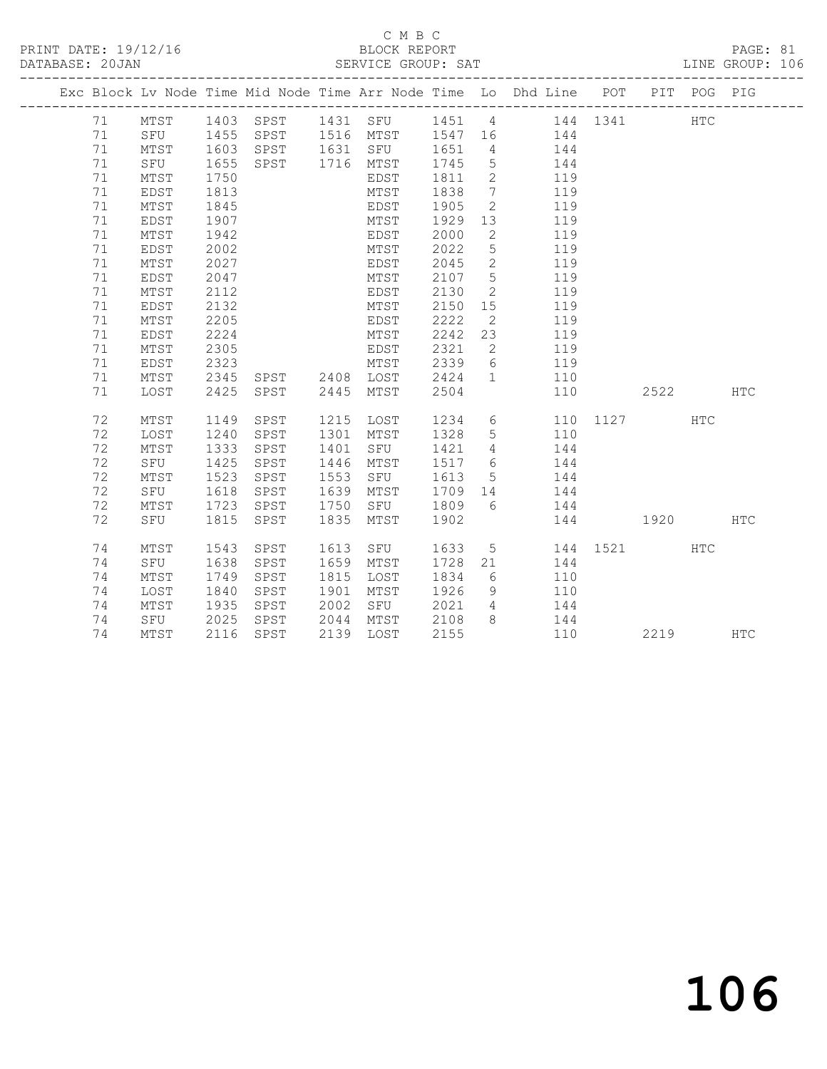C M B C

PRINT DATE: 19/12/16 BLOCK REPORT PAGE: 81
DATABASE: 20JAN SERVICE GROUP: SAT LINE GROUP: 106

| Exc | Block | Lv Node | Time | Mid Node | Time | Arr Node | Time | Lo | Dhd Line | POT | PIT | POG | PIG |
|---|---|---|---|---|---|---|---|---|---|---|---|---|---|
| | 71 | MTST | 1403 | SPST | 1431 | SFU | 1451 | 4 | 144 | 1341 | | HTC | |
| | 71 | SFU | 1455 | SPST | 1516 | MTST | 1547 | 16 | 144 | | | | |
| | 71 | MTST | 1603 | SPST | 1631 | SFU | 1651 | 4 | 144 | | | | |
| | 71 | SFU | 1655 | SPST | 1716 | MTST | 1745 | 5 | 144 | | | | |
| | 71 | MTST | 1750 | | | EDST | 1811 | 2 | 119 | | | | |
| | 71 | EDST | 1813 | | | MTST | 1838 | 7 | 119 | | | | |
| | 71 | MTST | 1845 | | | EDST | 1905 | 2 | 119 | | | | |
| | 71 | EDST | 1907 | | | MTST | 1929 | 13 | 119 | | | | |
| | 71 | MTST | 1942 | | | EDST | 2000 | 2 | 119 | | | | |
| | 71 | EDST | 2002 | | | MTST | 2022 | 5 | 119 | | | | |
| | 71 | MTST | 2027 | | | EDST | 2045 | 2 | 119 | | | | |
| | 71 | EDST | 2047 | | | MTST | 2107 | 5 | 119 | | | | |
| | 71 | MTST | 2112 | | | EDST | 2130 | 2 | 119 | | | | |
| | 71 | EDST | 2132 | | | MTST | 2150 | 15 | 119 | | | | |
| | 71 | MTST | 2205 | | | EDST | 2222 | 2 | 119 | | | | |
| | 71 | EDST | 2224 | | | MTST | 2242 | 23 | 119 | | | | |
| | 71 | MTST | 2305 | | | EDST | 2321 | 2 | 119 | | | | |
| | 71 | EDST | 2323 | | | MTST | 2339 | 6 | 119 | | | | |
| | 71 | MTST | 2345 | SPST | 2408 | LOST | 2424 | 1 | 110 | | | | |
| | 71 | LOST | 2425 | SPST | 2445 | MTST | 2504 | | 110 | | 2522 | | HTC |
| | 72 | MTST | 1149 | SPST | 1215 | LOST | 1234 | 6 | 110 | 1127 | | HTC | |
| | 72 | LOST | 1240 | SPST | 1301 | MTST | 1328 | 5 | 110 | | | | |
| | 72 | MTST | 1333 | SPST | 1401 | SFU | 1421 | 4 | 144 | | | | |
| | 72 | SFU | 1425 | SPST | 1446 | MTST | 1517 | 6 | 144 | | | | |
| | 72 | MTST | 1523 | SPST | 1553 | SFU | 1613 | 5 | 144 | | | | |
| | 72 | SFU | 1618 | SPST | 1639 | MTST | 1709 | 14 | 144 | | | | |
| | 72 | MTST | 1723 | SPST | 1750 | SFU | 1809 | 6 | 144 | | | | |
| | 72 | SFU | 1815 | SPST | 1835 | MTST | 1902 | | 144 | | 1920 | | HTC |
| | 74 | MTST | 1543 | SPST | 1613 | SFU | 1633 | 5 | 144 | 1521 | | HTC | |
| | 74 | SFU | 1638 | SPST | 1659 | MTST | 1728 | 21 | 144 | | | | |
| | 74 | MTST | 1749 | SPST | 1815 | LOST | 1834 | 6 | 110 | | | | |
| | 74 | LOST | 1840 | SPST | 1901 | MTST | 1926 | 9 | 110 | | | | |
| | 74 | MTST | 1935 | SPST | 2002 | SFU | 2021 | 4 | 144 | | | | |
| | 74 | SFU | 2025 | SPST | 2044 | MTST | 2108 | 8 | 144 | | | | |
| | 74 | MTST | 2116 | SPST | 2139 | LOST | 2155 | | 110 | | 2219 | | HTC |

106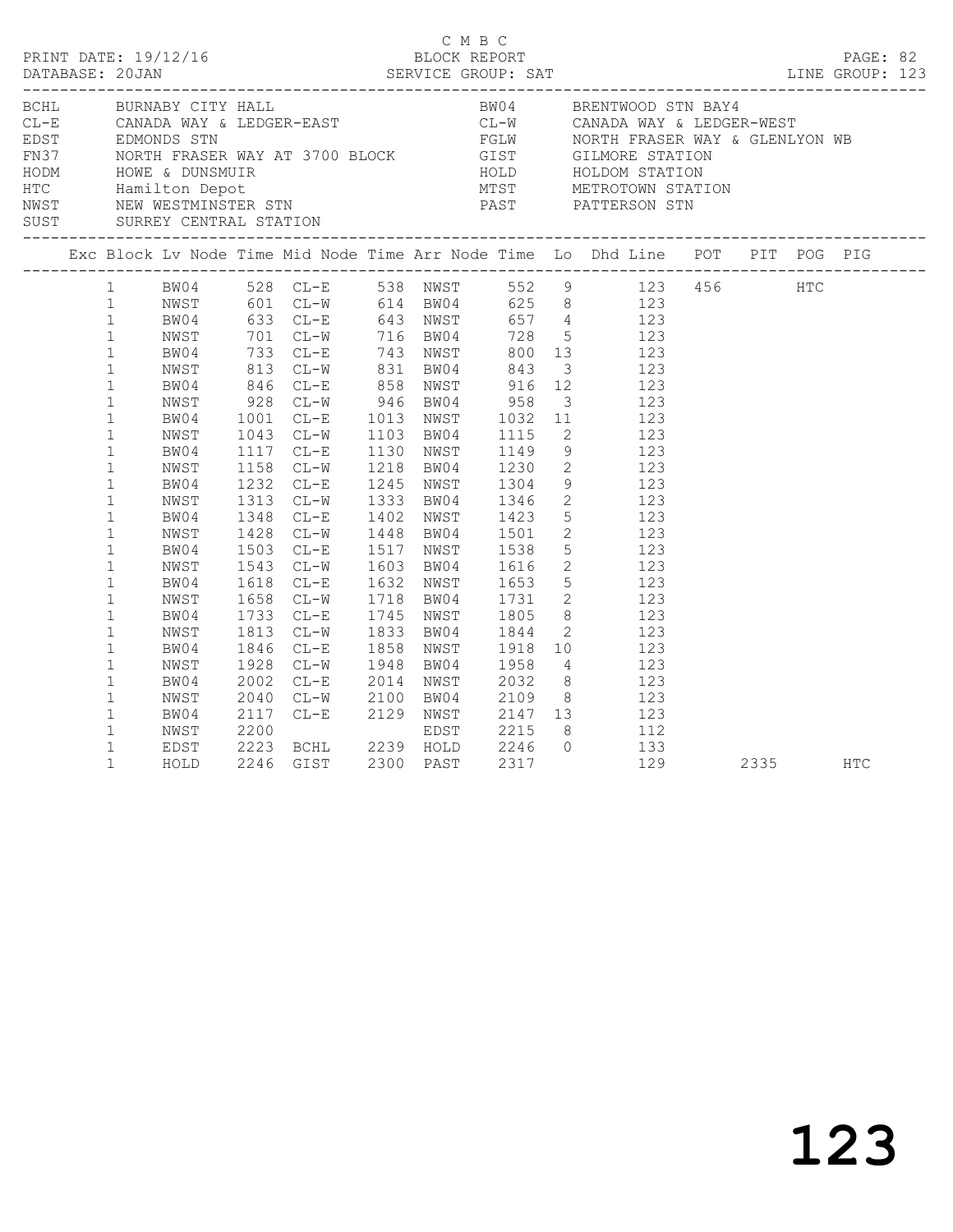C M B C
PRINT DATE: 19/12/16 BLOCK REPORT
DATABASE: 20JAN SERVICE GROUP: SAT LINE GROUP: 123

| | | | |
|---|---|---|---|
| BCHL | BURNABY CITY HALL | BW04 | BRENTWOOD STN BAY4 |
| CL-E | CANADA WAY & LEDGER-EAST | CL-W | CANADA WAY & LEDGER-WEST |
| EDST | EDMONDS STN | FGLW | NORTH FRASER WAY & GLENLYON WB |
| FN37 | NORTH FRASER WAY AT 3700 BLOCK | GIST | GILMORE STATION |
| HODM | HOWE & DUNSMUIR | HOLD | HOLDOM STATION |
| HTC | Hamilton Depot | MTST | METROTOWN STATION |
| NWST | NEW WESTMINSTER STN | PAST | PATTERSON STN |
| SUST | SURREY CENTRAL STATION | | |

| Exc | Block | Lv Node | Time | Mid Node | Time | Arr Node | Time | Lo | Dhd | Line | POT | PIT | POG | PIG |
|---|---|---|---|---|---|---|---|---|---|---|---|---|---|---|
| | 1 | BW04 | 528 | CL-E | 538 | NWST | 552 | 9 | | 123 | 456 | | HTC | |
| | 1 | NWST | 601 | CL-W | 614 | BW04 | 625 | 8 | | 123 | | | | |
| | 1 | BW04 | 633 | CL-E | 643 | NWST | 657 | 4 | | 123 | | | | |
| | 1 | NWST | 701 | CL-W | 716 | BW04 | 728 | 5 | | 123 | | | | |
| | 1 | BW04 | 733 | CL-E | 743 | NWST | 800 | 13 | | 123 | | | | |
| | 1 | NWST | 813 | CL-W | 831 | BW04 | 843 | 3 | | 123 | | | | |
| | 1 | BW04 | 846 | CL-E | 858 | NWST | 916 | 12 | | 123 | | | | |
| | 1 | NWST | 928 | CL-W | 946 | BW04 | 958 | 3 | | 123 | | | | |
| | 1 | BW04 | 1001 | CL-E | 1013 | NWST | 1032 | 11 | | 123 | | | | |
| | 1 | NWST | 1043 | CL-W | 1103 | BW04 | 1115 | 2 | | 123 | | | | |
| | 1 | BW04 | 1117 | CL-E | 1130 | NWST | 1149 | 9 | | 123 | | | | |
| | 1 | NWST | 1158 | CL-W | 1218 | BW04 | 1230 | 2 | | 123 | | | | |
| | 1 | BW04 | 1232 | CL-E | 1245 | NWST | 1304 | 9 | | 123 | | | | |
| | 1 | NWST | 1313 | CL-W | 1333 | BW04 | 1346 | 2 | | 123 | | | | |
| | 1 | BW04 | 1348 | CL-E | 1402 | NWST | 1423 | 5 | | 123 | | | | |
| | 1 | NWST | 1428 | CL-W | 1448 | BW04 | 1501 | 2 | | 123 | | | | |
| | 1 | BW04 | 1503 | CL-E | 1517 | NWST | 1538 | 5 | | 123 | | | | |
| | 1 | NWST | 1543 | CL-W | 1603 | BW04 | 1616 | 2 | | 123 | | | | |
| | 1 | BW04 | 1618 | CL-E | 1632 | NWST | 1653 | 5 | | 123 | | | | |
| | 1 | NWST | 1658 | CL-W | 1718 | BW04 | 1731 | 2 | | 123 | | | | |
| | 1 | BW04 | 1733 | CL-E | 1745 | NWST | 1805 | 8 | | 123 | | | | |
| | 1 | NWST | 1813 | CL-W | 1833 | BW04 | 1844 | 2 | | 123 | | | | |
| | 1 | BW04 | 1846 | CL-E | 1858 | NWST | 1918 | 10 | | 123 | | | | |
| | 1 | NWST | 1928 | CL-W | 1948 | BW04 | 1958 | 4 | | 123 | | | | |
| | 1 | BW04 | 2002 | CL-E | 2014 | NWST | 2032 | 8 | | 123 | | | | |
| | 1 | NWST | 2040 | CL-W | 2100 | BW04 | 2109 | 8 | | 123 | | | | |
| | 1 | BW04 | 2117 | CL-E | 2129 | NWST | 2147 | 13 | | 123 | | | | |
| | 1 | NWST | 2200 | | | EDST | 2215 | 8 | | 112 | | | | |
| | 1 | EDST | 2223 | BCHL | 2239 | HOLD | 2246 | 0 | | 133 | | | | |
| | 1 | HOLD | 2246 | GIST | 2300 | PAST | 2317 | | | 129 | | 2335 | | HTC |

123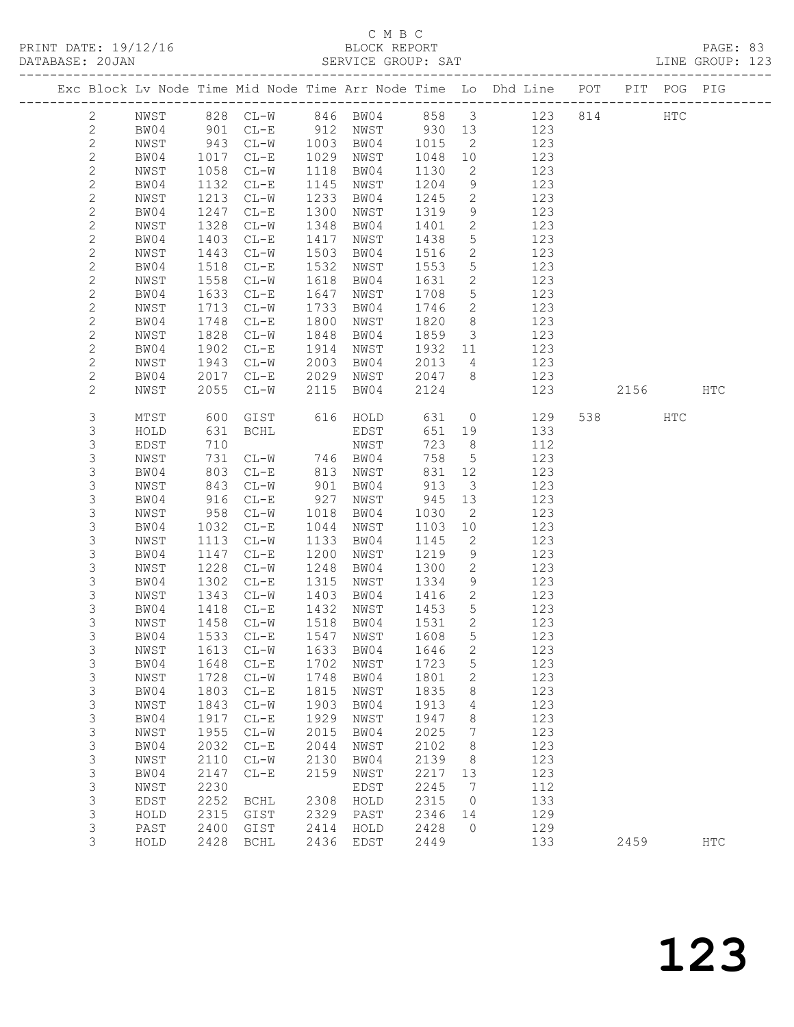C M B C
PRINT DATE: 19/12/16 BLOCK REPORT PAGE: 83
DATABASE: 20JAN SERVICE GROUP: SAT LINE GROUP: 123

| Exc | Block | Lv | Node | Time | Mid Node | Time | Arr Node | Time | Lo | Dhd Line | POT | PIT | POG | PIG |
|---|---|---|---|---|---|---|---|---|---|---|---|---|---|---|
| | 2 | | NWST | 828 | CL-W | 846 | BW04 | 858 | 3 | 123 | 814 | | HTC | |
| | 2 | | BW04 | 901 | CL-E | 912 | NWST | 930 | 13 | 123 | | | | |
| | 2 | | NWST | 943 | CL-W | 1003 | BW04 | 1015 | 2 | 123 | | | | |
| | 2 | | BW04 | 1017 | CL-E | 1029 | NWST | 1048 | 10 | 123 | | | | |
| | 2 | | NWST | 1058 | CL-W | 1118 | BW04 | 1130 | 2 | 123 | | | | |
| | 2 | | BW04 | 1132 | CL-E | 1145 | NWST | 1204 | 9 | 123 | | | | |
| | 2 | | NWST | 1213 | CL-W | 1233 | BW04 | 1245 | 2 | 123 | | | | |
| | 2 | | BW04 | 1247 | CL-E | 1300 | NWST | 1319 | 9 | 123 | | | | |
| | 2 | | NWST | 1328 | CL-W | 1348 | BW04 | 1401 | 2 | 123 | | | | |
| | 2 | | BW04 | 1403 | CL-E | 1417 | NWST | 1438 | 5 | 123 | | | | |
| | 2 | | NWST | 1443 | CL-W | 1503 | BW04 | 1516 | 2 | 123 | | | | |
| | 2 | | BW04 | 1518 | CL-E | 1532 | NWST | 1553 | 5 | 123 | | | | |
| | 2 | | NWST | 1558 | CL-W | 1618 | BW04 | 1631 | 2 | 123 | | | | |
| | 2 | | BW04 | 1633 | CL-E | 1647 | NWST | 1708 | 5 | 123 | | | | |
| | 2 | | NWST | 1713 | CL-W | 1733 | BW04 | 1746 | 2 | 123 | | | | |
| | 2 | | BW04 | 1748 | CL-E | 1800 | NWST | 1820 | 8 | 123 | | | | |
| | 2 | | NWST | 1828 | CL-W | 1848 | BW04 | 1859 | 3 | 123 | | | | |
| | 2 | | BW04 | 1902 | CL-E | 1914 | NWST | 1932 | 11 | 123 | | | | |
| | 2 | | NWST | 1943 | CL-W | 2003 | BW04 | 2013 | 4 | 123 | | | | |
| | 2 | | BW04 | 2017 | CL-E | 2029 | NWST | 2047 | 8 | 123 | | | | |
| | 2 | | NWST | 2055 | CL-W | 2115 | BW04 | 2124 | | 123 | | 2156 | | HTC |
| | 3 | | MTST | 600 | GIST | 616 | HOLD | 631 | 0 | 129 | 538 | | HTC | |
| | 3 | | HOLD | 631 | BCHL | | EDST | 651 | 19 | 133 | | | | |
| | 3 | | EDST | 710 | | | NWST | 723 | 8 | 112 | | | | |
| | 3 | | NWST | 731 | CL-W | 746 | BW04 | 758 | 5 | 123 | | | | |
| | 3 | | BW04 | 803 | CL-E | 813 | NWST | 831 | 12 | 123 | | | | |
| | 3 | | NWST | 843 | CL-W | 901 | BW04 | 913 | 3 | 123 | | | | |
| | 3 | | BW04 | 916 | CL-E | 927 | NWST | 945 | 13 | 123 | | | | |
| | 3 | | NWST | 958 | CL-W | 1018 | BW04 | 1030 | 2 | 123 | | | | |
| | 3 | | BW04 | 1032 | CL-E | 1044 | NWST | 1103 | 10 | 123 | | | | |
| | 3 | | NWST | 1113 | CL-W | 1133 | BW04 | 1145 | 2 | 123 | | | | |
| | 3 | | BW04 | 1147 | CL-E | 1200 | NWST | 1219 | 9 | 123 | | | | |
| | 3 | | NWST | 1228 | CL-W | 1248 | BW04 | 1300 | 2 | 123 | | | | |
| | 3 | | BW04 | 1302 | CL-E | 1315 | NWST | 1334 | 9 | 123 | | | | |
| | 3 | | NWST | 1343 | CL-W | 1403 | BW04 | 1416 | 2 | 123 | | | | |
| | 3 | | BW04 | 1418 | CL-E | 1432 | NWST | 1453 | 5 | 123 | | | | |
| | 3 | | NWST | 1458 | CL-W | 1518 | BW04 | 1531 | 2 | 123 | | | | |
| | 3 | | BW04 | 1533 | CL-E | 1547 | NWST | 1608 | 5 | 123 | | | | |
| | 3 | | NWST | 1613 | CL-W | 1633 | BW04 | 1646 | 2 | 123 | | | | |
| | 3 | | BW04 | 1648 | CL-E | 1702 | NWST | 1723 | 5 | 123 | | | | |
| | 3 | | NWST | 1728 | CL-W | 1748 | BW04 | 1801 | 2 | 123 | | | | |
| | 3 | | BW04 | 1803 | CL-E | 1815 | NWST | 1835 | 8 | 123 | | | | |
| | 3 | | NWST | 1843 | CL-W | 1903 | BW04 | 1913 | 4 | 123 | | | | |
| | 3 | | BW04 | 1917 | CL-E | 1929 | NWST | 1947 | 8 | 123 | | | | |
| | 3 | | NWST | 1955 | CL-W | 2015 | BW04 | 2025 | 7 | 123 | | | | |
| | 3 | | BW04 | 2032 | CL-E | 2044 | NWST | 2102 | 8 | 123 | | | | |
| | 3 | | NWST | 2110 | CL-W | 2130 | BW04 | 2139 | 8 | 123 | | | | |
| | 3 | | BW04 | 2147 | CL-E | 2159 | NWST | 2217 | 13 | 123 | | | | |
| | 3 | | NWST | 2230 | | | EDST | 2245 | 7 | 112 | | | | |
| | 3 | | EDST | 2252 | BCHL | 2308 | HOLD | 2315 | 0 | 133 | | | | |
| | 3 | | HOLD | 2315 | GIST | 2329 | PAST | 2346 | 14 | 129 | | | | |
| | 3 | | PAST | 2400 | GIST | 2414 | HOLD | 2428 | 0 | 129 | | | | |
| | 3 | | HOLD | 2428 | BCHL | 2436 | EDST | 2449 | | 133 | | 2459 | | HTC |

123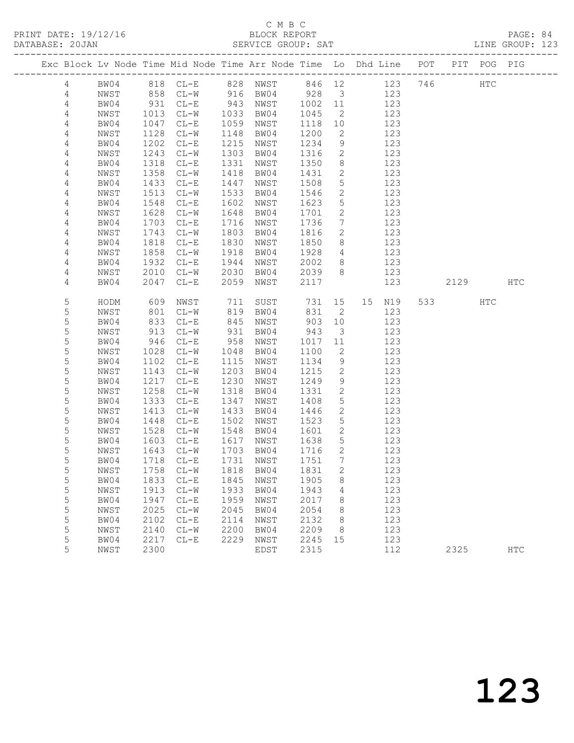C M B C
PRINT DATE: 19/12/16 BLOCK REPORT
DATABASE: 20JAN SERVICE GROUP: SAT LINE GROUP: 123

| Exc | Block | Lv | Node | Time | Mid Node | Time | Arr Node | Time | Lo | Dhd Line | POT | PIT | POG | PIG |
|---|---|---|---|---|---|---|---|---|---|---|---|---|---|---|
| | 4 | | BW04 | 818 | CL-E | 828 | NWST | 846 | 12 | 123 | 746 | | HTC | |
| | 4 | | NWST | 858 | CL-W | 916 | BW04 | 928 | 3 | 123 | | | | |
| | 4 | | BW04 | 931 | CL-E | 943 | NWST | 1002 | 11 | 123 | | | | |
| | 4 | | NWST | 1013 | CL-W | 1033 | BW04 | 1045 | 2 | 123 | | | | |
| | 4 | | BW04 | 1047 | CL-E | 1059 | NWST | 1118 | 10 | 123 | | | | |
| | 4 | | NWST | 1128 | CL-W | 1148 | BW04 | 1200 | 2 | 123 | | | | |
| | 4 | | BW04 | 1202 | CL-E | 1215 | NWST | 1234 | 9 | 123 | | | | |
| | 4 | | NWST | 1243 | CL-W | 1303 | BW04 | 1316 | 2 | 123 | | | | |
| | 4 | | BW04 | 1318 | CL-E | 1331 | NWST | 1350 | 8 | 123 | | | | |
| | 4 | | NWST | 1358 | CL-W | 1418 | BW04 | 1431 | 2 | 123 | | | | |
| | 4 | | BW04 | 1433 | CL-E | 1447 | NWST | 1508 | 5 | 123 | | | | |
| | 4 | | NWST | 1513 | CL-W | 1533 | BW04 | 1546 | 2 | 123 | | | | |
| | 4 | | BW04 | 1548 | CL-E | 1602 | NWST | 1623 | 5 | 123 | | | | |
| | 4 | | NWST | 1628 | CL-W | 1648 | BW04 | 1701 | 2 | 123 | | | | |
| | 4 | | BW04 | 1703 | CL-E | 1716 | NWST | 1736 | 7 | 123 | | | | |
| | 4 | | NWST | 1743 | CL-W | 1803 | BW04 | 1816 | 2 | 123 | | | | |
| | 4 | | BW04 | 1818 | CL-E | 1830 | NWST | 1850 | 8 | 123 | | | | |
| | 4 | | NWST | 1858 | CL-W | 1918 | BW04 | 1928 | 4 | 123 | | | | |
| | 4 | | BW04 | 1932 | CL-E | 1944 | NWST | 2002 | 8 | 123 | | | | |
| | 4 | | NWST | 2010 | CL-W | 2030 | BW04 | 2039 | 8 | 123 | | | | |
| | 4 | | BW04 | 2047 | CL-E | 2059 | NWST | 2117 | | 123 | | 2129 | | HTC |
| | 5 | | HODM | 609 | NWST | 711 | SUST | 731 | 15 | 15 N19 | 533 | | HTC | |
| | 5 | | NWST | 801 | CL-W | 819 | BW04 | 831 | 2 | 123 | | | | |
| | 5 | | BW04 | 833 | CL-E | 845 | NWST | 903 | 10 | 123 | | | | |
| | 5 | | NWST | 913 | CL-W | 931 | BW04 | 943 | 3 | 123 | | | | |
| | 5 | | BW04 | 946 | CL-E | 958 | NWST | 1017 | 11 | 123 | | | | |
| | 5 | | NWST | 1028 | CL-W | 1048 | BW04 | 1100 | 2 | 123 | | | | |
| | 5 | | BW04 | 1102 | CL-E | 1115 | NWST | 1134 | 9 | 123 | | | | |
| | 5 | | NWST | 1143 | CL-W | 1203 | BW04 | 1215 | 2 | 123 | | | | |
| | 5 | | BW04 | 1217 | CL-E | 1230 | NWST | 1249 | 9 | 123 | | | | |
| | 5 | | NWST | 1258 | CL-W | 1318 | BW04 | 1331 | 2 | 123 | | | | |
| | 5 | | BW04 | 1333 | CL-E | 1347 | NWST | 1408 | 5 | 123 | | | | |
| | 5 | | NWST | 1413 | CL-W | 1433 | BW04 | 1446 | 2 | 123 | | | | |
| | 5 | | BW04 | 1448 | CL-E | 1502 | NWST | 1523 | 5 | 123 | | | | |
| | 5 | | NWST | 1528 | CL-W | 1548 | BW04 | 1601 | 2 | 123 | | | | |
| | 5 | | BW04 | 1603 | CL-E | 1617 | NWST | 1638 | 5 | 123 | | | | |
| | 5 | | NWST | 1643 | CL-W | 1703 | BW04 | 1716 | 2 | 123 | | | | |
| | 5 | | BW04 | 1718 | CL-E | 1731 | NWST | 1751 | 7 | 123 | | | | |
| | 5 | | NWST | 1758 | CL-W | 1818 | BW04 | 1831 | 2 | 123 | | | | |
| | 5 | | BW04 | 1833 | CL-E | 1845 | NWST | 1905 | 8 | 123 | | | | |
| | 5 | | NWST | 1913 | CL-W | 1933 | BW04 | 1943 | 4 | 123 | | | | |
| | 5 | | BW04 | 1947 | CL-E | 1959 | NWST | 2017 | 8 | 123 | | | | |
| | 5 | | NWST | 2025 | CL-W | 2045 | BW04 | 2054 | 8 | 123 | | | | |
| | 5 | | BW04 | 2102 | CL-E | 2114 | NWST | 2132 | 8 | 123 | | | | |
| | 5 | | NWST | 2140 | CL-W | 2200 | BW04 | 2209 | 8 | 123 | | | | |
| | 5 | | BW04 | 2217 | CL-E | 2229 | NWST | 2245 | 15 | 123 | | | | |
| | 5 | | NWST | 2300 | | | EDST | 2315 | | 112 | | 2325 | | HTC |

123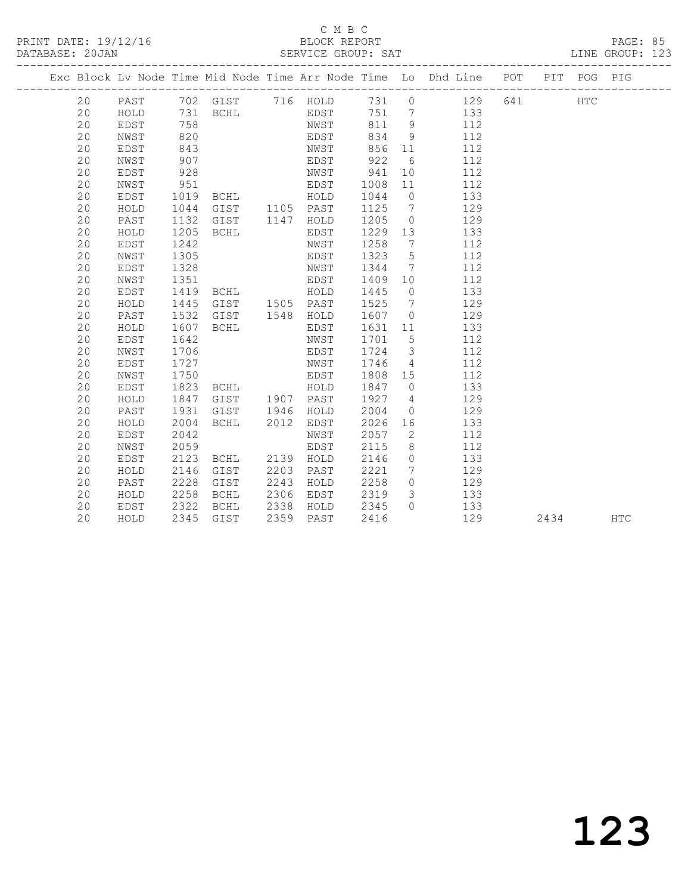C M B C

PRINT DATE: 19/12/16 BLOCK REPORT PAGE: 85
DATABASE: 20JAN SERVICE GROUP: SAT LINE GROUP: 123

| Exc | Block | Lv Node | Time | Mid Node | Time | Arr Node | Time | Lo | Dhd Line | POT | PIT | POG | PIG |
|---|---|---|---|---|---|---|---|---|---|---|---|---|---|
| | 20 | PAST | 702 | GIST | 716 | HOLD | 731 | 0 | 129 | 641 | | HTC | |
| | 20 | HOLD | 731 | BCHL | | EDST | 751 | 7 | 133 | | | | |
| | 20 | EDST | 758 | | | NWST | 811 | 9 | 112 | | | | |
| | 20 | NWST | 820 | | | EDST | 834 | 9 | 112 | | | | |
| | 20 | EDST | 843 | | | NWST | 856 | 11 | 112 | | | | |
| | 20 | NWST | 907 | | | EDST | 922 | 6 | 112 | | | | |
| | 20 | EDST | 928 | | | NWST | 941 | 10 | 112 | | | | |
| | 20 | NWST | 951 | | | EDST | 1008 | 11 | 112 | | | | |
| | 20 | EDST | 1019 | BCHL | | HOLD | 1044 | 0 | 133 | | | | |
| | 20 | HOLD | 1044 | GIST | 1105 | PAST | 1125 | 7 | 129 | | | | |
| | 20 | PAST | 1132 | GIST | 1147 | HOLD | 1205 | 0 | 129 | | | | |
| | 20 | HOLD | 1205 | BCHL | | EDST | 1229 | 13 | 133 | | | | |
| | 20 | EDST | 1242 | | | NWST | 1258 | 7 | 112 | | | | |
| | 20 | NWST | 1305 | | | EDST | 1323 | 5 | 112 | | | | |
| | 20 | EDST | 1328 | | | NWST | 1344 | 7 | 112 | | | | |
| | 20 | NWST | 1351 | | | EDST | 1409 | 10 | 112 | | | | |
| | 20 | EDST | 1419 | BCHL | | HOLD | 1445 | 0 | 133 | | | | |
| | 20 | HOLD | 1445 | GIST | 1505 | PAST | 1525 | 7 | 129 | | | | |
| | 20 | PAST | 1532 | GIST | 1548 | HOLD | 1607 | 0 | 129 | | | | |
| | 20 | HOLD | 1607 | BCHL | | EDST | 1631 | 11 | 133 | | | | |
| | 20 | EDST | 1642 | | | NWST | 1701 | 5 | 112 | | | | |
| | 20 | NWST | 1706 | | | EDST | 1724 | 3 | 112 | | | | |
| | 20 | EDST | 1727 | | | NWST | 1746 | 4 | 112 | | | | |
| | 20 | NWST | 1750 | | | EDST | 1808 | 15 | 112 | | | | |
| | 20 | EDST | 1823 | BCHL | | HOLD | 1847 | 0 | 133 | | | | |
| | 20 | HOLD | 1847 | GIST | 1907 | PAST | 1927 | 4 | 129 | | | | |
| | 20 | PAST | 1931 | GIST | 1946 | HOLD | 2004 | 0 | 129 | | | | |
| | 20 | HOLD | 2004 | BCHL | 2012 | EDST | 2026 | 16 | 133 | | | | |
| | 20 | EDST | 2042 | | | NWST | 2057 | 2 | 112 | | | | |
| | 20 | NWST | 2059 | | | EDST | 2115 | 8 | 112 | | | | |
| | 20 | EDST | 2123 | BCHL | 2139 | HOLD | 2146 | 0 | 133 | | | | |
| | 20 | HOLD | 2146 | GIST | 2203 | PAST | 2221 | 7 | 129 | | | | |
| | 20 | PAST | 2228 | GIST | 2243 | HOLD | 2258 | 0 | 129 | | | | |
| | 20 | HOLD | 2258 | BCHL | 2306 | EDST | 2319 | 3 | 133 | | | | |
| | 20 | EDST | 2322 | BCHL | 2338 | HOLD | 2345 | 0 | 133 | | | | |
| | 20 | HOLD | 2345 | GIST | 2359 | PAST | 2416 | | 129 | | 2434 | | HTC |

123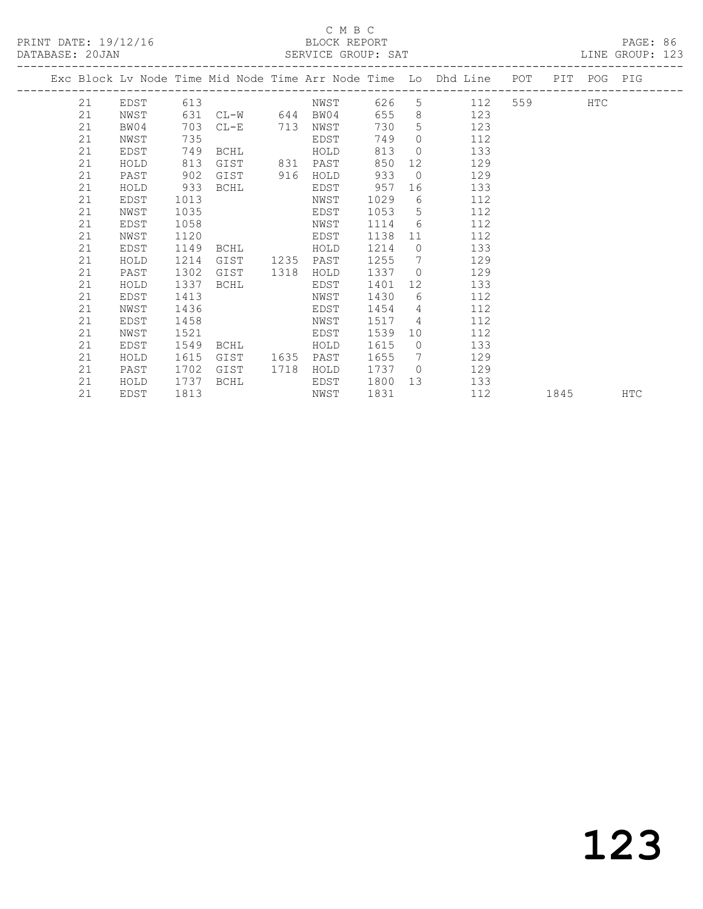C M B C
PRINT DATE: 19/12/16 BLOCK REPORT
DATABASE: 20JAN SERVICE GROUP: SAT LINE GROUP: 123

| Exc | Block | Lv | Node | Time | Mid Node | Time | Arr Node | Time | Lo | Dhd Line | POT | PIT | POG | PIG |
|---|---|---|---|---|---|---|---|---|---|---|---|---|---|---|
| | 21 | | EDST | 613 | | | NWST | 626 | 5 | 112 | 559 | | HTC | |
| | 21 | | NWST | 631 | CL-W | 644 | BW04 | 655 | 8 | 123 | | | | |
| | 21 | | BW04 | 703 | CL-E | 713 | NWST | 730 | 5 | 123 | | | | |
| | 21 | | NWST | 735 | | | EDST | 749 | 0 | 112 | | | | |
| | 21 | | EDST | 749 | BCHL | | HOLD | 813 | 0 | 133 | | | | |
| | 21 | | HOLD | 813 | GIST | 831 | PAST | 850 | 12 | 129 | | | | |
| | 21 | | PAST | 902 | GIST | 916 | HOLD | 933 | 0 | 129 | | | | |
| | 21 | | HOLD | 933 | BCHL | | EDST | 957 | 16 | 133 | | | | |
| | 21 | | EDST | 1013 | | | NWST | 1029 | 6 | 112 | | | | |
| | 21 | | NWST | 1035 | | | EDST | 1053 | 5 | 112 | | | | |
| | 21 | | EDST | 1058 | | | NWST | 1114 | 6 | 112 | | | | |
| | 21 | | NWST | 1120 | | | EDST | 1138 | 11 | 112 | | | | |
| | 21 | | EDST | 1149 | BCHL | | HOLD | 1214 | 0 | 133 | | | | |
| | 21 | | HOLD | 1214 | GIST | 1235 | PAST | 1255 | 7 | 129 | | | | |
| | 21 | | PAST | 1302 | GIST | 1318 | HOLD | 1337 | 0 | 129 | | | | |
| | 21 | | HOLD | 1337 | BCHL | | EDST | 1401 | 12 | 133 | | | | |
| | 21 | | EDST | 1413 | | | NWST | 1430 | 6 | 112 | | | | |
| | 21 | | NWST | 1436 | | | EDST | 1454 | 4 | 112 | | | | |
| | 21 | | EDST | 1458 | | | NWST | 1517 | 4 | 112 | | | | |
| | 21 | | NWST | 1521 | | | EDST | 1539 | 10 | 112 | | | | |
| | 21 | | EDST | 1549 | BCHL | | HOLD | 1615 | 0 | 133 | | | | |
| | 21 | | HOLD | 1615 | GIST | 1635 | PAST | 1655 | 7 | 129 | | | | |
| | 21 | | PAST | 1702 | GIST | 1718 | HOLD | 1737 | 0 | 129 | | | | |
| | 21 | | HOLD | 1737 | BCHL | | EDST | 1800 | 13 | 133 | | | | |
| | 21 | | EDST | 1813 | | | NWST | 1831 | | 112 | | 1845 | | HTC |

# 123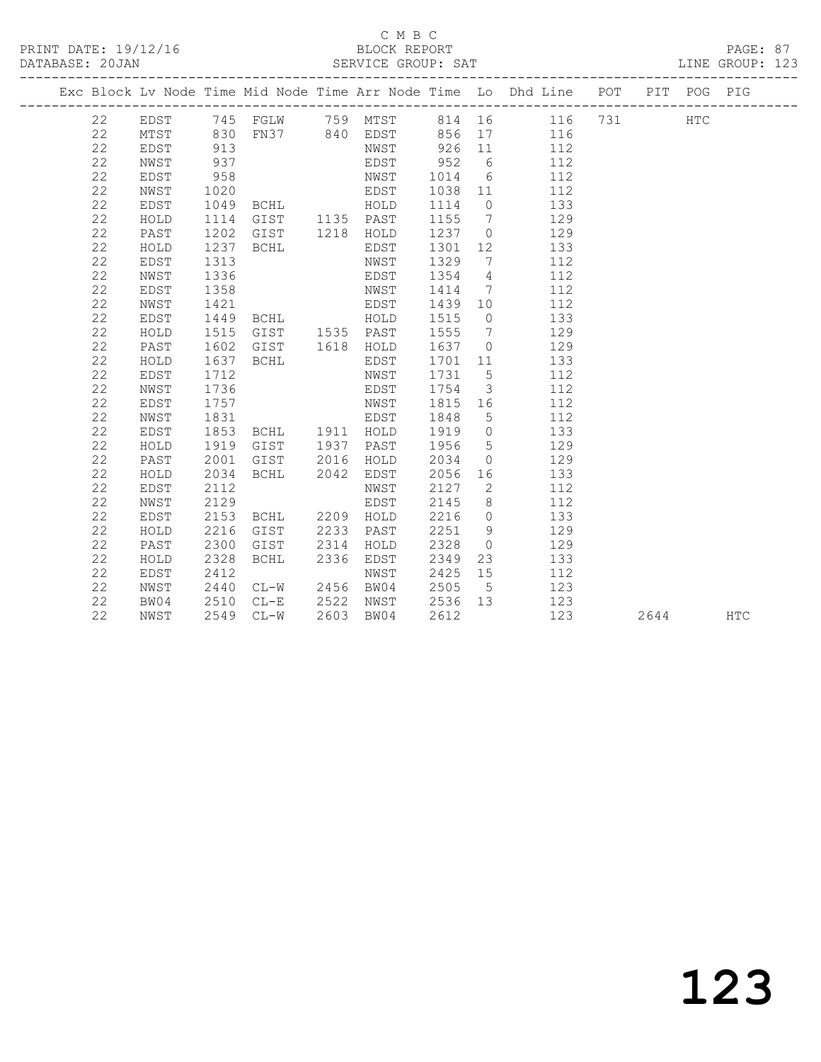C M B C
PRINT DATE: 19/12/16 BLOCK REPORT
DATABASE: 20JAN SERVICE GROUP: SAT LINE GROUP: 123

| Exc | Block | Lv | Node | Time | Mid Node | Time | Arr Node | Time | Lo | Dhd Line | POT | PIT | POG | PIG |
|---|---|---|---|---|---|---|---|---|---|---|---|---|---|---|
| | 22 | | EDST | 745 | FGLW | 759 | MTST | 814 | 16 | 116 | 731 | | HTC | |
| | 22 | | MTST | 830 | FN37 | 840 | EDST | 856 | 17 | 116 | | | | |
| | 22 | | EDST | 913 | | | NWST | 926 | 11 | 112 | | | | |
| | 22 | | NWST | 937 | | | EDST | 952 | 6 | 112 | | | | |
| | 22 | | EDST | 958 | | | NWST | 1014 | 6 | 112 | | | | |
| | 22 | | NWST | 1020 | | | EDST | 1038 | 11 | 112 | | | | |
| | 22 | | EDST | 1049 | BCHL | | HOLD | 1114 | 0 | 133 | | | | |
| | 22 | | HOLD | 1114 | GIST | 1135 | PAST | 1155 | 7 | 129 | | | | |
| | 22 | | PAST | 1202 | GIST | 1218 | HOLD | 1237 | 0 | 129 | | | | |
| | 22 | | HOLD | 1237 | BCHL | | EDST | 1301 | 12 | 133 | | | | |
| | 22 | | EDST | 1313 | | | NWST | 1329 | 7 | 112 | | | | |
| | 22 | | NWST | 1336 | | | EDST | 1354 | 4 | 112 | | | | |
| | 22 | | EDST | 1358 | | | NWST | 1414 | 7 | 112 | | | | |
| | 22 | | NWST | 1421 | | | EDST | 1439 | 10 | 112 | | | | |
| | 22 | | EDST | 1449 | BCHL | | HOLD | 1515 | 0 | 133 | | | | |
| | 22 | | HOLD | 1515 | GIST | 1535 | PAST | 1555 | 7 | 129 | | | | |
| | 22 | | PAST | 1602 | GIST | 1618 | HOLD | 1637 | 0 | 129 | | | | |
| | 22 | | HOLD | 1637 | BCHL | | EDST | 1701 | 11 | 133 | | | | |
| | 22 | | EDST | 1712 | | | NWST | 1731 | 5 | 112 | | | | |
| | 22 | | NWST | 1736 | | | EDST | 1754 | 3 | 112 | | | | |
| | 22 | | EDST | 1757 | | | NWST | 1815 | 16 | 112 | | | | |
| | 22 | | NWST | 1831 | | | EDST | 1848 | 5 | 112 | | | | |
| | 22 | | EDST | 1853 | BCHL | 1911 | HOLD | 1919 | 0 | 133 | | | | |
| | 22 | | HOLD | 1919 | GIST | 1937 | PAST | 1956 | 5 | 129 | | | | |
| | 22 | | PAST | 2001 | GIST | 2016 | HOLD | 2034 | 0 | 129 | | | | |
| | 22 | | HOLD | 2034 | BCHL | 2042 | EDST | 2056 | 16 | 133 | | | | |
| | 22 | | EDST | 2112 | | | NWST | 2127 | 2 | 112 | | | | |
| | 22 | | NWST | 2129 | | | EDST | 2145 | 8 | 112 | | | | |
| | 22 | | EDST | 2153 | BCHL | 2209 | HOLD | 2216 | 0 | 133 | | | | |
| | 22 | | HOLD | 2216 | GIST | 2233 | PAST | 2251 | 9 | 129 | | | | |
| | 22 | | PAST | 2300 | GIST | 2314 | HOLD | 2328 | 0 | 129 | | | | |
| | 22 | | HOLD | 2328 | BCHL | 2336 | EDST | 2349 | 23 | 133 | | | | |
| | 22 | | EDST | 2412 | | | NWST | 2425 | 15 | 112 | | | | |
| | 22 | | NWST | 2440 | CL-W | 2456 | BW04 | 2505 | 5 | 123 | | | | |
| | 22 | | BW04 | 2510 | CL-E | 2522 | NWST | 2536 | 13 | 123 | | | | |
| | 22 | | NWST | 2549 | CL-W | 2603 | BW04 | 2612 | | 123 | | 2644 | | HTC |

123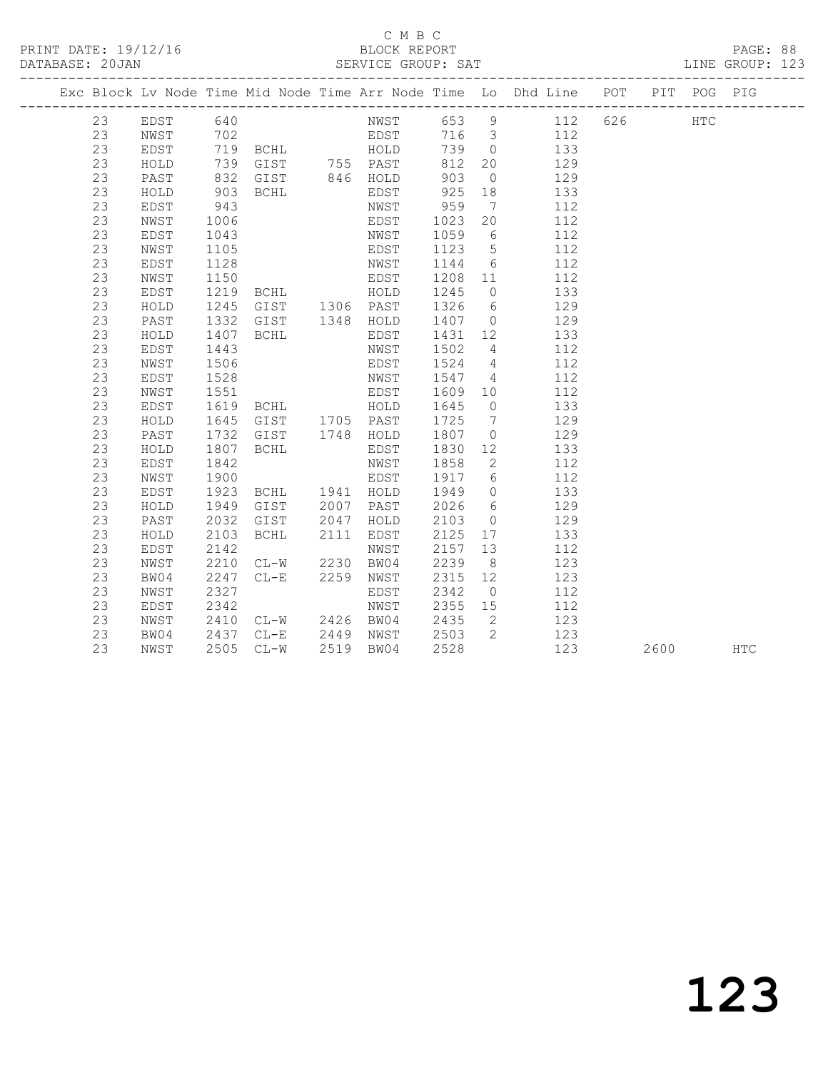C M B C

BLOCK REPORT

SERVICE GROUP: SAT

| Exc | Block | Lv | Node | Time | Mid Node | Time | Arr Node | Time | Lo | Dhd Line | POT | PIT | POG | PIG |
|---|---|---|---|---|---|---|---|---|---|---|---|---|---|---|
| | 23 | | EDST | 640 | | | NWST | 653 | 9 | 112 | 626 | | HTC | |
| | 23 | | NWST | 702 | | | EDST | 716 | 3 | 112 | | | | |
| | 23 | | EDST | 719 | BCHL | | HOLD | 739 | 0 | 133 | | | | |
| | 23 | | HOLD | 739 | GIST | 755 | PAST | 812 | 20 | 129 | | | | |
| | 23 | | PAST | 832 | GIST | 846 | HOLD | 903 | 0 | 129 | | | | |
| | 23 | | HOLD | 903 | BCHL | | EDST | 925 | 18 | 133 | | | | |
| | 23 | | EDST | 943 | | | NWST | 959 | 7 | 112 | | | | |
| | 23 | | NWST | 1006 | | | EDST | 1023 | 20 | 112 | | | | |
| | 23 | | EDST | 1043 | | | NWST | 1059 | 6 | 112 | | | | |
| | 23 | | NWST | 1105 | | | EDST | 1123 | 5 | 112 | | | | |
| | 23 | | EDST | 1128 | | | NWST | 1144 | 6 | 112 | | | | |
| | 23 | | NWST | 1150 | | | EDST | 1208 | 11 | 112 | | | | |
| | 23 | | EDST | 1219 | BCHL | | HOLD | 1245 | 0 | 133 | | | | |
| | 23 | | HOLD | 1245 | GIST | 1306 | PAST | 1326 | 6 | 129 | | | | |
| | 23 | | PAST | 1332 | GIST | 1348 | HOLD | 1407 | 0 | 129 | | | | |
| | 23 | | HOLD | 1407 | BCHL | | EDST | 1431 | 12 | 133 | | | | |
| | 23 | | EDST | 1443 | | | NWST | 1502 | 4 | 112 | | | | |
| | 23 | | NWST | 1506 | | | EDST | 1524 | 4 | 112 | | | | |
| | 23 | | EDST | 1528 | | | NWST | 1547 | 4 | 112 | | | | |
| | 23 | | NWST | 1551 | | | EDST | 1609 | 10 | 112 | | | | |
| | 23 | | EDST | 1619 | BCHL | | HOLD | 1645 | 0 | 133 | | | | |
| | 23 | | HOLD | 1645 | GIST | 1705 | PAST | 1725 | 7 | 129 | | | | |
| | 23 | | PAST | 1732 | GIST | 1748 | HOLD | 1807 | 0 | 129 | | | | |
| | 23 | | HOLD | 1807 | BCHL | | EDST | 1830 | 12 | 133 | | | | |
| | 23 | | EDST | 1842 | | | NWST | 1858 | 2 | 112 | | | | |
| | 23 | | NWST | 1900 | | | EDST | 1917 | 6 | 112 | | | | |
| | 23 | | EDST | 1923 | BCHL | 1941 | HOLD | 1949 | 0 | 133 | | | | |
| | 23 | | HOLD | 1949 | GIST | 2007 | PAST | 2026 | 6 | 129 | | | | |
| | 23 | | PAST | 2032 | GIST | 2047 | HOLD | 2103 | 0 | 129 | | | | |
| | 23 | | HOLD | 2103 | BCHL | 2111 | EDST | 2125 | 17 | 133 | | | | |
| | 23 | | EDST | 2142 | | | NWST | 2157 | 13 | 112 | | | | |
| | 23 | | NWST | 2210 | CL-W | 2230 | BW04 | 2239 | 8 | 123 | | | | |
| | 23 | | BW04 | 2247 | CL-E | 2259 | NWST | 2315 | 12 | 123 | | | | |
| | 23 | | NWST | 2327 | | | EDST | 2342 | 0 | 112 | | | | |
| | 23 | | EDST | 2342 | | | NWST | 2355 | 15 | 112 | | | | |
| | 23 | | NWST | 2410 | CL-W | 2426 | BW04 | 2435 | 2 | 123 | | | | |
| | 23 | | BW04 | 2437 | CL-E | 2449 | NWST | 2503 | 2 | 123 | | | | |
| | 23 | | NWST | 2505 | CL-W | 2519 | BW04 | 2528 | | 123 | | 2600 | | HTC |

123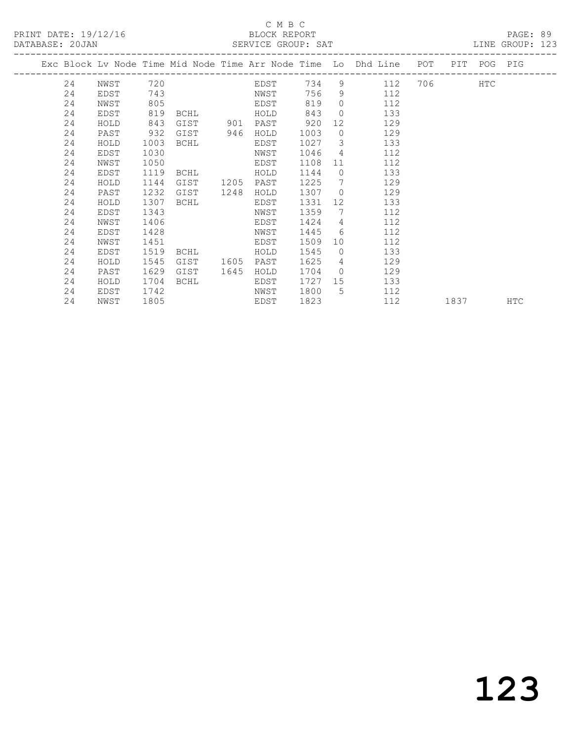C M B C

PRINT DATE: 19/12/16 BLOCK REPORT

DATABASE: 20JAN SERVICE GROUP: SAT LINE GROUP: 123

| Exc | Block | Lv | Node | Time | Mid Node | Time | Arr Node | Time | Lo | Dhd Line | POT | PIT | POG | PIG |
|---|---|---|---|---|---|---|---|---|---|---|---|---|---|---|
| | 24 | | NWST | 720 | | | EDST | 734 | 9 | 112 | 706 | | HTC | |
| | 24 | | EDST | 743 | | | NWST | 756 | 9 | 112 | | | | |
| | 24 | | NWST | 805 | | | EDST | 819 | 0 | 112 | | | | |
| | 24 | | EDST | 819 | BCHL | | HOLD | 843 | 0 | 133 | | | | |
| | 24 | | HOLD | 843 | GIST | 901 | PAST | 920 | 12 | 129 | | | | |
| | 24 | | PAST | 932 | GIST | 946 | HOLD | 1003 | 0 | 129 | | | | |
| | 24 | | HOLD | 1003 | BCHL | | EDST | 1027 | 3 | 133 | | | | |
| | 24 | | EDST | 1030 | | | NWST | 1046 | 4 | 112 | | | | |
| | 24 | | NWST | 1050 | | | EDST | 1108 | 11 | 112 | | | | |
| | 24 | | EDST | 1119 | BCHL | | HOLD | 1144 | 0 | 133 | | | | |
| | 24 | | HOLD | 1144 | GIST | 1205 | PAST | 1225 | 7 | 129 | | | | |
| | 24 | | PAST | 1232 | GIST | 1248 | HOLD | 1307 | 0 | 129 | | | | |
| | 24 | | HOLD | 1307 | BCHL | | EDST | 1331 | 12 | 133 | | | | |
| | 24 | | EDST | 1343 | | | NWST | 1359 | 7 | 112 | | | | |
| | 24 | | NWST | 1406 | | | EDST | 1424 | 4 | 112 | | | | |
| | 24 | | EDST | 1428 | | | NWST | 1445 | 6 | 112 | | | | |
| | 24 | | NWST | 1451 | | | EDST | 1509 | 10 | 112 | | | | |
| | 24 | | EDST | 1519 | BCHL | | HOLD | 1545 | 0 | 133 | | | | |
| | 24 | | HOLD | 1545 | GIST | 1605 | PAST | 1625 | 4 | 129 | | | | |
| | 24 | | PAST | 1629 | GIST | 1645 | HOLD | 1704 | 0 | 129 | | | | |
| | 24 | | HOLD | 1704 | BCHL | | EDST | 1727 | 15 | 133 | | | | |
| | 24 | | EDST | 1742 | | | NWST | 1800 | 5 | 112 | | | | |
| | 24 | | NWST | 1805 | | | EDST | 1823 | | 112 | | 1837 | | HTC |

123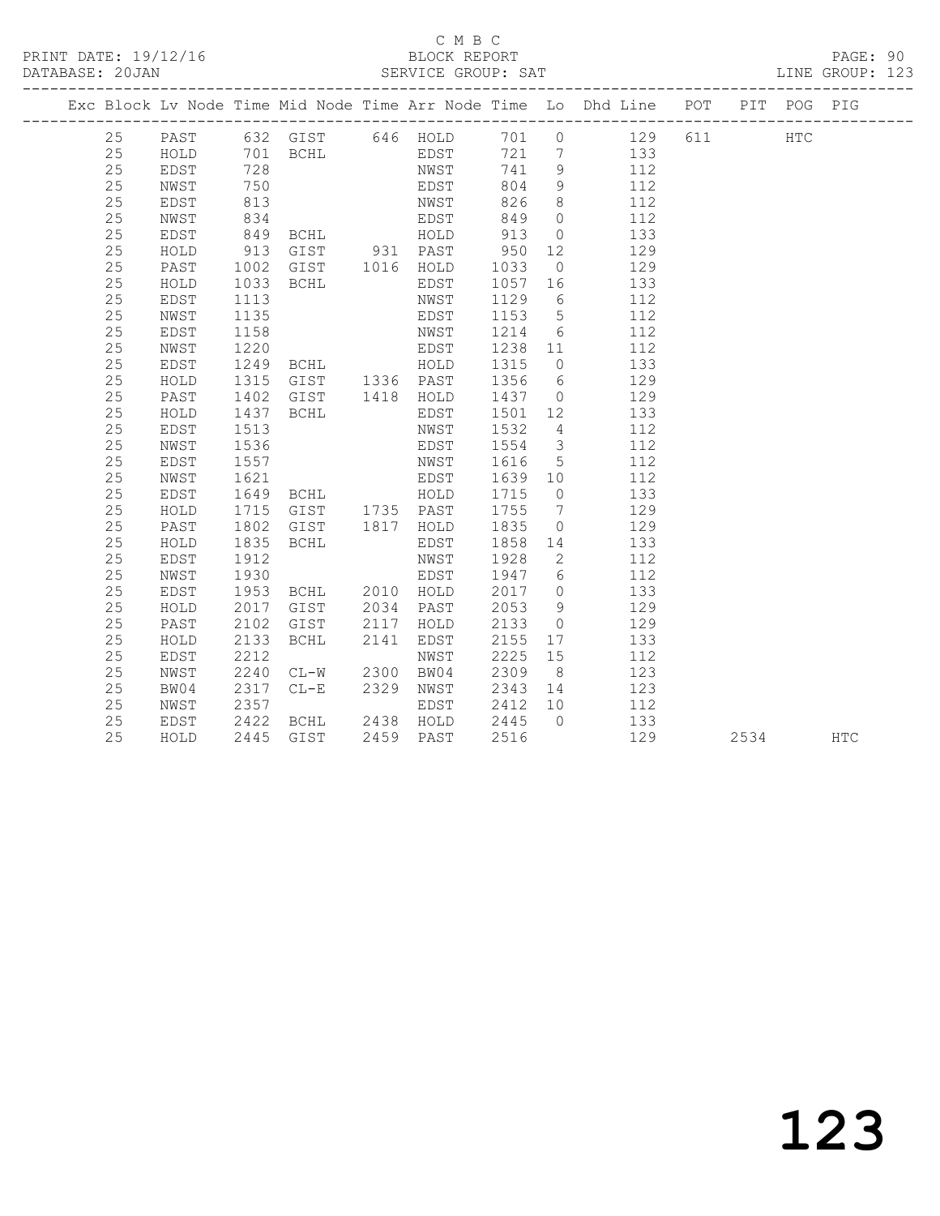C M B C

PRINT DATE: 19/12/16 BLOCK REPORT

DATABASE: 20JAN SERVICE GROUP: SAT LINE GROUP: 123

| Exc | Block | Lv | Node | Time | Mid Node | Time | Arr Node | Time | Lo | Dhd Line | POT | PIT | POG | PIG |
|---|---|---|---|---|---|---|---|---|---|---|---|---|---|---|
| | 25 | | PAST | 632 | GIST | 646 | HOLD | 701 | 0 | 129 | 611 | | HTC | |
| | 25 | | HOLD | 701 | BCHL | | EDST | 721 | 7 | 133 | | | | |
| | 25 | | EDST | 728 | | | NWST | 741 | 9 | 112 | | | | |
| | 25 | | NWST | 750 | | | EDST | 804 | 9 | 112 | | | | |
| | 25 | | EDST | 813 | | | NWST | 826 | 8 | 112 | | | | |
| | 25 | | NWST | 834 | | | EDST | 849 | 0 | 112 | | | | |
| | 25 | | EDST | 849 | BCHL | | HOLD | 913 | 0 | 133 | | | | |
| | 25 | | HOLD | 913 | GIST | 931 | PAST | 950 | 12 | 129 | | | | |
| | 25 | | PAST | 1002 | GIST | 1016 | HOLD | 1033 | 0 | 129 | | | | |
| | 25 | | HOLD | 1033 | BCHL | | EDST | 1057 | 16 | 133 | | | | |
| | 25 | | EDST | 1113 | | | NWST | 1129 | 6 | 112 | | | | |
| | 25 | | NWST | 1135 | | | EDST | 1153 | 5 | 112 | | | | |
| | 25 | | EDST | 1158 | | | NWST | 1214 | 6 | 112 | | | | |
| | 25 | | NWST | 1220 | | | EDST | 1238 | 11 | 112 | | | | |
| | 25 | | EDST | 1249 | BCHL | | HOLD | 1315 | 0 | 133 | | | | |
| | 25 | | HOLD | 1315 | GIST | 1336 | PAST | 1356 | 6 | 129 | | | | |
| | 25 | | PAST | 1402 | GIST | 1418 | HOLD | 1437 | 0 | 129 | | | | |
| | 25 | | HOLD | 1437 | BCHL | | EDST | 1501 | 12 | 133 | | | | |
| | 25 | | EDST | 1513 | | | NWST | 1532 | 4 | 112 | | | | |
| | 25 | | NWST | 1536 | | | EDST | 1554 | 3 | 112 | | | | |
| | 25 | | EDST | 1557 | | | NWST | 1616 | 5 | 112 | | | | |
| | 25 | | NWST | 1621 | | | EDST | 1639 | 10 | 112 | | | | |
| | 25 | | EDST | 1649 | BCHL | | HOLD | 1715 | 0 | 133 | | | | |
| | 25 | | HOLD | 1715 | GIST | 1735 | PAST | 1755 | 7 | 129 | | | | |
| | 25 | | PAST | 1802 | GIST | 1817 | HOLD | 1835 | 0 | 129 | | | | |
| | 25 | | HOLD | 1835 | BCHL | | EDST | 1858 | 14 | 133 | | | | |
| | 25 | | EDST | 1912 | | | NWST | 1928 | 2 | 112 | | | | |
| | 25 | | NWST | 1930 | | | EDST | 1947 | 6 | 112 | | | | |
| | 25 | | EDST | 1953 | BCHL | 2010 | HOLD | 2017 | 0 | 133 | | | | |
| | 25 | | HOLD | 2017 | GIST | 2034 | PAST | 2053 | 9 | 129 | | | | |
| | 25 | | PAST | 2102 | GIST | 2117 | HOLD | 2133 | 0 | 129 | | | | |
| | 25 | | HOLD | 2133 | BCHL | 2141 | EDST | 2155 | 17 | 133 | | | | |
| | 25 | | EDST | 2212 | | | NWST | 2225 | 15 | 112 | | | | |
| | 25 | | NWST | 2240 | CL-W | 2300 | BW04 | 2309 | 8 | 123 | | | | |
| | 25 | | BW04 | 2317 | CL-E | 2329 | NWST | 2343 | 14 | 123 | | | | |
| | 25 | | NWST | 2357 | | | EDST | 2412 | 10 | 112 | | | | |
| | 25 | | EDST | 2422 | BCHL | 2438 | HOLD | 2445 | 0 | 133 | | | | |
| | 25 | | HOLD | 2445 | GIST | 2459 | PAST | 2516 | | 129 | | 2534 | | HTC |

123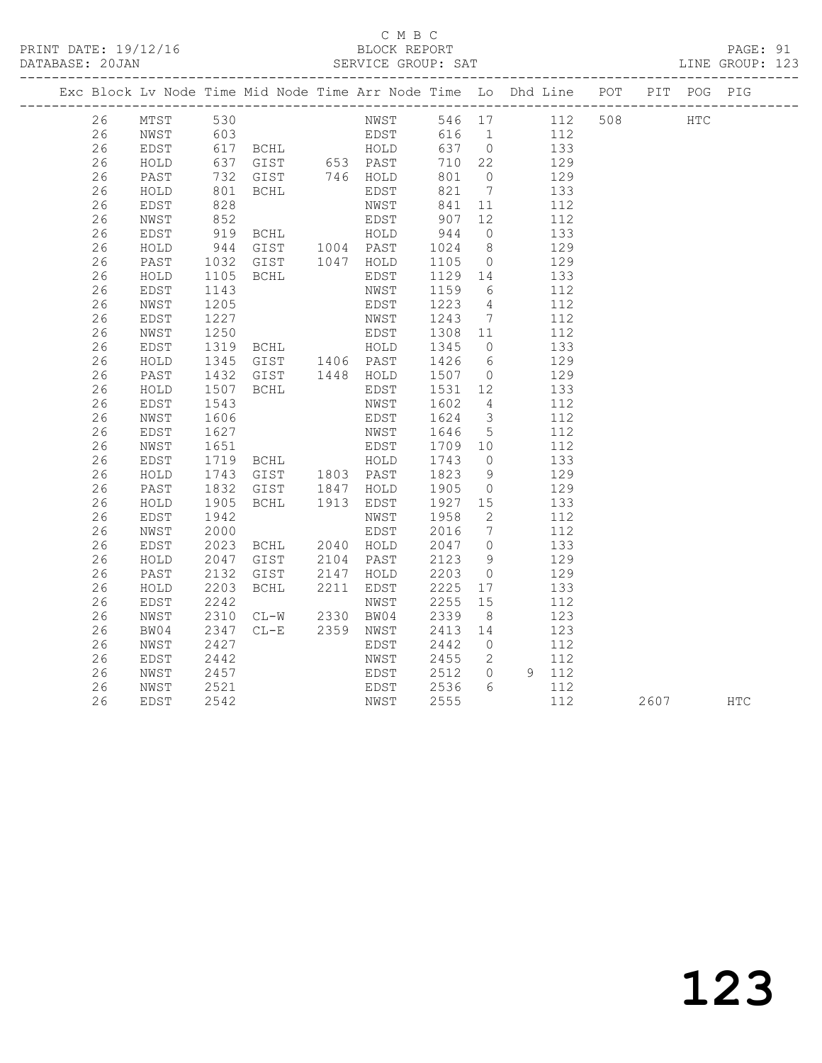C M B C
PRINT DATE: 19/12/16 BLOCK REPORT PAGE: 91
DATABASE: 20JAN SERVICE GROUP: SAT LINE GROUP: 123

| Exc | Block | Lv | Node | Time | Mid Node | Time | Arr Node | Time | Lo | Dhd | Line | POT | PIT | POG | PIG |
|---|---|---|---|---|---|---|---|---|---|---|---|---|---|---|---|
| | 26 | | MTST | 530 | | | NWST | 546 | 17 | | 112 | 508 | | HTC | |
| | 26 | | NWST | 603 | | | EDST | 616 | 1 | | 112 | | | | |
| | 26 | | EDST | 617 | BCHL | | HOLD | 637 | 0 | | 133 | | | | |
| | 26 | | HOLD | 637 | GIST | 653 | PAST | 710 | 22 | | 129 | | | | |
| | 26 | | PAST | 732 | GIST | 746 | HOLD | 801 | 0 | | 129 | | | | |
| | 26 | | HOLD | 801 | BCHL | | EDST | 821 | 7 | | 133 | | | | |
| | 26 | | EDST | 828 | | | NWST | 841 | 11 | | 112 | | | | |
| | 26 | | NWST | 852 | | | EDST | 907 | 12 | | 112 | | | | |
| | 26 | | EDST | 919 | BCHL | | HOLD | 944 | 0 | | 133 | | | | |
| | 26 | | HOLD | 944 | GIST | 1004 | PAST | 1024 | 8 | | 129 | | | | |
| | 26 | | PAST | 1032 | GIST | 1047 | HOLD | 1105 | 0 | | 129 | | | | |
| | 26 | | HOLD | 1105 | BCHL | | EDST | 1129 | 14 | | 133 | | | | |
| | 26 | | EDST | 1143 | | | NWST | 1159 | 6 | | 112 | | | | |
| | 26 | | NWST | 1205 | | | EDST | 1223 | 4 | | 112 | | | | |
| | 26 | | EDST | 1227 | | | NWST | 1243 | 7 | | 112 | | | | |
| | 26 | | NWST | 1250 | | | EDST | 1308 | 11 | | 112 | | | | |
| | 26 | | EDST | 1319 | BCHL | | HOLD | 1345 | 0 | | 133 | | | | |
| | 26 | | HOLD | 1345 | GIST | 1406 | PAST | 1426 | 6 | | 129 | | | | |
| | 26 | | PAST | 1432 | GIST | 1448 | HOLD | 1507 | 0 | | 129 | | | | |
| | 26 | | HOLD | 1507 | BCHL | | EDST | 1531 | 12 | | 133 | | | | |
| | 26 | | EDST | 1543 | | | NWST | 1602 | 4 | | 112 | | | | |
| | 26 | | NWST | 1606 | | | EDST | 1624 | 3 | | 112 | | | | |
| | 26 | | EDST | 1627 | | | NWST | 1646 | 5 | | 112 | | | | |
| | 26 | | NWST | 1651 | | | EDST | 1709 | 10 | | 112 | | | | |
| | 26 | | EDST | 1719 | BCHL | | HOLD | 1743 | 0 | | 133 | | | | |
| | 26 | | HOLD | 1743 | GIST | 1803 | PAST | 1823 | 9 | | 129 | | | | |
| | 26 | | PAST | 1832 | GIST | 1847 | HOLD | 1905 | 0 | | 129 | | | | |
| | 26 | | HOLD | 1905 | BCHL | 1913 | EDST | 1927 | 15 | | 133 | | | | |
| | 26 | | EDST | 1942 | | | NWST | 1958 | 2 | | 112 | | | | |
| | 26 | | NWST | 2000 | | | EDST | 2016 | 7 | | 112 | | | | |
| | 26 | | EDST | 2023 | BCHL | 2040 | HOLD | 2047 | 0 | | 133 | | | | |
| | 26 | | HOLD | 2047 | GIST | 2104 | PAST | 2123 | 9 | | 129 | | | | |
| | 26 | | PAST | 2132 | GIST | 2147 | HOLD | 2203 | 0 | | 129 | | | | |
| | 26 | | HOLD | 2203 | BCHL | 2211 | EDST | 2225 | 17 | | 133 | | | | |
| | 26 | | EDST | 2242 | | | NWST | 2255 | 15 | | 112 | | | | |
| | 26 | | NWST | 2310 | CL-W | 2330 | BW04 | 2339 | 8 | | 123 | | | | |
| | 26 | | BW04 | 2347 | CL-E | 2359 | NWST | 2413 | 14 | | 123 | | | | |
| | 26 | | NWST | 2427 | | | EDST | 2442 | 0 | | 112 | | | | |
| | 26 | | EDST | 2442 | | | NWST | 2455 | 2 | | 112 | | | | |
| | 26 | | NWST | 2457 | | | EDST | 2512 | 0 | 9 | 112 | | | | |
| | 26 | | NWST | 2521 | | | EDST | 2536 | 6 | | 112 | | | | |
| | 26 | | EDST | 2542 | | | NWST | 2555 | | | 112 | | 2607 | | HTC |

123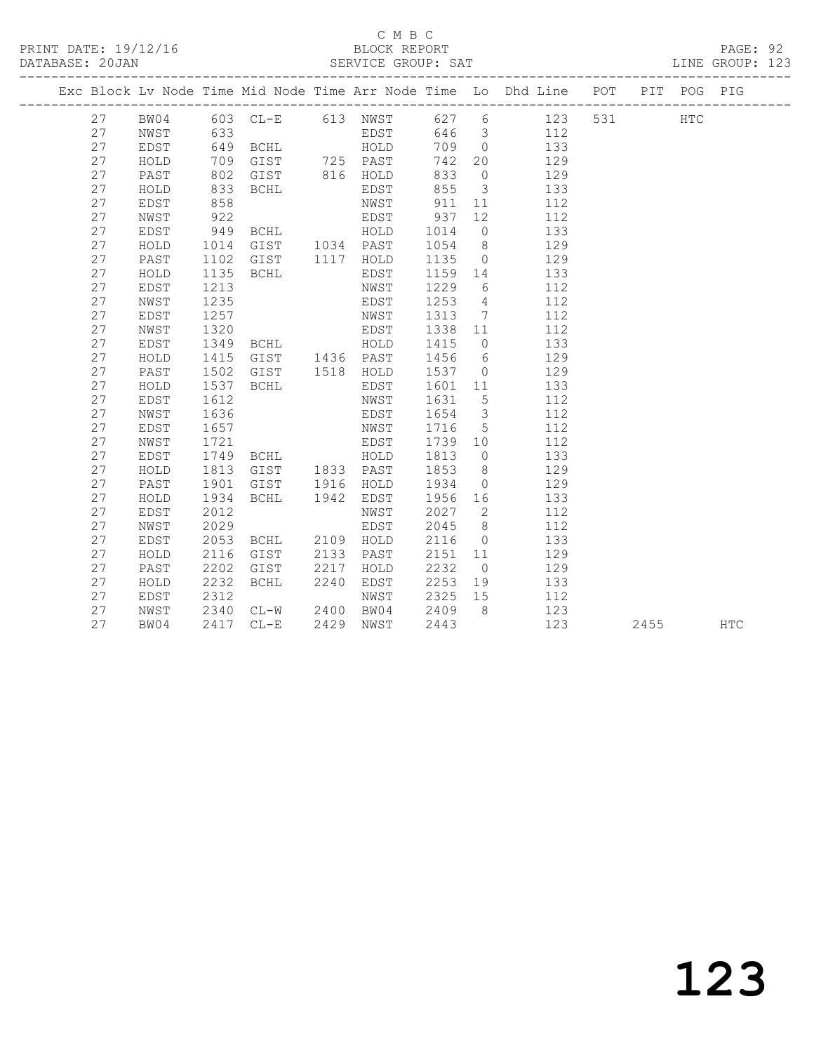C M B C

PRINT DATE: 19/12/16 BLOCK REPORT PAGE: 92
DATABASE: 20JAN SERVICE GROUP: SAT LINE GROUP: 123

| Exc | Block | Lv | Node | Time | Mid Node | Time | Arr Node | Time | Lo | Dhd Line | POT | PIT | POG | PIG |
|---|---|---|---|---|---|---|---|---|---|---|---|---|---|---|
| | 27 | | BW04 | 603 | CL-E | 613 | NWST | 627 | 6 | 123 | 531 | | HTC | |
| | 27 | | NWST | 633 | | | EDST | 646 | 3 | 112 | | | | |
| | 27 | | EDST | 649 | BCHL | | HOLD | 709 | 0 | 133 | | | | |
| | 27 | | HOLD | 709 | GIST | 725 | PAST | 742 | 20 | 129 | | | | |
| | 27 | | PAST | 802 | GIST | 816 | HOLD | 833 | 0 | 129 | | | | |
| | 27 | | HOLD | 833 | BCHL | | EDST | 855 | 3 | 133 | | | | |
| | 27 | | EDST | 858 | | | NWST | 911 | 11 | 112 | | | | |
| | 27 | | NWST | 922 | | | EDST | 937 | 12 | 112 | | | | |
| | 27 | | EDST | 949 | BCHL | | HOLD | 1014 | 0 | 133 | | | | |
| | 27 | | HOLD | 1014 | GIST | 1034 | PAST | 1054 | 8 | 129 | | | | |
| | 27 | | PAST | 1102 | GIST | 1117 | HOLD | 1135 | 0 | 129 | | | | |
| | 27 | | HOLD | 1135 | BCHL | | EDST | 1159 | 14 | 133 | | | | |
| | 27 | | EDST | 1213 | | | NWST | 1229 | 6 | 112 | | | | |
| | 27 | | NWST | 1235 | | | EDST | 1253 | 4 | 112 | | | | |
| | 27 | | EDST | 1257 | | | NWST | 1313 | 7 | 112 | | | | |
| | 27 | | NWST | 1320 | | | EDST | 1338 | 11 | 112 | | | | |
| | 27 | | EDST | 1349 | BCHL | | HOLD | 1415 | 0 | 133 | | | | |
| | 27 | | HOLD | 1415 | GIST | 1436 | PAST | 1456 | 6 | 129 | | | | |
| | 27 | | PAST | 1502 | GIST | 1518 | HOLD | 1537 | 0 | 129 | | | | |
| | 27 | | HOLD | 1537 | BCHL | | EDST | 1601 | 11 | 133 | | | | |
| | 27 | | EDST | 1612 | | | NWST | 1631 | 5 | 112 | | | | |
| | 27 | | NWST | 1636 | | | EDST | 1654 | 3 | 112 | | | | |
| | 27 | | EDST | 1657 | | | NWST | 1716 | 5 | 112 | | | | |
| | 27 | | NWST | 1721 | | | EDST | 1739 | 10 | 112 | | | | |
| | 27 | | EDST | 1749 | BCHL | | HOLD | 1813 | 0 | 133 | | | | |
| | 27 | | HOLD | 1813 | GIST | 1833 | PAST | 1853 | 8 | 129 | | | | |
| | 27 | | PAST | 1901 | GIST | 1916 | HOLD | 1934 | 0 | 129 | | | | |
| | 27 | | HOLD | 1934 | BCHL | 1942 | EDST | 1956 | 16 | 133 | | | | |
| | 27 | | EDST | 2012 | | | NWST | 2027 | 2 | 112 | | | | |
| | 27 | | NWST | 2029 | | | EDST | 2045 | 8 | 112 | | | | |
| | 27 | | EDST | 2053 | BCHL | 2109 | HOLD | 2116 | 0 | 133 | | | | |
| | 27 | | HOLD | 2116 | GIST | 2133 | PAST | 2151 | 11 | 129 | | | | |
| | 27 | | PAST | 2202 | GIST | 2217 | HOLD | 2232 | 0 | 129 | | | | |
| | 27 | | HOLD | 2232 | BCHL | 2240 | EDST | 2253 | 19 | 133 | | | | |
| | 27 | | EDST | 2312 | | | NWST | 2325 | 15 | 112 | | | | |
| | 27 | | NWST | 2340 | CL-W | 2400 | BW04 | 2409 | 8 | 123 | | | | |
| | 27 | | BW04 | 2417 | CL-E | 2429 | NWST | 2443 | | 123 | | 2455 | | HTC |

# 123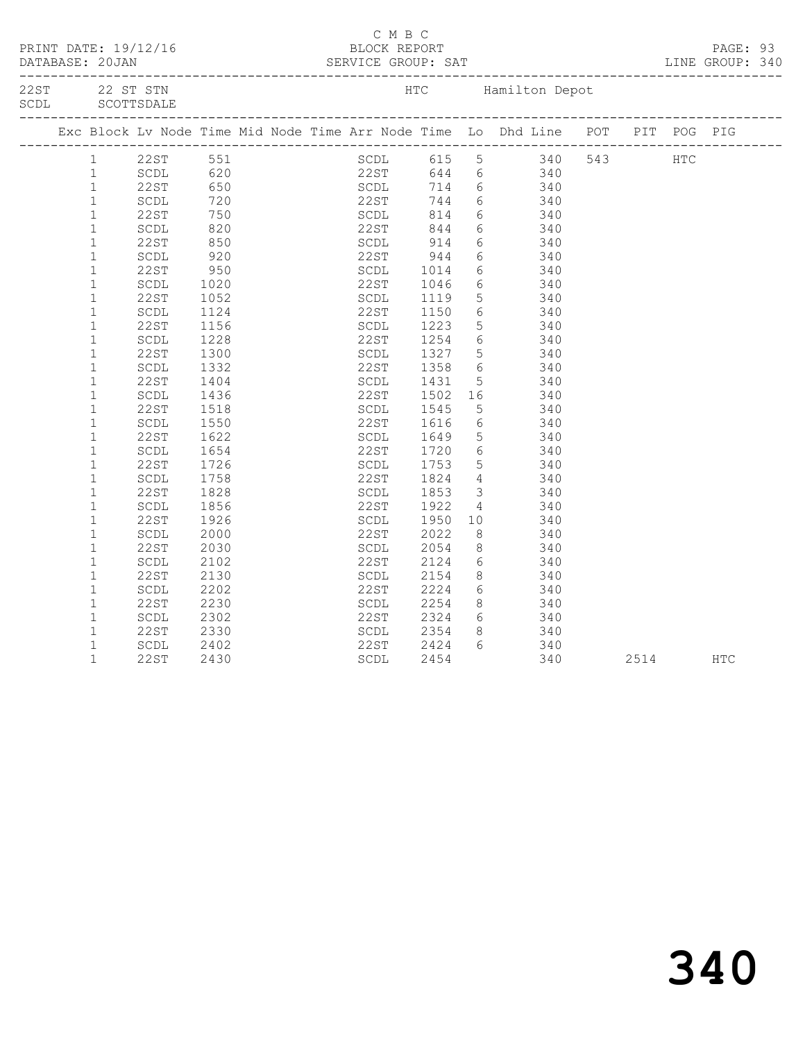C M B C

PRINT DATE: 19/12/16 BLOCK REPORT

DATABASE: 20JAN SERVICE GROUP: SAT LINE GROUP: 340

22ST 22 ST STN HTC Hamilton Depot
SCDL SCOTTSDALE

| Exc | Block | Lv Node | Time | Mid Node | Time | Arr Node | Time | Lo | Dhd | Line | POT | PIT | POG | PIG |
|---|---|---|---|---|---|---|---|---|---|---|---|---|---|---|
| | 1 | 22ST | 551 | | | SCDL | 615 | 5 | | 340 | 543 | | HTC | |
| | 1 | SCDL | 620 | | | 22ST | 644 | 6 | | 340 | | | | |
| | 1 | 22ST | 650 | | | SCDL | 714 | 6 | | 340 | | | | |
| | 1 | SCDL | 720 | | | 22ST | 744 | 6 | | 340 | | | | |
| | 1 | 22ST | 750 | | | SCDL | 814 | 6 | | 340 | | | | |
| | 1 | SCDL | 820 | | | 22ST | 844 | 6 | | 340 | | | | |
| | 1 | 22ST | 850 | | | SCDL | 914 | 6 | | 340 | | | | |
| | 1 | SCDL | 920 | | | 22ST | 944 | 6 | | 340 | | | | |
| | 1 | 22ST | 950 | | | SCDL | 1014 | 6 | | 340 | | | | |
| | 1 | SCDL | 1020 | | | 22ST | 1046 | 6 | | 340 | | | | |
| | 1 | 22ST | 1052 | | | SCDL | 1119 | 5 | | 340 | | | | |
| | 1 | SCDL | 1124 | | | 22ST | 1150 | 6 | | 340 | | | | |
| | 1 | 22ST | 1156 | | | SCDL | 1223 | 5 | | 340 | | | | |
| | 1 | SCDL | 1228 | | | 22ST | 1254 | 6 | | 340 | | | | |
| | 1 | 22ST | 1300 | | | SCDL | 1327 | 5 | | 340 | | | | |
| | 1 | SCDL | 1332 | | | 22ST | 1358 | 6 | | 340 | | | | |
| | 1 | 22ST | 1404 | | | SCDL | 1431 | 5 | | 340 | | | | |
| | 1 | SCDL | 1436 | | | 22ST | 1502 | 16 | | 340 | | | | |
| | 1 | 22ST | 1518 | | | SCDL | 1545 | 5 | | 340 | | | | |
| | 1 | SCDL | 1550 | | | 22ST | 1616 | 6 | | 340 | | | | |
| | 1 | 22ST | 1622 | | | SCDL | 1649 | 5 | | 340 | | | | |
| | 1 | SCDL | 1654 | | | 22ST | 1720 | 6 | | 340 | | | | |
| | 1 | 22ST | 1726 | | | SCDL | 1753 | 5 | | 340 | | | | |
| | 1 | SCDL | 1758 | | | 22ST | 1824 | 4 | | 340 | | | | |
| | 1 | 22ST | 1828 | | | SCDL | 1853 | 3 | | 340 | | | | |
| | 1 | SCDL | 1856 | | | 22ST | 1922 | 4 | | 340 | | | | |
| | 1 | 22ST | 1926 | | | SCDL | 1950 | 10 | | 340 | | | | |
| | 1 | SCDL | 2000 | | | 22ST | 2022 | 8 | | 340 | | | | |
| | 1 | 22ST | 2030 | | | SCDL | 2054 | 8 | | 340 | | | | |
| | 1 | SCDL | 2102 | | | 22ST | 2124 | 6 | | 340 | | | | |
| | 1 | 22ST | 2130 | | | SCDL | 2154 | 8 | | 340 | | | | |
| | 1 | SCDL | 2202 | | | 22ST | 2224 | 6 | | 340 | | | | |
| | 1 | 22ST | 2230 | | | SCDL | 2254 | 8 | | 340 | | | | |
| | 1 | SCDL | 2302 | | | 22ST | 2324 | 6 | | 340 | | | | |
| | 1 | 22ST | 2330 | | | SCDL | 2354 | 8 | | 340 | | | | |
| | 1 | SCDL | 2402 | | | 22ST | 2424 | 6 | | 340 | | | | |
| | 1 | 22ST | 2430 | | | SCDL | 2454 | | | 340 | | 2514 | | HTC |

340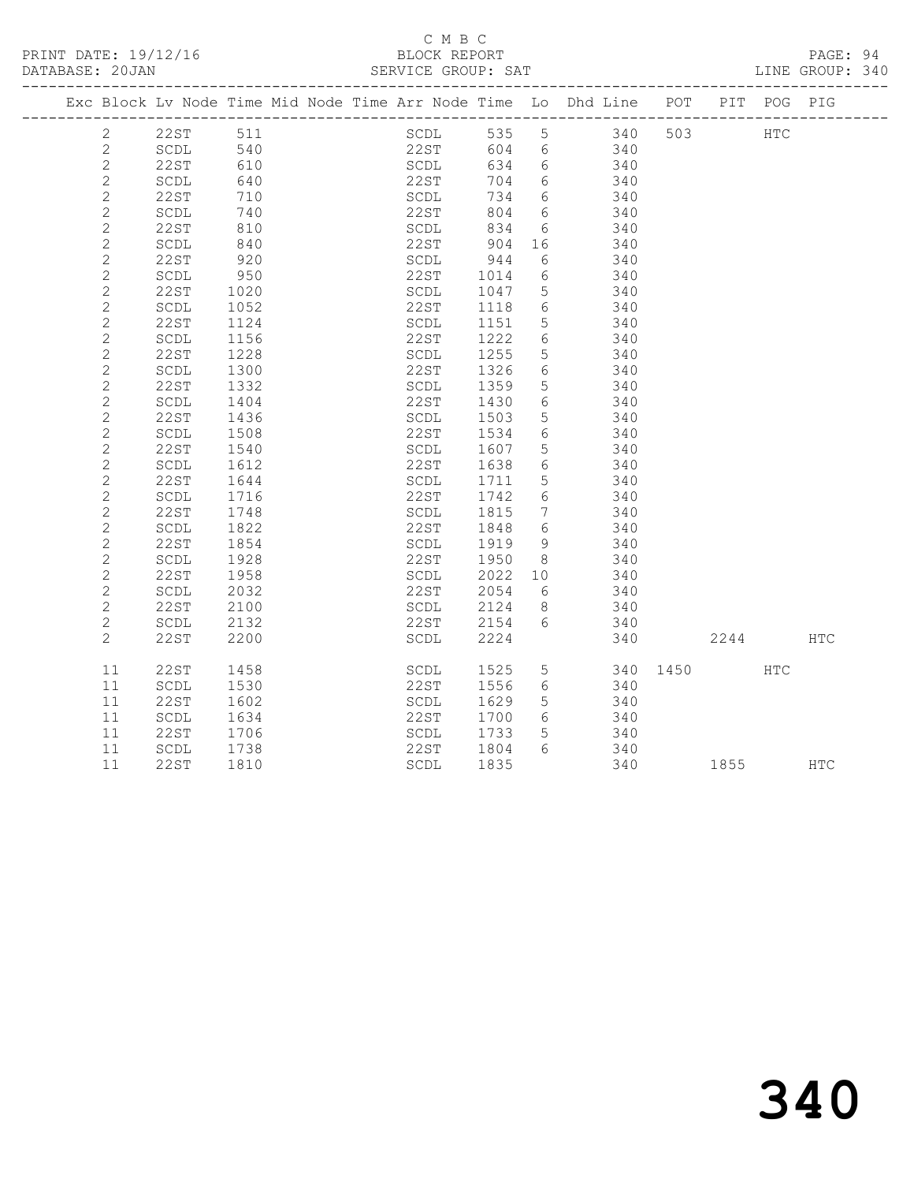C M B C

BLOCK REPORT

SERVICE GROUP: SAT

LINE GROUP: 340

| Exc | Block | Lv | Node | Time | Mid | Node | Time | Arr | Node | Time | Lo | Dhd | Line | POT | PIT | POG | PIG |
|---|---|---|---|---|---|---|---|---|---|---|---|---|---|---|---|---|---|
| | 2 | | 22ST | 511 | | | | | SCDL | 535 | 5 | | 340 | 503 | | HTC | |
| | 2 | | SCDL | 540 | | | | | 22ST | 604 | 6 | | 340 | | | | |
| | 2 | | 22ST | 610 | | | | | SCDL | 634 | 6 | | 340 | | | | |
| | 2 | | SCDL | 640 | | | | | 22ST | 704 | 6 | | 340 | | | | |
| | 2 | | 22ST | 710 | | | | | SCDL | 734 | 6 | | 340 | | | | |
| | 2 | | SCDL | 740 | | | | | 22ST | 804 | 6 | | 340 | | | | |
| | 2 | | 22ST | 810 | | | | | SCDL | 834 | 6 | | 340 | | | | |
| | 2 | | SCDL | 840 | | | | | 22ST | 904 | 16 | | 340 | | | | |
| | 2 | | 22ST | 920 | | | | | SCDL | 944 | 6 | | 340 | | | | |
| | 2 | | SCDL | 950 | | | | | 22ST | 1014 | 6 | | 340 | | | | |
| | 2 | | 22ST | 1020 | | | | | SCDL | 1047 | 5 | | 340 | | | | |
| | 2 | | SCDL | 1052 | | | | | 22ST | 1118 | 6 | | 340 | | | | |
| | 2 | | 22ST | 1124 | | | | | SCDL | 1151 | 5 | | 340 | | | | |
| | 2 | | SCDL | 1156 | | | | | 22ST | 1222 | 6 | | 340 | | | | |
| | 2 | | 22ST | 1228 | | | | | SCDL | 1255 | 5 | | 340 | | | | |
| | 2 | | SCDL | 1300 | | | | | 22ST | 1326 | 6 | | 340 | | | | |
| | 2 | | 22ST | 1332 | | | | | SCDL | 1359 | 5 | | 340 | | | | |
| | 2 | | SCDL | 1404 | | | | | 22ST | 1430 | 6 | | 340 | | | | |
| | 2 | | 22ST | 1436 | | | | | SCDL | 1503 | 5 | | 340 | | | | |
| | 2 | | SCDL | 1508 | | | | | 22ST | 1534 | 6 | | 340 | | | | |
| | 2 | | 22ST | 1540 | | | | | SCDL | 1607 | 5 | | 340 | | | | |
| | 2 | | SCDL | 1612 | | | | | 22ST | 1638 | 6 | | 340 | | | | |
| | 2 | | 22ST | 1644 | | | | | SCDL | 1711 | 5 | | 340 | | | | |
| | 2 | | SCDL | 1716 | | | | | 22ST | 1742 | 6 | | 340 | | | | |
| | 2 | | 22ST | 1748 | | | | | SCDL | 1815 | 7 | | 340 | | | | |
| | 2 | | SCDL | 1822 | | | | | 22ST | 1848 | 6 | | 340 | | | | |
| | 2 | | 22ST | 1854 | | | | | SCDL | 1919 | 9 | | 340 | | | | |
| | 2 | | SCDL | 1928 | | | | | 22ST | 1950 | 8 | | 340 | | | | |
| | 2 | | 22ST | 1958 | | | | | SCDL | 2022 | 10 | | 340 | | | | |
| | 2 | | SCDL | 2032 | | | | | 22ST | 2054 | 6 | | 340 | | | | |
| | 2 | | 22ST | 2100 | | | | | SCDL | 2124 | 8 | | 340 | | | | |
| | 2 | | SCDL | 2132 | | | | | 22ST | 2154 | 6 | | 340 | | | | |
| | 2 | | 22ST | 2200 | | | | | SCDL | 2224 | | | 340 | | 2244 | | HTC |
| | 11 | | 22ST | 1458 | | | | | SCDL | 1525 | 5 | | 340 | 1450 | | HTC | |
| | 11 | | SCDL | 1530 | | | | | 22ST | 1556 | 6 | | 340 | | | | |
| | 11 | | 22ST | 1602 | | | | | SCDL | 1629 | 5 | | 340 | | | | |
| | 11 | | SCDL | 1634 | | | | | 22ST | 1700 | 6 | | 340 | | | | |
| | 11 | | 22ST | 1706 | | | | | SCDL | 1733 | 5 | | 340 | | | | |
| | 11 | | SCDL | 1738 | | | | | 22ST | 1804 | 6 | | 340 | | | | |
| | 11 | | 22ST | 1810 | | | | | SCDL | 1835 | | | 340 | | 1855 | | HTC |

340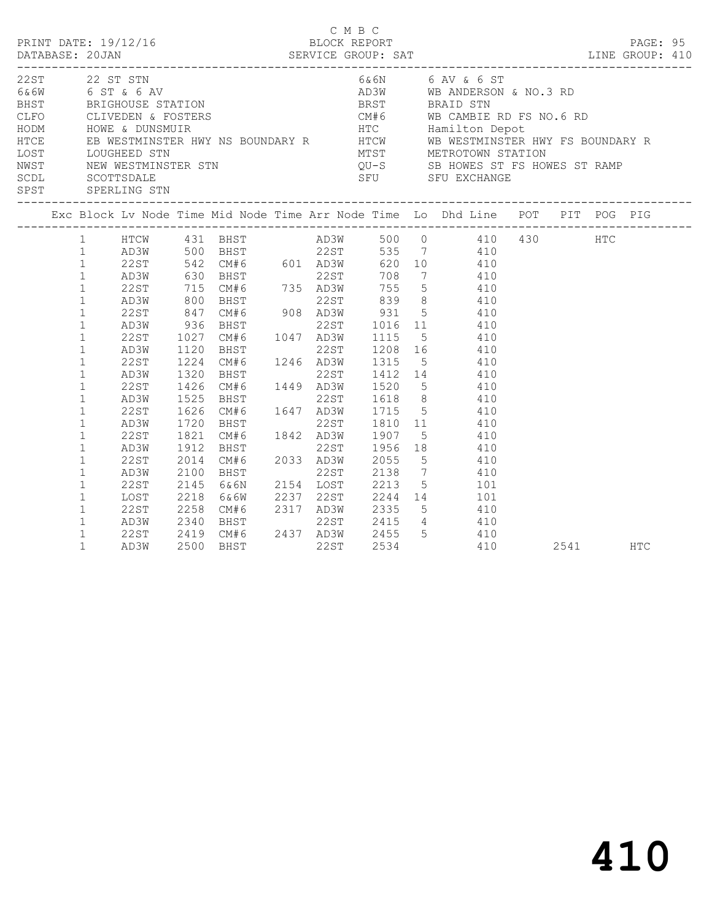C M B C

PRINT DATE: 19/12/16    BLOCK REPORT    DATABASE: 20JAN    SERVICE GROUP: SAT    LINE GROUP: 410

| Code | Name | Code | Name |
|---|---|---|---|
| 22ST | 22 ST STN | 6&6N | 6 AV & 6 ST |
| 6&6W | 6 ST & 6 AV | AD3W | WB ANDERSON & NO.3 RD |
| BHST | BRIGHOUSE STATION | BRST | BRAID STN |
| CLFO | CLIVEDEN & FOSTERS | CM#6 | WB CAMBIE RD FS NO.6 RD |
| HODM | HOWE & DUNSMUIR | HTC | Hamilton Depot |
| HTCE | EB WESTMINSTER HWY NS BOUNDARY R | HTCW | WB WESTMINSTER HWY FS BOUNDARY R |
| LOST | LOUGHEED STN | MTST | METROTOWN STATION |
| NWST | NEW WESTMINSTER STN | QU-S | SB HOWES ST FS HOWES ST RAMP |
| SCDL | SCOTTSDALE | SFU | SFU EXCHANGE |
| SPST | SPERLING STN | | |

| Exc | Block | Lv Node | Time | Mid Node | Time | Arr Node | Time | Lo | Dhd Line | POT | PIT | POG | PIG |
|---|---|---|---|---|---|---|---|---|---|---|---|---|---|
| | 1 | HTCW | 431 | BHST | | AD3W | 500 | 0 | 410 | 430 | | HTC | |
| | 1 | AD3W | 500 | BHST | | 22ST | 535 | 7 | 410 | | | | |
| | 1 | 22ST | 542 | CM#6 | 601 | AD3W | 620 | 10 | 410 | | | | |
| | 1 | AD3W | 630 | BHST | | 22ST | 708 | 7 | 410 | | | | |
| | 1 | 22ST | 715 | CM#6 | 735 | AD3W | 755 | 5 | 410 | | | | |
| | 1 | AD3W | 800 | BHST | | 22ST | 839 | 8 | 410 | | | | |
| | 1 | 22ST | 847 | CM#6 | 908 | AD3W | 931 | 5 | 410 | | | | |
| | 1 | AD3W | 936 | BHST | | 22ST | 1016 | 11 | 410 | | | | |
| | 1 | 22ST | 1027 | CM#6 | 1047 | AD3W | 1115 | 5 | 410 | | | | |
| | 1 | AD3W | 1120 | BHST | | 22ST | 1208 | 16 | 410 | | | | |
| | 1 | 22ST | 1224 | CM#6 | 1246 | AD3W | 1315 | 5 | 410 | | | | |
| | 1 | AD3W | 1320 | BHST | | 22ST | 1412 | 14 | 410 | | | | |
| | 1 | 22ST | 1426 | CM#6 | 1449 | AD3W | 1520 | 5 | 410 | | | | |
| | 1 | AD3W | 1525 | BHST | | 22ST | 1618 | 8 | 410 | | | | |
| | 1 | 22ST | 1626 | CM#6 | 1647 | AD3W | 1715 | 5 | 410 | | | | |
| | 1 | AD3W | 1720 | BHST | | 22ST | 1810 | 11 | 410 | | | | |
| | 1 | 22ST | 1821 | CM#6 | 1842 | AD3W | 1907 | 5 | 410 | | | | |
| | 1 | AD3W | 1912 | BHST | | 22ST | 1956 | 18 | 410 | | | | |
| | 1 | 22ST | 2014 | CM#6 | 2033 | AD3W | 2055 | 5 | 410 | | | | |
| | 1 | AD3W | 2100 | BHST | | 22ST | 2138 | 7 | 410 | | | | |
| | 1 | 22ST | 2145 | 6&6N | 2154 | LOST | 2213 | 5 | 101 | | | | |
| | 1 | LOST | 2218 | 6&6W | 2237 | 22ST | 2244 | 14 | 101 | | | | |
| | 1 | 22ST | 2258 | CM#6 | 2317 | AD3W | 2335 | 5 | 410 | | | | |
| | 1 | AD3W | 2340 | BHST | | 22ST | 2415 | 4 | 410 | | | | |
| | 1 | 22ST | 2419 | CM#6 | 2437 | AD3W | 2455 | 5 | 410 | | | | |
| | 1 | AD3W | 2500 | BHST | | 22ST | 2534 | | 410 | | 2541 | | HTC |

410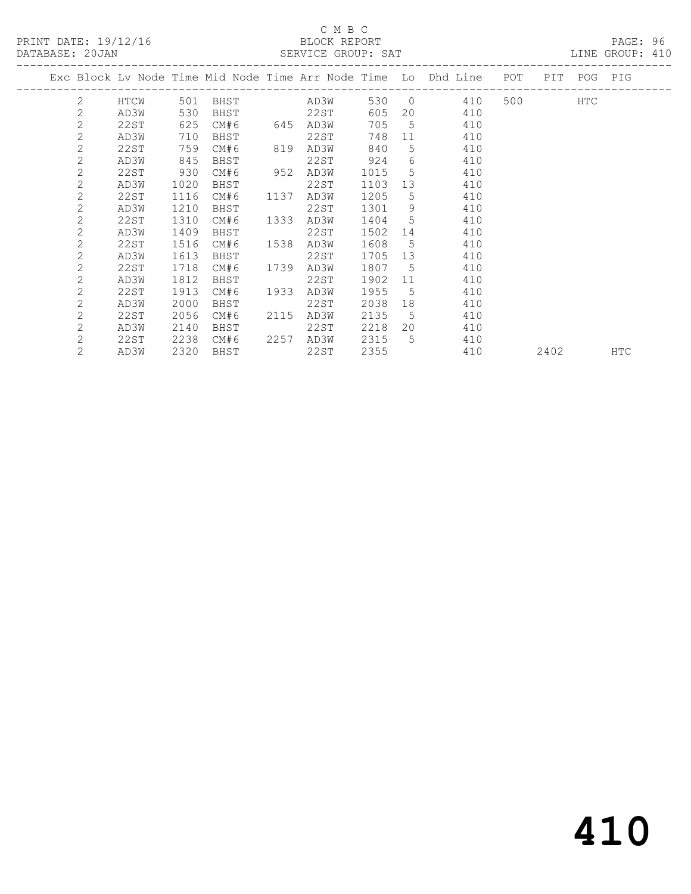C M B C

PRINT DATE: 19/12/16 BLOCK REPORT

DATABASE: 20JAN SERVICE GROUP: SAT LINE GROUP: 410

| Exc | Block | Lv | Node | Time | Mid Node | Time | Arr Node | Time | Lo | Dhd Line | POT | PIT | POG | PIG |
|---|---|---|---|---|---|---|---|---|---|---|---|---|---|---|
| | 2 | | HTCW | 501 | BHST | | AD3W | 530 | 0 | 410 | 500 | | HTC | |
| | 2 | | AD3W | 530 | BHST | | 22ST | 605 | 20 | 410 | | | | |
| | 2 | | 22ST | 625 | CM#6 | 645 | AD3W | 705 | 5 | 410 | | | | |
| | 2 | | AD3W | 710 | BHST | | 22ST | 748 | 11 | 410 | | | | |
| | 2 | | 22ST | 759 | CM#6 | 819 | AD3W | 840 | 5 | 410 | | | | |
| | 2 | | AD3W | 845 | BHST | | 22ST | 924 | 6 | 410 | | | | |
| | 2 | | 22ST | 930 | CM#6 | 952 | AD3W | 1015 | 5 | 410 | | | | |
| | 2 | | AD3W | 1020 | BHST | | 22ST | 1103 | 13 | 410 | | | | |
| | 2 | | 22ST | 1116 | CM#6 | 1137 | AD3W | 1205 | 5 | 410 | | | | |
| | 2 | | AD3W | 1210 | BHST | | 22ST | 1301 | 9 | 410 | | | | |
| | 2 | | 22ST | 1310 | CM#6 | 1333 | AD3W | 1404 | 5 | 410 | | | | |
| | 2 | | AD3W | 1409 | BHST | | 22ST | 1502 | 14 | 410 | | | | |
| | 2 | | 22ST | 1516 | CM#6 | 1538 | AD3W | 1608 | 5 | 410 | | | | |
| | 2 | | AD3W | 1613 | BHST | | 22ST | 1705 | 13 | 410 | | | | |
| | 2 | | 22ST | 1718 | CM#6 | 1739 | AD3W | 1807 | 5 | 410 | | | | |
| | 2 | | AD3W | 1812 | BHST | | 22ST | 1902 | 11 | 410 | | | | |
| | 2 | | 22ST | 1913 | CM#6 | 1933 | AD3W | 1955 | 5 | 410 | | | | |
| | 2 | | AD3W | 2000 | BHST | | 22ST | 2038 | 18 | 410 | | | | |
| | 2 | | 22ST | 2056 | CM#6 | 2115 | AD3W | 2135 | 5 | 410 | | | | |
| | 2 | | AD3W | 2140 | BHST | | 22ST | 2218 | 20 | 410 | | | | |
| | 2 | | 22ST | 2238 | CM#6 | 2257 | AD3W | 2315 | 5 | 410 | | | | |
| | 2 | | AD3W | 2320 | BHST | | 22ST | 2355 | | 410 | | 2402 | | HTC |

# 410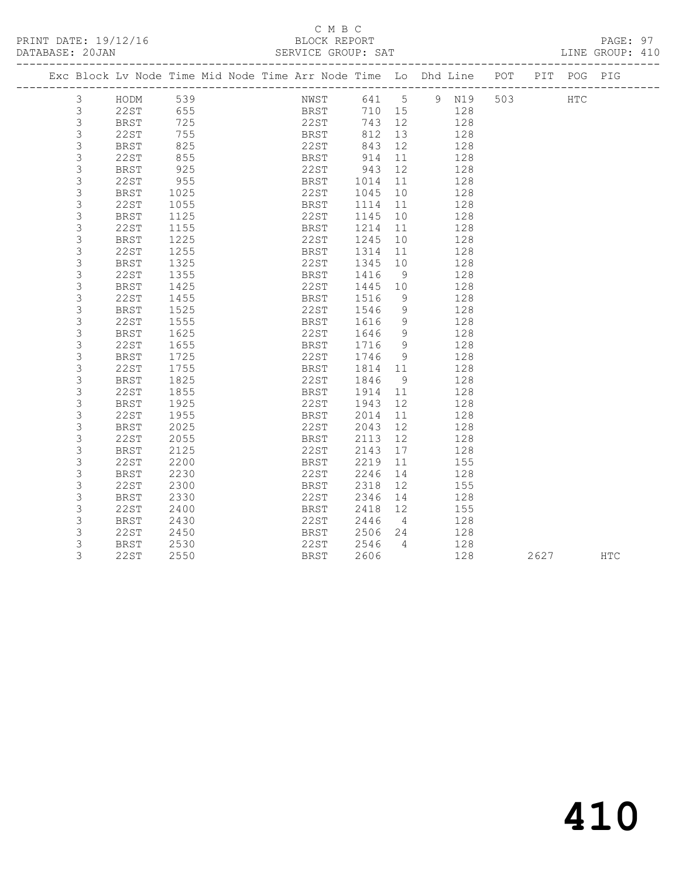C M B C

PRINT DATE: 19/12/16 BLOCK REPORT

DATABASE: 20JAN SERVICE GROUP: SAT LINE GROUP: 410

| Exc | Block | Lv | Node | Time | Mid Node | Time | Arr Node | Time | Lo | Dhd | Line | POT | PIT | POG | PIG |
|---|---|---|---|---|---|---|---|---|---|---|---|---|---|---|---|
| | 3 | | HODM | 539 | | | NWST | 641 | 5 | 9 | N19 | 503 | | HTC | |
| | 3 | | 22ST | 655 | | | BRST | 710 | 15 | | 128 | | | | |
| | 3 | | BRST | 725 | | | 22ST | 743 | 12 | | 128 | | | | |
| | 3 | | 22ST | 755 | | | BRST | 812 | 13 | | 128 | | | | |
| | 3 | | BRST | 825 | | | 22ST | 843 | 12 | | 128 | | | | |
| | 3 | | 22ST | 855 | | | BRST | 914 | 11 | | 128 | | | | |
| | 3 | | BRST | 925 | | | 22ST | 943 | 12 | | 128 | | | | |
| | 3 | | 22ST | 955 | | | BRST | 1014 | 11 | | 128 | | | | |
| | 3 | | BRST | 1025 | | | 22ST | 1045 | 10 | | 128 | | | | |
| | 3 | | 22ST | 1055 | | | BRST | 1114 | 11 | | 128 | | | | |
| | 3 | | BRST | 1125 | | | 22ST | 1145 | 10 | | 128 | | | | |
| | 3 | | 22ST | 1155 | | | BRST | 1214 | 11 | | 128 | | | | |
| | 3 | | BRST | 1225 | | | 22ST | 1245 | 10 | | 128 | | | | |
| | 3 | | 22ST | 1255 | | | BRST | 1314 | 11 | | 128 | | | | |
| | 3 | | BRST | 1325 | | | 22ST | 1345 | 10 | | 128 | | | | |
| | 3 | | 22ST | 1355 | | | BRST | 1416 | 9 | | 128 | | | | |
| | 3 | | BRST | 1425 | | | 22ST | 1445 | 10 | | 128 | | | | |
| | 3 | | 22ST | 1455 | | | BRST | 1516 | 9 | | 128 | | | | |
| | 3 | | BRST | 1525 | | | 22ST | 1546 | 9 | | 128 | | | | |
| | 3 | | 22ST | 1555 | | | BRST | 1616 | 9 | | 128 | | | | |
| | 3 | | BRST | 1625 | | | 22ST | 1646 | 9 | | 128 | | | | |
| | 3 | | 22ST | 1655 | | | BRST | 1716 | 9 | | 128 | | | | |
| | 3 | | BRST | 1725 | | | 22ST | 1746 | 9 | | 128 | | | | |
| | 3 | | 22ST | 1755 | | | BRST | 1814 | 11 | | 128 | | | | |
| | 3 | | BRST | 1825 | | | 22ST | 1846 | 9 | | 128 | | | | |
| | 3 | | 22ST | 1855 | | | BRST | 1914 | 11 | | 128 | | | | |
| | 3 | | BRST | 1925 | | | 22ST | 1943 | 12 | | 128 | | | | |
| | 3 | | 22ST | 1955 | | | BRST | 2014 | 11 | | 128 | | | | |
| | 3 | | BRST | 2025 | | | 22ST | 2043 | 12 | | 128 | | | | |
| | 3 | | 22ST | 2055 | | | BRST | 2113 | 12 | | 128 | | | | |
| | 3 | | BRST | 2125 | | | 22ST | 2143 | 17 | | 128 | | | | |
| | 3 | | 22ST | 2200 | | | BRST | 2219 | 11 | | 155 | | | | |
| | 3 | | BRST | 2230 | | | 22ST | 2246 | 14 | | 128 | | | | |
| | 3 | | 22ST | 2300 | | | BRST | 2318 | 12 | | 155 | | | | |
| | 3 | | BRST | 2330 | | | 22ST | 2346 | 14 | | 128 | | | | |
| | 3 | | 22ST | 2400 | | | BRST | 2418 | 12 | | 155 | | | | |
| | 3 | | BRST | 2430 | | | 22ST | 2446 | 4 | | 128 | | | | |
| | 3 | | 22ST | 2450 | | | BRST | 2506 | 24 | | 128 | | | | |
| | 3 | | BRST | 2530 | | | 22ST | 2546 | 4 | | 128 | | | | |
| | 3 | | 22ST | 2550 | | | BRST | 2606 | | | 128 | | 2627 | | HTC |

# 410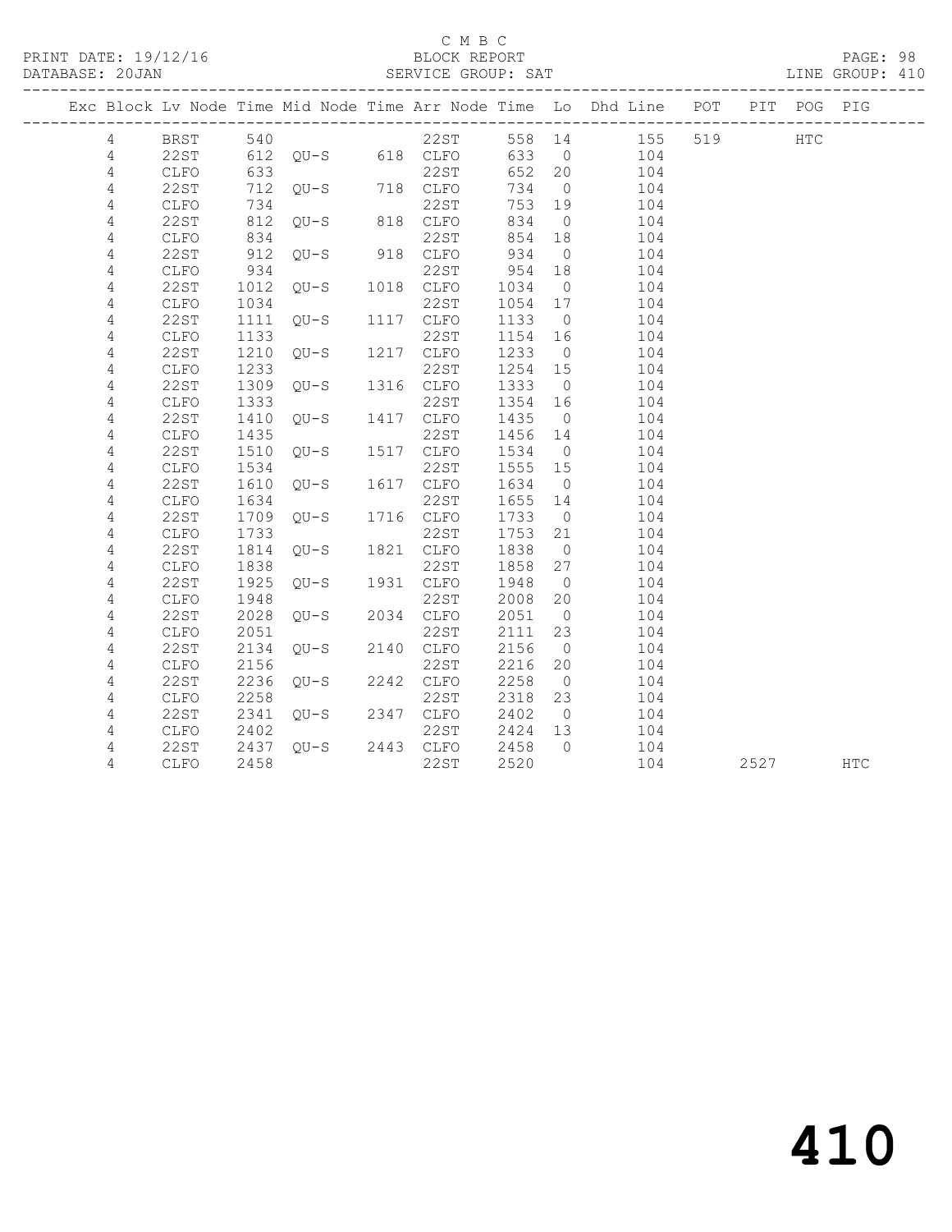C M B C
PRINT DATE: 19/12/16 BLOCK REPORT
DATABASE: 20JAN SERVICE GROUP: SAT LINE GROUP: 410

| Exc | Block | Lv | Node | Time | Mid Node | Time | Arr Node | Time | Lo | Dhd Line | POT | PIT | POG | PIG |
|---|---|---|---|---|---|---|---|---|---|---|---|---|---|---|
| | 4 | | BRST | 540 | | | 22ST | 558 | 14 | 155 | 519 | | HTC | |
| | 4 | | 22ST | 612 | QU-S | 618 | CLFO | 633 | 0 | 104 | | | | |
| | 4 | | CLFO | 633 | | | 22ST | 652 | 20 | 104 | | | | |
| | 4 | | 22ST | 712 | QU-S | 718 | CLFO | 734 | 0 | 104 | | | | |
| | 4 | | CLFO | 734 | | | 22ST | 753 | 19 | 104 | | | | |
| | 4 | | 22ST | 812 | QU-S | 818 | CLFO | 834 | 0 | 104 | | | | |
| | 4 | | CLFO | 834 | | | 22ST | 854 | 18 | 104 | | | | |
| | 4 | | 22ST | 912 | QU-S | 918 | CLFO | 934 | 0 | 104 | | | | |
| | 4 | | CLFO | 934 | | | 22ST | 954 | 18 | 104 | | | | |
| | 4 | | 22ST | 1012 | QU-S | 1018 | CLFO | 1034 | 0 | 104 | | | | |
| | 4 | | CLFO | 1034 | | | 22ST | 1054 | 17 | 104 | | | | |
| | 4 | | 22ST | 1111 | QU-S | 1117 | CLFO | 1133 | 0 | 104 | | | | |
| | 4 | | CLFO | 1133 | | | 22ST | 1154 | 16 | 104 | | | | |
| | 4 | | 22ST | 1210 | QU-S | 1217 | CLFO | 1233 | 0 | 104 | | | | |
| | 4 | | CLFO | 1233 | | | 22ST | 1254 | 15 | 104 | | | | |
| | 4 | | 22ST | 1309 | QU-S | 1316 | CLFO | 1333 | 0 | 104 | | | | |
| | 4 | | CLFO | 1333 | | | 22ST | 1354 | 16 | 104 | | | | |
| | 4 | | 22ST | 1410 | QU-S | 1417 | CLFO | 1435 | 0 | 104 | | | | |
| | 4 | | CLFO | 1435 | | | 22ST | 1456 | 14 | 104 | | | | |
| | 4 | | 22ST | 1510 | QU-S | 1517 | CLFO | 1534 | 0 | 104 | | | | |
| | 4 | | CLFO | 1534 | | | 22ST | 1555 | 15 | 104 | | | | |
| | 4 | | 22ST | 1610 | QU-S | 1617 | CLFO | 1634 | 0 | 104 | | | | |
| | 4 | | CLFO | 1634 | | | 22ST | 1655 | 14 | 104 | | | | |
| | 4 | | 22ST | 1709 | QU-S | 1716 | CLFO | 1733 | 0 | 104 | | | | |
| | 4 | | CLFO | 1733 | | | 22ST | 1753 | 21 | 104 | | | | |
| | 4 | | 22ST | 1814 | QU-S | 1821 | CLFO | 1838 | 0 | 104 | | | | |
| | 4 | | CLFO | 1838 | | | 22ST | 1858 | 27 | 104 | | | | |
| | 4 | | 22ST | 1925 | QU-S | 1931 | CLFO | 1948 | 0 | 104 | | | | |
| | 4 | | CLFO | 1948 | | | 22ST | 2008 | 20 | 104 | | | | |
| | 4 | | 22ST | 2028 | QU-S | 2034 | CLFO | 2051 | 0 | 104 | | | | |
| | 4 | | CLFO | 2051 | | | 22ST | 2111 | 23 | 104 | | | | |
| | 4 | | 22ST | 2134 | QU-S | 2140 | CLFO | 2156 | 0 | 104 | | | | |
| | 4 | | CLFO | 2156 | | | 22ST | 2216 | 20 | 104 | | | | |
| | 4 | | 22ST | 2236 | QU-S | 2242 | CLFO | 2258 | 0 | 104 | | | | |
| | 4 | | CLFO | 2258 | | | 22ST | 2318 | 23 | 104 | | | | |
| | 4 | | 22ST | 2341 | QU-S | 2347 | CLFO | 2402 | 0 | 104 | | | | |
| | 4 | | CLFO | 2402 | | | 22ST | 2424 | 13 | 104 | | | | |
| | 4 | | 22ST | 2437 | QU-S | 2443 | CLFO | 2458 | 0 | 104 | | | | |
| | 4 | | CLFO | 2458 | | | 22ST | 2520 | | 104 | | 2527 | | HTC |

# 410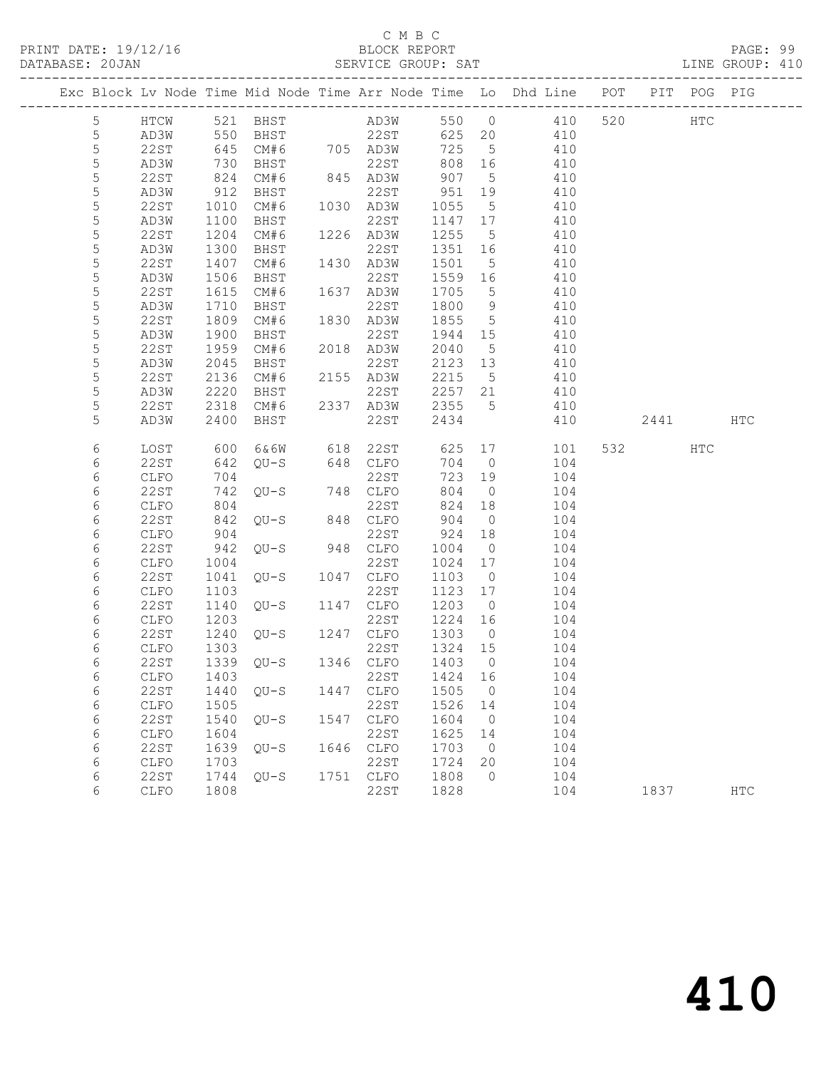C M B C
BLOCK REPORT
SERVICE GROUP: SAT

PRINT DATE: 19/12/16
DATABASE: 20JAN
LINE GROUP: 410

| Exc | Block | Lv | Node | Time | Mid Node | Time | Arr Node | Time | Lo | Dhd Line | POT | PIT | POG | PIG |
|---|---|---|---|---|---|---|---|---|---|---|---|---|---|---|
| | 5 | | HTCW | 521 | BHST | | AD3W | 550 | 0 | 410 | 520 | | HTC | |
| | 5 | | AD3W | 550 | BHST | | 22ST | 625 | 20 | 410 | | | | |
| | 5 | | 22ST | 645 | CM#6 | 705 | AD3W | 725 | 5 | 410 | | | | |
| | 5 | | AD3W | 730 | BHST | | 22ST | 808 | 16 | 410 | | | | |
| | 5 | | 22ST | 824 | CM#6 | 845 | AD3W | 907 | 5 | 410 | | | | |
| | 5 | | AD3W | 912 | BHST | | 22ST | 951 | 19 | 410 | | | | |
| | 5 | | 22ST | 1010 | CM#6 | 1030 | AD3W | 1055 | 5 | 410 | | | | |
| | 5 | | AD3W | 1100 | BHST | | 22ST | 1147 | 17 | 410 | | | | |
| | 5 | | 22ST | 1204 | CM#6 | 1226 | AD3W | 1255 | 5 | 410 | | | | |
| | 5 | | AD3W | 1300 | BHST | | 22ST | 1351 | 16 | 410 | | | | |
| | 5 | | 22ST | 1407 | CM#6 | 1430 | AD3W | 1501 | 5 | 410 | | | | |
| | 5 | | AD3W | 1506 | BHST | | 22ST | 1559 | 16 | 410 | | | | |
| | 5 | | 22ST | 1615 | CM#6 | 1637 | AD3W | 1705 | 5 | 410 | | | | |
| | 5 | | AD3W | 1710 | BHST | | 22ST | 1800 | 9 | 410 | | | | |
| | 5 | | 22ST | 1809 | CM#6 | 1830 | AD3W | 1855 | 5 | 410 | | | | |
| | 5 | | AD3W | 1900 | BHST | | 22ST | 1944 | 15 | 410 | | | | |
| | 5 | | 22ST | 1959 | CM#6 | 2018 | AD3W | 2040 | 5 | 410 | | | | |
| | 5 | | AD3W | 2045 | BHST | | 22ST | 2123 | 13 | 410 | | | | |
| | 5 | | 22ST | 2136 | CM#6 | 2155 | AD3W | 2215 | 5 | 410 | | | | |
| | 5 | | AD3W | 2220 | BHST | | 22ST | 2257 | 21 | 410 | | | | |
| | 5 | | 22ST | 2318 | CM#6 | 2337 | AD3W | 2355 | 5 | 410 | | | | |
| | 5 | | AD3W | 2400 | BHST | | 22ST | 2434 | | 410 | | 2441 | | HTC |
| | 6 | | LOST | 600 | 6&6W | 618 | 22ST | 625 | 17 | 101 | 532 | | HTC | |
| | 6 | | 22ST | 642 | QU-S | 648 | CLFO | 704 | 0 | 104 | | | | |
| | 6 | | CLFO | 704 | | | 22ST | 723 | 19 | 104 | | | | |
| | 6 | | 22ST | 742 | QU-S | 748 | CLFO | 804 | 0 | 104 | | | | |
| | 6 | | CLFO | 804 | | | 22ST | 824 | 18 | 104 | | | | |
| | 6 | | 22ST | 842 | QU-S | 848 | CLFO | 904 | 0 | 104 | | | | |
| | 6 | | CLFO | 904 | | | 22ST | 924 | 18 | 104 | | | | |
| | 6 | | 22ST | 942 | QU-S | 948 | CLFO | 1004 | 0 | 104 | | | | |
| | 6 | | CLFO | 1004 | | | 22ST | 1024 | 17 | 104 | | | | |
| | 6 | | 22ST | 1041 | QU-S | 1047 | CLFO | 1103 | 0 | 104 | | | | |
| | 6 | | CLFO | 1103 | | | 22ST | 1123 | 17 | 104 | | | | |
| | 6 | | 22ST | 1140 | QU-S | 1147 | CLFO | 1203 | 0 | 104 | | | | |
| | 6 | | CLFO | 1203 | | | 22ST | 1224 | 16 | 104 | | | | |
| | 6 | | 22ST | 1240 | QU-S | 1247 | CLFO | 1303 | 0 | 104 | | | | |
| | 6 | | CLFO | 1303 | | | 22ST | 1324 | 15 | 104 | | | | |
| | 6 | | 22ST | 1339 | QU-S | 1346 | CLFO | 1403 | 0 | 104 | | | | |
| | 6 | | CLFO | 1403 | | | 22ST | 1424 | 16 | 104 | | | | |
| | 6 | | 22ST | 1440 | QU-S | 1447 | CLFO | 1505 | 0 | 104 | | | | |
| | 6 | | CLFO | 1505 | | | 22ST | 1526 | 14 | 104 | | | | |
| | 6 | | 22ST | 1540 | QU-S | 1547 | CLFO | 1604 | 0 | 104 | | | | |
| | 6 | | CLFO | 1604 | | | 22ST | 1625 | 14 | 104 | | | | |
| | 6 | | 22ST | 1639 | QU-S | 1646 | CLFO | 1703 | 0 | 104 | | | | |
| | 6 | | CLFO | 1703 | | | 22ST | 1724 | 20 | 104 | | | | |
| | 6 | | 22ST | 1744 | QU-S | 1751 | CLFO | 1808 | 0 | 104 | | | | |
| | 6 | | CLFO | 1808 | | | 22ST | 1828 | | 104 | | 1837 | | HTC |

# 410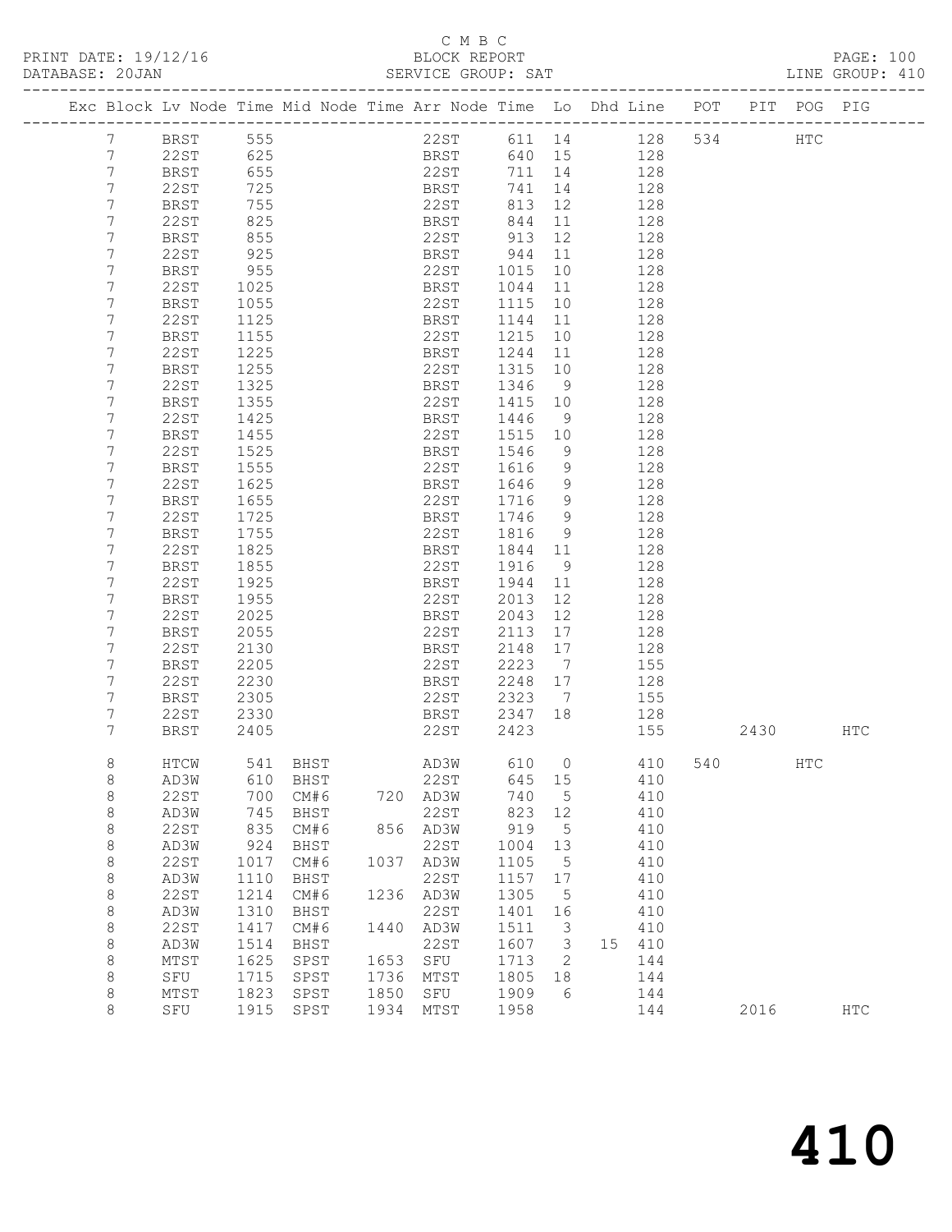C M B C
BLOCK REPORT
SERVICE GROUP: SAT

PRINT DATE: 19/12/16
DATABASE: 20JAN

PAGE: 100
LINE GROUP: 410

| Exc | Block | Lv | Node | Time | Mid Node | Time | Arr Node | Time | Lo | Dhd | Line | POT | PIT | POG | PIG |
|---|---|---|---|---|---|---|---|---|---|---|---|---|---|---|---|
| | 7 | | BRST | 555 | | | 22ST | 611 | 14 | | 128 | 534 | | HTC | |
| | 7 | | 22ST | 625 | | | BRST | 640 | 15 | | 128 | | | | |
| | 7 | | BRST | 655 | | | 22ST | 711 | 14 | | 128 | | | | |
| | 7 | | 22ST | 725 | | | BRST | 741 | 14 | | 128 | | | | |
| | 7 | | BRST | 755 | | | 22ST | 813 | 12 | | 128 | | | | |
| | 7 | | 22ST | 825 | | | BRST | 844 | 11 | | 128 | | | | |
| | 7 | | BRST | 855 | | | 22ST | 913 | 12 | | 128 | | | | |
| | 7 | | 22ST | 925 | | | BRST | 944 | 11 | | 128 | | | | |
| | 7 | | BRST | 955 | | | 22ST | 1015 | 10 | | 128 | | | | |
| | 7 | | 22ST | 1025 | | | BRST | 1044 | 11 | | 128 | | | | |
| | 7 | | BRST | 1055 | | | 22ST | 1115 | 10 | | 128 | | | | |
| | 7 | | 22ST | 1125 | | | BRST | 1144 | 11 | | 128 | | | | |
| | 7 | | BRST | 1155 | | | 22ST | 1215 | 10 | | 128 | | | | |
| | 7 | | 22ST | 1225 | | | BRST | 1244 | 11 | | 128 | | | | |
| | 7 | | BRST | 1255 | | | 22ST | 1315 | 10 | | 128 | | | | |
| | 7 | | 22ST | 1325 | | | BRST | 1346 | 9 | | 128 | | | | |
| | 7 | | BRST | 1355 | | | 22ST | 1415 | 10 | | 128 | | | | |
| | 7 | | 22ST | 1425 | | | BRST | 1446 | 9 | | 128 | | | | |
| | 7 | | BRST | 1455 | | | 22ST | 1515 | 10 | | 128 | | | | |
| | 7 | | 22ST | 1525 | | | BRST | 1546 | 9 | | 128 | | | | |
| | 7 | | BRST | 1555 | | | 22ST | 1616 | 9 | | 128 | | | | |
| | 7 | | 22ST | 1625 | | | BRST | 1646 | 9 | | 128 | | | | |
| | 7 | | BRST | 1655 | | | 22ST | 1716 | 9 | | 128 | | | | |
| | 7 | | 22ST | 1725 | | | BRST | 1746 | 9 | | 128 | | | | |
| | 7 | | BRST | 1755 | | | 22ST | 1816 | 9 | | 128 | | | | |
| | 7 | | 22ST | 1825 | | | BRST | 1844 | 11 | | 128 | | | | |
| | 7 | | BRST | 1855 | | | 22ST | 1916 | 9 | | 128 | | | | |
| | 7 | | 22ST | 1925 | | | BRST | 1944 | 11 | | 128 | | | | |
| | 7 | | BRST | 1955 | | | 22ST | 2013 | 12 | | 128 | | | | |
| | 7 | | 22ST | 2025 | | | BRST | 2043 | 12 | | 128 | | | | |
| | 7 | | BRST | 2055 | | | 22ST | 2113 | 17 | | 128 | | | | |
| | 7 | | 22ST | 2130 | | | BRST | 2148 | 17 | | 128 | | | | |
| | 7 | | BRST | 2205 | | | 22ST | 2223 | 7 | | 155 | | | | |
| | 7 | | 22ST | 2230 | | | BRST | 2248 | 17 | | 128 | | | | |
| | 7 | | BRST | 2305 | | | 22ST | 2323 | 7 | | 155 | | | | |
| | 7 | | 22ST | 2330 | | | BRST | 2347 | 18 | | 128 | | | | |
| | 7 | | BRST | 2405 | | | 22ST | 2423 | | | 155 | | 2430 | | HTC |
| | 8 | | HTCW | 541 | BHST | | AD3W | 610 | 0 | | 410 | 540 | | HTC | |
| | 8 | | AD3W | 610 | BHST | | 22ST | 645 | 15 | | 410 | | | | |
| | 8 | | 22ST | 700 | CM#6 | 720 | AD3W | 740 | 5 | | 410 | | | | |
| | 8 | | AD3W | 745 | BHST | | 22ST | 823 | 12 | | 410 | | | | |
| | 8 | | 22ST | 835 | CM#6 | 856 | AD3W | 919 | 5 | | 410 | | | | |
| | 8 | | AD3W | 924 | BHST | | 22ST | 1004 | 13 | | 410 | | | | |
| | 8 | | 22ST | 1017 | CM#6 | 1037 | AD3W | 1105 | 5 | | 410 | | | | |
| | 8 | | AD3W | 1110 | BHST | | 22ST | 1157 | 17 | | 410 | | | | |
| | 8 | | 22ST | 1214 | CM#6 | 1236 | AD3W | 1305 | 5 | | 410 | | | | |
| | 8 | | AD3W | 1310 | BHST | | 22ST | 1401 | 16 | | 410 | | | | |
| | 8 | | 22ST | 1417 | CM#6 | 1440 | AD3W | 1511 | 3 | | 410 | | | | |
| | 8 | | AD3W | 1514 | BHST | | 22ST | 1607 | 3 | 15 | 410 | | | | |
| | 8 | | MTST | 1625 | SPST | 1653 | SFU | 1713 | 2 | | 144 | | | | |
| | 8 | | SFU | 1715 | SPST | 1736 | MTST | 1805 | 18 | | 144 | | | | |
| | 8 | | MTST | 1823 | SPST | 1850 | SFU | 1909 | 6 | | 144 | | | | |
| | 8 | | SFU | 1915 | SPST | 1934 | MTST | 1958 | | | 144 | | 2016 | | HTC |

# 410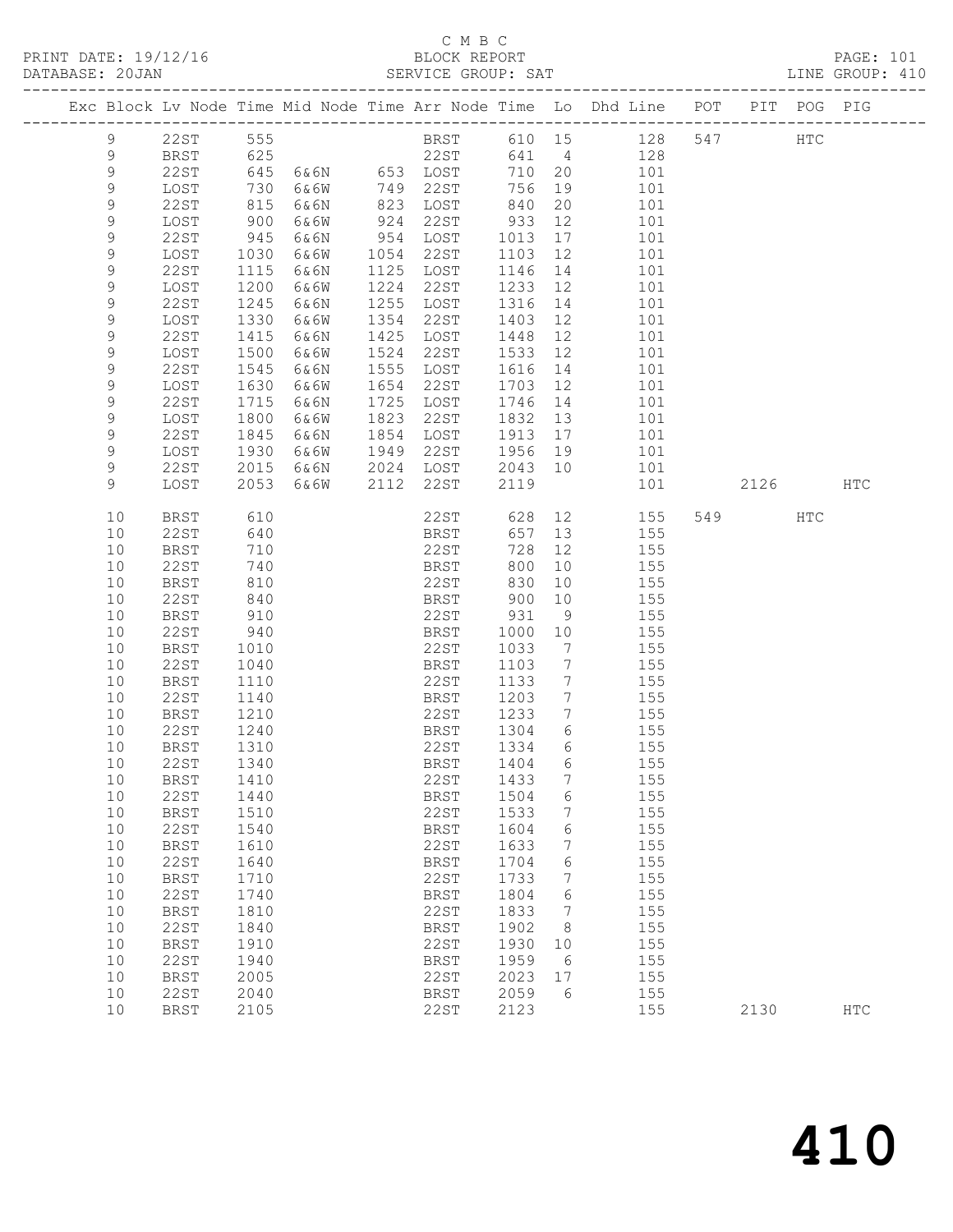C M B C
BLOCK REPORT
SERVICE GROUP: SAT

PRINT DATE: 19/12/16
DATABASE: 20JAN

LINE GROUP: 410

| Exc | Block | Lv Node | Time | Mid Node | Time | Arr Node | Time | Lo | Dhd Line | POT | PIT | POG | PIG |
|---|---|---|---|---|---|---|---|---|---|---|---|---|---|
| | 9 | 22ST | 555 | | | BRST | 610 | 15 | 128 | 547 | | HTC | |
| | 9 | BRST | 625 | | | 22ST | 641 | 4 | 128 | | | | |
| | 9 | 22ST | 645 | 6&6N | 653 | LOST | 710 | 20 | 101 | | | | |
| | 9 | LOST | 730 | 6&6W | 749 | 22ST | 756 | 19 | 101 | | | | |
| | 9 | 22ST | 815 | 6&6N | 823 | LOST | 840 | 20 | 101 | | | | |
| | 9 | LOST | 900 | 6&6W | 924 | 22ST | 933 | 12 | 101 | | | | |
| | 9 | 22ST | 945 | 6&6N | 954 | LOST | 1013 | 17 | 101 | | | | |
| | 9 | LOST | 1030 | 6&6W | 1054 | 22ST | 1103 | 12 | 101 | | | | |
| | 9 | 22ST | 1115 | 6&6N | 1125 | LOST | 1146 | 14 | 101 | | | | |
| | 9 | LOST | 1200 | 6&6W | 1224 | 22ST | 1233 | 12 | 101 | | | | |
| | 9 | 22ST | 1245 | 6&6N | 1255 | LOST | 1316 | 14 | 101 | | | | |
| | 9 | LOST | 1330 | 6&6W | 1354 | 22ST | 1403 | 12 | 101 | | | | |
| | 9 | 22ST | 1415 | 6&6N | 1425 | LOST | 1448 | 12 | 101 | | | | |
| | 9 | LOST | 1500 | 6&6W | 1524 | 22ST | 1533 | 12 | 101 | | | | |
| | 9 | 22ST | 1545 | 6&6N | 1555 | LOST | 1616 | 14 | 101 | | | | |
| | 9 | LOST | 1630 | 6&6W | 1654 | 22ST | 1703 | 12 | 101 | | | | |
| | 9 | 22ST | 1715 | 6&6N | 1725 | LOST | 1746 | 14 | 101 | | | | |
| | 9 | LOST | 1800 | 6&6W | 1823 | 22ST | 1832 | 13 | 101 | | | | |
| | 9 | 22ST | 1845 | 6&6N | 1854 | LOST | 1913 | 17 | 101 | | | | |
| | 9 | LOST | 1930 | 6&6W | 1949 | 22ST | 1956 | 19 | 101 | | | | |
| | 9 | 22ST | 2015 | 6&6N | 2024 | LOST | 2043 | 10 | 101 | | | | |
| | 9 | LOST | 2053 | 6&6W | 2112 | 22ST | 2119 | | 101 | | 2126 | | HTC |
| | 10 | BRST | 610 | | | 22ST | 628 | 12 | 155 | 549 | | HTC | |
| | 10 | 22ST | 640 | | | BRST | 657 | 13 | 155 | | | | |
| | 10 | BRST | 710 | | | 22ST | 728 | 12 | 155 | | | | |
| | 10 | 22ST | 740 | | | BRST | 800 | 10 | 155 | | | | |
| | 10 | BRST | 810 | | | 22ST | 830 | 10 | 155 | | | | |
| | 10 | 22ST | 840 | | | BRST | 900 | 10 | 155 | | | | |
| | 10 | BRST | 910 | | | 22ST | 931 | 9 | 155 | | | | |
| | 10 | 22ST | 940 | | | BRST | 1000 | 10 | 155 | | | | |
| | 10 | BRST | 1010 | | | 22ST | 1033 | 7 | 155 | | | | |
| | 10 | 22ST | 1040 | | | BRST | 1103 | 7 | 155 | | | | |
| | 10 | BRST | 1110 | | | 22ST | 1133 | 7 | 155 | | | | |
| | 10 | 22ST | 1140 | | | BRST | 1203 | 7 | 155 | | | | |
| | 10 | BRST | 1210 | | | 22ST | 1233 | 7 | 155 | | | | |
| | 10 | 22ST | 1240 | | | BRST | 1304 | 6 | 155 | | | | |
| | 10 | BRST | 1310 | | | 22ST | 1334 | 6 | 155 | | | | |
| | 10 | 22ST | 1340 | | | BRST | 1404 | 6 | 155 | | | | |
| | 10 | BRST | 1410 | | | 22ST | 1433 | 7 | 155 | | | | |
| | 10 | 22ST | 1440 | | | BRST | 1504 | 6 | 155 | | | | |
| | 10 | BRST | 1510 | | | 22ST | 1533 | 7 | 155 | | | | |
| | 10 | 22ST | 1540 | | | BRST | 1604 | 6 | 155 | | | | |
| | 10 | BRST | 1610 | | | 22ST | 1633 | 7 | 155 | | | | |
| | 10 | 22ST | 1640 | | | BRST | 1704 | 6 | 155 | | | | |
| | 10 | BRST | 1710 | | | 22ST | 1733 | 7 | 155 | | | | |
| | 10 | 22ST | 1740 | | | BRST | 1804 | 6 | 155 | | | | |
| | 10 | BRST | 1810 | | | 22ST | 1833 | 7 | 155 | | | | |
| | 10 | 22ST | 1840 | | | BRST | 1902 | 8 | 155 | | | | |
| | 10 | BRST | 1910 | | | 22ST | 1930 | 10 | 155 | | | | |
| | 10 | 22ST | 1940 | | | BRST | 1959 | 6 | 155 | | | | |
| | 10 | BRST | 2005 | | | 22ST | 2023 | 17 | 155 | | | | |
| | 10 | 22ST | 2040 | | | BRST | 2059 | 6 | 155 | | | | |
| | 10 | BRST | 2105 | | | 22ST | 2123 | | 155 | | 2130 | | HTC |

410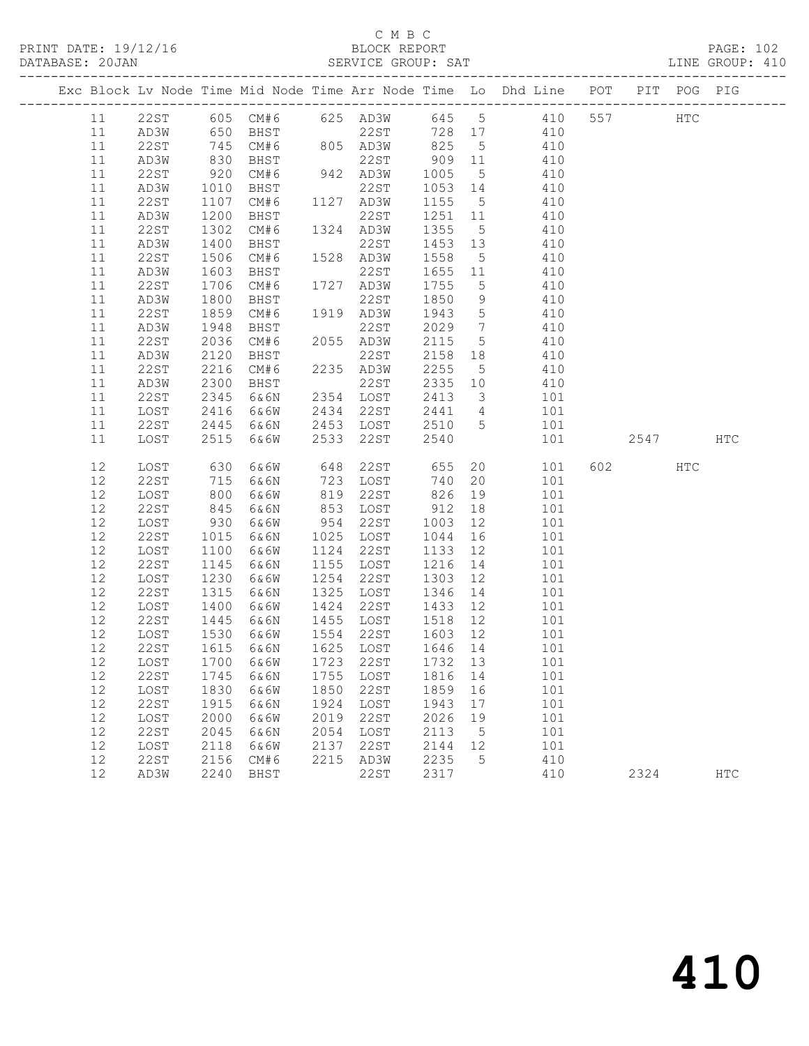C M B C
BLOCK REPORT
SERVICE GROUP: SAT

PRINT DATE: 19/12/16
DATABASE: 20JAN

PAGE: 102
LINE GROUP: 410

| Exc | Block | Lv | Node | Time | Mid Node | Time | Arr Node | Time | Lo | Dhd Line | POT | PIT | POG | PIG |
|---|---|---|---|---|---|---|---|---|---|---|---|---|---|---|
| | 11 | | 22ST | 605 | CM#6 | 625 | AD3W | 645 | 5 | 410 | 557 | | HTC | |
| | 11 | | AD3W | 650 | BHST | | 22ST | 728 | 17 | 410 | | | | |
| | 11 | | 22ST | 745 | CM#6 | 805 | AD3W | 825 | 5 | 410 | | | | |
| | 11 | | AD3W | 830 | BHST | | 22ST | 909 | 11 | 410 | | | | |
| | 11 | | 22ST | 920 | CM#6 | 942 | AD3W | 1005 | 5 | 410 | | | | |
| | 11 | | AD3W | 1010 | BHST | | 22ST | 1053 | 14 | 410 | | | | |
| | 11 | | 22ST | 1107 | CM#6 | 1127 | AD3W | 1155 | 5 | 410 | | | | |
| | 11 | | AD3W | 1200 | BHST | | 22ST | 1251 | 11 | 410 | | | | |
| | 11 | | 22ST | 1302 | CM#6 | 1324 | AD3W | 1355 | 5 | 410 | | | | |
| | 11 | | AD3W | 1400 | BHST | | 22ST | 1453 | 13 | 410 | | | | |
| | 11 | | 22ST | 1506 | CM#6 | 1528 | AD3W | 1558 | 5 | 410 | | | | |
| | 11 | | AD3W | 1603 | BHST | | 22ST | 1655 | 11 | 410 | | | | |
| | 11 | | 22ST | 1706 | CM#6 | 1727 | AD3W | 1755 | 5 | 410 | | | | |
| | 11 | | AD3W | 1800 | BHST | | 22ST | 1850 | 9 | 410 | | | | |
| | 11 | | 22ST | 1859 | CM#6 | 1919 | AD3W | 1943 | 5 | 410 | | | | |
| | 11 | | AD3W | 1948 | BHST | | 22ST | 2029 | 7 | 410 | | | | |
| | 11 | | 22ST | 2036 | CM#6 | 2055 | AD3W | 2115 | 5 | 410 | | | | |
| | 11 | | AD3W | 2120 | BHST | | 22ST | 2158 | 18 | 410 | | | | |
| | 11 | | 22ST | 2216 | CM#6 | 2235 | AD3W | 2255 | 5 | 410 | | | | |
| | 11 | | AD3W | 2300 | BHST | | 22ST | 2335 | 10 | 410 | | | | |
| | 11 | | 22ST | 2345 | 6&6N | 2354 | LOST | 2413 | 3 | 101 | | | | |
| | 11 | | LOST | 2416 | 6&6W | 2434 | 22ST | 2441 | 4 | 101 | | | | |
| | 11 | | 22ST | 2445 | 6&6N | 2453 | LOST | 2510 | 5 | 101 | | | | |
| | 11 | | LOST | 2515 | 6&6W | 2533 | 22ST | 2540 | | 101 | | 2547 | | HTC |
| | 12 | | LOST | 630 | 6&6W | 648 | 22ST | 655 | 20 | 101 | 602 | | HTC | |
| | 12 | | 22ST | 715 | 6&6N | 723 | LOST | 740 | 20 | 101 | | | | |
| | 12 | | LOST | 800 | 6&6W | 819 | 22ST | 826 | 19 | 101 | | | | |
| | 12 | | 22ST | 845 | 6&6N | 853 | LOST | 912 | 18 | 101 | | | | |
| | 12 | | LOST | 930 | 6&6W | 954 | 22ST | 1003 | 12 | 101 | | | | |
| | 12 | | 22ST | 1015 | 6&6N | 1025 | LOST | 1044 | 16 | 101 | | | | |
| | 12 | | LOST | 1100 | 6&6W | 1124 | 22ST | 1133 | 12 | 101 | | | | |
| | 12 | | 22ST | 1145 | 6&6N | 1155 | LOST | 1216 | 14 | 101 | | | | |
| | 12 | | LOST | 1230 | 6&6W | 1254 | 22ST | 1303 | 12 | 101 | | | | |
| | 12 | | 22ST | 1315 | 6&6N | 1325 | LOST | 1346 | 14 | 101 | | | | |
| | 12 | | LOST | 1400 | 6&6W | 1424 | 22ST | 1433 | 12 | 101 | | | | |
| | 12 | | 22ST | 1445 | 6&6N | 1455 | LOST | 1518 | 12 | 101 | | | | |
| | 12 | | LOST | 1530 | 6&6W | 1554 | 22ST | 1603 | 12 | 101 | | | | |
| | 12 | | 22ST | 1615 | 6&6N | 1625 | LOST | 1646 | 14 | 101 | | | | |
| | 12 | | LOST | 1700 | 6&6W | 1723 | 22ST | 1732 | 13 | 101 | | | | |
| | 12 | | 22ST | 1745 | 6&6N | 1755 | LOST | 1816 | 14 | 101 | | | | |
| | 12 | | LOST | 1830 | 6&6W | 1850 | 22ST | 1859 | 16 | 101 | | | | |
| | 12 | | 22ST | 1915 | 6&6N | 1924 | LOST | 1943 | 17 | 101 | | | | |
| | 12 | | LOST | 2000 | 6&6W | 2019 | 22ST | 2026 | 19 | 101 | | | | |
| | 12 | | 22ST | 2045 | 6&6N | 2054 | LOST | 2113 | 5 | 101 | | | | |
| | 12 | | LOST | 2118 | 6&6W | 2137 | 22ST | 2144 | 12 | 101 | | | | |
| | 12 | | 22ST | 2156 | CM#6 | 2215 | AD3W | 2235 | 5 | 410 | | | | |
| | 12 | | AD3W | 2240 | BHST | | 22ST | 2317 | | 410 | | 2324 | | HTC |

# 410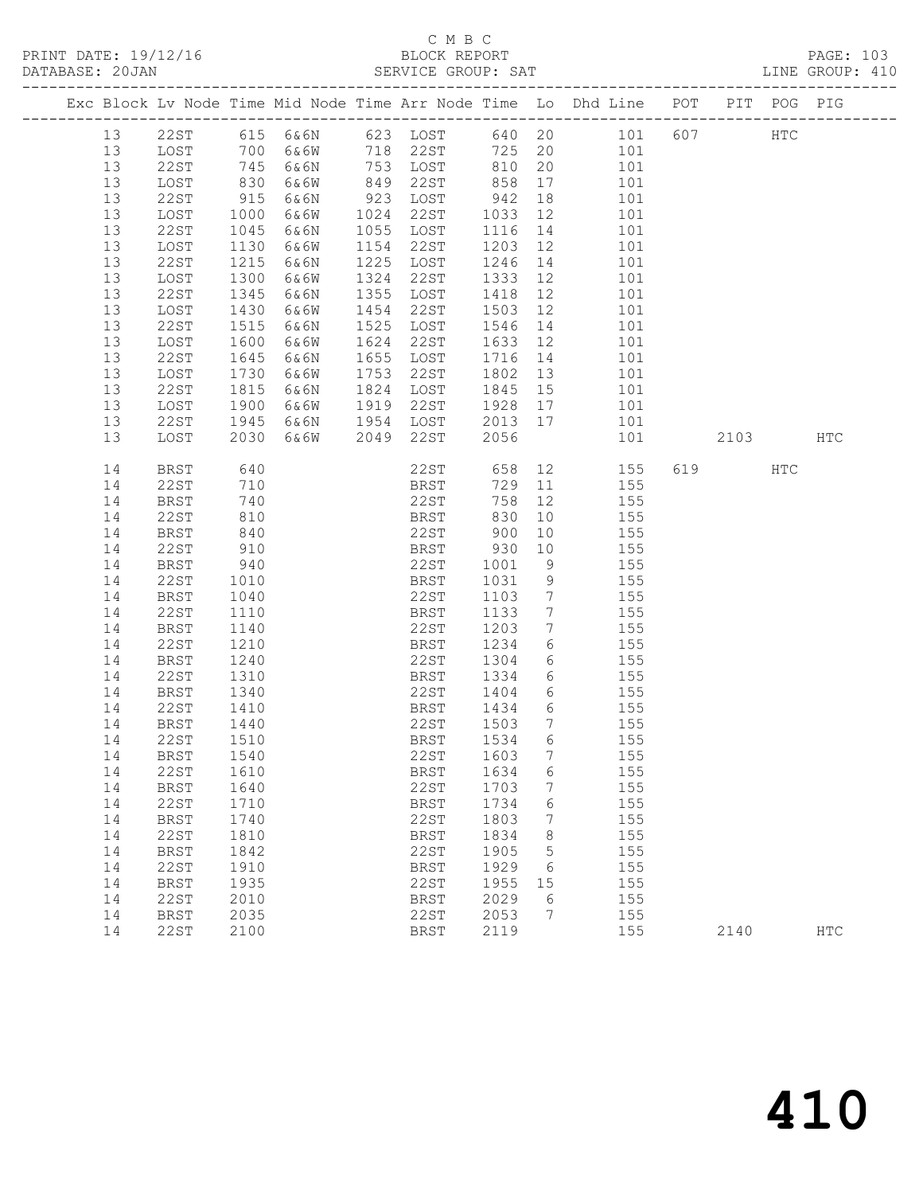C M B C

BLOCK REPORT

PRINT DATE: 19/12/16 DATABASE: 20JAN SERVICE GROUP: SAT LINE GROUP: 410

| Exc | Block | Lv Node | Time | Mid Node | Time | Arr Node | Time | Lo | Dhd Line | POT | PIT | POG | PIG |
|---|---|---|---|---|---|---|---|---|---|---|---|---|---|
| | 13 | 22ST | 615 | 6&6N | 623 | LOST | 640 | 20 | 101 | 607 | | HTC | |
| | 13 | LOST | 700 | 6&6W | 718 | 22ST | 725 | 20 | 101 | | | | |
| | 13 | 22ST | 745 | 6&6N | 753 | LOST | 810 | 20 | 101 | | | | |
| | 13 | LOST | 830 | 6&6W | 849 | 22ST | 858 | 17 | 101 | | | | |
| | 13 | 22ST | 915 | 6&6N | 923 | LOST | 942 | 18 | 101 | | | | |
| | 13 | LOST | 1000 | 6&6W | 1024 | 22ST | 1033 | 12 | 101 | | | | |
| | 13 | 22ST | 1045 | 6&6N | 1055 | LOST | 1116 | 14 | 101 | | | | |
| | 13 | LOST | 1130 | 6&6W | 1154 | 22ST | 1203 | 12 | 101 | | | | |
| | 13 | 22ST | 1215 | 6&6N | 1225 | LOST | 1246 | 14 | 101 | | | | |
| | 13 | LOST | 1300 | 6&6W | 1324 | 22ST | 1333 | 12 | 101 | | | | |
| | 13 | 22ST | 1345 | 6&6N | 1355 | LOST | 1418 | 12 | 101 | | | | |
| | 13 | LOST | 1430 | 6&6W | 1454 | 22ST | 1503 | 12 | 101 | | | | |
| | 13 | 22ST | 1515 | 6&6N | 1525 | LOST | 1546 | 14 | 101 | | | | |
| | 13 | LOST | 1600 | 6&6W | 1624 | 22ST | 1633 | 12 | 101 | | | | |
| | 13 | 22ST | 1645 | 6&6N | 1655 | LOST | 1716 | 14 | 101 | | | | |
| | 13 | LOST | 1730 | 6&6W | 1753 | 22ST | 1802 | 13 | 101 | | | | |
| | 13 | 22ST | 1815 | 6&6N | 1824 | LOST | 1845 | 15 | 101 | | | | |
| | 13 | LOST | 1900 | 6&6W | 1919 | 22ST | 1928 | 17 | 101 | | | | |
| | 13 | 22ST | 1945 | 6&6N | 1954 | LOST | 2013 | 17 | 101 | | | | |
| | 13 | LOST | 2030 | 6&6W | 2049 | 22ST | 2056 | | 101 | | 2103 | | HTC |
| | 14 | BRST | 640 | | | 22ST | 658 | 12 | 155 | 619 | | HTC | |
| | 14 | 22ST | 710 | | | BRST | 729 | 11 | 155 | | | | |
| | 14 | BRST | 740 | | | 22ST | 758 | 12 | 155 | | | | |
| | 14 | 22ST | 810 | | | BRST | 830 | 10 | 155 | | | | |
| | 14 | BRST | 840 | | | 22ST | 900 | 10 | 155 | | | | |
| | 14 | 22ST | 910 | | | BRST | 930 | 10 | 155 | | | | |
| | 14 | BRST | 940 | | | 22ST | 1001 | 9 | 155 | | | | |
| | 14 | 22ST | 1010 | | | BRST | 1031 | 9 | 155 | | | | |
| | 14 | BRST | 1040 | | | 22ST | 1103 | 7 | 155 | | | | |
| | 14 | 22ST | 1110 | | | BRST | 1133 | 7 | 155 | | | | |
| | 14 | BRST | 1140 | | | 22ST | 1203 | 7 | 155 | | | | |
| | 14 | 22ST | 1210 | | | BRST | 1234 | 6 | 155 | | | | |
| | 14 | BRST | 1240 | | | 22ST | 1304 | 6 | 155 | | | | |
| | 14 | 22ST | 1310 | | | BRST | 1334 | 6 | 155 | | | | |
| | 14 | BRST | 1340 | | | 22ST | 1404 | 6 | 155 | | | | |
| | 14 | 22ST | 1410 | | | BRST | 1434 | 6 | 155 | | | | |
| | 14 | BRST | 1440 | | | 22ST | 1503 | 7 | 155 | | | | |
| | 14 | 22ST | 1510 | | | BRST | 1534 | 6 | 155 | | | | |
| | 14 | BRST | 1540 | | | 22ST | 1603 | 7 | 155 | | | | |
| | 14 | 22ST | 1610 | | | BRST | 1634 | 6 | 155 | | | | |
| | 14 | BRST | 1640 | | | 22ST | 1703 | 7 | 155 | | | | |
| | 14 | 22ST | 1710 | | | BRST | 1734 | 6 | 155 | | | | |
| | 14 | BRST | 1740 | | | 22ST | 1803 | 7 | 155 | | | | |
| | 14 | 22ST | 1810 | | | BRST | 1834 | 8 | 155 | | | | |
| | 14 | BRST | 1842 | | | 22ST | 1905 | 5 | 155 | | | | |
| | 14 | 22ST | 1910 | | | BRST | 1929 | 6 | 155 | | | | |
| | 14 | BRST | 1935 | | | 22ST | 1955 | 15 | 155 | | | | |
| | 14 | 22ST | 2010 | | | BRST | 2029 | 6 | 155 | | | | |
| | 14 | BRST | 2035 | | | 22ST | 2053 | 7 | 155 | | | | |
| | 14 | 22ST | 2100 | | | BRST | 2119 | | 155 | | 2140 | | HTC |

410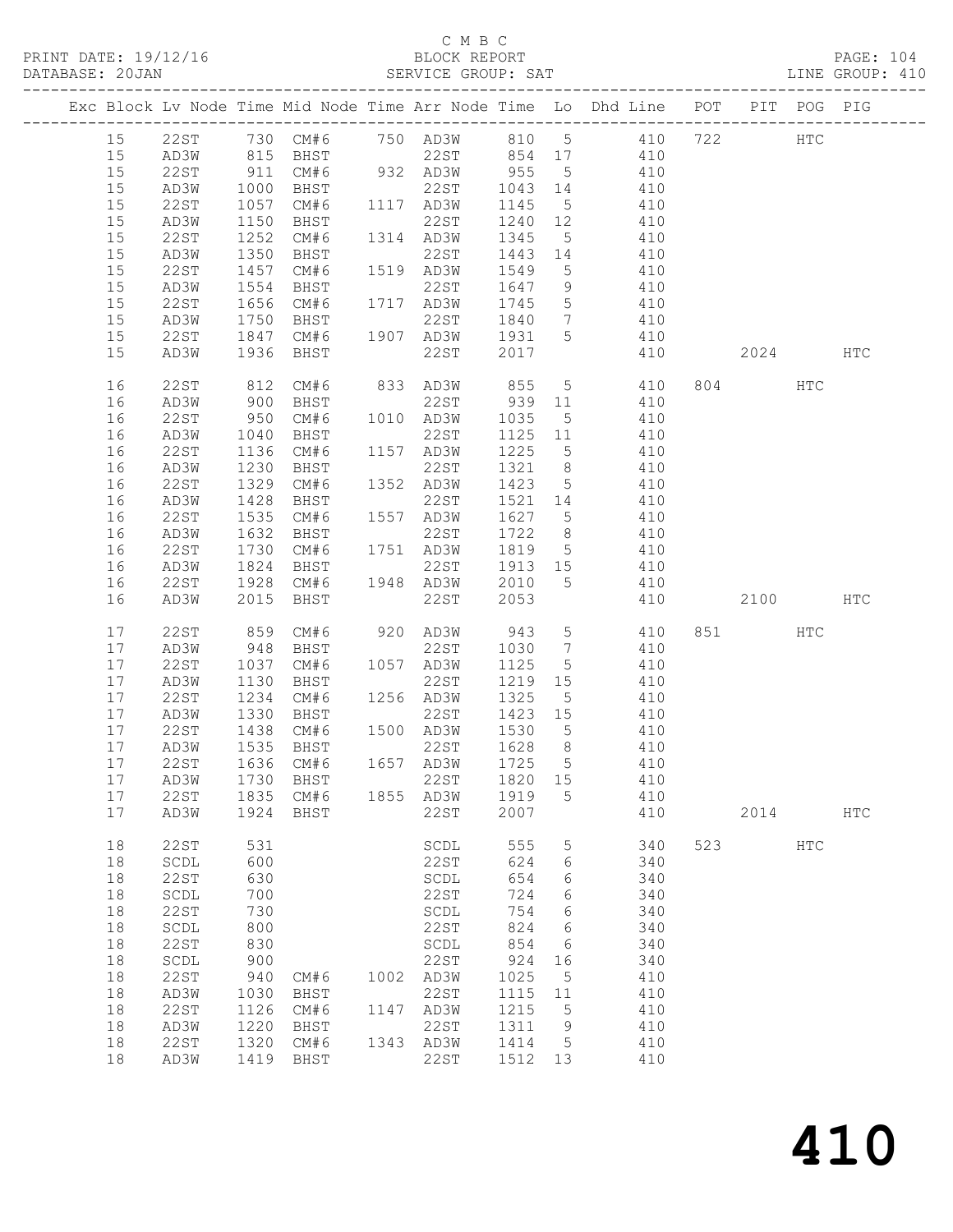C M B C

BLOCK REPORT

SERVICE GROUP: SAT

| Exc | Block | Lv Node | Time | Mid Node | Time | Arr Node | Time | Lo | Dhd Line | POT | PIT | POG | PIG |
|---|---|---|---|---|---|---|---|---|---|---|---|---|---|
| | 15 | 22ST | 730 | CM#6 | 750 | AD3W | 810 | 5 | 410 | 722 | | HTC | |
| | 15 | AD3W | 815 | BHST | | 22ST | 854 | 17 | 410 | | | | |
| | 15 | 22ST | 911 | CM#6 | 932 | AD3W | 955 | 5 | 410 | | | | |
| | 15 | AD3W | 1000 | BHST | | 22ST | 1043 | 14 | 410 | | | | |
| | 15 | 22ST | 1057 | CM#6 | 1117 | AD3W | 1145 | 5 | 410 | | | | |
| | 15 | AD3W | 1150 | BHST | | 22ST | 1240 | 12 | 410 | | | | |
| | 15 | 22ST | 1252 | CM#6 | 1314 | AD3W | 1345 | 5 | 410 | | | | |
| | 15 | AD3W | 1350 | BHST | | 22ST | 1443 | 14 | 410 | | | | |
| | 15 | 22ST | 1457 | CM#6 | 1519 | AD3W | 1549 | 5 | 410 | | | | |
| | 15 | AD3W | 1554 | BHST | | 22ST | 1647 | 9 | 410 | | | | |
| | 15 | 22ST | 1656 | CM#6 | 1717 | AD3W | 1745 | 5 | 410 | | | | |
| | 15 | AD3W | 1750 | BHST | | 22ST | 1840 | 7 | 410 | | | | |
| | 15 | 22ST | 1847 | CM#6 | 1907 | AD3W | 1931 | 5 | 410 | | | | |
| | 15 | AD3W | 1936 | BHST | | 22ST | 2017 | | 410 | | 2024 | | HTC |
| | 16 | 22ST | 812 | CM#6 | 833 | AD3W | 855 | 5 | 410 | 804 | | HTC | |
| | 16 | AD3W | 900 | BHST | | 22ST | 939 | 11 | 410 | | | | |
| | 16 | 22ST | 950 | CM#6 | 1010 | AD3W | 1035 | 5 | 410 | | | | |
| | 16 | AD3W | 1040 | BHST | | 22ST | 1125 | 11 | 410 | | | | |
| | 16 | 22ST | 1136 | CM#6 | 1157 | AD3W | 1225 | 5 | 410 | | | | |
| | 16 | AD3W | 1230 | BHST | | 22ST | 1321 | 8 | 410 | | | | |
| | 16 | 22ST | 1329 | CM#6 | 1352 | AD3W | 1423 | 5 | 410 | | | | |
| | 16 | AD3W | 1428 | BHST | | 22ST | 1521 | 14 | 410 | | | | |
| | 16 | 22ST | 1535 | CM#6 | 1557 | AD3W | 1627 | 5 | 410 | | | | |
| | 16 | AD3W | 1632 | BHST | | 22ST | 1722 | 8 | 410 | | | | |
| | 16 | 22ST | 1730 | CM#6 | 1751 | AD3W | 1819 | 5 | 410 | | | | |
| | 16 | AD3W | 1824 | BHST | | 22ST | 1913 | 15 | 410 | | | | |
| | 16 | 22ST | 1928 | CM#6 | 1948 | AD3W | 2010 | 5 | 410 | | | | |
| | 16 | AD3W | 2015 | BHST | | 22ST | 2053 | | 410 | | 2100 | | HTC |
| | 17 | 22ST | 859 | CM#6 | 920 | AD3W | 943 | 5 | 410 | 851 | | HTC | |
| | 17 | AD3W | 948 | BHST | | 22ST | 1030 | 7 | 410 | | | | |
| | 17 | 22ST | 1037 | CM#6 | 1057 | AD3W | 1125 | 5 | 410 | | | | |
| | 17 | AD3W | 1130 | BHST | | 22ST | 1219 | 15 | 410 | | | | |
| | 17 | 22ST | 1234 | CM#6 | 1256 | AD3W | 1325 | 5 | 410 | | | | |
| | 17 | AD3W | 1330 | BHST | | 22ST | 1423 | 15 | 410 | | | | |
| | 17 | 22ST | 1438 | CM#6 | 1500 | AD3W | 1530 | 5 | 410 | | | | |
| | 17 | AD3W | 1535 | BHST | | 22ST | 1628 | 8 | 410 | | | | |
| | 17 | 22ST | 1636 | CM#6 | 1657 | AD3W | 1725 | 5 | 410 | | | | |
| | 17 | AD3W | 1730 | BHST | | 22ST | 1820 | 15 | 410 | | | | |
| | 17 | 22ST | 1835 | CM#6 | 1855 | AD3W | 1919 | 5 | 410 | | | | |
| | 17 | AD3W | 1924 | BHST | | 22ST | 2007 | | 410 | | 2014 | | HTC |
| | 18 | 22ST | 531 | | | SCDL | 555 | 5 | 340 | 523 | | HTC | |
| | 18 | SCDL | 600 | | | 22ST | 624 | 6 | 340 | | | | |
| | 18 | 22ST | 630 | | | SCDL | 654 | 6 | 340 | | | | |
| | 18 | SCDL | 700 | | | 22ST | 724 | 6 | 340 | | | | |
| | 18 | 22ST | 730 | | | SCDL | 754 | 6 | 340 | | | | |
| | 18 | SCDL | 800 | | | 22ST | 824 | 6 | 340 | | | | |
| | 18 | 22ST | 830 | | | SCDL | 854 | 6 | 340 | | | | |
| | 18 | SCDL | 900 | | | 22ST | 924 | 16 | 340 | | | | |
| | 18 | 22ST | 940 | CM#6 | 1002 | AD3W | 1025 | 5 | 410 | | | | |
| | 18 | AD3W | 1030 | BHST | | 22ST | 1115 | 11 | 410 | | | | |
| | 18 | 22ST | 1126 | CM#6 | 1147 | AD3W | 1215 | 5 | 410 | | | | |
| | 18 | AD3W | 1220 | BHST | | 22ST | 1311 | 9 | 410 | | | | |
| | 18 | 22ST | 1320 | CM#6 | 1343 | AD3W | 1414 | 5 | 410 | | | | |
| | 18 | AD3W | 1419 | BHST | | 22ST | 1512 | 13 | 410 | | | | |

410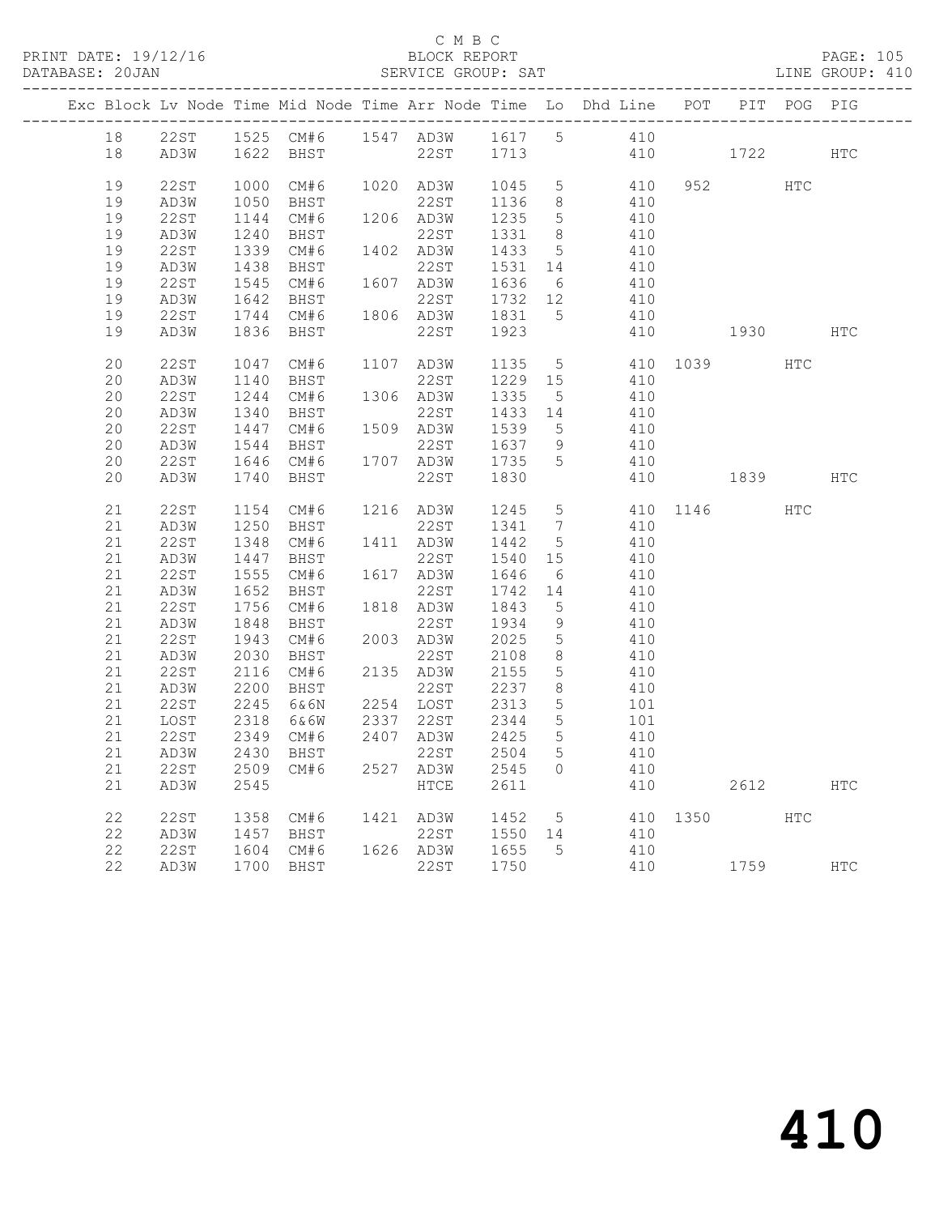C M B C

BLOCK REPORT

SERVICE GROUP: SAT

PRINT DATE: 19/12/16
DATABASE: 20JAN
LINE GROUP: 410

| Exc | Block | Lv | Node | Time | Mid Node | Time | Arr Node | Time | Lo | Dhd Line | POT | PIT | POG | PIG |
|---|---|---|---|---|---|---|---|---|---|---|---|---|---|---|
| | 18 | | 22ST | 1525 | CM#6 | 1547 | AD3W | 1617 | 5 | 410 | | | | |
| | 18 | | AD3W | 1622 | BHST | | 22ST | 1713 | | 410 | | 1722 | | HTC |
| | 19 | | 22ST | 1000 | CM#6 | 1020 | AD3W | 1045 | 5 | 410 | 952 | | HTC | |
| | 19 | | AD3W | 1050 | BHST | | 22ST | 1136 | 8 | 410 | | | | |
| | 19 | | 22ST | 1144 | CM#6 | 1206 | AD3W | 1235 | 5 | 410 | | | | |
| | 19 | | AD3W | 1240 | BHST | | 22ST | 1331 | 8 | 410 | | | | |
| | 19 | | 22ST | 1339 | CM#6 | 1402 | AD3W | 1433 | 5 | 410 | | | | |
| | 19 | | AD3W | 1438 | BHST | | 22ST | 1531 | 14 | 410 | | | | |
| | 19 | | 22ST | 1545 | CM#6 | 1607 | AD3W | 1636 | 6 | 410 | | | | |
| | 19 | | AD3W | 1642 | BHST | | 22ST | 1732 | 12 | 410 | | | | |
| | 19 | | 22ST | 1744 | CM#6 | 1806 | AD3W | 1831 | 5 | 410 | | | | |
| | 19 | | AD3W | 1836 | BHST | | 22ST | 1923 | | 410 | | 1930 | | HTC |
| | 20 | | 22ST | 1047 | CM#6 | 1107 | AD3W | 1135 | 5 | 410 | 1039 | | HTC | |
| | 20 | | AD3W | 1140 | BHST | | 22ST | 1229 | 15 | 410 | | | | |
| | 20 | | 22ST | 1244 | CM#6 | 1306 | AD3W | 1335 | 5 | 410 | | | | |
| | 20 | | AD3W | 1340 | BHST | | 22ST | 1433 | 14 | 410 | | | | |
| | 20 | | 22ST | 1447 | CM#6 | 1509 | AD3W | 1539 | 5 | 410 | | | | |
| | 20 | | AD3W | 1544 | BHST | | 22ST | 1637 | 9 | 410 | | | | |
| | 20 | | 22ST | 1646 | CM#6 | 1707 | AD3W | 1735 | 5 | 410 | | | | |
| | 20 | | AD3W | 1740 | BHST | | 22ST | 1830 | | 410 | | 1839 | | HTC |
| | 21 | | 22ST | 1154 | CM#6 | 1216 | AD3W | 1245 | 5 | 410 | 1146 | | HTC | |
| | 21 | | AD3W | 1250 | BHST | | 22ST | 1341 | 7 | 410 | | | | |
| | 21 | | 22ST | 1348 | CM#6 | 1411 | AD3W | 1442 | 5 | 410 | | | | |
| | 21 | | AD3W | 1447 | BHST | | 22ST | 1540 | 15 | 410 | | | | |
| | 21 | | 22ST | 1555 | CM#6 | 1617 | AD3W | 1646 | 6 | 410 | | | | |
| | 21 | | AD3W | 1652 | BHST | | 22ST | 1742 | 14 | 410 | | | | |
| | 21 | | 22ST | 1756 | CM#6 | 1818 | AD3W | 1843 | 5 | 410 | | | | |
| | 21 | | AD3W | 1848 | BHST | | 22ST | 1934 | 9 | 410 | | | | |
| | 21 | | 22ST | 1943 | CM#6 | 2003 | AD3W | 2025 | 5 | 410 | | | | |
| | 21 | | AD3W | 2030 | BHST | | 22ST | 2108 | 8 | 410 | | | | |
| | 21 | | 22ST | 2116 | CM#6 | 2135 | AD3W | 2155 | 5 | 410 | | | | |
| | 21 | | AD3W | 2200 | BHST | | 22ST | 2237 | 8 | 410 | | | | |
| | 21 | | 22ST | 2245 | 6&6N | 2254 | LOST | 2313 | 5 | 101 | | | | |
| | 21 | | LOST | 2318 | 6&6W | 2337 | 22ST | 2344 | 5 | 101 | | | | |
| | 21 | | 22ST | 2349 | CM#6 | 2407 | AD3W | 2425 | 5 | 410 | | | | |
| | 21 | | AD3W | 2430 | BHST | | 22ST | 2504 | 5 | 410 | | | | |
| | 21 | | 22ST | 2509 | CM#6 | 2527 | AD3W | 2545 | 0 | 410 | | | | |
| | 21 | | AD3W | 2545 | | | HTCE | 2611 | | 410 | | 2612 | | HTC |
| | 22 | | 22ST | 1358 | CM#6 | 1421 | AD3W | 1452 | 5 | 410 | 1350 | | HTC | |
| | 22 | | AD3W | 1457 | BHST | | 22ST | 1550 | 14 | 410 | | | | |
| | 22 | | 22ST | 1604 | CM#6 | 1626 | AD3W | 1655 | 5 | 410 | | | | |
| | 22 | | AD3W | 1700 | BHST | | 22ST | 1750 | | 410 | | 1759 | | HTC |

410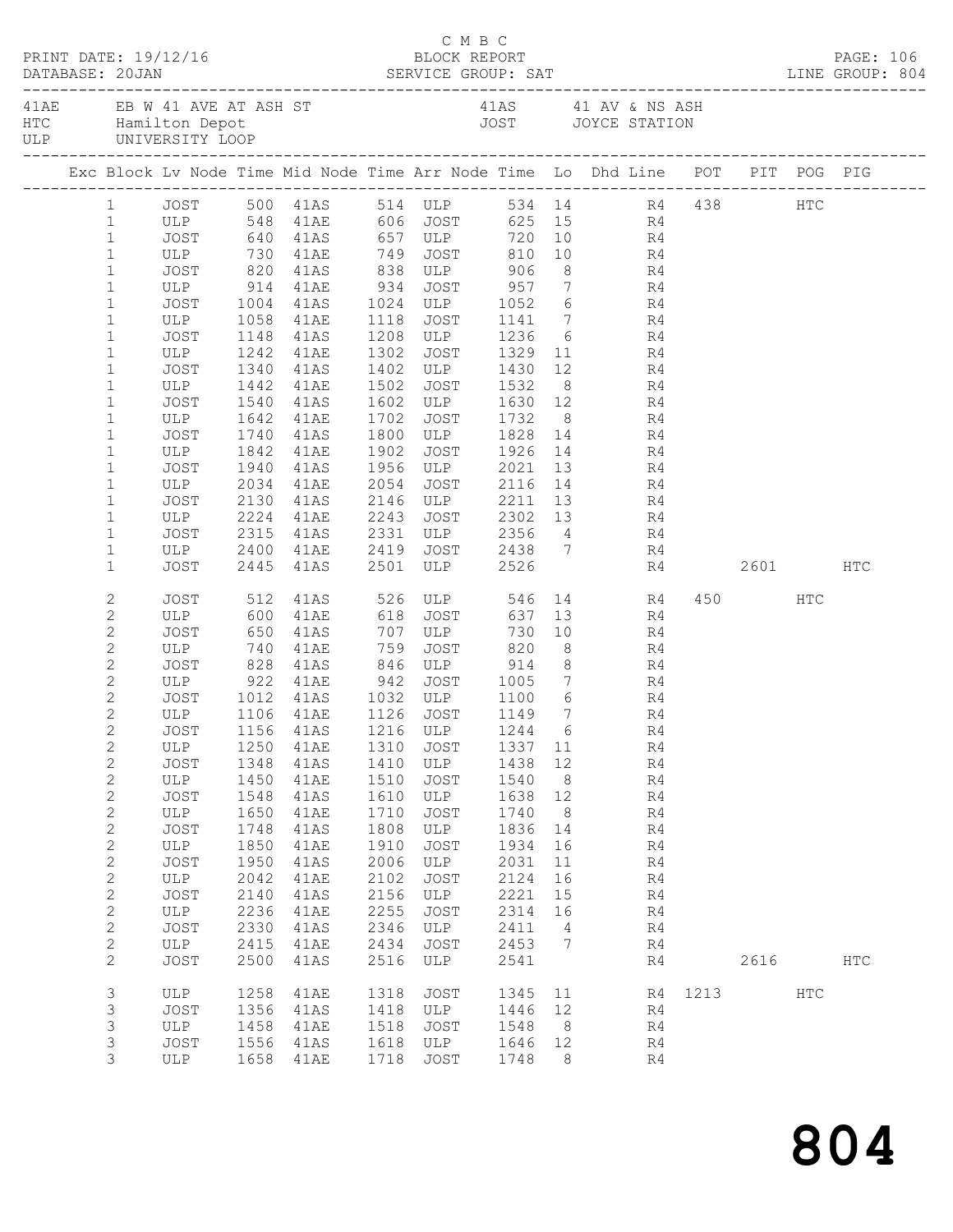C M B C

PRINT DATE: 19/12/16 BLOCK REPORT

DATABASE: 20JAN SERVICE GROUP: SAT LINE GROUP: 804

41AE EB W 41 AVE AT ASH ST 41AS 41 AV & NS ASH
HTC Hamilton Depot JOST JOYCE STATION
ULP UNIVERSITY LOOP

| Exc | Block | Lv Node | Time | Mid Node | Time | Arr Node | Time | Lo | Dhd Line | POT | PIT | POG | PIG |
|---|---|---|---|---|---|---|---|---|---|---|---|---|---|
| | 1 | JOST | 500 | 41AS | 514 | ULP | 534 | 14 | R4 | 438 | | HTC | |
| | 1 | ULP | 548 | 41AE | 606 | JOST | 625 | 15 | R4 | | | | |
| | 1 | JOST | 640 | 41AS | 657 | ULP | 720 | 10 | R4 | | | | |
| | 1 | ULP | 730 | 41AE | 749 | JOST | 810 | 10 | R4 | | | | |
| | 1 | JOST | 820 | 41AS | 838 | ULP | 906 | 8 | R4 | | | | |
| | 1 | ULP | 914 | 41AE | 934 | JOST | 957 | 7 | R4 | | | | |
| | 1 | JOST | 1004 | 41AS | 1024 | ULP | 1052 | 6 | R4 | | | | |
| | 1 | ULP | 1058 | 41AE | 1118 | JOST | 1141 | 7 | R4 | | | | |
| | 1 | JOST | 1148 | 41AS | 1208 | ULP | 1236 | 6 | R4 | | | | |
| | 1 | ULP | 1242 | 41AE | 1302 | JOST | 1329 | 11 | R4 | | | | |
| | 1 | JOST | 1340 | 41AS | 1402 | ULP | 1430 | 12 | R4 | | | | |
| | 1 | ULP | 1442 | 41AE | 1502 | JOST | 1532 | 8 | R4 | | | | |
| | 1 | JOST | 1540 | 41AS | 1602 | ULP | 1630 | 12 | R4 | | | | |
| | 1 | ULP | 1642 | 41AE | 1702 | JOST | 1732 | 8 | R4 | | | | |
| | 1 | JOST | 1740 | 41AS | 1800 | ULP | 1828 | 14 | R4 | | | | |
| | 1 | ULP | 1842 | 41AE | 1902 | JOST | 1926 | 14 | R4 | | | | |
| | 1 | JOST | 1940 | 41AS | 1956 | ULP | 2021 | 13 | R4 | | | | |
| | 1 | ULP | 2034 | 41AE | 2054 | JOST | 2116 | 14 | R4 | | | | |
| | 1 | JOST | 2130 | 41AS | 2146 | ULP | 2211 | 13 | R4 | | | | |
| | 1 | ULP | 2224 | 41AE | 2243 | JOST | 2302 | 13 | R4 | | | | |
| | 1 | JOST | 2315 | 41AS | 2331 | ULP | 2356 | 4 | R4 | | | | |
| | 1 | ULP | 2400 | 41AE | 2419 | JOST | 2438 | 7 | R4 | | | | |
| | 1 | JOST | 2445 | 41AS | 2501 | ULP | 2526 | | R4 | | 2601 | | HTC |
| | 2 | JOST | 512 | 41AS | 526 | ULP | 546 | 14 | R4 | 450 | | HTC | |
| | 2 | ULP | 600 | 41AE | 618 | JOST | 637 | 13 | R4 | | | | |
| | 2 | JOST | 650 | 41AS | 707 | ULP | 730 | 10 | R4 | | | | |
| | 2 | ULP | 740 | 41AE | 759 | JOST | 820 | 8 | R4 | | | | |
| | 2 | JOST | 828 | 41AS | 846 | ULP | 914 | 8 | R4 | | | | |
| | 2 | ULP | 922 | 41AE | 942 | JOST | 1005 | 7 | R4 | | | | |
| | 2 | JOST | 1012 | 41AS | 1032 | ULP | 1100 | 6 | R4 | | | | |
| | 2 | ULP | 1106 | 41AE | 1126 | JOST | 1149 | 7 | R4 | | | | |
| | 2 | JOST | 1156 | 41AS | 1216 | ULP | 1244 | 6 | R4 | | | | |
| | 2 | ULP | 1250 | 41AE | 1310 | JOST | 1337 | 11 | R4 | | | | |
| | 2 | JOST | 1348 | 41AS | 1410 | ULP | 1438 | 12 | R4 | | | | |
| | 2 | ULP | 1450 | 41AE | 1510 | JOST | 1540 | 8 | R4 | | | | |
| | 2 | JOST | 1548 | 41AS | 1610 | ULP | 1638 | 12 | R4 | | | | |
| | 2 | ULP | 1650 | 41AE | 1710 | JOST | 1740 | 8 | R4 | | | | |
| | 2 | JOST | 1748 | 41AS | 1808 | ULP | 1836 | 14 | R4 | | | | |
| | 2 | ULP | 1850 | 41AE | 1910 | JOST | 1934 | 16 | R4 | | | | |
| | 2 | JOST | 1950 | 41AS | 2006 | ULP | 2031 | 11 | R4 | | | | |
| | 2 | ULP | 2042 | 41AE | 2102 | JOST | 2124 | 16 | R4 | | | | |
| | 2 | JOST | 2140 | 41AS | 2156 | ULP | 2221 | 15 | R4 | | | | |
| | 2 | ULP | 2236 | 41AE | 2255 | JOST | 2314 | 16 | R4 | | | | |
| | 2 | JOST | 2330 | 41AS | 2346 | ULP | 2411 | 4 | R4 | | | | |
| | 2 | ULP | 2415 | 41AE | 2434 | JOST | 2453 | 7 | R4 | | | | |
| | 2 | JOST | 2500 | 41AS | 2516 | ULP | 2541 | | R4 | | 2616 | | HTC |
| | 3 | ULP | 1258 | 41AE | 1318 | JOST | 1345 | 11 | R4 | 1213 | | HTC | |
| | 3 | JOST | 1356 | 41AS | 1418 | ULP | 1446 | 12 | R4 | | | | |
| | 3 | ULP | 1458 | 41AE | 1518 | JOST | 1548 | 8 | R4 | | | | |
| | 3 | JOST | 1556 | 41AS | 1618 | ULP | 1646 | 12 | R4 | | | | |
| | 3 | ULP | 1658 | 41AE | 1718 | JOST | 1748 | 8 | R4 | | | | |

# 804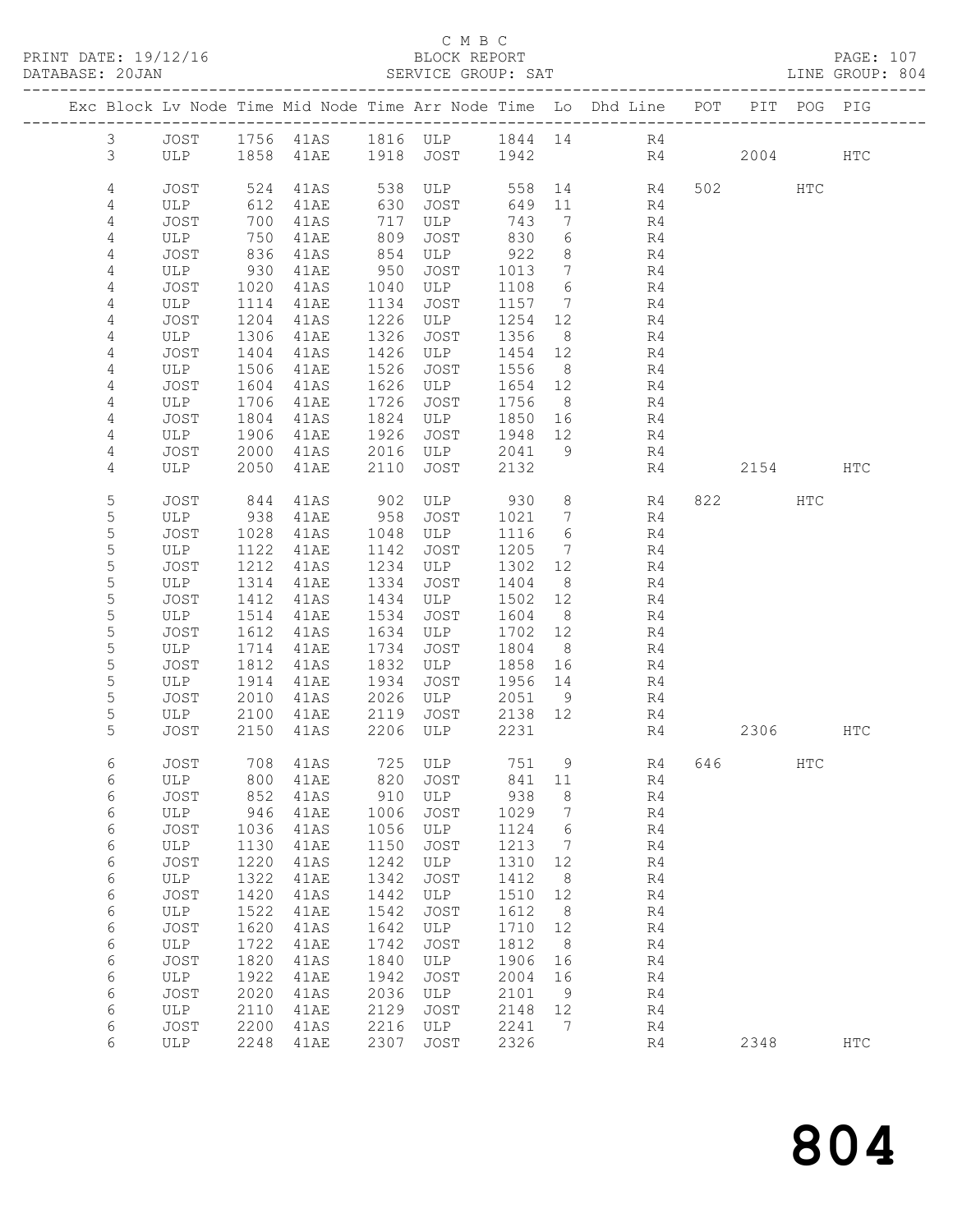C M B C
BLOCK REPORT
SERVICE GROUP: SAT

PRINT DATE: 19/12/16
DATABASE: 20JAN
LINE GROUP: 804

| Exc | Block | Lv | Node | Time | Mid Node | Time | Arr Node | Time | Lo | Dhd Line | POT | PIT | POG | PIG |
|---|---|---|---|---|---|---|---|---|---|---|---|---|---|---|
| | 3 | | JOST | 1756 | 41AS | 1816 | ULP | 1844 | 14 | R4 | | | | |
| | 3 | | ULP | 1858 | 41AE | 1918 | JOST | 1942 | | R4 | | 2004 | | HTC |
| | 4 | | JOST | 524 | 41AS | 538 | ULP | 558 | 14 | R4 | 502 | | HTC | |
| | 4 | | ULP | 612 | 41AE | 630 | JOST | 649 | 11 | R4 | | | | |
| | 4 | | JOST | 700 | 41AS | 717 | ULP | 743 | 7 | R4 | | | | |
| | 4 | | ULP | 750 | 41AE | 809 | JOST | 830 | 6 | R4 | | | | |
| | 4 | | JOST | 836 | 41AS | 854 | ULP | 922 | 8 | R4 | | | | |
| | 4 | | ULP | 930 | 41AE | 950 | JOST | 1013 | 7 | R4 | | | | |
| | 4 | | JOST | 1020 | 41AS | 1040 | ULP | 1108 | 6 | R4 | | | | |
| | 4 | | ULP | 1114 | 41AE | 1134 | JOST | 1157 | 7 | R4 | | | | |
| | 4 | | JOST | 1204 | 41AS | 1226 | ULP | 1254 | 12 | R4 | | | | |
| | 4 | | ULP | 1306 | 41AE | 1326 | JOST | 1356 | 8 | R4 | | | | |
| | 4 | | JOST | 1404 | 41AS | 1426 | ULP | 1454 | 12 | R4 | | | | |
| | 4 | | ULP | 1506 | 41AE | 1526 | JOST | 1556 | 8 | R4 | | | | |
| | 4 | | JOST | 1604 | 41AS | 1626 | ULP | 1654 | 12 | R4 | | | | |
| | 4 | | ULP | 1706 | 41AE | 1726 | JOST | 1756 | 8 | R4 | | | | |
| | 4 | | JOST | 1804 | 41AS | 1824 | ULP | 1850 | 16 | R4 | | | | |
| | 4 | | ULP | 1906 | 41AE | 1926 | JOST | 1948 | 12 | R4 | | | | |
| | 4 | | JOST | 2000 | 41AS | 2016 | ULP | 2041 | 9 | R4 | | | | |
| | 4 | | ULP | 2050 | 41AE | 2110 | JOST | 2132 | | R4 | | 2154 | | HTC |
| | 5 | | JOST | 844 | 41AS | 902 | ULP | 930 | 8 | R4 | 822 | | HTC | |
| | 5 | | ULP | 938 | 41AE | 958 | JOST | 1021 | 7 | R4 | | | | |
| | 5 | | JOST | 1028 | 41AS | 1048 | ULP | 1116 | 6 | R4 | | | | |
| | 5 | | ULP | 1122 | 41AE | 1142 | JOST | 1205 | 7 | R4 | | | | |
| | 5 | | JOST | 1212 | 41AS | 1234 | ULP | 1302 | 12 | R4 | | | | |
| | 5 | | ULP | 1314 | 41AE | 1334 | JOST | 1404 | 8 | R4 | | | | |
| | 5 | | JOST | 1412 | 41AS | 1434 | ULP | 1502 | 12 | R4 | | | | |
| | 5 | | ULP | 1514 | 41AE | 1534 | JOST | 1604 | 8 | R4 | | | | |
| | 5 | | JOST | 1612 | 41AS | 1634 | ULP | 1702 | 12 | R4 | | | | |
| | 5 | | ULP | 1714 | 41AE | 1734 | JOST | 1804 | 8 | R4 | | | | |
| | 5 | | JOST | 1812 | 41AS | 1832 | ULP | 1858 | 16 | R4 | | | | |
| | 5 | | ULP | 1914 | 41AE | 1934 | JOST | 1956 | 14 | R4 | | | | |
| | 5 | | JOST | 2010 | 41AS | 2026 | ULP | 2051 | 9 | R4 | | | | |
| | 5 | | ULP | 2100 | 41AE | 2119 | JOST | 2138 | 12 | R4 | | | | |
| | 5 | | JOST | 2150 | 41AS | 2206 | ULP | 2231 | | R4 | | 2306 | | HTC |
| | 6 | | JOST | 708 | 41AS | 725 | ULP | 751 | 9 | R4 | 646 | | HTC | |
| | 6 | | ULP | 800 | 41AE | 820 | JOST | 841 | 11 | R4 | | | | |
| | 6 | | JOST | 852 | 41AS | 910 | ULP | 938 | 8 | R4 | | | | |
| | 6 | | ULP | 946 | 41AE | 1006 | JOST | 1029 | 7 | R4 | | | | |
| | 6 | | JOST | 1036 | 41AS | 1056 | ULP | 1124 | 6 | R4 | | | | |
| | 6 | | ULP | 1130 | 41AE | 1150 | JOST | 1213 | 7 | R4 | | | | |
| | 6 | | JOST | 1220 | 41AS | 1242 | ULP | 1310 | 12 | R4 | | | | |
| | 6 | | ULP | 1322 | 41AE | 1342 | JOST | 1412 | 8 | R4 | | | | |
| | 6 | | JOST | 1420 | 41AS | 1442 | ULP | 1510 | 12 | R4 | | | | |
| | 6 | | ULP | 1522 | 41AE | 1542 | JOST | 1612 | 8 | R4 | | | | |
| | 6 | | JOST | 1620 | 41AS | 1642 | ULP | 1710 | 12 | R4 | | | | |
| | 6 | | ULP | 1722 | 41AE | 1742 | JOST | 1812 | 8 | R4 | | | | |
| | 6 | | JOST | 1820 | 41AS | 1840 | ULP | 1906 | 16 | R4 | | | | |
| | 6 | | ULP | 1922 | 41AE | 1942 | JOST | 2004 | 16 | R4 | | | | |
| | 6 | | JOST | 2020 | 41AS | 2036 | ULP | 2101 | 9 | R4 | | | | |
| | 6 | | ULP | 2110 | 41AE | 2129 | JOST | 2148 | 12 | R4 | | | | |
| | 6 | | JOST | 2200 | 41AS | 2216 | ULP | 2241 | 7 | R4 | | | | |
| | 6 | | ULP | 2248 | 41AE | 2307 | JOST | 2326 | | R4 | | 2348 | | HTC |

804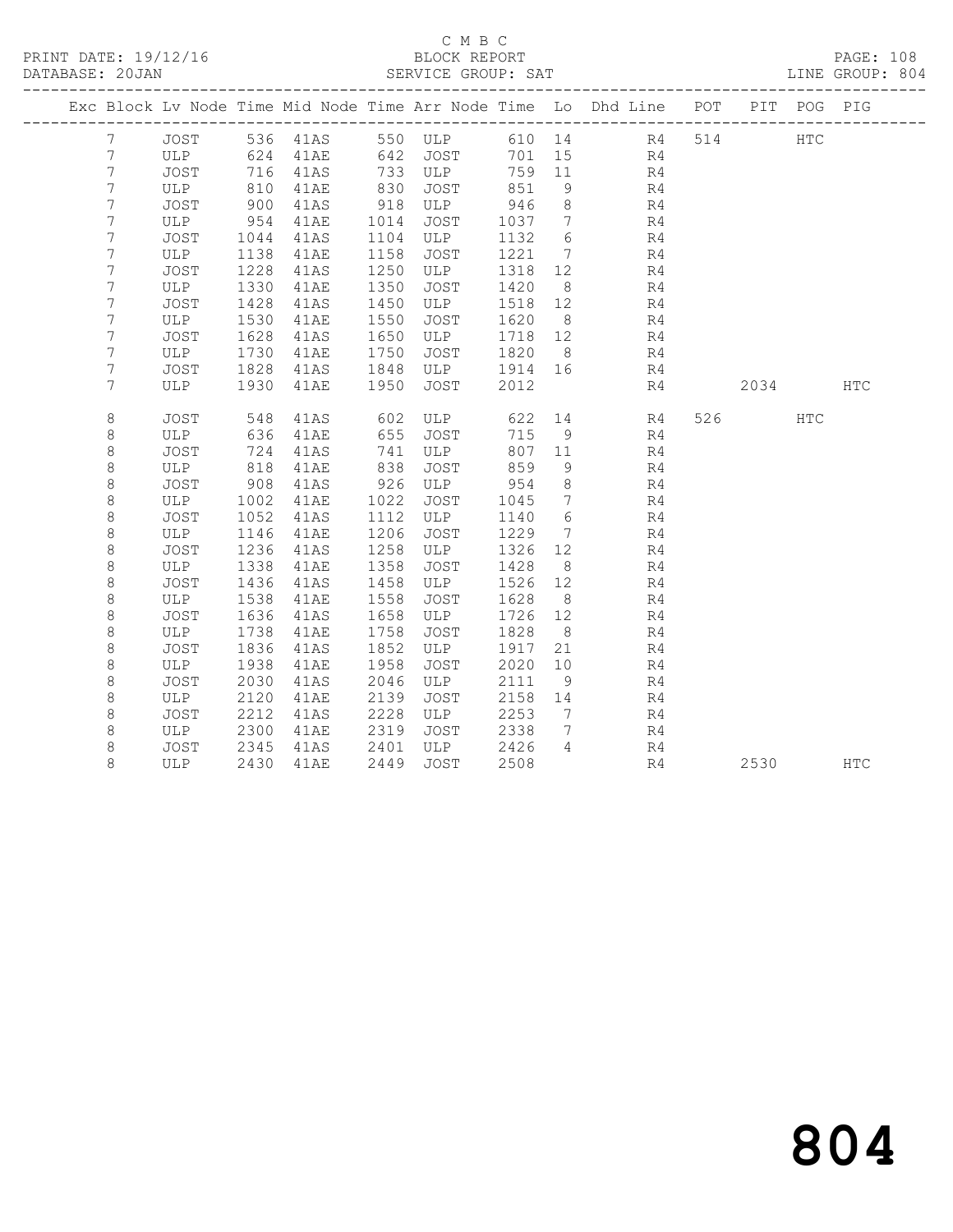C M B C
PRINT DATE: 19/12/16 BLOCK REPORT PAGE: 108
DATABASE: 20JAN SERVICE GROUP: SAT LINE GROUP: 804

| Exc | Block | Lv | Node | Time | Mid Node | Time | Arr Node | Time | Lo | Dhd Line | POT | PIT | POG | PIG |
|---|---|---|---|---|---|---|---|---|---|---|---|---|---|---|
| | 7 | | JOST | 536 | 41AS | 550 | ULP | 610 | 14 | R4 | 514 | | HTC | |
| | 7 | | ULP | 624 | 41AE | 642 | JOST | 701 | 15 | R4 | | | | |
| | 7 | | JOST | 716 | 41AS | 733 | ULP | 759 | 11 | R4 | | | | |
| | 7 | | ULP | 810 | 41AE | 830 | JOST | 851 | 9 | R4 | | | | |
| | 7 | | JOST | 900 | 41AS | 918 | ULP | 946 | 8 | R4 | | | | |
| | 7 | | ULP | 954 | 41AE | 1014 | JOST | 1037 | 7 | R4 | | | | |
| | 7 | | JOST | 1044 | 41AS | 1104 | ULP | 1132 | 6 | R4 | | | | |
| | 7 | | ULP | 1138 | 41AE | 1158 | JOST | 1221 | 7 | R4 | | | | |
| | 7 | | JOST | 1228 | 41AS | 1250 | ULP | 1318 | 12 | R4 | | | | |
| | 7 | | ULP | 1330 | 41AE | 1350 | JOST | 1420 | 8 | R4 | | | | |
| | 7 | | JOST | 1428 | 41AS | 1450 | ULP | 1518 | 12 | R4 | | | | |
| | 7 | | ULP | 1530 | 41AE | 1550 | JOST | 1620 | 8 | R4 | | | | |
| | 7 | | JOST | 1628 | 41AS | 1650 | ULP | 1718 | 12 | R4 | | | | |
| | 7 | | ULP | 1730 | 41AE | 1750 | JOST | 1820 | 8 | R4 | | | | |
| | 7 | | JOST | 1828 | 41AS | 1848 | ULP | 1914 | 16 | R4 | | | | |
| | 7 | | ULP | 1930 | 41AE | 1950 | JOST | 2012 | | R4 | | 2034 | | HTC |
| | 8 | | JOST | 548 | 41AS | 602 | ULP | 622 | 14 | R4 | 526 | | HTC | |
| | 8 | | ULP | 636 | 41AE | 655 | JOST | 715 | 9 | R4 | | | | |
| | 8 | | JOST | 724 | 41AS | 741 | ULP | 807 | 11 | R4 | | | | |
| | 8 | | ULP | 818 | 41AE | 838 | JOST | 859 | 9 | R4 | | | | |
| | 8 | | JOST | 908 | 41AS | 926 | ULP | 954 | 8 | R4 | | | | |
| | 8 | | ULP | 1002 | 41AE | 1022 | JOST | 1045 | 7 | R4 | | | | |
| | 8 | | JOST | 1052 | 41AS | 1112 | ULP | 1140 | 6 | R4 | | | | |
| | 8 | | ULP | 1146 | 41AE | 1206 | JOST | 1229 | 7 | R4 | | | | |
| | 8 | | JOST | 1236 | 41AS | 1258 | ULP | 1326 | 12 | R4 | | | | |
| | 8 | | ULP | 1338 | 41AE | 1358 | JOST | 1428 | 8 | R4 | | | | |
| | 8 | | JOST | 1436 | 41AS | 1458 | ULP | 1526 | 12 | R4 | | | | |
| | 8 | | ULP | 1538 | 41AE | 1558 | JOST | 1628 | 8 | R4 | | | | |
| | 8 | | JOST | 1636 | 41AS | 1658 | ULP | 1726 | 12 | R4 | | | | |
| | 8 | | ULP | 1738 | 41AE | 1758 | JOST | 1828 | 8 | R4 | | | | |
| | 8 | | JOST | 1836 | 41AS | 1852 | ULP | 1917 | 21 | R4 | | | | |
| | 8 | | ULP | 1938 | 41AE | 1958 | JOST | 2020 | 10 | R4 | | | | |
| | 8 | | JOST | 2030 | 41AS | 2046 | ULP | 2111 | 9 | R4 | | | | |
| | 8 | | ULP | 2120 | 41AE | 2139 | JOST | 2158 | 14 | R4 | | | | |
| | 8 | | JOST | 2212 | 41AS | 2228 | ULP | 2253 | 7 | R4 | | | | |
| | 8 | | ULP | 2300 | 41AE | 2319 | JOST | 2338 | 7 | R4 | | | | |
| | 8 | | JOST | 2345 | 41AS | 2401 | ULP | 2426 | 4 | R4 | | | | |
| | 8 | | ULP | 2430 | 41AE | 2449 | JOST | 2508 | | R4 | | 2530 | | HTC |

804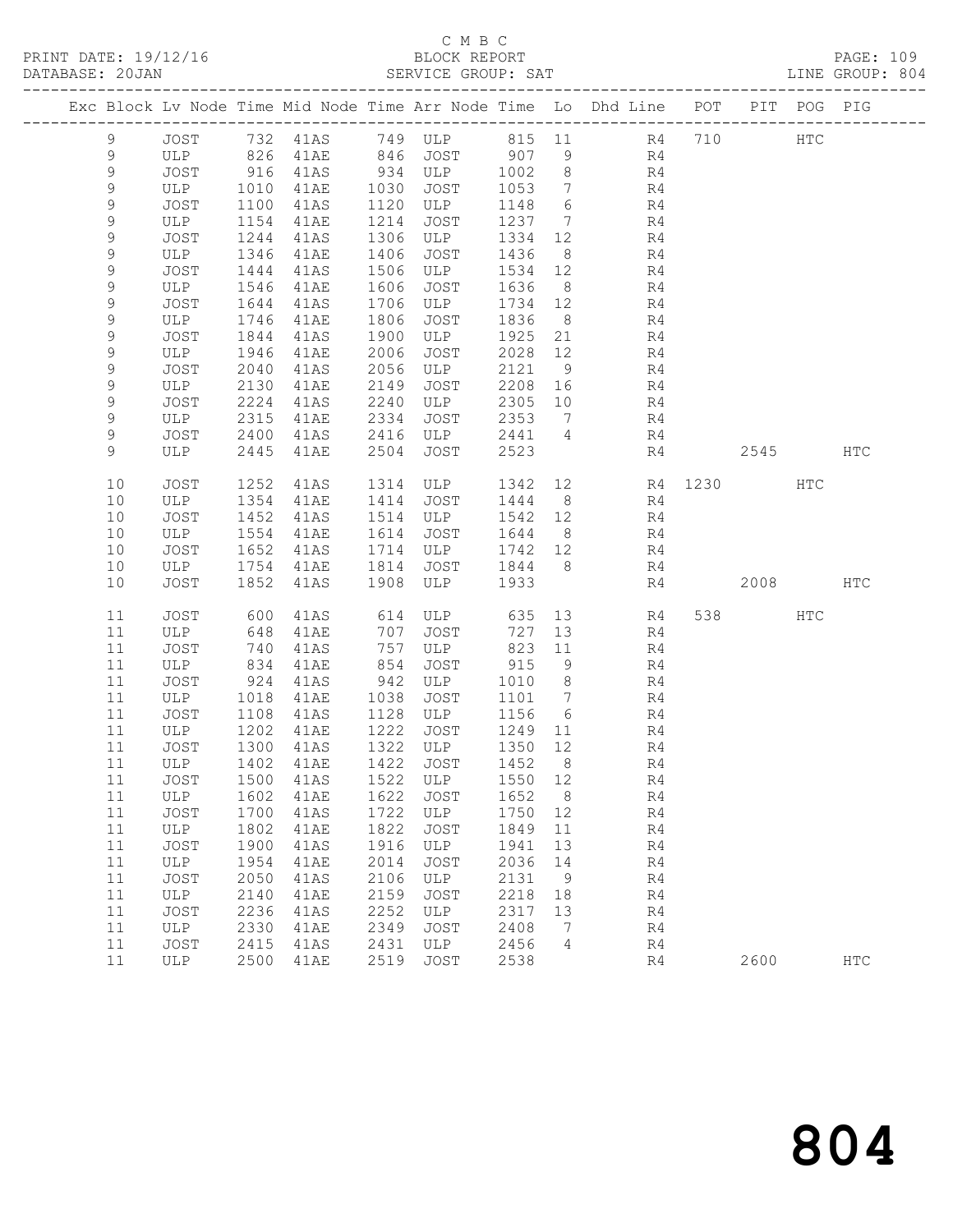C M B C

PRINT DATE: 19/12/16 BLOCK REPORT

DATABASE: 20JAN SERVICE GROUP: SAT LINE GROUP: 804

| Exc | Block | Lv | Node | Time | Mid Node | Time | Arr Node | Time | Lo | Dhd Line | POT | PIT | POG | PIG |
|---|---|---|---|---|---|---|---|---|---|---|---|---|---|---|
| | 9 | | JOST | 732 | 41AS | 749 | ULP | 815 | 11 | R4 | 710 | | HTC | |
| | 9 | | ULP | 826 | 41AE | 846 | JOST | 907 | 9 | R4 | | | | |
| | 9 | | JOST | 916 | 41AS | 934 | ULP | 1002 | 8 | R4 | | | | |
| | 9 | | ULP | 1010 | 41AE | 1030 | JOST | 1053 | 7 | R4 | | | | |
| | 9 | | JOST | 1100 | 41AS | 1120 | ULP | 1148 | 6 | R4 | | | | |
| | 9 | | ULP | 1154 | 41AE | 1214 | JOST | 1237 | 7 | R4 | | | | |
| | 9 | | JOST | 1244 | 41AS | 1306 | ULP | 1334 | 12 | R4 | | | | |
| | 9 | | ULP | 1346 | 41AE | 1406 | JOST | 1436 | 8 | R4 | | | | |
| | 9 | | JOST | 1444 | 41AS | 1506 | ULP | 1534 | 12 | R4 | | | | |
| | 9 | | ULP | 1546 | 41AE | 1606 | JOST | 1636 | 8 | R4 | | | | |
| | 9 | | JOST | 1644 | 41AS | 1706 | ULP | 1734 | 12 | R4 | | | | |
| | 9 | | ULP | 1746 | 41AE | 1806 | JOST | 1836 | 8 | R4 | | | | |
| | 9 | | JOST | 1844 | 41AS | 1900 | ULP | 1925 | 21 | R4 | | | | |
| | 9 | | ULP | 1946 | 41AE | 2006 | JOST | 2028 | 12 | R4 | | | | |
| | 9 | | JOST | 2040 | 41AS | 2056 | ULP | 2121 | 9 | R4 | | | | |
| | 9 | | ULP | 2130 | 41AE | 2149 | JOST | 2208 | 16 | R4 | | | | |
| | 9 | | JOST | 2224 | 41AS | 2240 | ULP | 2305 | 10 | R4 | | | | |
| | 9 | | ULP | 2315 | 41AE | 2334 | JOST | 2353 | 7 | R4 | | | | |
| | 9 | | JOST | 2400 | 41AS | 2416 | ULP | 2441 | 4 | R4 | | | | |
| | 9 | | ULP | 2445 | 41AE | 2504 | JOST | 2523 | | R4 | | 2545 | | HTC |
| | 10 | | JOST | 1252 | 41AS | 1314 | ULP | 1342 | 12 | R4 | 1230 | | HTC | |
| | 10 | | ULP | 1354 | 41AE | 1414 | JOST | 1444 | 8 | R4 | | | | |
| | 10 | | JOST | 1452 | 41AS | 1514 | ULP | 1542 | 12 | R4 | | | | |
| | 10 | | ULP | 1554 | 41AE | 1614 | JOST | 1644 | 8 | R4 | | | | |
| | 10 | | JOST | 1652 | 41AS | 1714 | ULP | 1742 | 12 | R4 | | | | |
| | 10 | | ULP | 1754 | 41AE | 1814 | JOST | 1844 | 8 | R4 | | | | |
| | 10 | | JOST | 1852 | 41AS | 1908 | ULP | 1933 | | R4 | | 2008 | | HTC |
| | 11 | | JOST | 600 | 41AS | 614 | ULP | 635 | 13 | R4 | 538 | | HTC | |
| | 11 | | ULP | 648 | 41AE | 707 | JOST | 727 | 13 | R4 | | | | |
| | 11 | | JOST | 740 | 41AS | 757 | ULP | 823 | 11 | R4 | | | | |
| | 11 | | ULP | 834 | 41AE | 854 | JOST | 915 | 9 | R4 | | | | |
| | 11 | | JOST | 924 | 41AS | 942 | ULP | 1010 | 8 | R4 | | | | |
| | 11 | | ULP | 1018 | 41AE | 1038 | JOST | 1101 | 7 | R4 | | | | |
| | 11 | | JOST | 1108 | 41AS | 1128 | ULP | 1156 | 6 | R4 | | | | |
| | 11 | | ULP | 1202 | 41AE | 1222 | JOST | 1249 | 11 | R4 | | | | |
| | 11 | | JOST | 1300 | 41AS | 1322 | ULP | 1350 | 12 | R4 | | | | |
| | 11 | | ULP | 1402 | 41AE | 1422 | JOST | 1452 | 8 | R4 | | | | |
| | 11 | | JOST | 1500 | 41AS | 1522 | ULP | 1550 | 12 | R4 | | | | |
| | 11 | | ULP | 1602 | 41AE | 1622 | JOST | 1652 | 8 | R4 | | | | |
| | 11 | | JOST | 1700 | 41AS | 1722 | ULP | 1750 | 12 | R4 | | | | |
| | 11 | | ULP | 1802 | 41AE | 1822 | JOST | 1849 | 11 | R4 | | | | |
| | 11 | | JOST | 1900 | 41AS | 1916 | ULP | 1941 | 13 | R4 | | | | |
| | 11 | | ULP | 1954 | 41AE | 2014 | JOST | 2036 | 14 | R4 | | | | |
| | 11 | | JOST | 2050 | 41AS | 2106 | ULP | 2131 | 9 | R4 | | | | |
| | 11 | | ULP | 2140 | 41AE | 2159 | JOST | 2218 | 18 | R4 | | | | |
| | 11 | | JOST | 2236 | 41AS | 2252 | ULP | 2317 | 13 | R4 | | | | |
| | 11 | | ULP | 2330 | 41AE | 2349 | JOST | 2408 | 7 | R4 | | | | |
| | 11 | | JOST | 2415 | 41AS | 2431 | ULP | 2456 | 4 | R4 | | | | |
| | 11 | | ULP | 2500 | 41AE | 2519 | JOST | 2538 | | R4 | | 2600 | | HTC |

804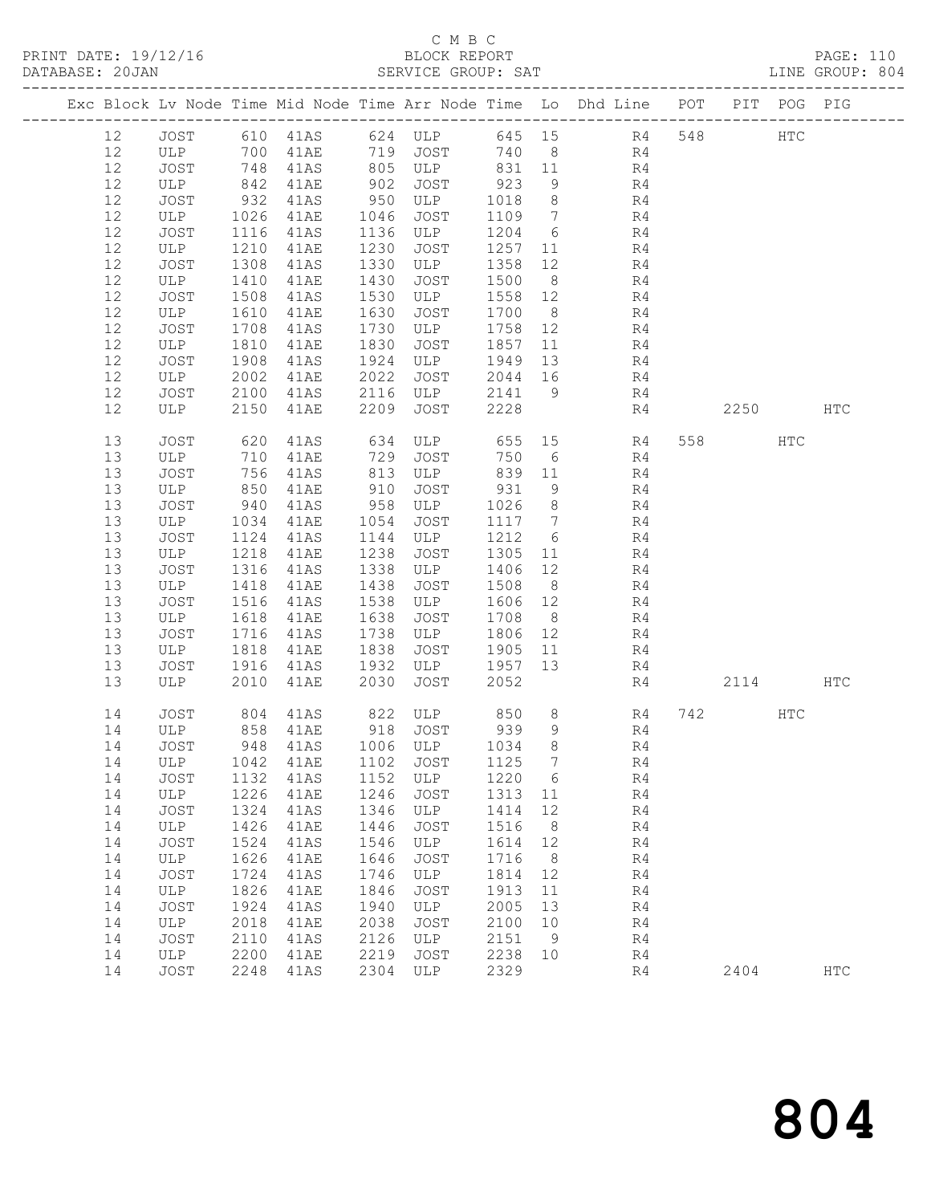C M B C

PRINT DATE: 19/12/16 BLOCK REPORT PAGE: 110
DATABASE: 20JAN SERVICE GROUP: SAT LINE GROUP: 804

| Exc | Block | Lv | Node | Time | Mid Node | Time | Arr Node | Time | Lo | Dhd Line | POT | PIT | POG | PIG |
|---|---|---|---|---|---|---|---|---|---|---|---|---|---|---|
| | 12 | | JOST | 610 | 41AS | 624 | ULP | 645 | 15 | R4 | 548 | | HTC | |
| | 12 | | ULP | 700 | 41AE | 719 | JOST | 740 | 8 | R4 | | | | |
| | 12 | | JOST | 748 | 41AS | 805 | ULP | 831 | 11 | R4 | | | | |
| | 12 | | ULP | 842 | 41AE | 902 | JOST | 923 | 9 | R4 | | | | |
| | 12 | | JOST | 932 | 41AS | 950 | ULP | 1018 | 8 | R4 | | | | |
| | 12 | | ULP | 1026 | 41AE | 1046 | JOST | 1109 | 7 | R4 | | | | |
| | 12 | | JOST | 1116 | 41AS | 1136 | ULP | 1204 | 6 | R4 | | | | |
| | 12 | | ULP | 1210 | 41AE | 1230 | JOST | 1257 | 11 | R4 | | | | |
| | 12 | | JOST | 1308 | 41AS | 1330 | ULP | 1358 | 12 | R4 | | | | |
| | 12 | | ULP | 1410 | 41AE | 1430 | JOST | 1500 | 8 | R4 | | | | |
| | 12 | | JOST | 1508 | 41AS | 1530 | ULP | 1558 | 12 | R4 | | | | |
| | 12 | | ULP | 1610 | 41AE | 1630 | JOST | 1700 | 8 | R4 | | | | |
| | 12 | | JOST | 1708 | 41AS | 1730 | ULP | 1758 | 12 | R4 | | | | |
| | 12 | | ULP | 1810 | 41AE | 1830 | JOST | 1857 | 11 | R4 | | | | |
| | 12 | | JOST | 1908 | 41AS | 1924 | ULP | 1949 | 13 | R4 | | | | |
| | 12 | | ULP | 2002 | 41AE | 2022 | JOST | 2044 | 16 | R4 | | | | |
| | 12 | | JOST | 2100 | 41AS | 2116 | ULP | 2141 | 9 | R4 | | | | |
| | 12 | | ULP | 2150 | 41AE | 2209 | JOST | 2228 | | R4 | | 2250 | | HTC |
| | 13 | | JOST | 620 | 41AS | 634 | ULP | 655 | 15 | R4 | 558 | | HTC | |
| | 13 | | ULP | 710 | 41AE | 729 | JOST | 750 | 6 | R4 | | | | |
| | 13 | | JOST | 756 | 41AS | 813 | ULP | 839 | 11 | R4 | | | | |
| | 13 | | ULP | 850 | 41AE | 910 | JOST | 931 | 9 | R4 | | | | |
| | 13 | | JOST | 940 | 41AS | 958 | ULP | 1026 | 8 | R4 | | | | |
| | 13 | | ULP | 1034 | 41AE | 1054 | JOST | 1117 | 7 | R4 | | | | |
| | 13 | | JOST | 1124 | 41AS | 1144 | ULP | 1212 | 6 | R4 | | | | |
| | 13 | | ULP | 1218 | 41AE | 1238 | JOST | 1305 | 11 | R4 | | | | |
| | 13 | | JOST | 1316 | 41AS | 1338 | ULP | 1406 | 12 | R4 | | | | |
| | 13 | | ULP | 1418 | 41AE | 1438 | JOST | 1508 | 8 | R4 | | | | |
| | 13 | | JOST | 1516 | 41AS | 1538 | ULP | 1606 | 12 | R4 | | | | |
| | 13 | | ULP | 1618 | 41AE | 1638 | JOST | 1708 | 8 | R4 | | | | |
| | 13 | | JOST | 1716 | 41AS | 1738 | ULP | 1806 | 12 | R4 | | | | |
| | 13 | | ULP | 1818 | 41AE | 1838 | JOST | 1905 | 11 | R4 | | | | |
| | 13 | | JOST | 1916 | 41AS | 1932 | ULP | 1957 | 13 | R4 | | | | |
| | 13 | | ULP | 2010 | 41AE | 2030 | JOST | 2052 | | R4 | | 2114 | | HTC |
| | 14 | | JOST | 804 | 41AS | 822 | ULP | 850 | 8 | R4 | 742 | | HTC | |
| | 14 | | ULP | 858 | 41AE | 918 | JOST | 939 | 9 | R4 | | | | |
| | 14 | | JOST | 948 | 41AS | 1006 | ULP | 1034 | 8 | R4 | | | | |
| | 14 | | ULP | 1042 | 41AE | 1102 | JOST | 1125 | 7 | R4 | | | | |
| | 14 | | JOST | 1132 | 41AS | 1152 | ULP | 1220 | 6 | R4 | | | | |
| | 14 | | ULP | 1226 | 41AE | 1246 | JOST | 1313 | 11 | R4 | | | | |
| | 14 | | JOST | 1324 | 41AS | 1346 | ULP | 1414 | 12 | R4 | | | | |
| | 14 | | ULP | 1426 | 41AE | 1446 | JOST | 1516 | 8 | R4 | | | | |
| | 14 | | JOST | 1524 | 41AS | 1546 | ULP | 1614 | 12 | R4 | | | | |
| | 14 | | ULP | 1626 | 41AE | 1646 | JOST | 1716 | 8 | R4 | | | | |
| | 14 | | JOST | 1724 | 41AS | 1746 | ULP | 1814 | 12 | R4 | | | | |
| | 14 | | ULP | 1826 | 41AE | 1846 | JOST | 1913 | 11 | R4 | | | | |
| | 14 | | JOST | 1924 | 41AS | 1940 | ULP | 2005 | 13 | R4 | | | | |
| | 14 | | ULP | 2018 | 41AE | 2038 | JOST | 2100 | 10 | R4 | | | | |
| | 14 | | JOST | 2110 | 41AS | 2126 | ULP | 2151 | 9 | R4 | | | | |
| | 14 | | ULP | 2200 | 41AE | 2219 | JOST | 2238 | 10 | R4 | | | | |
| | 14 | | JOST | 2248 | 41AS | 2304 | ULP | 2329 | | R4 | | 2404 | | HTC |

# 804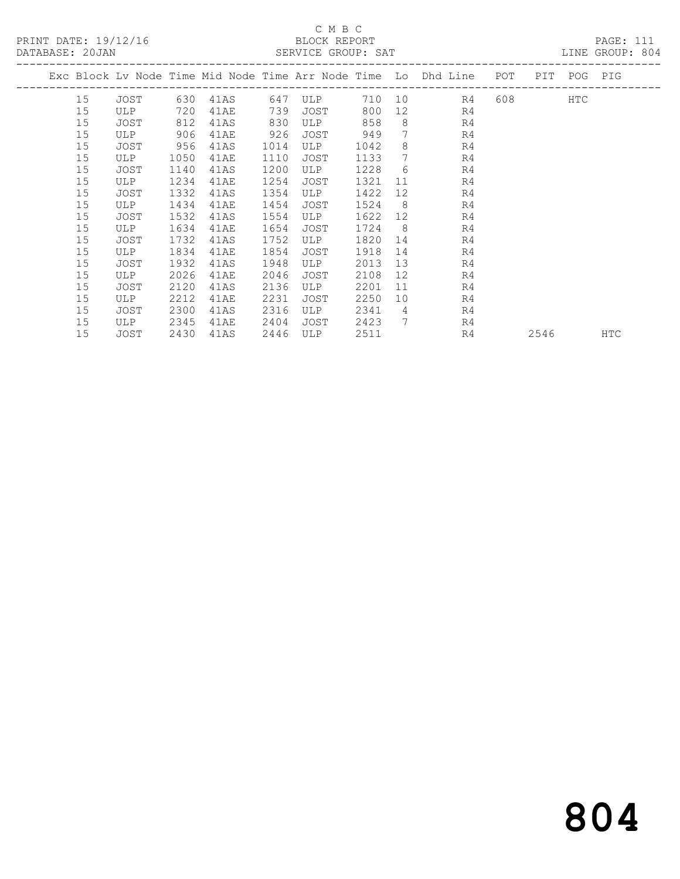C M B C

PRINT DATE: 19/12/16 BLOCK REPORT

DATABASE: 20JAN SERVICE GROUP: SAT LINE GROUP: 804

| Exc | Block | Lv Node | Time | Mid Node | Time | Arr Node | Time | Lo | Dhd Line | POT | PIT | POG | PIG |
|---|---|---|---|---|---|---|---|---|---|---|---|---|---|
| | 15 | JOST | 630 | 41AS | 647 | ULP | 710 | 10 | R4 | 608 | | HTC | |
| | 15 | ULP | 720 | 41AE | 739 | JOST | 800 | 12 | R4 | | | | |
| | 15 | JOST | 812 | 41AS | 830 | ULP | 858 | 8 | R4 | | | | |
| | 15 | ULP | 906 | 41AE | 926 | JOST | 949 | 7 | R4 | | | | |
| | 15 | JOST | 956 | 41AS | 1014 | ULP | 1042 | 8 | R4 | | | | |
| | 15 | ULP | 1050 | 41AE | 1110 | JOST | 1133 | 7 | R4 | | | | |
| | 15 | JOST | 1140 | 41AS | 1200 | ULP | 1228 | 6 | R4 | | | | |
| | 15 | ULP | 1234 | 41AE | 1254 | JOST | 1321 | 11 | R4 | | | | |
| | 15 | JOST | 1332 | 41AS | 1354 | ULP | 1422 | 12 | R4 | | | | |
| | 15 | ULP | 1434 | 41AE | 1454 | JOST | 1524 | 8 | R4 | | | | |
| | 15 | JOST | 1532 | 41AS | 1554 | ULP | 1622 | 12 | R4 | | | | |
| | 15 | ULP | 1634 | 41AE | 1654 | JOST | 1724 | 8 | R4 | | | | |
| | 15 | JOST | 1732 | 41AS | 1752 | ULP | 1820 | 14 | R4 | | | | |
| | 15 | ULP | 1834 | 41AE | 1854 | JOST | 1918 | 14 | R4 | | | | |
| | 15 | JOST | 1932 | 41AS | 1948 | ULP | 2013 | 13 | R4 | | | | |
| | 15 | ULP | 2026 | 41AE | 2046 | JOST | 2108 | 12 | R4 | | | | |
| | 15 | JOST | 2120 | 41AS | 2136 | ULP | 2201 | 11 | R4 | | | | |
| | 15 | ULP | 2212 | 41AE | 2231 | JOST | 2250 | 10 | R4 | | | | |
| | 15 | JOST | 2300 | 41AS | 2316 | ULP | 2341 | 4 | R4 | | | | |
| | 15 | ULP | 2345 | 41AE | 2404 | JOST | 2423 | 7 | R4 | | | | |
| | 15 | JOST | 2430 | 41AS | 2446 | ULP | 2511 | | R4 | | 2546 | | HTC |

804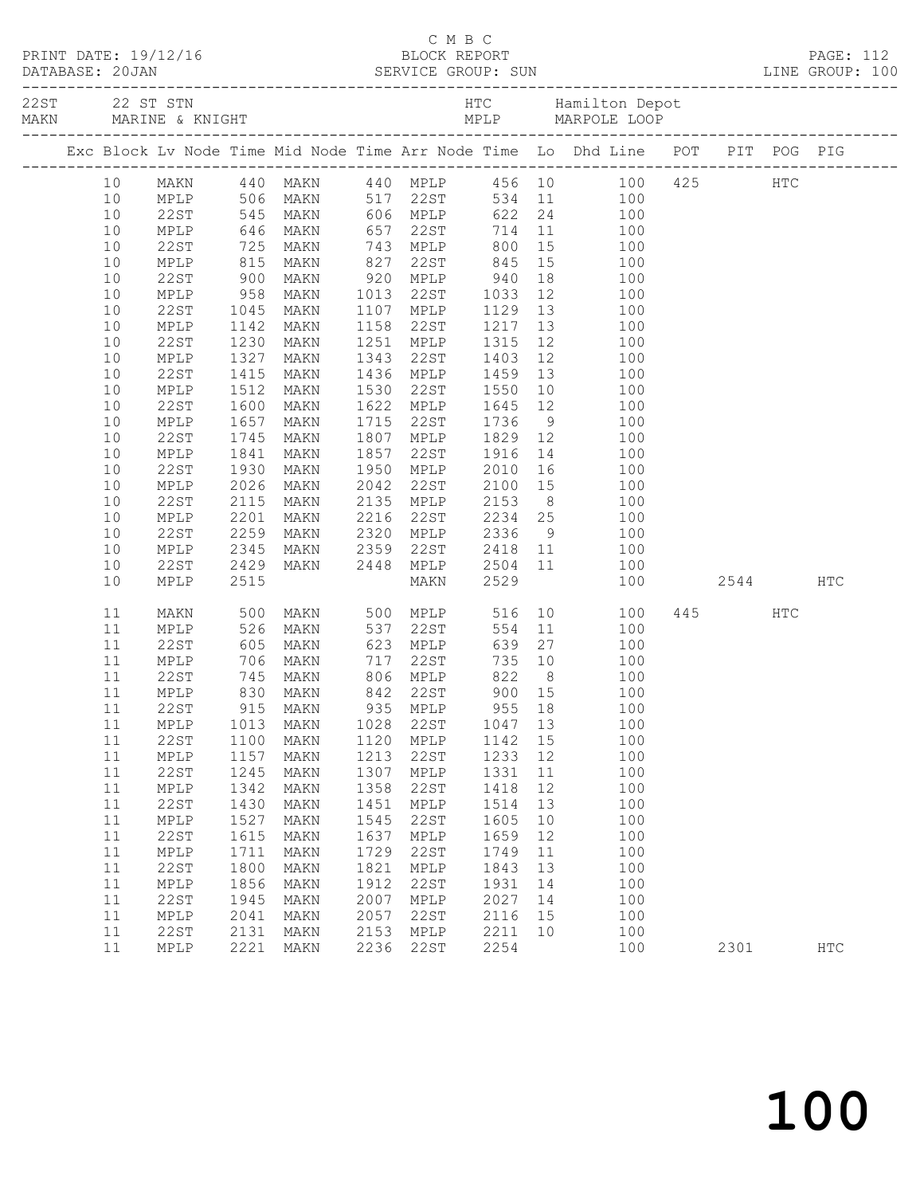C M B C
PRINT DATE: 19/12/16 BLOCK REPORT
DATABASE: 20JAN SERVICE GROUP: SUN LINE GROUP: 100

| 22ST | 22 ST STN | HTC | Hamilton Depot |
|---|---|---|---|
| MAKN | MARINE & KNIGHT | MPLP | MARPOLE LOOP |

| Exc | Block | Lv Node | Time | Mid Node | Time | Arr Node | Time | Lo | Dhd Line | POT | PIT | POG | PIG |
|---|---|---|---|---|---|---|---|---|---|---|---|---|---|
| | 10 | MAKN | 440 | MAKN | 440 | MPLP | 456 | 10 | 100 | 425 | | HTC | |
| | 10 | MPLP | 506 | MAKN | 517 | 22ST | 534 | 11 | 100 | | | | |
| | 10 | 22ST | 545 | MAKN | 606 | MPLP | 622 | 24 | 100 | | | | |
| | 10 | MPLP | 646 | MAKN | 657 | 22ST | 714 | 11 | 100 | | | | |
| | 10 | 22ST | 725 | MAKN | 743 | MPLP | 800 | 15 | 100 | | | | |
| | 10 | MPLP | 815 | MAKN | 827 | 22ST | 845 | 15 | 100 | | | | |
| | 10 | 22ST | 900 | MAKN | 920 | MPLP | 940 | 18 | 100 | | | | |
| | 10 | MPLP | 958 | MAKN | 1013 | 22ST | 1033 | 12 | 100 | | | | |
| | 10 | 22ST | 1045 | MAKN | 1107 | MPLP | 1129 | 13 | 100 | | | | |
| | 10 | MPLP | 1142 | MAKN | 1158 | 22ST | 1217 | 13 | 100 | | | | |
| | 10 | 22ST | 1230 | MAKN | 1251 | MPLP | 1315 | 12 | 100 | | | | |
| | 10 | MPLP | 1327 | MAKN | 1343 | 22ST | 1403 | 12 | 100 | | | | |
| | 10 | 22ST | 1415 | MAKN | 1436 | MPLP | 1459 | 13 | 100 | | | | |
| | 10 | MPLP | 1512 | MAKN | 1530 | 22ST | 1550 | 10 | 100 | | | | |
| | 10 | 22ST | 1600 | MAKN | 1622 | MPLP | 1645 | 12 | 100 | | | | |
| | 10 | MPLP | 1657 | MAKN | 1715 | 22ST | 1736 | 9 | 100 | | | | |
| | 10 | 22ST | 1745 | MAKN | 1807 | MPLP | 1829 | 12 | 100 | | | | |
| | 10 | MPLP | 1841 | MAKN | 1857 | 22ST | 1916 | 14 | 100 | | | | |
| | 10 | 22ST | 1930 | MAKN | 1950 | MPLP | 2010 | 16 | 100 | | | | |
| | 10 | MPLP | 2026 | MAKN | 2042 | 22ST | 2100 | 15 | 100 | | | | |
| | 10 | 22ST | 2115 | MAKN | 2135 | MPLP | 2153 | 8 | 100 | | | | |
| | 10 | MPLP | 2201 | MAKN | 2216 | 22ST | 2234 | 25 | 100 | | | | |
| | 10 | 22ST | 2259 | MAKN | 2320 | MPLP | 2336 | 9 | 100 | | | | |
| | 10 | MPLP | 2345 | MAKN | 2359 | 22ST | 2418 | 11 | 100 | | | | |
| | 10 | 22ST | 2429 | MAKN | 2448 | MPLP | 2504 | 11 | 100 | | | | |
| | 10 | MPLP | 2515 | | | MAKN | 2529 | | 100 | | 2544 | | HTC |
| | 11 | MAKN | 500 | MAKN | 500 | MPLP | 516 | 10 | 100 | 445 | | HTC | |
| | 11 | MPLP | 526 | MAKN | 537 | 22ST | 554 | 11 | 100 | | | | |
| | 11 | 22ST | 605 | MAKN | 623 | MPLP | 639 | 27 | 100 | | | | |
| | 11 | MPLP | 706 | MAKN | 717 | 22ST | 735 | 10 | 100 | | | | |
| | 11 | 22ST | 745 | MAKN | 806 | MPLP | 822 | 8 | 100 | | | | |
| | 11 | MPLP | 830 | MAKN | 842 | 22ST | 900 | 15 | 100 | | | | |
| | 11 | 22ST | 915 | MAKN | 935 | MPLP | 955 | 18 | 100 | | | | |
| | 11 | MPLP | 1013 | MAKN | 1028 | 22ST | 1047 | 13 | 100 | | | | |
| | 11 | 22ST | 1100 | MAKN | 1120 | MPLP | 1142 | 15 | 100 | | | | |
| | 11 | MPLP | 1157 | MAKN | 1213 | 22ST | 1233 | 12 | 100 | | | | |
| | 11 | 22ST | 1245 | MAKN | 1307 | MPLP | 1331 | 11 | 100 | | | | |
| | 11 | MPLP | 1342 | MAKN | 1358 | 22ST | 1418 | 12 | 100 | | | | |
| | 11 | 22ST | 1430 | MAKN | 1451 | MPLP | 1514 | 13 | 100 | | | | |
| | 11 | MPLP | 1527 | MAKN | 1545 | 22ST | 1605 | 10 | 100 | | | | |
| | 11 | 22ST | 1615 | MAKN | 1637 | MPLP | 1659 | 12 | 100 | | | | |
| | 11 | MPLP | 1711 | MAKN | 1729 | 22ST | 1749 | 11 | 100 | | | | |
| | 11 | 22ST | 1800 | MAKN | 1821 | MPLP | 1843 | 13 | 100 | | | | |
| | 11 | MPLP | 1856 | MAKN | 1912 | 22ST | 1931 | 14 | 100 | | | | |
| | 11 | 22ST | 1945 | MAKN | 2007 | MPLP | 2027 | 14 | 100 | | | | |
| | 11 | MPLP | 2041 | MAKN | 2057 | 22ST | 2116 | 15 | 100 | | | | |
| | 11 | 22ST | 2131 | MAKN | 2153 | MPLP | 2211 | 10 | 100 | | | | |
| | 11 | MPLP | 2221 | MAKN | 2236 | 22ST | 2254 | | 100 | | 2301 | | HTC |

100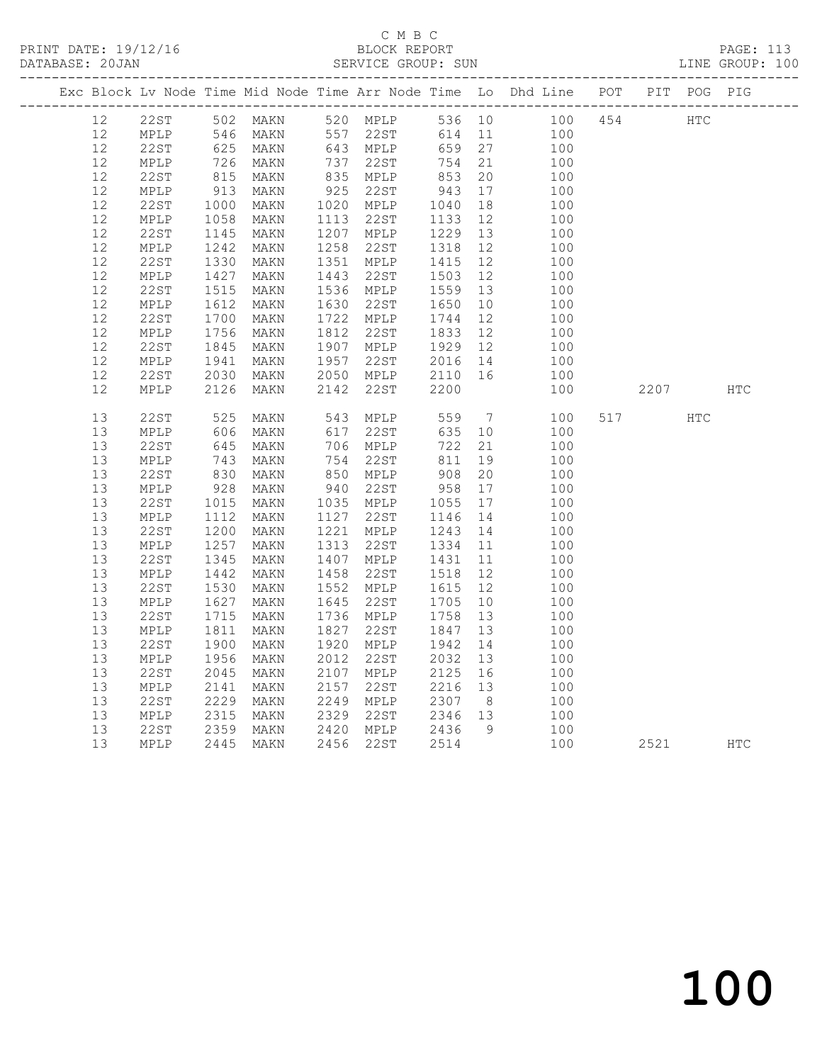C M B C

PRINT DATE: 19/12/16 BLOCK REPORT PAGE: 113
DATABASE: 20JAN SERVICE GROUP: SUN LINE GROUP: 100

| Exc | Block | Lv | Node | Time | Mid Node | Time | Arr Node | Time | Lo | Dhd Line | POT | PIT | POG | PIG |
|---|---|---|---|---|---|---|---|---|---|---|---|---|---|---|
| | 12 | | 22ST | 502 | MAKN | 520 | MPLP | 536 | 10 | 100 | 454 | | HTC | |
| | 12 | | MPLP | 546 | MAKN | 557 | 22ST | 614 | 11 | 100 | | | | |
| | 12 | | 22ST | 625 | MAKN | 643 | MPLP | 659 | 27 | 100 | | | | |
| | 12 | | MPLP | 726 | MAKN | 737 | 22ST | 754 | 21 | 100 | | | | |
| | 12 | | 22ST | 815 | MAKN | 835 | MPLP | 853 | 20 | 100 | | | | |
| | 12 | | MPLP | 913 | MAKN | 925 | 22ST | 943 | 17 | 100 | | | | |
| | 12 | | 22ST | 1000 | MAKN | 1020 | MPLP | 1040 | 18 | 100 | | | | |
| | 12 | | MPLP | 1058 | MAKN | 1113 | 22ST | 1133 | 12 | 100 | | | | |
| | 12 | | 22ST | 1145 | MAKN | 1207 | MPLP | 1229 | 13 | 100 | | | | |
| | 12 | | MPLP | 1242 | MAKN | 1258 | 22ST | 1318 | 12 | 100 | | | | |
| | 12 | | 22ST | 1330 | MAKN | 1351 | MPLP | 1415 | 12 | 100 | | | | |
| | 12 | | MPLP | 1427 | MAKN | 1443 | 22ST | 1503 | 12 | 100 | | | | |
| | 12 | | 22ST | 1515 | MAKN | 1536 | MPLP | 1559 | 13 | 100 | | | | |
| | 12 | | MPLP | 1612 | MAKN | 1630 | 22ST | 1650 | 10 | 100 | | | | |
| | 12 | | 22ST | 1700 | MAKN | 1722 | MPLP | 1744 | 12 | 100 | | | | |
| | 12 | | MPLP | 1756 | MAKN | 1812 | 22ST | 1833 | 12 | 100 | | | | |
| | 12 | | 22ST | 1845 | MAKN | 1907 | MPLP | 1929 | 12 | 100 | | | | |
| | 12 | | MPLP | 1941 | MAKN | 1957 | 22ST | 2016 | 14 | 100 | | | | |
| | 12 | | 22ST | 2030 | MAKN | 2050 | MPLP | 2110 | 16 | 100 | | | | |
| | 12 | | MPLP | 2126 | MAKN | 2142 | 22ST | 2200 | | 100 | | 2207 | | HTC |
| | 13 | | 22ST | 525 | MAKN | 543 | MPLP | 559 | 7 | 100 | 517 | | HTC | |
| | 13 | | MPLP | 606 | MAKN | 617 | 22ST | 635 | 10 | 100 | | | | |
| | 13 | | 22ST | 645 | MAKN | 706 | MPLP | 722 | 21 | 100 | | | | |
| | 13 | | MPLP | 743 | MAKN | 754 | 22ST | 811 | 19 | 100 | | | | |
| | 13 | | 22ST | 830 | MAKN | 850 | MPLP | 908 | 20 | 100 | | | | |
| | 13 | | MPLP | 928 | MAKN | 940 | 22ST | 958 | 17 | 100 | | | | |
| | 13 | | 22ST | 1015 | MAKN | 1035 | MPLP | 1055 | 17 | 100 | | | | |
| | 13 | | MPLP | 1112 | MAKN | 1127 | 22ST | 1146 | 14 | 100 | | | | |
| | 13 | | 22ST | 1200 | MAKN | 1221 | MPLP | 1243 | 14 | 100 | | | | |
| | 13 | | MPLP | 1257 | MAKN | 1313 | 22ST | 1334 | 11 | 100 | | | | |
| | 13 | | 22ST | 1345 | MAKN | 1407 | MPLP | 1431 | 11 | 100 | | | | |
| | 13 | | MPLP | 1442 | MAKN | 1458 | 22ST | 1518 | 12 | 100 | | | | |
| | 13 | | 22ST | 1530 | MAKN | 1552 | MPLP | 1615 | 12 | 100 | | | | |
| | 13 | | MPLP | 1627 | MAKN | 1645 | 22ST | 1705 | 10 | 100 | | | | |
| | 13 | | 22ST | 1715 | MAKN | 1736 | MPLP | 1758 | 13 | 100 | | | | |
| | 13 | | MPLP | 1811 | MAKN | 1827 | 22ST | 1847 | 13 | 100 | | | | |
| | 13 | | 22ST | 1900 | MAKN | 1920 | MPLP | 1942 | 14 | 100 | | | | |
| | 13 | | MPLP | 1956 | MAKN | 2012 | 22ST | 2032 | 13 | 100 | | | | |
| | 13 | | 22ST | 2045 | MAKN | 2107 | MPLP | 2125 | 16 | 100 | | | | |
| | 13 | | MPLP | 2141 | MAKN | 2157 | 22ST | 2216 | 13 | 100 | | | | |
| | 13 | | 22ST | 2229 | MAKN | 2249 | MPLP | 2307 | 8 | 100 | | | | |
| | 13 | | MPLP | 2315 | MAKN | 2329 | 22ST | 2346 | 13 | 100 | | | | |
| | 13 | | 22ST | 2359 | MAKN | 2420 | MPLP | 2436 | 9 | 100 | | | | |
| | 13 | | MPLP | 2445 | MAKN | 2456 | 22ST | 2514 | | 100 | | 2521 | | HTC |

100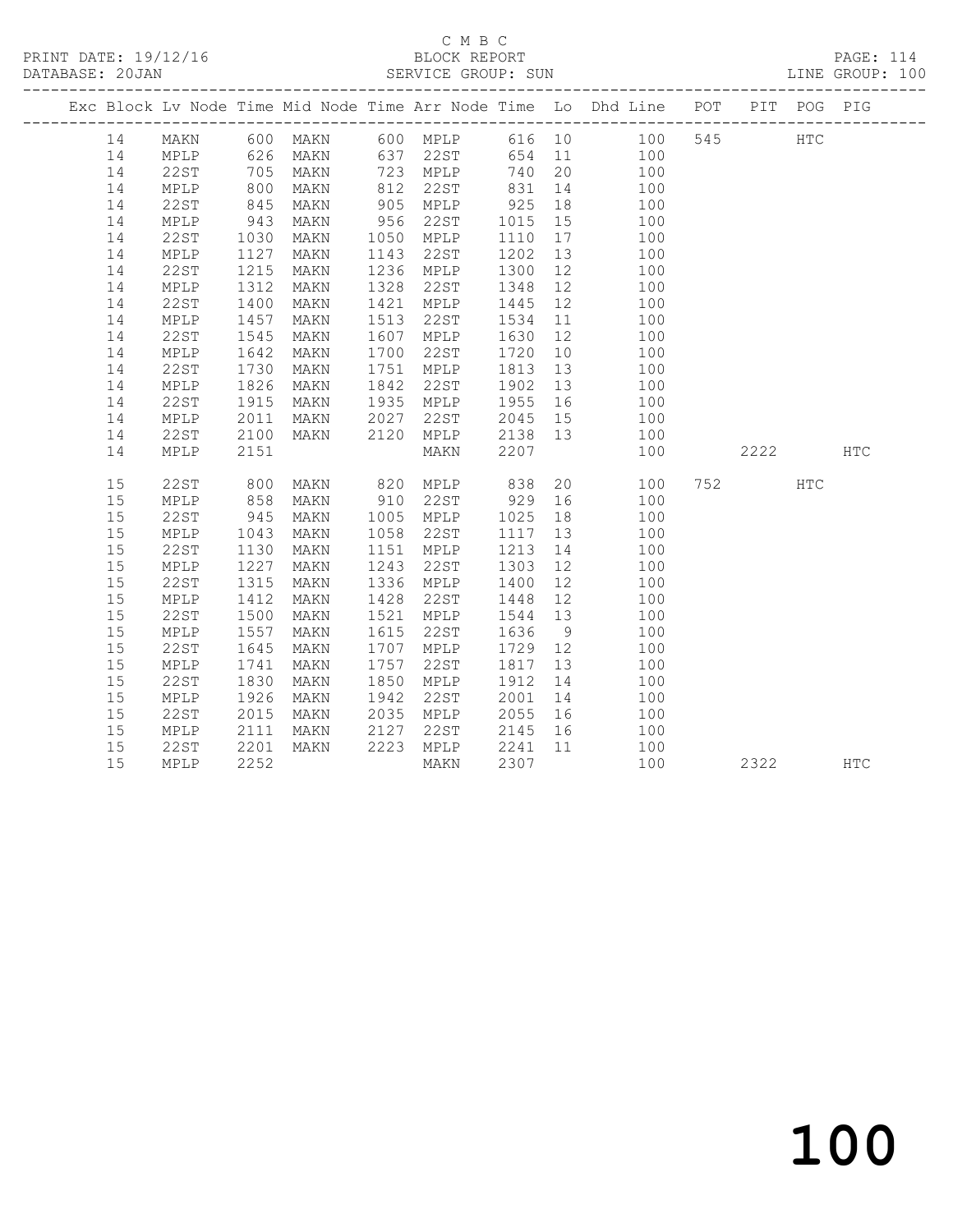C M B C

PRINT DATE: 19/12/16 BLOCK REPORT

DATABASE: 20JAN SERVICE GROUP: SUN LINE GROUP: 100

| Exc | Block | Lv Node | Time | Mid Node | Time | Arr Node | Time | Lo | Dhd Line | POT | PIT | POG | PIG |
|---|---|---|---|---|---|---|---|---|---|---|---|---|---|
| | 14 | MAKN | 600 | MAKN | 600 | MPLP | 616 | 10 | 100 | 545 | | HTC | |
| | 14 | MPLP | 626 | MAKN | 637 | 22ST | 654 | 11 | 100 | | | | |
| | 14 | 22ST | 705 | MAKN | 723 | MPLP | 740 | 20 | 100 | | | | |
| | 14 | MPLP | 800 | MAKN | 812 | 22ST | 831 | 14 | 100 | | | | |
| | 14 | 22ST | 845 | MAKN | 905 | MPLP | 925 | 18 | 100 | | | | |
| | 14 | MPLP | 943 | MAKN | 956 | 22ST | 1015 | 15 | 100 | | | | |
| | 14 | 22ST | 1030 | MAKN | 1050 | MPLP | 1110 | 17 | 100 | | | | |
| | 14 | MPLP | 1127 | MAKN | 1143 | 22ST | 1202 | 13 | 100 | | | | |
| | 14 | 22ST | 1215 | MAKN | 1236 | MPLP | 1300 | 12 | 100 | | | | |
| | 14 | MPLP | 1312 | MAKN | 1328 | 22ST | 1348 | 12 | 100 | | | | |
| | 14 | 22ST | 1400 | MAKN | 1421 | MPLP | 1445 | 12 | 100 | | | | |
| | 14 | MPLP | 1457 | MAKN | 1513 | 22ST | 1534 | 11 | 100 | | | | |
| | 14 | 22ST | 1545 | MAKN | 1607 | MPLP | 1630 | 12 | 100 | | | | |
| | 14 | MPLP | 1642 | MAKN | 1700 | 22ST | 1720 | 10 | 100 | | | | |
| | 14 | 22ST | 1730 | MAKN | 1751 | MPLP | 1813 | 13 | 100 | | | | |
| | 14 | MPLP | 1826 | MAKN | 1842 | 22ST | 1902 | 13 | 100 | | | | |
| | 14 | 22ST | 1915 | MAKN | 1935 | MPLP | 1955 | 16 | 100 | | | | |
| | 14 | MPLP | 2011 | MAKN | 2027 | 22ST | 2045 | 15 | 100 | | | | |
| | 14 | 22ST | 2100 | MAKN | 2120 | MPLP | 2138 | 13 | 100 | | | | |
| | 14 | MPLP | 2151 | | | MAKN | 2207 | | 100 | | 2222 | | HTC |
| | 15 | 22ST | 800 | MAKN | 820 | MPLP | 838 | 20 | 100 | 752 | | HTC | |
| | 15 | MPLP | 858 | MAKN | 910 | 22ST | 929 | 16 | 100 | | | | |
| | 15 | 22ST | 945 | MAKN | 1005 | MPLP | 1025 | 18 | 100 | | | | |
| | 15 | MPLP | 1043 | MAKN | 1058 | 22ST | 1117 | 13 | 100 | | | | |
| | 15 | 22ST | 1130 | MAKN | 1151 | MPLP | 1213 | 14 | 100 | | | | |
| | 15 | MPLP | 1227 | MAKN | 1243 | 22ST | 1303 | 12 | 100 | | | | |
| | 15 | 22ST | 1315 | MAKN | 1336 | MPLP | 1400 | 12 | 100 | | | | |
| | 15 | MPLP | 1412 | MAKN | 1428 | 22ST | 1448 | 12 | 100 | | | | |
| | 15 | 22ST | 1500 | MAKN | 1521 | MPLP | 1544 | 13 | 100 | | | | |
| | 15 | MPLP | 1557 | MAKN | 1615 | 22ST | 1636 | 9 | 100 | | | | |
| | 15 | 22ST | 1645 | MAKN | 1707 | MPLP | 1729 | 12 | 100 | | | | |
| | 15 | MPLP | 1741 | MAKN | 1757 | 22ST | 1817 | 13 | 100 | | | | |
| | 15 | 22ST | 1830 | MAKN | 1850 | MPLP | 1912 | 14 | 100 | | | | |
| | 15 | MPLP | 1926 | MAKN | 1942 | 22ST | 2001 | 14 | 100 | | | | |
| | 15 | 22ST | 2015 | MAKN | 2035 | MPLP | 2055 | 16 | 100 | | | | |
| | 15 | MPLP | 2111 | MAKN | 2127 | 22ST | 2145 | 16 | 100 | | | | |
| | 15 | 22ST | 2201 | MAKN | 2223 | MPLP | 2241 | 11 | 100 | | | | |
| | 15 | MPLP | 2252 | | | MAKN | 2307 | | 100 | | 2322 | | HTC |

100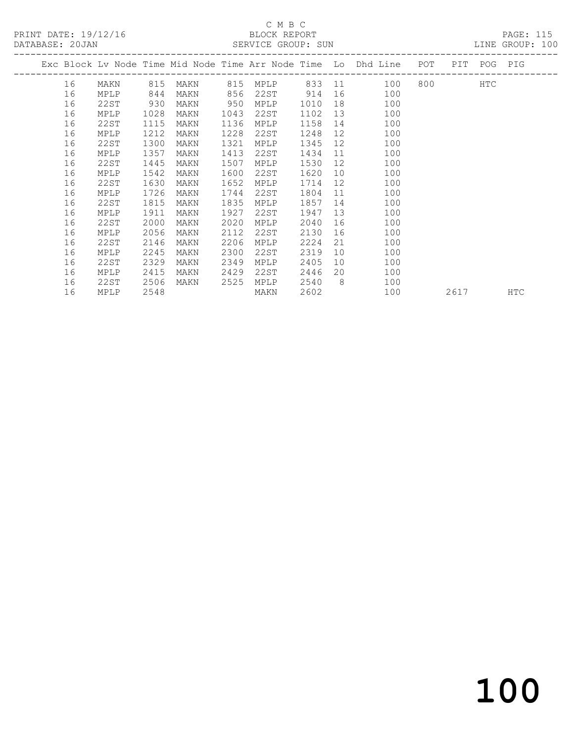C M B C
BLOCK REPORT
SERVICE GROUP: SUN

PRINT DATE: 19/12/16
DATABASE: 20JAN

LINE GROUP: 100

| Exc | Block | Lv | Node | Time | Mid Node | Time | Arr Node | Time | Lo | Dhd Line | POT | PIT | POG | PIG |
|---|---|---|---|---|---|---|---|---|---|---|---|---|---|---|
| | 16 | | MAKN | 815 | MAKN | 815 | MPLP | 833 | 11 | 100 | 800 | | HTC | |
| | 16 | | MPLP | 844 | MAKN | 856 | 22ST | 914 | 16 | 100 | | | | |
| | 16 | | 22ST | 930 | MAKN | 950 | MPLP | 1010 | 18 | 100 | | | | |
| | 16 | | MPLP | 1028 | MAKN | 1043 | 22ST | 1102 | 13 | 100 | | | | |
| | 16 | | 22ST | 1115 | MAKN | 1136 | MPLP | 1158 | 14 | 100 | | | | |
| | 16 | | MPLP | 1212 | MAKN | 1228 | 22ST | 1248 | 12 | 100 | | | | |
| | 16 | | 22ST | 1300 | MAKN | 1321 | MPLP | 1345 | 12 | 100 | | | | |
| | 16 | | MPLP | 1357 | MAKN | 1413 | 22ST | 1434 | 11 | 100 | | | | |
| | 16 | | 22ST | 1445 | MAKN | 1507 | MPLP | 1530 | 12 | 100 | | | | |
| | 16 | | MPLP | 1542 | MAKN | 1600 | 22ST | 1620 | 10 | 100 | | | | |
| | 16 | | 22ST | 1630 | MAKN | 1652 | MPLP | 1714 | 12 | 100 | | | | |
| | 16 | | MPLP | 1726 | MAKN | 1744 | 22ST | 1804 | 11 | 100 | | | | |
| | 16 | | 22ST | 1815 | MAKN | 1835 | MPLP | 1857 | 14 | 100 | | | | |
| | 16 | | MPLP | 1911 | MAKN | 1927 | 22ST | 1947 | 13 | 100 | | | | |
| | 16 | | 22ST | 2000 | MAKN | 2020 | MPLP | 2040 | 16 | 100 | | | | |
| | 16 | | MPLP | 2056 | MAKN | 2112 | 22ST | 2130 | 16 | 100 | | | | |
| | 16 | | 22ST | 2146 | MAKN | 2206 | MPLP | 2224 | 21 | 100 | | | | |
| | 16 | | MPLP | 2245 | MAKN | 2300 | 22ST | 2319 | 10 | 100 | | | | |
| | 16 | | 22ST | 2329 | MAKN | 2349 | MPLP | 2405 | 10 | 100 | | | | |
| | 16 | | MPLP | 2415 | MAKN | 2429 | 22ST | 2446 | 20 | 100 | | | | |
| | 16 | | 22ST | 2506 | MAKN | 2525 | MPLP | 2540 | 8 | 100 | | | | |
| | 16 | | MPLP | 2548 | | | MAKN | 2602 | | 100 | | 2617 | | HTC |

100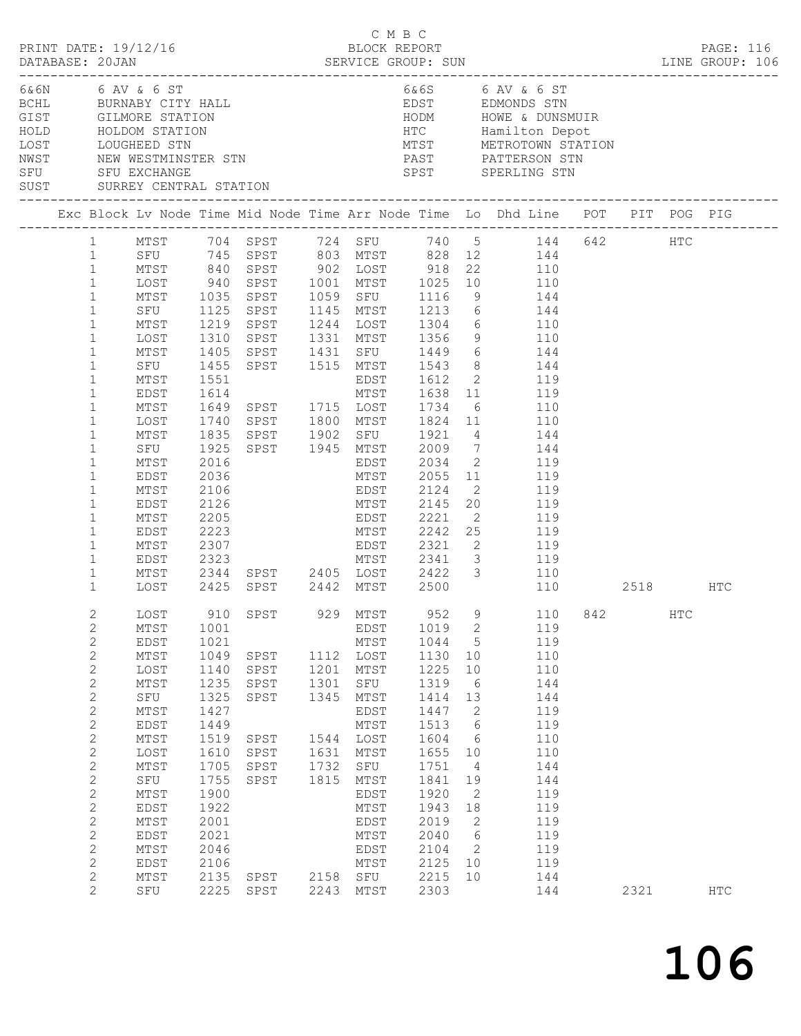C M B C

PRINT DATE: 19/12/16 BLOCK REPORT
DATABASE: 20JAN SERVICE GROUP: SUN LINE GROUP: 106

| Code | Name | Code | Name |
|---|---|---|---|
| 6&6N | 6 AV & 6 ST | 6&6S | 6 AV & 6 ST |
| BCHL | BURNABY CITY HALL | EDST | EDMONDS STN |
| GIST | GILMORE STATION | HODM | HOWE & DUNSMUIR |
| HOLD | HOLDOM STATION | HTC | Hamilton Depot |
| LOST | LOUGHEED STN | MTST | METROTOWN STATION |
| NWST | NEW WESTMINSTER STN | PAST | PATTERSON STN |
| SFU | SFU EXCHANGE | SPST | SPERLING STN |
| SUST | SURREY CENTRAL STATION | | |

| Exc | Block | Lv Node | Time | Mid Node | Time | Arr Node | Time | Lo | Dhd Line | POT | PIT | POG | PIG |
|---|---|---|---|---|---|---|---|---|---|---|---|---|---|
| | 1 | MTST | 704 | SPST | 724 | SFU | 740 | 5 | 144 | 642 | | HTC | |
| | 1 | SFU | 745 | SPST | 803 | MTST | 828 | 12 | 144 | | | | |
| | 1 | MTST | 840 | SPST | 902 | LOST | 918 | 22 | 110 | | | | |
| | 1 | LOST | 940 | SPST | 1001 | MTST | 1025 | 10 | 110 | | | | |
| | 1 | MTST | 1035 | SPST | 1059 | SFU | 1116 | 9 | 144 | | | | |
| | 1 | SFU | 1125 | SPST | 1145 | MTST | 1213 | 6 | 144 | | | | |
| | 1 | MTST | 1219 | SPST | 1244 | LOST | 1304 | 6 | 110 | | | | |
| | 1 | LOST | 1310 | SPST | 1331 | MTST | 1356 | 9 | 110 | | | | |
| | 1 | MTST | 1405 | SPST | 1431 | SFU | 1449 | 6 | 144 | | | | |
| | 1 | SFU | 1455 | SPST | 1515 | MTST | 1543 | 8 | 144 | | | | |
| | 1 | MTST | 1551 | | | EDST | 1612 | 2 | 119 | | | | |
| | 1 | EDST | 1614 | | | MTST | 1638 | 11 | 119 | | | | |
| | 1 | MTST | 1649 | SPST | 1715 | LOST | 1734 | 6 | 110 | | | | |
| | 1 | LOST | 1740 | SPST | 1800 | MTST | 1824 | 11 | 110 | | | | |
| | 1 | MTST | 1835 | SPST | 1902 | SFU | 1921 | 4 | 144 | | | | |
| | 1 | SFU | 1925 | SPST | 1945 | MTST | 2009 | 7 | 144 | | | | |
| | 1 | MTST | 2016 | | | EDST | 2034 | 2 | 119 | | | | |
| | 1 | EDST | 2036 | | | MTST | 2055 | 11 | 119 | | | | |
| | 1 | MTST | 2106 | | | EDST | 2124 | 2 | 119 | | | | |
| | 1 | EDST | 2126 | | | MTST | 2145 | 20 | 119 | | | | |
| | 1 | MTST | 2205 | | | EDST | 2221 | 2 | 119 | | | | |
| | 1 | EDST | 2223 | | | MTST | 2242 | 25 | 119 | | | | |
| | 1 | MTST | 2307 | | | EDST | 2321 | 2 | 119 | | | | |
| | 1 | EDST | 2323 | | | MTST | 2341 | 3 | 119 | | | | |
| | 1 | MTST | 2344 | SPST | 2405 | LOST | 2422 | 3 | 110 | | | | |
| | 1 | LOST | 2425 | SPST | 2442 | MTST | 2500 | | 110 | | 2518 | | HTC |
| | 2 | LOST | 910 | SPST | 929 | MTST | 952 | 9 | 110 | 842 | | HTC | |
| | 2 | MTST | 1001 | | | EDST | 1019 | 2 | 119 | | | | |
| | 2 | EDST | 1021 | | | MTST | 1044 | 5 | 119 | | | | |
| | 2 | MTST | 1049 | SPST | 1112 | LOST | 1130 | 10 | 110 | | | | |
| | 2 | LOST | 1140 | SPST | 1201 | MTST | 1225 | 10 | 110 | | | | |
| | 2 | MTST | 1235 | SPST | 1301 | SFU | 1319 | 6 | 144 | | | | |
| | 2 | SFU | 1325 | SPST | 1345 | MTST | 1414 | 13 | 144 | | | | |
| | 2 | MTST | 1427 | | | EDST | 1447 | 2 | 119 | | | | |
| | 2 | EDST | 1449 | | | MTST | 1513 | 6 | 119 | | | | |
| | 2 | MTST | 1519 | SPST | 1544 | LOST | 1604 | 6 | 110 | | | | |
| | 2 | LOST | 1610 | SPST | 1631 | MTST | 1655 | 10 | 110 | | | | |
| | 2 | MTST | 1705 | SPST | 1732 | SFU | 1751 | 4 | 144 | | | | |
| | 2 | SFU | 1755 | SPST | 1815 | MTST | 1841 | 19 | 144 | | | | |
| | 2 | MTST | 1900 | | | EDST | 1920 | 2 | 119 | | | | |
| | 2 | EDST | 1922 | | | MTST | 1943 | 18 | 119 | | | | |
| | 2 | MTST | 2001 | | | EDST | 2019 | 2 | 119 | | | | |
| | 2 | EDST | 2021 | | | MTST | 2040 | 6 | 119 | | | | |
| | 2 | MTST | 2046 | | | EDST | 2104 | 2 | 119 | | | | |
| | 2 | EDST | 2106 | | | MTST | 2125 | 10 | 119 | | | | |
| | 2 | MTST | 2135 | SPST | 2158 | SFU | 2215 | 10 | 144 | | | | |
| | 2 | SFU | 2225 | SPST | 2243 | MTST | 2303 | | 144 | | 2321 | | HTC |

106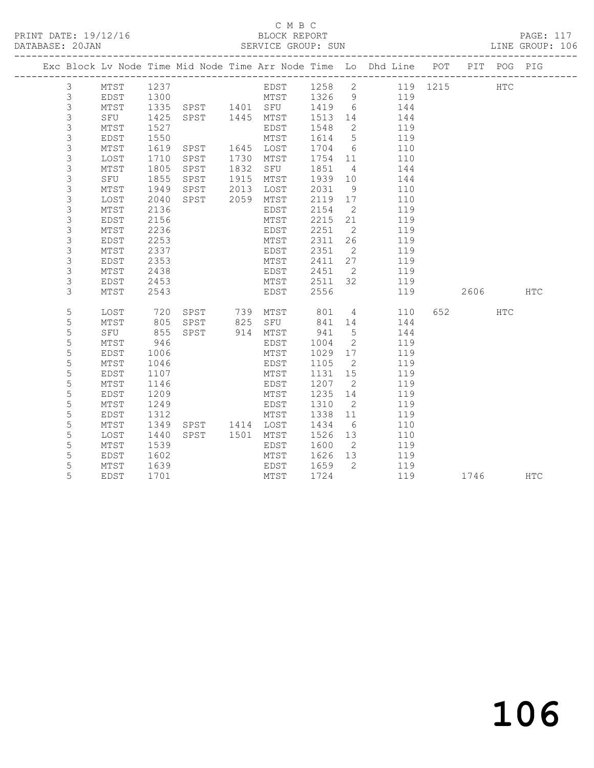C M B C
PRINT DATE: 19/12/16 BLOCK REPORT
DATABASE: 20JAN SERVICE GROUP: SUN LINE GROUP: 106

| Exc | Block | Lv | Node | Time | Mid Node | Time | Arr Node | Time | Lo | Dhd Line | POT | PIT | POG | PIG |
|---|---|---|---|---|---|---|---|---|---|---|---|---|---|---|
| | 3 | | MTST | 1237 | | | EDST | 1258 | 2 | 119 | 1215 | | HTC | |
| | 3 | | EDST | 1300 | | | MTST | 1326 | 9 | 119 | | | | |
| | 3 | | MTST | 1335 | SPST | 1401 | SFU | 1419 | 6 | 144 | | | | |
| | 3 | | SFU | 1425 | SPST | 1445 | MTST | 1513 | 14 | 144 | | | | |
| | 3 | | MTST | 1527 | | | EDST | 1548 | 2 | 119 | | | | |
| | 3 | | EDST | 1550 | | | MTST | 1614 | 5 | 119 | | | | |
| | 3 | | MTST | 1619 | SPST | 1645 | LOST | 1704 | 6 | 110 | | | | |
| | 3 | | LOST | 1710 | SPST | 1730 | MTST | 1754 | 11 | 110 | | | | |
| | 3 | | MTST | 1805 | SPST | 1832 | SFU | 1851 | 4 | 144 | | | | |
| | 3 | | SFU | 1855 | SPST | 1915 | MTST | 1939 | 10 | 144 | | | | |
| | 3 | | MTST | 1949 | SPST | 2013 | LOST | 2031 | 9 | 110 | | | | |
| | 3 | | LOST | 2040 | SPST | 2059 | MTST | 2119 | 17 | 110 | | | | |
| | 3 | | MTST | 2136 | | | EDST | 2154 | 2 | 119 | | | | |
| | 3 | | EDST | 2156 | | | MTST | 2215 | 21 | 119 | | | | |
| | 3 | | MTST | 2236 | | | EDST | 2251 | 2 | 119 | | | | |
| | 3 | | EDST | 2253 | | | MTST | 2311 | 26 | 119 | | | | |
| | 3 | | MTST | 2337 | | | EDST | 2351 | 2 | 119 | | | | |
| | 3 | | EDST | 2353 | | | MTST | 2411 | 27 | 119 | | | | |
| | 3 | | MTST | 2438 | | | EDST | 2451 | 2 | 119 | | | | |
| | 3 | | EDST | 2453 | | | MTST | 2511 | 32 | 119 | | | | |
| | 3 | | MTST | 2543 | | | EDST | 2556 | | 119 | | 2606 | | HTC |
| | 5 | | LOST | 720 | SPST | 739 | MTST | 801 | 4 | 110 | 652 | | HTC | |
| | 5 | | MTST | 805 | SPST | 825 | SFU | 841 | 14 | 144 | | | | |
| | 5 | | SFU | 855 | SPST | 914 | MTST | 941 | 5 | 144 | | | | |
| | 5 | | MTST | 946 | | | EDST | 1004 | 2 | 119 | | | | |
| | 5 | | EDST | 1006 | | | MTST | 1029 | 17 | 119 | | | | |
| | 5 | | MTST | 1046 | | | EDST | 1105 | 2 | 119 | | | | |
| | 5 | | EDST | 1107 | | | MTST | 1131 | 15 | 119 | | | | |
| | 5 | | MTST | 1146 | | | EDST | 1207 | 2 | 119 | | | | |
| | 5 | | EDST | 1209 | | | MTST | 1235 | 14 | 119 | | | | |
| | 5 | | MTST | 1249 | | | EDST | 1310 | 2 | 119 | | | | |
| | 5 | | EDST | 1312 | | | MTST | 1338 | 11 | 119 | | | | |
| | 5 | | MTST | 1349 | SPST | 1414 | LOST | 1434 | 6 | 110 | | | | |
| | 5 | | LOST | 1440 | SPST | 1501 | MTST | 1526 | 13 | 110 | | | | |
| | 5 | | MTST | 1539 | | | EDST | 1600 | 2 | 119 | | | | |
| | 5 | | EDST | 1602 | | | MTST | 1626 | 13 | 119 | | | | |
| | 5 | | MTST | 1639 | | | EDST | 1659 | 2 | 119 | | | | |
| | 5 | | EDST | 1701 | | | MTST | 1724 | | 119 | | 1746 | | HTC |

106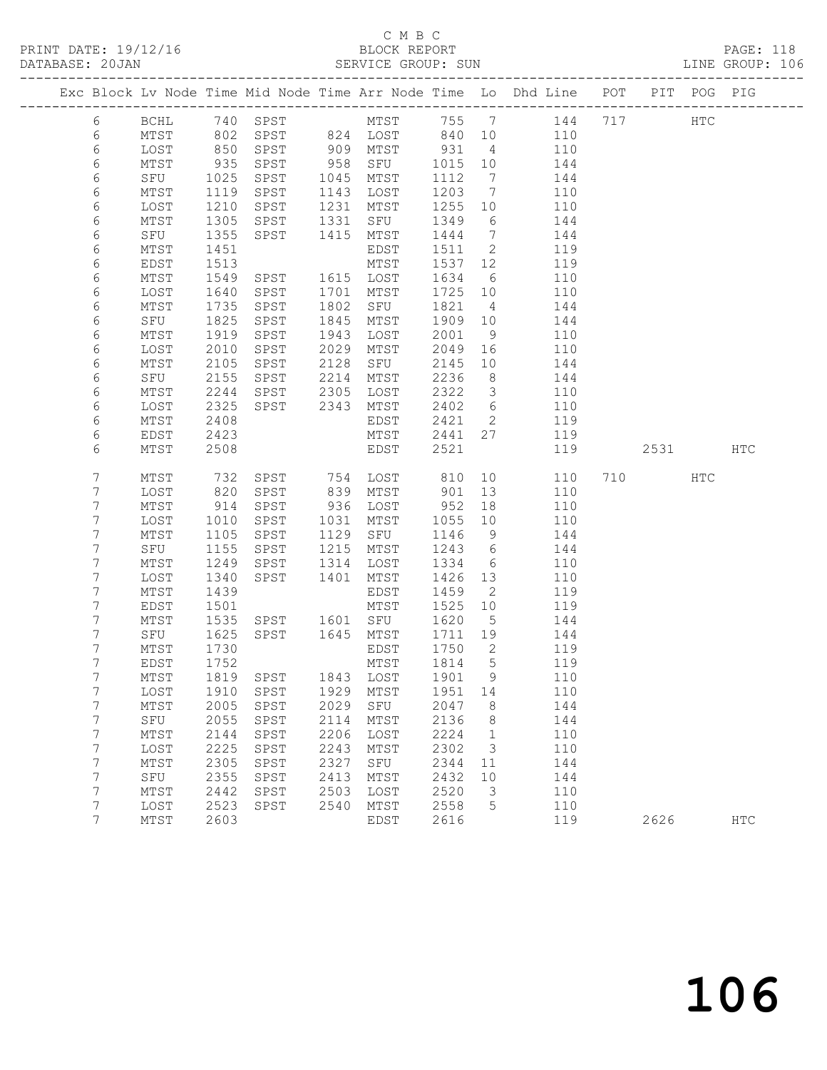C M B C

BLOCK REPORT

DATABASE: 20JAN SERVICE GROUP: SUN LINE GROUP: 106

| Exc | Block | Lv | Node | Time | Mid Node | Time | Arr Node | Time | Lo | Dhd Line | POT | PIT | POG | PIG |
|---|---|---|---|---|---|---|---|---|---|---|---|---|---|---|
| | 6 | | BCHL | 740 | SPST | | MTST | 755 | 7 | 144 | 717 | | HTC | |
| | 6 | | MTST | 802 | SPST | 824 | LOST | 840 | 10 | 110 | | | | |
| | 6 | | LOST | 850 | SPST | 909 | MTST | 931 | 4 | 110 | | | | |
| | 6 | | MTST | 935 | SPST | 958 | SFU | 1015 | 10 | 144 | | | | |
| | 6 | | SFU | 1025 | SPST | 1045 | MTST | 1112 | 7 | 144 | | | | |
| | 6 | | MTST | 1119 | SPST | 1143 | LOST | 1203 | 7 | 110 | | | | |
| | 6 | | LOST | 1210 | SPST | 1231 | MTST | 1255 | 10 | 110 | | | | |
| | 6 | | MTST | 1305 | SPST | 1331 | SFU | 1349 | 6 | 144 | | | | |
| | 6 | | SFU | 1355 | SPST | 1415 | MTST | 1444 | 7 | 144 | | | | |
| | 6 | | MTST | 1451 | | | EDST | 1511 | 2 | 119 | | | | |
| | 6 | | EDST | 1513 | | | MTST | 1537 | 12 | 119 | | | | |
| | 6 | | MTST | 1549 | SPST | 1615 | LOST | 1634 | 6 | 110 | | | | |
| | 6 | | LOST | 1640 | SPST | 1701 | MTST | 1725 | 10 | 110 | | | | |
| | 6 | | MTST | 1735 | SPST | 1802 | SFU | 1821 | 4 | 144 | | | | |
| | 6 | | SFU | 1825 | SPST | 1845 | MTST | 1909 | 10 | 144 | | | | |
| | 6 | | MTST | 1919 | SPST | 1943 | LOST | 2001 | 9 | 110 | | | | |
| | 6 | | LOST | 2010 | SPST | 2029 | MTST | 2049 | 16 | 110 | | | | |
| | 6 | | MTST | 2105 | SPST | 2128 | SFU | 2145 | 10 | 144 | | | | |
| | 6 | | SFU | 2155 | SPST | 2214 | MTST | 2236 | 8 | 144 | | | | |
| | 6 | | MTST | 2244 | SPST | 2305 | LOST | 2322 | 3 | 110 | | | | |
| | 6 | | LOST | 2325 | SPST | 2343 | MTST | 2402 | 6 | 110 | | | | |
| | 6 | | MTST | 2408 | | | EDST | 2421 | 2 | 119 | | | | |
| | 6 | | EDST | 2423 | | | MTST | 2441 | 27 | 119 | | | | |
| | 6 | | MTST | 2508 | | | EDST | 2521 | | 119 | | 2531 | | HTC |
| | 7 | | MTST | 732 | SPST | 754 | LOST | 810 | 10 | 110 | 710 | | HTC | |
| | 7 | | LOST | 820 | SPST | 839 | MTST | 901 | 13 | 110 | | | | |
| | 7 | | MTST | 914 | SPST | 936 | LOST | 952 | 18 | 110 | | | | |
| | 7 | | LOST | 1010 | SPST | 1031 | MTST | 1055 | 10 | 110 | | | | |
| | 7 | | MTST | 1105 | SPST | 1129 | SFU | 1146 | 9 | 144 | | | | |
| | 7 | | SFU | 1155 | SPST | 1215 | MTST | 1243 | 6 | 144 | | | | |
| | 7 | | MTST | 1249 | SPST | 1314 | LOST | 1334 | 6 | 110 | | | | |
| | 7 | | LOST | 1340 | SPST | 1401 | MTST | 1426 | 13 | 110 | | | | |
| | 7 | | MTST | 1439 | | | EDST | 1459 | 2 | 119 | | | | |
| | 7 | | EDST | 1501 | | | MTST | 1525 | 10 | 119 | | | | |
| | 7 | | MTST | 1535 | SPST | 1601 | SFU | 1620 | 5 | 144 | | | | |
| | 7 | | SFU | 1625 | SPST | 1645 | MTST | 1711 | 19 | 144 | | | | |
| | 7 | | MTST | 1730 | | | EDST | 1750 | 2 | 119 | | | | |
| | 7 | | EDST | 1752 | | | MTST | 1814 | 5 | 119 | | | | |
| | 7 | | MTST | 1819 | SPST | 1843 | LOST | 1901 | 9 | 110 | | | | |
| | 7 | | LOST | 1910 | SPST | 1929 | MTST | 1951 | 14 | 110 | | | | |
| | 7 | | MTST | 2005 | SPST | 2029 | SFU | 2047 | 8 | 144 | | | | |
| | 7 | | SFU | 2055 | SPST | 2114 | MTST | 2136 | 8 | 144 | | | | |
| | 7 | | MTST | 2144 | SPST | 2206 | LOST | 2224 | 1 | 110 | | | | |
| | 7 | | LOST | 2225 | SPST | 2243 | MTST | 2302 | 3 | 110 | | | | |
| | 7 | | MTST | 2305 | SPST | 2327 | SFU | 2344 | 11 | 144 | | | | |
| | 7 | | SFU | 2355 | SPST | 2413 | MTST | 2432 | 10 | 144 | | | | |
| | 7 | | MTST | 2442 | SPST | 2503 | LOST | 2520 | 3 | 110 | | | | |
| | 7 | | LOST | 2523 | SPST | 2540 | MTST | 2558 | 5 | 110 | | | | |
| | 7 | | MTST | 2603 | | | EDST | 2616 | | 119 | | 2626 | | HTC |

106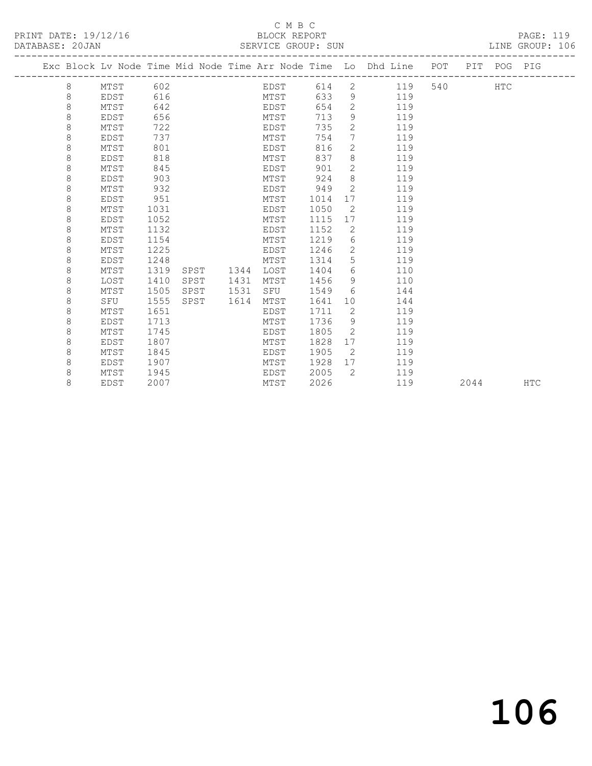C M B C
PRINT DATE: 19/12/16 BLOCK REPORT
DATABASE: 20JAN SERVICE GROUP: SUN LINE GROUP: 106

| Exc | Block | Lv Node | Time | Mid Node | Time | Arr Node | Time | Lo | Dhd Line | POT | PIT | POG | PIG |
|---|---|---|---|---|---|---|---|---|---|---|---|---|---|
| | 8 | MTST | 602 | | | EDST | 614 | 2 | 119 | 540 | | HTC | |
| | 8 | EDST | 616 | | | MTST | 633 | 9 | 119 | | | | |
| | 8 | MTST | 642 | | | EDST | 654 | 2 | 119 | | | | |
| | 8 | EDST | 656 | | | MTST | 713 | 9 | 119 | | | | |
| | 8 | MTST | 722 | | | EDST | 735 | 2 | 119 | | | | |
| | 8 | EDST | 737 | | | MTST | 754 | 7 | 119 | | | | |
| | 8 | MTST | 801 | | | EDST | 816 | 2 | 119 | | | | |
| | 8 | EDST | 818 | | | MTST | 837 | 8 | 119 | | | | |
| | 8 | MTST | 845 | | | EDST | 901 | 2 | 119 | | | | |
| | 8 | EDST | 903 | | | MTST | 924 | 8 | 119 | | | | |
| | 8 | MTST | 932 | | | EDST | 949 | 2 | 119 | | | | |
| | 8 | EDST | 951 | | | MTST | 1014 | 17 | 119 | | | | |
| | 8 | MTST | 1031 | | | EDST | 1050 | 2 | 119 | | | | |
| | 8 | EDST | 1052 | | | MTST | 1115 | 17 | 119 | | | | |
| | 8 | MTST | 1132 | | | EDST | 1152 | 2 | 119 | | | | |
| | 8 | EDST | 1154 | | | MTST | 1219 | 6 | 119 | | | | |
| | 8 | MTST | 1225 | | | EDST | 1246 | 2 | 119 | | | | |
| | 8 | EDST | 1248 | | | MTST | 1314 | 5 | 119 | | | | |
| | 8 | MTST | 1319 | SPST | 1344 | LOST | 1404 | 6 | 110 | | | | |
| | 8 | LOST | 1410 | SPST | 1431 | MTST | 1456 | 9 | 110 | | | | |
| | 8 | MTST | 1505 | SPST | 1531 | SFU | 1549 | 6 | 144 | | | | |
| | 8 | SFU | 1555 | SPST | 1614 | MTST | 1641 | 10 | 144 | | | | |
| | 8 | MTST | 1651 | | | EDST | 1711 | 2 | 119 | | | | |
| | 8 | EDST | 1713 | | | MTST | 1736 | 9 | 119 | | | | |
| | 8 | MTST | 1745 | | | EDST | 1805 | 2 | 119 | | | | |
| | 8 | EDST | 1807 | | | MTST | 1828 | 17 | 119 | | | | |
| | 8 | MTST | 1845 | | | EDST | 1905 | 2 | 119 | | | | |
| | 8 | EDST | 1907 | | | MTST | 1928 | 17 | 119 | | | | |
| | 8 | MTST | 1945 | | | EDST | 2005 | 2 | 119 | | | | |
| | 8 | EDST | 2007 | | | MTST | 2026 | | 119 | | 2044 | | HTC |

106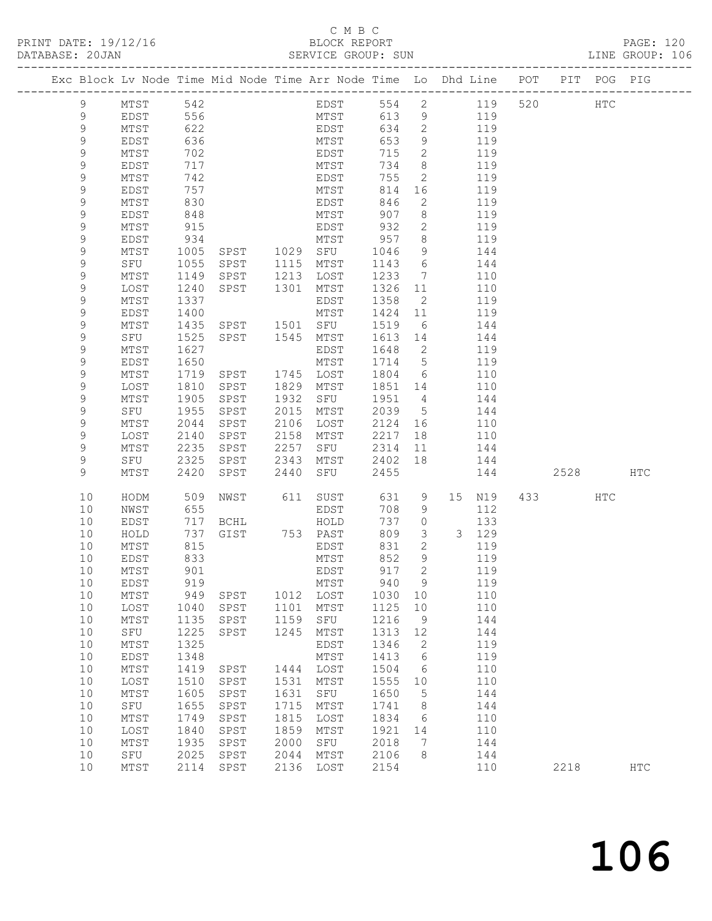C M B C
BLOCK REPORT
SERVICE GROUP: SUN

PRINT DATE: 19/12/16
DATABASE: 20JAN

PAGE: 120
LINE GROUP: 106

| Exc | Block | Lv | Node | Time | Mid Node | Time | Arr Node | Time | Lo | Dhd | Line | POT | PIT | POG | PIG |
|---|---|---|---|---|---|---|---|---|---|---|---|---|---|---|---|
| | 9 | | MTST | 542 | | | EDST | 554 | 2 | | 119 | 520 | | HTC | |
| | 9 | | EDST | 556 | | | MTST | 613 | 9 | | 119 | | | | |
| | 9 | | MTST | 622 | | | EDST | 634 | 2 | | 119 | | | | |
| | 9 | | EDST | 636 | | | MTST | 653 | 9 | | 119 | | | | |
| | 9 | | MTST | 702 | | | EDST | 715 | 2 | | 119 | | | | |
| | 9 | | EDST | 717 | | | MTST | 734 | 8 | | 119 | | | | |
| | 9 | | MTST | 742 | | | EDST | 755 | 2 | | 119 | | | | |
| | 9 | | EDST | 757 | | | MTST | 814 | 16 | | 119 | | | | |
| | 9 | | MTST | 830 | | | EDST | 846 | 2 | | 119 | | | | |
| | 9 | | EDST | 848 | | | MTST | 907 | 8 | | 119 | | | | |
| | 9 | | MTST | 915 | | | EDST | 932 | 2 | | 119 | | | | |
| | 9 | | EDST | 934 | | | MTST | 957 | 8 | | 119 | | | | |
| | 9 | | MTST | 1005 | SPST | 1029 | SFU | 1046 | 9 | | 144 | | | | |
| | 9 | | SFU | 1055 | SPST | 1115 | MTST | 1143 | 6 | | 144 | | | | |
| | 9 | | MTST | 1149 | SPST | 1213 | LOST | 1233 | 7 | | 110 | | | | |
| | 9 | | LOST | 1240 | SPST | 1301 | MTST | 1326 | 11 | | 110 | | | | |
| | 9 | | MTST | 1337 | | | EDST | 1358 | 2 | | 119 | | | | |
| | 9 | | EDST | 1400 | | | MTST | 1424 | 11 | | 119 | | | | |
| | 9 | | MTST | 1435 | SPST | 1501 | SFU | 1519 | 6 | | 144 | | | | |
| | 9 | | SFU | 1525 | SPST | 1545 | MTST | 1613 | 14 | | 144 | | | | |
| | 9 | | MTST | 1627 | | | EDST | 1648 | 2 | | 119 | | | | |
| | 9 | | EDST | 1650 | | | MTST | 1714 | 5 | | 119 | | | | |
| | 9 | | MTST | 1719 | SPST | 1745 | LOST | 1804 | 6 | | 110 | | | | |
| | 9 | | LOST | 1810 | SPST | 1829 | MTST | 1851 | 14 | | 110 | | | | |
| | 9 | | MTST | 1905 | SPST | 1932 | SFU | 1951 | 4 | | 144 | | | | |
| | 9 | | SFU | 1955 | SPST | 2015 | MTST | 2039 | 5 | | 144 | | | | |
| | 9 | | MTST | 2044 | SPST | 2106 | LOST | 2124 | 16 | | 110 | | | | |
| | 9 | | LOST | 2140 | SPST | 2158 | MTST | 2217 | 18 | | 110 | | | | |
| | 9 | | MTST | 2235 | SPST | 2257 | SFU | 2314 | 11 | | 144 | | | | |
| | 9 | | SFU | 2325 | SPST | 2343 | MTST | 2402 | 18 | | 144 | | | | |
| | 9 | | MTST | 2420 | SPST | 2440 | SFU | 2455 | | | 144 | | 2528 | | HTC |
| | 10 | | HODM | 509 | NWST | 611 | SUST | 631 | 9 | 15 | N19 | 433 | | HTC | |
| | 10 | | NWST | 655 | | | EDST | 708 | 9 | | 112 | | | | |
| | 10 | | EDST | 717 | BCHL | | HOLD | 737 | 0 | | 133 | | | | |
| | 10 | | HOLD | 737 | GIST | 753 | PAST | 809 | 3 | 3 | 129 | | | | |
| | 10 | | MTST | 815 | | | EDST | 831 | 2 | | 119 | | | | |
| | 10 | | EDST | 833 | | | MTST | 852 | 9 | | 119 | | | | |
| | 10 | | MTST | 901 | | | EDST | 917 | 2 | | 119 | | | | |
| | 10 | | EDST | 919 | | | MTST | 940 | 9 | | 119 | | | | |
| | 10 | | MTST | 949 | SPST | 1012 | LOST | 1030 | 10 | | 110 | | | | |
| | 10 | | LOST | 1040 | SPST | 1101 | MTST | 1125 | 10 | | 110 | | | | |
| | 10 | | MTST | 1135 | SPST | 1159 | SFU | 1216 | 9 | | 144 | | | | |
| | 10 | | SFU | 1225 | SPST | 1245 | MTST | 1313 | 12 | | 144 | | | | |
| | 10 | | MTST | 1325 | | | EDST | 1346 | 2 | | 119 | | | | |
| | 10 | | EDST | 1348 | | | MTST | 1413 | 6 | | 119 | | | | |
| | 10 | | MTST | 1419 | SPST | 1444 | LOST | 1504 | 6 | | 110 | | | | |
| | 10 | | LOST | 1510 | SPST | 1531 | MTST | 1555 | 10 | | 110 | | | | |
| | 10 | | MTST | 1605 | SPST | 1631 | SFU | 1650 | 5 | | 144 | | | | |
| | 10 | | SFU | 1655 | SPST | 1715 | MTST | 1741 | 8 | | 144 | | | | |
| | 10 | | MTST | 1749 | SPST | 1815 | LOST | 1834 | 6 | | 110 | | | | |
| | 10 | | LOST | 1840 | SPST | 1859 | MTST | 1921 | 14 | | 110 | | | | |
| | 10 | | MTST | 1935 | SPST | 2000 | SFU | 2018 | 7 | | 144 | | | | |
| | 10 | | SFU | 2025 | SPST | 2044 | MTST | 2106 | 8 | | 144 | | | | |
| | 10 | | MTST | 2114 | SPST | 2136 | LOST | 2154 | | | 110 | | 2218 | | HTC |

106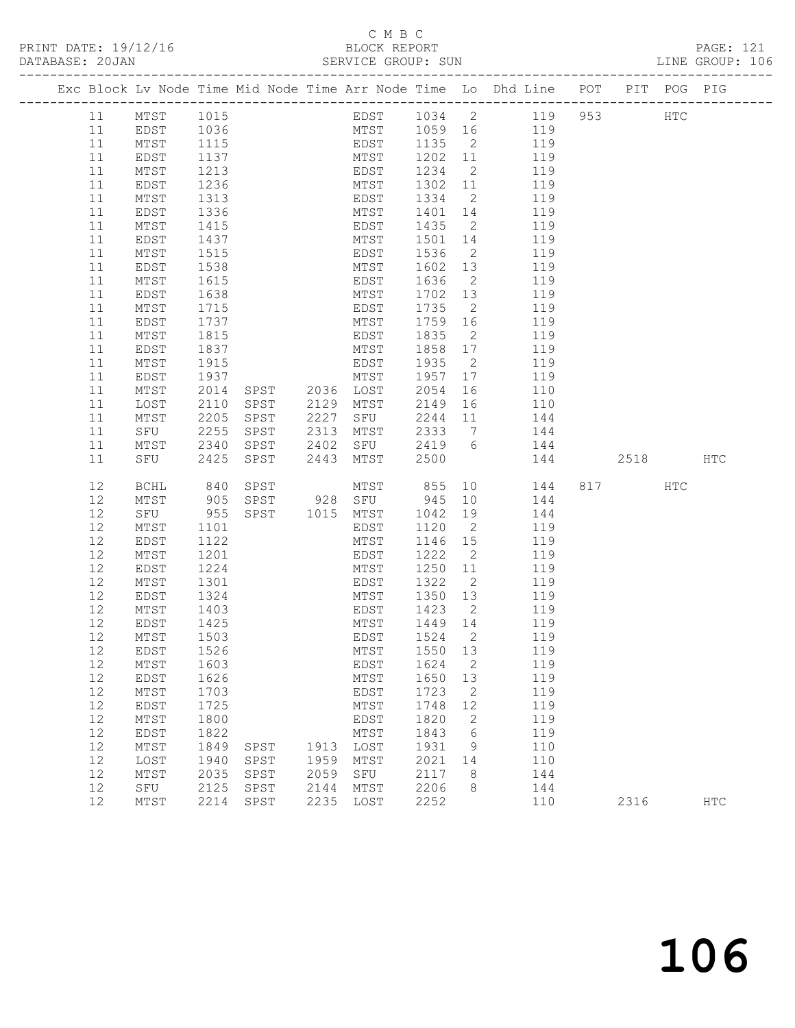C M B C

BLOCK REPORT

PRINT DATE: 19/12/16 DATABASE: 20JAN SERVICE GROUP: SUN LINE GROUP: 106

| Exc | Block | Lv | Node | Time | Mid Node | Time | Arr Node | Time | Lo | Dhd Line | POT | PIT | POG | PIG |
|---|---|---|---|---|---|---|---|---|---|---|---|---|---|---|
| | 11 | | MTST | 1015 | | | EDST | 1034 | 2 | 119 | 953 | | HTC | |
| | 11 | | EDST | 1036 | | | MTST | 1059 | 16 | 119 | | | | |
| | 11 | | MTST | 1115 | | | EDST | 1135 | 2 | 119 | | | | |
| | 11 | | EDST | 1137 | | | MTST | 1202 | 11 | 119 | | | | |
| | 11 | | MTST | 1213 | | | EDST | 1234 | 2 | 119 | | | | |
| | 11 | | EDST | 1236 | | | MTST | 1302 | 11 | 119 | | | | |
| | 11 | | MTST | 1313 | | | EDST | 1334 | 2 | 119 | | | | |
| | 11 | | EDST | 1336 | | | MTST | 1401 | 14 | 119 | | | | |
| | 11 | | MTST | 1415 | | | EDST | 1435 | 2 | 119 | | | | |
| | 11 | | EDST | 1437 | | | MTST | 1501 | 14 | 119 | | | | |
| | 11 | | MTST | 1515 | | | EDST | 1536 | 2 | 119 | | | | |
| | 11 | | EDST | 1538 | | | MTST | 1602 | 13 | 119 | | | | |
| | 11 | | MTST | 1615 | | | EDST | 1636 | 2 | 119 | | | | |
| | 11 | | EDST | 1638 | | | MTST | 1702 | 13 | 119 | | | | |
| | 11 | | MTST | 1715 | | | EDST | 1735 | 2 | 119 | | | | |
| | 11 | | EDST | 1737 | | | MTST | 1759 | 16 | 119 | | | | |
| | 11 | | MTST | 1815 | | | EDST | 1835 | 2 | 119 | | | | |
| | 11 | | EDST | 1837 | | | MTST | 1858 | 17 | 119 | | | | |
| | 11 | | MTST | 1915 | | | EDST | 1935 | 2 | 119 | | | | |
| | 11 | | EDST | 1937 | | | MTST | 1957 | 17 | 119 | | | | |
| | 11 | | MTST | 2014 | SPST | 2036 | LOST | 2054 | 16 | 110 | | | | |
| | 11 | | LOST | 2110 | SPST | 2129 | MTST | 2149 | 16 | 110 | | | | |
| | 11 | | MTST | 2205 | SPST | 2227 | SFU | 2244 | 11 | 144 | | | | |
| | 11 | | SFU | 2255 | SPST | 2313 | MTST | 2333 | 7 | 144 | | | | |
| | 11 | | MTST | 2340 | SPST | 2402 | SFU | 2419 | 6 | 144 | | | | |
| | 11 | | SFU | 2425 | SPST | 2443 | MTST | 2500 | | 144 | | 2518 | | HTC |
| | 12 | | BCHL | 840 | SPST | | MTST | 855 | 10 | 144 | 817 | | HTC | |
| | 12 | | MTST | 905 | SPST | 928 | SFU | 945 | 10 | 144 | | | | |
| | 12 | | SFU | 955 | SPST | 1015 | MTST | 1042 | 19 | 144 | | | | |
| | 12 | | MTST | 1101 | | | EDST | 1120 | 2 | 119 | | | | |
| | 12 | | EDST | 1122 | | | MTST | 1146 | 15 | 119 | | | | |
| | 12 | | MTST | 1201 | | | EDST | 1222 | 2 | 119 | | | | |
| | 12 | | EDST | 1224 | | | MTST | 1250 | 11 | 119 | | | | |
| | 12 | | MTST | 1301 | | | EDST | 1322 | 2 | 119 | | | | |
| | 12 | | EDST | 1324 | | | MTST | 1350 | 13 | 119 | | | | |
| | 12 | | MTST | 1403 | | | EDST | 1423 | 2 | 119 | | | | |
| | 12 | | EDST | 1425 | | | MTST | 1449 | 14 | 119 | | | | |
| | 12 | | MTST | 1503 | | | EDST | 1524 | 2 | 119 | | | | |
| | 12 | | EDST | 1526 | | | MTST | 1550 | 13 | 119 | | | | |
| | 12 | | MTST | 1603 | | | EDST | 1624 | 2 | 119 | | | | |
| | 12 | | EDST | 1626 | | | MTST | 1650 | 13 | 119 | | | | |
| | 12 | | MTST | 1703 | | | EDST | 1723 | 2 | 119 | | | | |
| | 12 | | EDST | 1725 | | | MTST | 1748 | 12 | 119 | | | | |
| | 12 | | MTST | 1800 | | | EDST | 1820 | 2 | 119 | | | | |
| | 12 | | EDST | 1822 | | | MTST | 1843 | 6 | 119 | | | | |
| | 12 | | MTST | 1849 | SPST | 1913 | LOST | 1931 | 9 | 110 | | | | |
| | 12 | | LOST | 1940 | SPST | 1959 | MTST | 2021 | 14 | 110 | | | | |
| | 12 | | MTST | 2035 | SPST | 2059 | SFU | 2117 | 8 | 144 | | | | |
| | 12 | | SFU | 2125 | SPST | 2144 | MTST | 2206 | 8 | 144 | | | | |
| | 12 | | MTST | 2214 | SPST | 2235 | LOST | 2252 | | 110 | | 2316 | | HTC |

106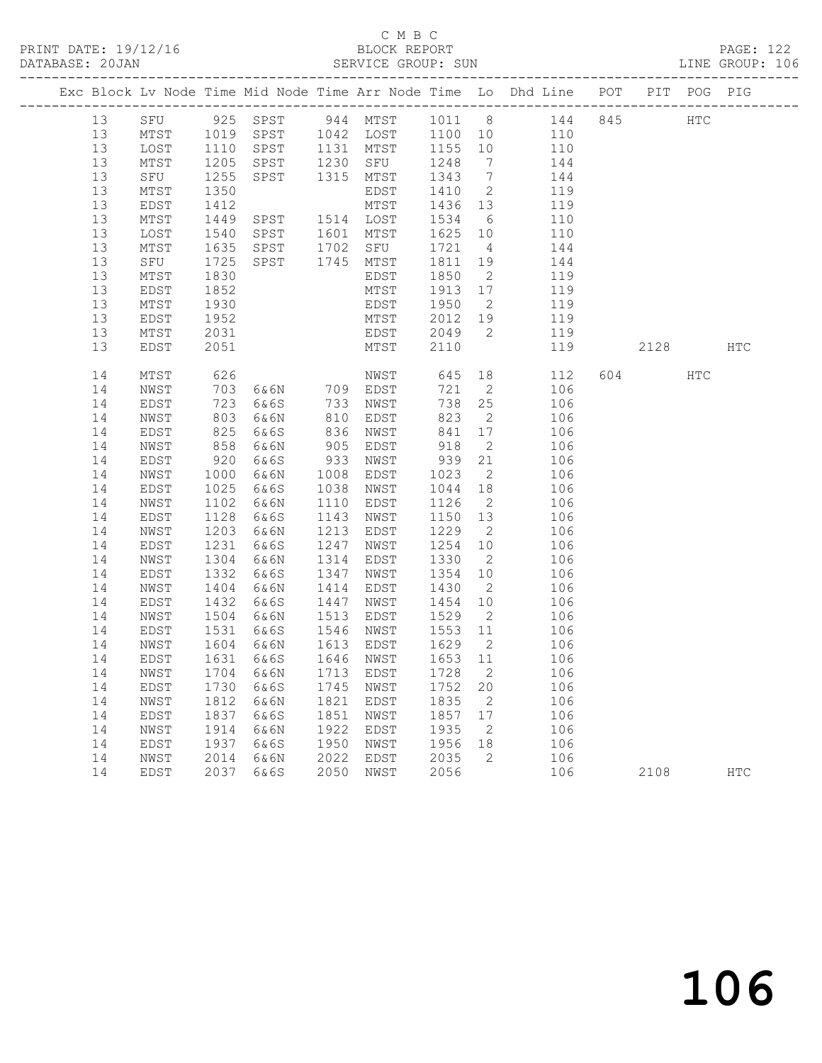C M B C

BLOCK REPORT

SERVICE GROUP: SUN

LINE GROUP: 106

| Exc | Block | Lv | Node | Time | Mid Node | Time | Arr Node | Time | Lo | Dhd Line | POT | PIT | POG | PIG |
|---|---|---|---|---|---|---|---|---|---|---|---|---|---|---|
| | 13 | | SFU | 925 | SPST | 944 | MTST | 1011 | 8 | 144 | 845 | | HTC | |
| | 13 | | MTST | 1019 | SPST | 1042 | LOST | 1100 | 10 | 110 | | | | |
| | 13 | | LOST | 1110 | SPST | 1131 | MTST | 1155 | 10 | 110 | | | | |
| | 13 | | MTST | 1205 | SPST | 1230 | SFU | 1248 | 7 | 144 | | | | |
| | 13 | | SFU | 1255 | SPST | 1315 | MTST | 1343 | 7 | 144 | | | | |
| | 13 | | MTST | 1350 | | | EDST | 1410 | 2 | 119 | | | | |
| | 13 | | EDST | 1412 | | | MTST | 1436 | 13 | 119 | | | | |
| | 13 | | MTST | 1449 | SPST | 1514 | LOST | 1534 | 6 | 110 | | | | |
| | 13 | | LOST | 1540 | SPST | 1601 | MTST | 1625 | 10 | 110 | | | | |
| | 13 | | MTST | 1635 | SPST | 1702 | SFU | 1721 | 4 | 144 | | | | |
| | 13 | | SFU | 1725 | SPST | 1745 | MTST | 1811 | 19 | 144 | | | | |
| | 13 | | MTST | 1830 | | | EDST | 1850 | 2 | 119 | | | | |
| | 13 | | EDST | 1852 | | | MTST | 1913 | 17 | 119 | | | | |
| | 13 | | MTST | 1930 | | | EDST | 1950 | 2 | 119 | | | | |
| | 13 | | EDST | 1952 | | | MTST | 2012 | 19 | 119 | | | | |
| | 13 | | MTST | 2031 | | | EDST | 2049 | 2 | 119 | | | | |
| | 13 | | EDST | 2051 | | | MTST | 2110 | | 119 | | 2128 | | HTC |
| | 14 | | MTST | 626 | | | NWST | 645 | 18 | 112 | 604 | | HTC | |
| | 14 | | NWST | 703 | 6&6N | 709 | EDST | 721 | 2 | 106 | | | | |
| | 14 | | EDST | 723 | 6&6S | 733 | NWST | 738 | 25 | 106 | | | | |
| | 14 | | NWST | 803 | 6&6N | 810 | EDST | 823 | 2 | 106 | | | | |
| | 14 | | EDST | 825 | 6&6S | 836 | NWST | 841 | 17 | 106 | | | | |
| | 14 | | NWST | 858 | 6&6N | 905 | EDST | 918 | 2 | 106 | | | | |
| | 14 | | EDST | 920 | 6&6S | 933 | NWST | 939 | 21 | 106 | | | | |
| | 14 | | NWST | 1000 | 6&6N | 1008 | EDST | 1023 | 2 | 106 | | | | |
| | 14 | | EDST | 1025 | 6&6S | 1038 | NWST | 1044 | 18 | 106 | | | | |
| | 14 | | NWST | 1102 | 6&6N | 1110 | EDST | 1126 | 2 | 106 | | | | |
| | 14 | | EDST | 1128 | 6&6S | 1143 | NWST | 1150 | 13 | 106 | | | | |
| | 14 | | NWST | 1203 | 6&6N | 1213 | EDST | 1229 | 2 | 106 | | | | |
| | 14 | | EDST | 1231 | 6&6S | 1247 | NWST | 1254 | 10 | 106 | | | | |
| | 14 | | NWST | 1304 | 6&6N | 1314 | EDST | 1330 | 2 | 106 | | | | |
| | 14 | | EDST | 1332 | 6&6S | 1347 | NWST | 1354 | 10 | 106 | | | | |
| | 14 | | NWST | 1404 | 6&6N | 1414 | EDST | 1430 | 2 | 106 | | | | |
| | 14 | | EDST | 1432 | 6&6S | 1447 | NWST | 1454 | 10 | 106 | | | | |
| | 14 | | NWST | 1504 | 6&6N | 1513 | EDST | 1529 | 2 | 106 | | | | |
| | 14 | | EDST | 1531 | 6&6S | 1546 | NWST | 1553 | 11 | 106 | | | | |
| | 14 | | NWST | 1604 | 6&6N | 1613 | EDST | 1629 | 2 | 106 | | | | |
| | 14 | | EDST | 1631 | 6&6S | 1646 | NWST | 1653 | 11 | 106 | | | | |
| | 14 | | NWST | 1704 | 6&6N | 1713 | EDST | 1728 | 2 | 106 | | | | |
| | 14 | | EDST | 1730 | 6&6S | 1745 | NWST | 1752 | 20 | 106 | | | | |
| | 14 | | NWST | 1812 | 6&6N | 1821 | EDST | 1835 | 2 | 106 | | | | |
| | 14 | | EDST | 1837 | 6&6S | 1851 | NWST | 1857 | 17 | 106 | | | | |
| | 14 | | NWST | 1914 | 6&6N | 1922 | EDST | 1935 | 2 | 106 | | | | |
| | 14 | | EDST | 1937 | 6&6S | 1950 | NWST | 1956 | 18 | 106 | | | | |
| | 14 | | NWST | 2014 | 6&6N | 2022 | EDST | 2035 | 2 | 106 | | | | |
| | 14 | | EDST | 2037 | 6&6S | 2050 | NWST | 2056 | | 106 | | 2108 | | HTC |

106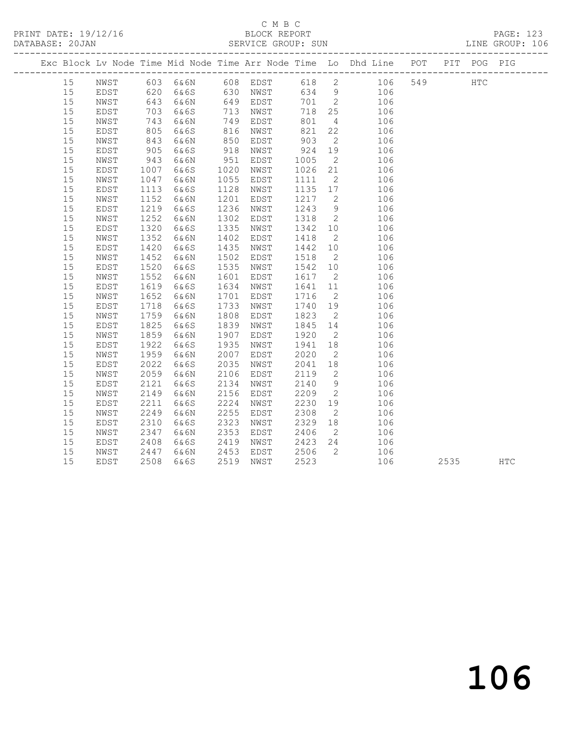C M B C

BLOCK REPORT

PRINT DATE: 19/12/16 DATABASE: 20JAN SERVICE GROUP: SUN LINE GROUP: 106

| Exc | Block | Lv | Node | Time | Mid Node | Time | Arr Node | Time | Lo | Dhd Line | POT | PIT | POG | PIG |
|---|---|---|---|---|---|---|---|---|---|---|---|---|---|---|
| | 15 | | NWST | 603 | 6&6N | 608 | EDST | 618 | 2 | 106 | 549 | | HTC | |
| | 15 | | EDST | 620 | 6&6S | 630 | NWST | 634 | 9 | 106 | | | | |
| | 15 | | NWST | 643 | 6&6N | 649 | EDST | 701 | 2 | 106 | | | | |
| | 15 | | EDST | 703 | 6&6S | 713 | NWST | 718 | 25 | 106 | | | | |
| | 15 | | NWST | 743 | 6&6N | 749 | EDST | 801 | 4 | 106 | | | | |
| | 15 | | EDST | 805 | 6&6S | 816 | NWST | 821 | 22 | 106 | | | | |
| | 15 | | NWST | 843 | 6&6N | 850 | EDST | 903 | 2 | 106 | | | | |
| | 15 | | EDST | 905 | 6&6S | 918 | NWST | 924 | 19 | 106 | | | | |
| | 15 | | NWST | 943 | 6&6N | 951 | EDST | 1005 | 2 | 106 | | | | |
| | 15 | | EDST | 1007 | 6&6S | 1020 | NWST | 1026 | 21 | 106 | | | | |
| | 15 | | NWST | 1047 | 6&6N | 1055 | EDST | 1111 | 2 | 106 | | | | |
| | 15 | | EDST | 1113 | 6&6S | 1128 | NWST | 1135 | 17 | 106 | | | | |
| | 15 | | NWST | 1152 | 6&6N | 1201 | EDST | 1217 | 2 | 106 | | | | |
| | 15 | | EDST | 1219 | 6&6S | 1236 | NWST | 1243 | 9 | 106 | | | | |
| | 15 | | NWST | 1252 | 6&6N | 1302 | EDST | 1318 | 2 | 106 | | | | |
| | 15 | | EDST | 1320 | 6&6S | 1335 | NWST | 1342 | 10 | 106 | | | | |
| | 15 | | NWST | 1352 | 6&6N | 1402 | EDST | 1418 | 2 | 106 | | | | |
| | 15 | | EDST | 1420 | 6&6S | 1435 | NWST | 1442 | 10 | 106 | | | | |
| | 15 | | NWST | 1452 | 6&6N | 1502 | EDST | 1518 | 2 | 106 | | | | |
| | 15 | | EDST | 1520 | 6&6S | 1535 | NWST | 1542 | 10 | 106 | | | | |
| | 15 | | NWST | 1552 | 6&6N | 1601 | EDST | 1617 | 2 | 106 | | | | |
| | 15 | | EDST | 1619 | 6&6S | 1634 | NWST | 1641 | 11 | 106 | | | | |
| | 15 | | NWST | 1652 | 6&6N | 1701 | EDST | 1716 | 2 | 106 | | | | |
| | 15 | | EDST | 1718 | 6&6S | 1733 | NWST | 1740 | 19 | 106 | | | | |
| | 15 | | NWST | 1759 | 6&6N | 1808 | EDST | 1823 | 2 | 106 | | | | |
| | 15 | | EDST | 1825 | 6&6S | 1839 | NWST | 1845 | 14 | 106 | | | | |
| | 15 | | NWST | 1859 | 6&6N | 1907 | EDST | 1920 | 2 | 106 | | | | |
| | 15 | | EDST | 1922 | 6&6S | 1935 | NWST | 1941 | 18 | 106 | | | | |
| | 15 | | NWST | 1959 | 6&6N | 2007 | EDST | 2020 | 2 | 106 | | | | |
| | 15 | | EDST | 2022 | 6&6S | 2035 | NWST | 2041 | 18 | 106 | | | | |
| | 15 | | NWST | 2059 | 6&6N | 2106 | EDST | 2119 | 2 | 106 | | | | |
| | 15 | | EDST | 2121 | 6&6S | 2134 | NWST | 2140 | 9 | 106 | | | | |
| | 15 | | NWST | 2149 | 6&6N | 2156 | EDST | 2209 | 2 | 106 | | | | |
| | 15 | | EDST | 2211 | 6&6S | 2224 | NWST | 2230 | 19 | 106 | | | | |
| | 15 | | NWST | 2249 | 6&6N | 2255 | EDST | 2308 | 2 | 106 | | | | |
| | 15 | | EDST | 2310 | 6&6S | 2323 | NWST | 2329 | 18 | 106 | | | | |
| | 15 | | NWST | 2347 | 6&6N | 2353 | EDST | 2406 | 2 | 106 | | | | |
| | 15 | | EDST | 2408 | 6&6S | 2419 | NWST | 2423 | 24 | 106 | | | | |
| | 15 | | NWST | 2447 | 6&6N | 2453 | EDST | 2506 | 2 | 106 | | | | |
| | 15 | | EDST | 2508 | 6&6S | 2519 | NWST | 2523 | | 106 | | 2535 | | HTC |

# 106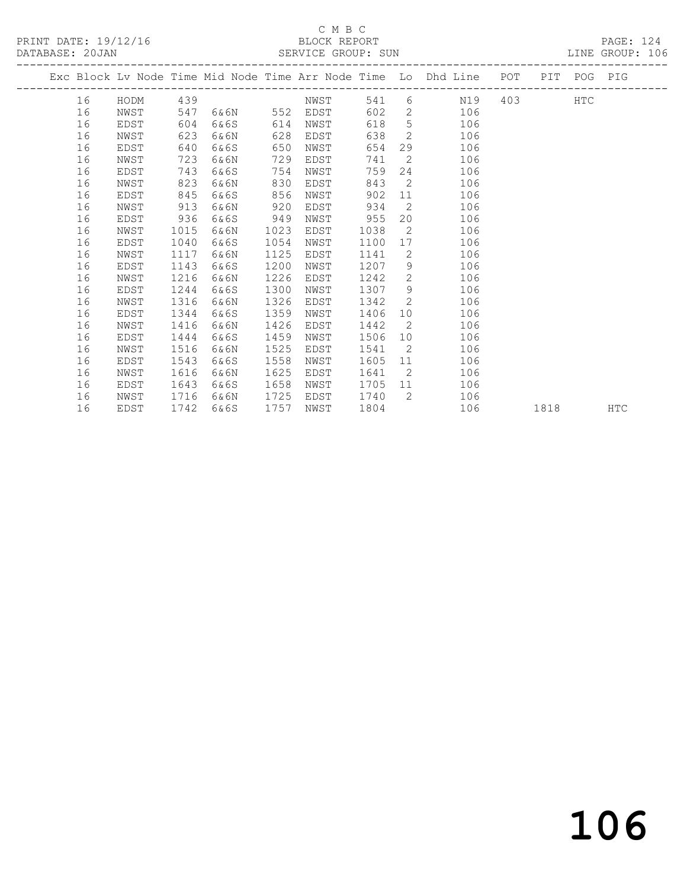C M B C

PRINT DATE: 19/12/16 BLOCK REPORT

DATABASE: 20JAN SERVICE GROUP: SUN LINE GROUP: 106

| Exc | Block | Lv | Node | Time | Mid Node | Time | Arr Node | Time | Lo | Dhd Line | POT | PIT | POG | PIG |
|---|---|---|---|---|---|---|---|---|---|---|---|---|---|---|
| | 16 | | HODM | 439 | | | NWST | 541 | 6 | N19 | 403 | | HTC | |
| | 16 | | NWST | 547 | 6&6N | 552 | EDST | 602 | 2 | 106 | | | | |
| | 16 | | EDST | 604 | 6&6S | 614 | NWST | 618 | 5 | 106 | | | | |
| | 16 | | NWST | 623 | 6&6N | 628 | EDST | 638 | 2 | 106 | | | | |
| | 16 | | EDST | 640 | 6&6S | 650 | NWST | 654 | 29 | 106 | | | | |
| | 16 | | NWST | 723 | 6&6N | 729 | EDST | 741 | 2 | 106 | | | | |
| | 16 | | EDST | 743 | 6&6S | 754 | NWST | 759 | 24 | 106 | | | | |
| | 16 | | NWST | 823 | 6&6N | 830 | EDST | 843 | 2 | 106 | | | | |
| | 16 | | EDST | 845 | 6&6S | 856 | NWST | 902 | 11 | 106 | | | | |
| | 16 | | NWST | 913 | 6&6N | 920 | EDST | 934 | 2 | 106 | | | | |
| | 16 | | EDST | 936 | 6&6S | 949 | NWST | 955 | 20 | 106 | | | | |
| | 16 | | NWST | 1015 | 6&6N | 1023 | EDST | 1038 | 2 | 106 | | | | |
| | 16 | | EDST | 1040 | 6&6S | 1054 | NWST | 1100 | 17 | 106 | | | | |
| | 16 | | NWST | 1117 | 6&6N | 1125 | EDST | 1141 | 2 | 106 | | | | |
| | 16 | | EDST | 1143 | 6&6S | 1200 | NWST | 1207 | 9 | 106 | | | | |
| | 16 | | NWST | 1216 | 6&6N | 1226 | EDST | 1242 | 2 | 106 | | | | |
| | 16 | | EDST | 1244 | 6&6S | 1300 | NWST | 1307 | 9 | 106 | | | | |
| | 16 | | NWST | 1316 | 6&6N | 1326 | EDST | 1342 | 2 | 106 | | | | |
| | 16 | | EDST | 1344 | 6&6S | 1359 | NWST | 1406 | 10 | 106 | | | | |
| | 16 | | NWST | 1416 | 6&6N | 1426 | EDST | 1442 | 2 | 106 | | | | |
| | 16 | | EDST | 1444 | 6&6S | 1459 | NWST | 1506 | 10 | 106 | | | | |
| | 16 | | NWST | 1516 | 6&6N | 1525 | EDST | 1541 | 2 | 106 | | | | |
| | 16 | | EDST | 1543 | 6&6S | 1558 | NWST | 1605 | 11 | 106 | | | | |
| | 16 | | NWST | 1616 | 6&6N | 1625 | EDST | 1641 | 2 | 106 | | | | |
| | 16 | | EDST | 1643 | 6&6S | 1658 | NWST | 1705 | 11 | 106 | | | | |
| | 16 | | NWST | 1716 | 6&6N | 1725 | EDST | 1740 | 2 | 106 | | | | |
| | 16 | | EDST | 1742 | 6&6S | 1757 | NWST | 1804 | | 106 | | 1818 | | HTC |

106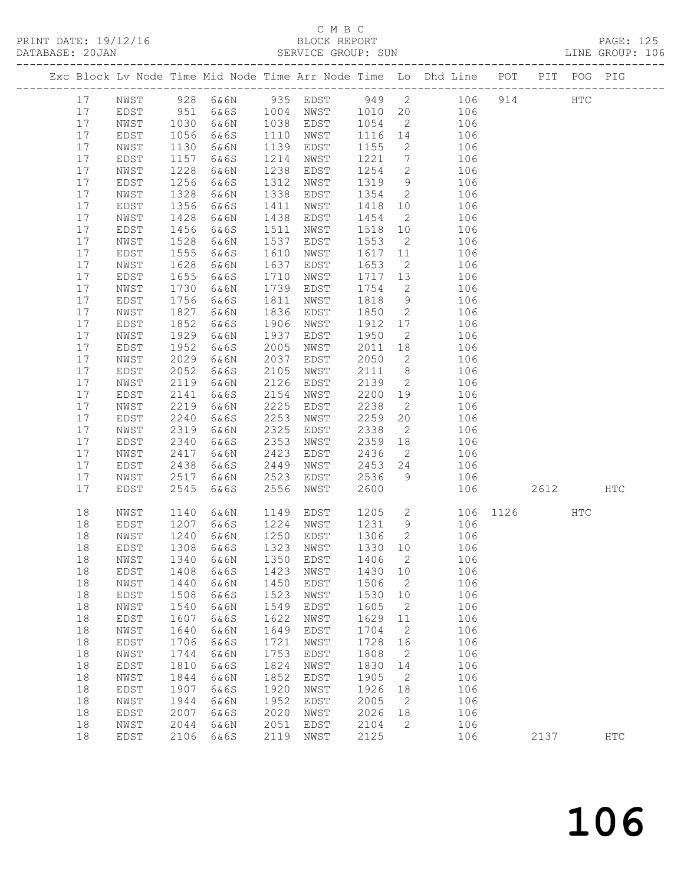C M B C

PRINT DATE: 19/12/16 BLOCK REPORT PAGE: 125
DATABASE: 20JAN SERVICE GROUP: SUN LINE GROUP: 106

| Exc | Block | Lv | Node | Time | Mid Node | Time | Arr Node | Time | Lo | Dhd Line | POT | PIT | POG | PIG |
|---|---|---|---|---|---|---|---|---|---|---|---|---|---|---|
| | 17 | | NWST | 928 | 6&6N | 935 | EDST | 949 | 2 | 106 | 914 | | HTC | |
| | 17 | | EDST | 951 | 6&6S | 1004 | NWST | 1010 | 20 | 106 | | | | |
| | 17 | | NWST | 1030 | 6&6N | 1038 | EDST | 1054 | 2 | 106 | | | | |
| | 17 | | EDST | 1056 | 6&6S | 1110 | NWST | 1116 | 14 | 106 | | | | |
| | 17 | | NWST | 1130 | 6&6N | 1139 | EDST | 1155 | 2 | 106 | | | | |
| | 17 | | EDST | 1157 | 6&6S | 1214 | NWST | 1221 | 7 | 106 | | | | |
| | 17 | | NWST | 1228 | 6&6N | 1238 | EDST | 1254 | 2 | 106 | | | | |
| | 17 | | EDST | 1256 | 6&6S | 1312 | NWST | 1319 | 9 | 106 | | | | |
| | 17 | | NWST | 1328 | 6&6N | 1338 | EDST | 1354 | 2 | 106 | | | | |
| | 17 | | EDST | 1356 | 6&6S | 1411 | NWST | 1418 | 10 | 106 | | | | |
| | 17 | | NWST | 1428 | 6&6N | 1438 | EDST | 1454 | 2 | 106 | | | | |
| | 17 | | EDST | 1456 | 6&6S | 1511 | NWST | 1518 | 10 | 106 | | | | |
| | 17 | | NWST | 1528 | 6&6N | 1537 | EDST | 1553 | 2 | 106 | | | | |
| | 17 | | EDST | 1555 | 6&6S | 1610 | NWST | 1617 | 11 | 106 | | | | |
| | 17 | | NWST | 1628 | 6&6N | 1637 | EDST | 1653 | 2 | 106 | | | | |
| | 17 | | EDST | 1655 | 6&6S | 1710 | NWST | 1717 | 13 | 106 | | | | |
| | 17 | | NWST | 1730 | 6&6N | 1739 | EDST | 1754 | 2 | 106 | | | | |
| | 17 | | EDST | 1756 | 6&6S | 1811 | NWST | 1818 | 9 | 106 | | | | |
| | 17 | | NWST | 1827 | 6&6N | 1836 | EDST | 1850 | 2 | 106 | | | | |
| | 17 | | EDST | 1852 | 6&6S | 1906 | NWST | 1912 | 17 | 106 | | | | |
| | 17 | | NWST | 1929 | 6&6N | 1937 | EDST | 1950 | 2 | 106 | | | | |
| | 17 | | EDST | 1952 | 6&6S | 2005 | NWST | 2011 | 18 | 106 | | | | |
| | 17 | | NWST | 2029 | 6&6N | 2037 | EDST | 2050 | 2 | 106 | | | | |
| | 17 | | EDST | 2052 | 6&6S | 2105 | NWST | 2111 | 8 | 106 | | | | |
| | 17 | | NWST | 2119 | 6&6N | 2126 | EDST | 2139 | 2 | 106 | | | | |
| | 17 | | EDST | 2141 | 6&6S | 2154 | NWST | 2200 | 19 | 106 | | | | |
| | 17 | | NWST | 2219 | 6&6N | 2225 | EDST | 2238 | 2 | 106 | | | | |
| | 17 | | EDST | 2240 | 6&6S | 2253 | NWST | 2259 | 20 | 106 | | | | |
| | 17 | | NWST | 2319 | 6&6N | 2325 | EDST | 2338 | 2 | 106 | | | | |
| | 17 | | EDST | 2340 | 6&6S | 2353 | NWST | 2359 | 18 | 106 | | | | |
| | 17 | | NWST | 2417 | 6&6N | 2423 | EDST | 2436 | 2 | 106 | | | | |
| | 17 | | EDST | 2438 | 6&6S | 2449 | NWST | 2453 | 24 | 106 | | | | |
| | 17 | | NWST | 2517 | 6&6N | 2523 | EDST | 2536 | 9 | 106 | | | | |
| | 17 | | EDST | 2545 | 6&6S | 2556 | NWST | 2600 | | 106 | | 2612 | | HTC |
| | 18 | | NWST | 1140 | 6&6N | 1149 | EDST | 1205 | 2 | 106 | 1126 | | HTC | |
| | 18 | | EDST | 1207 | 6&6S | 1224 | NWST | 1231 | 9 | 106 | | | | |
| | 18 | | NWST | 1240 | 6&6N | 1250 | EDST | 1306 | 2 | 106 | | | | |
| | 18 | | EDST | 1308 | 6&6S | 1323 | NWST | 1330 | 10 | 106 | | | | |
| | 18 | | NWST | 1340 | 6&6N | 1350 | EDST | 1406 | 2 | 106 | | | | |
| | 18 | | EDST | 1408 | 6&6S | 1423 | NWST | 1430 | 10 | 106 | | | | |
| | 18 | | NWST | 1440 | 6&6N | 1450 | EDST | 1506 | 2 | 106 | | | | |
| | 18 | | EDST | 1508 | 6&6S | 1523 | NWST | 1530 | 10 | 106 | | | | |
| | 18 | | NWST | 1540 | 6&6N | 1549 | EDST | 1605 | 2 | 106 | | | | |
| | 18 | | EDST | 1607 | 6&6S | 1622 | NWST | 1629 | 11 | 106 | | | | |
| | 18 | | NWST | 1640 | 6&6N | 1649 | EDST | 1704 | 2 | 106 | | | | |
| | 18 | | EDST | 1706 | 6&6S | 1721 | NWST | 1728 | 16 | 106 | | | | |
| | 18 | | NWST | 1744 | 6&6N | 1753 | EDST | 1808 | 2 | 106 | | | | |
| | 18 | | EDST | 1810 | 6&6S | 1824 | NWST | 1830 | 14 | 106 | | | | |
| | 18 | | NWST | 1844 | 6&6N | 1852 | EDST | 1905 | 2 | 106 | | | | |
| | 18 | | EDST | 1907 | 6&6S | 1920 | NWST | 1926 | 18 | 106 | | | | |
| | 18 | | NWST | 1944 | 6&6N | 1952 | EDST | 2005 | 2 | 106 | | | | |
| | 18 | | EDST | 2007 | 6&6S | 2020 | NWST | 2026 | 18 | 106 | | | | |
| | 18 | | NWST | 2044 | 6&6N | 2051 | EDST | 2104 | 2 | 106 | | | | |
| | 18 | | EDST | 2106 | 6&6S | 2119 | NWST | 2125 | | 106 | | 2137 | | HTC |

# 106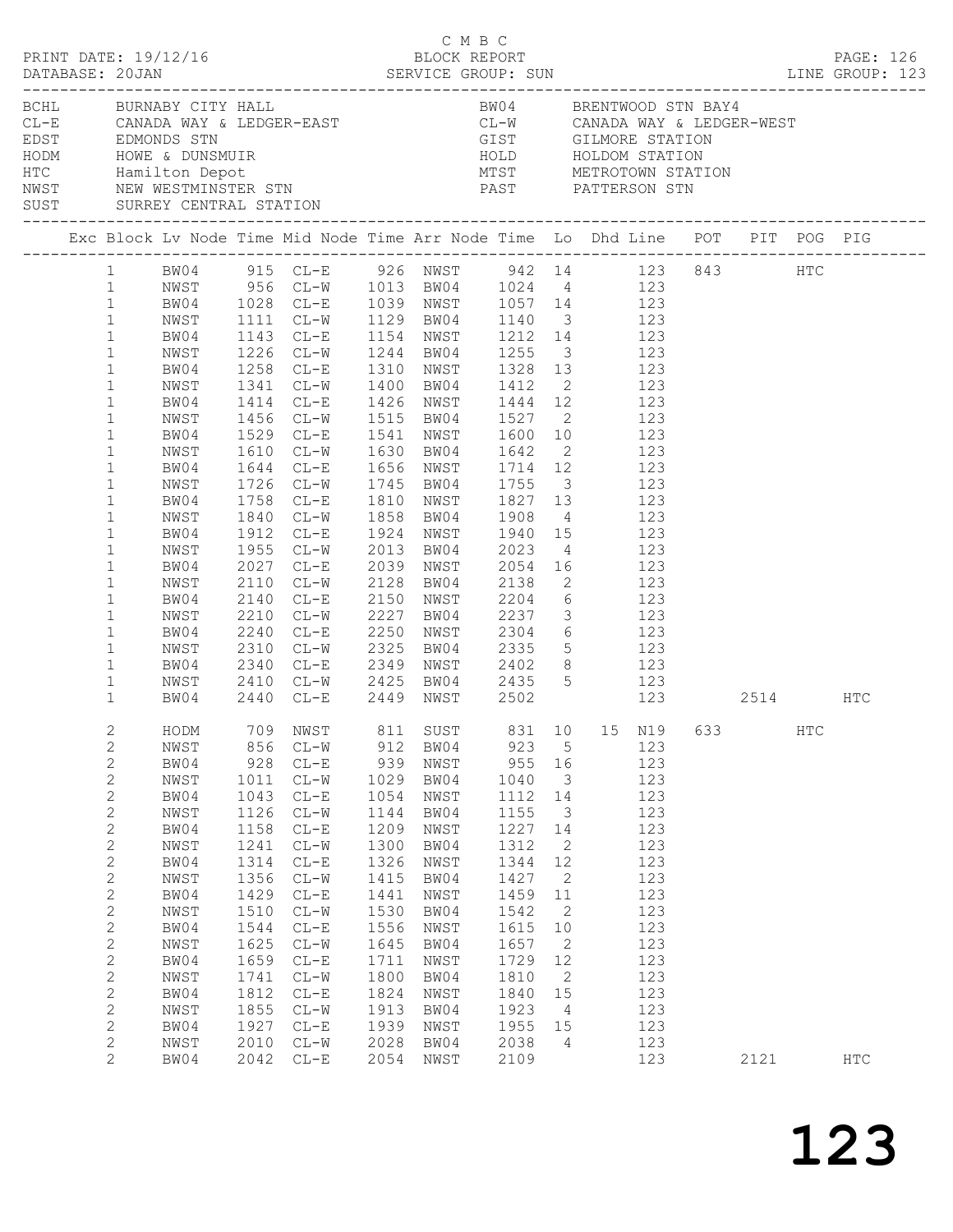C M B C

PRINT DATE: 19/12/16 BLOCK REPORT

DATABASE: 20JAN SERVICE GROUP: SUN LINE GROUP: 123

| | | | |
|---|---|---|---|
| BCHL | BURNABY CITY HALL | BW04 | BRENTWOOD STN BAY4 |
| CL-E | CANADA WAY & LEDGER-EAST | CL-W | CANADA WAY & LEDGER-WEST |
| EDST | EDMONDS STN | GIST | GILMORE STATION |
| HODM | HOWE & DUNSMUIR | HOLD | HOLDOM STATION |
| HTC | Hamilton Depot | MTST | METROTOWN STATION |
| NWST | NEW WESTMINSTER STN | PAST | PATTERSON STN |
| SUST | SURREY CENTRAL STATION | | |

| Exc | Block | Lv Node | Time | Mid Node | Time | Arr Node | Time | Lo | Dhd | Line | POT | PIT | POG | PIG |
|---|---|---|---|---|---|---|---|---|---|---|---|---|---|---|
| | 1 | BW04 | 915 | CL-E | 926 | NWST | 942 | 14 | | 123 | 843 | | HTC | |
| | 1 | NWST | 956 | CL-W | 1013 | BW04 | 1024 | 4 | | 123 | | | | |
| | 1 | BW04 | 1028 | CL-E | 1039 | NWST | 1057 | 14 | | 123 | | | | |
| | 1 | NWST | 1111 | CL-W | 1129 | BW04 | 1140 | 3 | | 123 | | | | |
| | 1 | BW04 | 1143 | CL-E | 1154 | NWST | 1212 | 14 | | 123 | | | | |
| | 1 | NWST | 1226 | CL-W | 1244 | BW04 | 1255 | 3 | | 123 | | | | |
| | 1 | BW04 | 1258 | CL-E | 1310 | NWST | 1328 | 13 | | 123 | | | | |
| | 1 | NWST | 1341 | CL-W | 1400 | BW04 | 1412 | 2 | | 123 | | | | |
| | 1 | BW04 | 1414 | CL-E | 1426 | NWST | 1444 | 12 | | 123 | | | | |
| | 1 | NWST | 1456 | CL-W | 1515 | BW04 | 1527 | 2 | | 123 | | | | |
| | 1 | BW04 | 1529 | CL-E | 1541 | NWST | 1600 | 10 | | 123 | | | | |
| | 1 | NWST | 1610 | CL-W | 1630 | BW04 | 1642 | 2 | | 123 | | | | |
| | 1 | BW04 | 1644 | CL-E | 1656 | NWST | 1714 | 12 | | 123 | | | | |
| | 1 | NWST | 1726 | CL-W | 1745 | BW04 | 1755 | 3 | | 123 | | | | |
| | 1 | BW04 | 1758 | CL-E | 1810 | NWST | 1827 | 13 | | 123 | | | | |
| | 1 | NWST | 1840 | CL-W | 1858 | BW04 | 1908 | 4 | | 123 | | | | |
| | 1 | BW04 | 1912 | CL-E | 1924 | NWST | 1940 | 15 | | 123 | | | | |
| | 1 | NWST | 1955 | CL-W | 2013 | BW04 | 2023 | 4 | | 123 | | | | |
| | 1 | BW04 | 2027 | CL-E | 2039 | NWST | 2054 | 16 | | 123 | | | | |
| | 1 | NWST | 2110 | CL-W | 2128 | BW04 | 2138 | 2 | | 123 | | | | |
| | 1 | BW04 | 2140 | CL-E | 2150 | NWST | 2204 | 6 | | 123 | | | | |
| | 1 | NWST | 2210 | CL-W | 2227 | BW04 | 2237 | 3 | | 123 | | | | |
| | 1 | BW04 | 2240 | CL-E | 2250 | NWST | 2304 | 6 | | 123 | | | | |
| | 1 | NWST | 2310 | CL-W | 2325 | BW04 | 2335 | 5 | | 123 | | | | |
| | 1 | BW04 | 2340 | CL-E | 2349 | NWST | 2402 | 8 | | 123 | | | | |
| | 1 | NWST | 2410 | CL-W | 2425 | BW04 | 2435 | 5 | | 123 | | | | |
| | 1 | BW04 | 2440 | CL-E | 2449 | NWST | 2502 | | | 123 | | 2514 | | HTC |
| | 2 | HODM | 709 | NWST | 811 | SUST | 831 | 10 | 15 | N19 | 633 | | HTC | |
| | 2 | NWST | 856 | CL-W | 912 | BW04 | 923 | 5 | | 123 | | | | |
| | 2 | BW04 | 928 | CL-E | 939 | NWST | 955 | 16 | | 123 | | | | |
| | 2 | NWST | 1011 | CL-W | 1029 | BW04 | 1040 | 3 | | 123 | | | | |
| | 2 | BW04 | 1043 | CL-E | 1054 | NWST | 1112 | 14 | | 123 | | | | |
| | 2 | NWST | 1126 | CL-W | 1144 | BW04 | 1155 | 3 | | 123 | | | | |
| | 2 | BW04 | 1158 | CL-E | 1209 | NWST | 1227 | 14 | | 123 | | | | |
| | 2 | NWST | 1241 | CL-W | 1300 | BW04 | 1312 | 2 | | 123 | | | | |
| | 2 | BW04 | 1314 | CL-E | 1326 | NWST | 1344 | 12 | | 123 | | | | |
| | 2 | NWST | 1356 | CL-W | 1415 | BW04 | 1427 | 2 | | 123 | | | | |
| | 2 | BW04 | 1429 | CL-E | 1441 | NWST | 1459 | 11 | | 123 | | | | |
| | 2 | NWST | 1510 | CL-W | 1530 | BW04 | 1542 | 2 | | 123 | | | | |
| | 2 | BW04 | 1544 | CL-E | 1556 | NWST | 1615 | 10 | | 123 | | | | |
| | 2 | NWST | 1625 | CL-W | 1645 | BW04 | 1657 | 2 | | 123 | | | | |
| | 2 | BW04 | 1659 | CL-E | 1711 | NWST | 1729 | 12 | | 123 | | | | |
| | 2 | NWST | 1741 | CL-W | 1800 | BW04 | 1810 | 2 | | 123 | | | | |
| | 2 | BW04 | 1812 | CL-E | 1824 | NWST | 1840 | 15 | | 123 | | | | |
| | 2 | NWST | 1855 | CL-W | 1913 | BW04 | 1923 | 4 | | 123 | | | | |
| | 2 | BW04 | 1927 | CL-E | 1939 | NWST | 1955 | 15 | | 123 | | | | |
| | 2 | NWST | 2010 | CL-W | 2028 | BW04 | 2038 | 4 | | 123 | | | | |
| | 2 | BW04 | 2042 | CL-E | 2054 | NWST | 2109 | | | 123 | | 2121 | | HTC |

123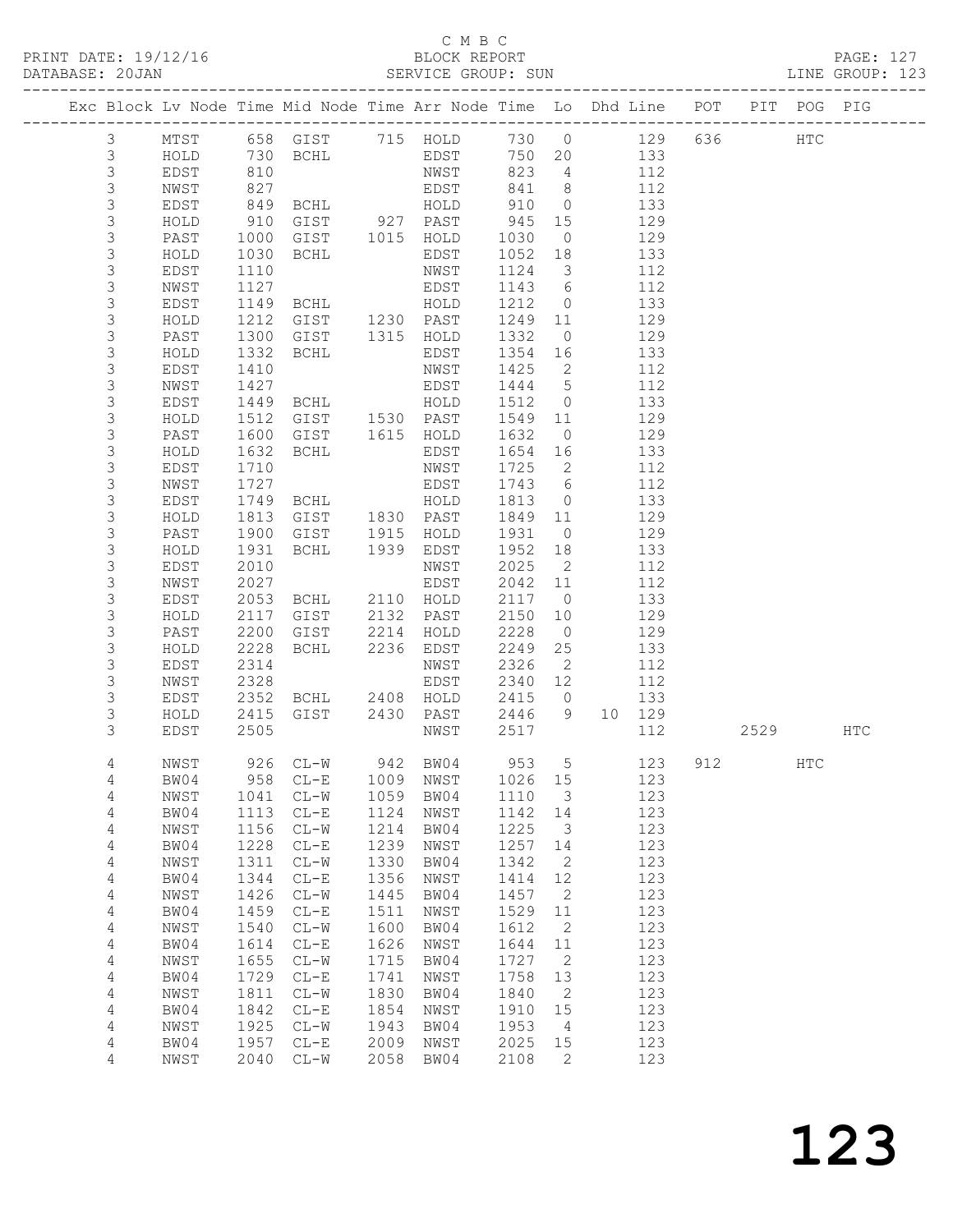C M B C
PRINT DATE: 19/12/16 BLOCK REPORT
DATABASE: 20JAN SERVICE GROUP: SUN LINE GROUP: 123

| Exc | Block | Lv | Node | Time | Mid Node | Time | Arr Node | Time | Lo | Dhd | Line | POT | PIT | POG | PIG |
|---|---|---|---|---|---|---|---|---|---|---|---|---|---|---|---|
| | 3 | | MTST | 658 | GIST | 715 | HOLD | 730 | 0 | | 129 | 636 | | HTC | |
| | 3 | | HOLD | 730 | BCHL | | EDST | 750 | 20 | | 133 | | | | |
| | 3 | | EDST | 810 | | | NWST | 823 | 4 | | 112 | | | | |
| | 3 | | NWST | 827 | | | EDST | 841 | 8 | | 112 | | | | |
| | 3 | | EDST | 849 | BCHL | | HOLD | 910 | 0 | | 133 | | | | |
| | 3 | | HOLD | 910 | GIST | 927 | PAST | 945 | 15 | | 129 | | | | |
| | 3 | | PAST | 1000 | GIST | 1015 | HOLD | 1030 | 0 | | 129 | | | | |
| | 3 | | HOLD | 1030 | BCHL | | EDST | 1052 | 18 | | 133 | | | | |
| | 3 | | EDST | 1110 | | | NWST | 1124 | 3 | | 112 | | | | |
| | 3 | | NWST | 1127 | | | EDST | 1143 | 6 | | 112 | | | | |
| | 3 | | EDST | 1149 | BCHL | | HOLD | 1212 | 0 | | 133 | | | | |
| | 3 | | HOLD | 1212 | GIST | 1230 | PAST | 1249 | 11 | | 129 | | | | |
| | 3 | | PAST | 1300 | GIST | 1315 | HOLD | 1332 | 0 | | 129 | | | | |
| | 3 | | HOLD | 1332 | BCHL | | EDST | 1354 | 16 | | 133 | | | | |
| | 3 | | EDST | 1410 | | | NWST | 1425 | 2 | | 112 | | | | |
| | 3 | | NWST | 1427 | | | EDST | 1444 | 5 | | 112 | | | | |
| | 3 | | EDST | 1449 | BCHL | | HOLD | 1512 | 0 | | 133 | | | | |
| | 3 | | HOLD | 1512 | GIST | 1530 | PAST | 1549 | 11 | | 129 | | | | |
| | 3 | | PAST | 1600 | GIST | 1615 | HOLD | 1632 | 0 | | 129 | | | | |
| | 3 | | HOLD | 1632 | BCHL | | EDST | 1654 | 16 | | 133 | | | | |
| | 3 | | EDST | 1710 | | | NWST | 1725 | 2 | | 112 | | | | |
| | 3 | | NWST | 1727 | | | EDST | 1743 | 6 | | 112 | | | | |
| | 3 | | EDST | 1749 | BCHL | | HOLD | 1813 | 0 | | 133 | | | | |
| | 3 | | HOLD | 1813 | GIST | 1830 | PAST | 1849 | 11 | | 129 | | | | |
| | 3 | | PAST | 1900 | GIST | 1915 | HOLD | 1931 | 0 | | 129 | | | | |
| | 3 | | HOLD | 1931 | BCHL | 1939 | EDST | 1952 | 18 | | 133 | | | | |
| | 3 | | EDST | 2010 | | | NWST | 2025 | 2 | | 112 | | | | |
| | 3 | | NWST | 2027 | | | EDST | 2042 | 11 | | 112 | | | | |
| | 3 | | EDST | 2053 | BCHL | 2110 | HOLD | 2117 | 0 | | 133 | | | | |
| | 3 | | HOLD | 2117 | GIST | 2132 | PAST | 2150 | 10 | | 129 | | | | |
| | 3 | | PAST | 2200 | GIST | 2214 | HOLD | 2228 | 0 | | 129 | | | | |
| | 3 | | HOLD | 2228 | BCHL | 2236 | EDST | 2249 | 25 | | 133 | | | | |
| | 3 | | EDST | 2314 | | | NWST | 2326 | 2 | | 112 | | | | |
| | 3 | | NWST | 2328 | | | EDST | 2340 | 12 | | 112 | | | | |
| | 3 | | EDST | 2352 | BCHL | 2408 | HOLD | 2415 | 0 | | 133 | | | | |
| | 3 | | HOLD | 2415 | GIST | 2430 | PAST | 2446 | 9 | 10 | 129 | | | | |
| | 3 | | EDST | 2505 | | | NWST | 2517 | | | 112 | | 2529 | | HTC |
| | 4 | | NWST | 926 | CL-W | 942 | BW04 | 953 | 5 | | 123 | 912 | | HTC | |
| | 4 | | BW04 | 958 | CL-E | 1009 | NWST | 1026 | 15 | | 123 | | | | |
| | 4 | | NWST | 1041 | CL-W | 1059 | BW04 | 1110 | 3 | | 123 | | | | |
| | 4 | | BW04 | 1113 | CL-E | 1124 | NWST | 1142 | 14 | | 123 | | | | |
| | 4 | | NWST | 1156 | CL-W | 1214 | BW04 | 1225 | 3 | | 123 | | | | |
| | 4 | | BW04 | 1228 | CL-E | 1239 | NWST | 1257 | 14 | | 123 | | | | |
| | 4 | | NWST | 1311 | CL-W | 1330 | BW04 | 1342 | 2 | | 123 | | | | |
| | 4 | | BW04 | 1344 | CL-E | 1356 | NWST | 1414 | 12 | | 123 | | | | |
| | 4 | | NWST | 1426 | CL-W | 1445 | BW04 | 1457 | 2 | | 123 | | | | |
| | 4 | | BW04 | 1459 | CL-E | 1511 | NWST | 1529 | 11 | | 123 | | | | |
| | 4 | | NWST | 1540 | CL-W | 1600 | BW04 | 1612 | 2 | | 123 | | | | |
| | 4 | | BW04 | 1614 | CL-E | 1626 | NWST | 1644 | 11 | | 123 | | | | |
| | 4 | | NWST | 1655 | CL-W | 1715 | BW04 | 1727 | 2 | | 123 | | | | |
| | 4 | | BW04 | 1729 | CL-E | 1741 | NWST | 1758 | 13 | | 123 | | | | |
| | 4 | | NWST | 1811 | CL-W | 1830 | BW04 | 1840 | 2 | | 123 | | | | |
| | 4 | | BW04 | 1842 | CL-E | 1854 | NWST | 1910 | 15 | | 123 | | | | |
| | 4 | | NWST | 1925 | CL-W | 1943 | BW04 | 1953 | 4 | | 123 | | | | |
| | 4 | | BW04 | 1957 | CL-E | 2009 | NWST | 2025 | 15 | | 123 | | | | |
| | 4 | | NWST | 2040 | CL-W | 2058 | BW04 | 2108 | 2 | | 123 | | | | |

123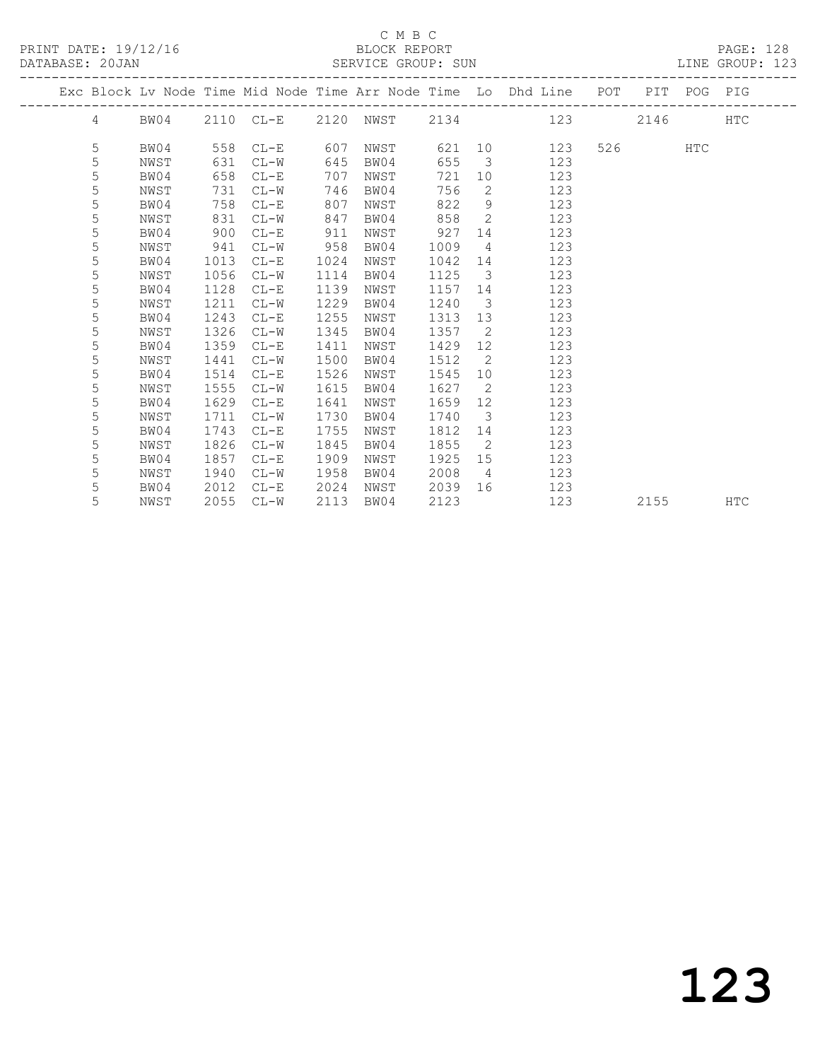C M B C

PRINT DATE: 19/12/16 BLOCK REPORT PAGE: 128
DATABASE: 20JAN SERVICE GROUP: SUN LINE GROUP: 123

| Exc | Block | Lv | Node | Time | Mid Node | Time | Arr Node | Time | Lo | Dhd Line | POT | PIT | POG | PIG |
|---|---|---|---|---|---|---|---|---|---|---|---|---|---|---|
| | 4 | | BW04 | 2110 | CL-E | 2120 | NWST | 2134 | | 123 | | 2146 | | HTC |
| | 5 | | BW04 | 558 | CL-E | 607 | NWST | 621 | 10 | 123 | 526 | | HTC | |
| | 5 | | NWST | 631 | CL-W | 645 | BW04 | 655 | 3 | 123 | | | | |
| | 5 | | BW04 | 658 | CL-E | 707 | NWST | 721 | 10 | 123 | | | | |
| | 5 | | NWST | 731 | CL-W | 746 | BW04 | 756 | 2 | 123 | | | | |
| | 5 | | BW04 | 758 | CL-E | 807 | NWST | 822 | 9 | 123 | | | | |
| | 5 | | NWST | 831 | CL-W | 847 | BW04 | 858 | 2 | 123 | | | | |
| | 5 | | BW04 | 900 | CL-E | 911 | NWST | 927 | 14 | 123 | | | | |
| | 5 | | NWST | 941 | CL-W | 958 | BW04 | 1009 | 4 | 123 | | | | |
| | 5 | | BW04 | 1013 | CL-E | 1024 | NWST | 1042 | 14 | 123 | | | | |
| | 5 | | NWST | 1056 | CL-W | 1114 | BW04 | 1125 | 3 | 123 | | | | |
| | 5 | | BW04 | 1128 | CL-E | 1139 | NWST | 1157 | 14 | 123 | | | | |
| | 5 | | NWST | 1211 | CL-W | 1229 | BW04 | 1240 | 3 | 123 | | | | |
| | 5 | | BW04 | 1243 | CL-E | 1255 | NWST | 1313 | 13 | 123 | | | | |
| | 5 | | NWST | 1326 | CL-W | 1345 | BW04 | 1357 | 2 | 123 | | | | |
| | 5 | | BW04 | 1359 | CL-E | 1411 | NWST | 1429 | 12 | 123 | | | | |
| | 5 | | NWST | 1441 | CL-W | 1500 | BW04 | 1512 | 2 | 123 | | | | |
| | 5 | | BW04 | 1514 | CL-E | 1526 | NWST | 1545 | 10 | 123 | | | | |
| | 5 | | NWST | 1555 | CL-W | 1615 | BW04 | 1627 | 2 | 123 | | | | |
| | 5 | | BW04 | 1629 | CL-E | 1641 | NWST | 1659 | 12 | 123 | | | | |
| | 5 | | NWST | 1711 | CL-W | 1730 | BW04 | 1740 | 3 | 123 | | | | |
| | 5 | | BW04 | 1743 | CL-E | 1755 | NWST | 1812 | 14 | 123 | | | | |
| | 5 | | NWST | 1826 | CL-W | 1845 | BW04 | 1855 | 2 | 123 | | | | |
| | 5 | | BW04 | 1857 | CL-E | 1909 | NWST | 1925 | 15 | 123 | | | | |
| | 5 | | NWST | 1940 | CL-W | 1958 | BW04 | 2008 | 4 | 123 | | | | |
| | 5 | | BW04 | 2012 | CL-E | 2024 | NWST | 2039 | 16 | 123 | | | | |
| | 5 | | NWST | 2055 | CL-W | 2113 | BW04 | 2123 | | 123 | | 2155 | | HTC |

123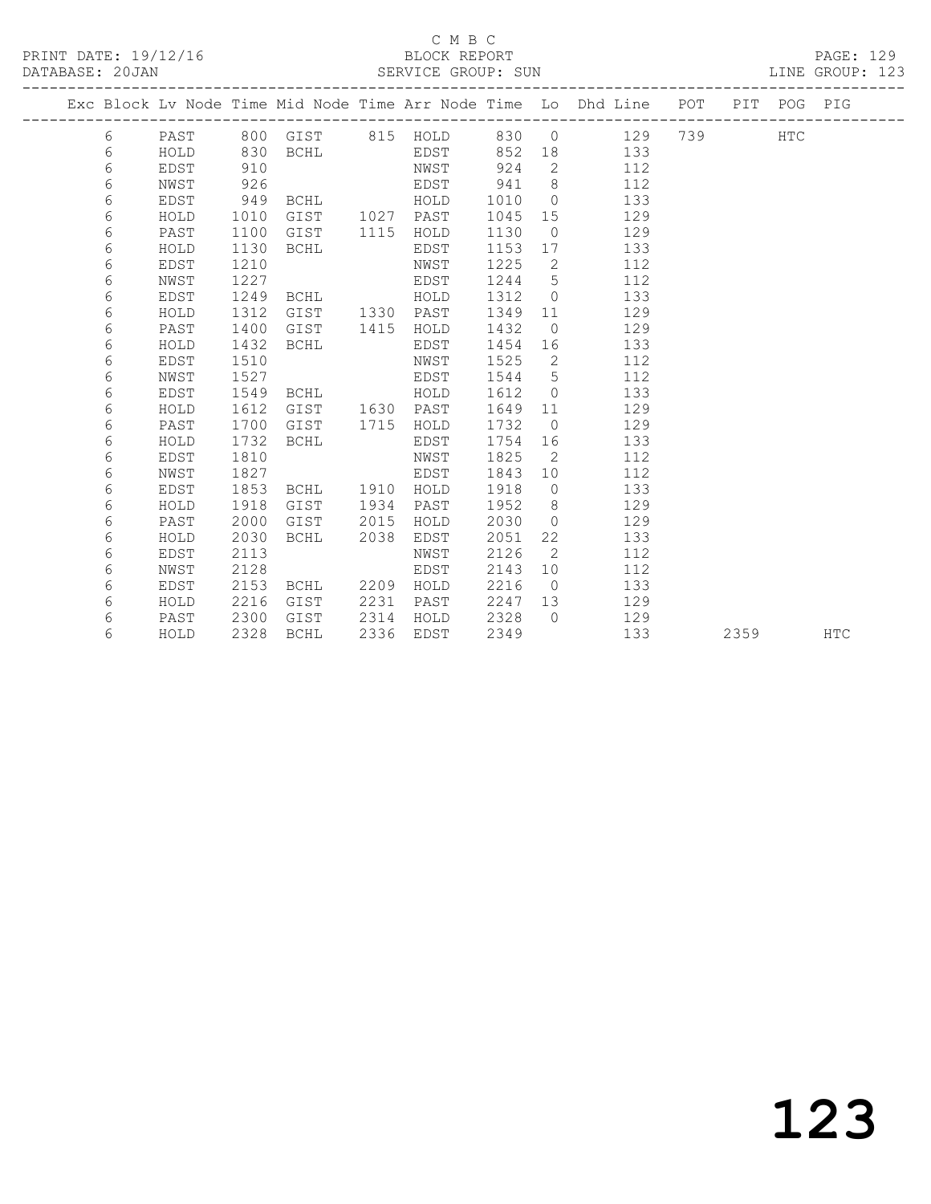C M B C

BLOCK REPORT

SERVICE GROUP: SUN

PRINT DATE: 19/12/16

DATABASE: 20JAN

LINE GROUP: 123

| Exc | Block | Lv Node | Time | Mid Node | Time | Arr Node | Time | Lo | Dhd Line | POT | PIT | POG | PIG |
|---|---|---|---|---|---|---|---|---|---|---|---|---|---|
| | 6 | PAST | 800 | GIST | 815 | HOLD | 830 | 0 | 129 | 739 | | HTC | |
| | 6 | HOLD | 830 | BCHL | | EDST | 852 | 18 | 133 | | | | |
| | 6 | EDST | 910 | | | NWST | 924 | 2 | 112 | | | | |
| | 6 | NWST | 926 | | | EDST | 941 | 8 | 112 | | | | |
| | 6 | EDST | 949 | BCHL | | HOLD | 1010 | 0 | 133 | | | | |
| | 6 | HOLD | 1010 | GIST | 1027 | PAST | 1045 | 15 | 129 | | | | |
| | 6 | PAST | 1100 | GIST | 1115 | HOLD | 1130 | 0 | 129 | | | | |
| | 6 | HOLD | 1130 | BCHL | | EDST | 1153 | 17 | 133 | | | | |
| | 6 | EDST | 1210 | | | NWST | 1225 | 2 | 112 | | | | |
| | 6 | NWST | 1227 | | | EDST | 1244 | 5 | 112 | | | | |
| | 6 | EDST | 1249 | BCHL | | HOLD | 1312 | 0 | 133 | | | | |
| | 6 | HOLD | 1312 | GIST | 1330 | PAST | 1349 | 11 | 129 | | | | |
| | 6 | PAST | 1400 | GIST | 1415 | HOLD | 1432 | 0 | 129 | | | | |
| | 6 | HOLD | 1432 | BCHL | | EDST | 1454 | 16 | 133 | | | | |
| | 6 | EDST | 1510 | | | NWST | 1525 | 2 | 112 | | | | |
| | 6 | NWST | 1527 | | | EDST | 1544 | 5 | 112 | | | | |
| | 6 | EDST | 1549 | BCHL | | HOLD | 1612 | 0 | 133 | | | | |
| | 6 | HOLD | 1612 | GIST | 1630 | PAST | 1649 | 11 | 129 | | | | |
| | 6 | PAST | 1700 | GIST | 1715 | HOLD | 1732 | 0 | 129 | | | | |
| | 6 | HOLD | 1732 | BCHL | | EDST | 1754 | 16 | 133 | | | | |
| | 6 | EDST | 1810 | | | NWST | 1825 | 2 | 112 | | | | |
| | 6 | NWST | 1827 | | | EDST | 1843 | 10 | 112 | | | | |
| | 6 | EDST | 1853 | BCHL | 1910 | HOLD | 1918 | 0 | 133 | | | | |
| | 6 | HOLD | 1918 | GIST | 1934 | PAST | 1952 | 8 | 129 | | | | |
| | 6 | PAST | 2000 | GIST | 2015 | HOLD | 2030 | 0 | 129 | | | | |
| | 6 | HOLD | 2030 | BCHL | 2038 | EDST | 2051 | 22 | 133 | | | | |
| | 6 | EDST | 2113 | | | NWST | 2126 | 2 | 112 | | | | |
| | 6 | NWST | 2128 | | | EDST | 2143 | 10 | 112 | | | | |
| | 6 | EDST | 2153 | BCHL | 2209 | HOLD | 2216 | 0 | 133 | | | | |
| | 6 | HOLD | 2216 | GIST | 2231 | PAST | 2247 | 13 | 129 | | | | |
| | 6 | PAST | 2300 | GIST | 2314 | HOLD | 2328 | 0 | 129 | | | | |
| | 6 | HOLD | 2328 | BCHL | 2336 | EDST | 2349 | | 133 | | 2359 | | HTC |

123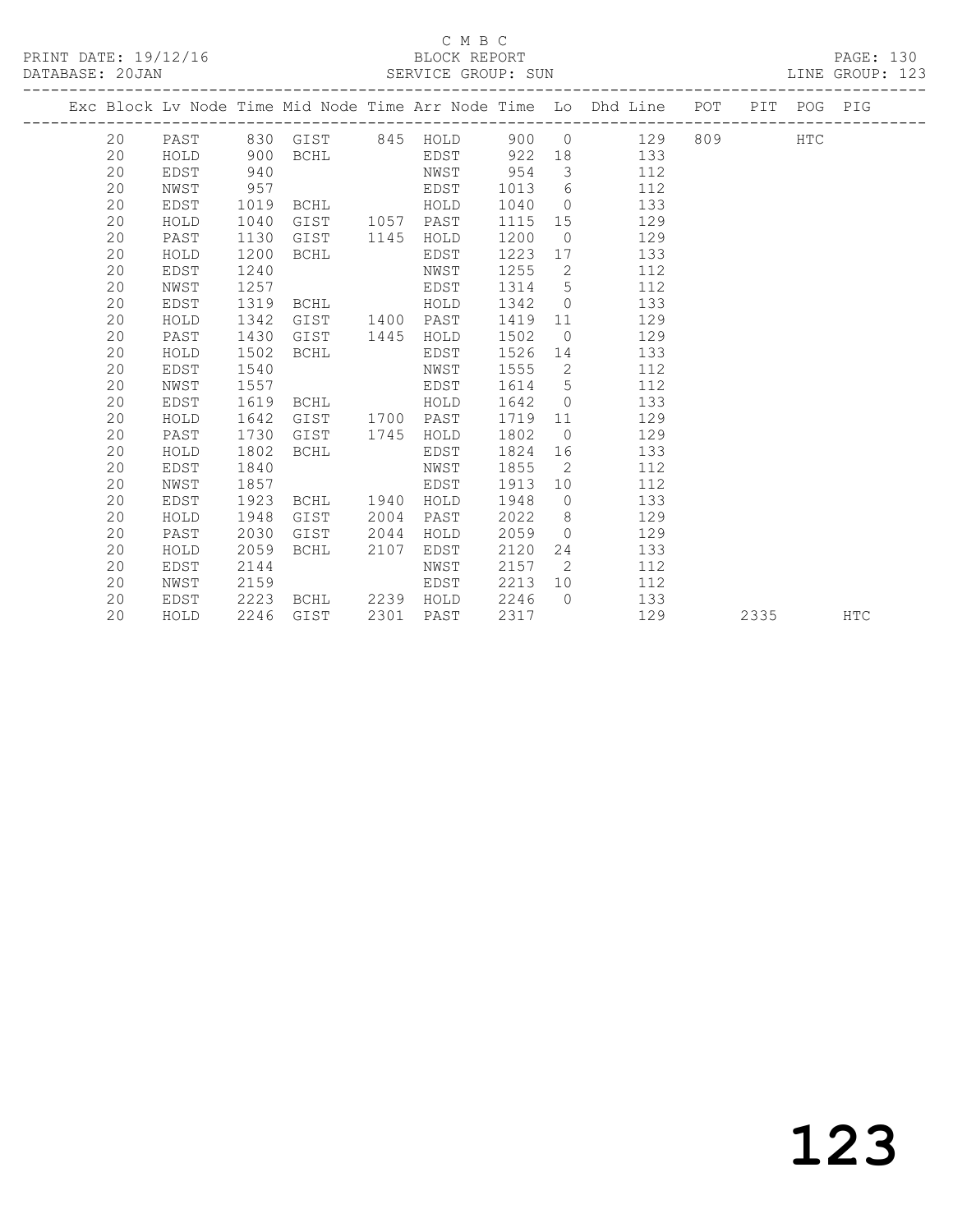C M B C
BLOCK REPORT
SERVICE GROUP: SUN

PRINT DATE: 19/12/16
DATABASE: 20JAN
LINE GROUP: 123

| Exc | Block | Lv | Node | Time | Mid Node | Time | Arr Node | Time | Lo | Dhd Line | POT | PIT | POG | PIG |
|---|---|---|---|---|---|---|---|---|---|---|---|---|---|---|
| | 20 | | PAST | 830 | GIST | 845 | HOLD | 900 | 0 | 129 | 809 | | HTC | |
| | 20 | | HOLD | 900 | BCHL | | EDST | 922 | 18 | 133 | | | | |
| | 20 | | EDST | 940 | | | NWST | 954 | 3 | 112 | | | | |
| | 20 | | NWST | 957 | | | EDST | 1013 | 6 | 112 | | | | |
| | 20 | | EDST | 1019 | BCHL | | HOLD | 1040 | 0 | 133 | | | | |
| | 20 | | HOLD | 1040 | GIST | 1057 | PAST | 1115 | 15 | 129 | | | | |
| | 20 | | PAST | 1130 | GIST | 1145 | HOLD | 1200 | 0 | 129 | | | | |
| | 20 | | HOLD | 1200 | BCHL | | EDST | 1223 | 17 | 133 | | | | |
| | 20 | | EDST | 1240 | | | NWST | 1255 | 2 | 112 | | | | |
| | 20 | | NWST | 1257 | | | EDST | 1314 | 5 | 112 | | | | |
| | 20 | | EDST | 1319 | BCHL | | HOLD | 1342 | 0 | 133 | | | | |
| | 20 | | HOLD | 1342 | GIST | 1400 | PAST | 1419 | 11 | 129 | | | | |
| | 20 | | PAST | 1430 | GIST | 1445 | HOLD | 1502 | 0 | 129 | | | | |
| | 20 | | HOLD | 1502 | BCHL | | EDST | 1526 | 14 | 133 | | | | |
| | 20 | | EDST | 1540 | | | NWST | 1555 | 2 | 112 | | | | |
| | 20 | | NWST | 1557 | | | EDST | 1614 | 5 | 112 | | | | |
| | 20 | | EDST | 1619 | BCHL | | HOLD | 1642 | 0 | 133 | | | | |
| | 20 | | HOLD | 1642 | GIST | 1700 | PAST | 1719 | 11 | 129 | | | | |
| | 20 | | PAST | 1730 | GIST | 1745 | HOLD | 1802 | 0 | 129 | | | | |
| | 20 | | HOLD | 1802 | BCHL | | EDST | 1824 | 16 | 133 | | | | |
| | 20 | | EDST | 1840 | | | NWST | 1855 | 2 | 112 | | | | |
| | 20 | | NWST | 1857 | | | EDST | 1913 | 10 | 112 | | | | |
| | 20 | | EDST | 1923 | BCHL | 1940 | HOLD | 1948 | 0 | 133 | | | | |
| | 20 | | HOLD | 1948 | GIST | 2004 | PAST | 2022 | 8 | 129 | | | | |
| | 20 | | PAST | 2030 | GIST | 2044 | HOLD | 2059 | 0 | 129 | | | | |
| | 20 | | HOLD | 2059 | BCHL | 2107 | EDST | 2120 | 24 | 133 | | | | |
| | 20 | | EDST | 2144 | | | NWST | 2157 | 2 | 112 | | | | |
| | 20 | | NWST | 2159 | | | EDST | 2213 | 10 | 112 | | | | |
| | 20 | | EDST | 2223 | BCHL | 2239 | HOLD | 2246 | 0 | 133 | | | | |
| | 20 | | HOLD | 2246 | GIST | 2301 | PAST | 2317 | | 129 | | 2335 | | HTC |

123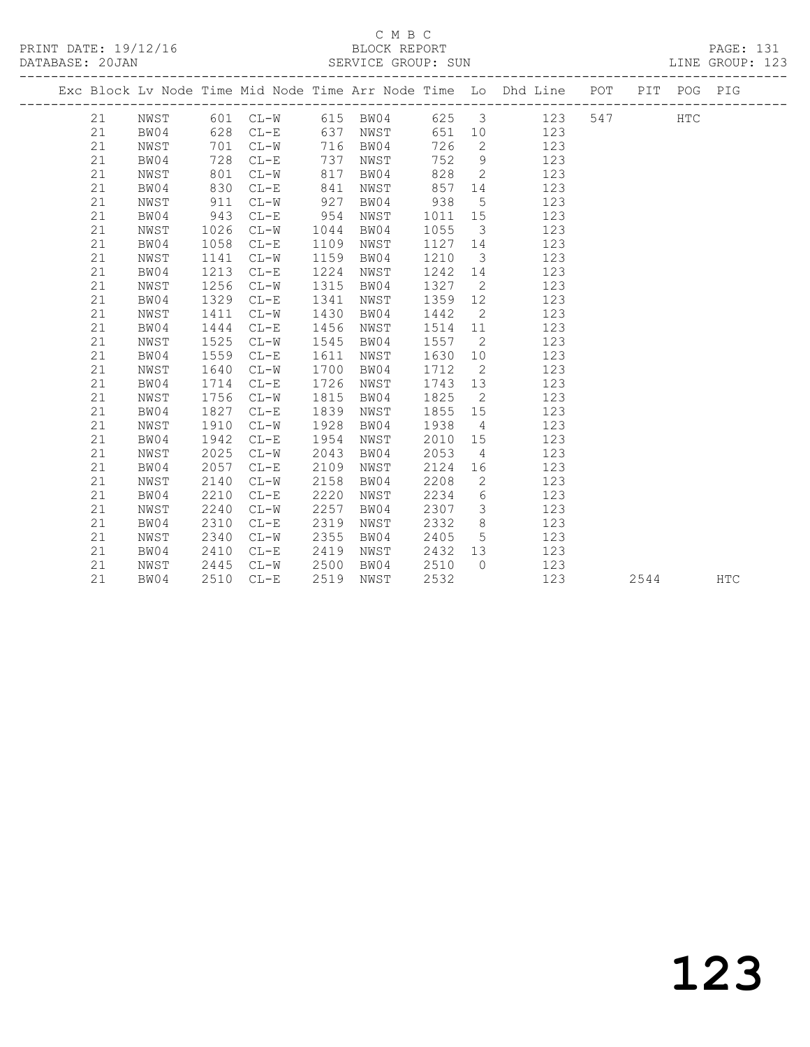C M B C

PRINT DATE: 19/12/16 BLOCK REPORT PAGE: 131

DATABASE: 20JAN SERVICE GROUP: SUN LINE GROUP: 123

| Exc | Block | Lv | Node | Time | Mid Node | Time | Arr Node | Time | Lo | Dhd Line | POT | PIT | POG | PIG |
|---|---|---|---|---|---|---|---|---|---|---|---|---|---|---|
| | 21 | | NWST | 601 | CL-W | 615 | BW04 | 625 | 3 | 123 | 547 | | HTC | |
| | 21 | | BW04 | 628 | CL-E | 637 | NWST | 651 | 10 | 123 | | | | |
| | 21 | | NWST | 701 | CL-W | 716 | BW04 | 726 | 2 | 123 | | | | |
| | 21 | | BW04 | 728 | CL-E | 737 | NWST | 752 | 9 | 123 | | | | |
| | 21 | | NWST | 801 | CL-W | 817 | BW04 | 828 | 2 | 123 | | | | |
| | 21 | | BW04 | 830 | CL-E | 841 | NWST | 857 | 14 | 123 | | | | |
| | 21 | | NWST | 911 | CL-W | 927 | BW04 | 938 | 5 | 123 | | | | |
| | 21 | | BW04 | 943 | CL-E | 954 | NWST | 1011 | 15 | 123 | | | | |
| | 21 | | NWST | 1026 | CL-W | 1044 | BW04 | 1055 | 3 | 123 | | | | |
| | 21 | | BW04 | 1058 | CL-E | 1109 | NWST | 1127 | 14 | 123 | | | | |
| | 21 | | NWST | 1141 | CL-W | 1159 | BW04 | 1210 | 3 | 123 | | | | |
| | 21 | | BW04 | 1213 | CL-E | 1224 | NWST | 1242 | 14 | 123 | | | | |
| | 21 | | NWST | 1256 | CL-W | 1315 | BW04 | 1327 | 2 | 123 | | | | |
| | 21 | | BW04 | 1329 | CL-E | 1341 | NWST | 1359 | 12 | 123 | | | | |
| | 21 | | NWST | 1411 | CL-W | 1430 | BW04 | 1442 | 2 | 123 | | | | |
| | 21 | | BW04 | 1444 | CL-E | 1456 | NWST | 1514 | 11 | 123 | | | | |
| | 21 | | NWST | 1525 | CL-W | 1545 | BW04 | 1557 | 2 | 123 | | | | |
| | 21 | | BW04 | 1559 | CL-E | 1611 | NWST | 1630 | 10 | 123 | | | | |
| | 21 | | NWST | 1640 | CL-W | 1700 | BW04 | 1712 | 2 | 123 | | | | |
| | 21 | | BW04 | 1714 | CL-E | 1726 | NWST | 1743 | 13 | 123 | | | | |
| | 21 | | NWST | 1756 | CL-W | 1815 | BW04 | 1825 | 2 | 123 | | | | |
| | 21 | | BW04 | 1827 | CL-E | 1839 | NWST | 1855 | 15 | 123 | | | | |
| | 21 | | NWST | 1910 | CL-W | 1928 | BW04 | 1938 | 4 | 123 | | | | |
| | 21 | | BW04 | 1942 | CL-E | 1954 | NWST | 2010 | 15 | 123 | | | | |
| | 21 | | NWST | 2025 | CL-W | 2043 | BW04 | 2053 | 4 | 123 | | | | |
| | 21 | | BW04 | 2057 | CL-E | 2109 | NWST | 2124 | 16 | 123 | | | | |
| | 21 | | NWST | 2140 | CL-W | 2158 | BW04 | 2208 | 2 | 123 | | | | |
| | 21 | | BW04 | 2210 | CL-E | 2220 | NWST | 2234 | 6 | 123 | | | | |
| | 21 | | NWST | 2240 | CL-W | 2257 | BW04 | 2307 | 3 | 123 | | | | |
| | 21 | | BW04 | 2310 | CL-E | 2319 | NWST | 2332 | 8 | 123 | | | | |
| | 21 | | NWST | 2340 | CL-W | 2355 | BW04 | 2405 | 5 | 123 | | | | |
| | 21 | | BW04 | 2410 | CL-E | 2419 | NWST | 2432 | 13 | 123 | | | | |
| | 21 | | NWST | 2445 | CL-W | 2500 | BW04 | 2510 | 0 | 123 | | | | |
| | 21 | | BW04 | 2510 | CL-E | 2519 | NWST | 2532 | | 123 | | 2544 | | HTC |

# 123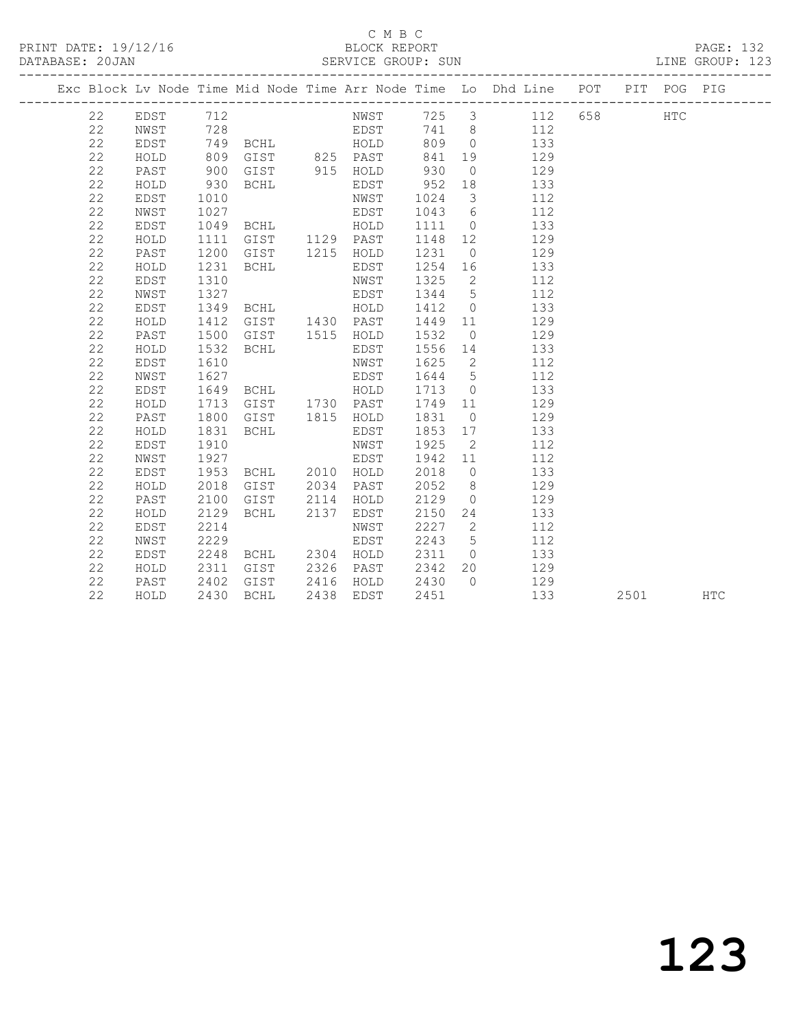C M B C
BLOCK REPORT
SERVICE GROUP: SUN

PRINT DATE: 19/12/16
DATABASE: 20JAN
LINE GROUP: 123

| Exc | Block | Lv | Node | Time | Mid Node | Time | Arr Node | Time | Lo | Dhd Line | POT | PIT | POG | PIG |
|---|---|---|---|---|---|---|---|---|---|---|---|---|---|---|
| | 22 | | EDST | 712 | | | NWST | 725 | 3 | 112 | 658 | | HTC | |
| | 22 | | NWST | 728 | | | EDST | 741 | 8 | 112 | | | | |
| | 22 | | EDST | 749 | BCHL | | HOLD | 809 | 0 | 133 | | | | |
| | 22 | | HOLD | 809 | GIST | 825 | PAST | 841 | 19 | 129 | | | | |
| | 22 | | PAST | 900 | GIST | 915 | HOLD | 930 | 0 | 129 | | | | |
| | 22 | | HOLD | 930 | BCHL | | EDST | 952 | 18 | 133 | | | | |
| | 22 | | EDST | 1010 | | | NWST | 1024 | 3 | 112 | | | | |
| | 22 | | NWST | 1027 | | | EDST | 1043 | 6 | 112 | | | | |
| | 22 | | EDST | 1049 | BCHL | | HOLD | 1111 | 0 | 133 | | | | |
| | 22 | | HOLD | 1111 | GIST | 1129 | PAST | 1148 | 12 | 129 | | | | |
| | 22 | | PAST | 1200 | GIST | 1215 | HOLD | 1231 | 0 | 129 | | | | |
| | 22 | | HOLD | 1231 | BCHL | | EDST | 1254 | 16 | 133 | | | | |
| | 22 | | EDST | 1310 | | | NWST | 1325 | 2 | 112 | | | | |
| | 22 | | NWST | 1327 | | | EDST | 1344 | 5 | 112 | | | | |
| | 22 | | EDST | 1349 | BCHL | | HOLD | 1412 | 0 | 133 | | | | |
| | 22 | | HOLD | 1412 | GIST | 1430 | PAST | 1449 | 11 | 129 | | | | |
| | 22 | | PAST | 1500 | GIST | 1515 | HOLD | 1532 | 0 | 129 | | | | |
| | 22 | | HOLD | 1532 | BCHL | | EDST | 1556 | 14 | 133 | | | | |
| | 22 | | EDST | 1610 | | | NWST | 1625 | 2 | 112 | | | | |
| | 22 | | NWST | 1627 | | | EDST | 1644 | 5 | 112 | | | | |
| | 22 | | EDST | 1649 | BCHL | | HOLD | 1713 | 0 | 133 | | | | |
| | 22 | | HOLD | 1713 | GIST | 1730 | PAST | 1749 | 11 | 129 | | | | |
| | 22 | | PAST | 1800 | GIST | 1815 | HOLD | 1831 | 0 | 129 | | | | |
| | 22 | | HOLD | 1831 | BCHL | | EDST | 1853 | 17 | 133 | | | | |
| | 22 | | EDST | 1910 | | | NWST | 1925 | 2 | 112 | | | | |
| | 22 | | NWST | 1927 | | | EDST | 1942 | 11 | 112 | | | | |
| | 22 | | EDST | 1953 | BCHL | 2010 | HOLD | 2018 | 0 | 133 | | | | |
| | 22 | | HOLD | 2018 | GIST | 2034 | PAST | 2052 | 8 | 129 | | | | |
| | 22 | | PAST | 2100 | GIST | 2114 | HOLD | 2129 | 0 | 129 | | | | |
| | 22 | | HOLD | 2129 | BCHL | 2137 | EDST | 2150 | 24 | 133 | | | | |
| | 22 | | EDST | 2214 | | | NWST | 2227 | 2 | 112 | | | | |
| | 22 | | NWST | 2229 | | | EDST | 2243 | 5 | 112 | | | | |
| | 22 | | EDST | 2248 | BCHL | 2304 | HOLD | 2311 | 0 | 133 | | | | |
| | 22 | | HOLD | 2311 | GIST | 2326 | PAST | 2342 | 20 | 129 | | | | |
| | 22 | | PAST | 2402 | GIST | 2416 | HOLD | 2430 | 0 | 129 | | | | |
| | 22 | | HOLD | 2430 | BCHL | 2438 | EDST | 2451 | | 133 | | 2501 | | HTC |

# 123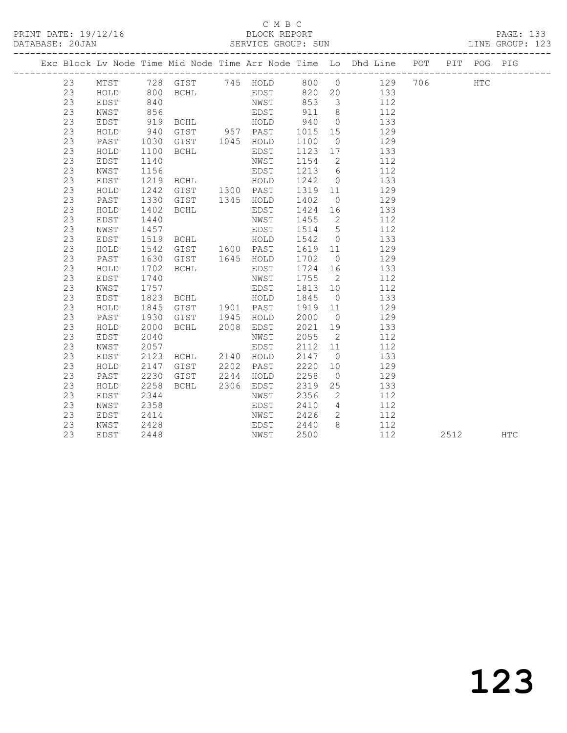C M B C

PRINT DATE: 19/12/16 BLOCK REPORT

DATABASE: 20JAN SERVICE GROUP: SUN LINE GROUP: 123

| Exc | Block | Lv | Node | Time | Mid Node | Time | Arr Node | Time | Lo | Dhd Line | POT | PIT | POG | PIG |
|---|---|---|---|---|---|---|---|---|---|---|---|---|---|---|
| | 23 | | MTST | 728 | GIST | 745 | HOLD | 800 | 0 | 129 | 706 | | HTC | |
| | 23 | | HOLD | 800 | BCHL | | EDST | 820 | 20 | 133 | | | | |
| | 23 | | EDST | 840 | | | NWST | 853 | 3 | 112 | | | | |
| | 23 | | NWST | 856 | | | EDST | 911 | 8 | 112 | | | | |
| | 23 | | EDST | 919 | BCHL | | HOLD | 940 | 0 | 133 | | | | |
| | 23 | | HOLD | 940 | GIST | 957 | PAST | 1015 | 15 | 129 | | | | |
| | 23 | | PAST | 1030 | GIST | 1045 | HOLD | 1100 | 0 | 129 | | | | |
| | 23 | | HOLD | 1100 | BCHL | | EDST | 1123 | 17 | 133 | | | | |
| | 23 | | EDST | 1140 | | | NWST | 1154 | 2 | 112 | | | | |
| | 23 | | NWST | 1156 | | | EDST | 1213 | 6 | 112 | | | | |
| | 23 | | EDST | 1219 | BCHL | | HOLD | 1242 | 0 | 133 | | | | |
| | 23 | | HOLD | 1242 | GIST | 1300 | PAST | 1319 | 11 | 129 | | | | |
| | 23 | | PAST | 1330 | GIST | 1345 | HOLD | 1402 | 0 | 129 | | | | |
| | 23 | | HOLD | 1402 | BCHL | | EDST | 1424 | 16 | 133 | | | | |
| | 23 | | EDST | 1440 | | | NWST | 1455 | 2 | 112 | | | | |
| | 23 | | NWST | 1457 | | | EDST | 1514 | 5 | 112 | | | | |
| | 23 | | EDST | 1519 | BCHL | | HOLD | 1542 | 0 | 133 | | | | |
| | 23 | | HOLD | 1542 | GIST | 1600 | PAST | 1619 | 11 | 129 | | | | |
| | 23 | | PAST | 1630 | GIST | 1645 | HOLD | 1702 | 0 | 129 | | | | |
| | 23 | | HOLD | 1702 | BCHL | | EDST | 1724 | 16 | 133 | | | | |
| | 23 | | EDST | 1740 | | | NWST | 1755 | 2 | 112 | | | | |
| | 23 | | NWST | 1757 | | | EDST | 1813 | 10 | 112 | | | | |
| | 23 | | EDST | 1823 | BCHL | | HOLD | 1845 | 0 | 133 | | | | |
| | 23 | | HOLD | 1845 | GIST | 1901 | PAST | 1919 | 11 | 129 | | | | |
| | 23 | | PAST | 1930 | GIST | 1945 | HOLD | 2000 | 0 | 129 | | | | |
| | 23 | | HOLD | 2000 | BCHL | 2008 | EDST | 2021 | 19 | 133 | | | | |
| | 23 | | EDST | 2040 | | | NWST | 2055 | 2 | 112 | | | | |
| | 23 | | NWST | 2057 | | | EDST | 2112 | 11 | 112 | | | | |
| | 23 | | EDST | 2123 | BCHL | 2140 | HOLD | 2147 | 0 | 133 | | | | |
| | 23 | | HOLD | 2147 | GIST | 2202 | PAST | 2220 | 10 | 129 | | | | |
| | 23 | | PAST | 2230 | GIST | 2244 | HOLD | 2258 | 0 | 129 | | | | |
| | 23 | | HOLD | 2258 | BCHL | 2306 | EDST | 2319 | 25 | 133 | | | | |
| | 23 | | EDST | 2344 | | | NWST | 2356 | 2 | 112 | | | | |
| | 23 | | NWST | 2358 | | | EDST | 2410 | 4 | 112 | | | | |
| | 23 | | EDST | 2414 | | | NWST | 2426 | 2 | 112 | | | | |
| | 23 | | NWST | 2428 | | | EDST | 2440 | 8 | 112 | | | | |
| | 23 | | EDST | 2448 | | | NWST | 2500 | | 112 | | 2512 | | HTC |

123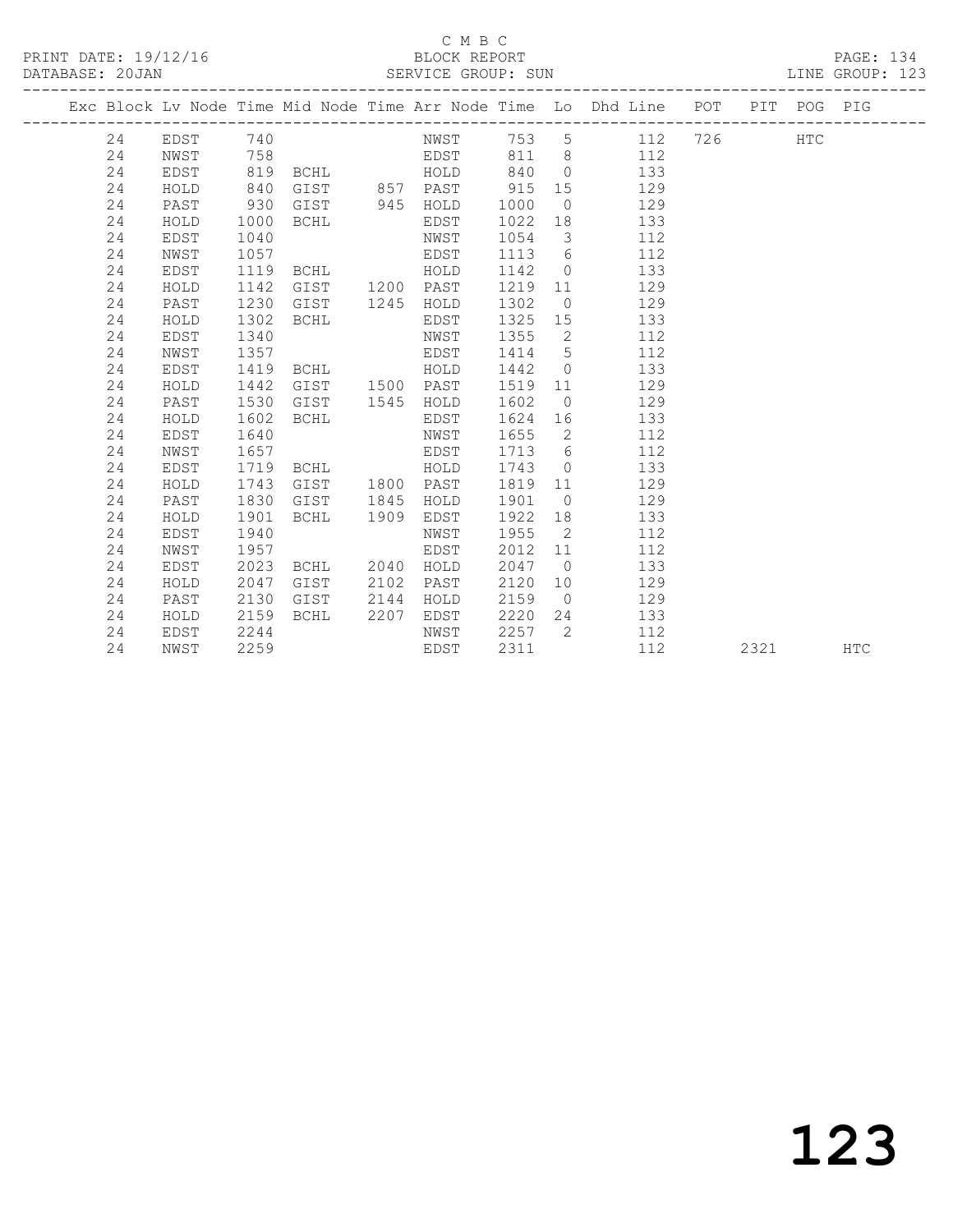C M B C

BLOCK REPORT

SERVICE GROUP: SUN

PRINT DATE: 19/12/16
DATABASE: 20JAN

PAGE: 134
LINE GROUP: 123

| Exc | Block | Lv Node | Time | Mid Node | Time | Arr Node | Time | Lo | Dhd Line | POT | PIT | POG | PIG |
|---|---|---|---|---|---|---|---|---|---|---|---|---|---|
| | 24 | EDST | 740 | | | NWST | 753 | 5 | 112 | 726 | | HTC | |
| | 24 | NWST | 758 | | | EDST | 811 | 8 | 112 | | | | |
| | 24 | EDST | 819 | BCHL | | HOLD | 840 | 0 | 133 | | | | |
| | 24 | HOLD | 840 | GIST | 857 | PAST | 915 | 15 | 129 | | | | |
| | 24 | PAST | 930 | GIST | 945 | HOLD | 1000 | 0 | 129 | | | | |
| | 24 | HOLD | 1000 | BCHL | | EDST | 1022 | 18 | 133 | | | | |
| | 24 | EDST | 1040 | | | NWST | 1054 | 3 | 112 | | | | |
| | 24 | NWST | 1057 | | | EDST | 1113 | 6 | 112 | | | | |
| | 24 | EDST | 1119 | BCHL | | HOLD | 1142 | 0 | 133 | | | | |
| | 24 | HOLD | 1142 | GIST | 1200 | PAST | 1219 | 11 | 129 | | | | |
| | 24 | PAST | 1230 | GIST | 1245 | HOLD | 1302 | 0 | 129 | | | | |
| | 24 | HOLD | 1302 | BCHL | | EDST | 1325 | 15 | 133 | | | | |
| | 24 | EDST | 1340 | | | NWST | 1355 | 2 | 112 | | | | |
| | 24 | NWST | 1357 | | | EDST | 1414 | 5 | 112 | | | | |
| | 24 | EDST | 1419 | BCHL | | HOLD | 1442 | 0 | 133 | | | | |
| | 24 | HOLD | 1442 | GIST | 1500 | PAST | 1519 | 11 | 129 | | | | |
| | 24 | PAST | 1530 | GIST | 1545 | HOLD | 1602 | 0 | 129 | | | | |
| | 24 | HOLD | 1602 | BCHL | | EDST | 1624 | 16 | 133 | | | | |
| | 24 | EDST | 1640 | | | NWST | 1655 | 2 | 112 | | | | |
| | 24 | NWST | 1657 | | | EDST | 1713 | 6 | 112 | | | | |
| | 24 | EDST | 1719 | BCHL | | HOLD | 1743 | 0 | 133 | | | | |
| | 24 | HOLD | 1743 | GIST | 1800 | PAST | 1819 | 11 | 129 | | | | |
| | 24 | PAST | 1830 | GIST | 1845 | HOLD | 1901 | 0 | 129 | | | | |
| | 24 | HOLD | 1901 | BCHL | 1909 | EDST | 1922 | 18 | 133 | | | | |
| | 24 | EDST | 1940 | | | NWST | 1955 | 2 | 112 | | | | |
| | 24 | NWST | 1957 | | | EDST | 2012 | 11 | 112 | | | | |
| | 24 | EDST | 2023 | BCHL | 2040 | HOLD | 2047 | 0 | 133 | | | | |
| | 24 | HOLD | 2047 | GIST | 2102 | PAST | 2120 | 10 | 129 | | | | |
| | 24 | PAST | 2130 | GIST | 2144 | HOLD | 2159 | 0 | 129 | | | | |
| | 24 | HOLD | 2159 | BCHL | 2207 | EDST | 2220 | 24 | 133 | | | | |
| | 24 | EDST | 2244 | | | NWST | 2257 | 2 | 112 | | | | |
| | 24 | NWST | 2259 | | | EDST | 2311 | | 112 | | 2321 | | HTC |

123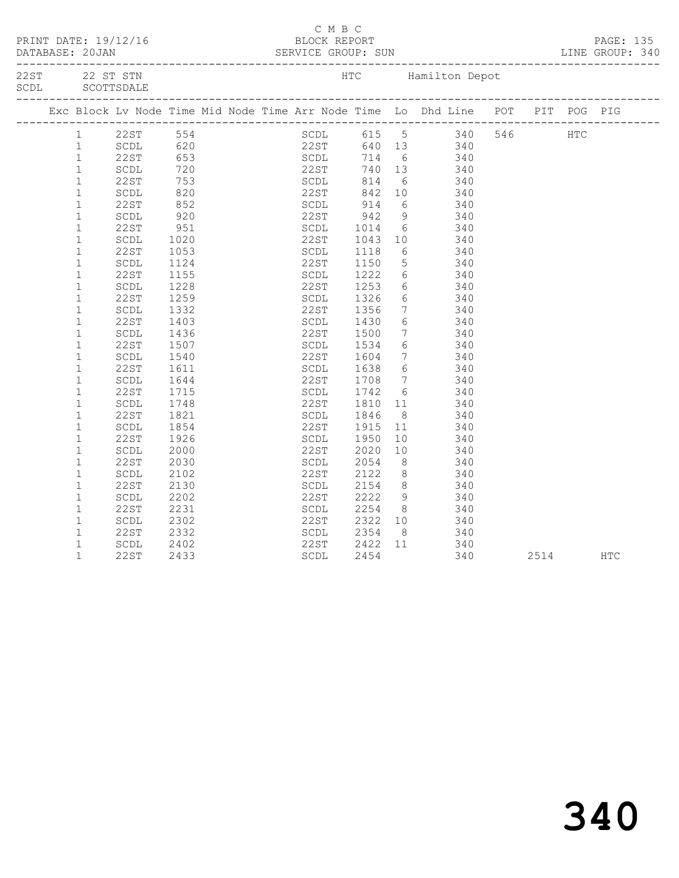C M B C

PRINT DATE: 19/12/16 BLOCK REPORT
DATABASE: 20JAN SERVICE GROUP: SUN LINE GROUP: 340

22ST 22 ST STN HTC Hamilton Depot
SCDL SCOTTSDALE

| Exc | Block | Lv | Node | Time | Mid Node | Time | Arr Node | Time | Lo | Dhd Line | POT | PIT | POG | PIG |
|---|---|---|---|---|---|---|---|---|---|---|---|---|---|---|
| | 1 | | 22ST | 554 | | | SCDL | 615 | 5 | 340 | 546 | | HTC | |
| | 1 | | SCDL | 620 | | | 22ST | 640 | 13 | 340 | | | | |
| | 1 | | 22ST | 653 | | | SCDL | 714 | 6 | 340 | | | | |
| | 1 | | SCDL | 720 | | | 22ST | 740 | 13 | 340 | | | | |
| | 1 | | 22ST | 753 | | | SCDL | 814 | 6 | 340 | | | | |
| | 1 | | SCDL | 820 | | | 22ST | 842 | 10 | 340 | | | | |
| | 1 | | 22ST | 852 | | | SCDL | 914 | 6 | 340 | | | | |
| | 1 | | SCDL | 920 | | | 22ST | 942 | 9 | 340 | | | | |
| | 1 | | 22ST | 951 | | | SCDL | 1014 | 6 | 340 | | | | |
| | 1 | | SCDL | 1020 | | | 22ST | 1043 | 10 | 340 | | | | |
| | 1 | | 22ST | 1053 | | | SCDL | 1118 | 6 | 340 | | | | |
| | 1 | | SCDL | 1124 | | | 22ST | 1150 | 5 | 340 | | | | |
| | 1 | | 22ST | 1155 | | | SCDL | 1222 | 6 | 340 | | | | |
| | 1 | | SCDL | 1228 | | | 22ST | 1253 | 6 | 340 | | | | |
| | 1 | | 22ST | 1259 | | | SCDL | 1326 | 6 | 340 | | | | |
| | 1 | | SCDL | 1332 | | | 22ST | 1356 | 7 | 340 | | | | |
| | 1 | | 22ST | 1403 | | | SCDL | 1430 | 6 | 340 | | | | |
| | 1 | | SCDL | 1436 | | | 22ST | 1500 | 7 | 340 | | | | |
| | 1 | | 22ST | 1507 | | | SCDL | 1534 | 6 | 340 | | | | |
| | 1 | | SCDL | 1540 | | | 22ST | 1604 | 7 | 340 | | | | |
| | 1 | | 22ST | 1611 | | | SCDL | 1638 | 6 | 340 | | | | |
| | 1 | | SCDL | 1644 | | | 22ST | 1708 | 7 | 340 | | | | |
| | 1 | | 22ST | 1715 | | | SCDL | 1742 | 6 | 340 | | | | |
| | 1 | | SCDL | 1748 | | | 22ST | 1810 | 11 | 340 | | | | |
| | 1 | | 22ST | 1821 | | | SCDL | 1846 | 8 | 340 | | | | |
| | 1 | | SCDL | 1854 | | | 22ST | 1915 | 11 | 340 | | | | |
| | 1 | | 22ST | 1926 | | | SCDL | 1950 | 10 | 340 | | | | |
| | 1 | | SCDL | 2000 | | | 22ST | 2020 | 10 | 340 | | | | |
| | 1 | | 22ST | 2030 | | | SCDL | 2054 | 8 | 340 | | | | |
| | 1 | | SCDL | 2102 | | | 22ST | 2122 | 8 | 340 | | | | |
| | 1 | | 22ST | 2130 | | | SCDL | 2154 | 8 | 340 | | | | |
| | 1 | | SCDL | 2202 | | | 22ST | 2222 | 9 | 340 | | | | |
| | 1 | | 22ST | 2231 | | | SCDL | 2254 | 8 | 340 | | | | |
| | 1 | | SCDL | 2302 | | | 22ST | 2322 | 10 | 340 | | | | |
| | 1 | | 22ST | 2332 | | | SCDL | 2354 | 8 | 340 | | | | |
| | 1 | | SCDL | 2402 | | | 22ST | 2422 | 11 | 340 | | | | |
| | 1 | | 22ST | 2433 | | | SCDL | 2454 | | 340 | | 2514 | | HTC |

# 340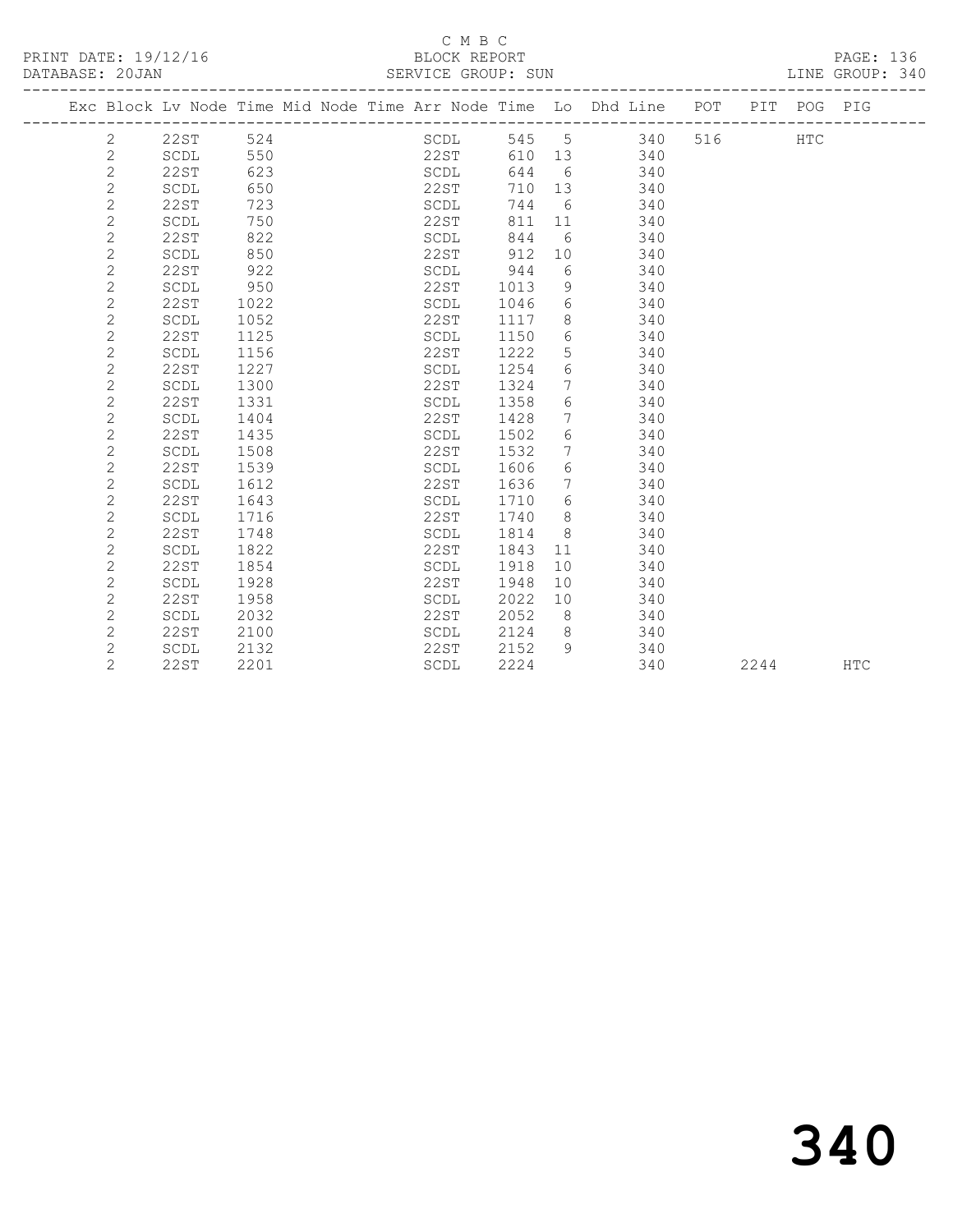C M B C

PRINT DATE: 19/12/16 BLOCK REPORT PAGE: 136

DATABASE: 20JAN SERVICE GROUP: SUN LINE GROUP: 340

| Exc | Block | Lv Node | Time | Mid Node | Time | Arr Node | Time | Lo | Dhd Line | POT | PIT | POG | PIG |
|---|---|---|---|---|---|---|---|---|---|---|---|---|---|
| | 2 | 22ST | 524 | | | SCDL | 545 | 5 | 340 | 516 | | HTC | |
| | 2 | SCDL | 550 | | | 22ST | 610 | 13 | 340 | | | | |
| | 2 | 22ST | 623 | | | SCDL | 644 | 6 | 340 | | | | |
| | 2 | SCDL | 650 | | | 22ST | 710 | 13 | 340 | | | | |
| | 2 | 22ST | 723 | | | SCDL | 744 | 6 | 340 | | | | |
| | 2 | SCDL | 750 | | | 22ST | 811 | 11 | 340 | | | | |
| | 2 | 22ST | 822 | | | SCDL | 844 | 6 | 340 | | | | |
| | 2 | SCDL | 850 | | | 22ST | 912 | 10 | 340 | | | | |
| | 2 | 22ST | 922 | | | SCDL | 944 | 6 | 340 | | | | |
| | 2 | SCDL | 950 | | | 22ST | 1013 | 9 | 340 | | | | |
| | 2 | 22ST | 1022 | | | SCDL | 1046 | 6 | 340 | | | | |
| | 2 | SCDL | 1052 | | | 22ST | 1117 | 8 | 340 | | | | |
| | 2 | 22ST | 1125 | | | SCDL | 1150 | 6 | 340 | | | | |
| | 2 | SCDL | 1156 | | | 22ST | 1222 | 5 | 340 | | | | |
| | 2 | 22ST | 1227 | | | SCDL | 1254 | 6 | 340 | | | | |
| | 2 | SCDL | 1300 | | | 22ST | 1324 | 7 | 340 | | | | |
| | 2 | 22ST | 1331 | | | SCDL | 1358 | 6 | 340 | | | | |
| | 2 | SCDL | 1404 | | | 22ST | 1428 | 7 | 340 | | | | |
| | 2 | 22ST | 1435 | | | SCDL | 1502 | 6 | 340 | | | | |
| | 2 | SCDL | 1508 | | | 22ST | 1532 | 7 | 340 | | | | |
| | 2 | 22ST | 1539 | | | SCDL | 1606 | 6 | 340 | | | | |
| | 2 | SCDL | 1612 | | | 22ST | 1636 | 7 | 340 | | | | |
| | 2 | 22ST | 1643 | | | SCDL | 1710 | 6 | 340 | | | | |
| | 2 | SCDL | 1716 | | | 22ST | 1740 | 8 | 340 | | | | |
| | 2 | 22ST | 1748 | | | SCDL | 1814 | 8 | 340 | | | | |
| | 2 | SCDL | 1822 | | | 22ST | 1843 | 11 | 340 | | | | |
| | 2 | 22ST | 1854 | | | SCDL | 1918 | 10 | 340 | | | | |
| | 2 | SCDL | 1928 | | | 22ST | 1948 | 10 | 340 | | | | |
| | 2 | 22ST | 1958 | | | SCDL | 2022 | 10 | 340 | | | | |
| | 2 | SCDL | 2032 | | | 22ST | 2052 | 8 | 340 | | | | |
| | 2 | 22ST | 2100 | | | SCDL | 2124 | 8 | 340 | | | | |
| | 2 | SCDL | 2132 | | | 22ST | 2152 | 9 | 340 | | | | |
| | 2 | 22ST | 2201 | | | SCDL | 2224 | | 340 | | 2244 | | HTC |

# 340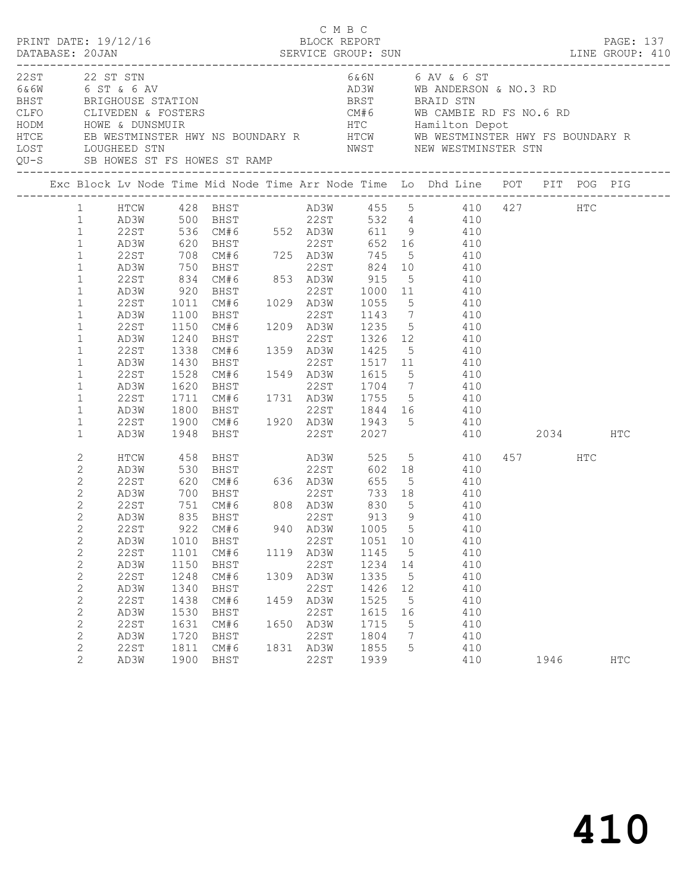C M B C
BLOCK REPORT
SERVICE GROUP: SUN

PRINT DATE: 19/12/16
DATABASE: 20JAN
PAGE: 137
LINE GROUP: 410

| Code | Description | Code | Description |
|---|---|---|---|
| 22ST | 22 ST STN | 6&6N | 6 AV & 6 ST |
| 6&6W | 6 ST & 6 AV | AD3W | WB ANDERSON & NO.3 RD |
| BHST | BRIGHOUSE STATION | BRST | BRAID STN |
| CLFO | CLIVEDEN & FOSTERS | CM#6 | WB CAMBIE RD FS NO.6 RD |
| HODM | HOWE & DUNSMUIR | HTC | Hamilton Depot |
| HTCE | EB WESTMINSTER HWY NS BOUNDARY R | HTCW | WB WESTMINSTER HWY FS BOUNDARY R |
| LOST | LOUGHEED STN | NWST | NEW WESTMINSTER STN |
| QU-S | SB HOWES ST FS HOWES ST RAMP | | |

| Exc | Block | Lv Node | Time | Mid Node | Time | Arr Node | Time | Lo | Dhd Line | POT | PIT | POG | PIG |
|---|---|---|---|---|---|---|---|---|---|---|---|---|---|
| | 1 | HTCW | 428 | BHST | | AD3W | 455 | 5 | 410 | 427 | | HTC | |
| | 1 | AD3W | 500 | BHST | | 22ST | 532 | 4 | 410 | | | | |
| | 1 | 22ST | 536 | CM#6 | 552 | AD3W | 611 | 9 | 410 | | | | |
| | 1 | AD3W | 620 | BHST | | 22ST | 652 | 16 | 410 | | | | |
| | 1 | 22ST | 708 | CM#6 | 725 | AD3W | 745 | 5 | 410 | | | | |
| | 1 | AD3W | 750 | BHST | | 22ST | 824 | 10 | 410 | | | | |
| | 1 | 22ST | 834 | CM#6 | 853 | AD3W | 915 | 5 | 410 | | | | |
| | 1 | AD3W | 920 | BHST | | 22ST | 1000 | 11 | 410 | | | | |
| | 1 | 22ST | 1011 | CM#6 | 1029 | AD3W | 1055 | 5 | 410 | | | | |
| | 1 | AD3W | 1100 | BHST | | 22ST | 1143 | 7 | 410 | | | | |
| | 1 | 22ST | 1150 | CM#6 | 1209 | AD3W | 1235 | 5 | 410 | | | | |
| | 1 | AD3W | 1240 | BHST | | 22ST | 1326 | 12 | 410 | | | | |
| | 1 | 22ST | 1338 | CM#6 | 1359 | AD3W | 1425 | 5 | 410 | | | | |
| | 1 | AD3W | 1430 | BHST | | 22ST | 1517 | 11 | 410 | | | | |
| | 1 | 22ST | 1528 | CM#6 | 1549 | AD3W | 1615 | 5 | 410 | | | | |
| | 1 | AD3W | 1620 | BHST | | 22ST | 1704 | 7 | 410 | | | | |
| | 1 | 22ST | 1711 | CM#6 | 1731 | AD3W | 1755 | 5 | 410 | | | | |
| | 1 | AD3W | 1800 | BHST | | 22ST | 1844 | 16 | 410 | | | | |
| | 1 | 22ST | 1900 | CM#6 | 1920 | AD3W | 1943 | 5 | 410 | | | | |
| | 1 | AD3W | 1948 | BHST | | 22ST | 2027 | | 410 | | 2034 | | HTC |
| | 2 | HTCW | 458 | BHST | | AD3W | 525 | 5 | 410 | 457 | | HTC | |
| | 2 | AD3W | 530 | BHST | | 22ST | 602 | 18 | 410 | | | | |
| | 2 | 22ST | 620 | CM#6 | 636 | AD3W | 655 | 5 | 410 | | | | |
| | 2 | AD3W | 700 | BHST | | 22ST | 733 | 18 | 410 | | | | |
| | 2 | 22ST | 751 | CM#6 | 808 | AD3W | 830 | 5 | 410 | | | | |
| | 2 | AD3W | 835 | BHST | | 22ST | 913 | 9 | 410 | | | | |
| | 2 | 22ST | 922 | CM#6 | 940 | AD3W | 1005 | 5 | 410 | | | | |
| | 2 | AD3W | 1010 | BHST | | 22ST | 1051 | 10 | 410 | | | | |
| | 2 | 22ST | 1101 | CM#6 | 1119 | AD3W | 1145 | 5 | 410 | | | | |
| | 2 | AD3W | 1150 | BHST | | 22ST | 1234 | 14 | 410 | | | | |
| | 2 | 22ST | 1248 | CM#6 | 1309 | AD3W | 1335 | 5 | 410 | | | | |
| | 2 | AD3W | 1340 | BHST | | 22ST | 1426 | 12 | 410 | | | | |
| | 2 | 22ST | 1438 | CM#6 | 1459 | AD3W | 1525 | 5 | 410 | | | | |
| | 2 | AD3W | 1530 | BHST | | 22ST | 1615 | 16 | 410 | | | | |
| | 2 | 22ST | 1631 | CM#6 | 1650 | AD3W | 1715 | 5 | 410 | | | | |
| | 2 | AD3W | 1720 | BHST | | 22ST | 1804 | 7 | 410 | | | | |
| | 2 | 22ST | 1811 | CM#6 | 1831 | AD3W | 1855 | 5 | 410 | | | | |
| | 2 | AD3W | 1900 | BHST | | 22ST | 1939 | | 410 | | 1946 | | HTC |

# 410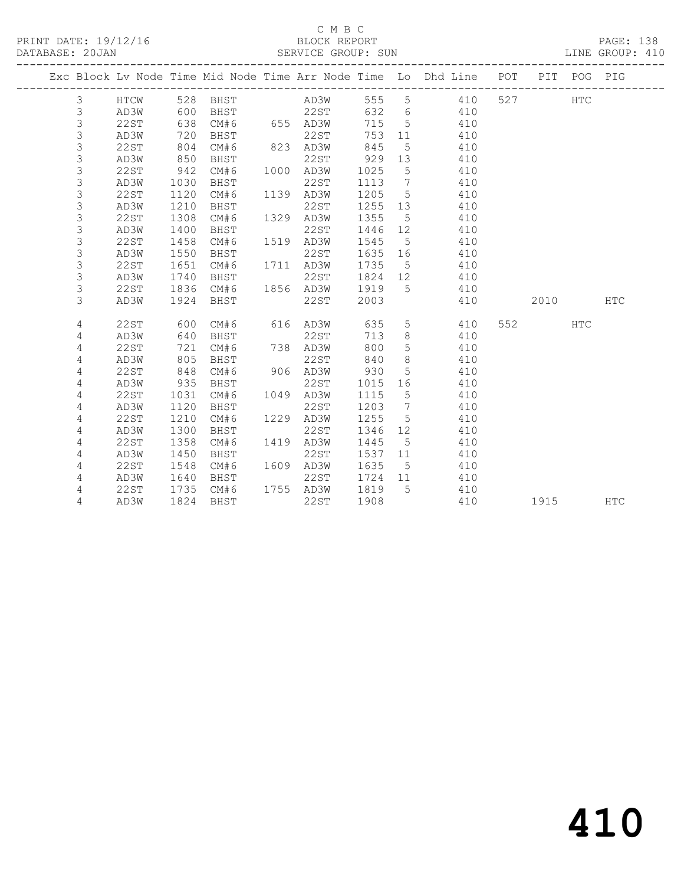C M B C

BLOCK REPORT

SERVICE GROUP: SUN

PRINT DATE: 19/12/16
DATABASE: 20JAN

LINE GROUP: 410

| Exc | Block | Lv | Node | Time | Mid Node | Time | Arr Node | Time | Lo | Dhd Line | POT | PIT | POG | PIG |
|---|---|---|---|---|---|---|---|---|---|---|---|---|---|---|
| | 3 | | HTCW | 528 | BHST | | AD3W | 555 | 5 | 410 | 527 | | HTC | |
| | 3 | | AD3W | 600 | BHST | | 22ST | 632 | 6 | 410 | | | | |
| | 3 | | 22ST | 638 | CM#6 | 655 | AD3W | 715 | 5 | 410 | | | | |
| | 3 | | AD3W | 720 | BHST | | 22ST | 753 | 11 | 410 | | | | |
| | 3 | | 22ST | 804 | CM#6 | 823 | AD3W | 845 | 5 | 410 | | | | |
| | 3 | | AD3W | 850 | BHST | | 22ST | 929 | 13 | 410 | | | | |
| | 3 | | 22ST | 942 | CM#6 | 1000 | AD3W | 1025 | 5 | 410 | | | | |
| | 3 | | AD3W | 1030 | BHST | | 22ST | 1113 | 7 | 410 | | | | |
| | 3 | | 22ST | 1120 | CM#6 | 1139 | AD3W | 1205 | 5 | 410 | | | | |
| | 3 | | AD3W | 1210 | BHST | | 22ST | 1255 | 13 | 410 | | | | |
| | 3 | | 22ST | 1308 | CM#6 | 1329 | AD3W | 1355 | 5 | 410 | | | | |
| | 3 | | AD3W | 1400 | BHST | | 22ST | 1446 | 12 | 410 | | | | |
| | 3 | | 22ST | 1458 | CM#6 | 1519 | AD3W | 1545 | 5 | 410 | | | | |
| | 3 | | AD3W | 1550 | BHST | | 22ST | 1635 | 16 | 410 | | | | |
| | 3 | | 22ST | 1651 | CM#6 | 1711 | AD3W | 1735 | 5 | 410 | | | | |
| | 3 | | AD3W | 1740 | BHST | | 22ST | 1824 | 12 | 410 | | | | |
| | 3 | | 22ST | 1836 | CM#6 | 1856 | AD3W | 1919 | 5 | 410 | | | | |
| | 3 | | AD3W | 1924 | BHST | | 22ST | 2003 | | 410 | | 2010 | | HTC |
| | 4 | | 22ST | 600 | CM#6 | 616 | AD3W | 635 | 5 | 410 | 552 | | HTC | |
| | 4 | | AD3W | 640 | BHST | | 22ST | 713 | 8 | 410 | | | | |
| | 4 | | 22ST | 721 | CM#6 | 738 | AD3W | 800 | 5 | 410 | | | | |
| | 4 | | AD3W | 805 | BHST | | 22ST | 840 | 8 | 410 | | | | |
| | 4 | | 22ST | 848 | CM#6 | 906 | AD3W | 930 | 5 | 410 | | | | |
| | 4 | | AD3W | 935 | BHST | | 22ST | 1015 | 16 | 410 | | | | |
| | 4 | | 22ST | 1031 | CM#6 | 1049 | AD3W | 1115 | 5 | 410 | | | | |
| | 4 | | AD3W | 1120 | BHST | | 22ST | 1203 | 7 | 410 | | | | |
| | 4 | | 22ST | 1210 | CM#6 | 1229 | AD3W | 1255 | 5 | 410 | | | | |
| | 4 | | AD3W | 1300 | BHST | | 22ST | 1346 | 12 | 410 | | | | |
| | 4 | | 22ST | 1358 | CM#6 | 1419 | AD3W | 1445 | 5 | 410 | | | | |
| | 4 | | AD3W | 1450 | BHST | | 22ST | 1537 | 11 | 410 | | | | |
| | 4 | | 22ST | 1548 | CM#6 | 1609 | AD3W | 1635 | 5 | 410 | | | | |
| | 4 | | AD3W | 1640 | BHST | | 22ST | 1724 | 11 | 410 | | | | |
| | 4 | | 22ST | 1735 | CM#6 | 1755 | AD3W | 1819 | 5 | 410 | | | | |
| | 4 | | AD3W | 1824 | BHST | | 22ST | 1908 | | 410 | | 1915 | | HTC |

# 410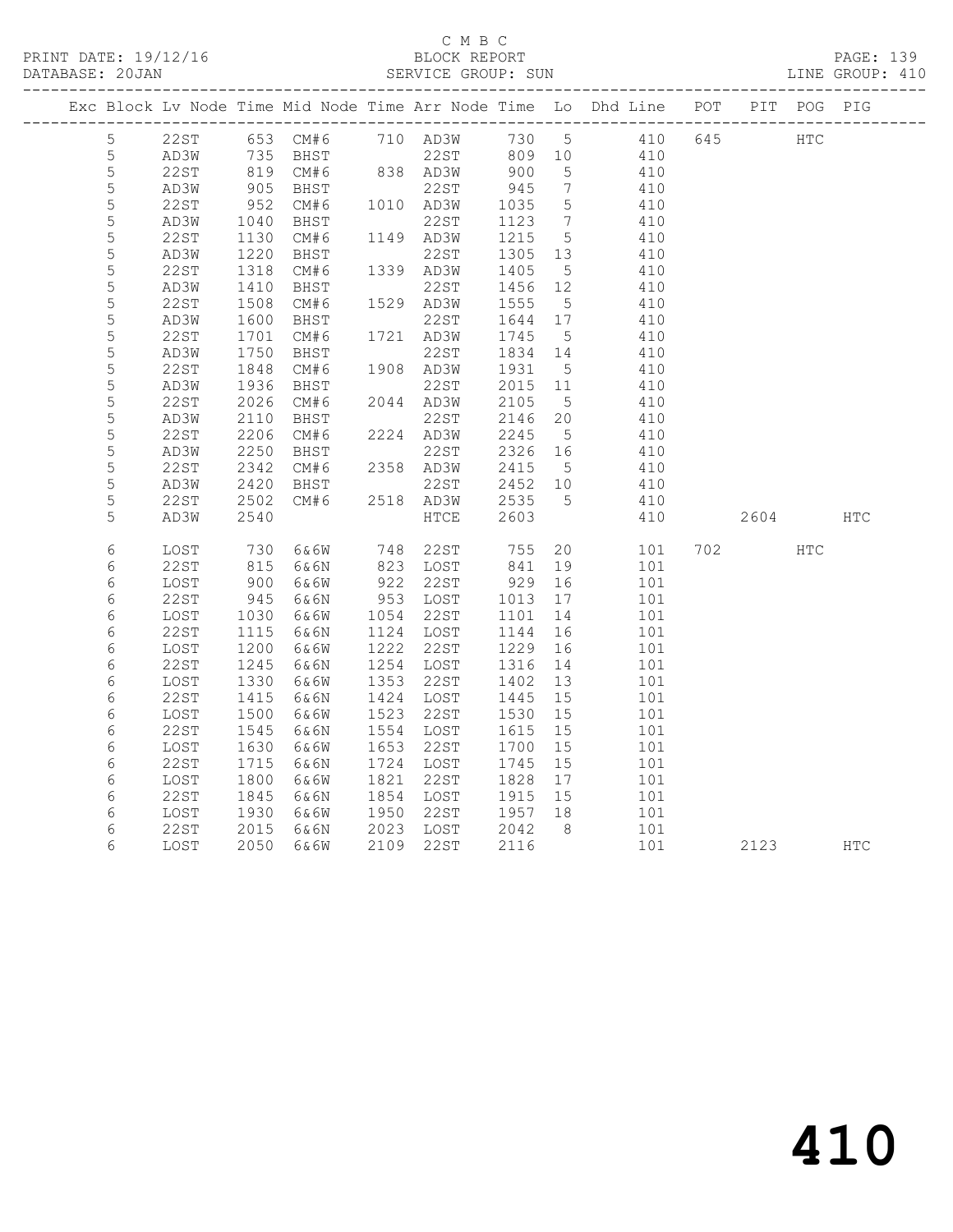C M B C

BLOCK REPORT

SERVICE GROUP: SUN

PRINT DATE: 19/12/16
DATABASE: 20JAN

PAGE: 139
LINE GROUP: 410

| Exc | Block | Lv | Node | Time | Mid Node | Time | Arr Node | Time | Lo | Dhd Line | POT | PIT | POG | PIG |
|---|---|---|---|---|---|---|---|---|---|---|---|---|---|---|
| | 5 | | 22ST | 653 | CM#6 | 710 | AD3W | 730 | 5 | 410 | 645 | | HTC | |
| | 5 | | AD3W | 735 | BHST | | 22ST | 809 | 10 | 410 | | | | |
| | 5 | | 22ST | 819 | CM#6 | 838 | AD3W | 900 | 5 | 410 | | | | |
| | 5 | | AD3W | 905 | BHST | | 22ST | 945 | 7 | 410 | | | | |
| | 5 | | 22ST | 952 | CM#6 | 1010 | AD3W | 1035 | 5 | 410 | | | | |
| | 5 | | AD3W | 1040 | BHST | | 22ST | 1123 | 7 | 410 | | | | |
| | 5 | | 22ST | 1130 | CM#6 | 1149 | AD3W | 1215 | 5 | 410 | | | | |
| | 5 | | AD3W | 1220 | BHST | | 22ST | 1305 | 13 | 410 | | | | |
| | 5 | | 22ST | 1318 | CM#6 | 1339 | AD3W | 1405 | 5 | 410 | | | | |
| | 5 | | AD3W | 1410 | BHST | | 22ST | 1456 | 12 | 410 | | | | |
| | 5 | | 22ST | 1508 | CM#6 | 1529 | AD3W | 1555 | 5 | 410 | | | | |
| | 5 | | AD3W | 1600 | BHST | | 22ST | 1644 | 17 | 410 | | | | |
| | 5 | | 22ST | 1701 | CM#6 | 1721 | AD3W | 1745 | 5 | 410 | | | | |
| | 5 | | AD3W | 1750 | BHST | | 22ST | 1834 | 14 | 410 | | | | |
| | 5 | | 22ST | 1848 | CM#6 | 1908 | AD3W | 1931 | 5 | 410 | | | | |
| | 5 | | AD3W | 1936 | BHST | | 22ST | 2015 | 11 | 410 | | | | |
| | 5 | | 22ST | 2026 | CM#6 | 2044 | AD3W | 2105 | 5 | 410 | | | | |
| | 5 | | AD3W | 2110 | BHST | | 22ST | 2146 | 20 | 410 | | | | |
| | 5 | | 22ST | 2206 | CM#6 | 2224 | AD3W | 2245 | 5 | 410 | | | | |
| | 5 | | AD3W | 2250 | BHST | | 22ST | 2326 | 16 | 410 | | | | |
| | 5 | | 22ST | 2342 | CM#6 | 2358 | AD3W | 2415 | 5 | 410 | | | | |
| | 5 | | AD3W | 2420 | BHST | | 22ST | 2452 | 10 | 410 | | | | |
| | 5 | | 22ST | 2502 | CM#6 | 2518 | AD3W | 2535 | 5 | 410 | | | | |
| | 5 | | AD3W | 2540 | | | HTCE | 2603 | | 410 | | 2604 | | HTC |
| | 6 | | LOST | 730 | 6&6W | 748 | 22ST | 755 | 20 | 101 | 702 | | HTC | |
| | 6 | | 22ST | 815 | 6&6N | 823 | LOST | 841 | 19 | 101 | | | | |
| | 6 | | LOST | 900 | 6&6W | 922 | 22ST | 929 | 16 | 101 | | | | |
| | 6 | | 22ST | 945 | 6&6N | 953 | LOST | 1013 | 17 | 101 | | | | |
| | 6 | | LOST | 1030 | 6&6W | 1054 | 22ST | 1101 | 14 | 101 | | | | |
| | 6 | | 22ST | 1115 | 6&6N | 1124 | LOST | 1144 | 16 | 101 | | | | |
| | 6 | | LOST | 1200 | 6&6W | 1222 | 22ST | 1229 | 16 | 101 | | | | |
| | 6 | | 22ST | 1245 | 6&6N | 1254 | LOST | 1316 | 14 | 101 | | | | |
| | 6 | | LOST | 1330 | 6&6W | 1353 | 22ST | 1402 | 13 | 101 | | | | |
| | 6 | | 22ST | 1415 | 6&6N | 1424 | LOST | 1445 | 15 | 101 | | | | |
| | 6 | | LOST | 1500 | 6&6W | 1523 | 22ST | 1530 | 15 | 101 | | | | |
| | 6 | | 22ST | 1545 | 6&6N | 1554 | LOST | 1615 | 15 | 101 | | | | |
| | 6 | | LOST | 1630 | 6&6W | 1653 | 22ST | 1700 | 15 | 101 | | | | |
| | 6 | | 22ST | 1715 | 6&6N | 1724 | LOST | 1745 | 15 | 101 | | | | |
| | 6 | | LOST | 1800 | 6&6W | 1821 | 22ST | 1828 | 17 | 101 | | | | |
| | 6 | | 22ST | 1845 | 6&6N | 1854 | LOST | 1915 | 15 | 101 | | | | |
| | 6 | | LOST | 1930 | 6&6W | 1950 | 22ST | 1957 | 18 | 101 | | | | |
| | 6 | | 22ST | 2015 | 6&6N | 2023 | LOST | 2042 | 8 | 101 | | | | |
| | 6 | | LOST | 2050 | 6&6W | 2109 | 22ST | 2116 | | 101 | | 2123 | | HTC |

# 410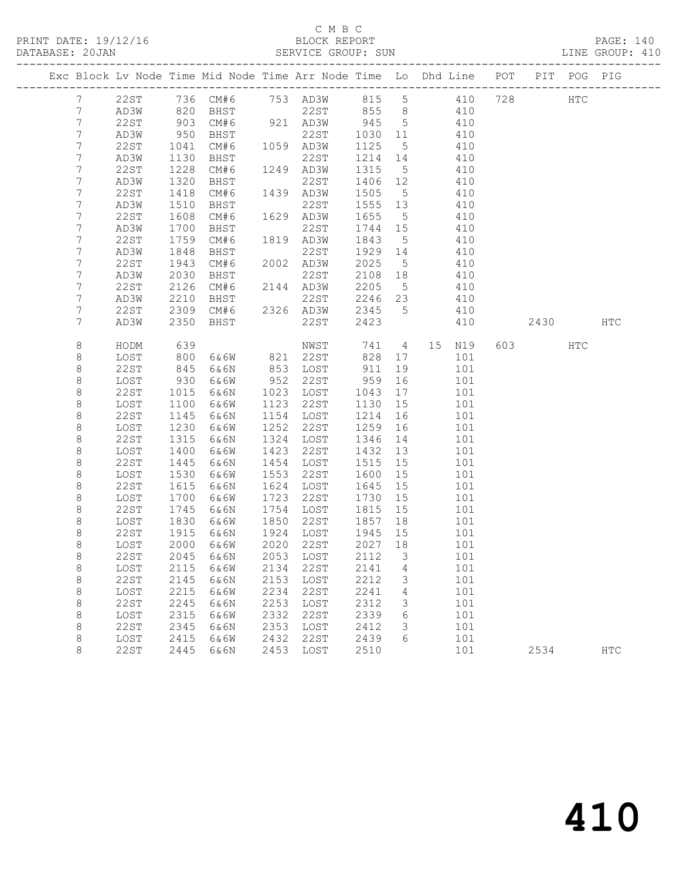C M B C
PRINT DATE: 19/12/16 BLOCK REPORT
DATABASE: 20JAN SERVICE GROUP: SUN LINE GROUP: 410

| Exc | Block | Lv | Node | Time | Mid Node | Time | Arr Node | Time | Lo | Dhd | Line | POT | PIT | POG | PIG |
|---|---|---|---|---|---|---|---|---|---|---|---|---|---|---|---|
| | 7 | | 22ST | 736 | CM#6 | 753 | AD3W | 815 | 5 | | 410 | 728 | | HTC | |
| | 7 | | AD3W | 820 | BHST | | 22ST | 855 | 8 | | 410 | | | | |
| | 7 | | 22ST | 903 | CM#6 | 921 | AD3W | 945 | 5 | | 410 | | | | |
| | 7 | | AD3W | 950 | BHST | | 22ST | 1030 | 11 | | 410 | | | | |
| | 7 | | 22ST | 1041 | CM#6 | 1059 | AD3W | 1125 | 5 | | 410 | | | | |
| | 7 | | AD3W | 1130 | BHST | | 22ST | 1214 | 14 | | 410 | | | | |
| | 7 | | 22ST | 1228 | CM#6 | 1249 | AD3W | 1315 | 5 | | 410 | | | | |
| | 7 | | AD3W | 1320 | BHST | | 22ST | 1406 | 12 | | 410 | | | | |
| | 7 | | 22ST | 1418 | CM#6 | 1439 | AD3W | 1505 | 5 | | 410 | | | | |
| | 7 | | AD3W | 1510 | BHST | | 22ST | 1555 | 13 | | 410 | | | | |
| | 7 | | 22ST | 1608 | CM#6 | 1629 | AD3W | 1655 | 5 | | 410 | | | | |
| | 7 | | AD3W | 1700 | BHST | | 22ST | 1744 | 15 | | 410 | | | | |
| | 7 | | 22ST | 1759 | CM#6 | 1819 | AD3W | 1843 | 5 | | 410 | | | | |
| | 7 | | AD3W | 1848 | BHST | | 22ST | 1929 | 14 | | 410 | | | | |
| | 7 | | 22ST | 1943 | CM#6 | 2002 | AD3W | 2025 | 5 | | 410 | | | | |
| | 7 | | AD3W | 2030 | BHST | | 22ST | 2108 | 18 | | 410 | | | | |
| | 7 | | 22ST | 2126 | CM#6 | 2144 | AD3W | 2205 | 5 | | 410 | | | | |
| | 7 | | AD3W | 2210 | BHST | | 22ST | 2246 | 23 | | 410 | | | | |
| | 7 | | 22ST | 2309 | CM#6 | 2326 | AD3W | 2345 | 5 | | 410 | | | | |
| | 7 | | AD3W | 2350 | BHST | | 22ST | 2423 | | | 410 | | 2430 | | HTC |
| | 8 | | HODM | 639 | | | NWST | 741 | 4 | 15 | N19 | 603 | | HTC | |
| | 8 | | LOST | 800 | 6&6W | 821 | 22ST | 828 | 17 | | 101 | | | | |
| | 8 | | 22ST | 845 | 6&6N | 853 | LOST | 911 | 19 | | 101 | | | | |
| | 8 | | LOST | 930 | 6&6W | 952 | 22ST | 959 | 16 | | 101 | | | | |
| | 8 | | 22ST | 1015 | 6&6N | 1023 | LOST | 1043 | 17 | | 101 | | | | |
| | 8 | | LOST | 1100 | 6&6W | 1123 | 22ST | 1130 | 15 | | 101 | | | | |
| | 8 | | 22ST | 1145 | 6&6N | 1154 | LOST | 1214 | 16 | | 101 | | | | |
| | 8 | | LOST | 1230 | 6&6W | 1252 | 22ST | 1259 | 16 | | 101 | | | | |
| | 8 | | 22ST | 1315 | 6&6N | 1324 | LOST | 1346 | 14 | | 101 | | | | |
| | 8 | | LOST | 1400 | 6&6W | 1423 | 22ST | 1432 | 13 | | 101 | | | | |
| | 8 | | 22ST | 1445 | 6&6N | 1454 | LOST | 1515 | 15 | | 101 | | | | |
| | 8 | | LOST | 1530 | 6&6W | 1553 | 22ST | 1600 | 15 | | 101 | | | | |
| | 8 | | 22ST | 1615 | 6&6N | 1624 | LOST | 1645 | 15 | | 101 | | | | |
| | 8 | | LOST | 1700 | 6&6W | 1723 | 22ST | 1730 | 15 | | 101 | | | | |
| | 8 | | 22ST | 1745 | 6&6N | 1754 | LOST | 1815 | 15 | | 101 | | | | |
| | 8 | | LOST | 1830 | 6&6W | 1850 | 22ST | 1857 | 18 | | 101 | | | | |
| | 8 | | 22ST | 1915 | 6&6N | 1924 | LOST | 1945 | 15 | | 101 | | | | |
| | 8 | | LOST | 2000 | 6&6W | 2020 | 22ST | 2027 | 18 | | 101 | | | | |
| | 8 | | 22ST | 2045 | 6&6N | 2053 | LOST | 2112 | 3 | | 101 | | | | |
| | 8 | | LOST | 2115 | 6&6W | 2134 | 22ST | 2141 | 4 | | 101 | | | | |
| | 8 | | 22ST | 2145 | 6&6N | 2153 | LOST | 2212 | 3 | | 101 | | | | |
| | 8 | | LOST | 2215 | 6&6W | 2234 | 22ST | 2241 | 4 | | 101 | | | | |
| | 8 | | 22ST | 2245 | 6&6N | 2253 | LOST | 2312 | 3 | | 101 | | | | |
| | 8 | | LOST | 2315 | 6&6W | 2332 | 22ST | 2339 | 6 | | 101 | | | | |
| | 8 | | 22ST | 2345 | 6&6N | 2353 | LOST | 2412 | 3 | | 101 | | | | |
| | 8 | | LOST | 2415 | 6&6W | 2432 | 22ST | 2439 | 6 | | 101 | | | | |
| | 8 | | 22ST | 2445 | 6&6N | 2453 | LOST | 2510 | | | 101 | | 2534 | | HTC |

410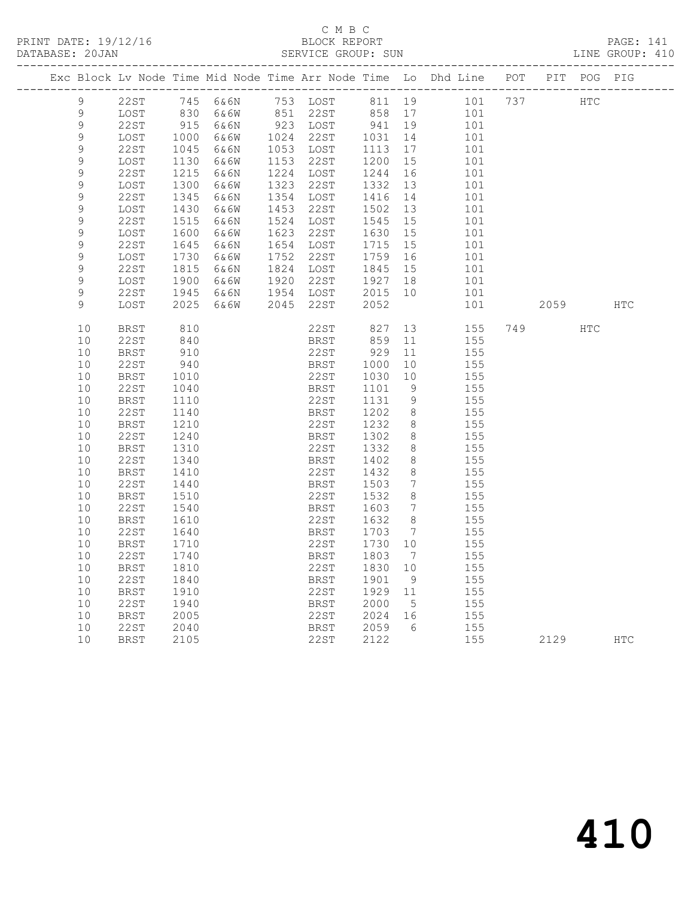C M B C
PRINT DATE: 19/12/16 BLOCK REPORT
DATABASE: 20JAN SERVICE GROUP: SUN LINE GROUP: 410

| Exc | Block | Lv Node | Time | Mid Node | Time | Arr Node | Time | Lo | Dhd Line | POT | PIT | POG | PIG |
|---|---|---|---|---|---|---|---|---|---|---|---|---|---|
| | 9 | 22ST | 745 | 6&6N | 753 | LOST | 811 | 19 | 101 | 737 | | HTC | |
| | 9 | LOST | 830 | 6&6W | 851 | 22ST | 858 | 17 | 101 | | | | |
| | 9 | 22ST | 915 | 6&6N | 923 | LOST | 941 | 19 | 101 | | | | |
| | 9 | LOST | 1000 | 6&6W | 1024 | 22ST | 1031 | 14 | 101 | | | | |
| | 9 | 22ST | 1045 | 6&6N | 1053 | LOST | 1113 | 17 | 101 | | | | |
| | 9 | LOST | 1130 | 6&6W | 1153 | 22ST | 1200 | 15 | 101 | | | | |
| | 9 | 22ST | 1215 | 6&6N | 1224 | LOST | 1244 | 16 | 101 | | | | |
| | 9 | LOST | 1300 | 6&6W | 1323 | 22ST | 1332 | 13 | 101 | | | | |
| | 9 | 22ST | 1345 | 6&6N | 1354 | LOST | 1416 | 14 | 101 | | | | |
| | 9 | LOST | 1430 | 6&6W | 1453 | 22ST | 1502 | 13 | 101 | | | | |
| | 9 | 22ST | 1515 | 6&6N | 1524 | LOST | 1545 | 15 | 101 | | | | |
| | 9 | LOST | 1600 | 6&6W | 1623 | 22ST | 1630 | 15 | 101 | | | | |
| | 9 | 22ST | 1645 | 6&6N | 1654 | LOST | 1715 | 15 | 101 | | | | |
| | 9 | LOST | 1730 | 6&6W | 1752 | 22ST | 1759 | 16 | 101 | | | | |
| | 9 | 22ST | 1815 | 6&6N | 1824 | LOST | 1845 | 15 | 101 | | | | |
| | 9 | LOST | 1900 | 6&6W | 1920 | 22ST | 1927 | 18 | 101 | | | | |
| | 9 | 22ST | 1945 | 6&6N | 1954 | LOST | 2015 | 10 | 101 | | | | |
| | 9 | LOST | 2025 | 6&6W | 2045 | 22ST | 2052 | | 101 | | 2059 | | HTC |
| | 10 | BRST | 810 | | | 22ST | 827 | 13 | 155 | 749 | | HTC | |
| | 10 | 22ST | 840 | | | BRST | 859 | 11 | 155 | | | | |
| | 10 | BRST | 910 | | | 22ST | 929 | 11 | 155 | | | | |
| | 10 | 22ST | 940 | | | BRST | 1000 | 10 | 155 | | | | |
| | 10 | BRST | 1010 | | | 22ST | 1030 | 10 | 155 | | | | |
| | 10 | 22ST | 1040 | | | BRST | 1101 | 9 | 155 | | | | |
| | 10 | BRST | 1110 | | | 22ST | 1131 | 9 | 155 | | | | |
| | 10 | 22ST | 1140 | | | BRST | 1202 | 8 | 155 | | | | |
| | 10 | BRST | 1210 | | | 22ST | 1232 | 8 | 155 | | | | |
| | 10 | 22ST | 1240 | | | BRST | 1302 | 8 | 155 | | | | |
| | 10 | BRST | 1310 | | | 22ST | 1332 | 8 | 155 | | | | |
| | 10 | 22ST | 1340 | | | BRST | 1402 | 8 | 155 | | | | |
| | 10 | BRST | 1410 | | | 22ST | 1432 | 8 | 155 | | | | |
| | 10 | 22ST | 1440 | | | BRST | 1503 | 7 | 155 | | | | |
| | 10 | BRST | 1510 | | | 22ST | 1532 | 8 | 155 | | | | |
| | 10 | 22ST | 1540 | | | BRST | 1603 | 7 | 155 | | | | |
| | 10 | BRST | 1610 | | | 22ST | 1632 | 8 | 155 | | | | |
| | 10 | 22ST | 1640 | | | BRST | 1703 | 7 | 155 | | | | |
| | 10 | BRST | 1710 | | | 22ST | 1730 | 10 | 155 | | | | |
| | 10 | 22ST | 1740 | | | BRST | 1803 | 7 | 155 | | | | |
| | 10 | BRST | 1810 | | | 22ST | 1830 | 10 | 155 | | | | |
| | 10 | 22ST | 1840 | | | BRST | 1901 | 9 | 155 | | | | |
| | 10 | BRST | 1910 | | | 22ST | 1929 | 11 | 155 | | | | |
| | 10 | 22ST | 1940 | | | BRST | 2000 | 5 | 155 | | | | |
| | 10 | BRST | 2005 | | | 22ST | 2024 | 16 | 155 | | | | |
| | 10 | 22ST | 2040 | | | BRST | 2059 | 6 | 155 | | | | |
| | 10 | BRST | 2105 | | | 22ST | 2122 | | 155 | | 2129 | | HTC |

410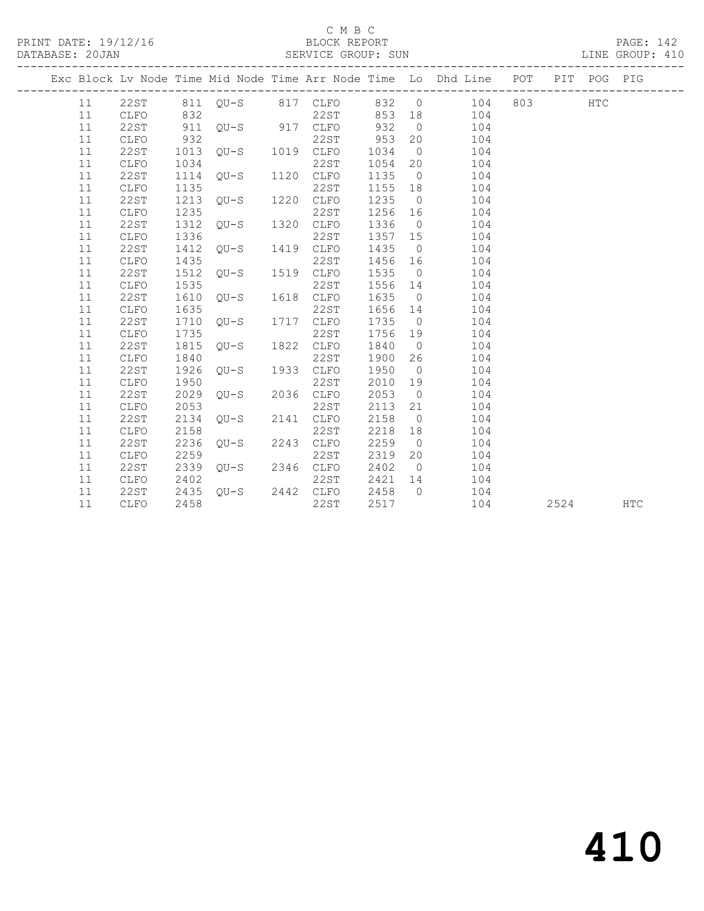C M B C

BLOCK REPORT

PRINT DATE: 19/12/16 DATABASE: 20JAN SERVICE GROUP: SUN LINE GROUP: 410

| Exc | Block | Lv | Node | Time | Mid Node | Time | Arr Node | Time | Lo | Dhd Line | POT | PIT | POG | PIG |
|---|---|---|---|---|---|---|---|---|---|---|---|---|---|---|
| | 11 | | 22ST | 811 | QU-S | 817 | CLFO | 832 | 0 | 104 | 803 | | HTC | |
| | 11 | | CLFO | 832 | | | 22ST | 853 | 18 | 104 | | | | |
| | 11 | | 22ST | 911 | QU-S | 917 | CLFO | 932 | 0 | 104 | | | | |
| | 11 | | CLFO | 932 | | | 22ST | 953 | 20 | 104 | | | | |
| | 11 | | 22ST | 1013 | QU-S | 1019 | CLFO | 1034 | 0 | 104 | | | | |
| | 11 | | CLFO | 1034 | | | 22ST | 1054 | 20 | 104 | | | | |
| | 11 | | 22ST | 1114 | QU-S | 1120 | CLFO | 1135 | 0 | 104 | | | | |
| | 11 | | CLFO | 1135 | | | 22ST | 1155 | 18 | 104 | | | | |
| | 11 | | 22ST | 1213 | QU-S | 1220 | CLFO | 1235 | 0 | 104 | | | | |
| | 11 | | CLFO | 1235 | | | 22ST | 1256 | 16 | 104 | | | | |
| | 11 | | 22ST | 1312 | QU-S | 1320 | CLFO | 1336 | 0 | 104 | | | | |
| | 11 | | CLFO | 1336 | | | 22ST | 1357 | 15 | 104 | | | | |
| | 11 | | 22ST | 1412 | QU-S | 1419 | CLFO | 1435 | 0 | 104 | | | | |
| | 11 | | CLFO | 1435 | | | 22ST | 1456 | 16 | 104 | | | | |
| | 11 | | 22ST | 1512 | QU-S | 1519 | CLFO | 1535 | 0 | 104 | | | | |
| | 11 | | CLFO | 1535 | | | 22ST | 1556 | 14 | 104 | | | | |
| | 11 | | 22ST | 1610 | QU-S | 1618 | CLFO | 1635 | 0 | 104 | | | | |
| | 11 | | CLFO | 1635 | | | 22ST | 1656 | 14 | 104 | | | | |
| | 11 | | 22ST | 1710 | QU-S | 1717 | CLFO | 1735 | 0 | 104 | | | | |
| | 11 | | CLFO | 1735 | | | 22ST | 1756 | 19 | 104 | | | | |
| | 11 | | 22ST | 1815 | QU-S | 1822 | CLFO | 1840 | 0 | 104 | | | | |
| | 11 | | CLFO | 1840 | | | 22ST | 1900 | 26 | 104 | | | | |
| | 11 | | 22ST | 1926 | QU-S | 1933 | CLFO | 1950 | 0 | 104 | | | | |
| | 11 | | CLFO | 1950 | | | 22ST | 2010 | 19 | 104 | | | | |
| | 11 | | 22ST | 2029 | QU-S | 2036 | CLFO | 2053 | 0 | 104 | | | | |
| | 11 | | CLFO | 2053 | | | 22ST | 2113 | 21 | 104 | | | | |
| | 11 | | 22ST | 2134 | QU-S | 2141 | CLFO | 2158 | 0 | 104 | | | | |
| | 11 | | CLFO | 2158 | | | 22ST | 2218 | 18 | 104 | | | | |
| | 11 | | 22ST | 2236 | QU-S | 2243 | CLFO | 2259 | 0 | 104 | | | | |
| | 11 | | CLFO | 2259 | | | 22ST | 2319 | 20 | 104 | | | | |
| | 11 | | 22ST | 2339 | QU-S | 2346 | CLFO | 2402 | 0 | 104 | | | | |
| | 11 | | CLFO | 2402 | | | 22ST | 2421 | 14 | 104 | | | | |
| | 11 | | 22ST | 2435 | QU-S | 2442 | CLFO | 2458 | 0 | 104 | | | | |
| | 11 | | CLFO | 2458 | | | 22ST | 2517 | | 104 | | 2524 | | HTC |

410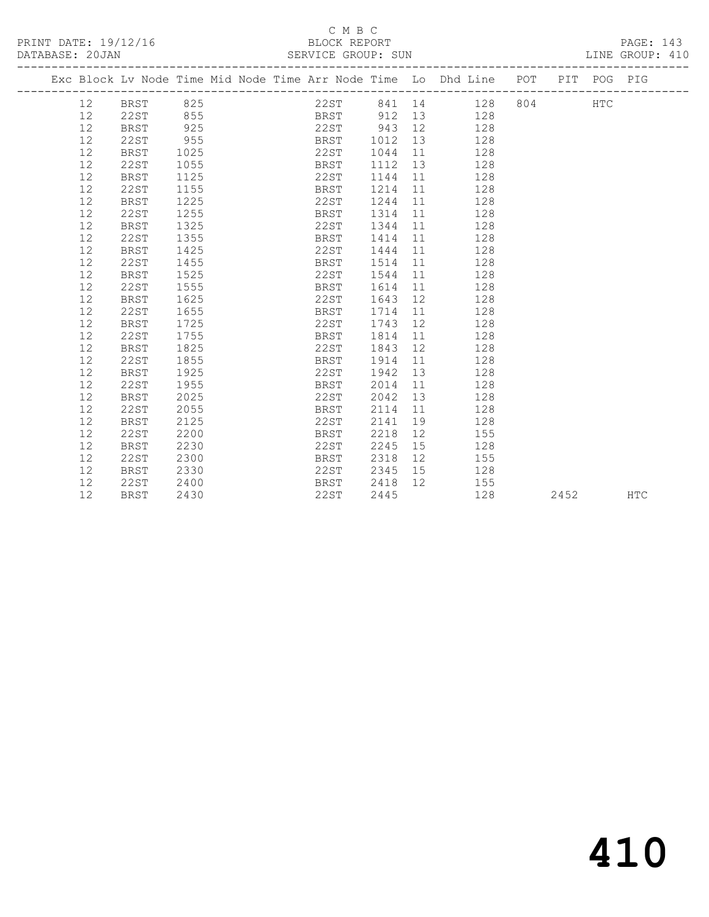C M B C

BLOCK REPORT

SERVICE GROUP: SUN

PRINT DATE: 19/12/16

DATABASE: 20JAN

LINE GROUP: 410

| Exc | Block | Lv Node | Time | Mid Node | Time | Arr Node | Time | Lo | Dhd Line | POT | PIT | POG | PIG |
|---|---|---|---|---|---|---|---|---|---|---|---|---|---|
| | 12 | BRST | 825 | | | 22ST | 841 | 14 | 128 | 804 | | HTC | |
| | 12 | 22ST | 855 | | | BRST | 912 | 13 | 128 | | | | |
| | 12 | BRST | 925 | | | 22ST | 943 | 12 | 128 | | | | |
| | 12 | 22ST | 955 | | | BRST | 1012 | 13 | 128 | | | | |
| | 12 | BRST | 1025 | | | 22ST | 1044 | 11 | 128 | | | | |
| | 12 | 22ST | 1055 | | | BRST | 1112 | 13 | 128 | | | | |
| | 12 | BRST | 1125 | | | 22ST | 1144 | 11 | 128 | | | | |
| | 12 | 22ST | 1155 | | | BRST | 1214 | 11 | 128 | | | | |
| | 12 | BRST | 1225 | | | 22ST | 1244 | 11 | 128 | | | | |
| | 12 | 22ST | 1255 | | | BRST | 1314 | 11 | 128 | | | | |
| | 12 | BRST | 1325 | | | 22ST | 1344 | 11 | 128 | | | | |
| | 12 | 22ST | 1355 | | | BRST | 1414 | 11 | 128 | | | | |
| | 12 | BRST | 1425 | | | 22ST | 1444 | 11 | 128 | | | | |
| | 12 | 22ST | 1455 | | | BRST | 1514 | 11 | 128 | | | | |
| | 12 | BRST | 1525 | | | 22ST | 1544 | 11 | 128 | | | | |
| | 12 | 22ST | 1555 | | | BRST | 1614 | 11 | 128 | | | | |
| | 12 | BRST | 1625 | | | 22ST | 1643 | 12 | 128 | | | | |
| | 12 | 22ST | 1655 | | | BRST | 1714 | 11 | 128 | | | | |
| | 12 | BRST | 1725 | | | 22ST | 1743 | 12 | 128 | | | | |
| | 12 | 22ST | 1755 | | | BRST | 1814 | 11 | 128 | | | | |
| | 12 | BRST | 1825 | | | 22ST | 1843 | 12 | 128 | | | | |
| | 12 | 22ST | 1855 | | | BRST | 1914 | 11 | 128 | | | | |
| | 12 | BRST | 1925 | | | 22ST | 1942 | 13 | 128 | | | | |
| | 12 | 22ST | 1955 | | | BRST | 2014 | 11 | 128 | | | | |
| | 12 | BRST | 2025 | | | 22ST | 2042 | 13 | 128 | | | | |
| | 12 | 22ST | 2055 | | | BRST | 2114 | 11 | 128 | | | | |
| | 12 | BRST | 2125 | | | 22ST | 2141 | 19 | 128 | | | | |
| | 12 | 22ST | 2200 | | | BRST | 2218 | 12 | 155 | | | | |
| | 12 | BRST | 2230 | | | 22ST | 2245 | 15 | 128 | | | | |
| | 12 | 22ST | 2300 | | | BRST | 2318 | 12 | 155 | | | | |
| | 12 | BRST | 2330 | | | 22ST | 2345 | 15 | 128 | | | | |
| | 12 | 22ST | 2400 | | | BRST | 2418 | 12 | 155 | | | | |
| | 12 | BRST | 2430 | | | 22ST | 2445 | | 128 | | 2452 | | HTC |

410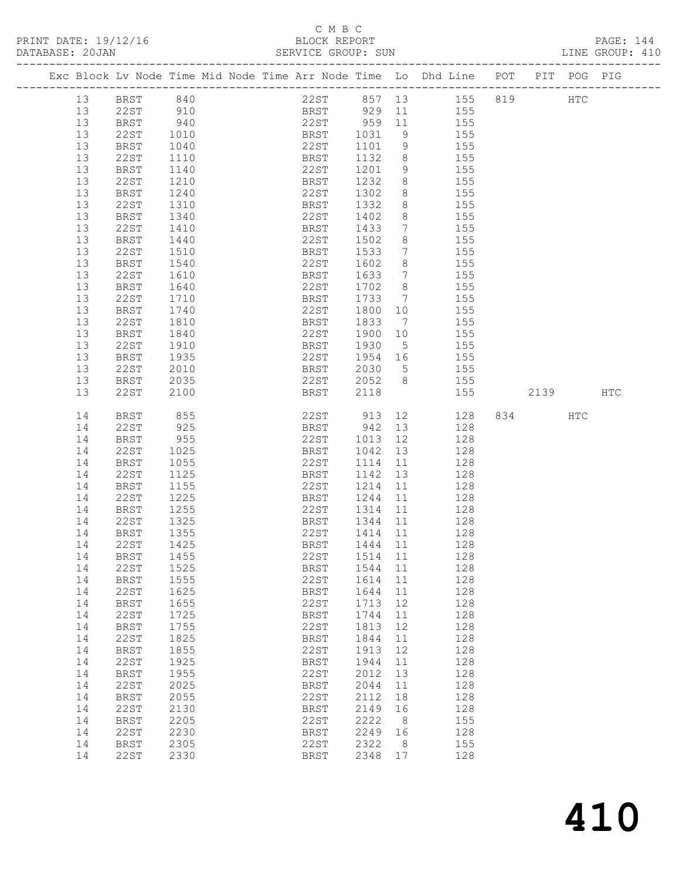C M B C

PRINT DATE: 19/12/16 BLOCK REPORT PAGE: 144
DATABASE: 20JAN SERVICE GROUP: SUN LINE GROUP: 410

| Exc | Block | Lv | Node | Time | Mid Node | Time | Arr Node | Time | Lo | Dhd Line | POT | PIT | POG | PIG |
|---|---|---|---|---|---|---|---|---|---|---|---|---|---|---|
| | 13 | | BRST | 840 | | | 22ST | 857 | 13 | 155 | 819 | | HTC | |
| | 13 | | 22ST | 910 | | | BRST | 929 | 11 | 155 | | | | |
| | 13 | | BRST | 940 | | | 22ST | 959 | 11 | 155 | | | | |
| | 13 | | 22ST | 1010 | | | BRST | 1031 | 9 | 155 | | | | |
| | 13 | | BRST | 1040 | | | 22ST | 1101 | 9 | 155 | | | | |
| | 13 | | 22ST | 1110 | | | BRST | 1132 | 8 | 155 | | | | |
| | 13 | | BRST | 1140 | | | 22ST | 1201 | 9 | 155 | | | | |
| | 13 | | 22ST | 1210 | | | BRST | 1232 | 8 | 155 | | | | |
| | 13 | | BRST | 1240 | | | 22ST | 1302 | 8 | 155 | | | | |
| | 13 | | 22ST | 1310 | | | BRST | 1332 | 8 | 155 | | | | |
| | 13 | | BRST | 1340 | | | 22ST | 1402 | 8 | 155 | | | | |
| | 13 | | 22ST | 1410 | | | BRST | 1433 | 7 | 155 | | | | |
| | 13 | | BRST | 1440 | | | 22ST | 1502 | 8 | 155 | | | | |
| | 13 | | 22ST | 1510 | | | BRST | 1533 | 7 | 155 | | | | |
| | 13 | | BRST | 1540 | | | 22ST | 1602 | 8 | 155 | | | | |
| | 13 | | 22ST | 1610 | | | BRST | 1633 | 7 | 155 | | | | |
| | 13 | | BRST | 1640 | | | 22ST | 1702 | 8 | 155 | | | | |
| | 13 | | 22ST | 1710 | | | BRST | 1733 | 7 | 155 | | | | |
| | 13 | | BRST | 1740 | | | 22ST | 1800 | 10 | 155 | | | | |
| | 13 | | 22ST | 1810 | | | BRST | 1833 | 7 | 155 | | | | |
| | 13 | | BRST | 1840 | | | 22ST | 1900 | 10 | 155 | | | | |
| | 13 | | 22ST | 1910 | | | BRST | 1930 | 5 | 155 | | | | |
| | 13 | | BRST | 1935 | | | 22ST | 1954 | 16 | 155 | | | | |
| | 13 | | 22ST | 2010 | | | BRST | 2030 | 5 | 155 | | | | |
| | 13 | | BRST | 2035 | | | 22ST | 2052 | 8 | 155 | | | | |
| | 13 | | 22ST | 2100 | | | BRST | 2118 | | 155 | | 2139 | | HTC |
| | 14 | | BRST | 855 | | | 22ST | 913 | 12 | 128 | 834 | | HTC | |
| | 14 | | 22ST | 925 | | | BRST | 942 | 13 | 128 | | | | |
| | 14 | | BRST | 955 | | | 22ST | 1013 | 12 | 128 | | | | |
| | 14 | | 22ST | 1025 | | | BRST | 1042 | 13 | 128 | | | | |
| | 14 | | BRST | 1055 | | | 22ST | 1114 | 11 | 128 | | | | |
| | 14 | | 22ST | 1125 | | | BRST | 1142 | 13 | 128 | | | | |
| | 14 | | BRST | 1155 | | | 22ST | 1214 | 11 | 128 | | | | |
| | 14 | | 22ST | 1225 | | | BRST | 1244 | 11 | 128 | | | | |
| | 14 | | BRST | 1255 | | | 22ST | 1314 | 11 | 128 | | | | |
| | 14 | | 22ST | 1325 | | | BRST | 1344 | 11 | 128 | | | | |
| | 14 | | BRST | 1355 | | | 22ST | 1414 | 11 | 128 | | | | |
| | 14 | | 22ST | 1425 | | | BRST | 1444 | 11 | 128 | | | | |
| | 14 | | BRST | 1455 | | | 22ST | 1514 | 11 | 128 | | | | |
| | 14 | | 22ST | 1525 | | | BRST | 1544 | 11 | 128 | | | | |
| | 14 | | BRST | 1555 | | | 22ST | 1614 | 11 | 128 | | | | |
| | 14 | | 22ST | 1625 | | | BRST | 1644 | 11 | 128 | | | | |
| | 14 | | BRST | 1655 | | | 22ST | 1713 | 12 | 128 | | | | |
| | 14 | | 22ST | 1725 | | | BRST | 1744 | 11 | 128 | | | | |
| | 14 | | BRST | 1755 | | | 22ST | 1813 | 12 | 128 | | | | |
| | 14 | | 22ST | 1825 | | | BRST | 1844 | 11 | 128 | | | | |
| | 14 | | BRST | 1855 | | | 22ST | 1913 | 12 | 128 | | | | |
| | 14 | | 22ST | 1925 | | | BRST | 1944 | 11 | 128 | | | | |
| | 14 | | BRST | 1955 | | | 22ST | 2012 | 13 | 128 | | | | |
| | 14 | | 22ST | 2025 | | | BRST | 2044 | 11 | 128 | | | | |
| | 14 | | BRST | 2055 | | | 22ST | 2112 | 18 | 128 | | | | |
| | 14 | | 22ST | 2130 | | | BRST | 2149 | 16 | 128 | | | | |
| | 14 | | BRST | 2205 | | | 22ST | 2222 | 8 | 155 | | | | |
| | 14 | | 22ST | 2230 | | | BRST | 2249 | 16 | 128 | | | | |
| | 14 | | BRST | 2305 | | | 22ST | 2322 | 8 | 155 | | | | |
| | 14 | | 22ST | 2330 | | | BRST | 2348 | 17 | 128 | | | | |

# 410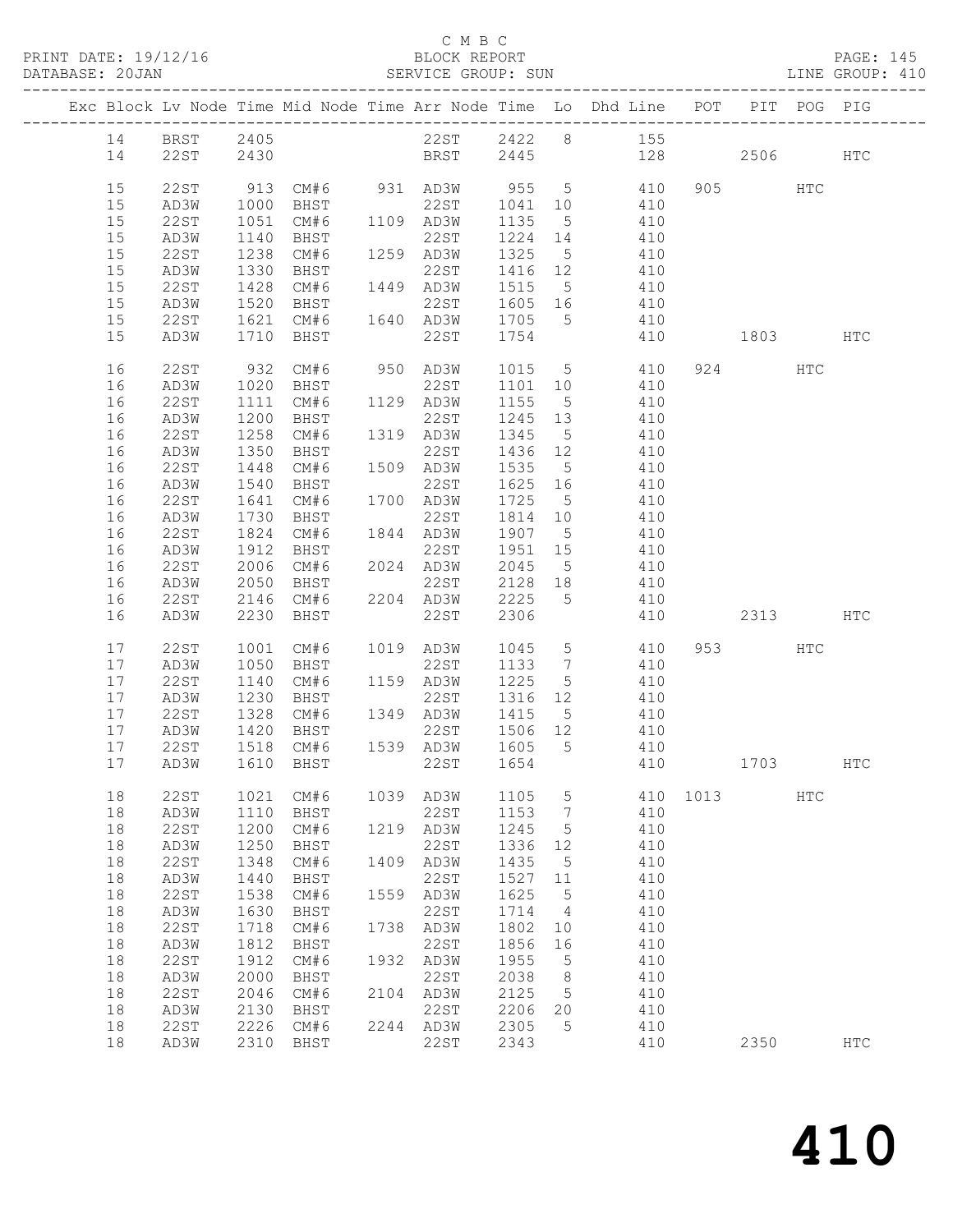C M B C
PRINT DATE: 19/12/16 BLOCK REPORT
DATABASE: 20JAN SERVICE GROUP: SUN LINE GROUP: 410

| Exc | Block | Lv | Node | Time | Mid Node | Time | Arr Node | Time | Lo | Dhd Line | POT | PIT | POG | PIG |
|---|---|---|---|---|---|---|---|---|---|---|---|---|---|---|
| | 14 | | BRST | 2405 | | | 22ST | 2422 | 8 | 155 | | | | |
| | 14 | | 22ST | 2430 | | | BRST | 2445 | | 128 | | 2506 | | HTC |
| | 15 | | 22ST | 913 | CM#6 | 931 | AD3W | 955 | 5 | 410 | 905 | | HTC | |
| | 15 | | AD3W | 1000 | BHST | | 22ST | 1041 | 10 | 410 | | | | |
| | 15 | | 22ST | 1051 | CM#6 | 1109 | AD3W | 1135 | 5 | 410 | | | | |
| | 15 | | AD3W | 1140 | BHST | | 22ST | 1224 | 14 | 410 | | | | |
| | 15 | | 22ST | 1238 | CM#6 | 1259 | AD3W | 1325 | 5 | 410 | | | | |
| | 15 | | AD3W | 1330 | BHST | | 22ST | 1416 | 12 | 410 | | | | |
| | 15 | | 22ST | 1428 | CM#6 | 1449 | AD3W | 1515 | 5 | 410 | | | | |
| | 15 | | AD3W | 1520 | BHST | | 22ST | 1605 | 16 | 410 | | | | |
| | 15 | | 22ST | 1621 | CM#6 | 1640 | AD3W | 1705 | 5 | 410 | | | | |
| | 15 | | AD3W | 1710 | BHST | | 22ST | 1754 | | 410 | | 1803 | | HTC |
| | 16 | | 22ST | 932 | CM#6 | 950 | AD3W | 1015 | 5 | 410 | 924 | | HTC | |
| | 16 | | AD3W | 1020 | BHST | | 22ST | 1101 | 10 | 410 | | | | |
| | 16 | | 22ST | 1111 | CM#6 | 1129 | AD3W | 1155 | 5 | 410 | | | | |
| | 16 | | AD3W | 1200 | BHST | | 22ST | 1245 | 13 | 410 | | | | |
| | 16 | | 22ST | 1258 | CM#6 | 1319 | AD3W | 1345 | 5 | 410 | | | | |
| | 16 | | AD3W | 1350 | BHST | | 22ST | 1436 | 12 | 410 | | | | |
| | 16 | | 22ST | 1448 | CM#6 | 1509 | AD3W | 1535 | 5 | 410 | | | | |
| | 16 | | AD3W | 1540 | BHST | | 22ST | 1625 | 16 | 410 | | | | |
| | 16 | | 22ST | 1641 | CM#6 | 1700 | AD3W | 1725 | 5 | 410 | | | | |
| | 16 | | AD3W | 1730 | BHST | | 22ST | 1814 | 10 | 410 | | | | |
| | 16 | | 22ST | 1824 | CM#6 | 1844 | AD3W | 1907 | 5 | 410 | | | | |
| | 16 | | AD3W | 1912 | BHST | | 22ST | 1951 | 15 | 410 | | | | |
| | 16 | | 22ST | 2006 | CM#6 | 2024 | AD3W | 2045 | 5 | 410 | | | | |
| | 16 | | AD3W | 2050 | BHST | | 22ST | 2128 | 18 | 410 | | | | |
| | 16 | | 22ST | 2146 | CM#6 | 2204 | AD3W | 2225 | 5 | 410 | | | | |
| | 16 | | AD3W | 2230 | BHST | | 22ST | 2306 | | 410 | | 2313 | | HTC |
| | 17 | | 22ST | 1001 | CM#6 | 1019 | AD3W | 1045 | 5 | 410 | 953 | | HTC | |
| | 17 | | AD3W | 1050 | BHST | | 22ST | 1133 | 7 | 410 | | | | |
| | 17 | | 22ST | 1140 | CM#6 | 1159 | AD3W | 1225 | 5 | 410 | | | | |
| | 17 | | AD3W | 1230 | BHST | | 22ST | 1316 | 12 | 410 | | | | |
| | 17 | | 22ST | 1328 | CM#6 | 1349 | AD3W | 1415 | 5 | 410 | | | | |
| | 17 | | AD3W | 1420 | BHST | | 22ST | 1506 | 12 | 410 | | | | |
| | 17 | | 22ST | 1518 | CM#6 | 1539 | AD3W | 1605 | 5 | 410 | | | | |
| | 17 | | AD3W | 1610 | BHST | | 22ST | 1654 | | 410 | | 1703 | | HTC |
| | 18 | | 22ST | 1021 | CM#6 | 1039 | AD3W | 1105 | 5 | 410 | 1013 | | HTC | |
| | 18 | | AD3W | 1110 | BHST | | 22ST | 1153 | 7 | 410 | | | | |
| | 18 | | 22ST | 1200 | CM#6 | 1219 | AD3W | 1245 | 5 | 410 | | | | |
| | 18 | | AD3W | 1250 | BHST | | 22ST | 1336 | 12 | 410 | | | | |
| | 18 | | 22ST | 1348 | CM#6 | 1409 | AD3W | 1435 | 5 | 410 | | | | |
| | 18 | | AD3W | 1440 | BHST | | 22ST | 1527 | 11 | 410 | | | | |
| | 18 | | 22ST | 1538 | CM#6 | 1559 | AD3W | 1625 | 5 | 410 | | | | |
| | 18 | | AD3W | 1630 | BHST | | 22ST | 1714 | 4 | 410 | | | | |
| | 18 | | 22ST | 1718 | CM#6 | 1738 | AD3W | 1802 | 10 | 410 | | | | |
| | 18 | | AD3W | 1812 | BHST | | 22ST | 1856 | 16 | 410 | | | | |
| | 18 | | 22ST | 1912 | CM#6 | 1932 | AD3W | 1955 | 5 | 410 | | | | |
| | 18 | | AD3W | 2000 | BHST | | 22ST | 2038 | 8 | 410 | | | | |
| | 18 | | 22ST | 2046 | CM#6 | 2104 | AD3W | 2125 | 5 | 410 | | | | |
| | 18 | | AD3W | 2130 | BHST | | 22ST | 2206 | 20 | 410 | | | | |
| | 18 | | 22ST | 2226 | CM#6 | 2244 | AD3W | 2305 | 5 | 410 | | | | |
| | 18 | | AD3W | 2310 | BHST | | 22ST | 2343 | | 410 | | 2350 | | HTC |

# 410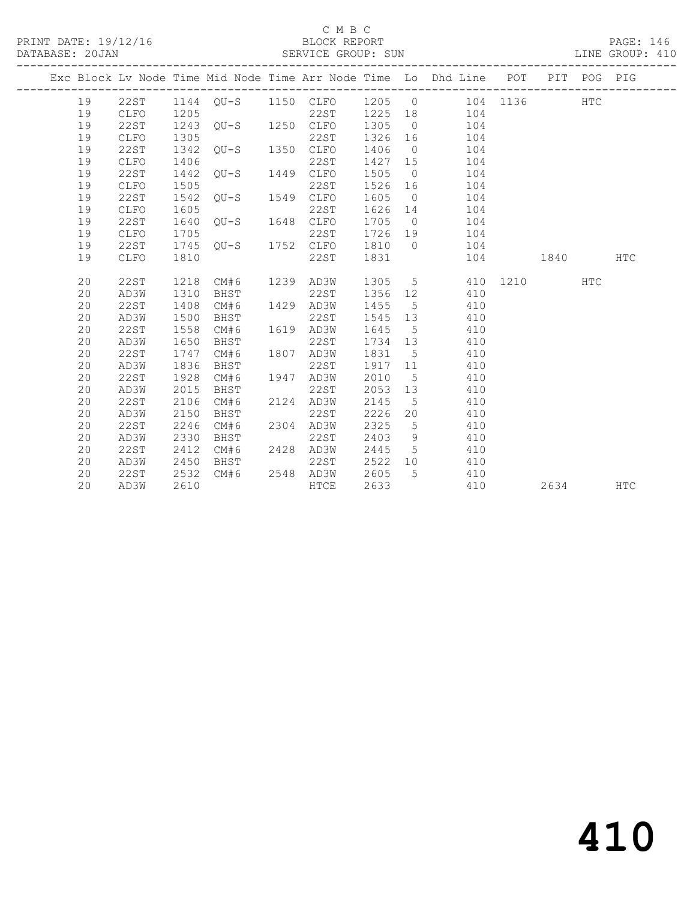C M B C

BLOCK REPORT

SERVICE GROUP: SUN

PRINT DATE: 19/12/16

DATABASE: 20JAN

LINE GROUP: 410

| Exc | Block | Lv Node | Time | Mid Node | Time | Arr Node | Time | Lo | Dhd Line | POT | PIT | POG | PIG |
|---|---|---|---|---|---|---|---|---|---|---|---|---|---|
| | 19 | 22ST | 1144 | QU-S | 1150 | CLFO | 1205 | 0 | 104 | 1136 | | HTC | |
| | 19 | CLFO | 1205 | | | 22ST | 1225 | 18 | 104 | | | | |
| | 19 | 22ST | 1243 | QU-S | 1250 | CLFO | 1305 | 0 | 104 | | | | |
| | 19 | CLFO | 1305 | | | 22ST | 1326 | 16 | 104 | | | | |
| | 19 | 22ST | 1342 | QU-S | 1350 | CLFO | 1406 | 0 | 104 | | | | |
| | 19 | CLFO | 1406 | | | 22ST | 1427 | 15 | 104 | | | | |
| | 19 | 22ST | 1442 | QU-S | 1449 | CLFO | 1505 | 0 | 104 | | | | |
| | 19 | CLFO | 1505 | | | 22ST | 1526 | 16 | 104 | | | | |
| | 19 | 22ST | 1542 | QU-S | 1549 | CLFO | 1605 | 0 | 104 | | | | |
| | 19 | CLFO | 1605 | | | 22ST | 1626 | 14 | 104 | | | | |
| | 19 | 22ST | 1640 | QU-S | 1648 | CLFO | 1705 | 0 | 104 | | | | |
| | 19 | CLFO | 1705 | | | 22ST | 1726 | 19 | 104 | | | | |
| | 19 | 22ST | 1745 | QU-S | 1752 | CLFO | 1810 | 0 | 104 | | | | |
| | 19 | CLFO | 1810 | | | 22ST | 1831 | | 104 | | 1840 | | HTC |
| | 20 | 22ST | 1218 | CM#6 | 1239 | AD3W | 1305 | 5 | 410 | 1210 | | HTC | |
| | 20 | AD3W | 1310 | BHST | | 22ST | 1356 | 12 | 410 | | | | |
| | 20 | 22ST | 1408 | CM#6 | 1429 | AD3W | 1455 | 5 | 410 | | | | |
| | 20 | AD3W | 1500 | BHST | | 22ST | 1545 | 13 | 410 | | | | |
| | 20 | 22ST | 1558 | CM#6 | 1619 | AD3W | 1645 | 5 | 410 | | | | |
| | 20 | AD3W | 1650 | BHST | | 22ST | 1734 | 13 | 410 | | | | |
| | 20 | 22ST | 1747 | CM#6 | 1807 | AD3W | 1831 | 5 | 410 | | | | |
| | 20 | AD3W | 1836 | BHST | | 22ST | 1917 | 11 | 410 | | | | |
| | 20 | 22ST | 1928 | CM#6 | 1947 | AD3W | 2010 | 5 | 410 | | | | |
| | 20 | AD3W | 2015 | BHST | | 22ST | 2053 | 13 | 410 | | | | |
| | 20 | 22ST | 2106 | CM#6 | 2124 | AD3W | 2145 | 5 | 410 | | | | |
| | 20 | AD3W | 2150 | BHST | | 22ST | 2226 | 20 | 410 | | | | |
| | 20 | 22ST | 2246 | CM#6 | 2304 | AD3W | 2325 | 5 | 410 | | | | |
| | 20 | AD3W | 2330 | BHST | | 22ST | 2403 | 9 | 410 | | | | |
| | 20 | 22ST | 2412 | CM#6 | 2428 | AD3W | 2445 | 5 | 410 | | | | |
| | 20 | AD3W | 2450 | BHST | | 22ST | 2522 | 10 | 410 | | | | |
| | 20 | 22ST | 2532 | CM#6 | 2548 | AD3W | 2605 | 5 | 410 | | | | |
| | 20 | AD3W | 2610 | | | HTCE | 2633 | | 410 | | 2634 | | HTC |

# 410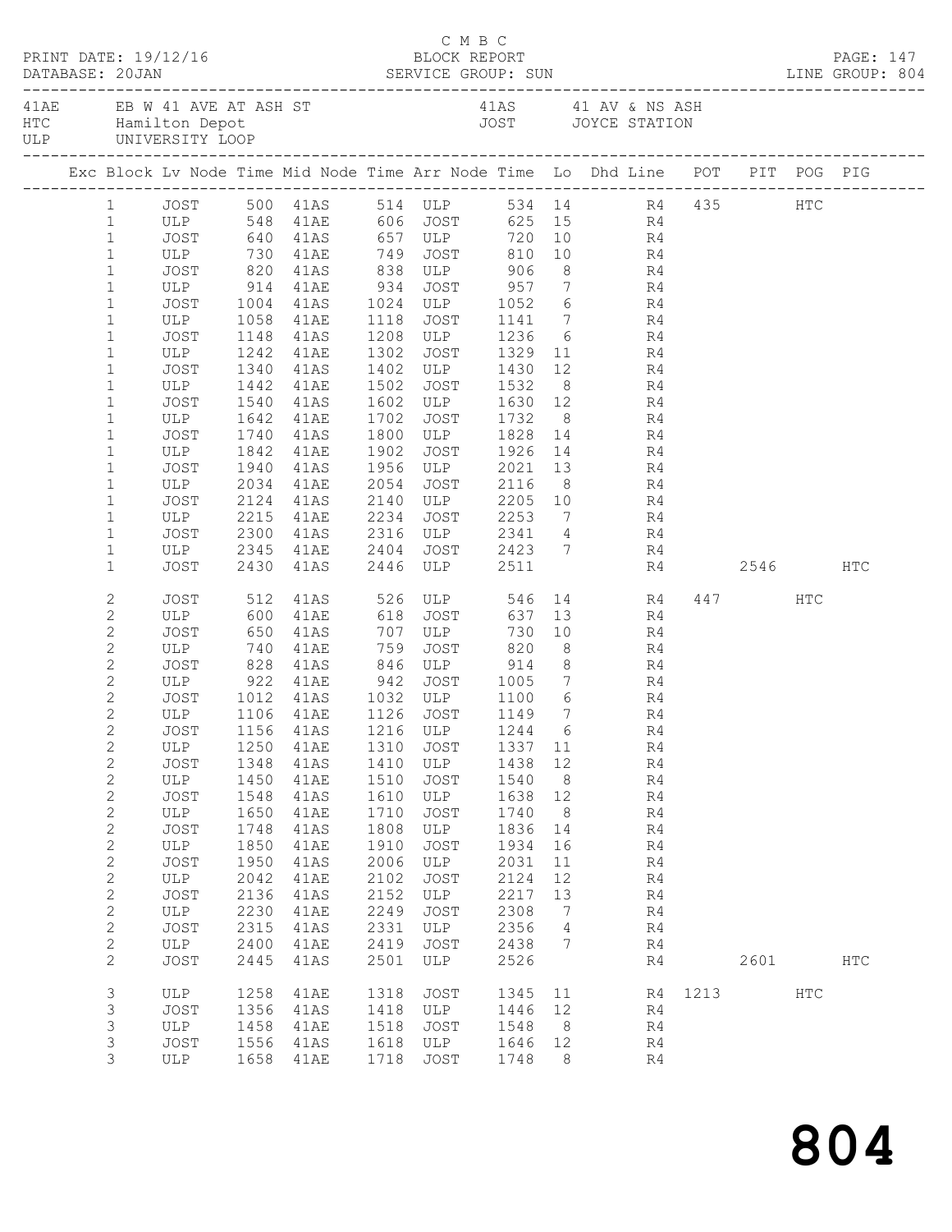C M B C

PRINT DATE: 19/12/16 BLOCK REPORT
DATABASE: 20JAN SERVICE GROUP: SUN LINE GROUP: 804

41AE EB W 41 AVE AT ASH ST 41AS 41 AV & NS ASH
HTC Hamilton Depot JOST JOYCE STATION
ULP UNIVERSITY LOOP

| Exc | Block | Lv Node | Time | Mid Node | Time | Arr Node | Time | Lo | Dhd Line | POT | PIT | POG | PIG |
|---|---|---|---|---|---|---|---|---|---|---|---|---|---|
| | 1 | JOST | 500 | 41AS | 514 | ULP | 534 | 14 | R4 | 435 | | HTC | |
| | 1 | ULP | 548 | 41AE | 606 | JOST | 625 | 15 | R4 | | | | |
| | 1 | JOST | 640 | 41AS | 657 | ULP | 720 | 10 | R4 | | | | |
| | 1 | ULP | 730 | 41AE | 749 | JOST | 810 | 10 | R4 | | | | |
| | 1 | JOST | 820 | 41AS | 838 | ULP | 906 | 8 | R4 | | | | |
| | 1 | ULP | 914 | 41AE | 934 | JOST | 957 | 7 | R4 | | | | |
| | 1 | JOST | 1004 | 41AS | 1024 | ULP | 1052 | 6 | R4 | | | | |
| | 1 | ULP | 1058 | 41AE | 1118 | JOST | 1141 | 7 | R4 | | | | |
| | 1 | JOST | 1148 | 41AS | 1208 | ULP | 1236 | 6 | R4 | | | | |
| | 1 | ULP | 1242 | 41AE | 1302 | JOST | 1329 | 11 | R4 | | | | |
| | 1 | JOST | 1340 | 41AS | 1402 | ULP | 1430 | 12 | R4 | | | | |
| | 1 | ULP | 1442 | 41AE | 1502 | JOST | 1532 | 8 | R4 | | | | |
| | 1 | JOST | 1540 | 41AS | 1602 | ULP | 1630 | 12 | R4 | | | | |
| | 1 | ULP | 1642 | 41AE | 1702 | JOST | 1732 | 8 | R4 | | | | |
| | 1 | JOST | 1740 | 41AS | 1800 | ULP | 1828 | 14 | R4 | | | | |
| | 1 | ULP | 1842 | 41AE | 1902 | JOST | 1926 | 14 | R4 | | | | |
| | 1 | JOST | 1940 | 41AS | 1956 | ULP | 2021 | 13 | R4 | | | | |
| | 1 | ULP | 2034 | 41AE | 2054 | JOST | 2116 | 8 | R4 | | | | |
| | 1 | JOST | 2124 | 41AS | 2140 | ULP | 2205 | 10 | R4 | | | | |
| | 1 | ULP | 2215 | 41AE | 2234 | JOST | 2253 | 7 | R4 | | | | |
| | 1 | JOST | 2300 | 41AS | 2316 | ULP | 2341 | 4 | R4 | | | | |
| | 1 | ULP | 2345 | 41AE | 2404 | JOST | 2423 | 7 | R4 | | | | |
| | 1 | JOST | 2430 | 41AS | 2446 | ULP | 2511 | | R4 | | 2546 | | HTC |
| | 2 | JOST | 512 | 41AS | 526 | ULP | 546 | 14 | R4 | 447 | | HTC | |
| | 2 | ULP | 600 | 41AE | 618 | JOST | 637 | 13 | R4 | | | | |
| | 2 | JOST | 650 | 41AS | 707 | ULP | 730 | 10 | R4 | | | | |
| | 2 | ULP | 740 | 41AE | 759 | JOST | 820 | 8 | R4 | | | | |
| | 2 | JOST | 828 | 41AS | 846 | ULP | 914 | 8 | R4 | | | | |
| | 2 | ULP | 922 | 41AE | 942 | JOST | 1005 | 7 | R4 | | | | |
| | 2 | JOST | 1012 | 41AS | 1032 | ULP | 1100 | 6 | R4 | | | | |
| | 2 | ULP | 1106 | 41AE | 1126 | JOST | 1149 | 7 | R4 | | | | |
| | 2 | JOST | 1156 | 41AS | 1216 | ULP | 1244 | 6 | R4 | | | | |
| | 2 | ULP | 1250 | 41AE | 1310 | JOST | 1337 | 11 | R4 | | | | |
| | 2 | JOST | 1348 | 41AS | 1410 | ULP | 1438 | 12 | R4 | | | | |
| | 2 | ULP | 1450 | 41AE | 1510 | JOST | 1540 | 8 | R4 | | | | |
| | 2 | JOST | 1548 | 41AS | 1610 | ULP | 1638 | 12 | R4 | | | | |
| | 2 | ULP | 1650 | 41AE | 1710 | JOST | 1740 | 8 | R4 | | | | |
| | 2 | JOST | 1748 | 41AS | 1808 | ULP | 1836 | 14 | R4 | | | | |
| | 2 | ULP | 1850 | 41AE | 1910 | JOST | 1934 | 16 | R4 | | | | |
| | 2 | JOST | 1950 | 41AS | 2006 | ULP | 2031 | 11 | R4 | | | | |
| | 2 | ULP | 2042 | 41AE | 2102 | JOST | 2124 | 12 | R4 | | | | |
| | 2 | JOST | 2136 | 41AS | 2152 | ULP | 2217 | 13 | R4 | | | | |
| | 2 | ULP | 2230 | 41AE | 2249 | JOST | 2308 | 7 | R4 | | | | |
| | 2 | JOST | 2315 | 41AS | 2331 | ULP | 2356 | 4 | R4 | | | | |
| | 2 | ULP | 2400 | 41AE | 2419 | JOST | 2438 | 7 | R4 | | | | |
| | 2 | JOST | 2445 | 41AS | 2501 | ULP | 2526 | | R4 | | 2601 | | HTC |
| | 3 | ULP | 1258 | 41AE | 1318 | JOST | 1345 | 11 | R4 | 1213 | | HTC | |
| | 3 | JOST | 1356 | 41AS | 1418 | ULP | 1446 | 12 | R4 | | | | |
| | 3 | ULP | 1458 | 41AE | 1518 | JOST | 1548 | 8 | R4 | | | | |
| | 3 | JOST | 1556 | 41AS | 1618 | ULP | 1646 | 12 | R4 | | | | |
| | 3 | ULP | 1658 | 41AE | 1718 | JOST | 1748 | 8 | R4 | | | | |

804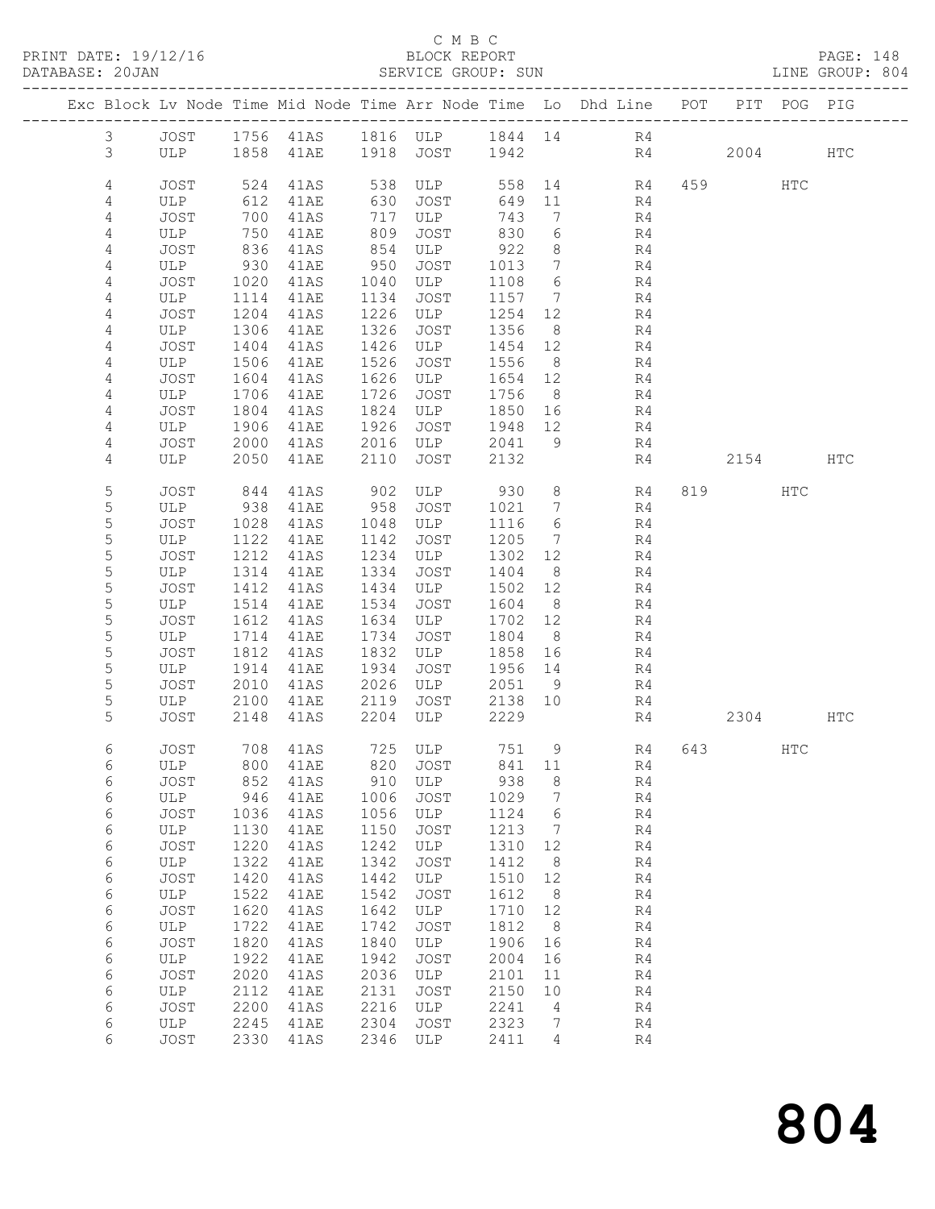C M B C
BLOCK REPORT
SERVICE GROUP: SUN

PRINT DATE: 19/12/16
DATABASE: 20JAN
LINE GROUP: 804

| Exc | Block | Lv | Node | Time | Mid Node | Time | Arr Node | Time | Lo | Dhd Line | POT | PIT | POG | PIG |
|---|---|---|---|---|---|---|---|---|---|---|---|---|---|---|
| | 3 | | JOST | 1756 | 41AS | 1816 | ULP | 1844 | 14 | R4 | | | | |
| | 3 | | ULP | 1858 | 41AE | 1918 | JOST | 1942 | | R4 | | 2004 | | HTC |
| | 4 | | JOST | 524 | 41AS | 538 | ULP | 558 | 14 | R4 | 459 | | HTC | |
| | 4 | | ULP | 612 | 41AE | 630 | JOST | 649 | 11 | R4 | | | | |
| | 4 | | JOST | 700 | 41AS | 717 | ULP | 743 | 7 | R4 | | | | |
| | 4 | | ULP | 750 | 41AE | 809 | JOST | 830 | 6 | R4 | | | | |
| | 4 | | JOST | 836 | 41AS | 854 | ULP | 922 | 8 | R4 | | | | |
| | 4 | | ULP | 930 | 41AE | 950 | JOST | 1013 | 7 | R4 | | | | |
| | 4 | | JOST | 1020 | 41AS | 1040 | ULP | 1108 | 6 | R4 | | | | |
| | 4 | | ULP | 1114 | 41AE | 1134 | JOST | 1157 | 7 | R4 | | | | |
| | 4 | | JOST | 1204 | 41AS | 1226 | ULP | 1254 | 12 | R4 | | | | |
| | 4 | | ULP | 1306 | 41AE | 1326 | JOST | 1356 | 8 | R4 | | | | |
| | 4 | | JOST | 1404 | 41AS | 1426 | ULP | 1454 | 12 | R4 | | | | |
| | 4 | | ULP | 1506 | 41AE | 1526 | JOST | 1556 | 8 | R4 | | | | |
| | 4 | | JOST | 1604 | 41AS | 1626 | ULP | 1654 | 12 | R4 | | | | |
| | 4 | | ULP | 1706 | 41AE | 1726 | JOST | 1756 | 8 | R4 | | | | |
| | 4 | | JOST | 1804 | 41AS | 1824 | ULP | 1850 | 16 | R4 | | | | |
| | 4 | | ULP | 1906 | 41AE | 1926 | JOST | 1948 | 12 | R4 | | | | |
| | 4 | | JOST | 2000 | 41AS | 2016 | ULP | 2041 | 9 | R4 | | | | |
| | 4 | | ULP | 2050 | 41AE | 2110 | JOST | 2132 | | R4 | | 2154 | | HTC |
| | 5 | | JOST | 844 | 41AS | 902 | ULP | 930 | 8 | R4 | 819 | | HTC | |
| | 5 | | ULP | 938 | 41AE | 958 | JOST | 1021 | 7 | R4 | | | | |
| | 5 | | JOST | 1028 | 41AS | 1048 | ULP | 1116 | 6 | R4 | | | | |
| | 5 | | ULP | 1122 | 41AE | 1142 | JOST | 1205 | 7 | R4 | | | | |
| | 5 | | JOST | 1212 | 41AS | 1234 | ULP | 1302 | 12 | R4 | | | | |
| | 5 | | ULP | 1314 | 41AE | 1334 | JOST | 1404 | 8 | R4 | | | | |
| | 5 | | JOST | 1412 | 41AS | 1434 | ULP | 1502 | 12 | R4 | | | | |
| | 5 | | ULP | 1514 | 41AE | 1534 | JOST | 1604 | 8 | R4 | | | | |
| | 5 | | JOST | 1612 | 41AS | 1634 | ULP | 1702 | 12 | R4 | | | | |
| | 5 | | ULP | 1714 | 41AE | 1734 | JOST | 1804 | 8 | R4 | | | | |
| | 5 | | JOST | 1812 | 41AS | 1832 | ULP | 1858 | 16 | R4 | | | | |
| | 5 | | ULP | 1914 | 41AE | 1934 | JOST | 1956 | 14 | R4 | | | | |
| | 5 | | JOST | 2010 | 41AS | 2026 | ULP | 2051 | 9 | R4 | | | | |
| | 5 | | ULP | 2100 | 41AE | 2119 | JOST | 2138 | 10 | R4 | | | | |
| | 5 | | JOST | 2148 | 41AS | 2204 | ULP | 2229 | | R4 | | 2304 | | HTC |
| | 6 | | JOST | 708 | 41AS | 725 | ULP | 751 | 9 | R4 | 643 | | HTC | |
| | 6 | | ULP | 800 | 41AE | 820 | JOST | 841 | 11 | R4 | | | | |
| | 6 | | JOST | 852 | 41AS | 910 | ULP | 938 | 8 | R4 | | | | |
| | 6 | | ULP | 946 | 41AE | 1006 | JOST | 1029 | 7 | R4 | | | | |
| | 6 | | JOST | 1036 | 41AS | 1056 | ULP | 1124 | 6 | R4 | | | | |
| | 6 | | ULP | 1130 | 41AE | 1150 | JOST | 1213 | 7 | R4 | | | | |
| | 6 | | JOST | 1220 | 41AS | 1242 | ULP | 1310 | 12 | R4 | | | | |
| | 6 | | ULP | 1322 | 41AE | 1342 | JOST | 1412 | 8 | R4 | | | | |
| | 6 | | JOST | 1420 | 41AS | 1442 | ULP | 1510 | 12 | R4 | | | | |
| | 6 | | ULP | 1522 | 41AE | 1542 | JOST | 1612 | 8 | R4 | | | | |
| | 6 | | JOST | 1620 | 41AS | 1642 | ULP | 1710 | 12 | R4 | | | | |
| | 6 | | ULP | 1722 | 41AE | 1742 | JOST | 1812 | 8 | R4 | | | | |
| | 6 | | JOST | 1820 | 41AS | 1840 | ULP | 1906 | 16 | R4 | | | | |
| | 6 | | ULP | 1922 | 41AE | 1942 | JOST | 2004 | 16 | R4 | | | | |
| | 6 | | JOST | 2020 | 41AS | 2036 | ULP | 2101 | 11 | R4 | | | | |
| | 6 | | ULP | 2112 | 41AE | 2131 | JOST | 2150 | 10 | R4 | | | | |
| | 6 | | JOST | 2200 | 41AS | 2216 | ULP | 2241 | 4 | R4 | | | | |
| | 6 | | ULP | 2245 | 41AE | 2304 | JOST | 2323 | 7 | R4 | | | | |
| | 6 | | JOST | 2330 | 41AS | 2346 | ULP | 2411 | 4 | R4 | | | | |

804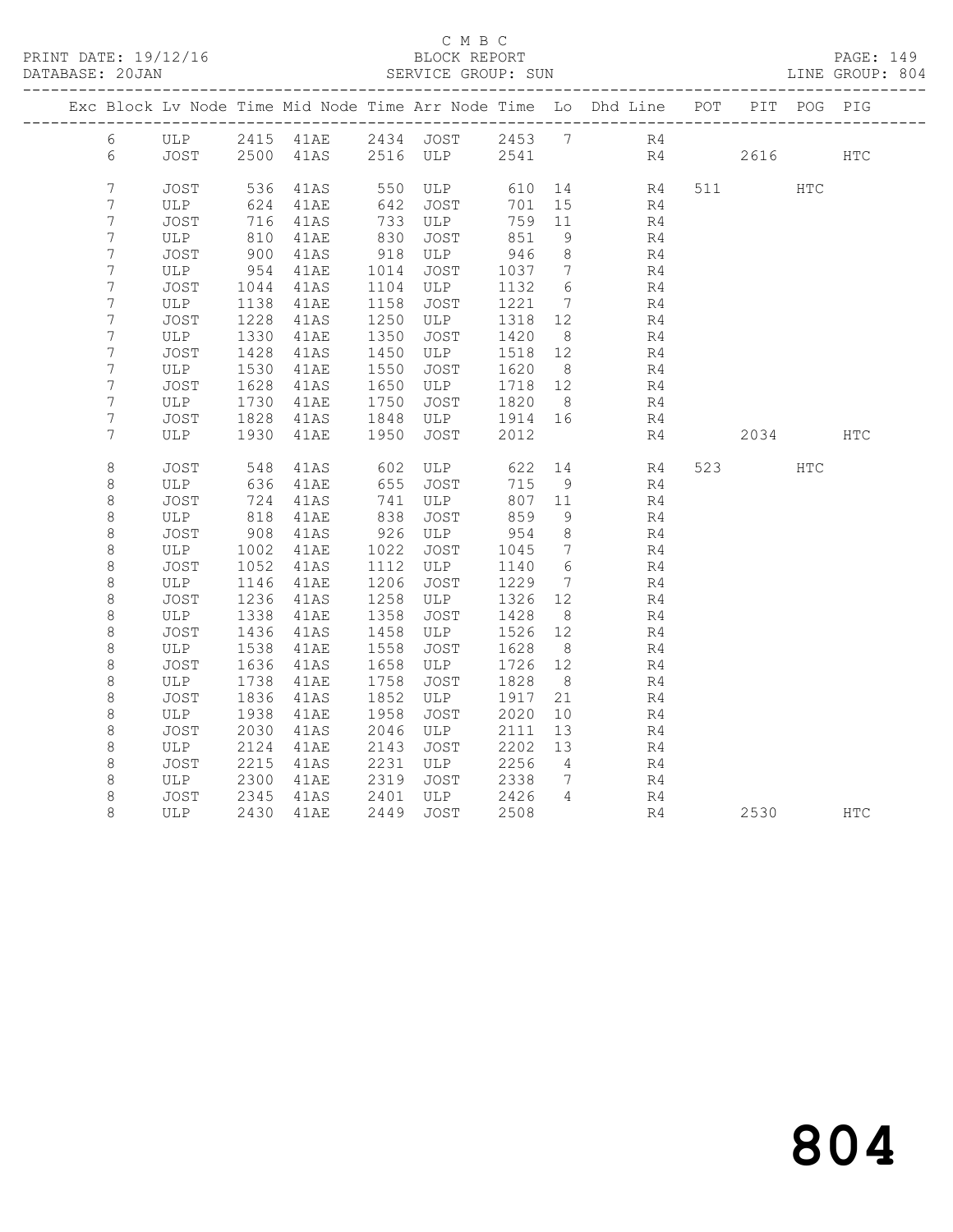C M B C
BLOCK REPORT
SERVICE GROUP: SUN

PRINT DATE: 19/12/16
DATABASE: 20JAN
LINE GROUP: 804

| Exc | Block | Lv | Node | Time | Mid Node | Time | Arr Node | Time | Lo | Dhd Line | POT | PIT | POG | PIG |
|---|---|---|---|---|---|---|---|---|---|---|---|---|---|---|
| | 6 | | ULP | 2415 | 41AE | 2434 | JOST | 2453 | 7 | R4 | | | | |
| | 6 | | JOST | 2500 | 41AS | 2516 | ULP | 2541 | | R4 | | 2616 | | HTC |
| | 7 | | JOST | 536 | 41AS | 550 | ULP | 610 | 14 | R4 | 511 | | HTC | |
| | 7 | | ULP | 624 | 41AE | 642 | JOST | 701 | 15 | R4 | | | | |
| | 7 | | JOST | 716 | 41AS | 733 | ULP | 759 | 11 | R4 | | | | |
| | 7 | | ULP | 810 | 41AE | 830 | JOST | 851 | 9 | R4 | | | | |
| | 7 | | JOST | 900 | 41AS | 918 | ULP | 946 | 8 | R4 | | | | |
| | 7 | | ULP | 954 | 41AE | 1014 | JOST | 1037 | 7 | R4 | | | | |
| | 7 | | JOST | 1044 | 41AS | 1104 | ULP | 1132 | 6 | R4 | | | | |
| | 7 | | ULP | 1138 | 41AE | 1158 | JOST | 1221 | 7 | R4 | | | | |
| | 7 | | JOST | 1228 | 41AS | 1250 | ULP | 1318 | 12 | R4 | | | | |
| | 7 | | ULP | 1330 | 41AE | 1350 | JOST | 1420 | 8 | R4 | | | | |
| | 7 | | JOST | 1428 | 41AS | 1450 | ULP | 1518 | 12 | R4 | | | | |
| | 7 | | ULP | 1530 | 41AE | 1550 | JOST | 1620 | 8 | R4 | | | | |
| | 7 | | JOST | 1628 | 41AS | 1650 | ULP | 1718 | 12 | R4 | | | | |
| | 7 | | ULP | 1730 | 41AE | 1750 | JOST | 1820 | 8 | R4 | | | | |
| | 7 | | JOST | 1828 | 41AS | 1848 | ULP | 1914 | 16 | R4 | | | | |
| | 7 | | ULP | 1930 | 41AE | 1950 | JOST | 2012 | | R4 | | 2034 | | HTC |
| | 8 | | JOST | 548 | 41AS | 602 | ULP | 622 | 14 | R4 | 523 | | HTC | |
| | 8 | | ULP | 636 | 41AE | 655 | JOST | 715 | 9 | R4 | | | | |
| | 8 | | JOST | 724 | 41AS | 741 | ULP | 807 | 11 | R4 | | | | |
| | 8 | | ULP | 818 | 41AE | 838 | JOST | 859 | 9 | R4 | | | | |
| | 8 | | JOST | 908 | 41AS | 926 | ULP | 954 | 8 | R4 | | | | |
| | 8 | | ULP | 1002 | 41AE | 1022 | JOST | 1045 | 7 | R4 | | | | |
| | 8 | | JOST | 1052 | 41AS | 1112 | ULP | 1140 | 6 | R4 | | | | |
| | 8 | | ULP | 1146 | 41AE | 1206 | JOST | 1229 | 7 | R4 | | | | |
| | 8 | | JOST | 1236 | 41AS | 1258 | ULP | 1326 | 12 | R4 | | | | |
| | 8 | | ULP | 1338 | 41AE | 1358 | JOST | 1428 | 8 | R4 | | | | |
| | 8 | | JOST | 1436 | 41AS | 1458 | ULP | 1526 | 12 | R4 | | | | |
| | 8 | | ULP | 1538 | 41AE | 1558 | JOST | 1628 | 8 | R4 | | | | |
| | 8 | | JOST | 1636 | 41AS | 1658 | ULP | 1726 | 12 | R4 | | | | |
| | 8 | | ULP | 1738 | 41AE | 1758 | JOST | 1828 | 8 | R4 | | | | |
| | 8 | | JOST | 1836 | 41AS | 1852 | ULP | 1917 | 21 | R4 | | | | |
| | 8 | | ULP | 1938 | 41AE | 1958 | JOST | 2020 | 10 | R4 | | | | |
| | 8 | | JOST | 2030 | 41AS | 2046 | ULP | 2111 | 13 | R4 | | | | |
| | 8 | | ULP | 2124 | 41AE | 2143 | JOST | 2202 | 13 | R4 | | | | |
| | 8 | | JOST | 2215 | 41AS | 2231 | ULP | 2256 | 4 | R4 | | | | |
| | 8 | | ULP | 2300 | 41AE | 2319 | JOST | 2338 | 7 | R4 | | | | |
| | 8 | | JOST | 2345 | 41AS | 2401 | ULP | 2426 | 4 | R4 | | | | |
| | 8 | | ULP | 2430 | 41AE | 2449 | JOST | 2508 | | R4 | | 2530 | | HTC |

804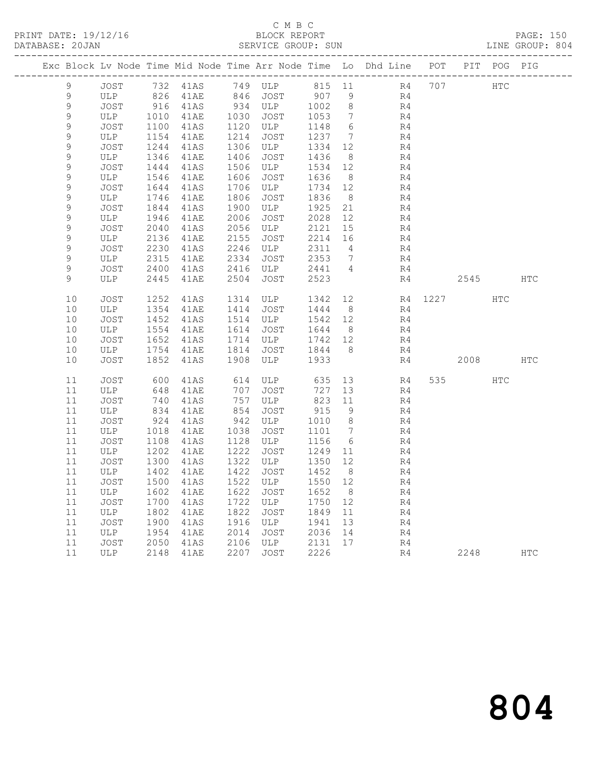C M B C
PRINT DATE: 19/12/16 BLOCK REPORT
DATABASE: 20JAN SERVICE GROUP: SUN LINE GROUP: 804

| Exc | Block | Lv | Node | Time | Mid Node | Time | Arr Node | Time | Lo | Dhd Line | POT | PIT | POG | PIG |
|---|---|---|---|---|---|---|---|---|---|---|---|---|---|---|
| | 9 | | JOST | 732 | 41AS | 749 | ULP | 815 | 11 | R4 | 707 | | HTC | |
| | 9 | | ULP | 826 | 41AE | 846 | JOST | 907 | 9 | R4 | | | | |
| | 9 | | JOST | 916 | 41AS | 934 | ULP | 1002 | 8 | R4 | | | | |
| | 9 | | ULP | 1010 | 41AE | 1030 | JOST | 1053 | 7 | R4 | | | | |
| | 9 | | JOST | 1100 | 41AS | 1120 | ULP | 1148 | 6 | R4 | | | | |
| | 9 | | ULP | 1154 | 41AE | 1214 | JOST | 1237 | 7 | R4 | | | | |
| | 9 | | JOST | 1244 | 41AS | 1306 | ULP | 1334 | 12 | R4 | | | | |
| | 9 | | ULP | 1346 | 41AE | 1406 | JOST | 1436 | 8 | R4 | | | | |
| | 9 | | JOST | 1444 | 41AS | 1506 | ULP | 1534 | 12 | R4 | | | | |
| | 9 | | ULP | 1546 | 41AE | 1606 | JOST | 1636 | 8 | R4 | | | | |
| | 9 | | JOST | 1644 | 41AS | 1706 | ULP | 1734 | 12 | R4 | | | | |
| | 9 | | ULP | 1746 | 41AE | 1806 | JOST | 1836 | 8 | R4 | | | | |
| | 9 | | JOST | 1844 | 41AS | 1900 | ULP | 1925 | 21 | R4 | | | | |
| | 9 | | ULP | 1946 | 41AE | 2006 | JOST | 2028 | 12 | R4 | | | | |
| | 9 | | JOST | 2040 | 41AS | 2056 | ULP | 2121 | 15 | R4 | | | | |
| | 9 | | ULP | 2136 | 41AE | 2155 | JOST | 2214 | 16 | R4 | | | | |
| | 9 | | JOST | 2230 | 41AS | 2246 | ULP | 2311 | 4 | R4 | | | | |
| | 9 | | ULP | 2315 | 41AE | 2334 | JOST | 2353 | 7 | R4 | | | | |
| | 9 | | JOST | 2400 | 41AS | 2416 | ULP | 2441 | 4 | R4 | | | | |
| | 9 | | ULP | 2445 | 41AE | 2504 | JOST | 2523 | | R4 | | 2545 | | HTC |
| | 10 | | JOST | 1252 | 41AS | 1314 | ULP | 1342 | 12 | R4 | 1227 | | HTC | |
| | 10 | | ULP | 1354 | 41AE | 1414 | JOST | 1444 | 8 | R4 | | | | |
| | 10 | | JOST | 1452 | 41AS | 1514 | ULP | 1542 | 12 | R4 | | | | |
| | 10 | | ULP | 1554 | 41AE | 1614 | JOST | 1644 | 8 | R4 | | | | |
| | 10 | | JOST | 1652 | 41AS | 1714 | ULP | 1742 | 12 | R4 | | | | |
| | 10 | | ULP | 1754 | 41AE | 1814 | JOST | 1844 | 8 | R4 | | | | |
| | 10 | | JOST | 1852 | 41AS | 1908 | ULP | 1933 | | R4 | | 2008 | | HTC |
| | 11 | | JOST | 600 | 41AS | 614 | ULP | 635 | 13 | R4 | 535 | | HTC | |
| | 11 | | ULP | 648 | 41AE | 707 | JOST | 727 | 13 | R4 | | | | |
| | 11 | | JOST | 740 | 41AS | 757 | ULP | 823 | 11 | R4 | | | | |
| | 11 | | ULP | 834 | 41AE | 854 | JOST | 915 | 9 | R4 | | | | |
| | 11 | | JOST | 924 | 41AS | 942 | ULP | 1010 | 8 | R4 | | | | |
| | 11 | | ULP | 1018 | 41AE | 1038 | JOST | 1101 | 7 | R4 | | | | |
| | 11 | | JOST | 1108 | 41AS | 1128 | ULP | 1156 | 6 | R4 | | | | |
| | 11 | | ULP | 1202 | 41AE | 1222 | JOST | 1249 | 11 | R4 | | | | |
| | 11 | | JOST | 1300 | 41AS | 1322 | ULP | 1350 | 12 | R4 | | | | |
| | 11 | | ULP | 1402 | 41AE | 1422 | JOST | 1452 | 8 | R4 | | | | |
| | 11 | | JOST | 1500 | 41AS | 1522 | ULP | 1550 | 12 | R4 | | | | |
| | 11 | | ULP | 1602 | 41AE | 1622 | JOST | 1652 | 8 | R4 | | | | |
| | 11 | | JOST | 1700 | 41AS | 1722 | ULP | 1750 | 12 | R4 | | | | |
| | 11 | | ULP | 1802 | 41AE | 1822 | JOST | 1849 | 11 | R4 | | | | |
| | 11 | | JOST | 1900 | 41AS | 1916 | ULP | 1941 | 13 | R4 | | | | |
| | 11 | | ULP | 1954 | 41AE | 2014 | JOST | 2036 | 14 | R4 | | | | |
| | 11 | | JOST | 2050 | 41AS | 2106 | ULP | 2131 | 17 | R4 | | | | |
| | 11 | | ULP | 2148 | 41AE | 2207 | JOST | 2226 | | R4 | | 2248 | | HTC |

804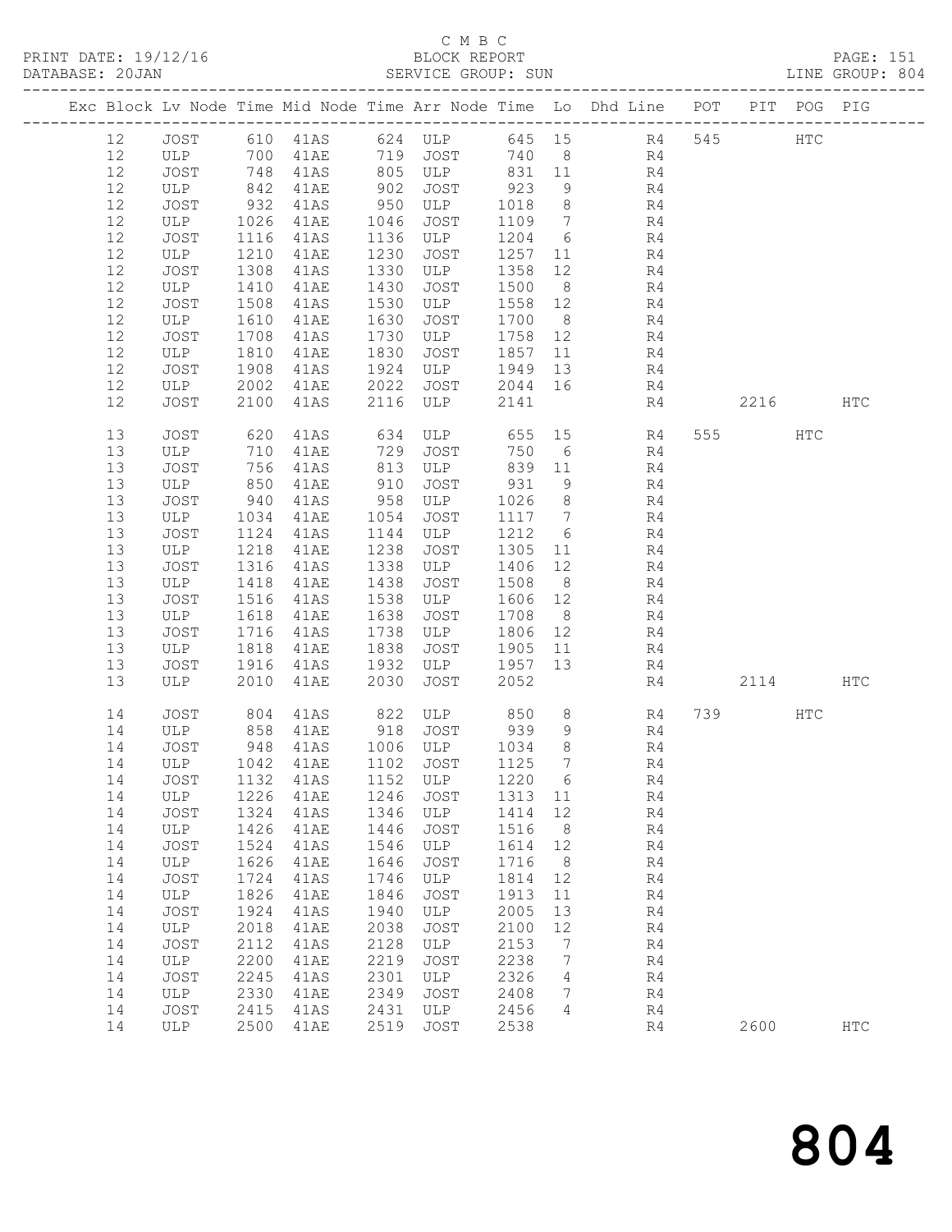C M B C

PRINT DATE: 19/12/16 BLOCK REPORT PAGE: 151
DATABASE: 20JAN SERVICE GROUP: SUN LINE GROUP: 804

| Exc | Block | Lv | Node | Time | Mid Node | Time | Arr Node | Time | Lo | Dhd Line | POT | PIT | POG | PIG |
|---|---|---|---|---|---|---|---|---|---|---|---|---|---|---|
| | 12 | | JOST | 610 | 41AS | 624 | ULP | 645 | 15 | R4 | 545 | | HTC | |
| | 12 | | ULP | 700 | 41AE | 719 | JOST | 740 | 8 | R4 | | | | |
| | 12 | | JOST | 748 | 41AS | 805 | ULP | 831 | 11 | R4 | | | | |
| | 12 | | ULP | 842 | 41AE | 902 | JOST | 923 | 9 | R4 | | | | |
| | 12 | | JOST | 932 | 41AS | 950 | ULP | 1018 | 8 | R4 | | | | |
| | 12 | | ULP | 1026 | 41AE | 1046 | JOST | 1109 | 7 | R4 | | | | |
| | 12 | | JOST | 1116 | 41AS | 1136 | ULP | 1204 | 6 | R4 | | | | |
| | 12 | | ULP | 1210 | 41AE | 1230 | JOST | 1257 | 11 | R4 | | | | |
| | 12 | | JOST | 1308 | 41AS | 1330 | ULP | 1358 | 12 | R4 | | | | |
| | 12 | | ULP | 1410 | 41AE | 1430 | JOST | 1500 | 8 | R4 | | | | |
| | 12 | | JOST | 1508 | 41AS | 1530 | ULP | 1558 | 12 | R4 | | | | |
| | 12 | | ULP | 1610 | 41AE | 1630 | JOST | 1700 | 8 | R4 | | | | |
| | 12 | | JOST | 1708 | 41AS | 1730 | ULP | 1758 | 12 | R4 | | | | |
| | 12 | | ULP | 1810 | 41AE | 1830 | JOST | 1857 | 11 | R4 | | | | |
| | 12 | | JOST | 1908 | 41AS | 1924 | ULP | 1949 | 13 | R4 | | | | |
| | 12 | | ULP | 2002 | 41AE | 2022 | JOST | 2044 | 16 | R4 | | | | |
| | 12 | | JOST | 2100 | 41AS | 2116 | ULP | 2141 | | R4 | | 2216 | | HTC |
| | 13 | | JOST | 620 | 41AS | 634 | ULP | 655 | 15 | R4 | 555 | | HTC | |
| | 13 | | ULP | 710 | 41AE | 729 | JOST | 750 | 6 | R4 | | | | |
| | 13 | | JOST | 756 | 41AS | 813 | ULP | 839 | 11 | R4 | | | | |
| | 13 | | ULP | 850 | 41AE | 910 | JOST | 931 | 9 | R4 | | | | |
| | 13 | | JOST | 940 | 41AS | 958 | ULP | 1026 | 8 | R4 | | | | |
| | 13 | | ULP | 1034 | 41AE | 1054 | JOST | 1117 | 7 | R4 | | | | |
| | 13 | | JOST | 1124 | 41AS | 1144 | ULP | 1212 | 6 | R4 | | | | |
| | 13 | | ULP | 1218 | 41AE | 1238 | JOST | 1305 | 11 | R4 | | | | |
| | 13 | | JOST | 1316 | 41AS | 1338 | ULP | 1406 | 12 | R4 | | | | |
| | 13 | | ULP | 1418 | 41AE | 1438 | JOST | 1508 | 8 | R4 | | | | |
| | 13 | | JOST | 1516 | 41AS | 1538 | ULP | 1606 | 12 | R4 | | | | |
| | 13 | | ULP | 1618 | 41AE | 1638 | JOST | 1708 | 8 | R4 | | | | |
| | 13 | | JOST | 1716 | 41AS | 1738 | ULP | 1806 | 12 | R4 | | | | |
| | 13 | | ULP | 1818 | 41AE | 1838 | JOST | 1905 | 11 | R4 | | | | |
| | 13 | | JOST | 1916 | 41AS | 1932 | ULP | 1957 | 13 | R4 | | | | |
| | 13 | | ULP | 2010 | 41AE | 2030 | JOST | 2052 | | R4 | | 2114 | | HTC |
| | 14 | | JOST | 804 | 41AS | 822 | ULP | 850 | 8 | R4 | 739 | | HTC | |
| | 14 | | ULP | 858 | 41AE | 918 | JOST | 939 | 9 | R4 | | | | |
| | 14 | | JOST | 948 | 41AS | 1006 | ULP | 1034 | 8 | R4 | | | | |
| | 14 | | ULP | 1042 | 41AE | 1102 | JOST | 1125 | 7 | R4 | | | | |
| | 14 | | JOST | 1132 | 41AS | 1152 | ULP | 1220 | 6 | R4 | | | | |
| | 14 | | ULP | 1226 | 41AE | 1246 | JOST | 1313 | 11 | R4 | | | | |
| | 14 | | JOST | 1324 | 41AS | 1346 | ULP | 1414 | 12 | R4 | | | | |
| | 14 | | ULP | 1426 | 41AE | 1446 | JOST | 1516 | 8 | R4 | | | | |
| | 14 | | JOST | 1524 | 41AS | 1546 | ULP | 1614 | 12 | R4 | | | | |
| | 14 | | ULP | 1626 | 41AE | 1646 | JOST | 1716 | 8 | R4 | | | | |
| | 14 | | JOST | 1724 | 41AS | 1746 | ULP | 1814 | 12 | R4 | | | | |
| | 14 | | ULP | 1826 | 41AE | 1846 | JOST | 1913 | 11 | R4 | | | | |
| | 14 | | JOST | 1924 | 41AS | 1940 | ULP | 2005 | 13 | R4 | | | | |
| | 14 | | ULP | 2018 | 41AE | 2038 | JOST | 2100 | 12 | R4 | | | | |
| | 14 | | JOST | 2112 | 41AS | 2128 | ULP | 2153 | 7 | R4 | | | | |
| | 14 | | ULP | 2200 | 41AE | 2219 | JOST | 2238 | 7 | R4 | | | | |
| | 14 | | JOST | 2245 | 41AS | 2301 | ULP | 2326 | 4 | R4 | | | | |
| | 14 | | ULP | 2330 | 41AE | 2349 | JOST | 2408 | 7 | R4 | | | | |
| | 14 | | JOST | 2415 | 41AS | 2431 | ULP | 2456 | 4 | R4 | | | | |
| | 14 | | ULP | 2500 | 41AE | 2519 | JOST | 2538 | | R4 | | 2600 | | HTC |

804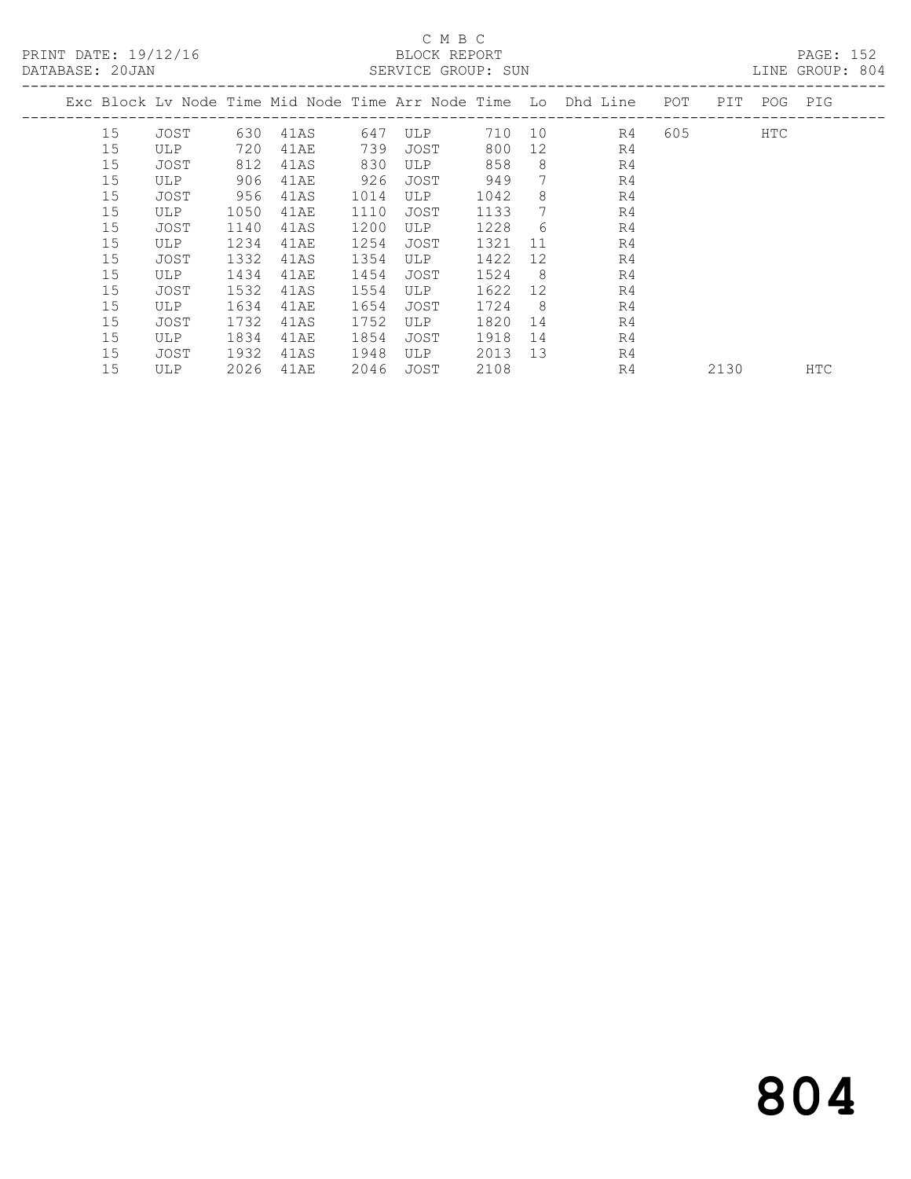C M B C

PRINT DATE: 19/12/16 BLOCK REPORT

DATABASE: 20JAN SERVICE GROUP: SUN LINE GROUP: 804

| Exc | Block | Lv Node | Time | Mid Node | Time | Arr Node | Time | Lo | Dhd Line | POT | PIT | POG | PIG |
|---|---|---|---|---|---|---|---|---|---|---|---|---|---|
| | 15 | JOST | 630 | 41AS | 647 | ULP | 710 | 10 | R4 | 605 | | HTC | |
| | 15 | ULP | 720 | 41AE | 739 | JOST | 800 | 12 | R4 | | | | |
| | 15 | JOST | 812 | 41AS | 830 | ULP | 858 | 8 | R4 | | | | |
| | 15 | ULP | 906 | 41AE | 926 | JOST | 949 | 7 | R4 | | | | |
| | 15 | JOST | 956 | 41AS | 1014 | ULP | 1042 | 8 | R4 | | | | |
| | 15 | ULP | 1050 | 41AE | 1110 | JOST | 1133 | 7 | R4 | | | | |
| | 15 | JOST | 1140 | 41AS | 1200 | ULP | 1228 | 6 | R4 | | | | |
| | 15 | ULP | 1234 | 41AE | 1254 | JOST | 1321 | 11 | R4 | | | | |
| | 15 | JOST | 1332 | 41AS | 1354 | ULP | 1422 | 12 | R4 | | | | |
| | 15 | ULP | 1434 | 41AE | 1454 | JOST | 1524 | 8 | R4 | | | | |
| | 15 | JOST | 1532 | 41AS | 1554 | ULP | 1622 | 12 | R4 | | | | |
| | 15 | ULP | 1634 | 41AE | 1654 | JOST | 1724 | 8 | R4 | | | | |
| | 15 | JOST | 1732 | 41AS | 1752 | ULP | 1820 | 14 | R4 | | | | |
| | 15 | ULP | 1834 | 41AE | 1854 | JOST | 1918 | 14 | R4 | | | | |
| | 15 | JOST | 1932 | 41AS | 1948 | ULP | 2013 | 13 | R4 | | | | |
| | 15 | ULP | 2026 | 41AE | 2046 | JOST | 2108 | | R4 | | 2130 | | HTC |

804